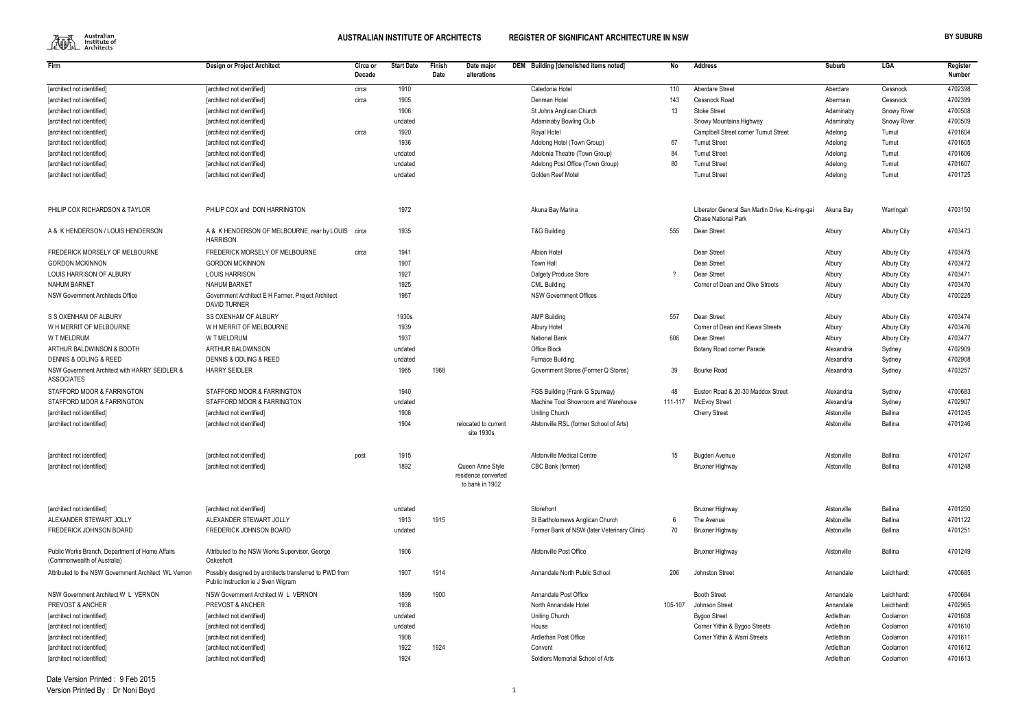# AUSTRALIAN INSTITUTE OF ARCHITECTS — REGISTER OF SIGNIFICANT ARCHITECTURE IN NSW — BY SUBURB

| Firm | Design or Project Architect | Circa or Decade | Start Date | Finish Date | Date major alterations | DEM | Building [demolished items noted] | No | Address | Suburb | LGA | Register Number |
|---|---|---|---|---|---|---|---|---|---|---|---|---|
| [architect not identified] | [architect not identified] | circa | 1910 | | | | Caledonia Hotel | 110 | Aberdare Street | Aberdare | Cessnock | 4702398 |
| [architect not identified] | [architect not identified] | circa | 1905 | | | | Denman Hotel | 143 | Cessnock Road | Abermain | Cessnock | 4702399 |
| [architect not identified] | [architect not identified] | | 1906 | | | | St Johns Anglican Church | 13 | Stoke Street | Adaminaby | Snowy River | 4700508 |
| [architect not identified] | [architect not identified] | | undated | | | | Adaminaby Bowling Club | | Snowy Mountains Highway | Adaminaby | Snowy River | 4700509 |
| [architect not identified] | [architect not identified] | circa | 1920 | | | | Royal Hotel | | Camplbell Street corner Tumut Street | Adelong | Tumut | 4701604 |
| [architect not identified] | [architect not identified] | | 1936 | | | | Adelong Hotel (Town Group) | 67 | Tumut Street | Adelong | Tumut | 4701605 |
| [architect not identified] | [architect not identified] | | undated | | | | Adelonia Theatre (Town Group) | 84 | Tumut Street | Adelong | Tumut | 4701606 |
| [architect not identified] | [architect not identified] | | undated | | | | Adelong Post Office (Town Group) | 80 | Tumut Street | Adelong | Tumut | 4701607 |
| [architect not identified] | [architect not identified] | | undated | | | | Golden Reef Motel | | Tumut Street | Adelong | Tumut | 4701725 |
| PHILIP COX RICHARDSON & TAYLOR | PHILIP COX and DON HARRINGTON | | 1972 | | | | Akuna Bay Marina | | Liberator General San Martin Drive, Ku-ring-gai Chase National Park | Akuna Bay | Warringah | 4703150 |
| A & K HENDERSON / LOUIS HENDERSON | A & K HENDERSON OF MELBOURNE, rear by LOUIS HARRISON | circa | 1935 | | | | T&G Building | 555 | Dean Street | Albury | Albury City | 4703473 |
| FREDERICK MORSELY OF MELBOURNE | FREDERICK MORSELY OF MELBOURNE | circa | 1941 | | | | Albion Hotel | | Dean Street | Albury | Albury City | 4703475 |
| GORDON MCKINNON | GORDON MCKINNON | | 1907 | | | | Town Hall | | Dean Street | Albury | Albury City | 4703472 |
| LOUIS HARRISON OF ALBURY | LOUIS HARRISON | | 1927 | | | | Dalgety Produce Store | ? | Dean Street | Albury | Albury City | 4703471 |
| NAHUM BARNET | NAHUM BARNET | | 1925 | | | | CML Building | | Corner of Dean and Olive Streets | Albury | Albury City | 4703470 |
| NSW Government Architects Office | Government Architect E H Farmer, Project Architect DAVID TURNER | | 1967 | | | | NSW Government Offices | | | Albury | Albury City | 4700225 |
| S S OXENHAM OF ALBURY | SS OXENHAM OF ALBURY | | 1930s | | | | AMP Building | 557 | Dean Street | Albury | Albury City | 4703474 |
| W H MERRIT OF MELBOURNE | W H MERRIT OF MELBOURNE | | 1939 | | | | Albury Hotel | | Corner of Dean and Kiewa Streets | Albury | Albury City | 4703476 |
| W T MELDRUM | W T MELDRUM | | 1937 | | | | National Bank | 606 | Dean Street | Albury | Albury City | 4703477 |
| ARTHUR BALDWINSON & BOOTH | ARTHUR BALDWINSON | | undated | | | | Office Block | | Botany Road corner Parade | Alexandria | Sydney | 4702909 |
| DENNIS & ODLING & REED | DENNIS & ODLING & REED | | undated | | | | Furnace Building | | | Alexandria | Sydney | 4702908 |
| NSW Government Architect with HARRY SEIDLER & ASSOCIATES | HARRY SEIDLER | | 1965 | 1968 | | | Government Stores (Former Q Stores) | 39 | Bourke Road | Alexandria | Sydney | 4703257 |
| STAFFORD MOOR & FARRINGTON | STAFFORD MOOR & FARRINGTON | | 1940 | | | | FGS Building (Frank G Spurway) | 48 | Euston Road & 20-30 Maddox Street | Alexandria | Sydney | 4700683 |
| STAFFORD MOOR & FARRINGTON | STAFFORD MOOR & FARRINGTON | | undated | | | | Machine Tool Showroom and Warehouse | 111-117 | McEvoy Street | Alexandria | Sydney | 4702907 |
| [architect not identified] | [architect not identified] | | 1908 | | | | Uniting Church | | Cherry Street | Alstonville | Ballina | 4701245 |
| [architect not identified] | [architect not identified] | | 1904 | | relocated to current site 1930s | | Alstonville RSL (former School of Arts) | | | Alstonville | Ballina | 4701246 |
| [architect not identified] | [architect not identified] | post | 1915 | | | | Alstonville Medical Centre | 15 | Bugden Avenue | Alstonville | Ballina | 4701247 |
| [architect not identified] | [architect not identified] | | 1892 | | Queen Anne Style residence converted to bank in 1902 | | CBC Bank (former) | | Bruxner Highway | Alstonville | Ballina | 4701248 |
| [architect not identified] | [architect not identified] | | undated | | | | Storefront | | Bruxner Highway | Alstonville | Ballina | 4701250 |
| ALEXANDER STEWART JOLLY | ALEXANDER STEWART JOLLY | | 1913 | 1915 | | | St Bartholomews Anglican Church | 6 | The Avenue | Alstonville | Ballina | 4701122 |
| FREDERICK JOHNSON BOARD | FREDERICK JOHNSON BOARD | | undated | | | | Former Bank of NSW (later Veterinary Clinic) | 70 | Bruxner Highway | Alstonville | Ballina | 4701251 |
| Public Works Branch, Department of Home Affairs (Commonwealth of Australia) | Attributed to the NSW Works Supervisor, George Oakeshott | | 1906 | | | | Alstonville Post Office | | Bruxner Highway | Alstonville | Ballina | 4701249 |
| Attributed to the NSW Government Architect WL Vernon | Possibly designed by architects transferred to PWD from Public Instruction ie J Sven Wigram | | 1907 | 1914 | | | Annandale North Public School | 206 | Johnston Street | Annandale | Leichhardt | 4700685 |
| NSW Government Architect W L VERNON | NSW Government Architect W L VERNON | | 1899 | 1900 | | | Annandale Post Office | | Booth Street | Annandale | Leichhardt | 4700684 |
| PREVOST & ANCHER | PREVOST & ANCHER | | 1938 | | | | North Annandale Hotel | 105-107 | Johnson Street | Annandale | Leichhardt | 4702965 |
| [architect not identified] | [architect not identified] | | undated | | | | Uniting Church | | Bygoo Street | Ardlethan | Coolamon | 4701608 |
| [architect not identified] | [architect not identified] | | undated | | | | House | | Corner Yithin & Bygoo Streets | Ardlethan | Coolamon | 4701610 |
| [architect not identified] | [architect not identified] | | 1908 | | | | Ardlethan Post Office | | Corner Yithin & Warri Streets | Ardlethan | Coolamon | 4701611 |
| [architect not identified] | [architect not identified] | | 1922 | 1924 | | | Convent | | | Ardlethan | Coolamon | 4701612 |
| [architect not identified] | [architect not identified] | | 1924 | | | | Soldiers Memorial School of Arts | | | Ardlethan | Coolamon | 4701613 |

Date Version Printed : 9 Feb 2015
Version Printed By : Dr Noni Boyd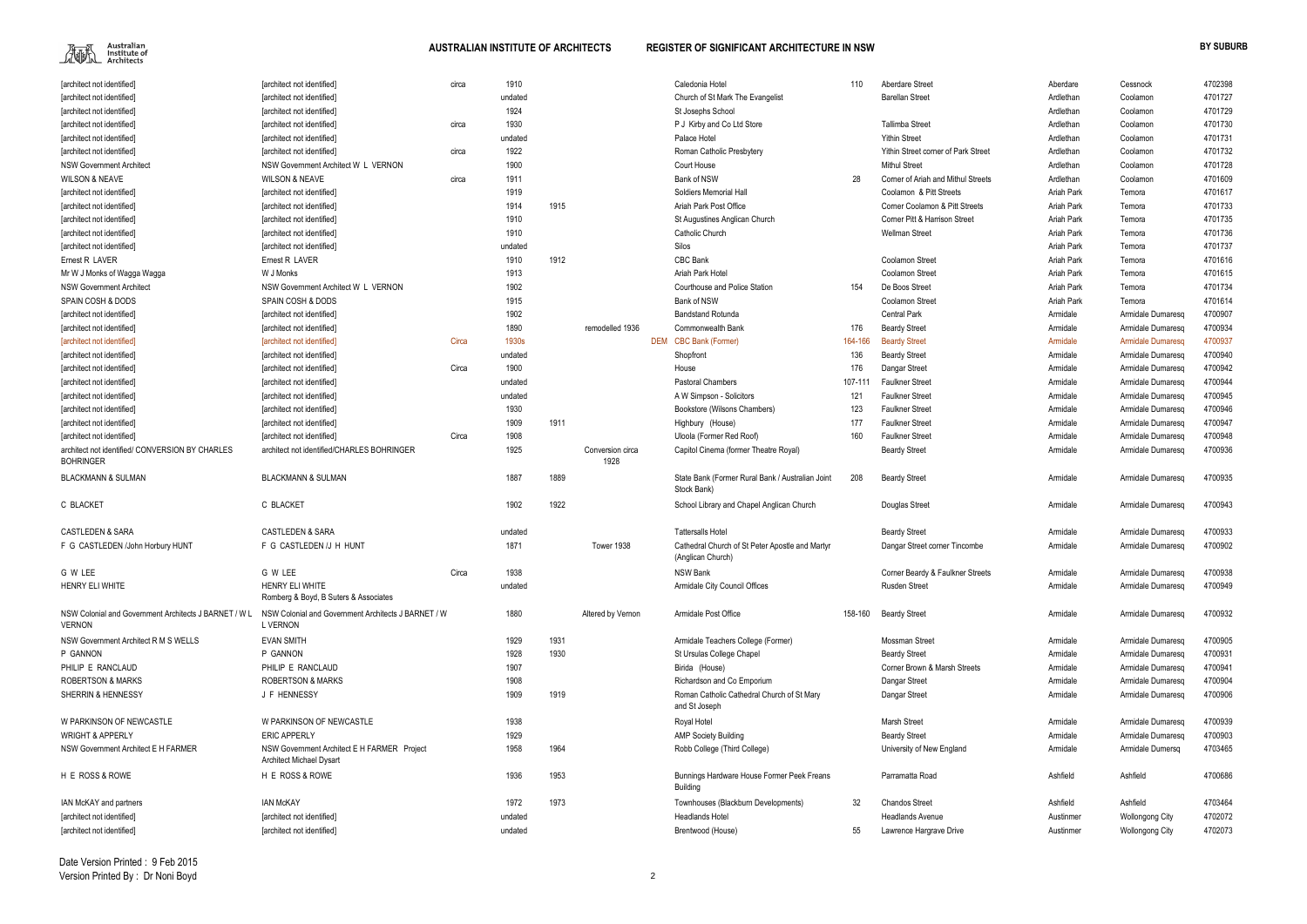| | | | | | | | | | | | | | |
|---|---|---|---|---|---|---|---|---|---|---|---|---|---|
| [architect not identified] | [architect not identified] | circa | 1910 | | | | Caledonia Hotel | 110 | Aberdare Street | Aberdare | Cessnock | 4702398 |
| [architect not identified] | [architect not identified] | | undated | | | | Church of St Mark The Evangelist | | Barellan Street | Ardlethan | Coolamon | 4701727 |
| [architect not identified] | [architect not identified] | | 1924 | | | | St Josephs School | | | Ardlethan | Coolamon | 4701729 |
| [architect not identified] | [architect not identified] | circa | 1930 | | | | P J Kirby and Co Ltd Store | | Tallimba Street | Ardlethan | Coolamon | 4701730 |
| [architect not identified] | [architect not identified] | | undated | | | | Palace Hotel | | Yithin Street | Ardlethan | Coolamon | 4701731 |
| [architect not identified] | [architect not identified] | circa | 1922 | | | | Roman Catholic Presbytery | | Yithin Street corner of Park Street | Ardlethan | Coolamon | 4701732 |
| NSW Government Architect | NSW Government Architect W L VERNON | | 1900 | | | | Court House | | Mithul Street | Ardlethan | Coolamon | 4701728 |
| WILSON & NEAVE | WILSON & NEAVE | circa | 1911 | | | | Bank of NSW | 28 | Corner of Ariah and Mithul Streets | Ardlethan | Coolamon | 4701609 |
| [architect not identified] | [architect not identified] | | 1919 | | | | Soldiers Memorial Hall | | Coolamon & Pitt Streets | Ariah Park | Temora | 4701617 |
| [architect not identified] | [architect not identified] | | 1914 | 1915 | | | Ariah Park Post Office | | Corner Coolamon & Pitt Streets | Ariah Park | Temora | 4701733 |
| [architect not identified] | [architect not identified] | | 1910 | | | | St Augustines Anglican Church | | Corner Pitt & Harrison Street | Ariah Park | Temora | 4701735 |
| [architect not identified] | [architect not identified] | | 1910 | | | | Catholic Church | | Wellman Street | Ariah Park | Temora | 4701736 |
| [architect not identified] | [architect not identified] | | undated | | | | Silos | | | Ariah Park | Temora | 4701737 |
| Ernest R LAVER | Ernest R LAVER | | 1910 | 1912 | | | CBC Bank | | Coolamon Street | Ariah Park | Temora | 4701616 |
| Mr W J Monks of Wagga Wagga | W J Monks | | 1913 | | | | Ariah Park Hotel | | Coolamon Street | Ariah Park | Temora | 4701615 |
| NSW Government Architect | NSW Government Architect W L VERNON | | 1902 | | | | Courthouse and Police Station | 154 | De Boos Street | Ariah Park | Temora | 4701734 |
| SPAIN COSH & DODS | SPAIN COSH & DODS | | 1915 | | | | Bank of NSW | | Coolamon Street | Ariah Park | Temora | 4701614 |
| [architect not identified] | [architect not identified] | | 1902 | | | | Bandstand Rotunda | | Central Park | Armidale | Armidale Dumaresq | 4700907 |
| [architect not identified] | [architect not identified] | | 1890 | | remodelled 1936 | | Commonwealth Bank | 176 | Beardy Street | Armidale | Armidale Dumaresq | 4700934 |
| [architect not identified] | [architect not identified] | Circa | 1930s | | | DEM | CBC Bank (Former) | 164-166 | Beardy Street | Armidale | Armidale Dumaresq | 4700937 |
| [architect not identified] | [architect not identified] | | undated | | | | Shopfront | 136 | Beardy Street | Armidale | Armidale Dumaresq | 4700940 |
| [architect not identified] | [architect not identified] | Circa | 1900 | | | | House | 176 | Dangar Street | Armidale | Armidale Dumaresq | 4700942 |
| [architect not identified] | [architect not identified] | | undated | | | | Pastoral Chambers | 107-111 | Faulkner Street | Armidale | Armidale Dumaresq | 4700944 |
| [architect not identified] | [architect not identified] | | undated | | | | A W Simpson - Solicitors | 121 | Faulkner Street | Armidale | Armidale Dumaresq | 4700945 |
| [architect not identified] | [architect not identified] | | 1930 | | | | Bookstore (Wilsons Chambers) | 123 | Faulkner Street | Armidale | Armidale Dumaresq | 4700946 |
| [architect not identified] | [architect not identified] | | 1909 | 1911 | | | Highbury (House) | 177 | Faulkner Street | Armidale | Armidale Dumaresq | 4700947 |
| [architect not identified] | [architect not identified] | Circa | 1908 | | | | Uloola (Former Red Roof) | 160 | Faulkner Street | Armidale | Armidale Dumaresq | 4700948 |
| architect not identified/ CONVERSION BY CHARLES BOHRINGER | architect not identified/CHARLES BOHRINGER | | 1925 | | Conversion circa 1928 | | Capitol Cinema (former Theatre Royal) | | Beardy Street | Armidale | Armidale Dumaresq | 4700936 |
| BLACKMANN & SULMAN | BLACKMANN & SULMAN | | 1887 | 1889 | | | State Bank (Former Rural Bank / Australian Joint Stock Bank) | 208 | Beardy Street | Armidale | Armidale Dumaresq | 4700935 |
| C BLACKET | C BLACKET | | 1902 | 1922 | | | School Library and Chapel Anglican Church | | Douglas Street | Armidale | Armidale Dumaresq | 4700943 |
| CASTLEDEN & SARA | CASTLEDEN & SARA | | undated | | | | Tattersalls Hotel | | Beardy Street | Armidale | Armidale Dumaresq | 4700933 |
| F G CASTLEDEN /John Horbury HUNT | F G CASTLEDEN /J H HUNT | | 1871 | | Tower 1938 | | Cathedral Church of St Peter Apostle and Martyr (Anglican Church) | | Dangar Street corner Tincombe | Armidale | Armidale Dumaresq | 4700902 |
| G W LEE | G W LEE | Circa | 1938 | | | | NSW Bank | | Corner Beardy & Faulkner Streets | Armidale | Armidale Dumaresq | 4700938 |
| HENRY ELI WHITE | HENRY ELI WHITE Romberg & Boyd, B Suters & Associates | | undated | | | | Armidale City Council Offices | | Rusden Street | Armidale | Armidale Dumaresq | 4700949 |
| NSW Colonial and Government Architects J BARNET / W L VERNON | NSW Colonial and Government Architects J BARNET / W L VERNON | | 1880 | | Altered by Vernon | | Armidale Post Office | 158-160 | Beardy Street | Armidale | Armidale Dumaresq | 4700932 |
| NSW Government Architect R M S WELLS | EVAN SMITH | | 1929 | 1931 | | | Armidale Teachers College (Former) | | Mossman Street | Armidale | Armidale Dumaresq | 4700905 |
| P GANNON | P GANNON | | 1928 | 1930 | | | St Ursulas College Chapel | | Beardy Street | Armidale | Armidale Dumaresq | 4700931 |
| PHILIP E RANCLAUD | PHILIP E RANCLAUD | | 1907 | | | | Birida (House) | | Corner Brown & Marsh Streets | Armidale | Armidale Dumaresq | 4700941 |
| ROBERTSON & MARKS | ROBERTSON & MARKS | | 1908 | | | | Richardson and Co Emporium | | Dangar Street | Armidale | Armidale Dumaresq | 4700904 |
| SHERRIN & HENNESSY | J F HENNESSY | | 1909 | 1919 | | | Roman Catholic Cathedral Church of St Mary and St Joseph | | Dangar Street | Armidale | Armidale Dumaresq | 4700906 |
| W PARKINSON OF NEWCASTLE | W PARKINSON OF NEWCASTLE | | 1938 | | | | Royal Hotel | | Marsh Street | Armidale | Armidale Dumaresq | 4700939 |
| WRIGHT & APPERLY | ERIC APPERLY | | 1929 | | | | AMP Society Building | | Beardy Street | Armidale | Armidale Dumaresq | 4700903 |
| NSW Government Architect E H FARMER | NSW Government Architect E H FARMER Project Architect Michael Dysart | | 1958 | 1964 | | | Robb College (Third College) | | University of New England | Armidale | Armidale Dumersq | 4703465 |
| H E ROSS & ROWE | H E ROSS & ROWE | | 1936 | 1953 | | | Bunnings Hardware House Former Peek Freans Building | | Parramatta Road | Ashfield | Ashfield | 4700686 |
| IAN McKAY and partners | IAN McKAY | | 1972 | 1973 | | | Townhouses (Blackburn Developments) | 32 | Chandos Street | Ashfield | Ashfield | 4703464 |
| [architect not identified] | [architect not identified] | | undated | | | | Headlands Hotel | | Headlands Avenue | Austinmer | Wollongong City | 4702072 |
| [architect not identified] | [architect not identified] | | undated | | | | Brentwood (House) | 55 | Lawrence Hargrave Drive | Austinmer | Wollongong City | 4702073 |

Date Version Printed : 9 Feb 2015
Version Printed By : Dr Noni Boyd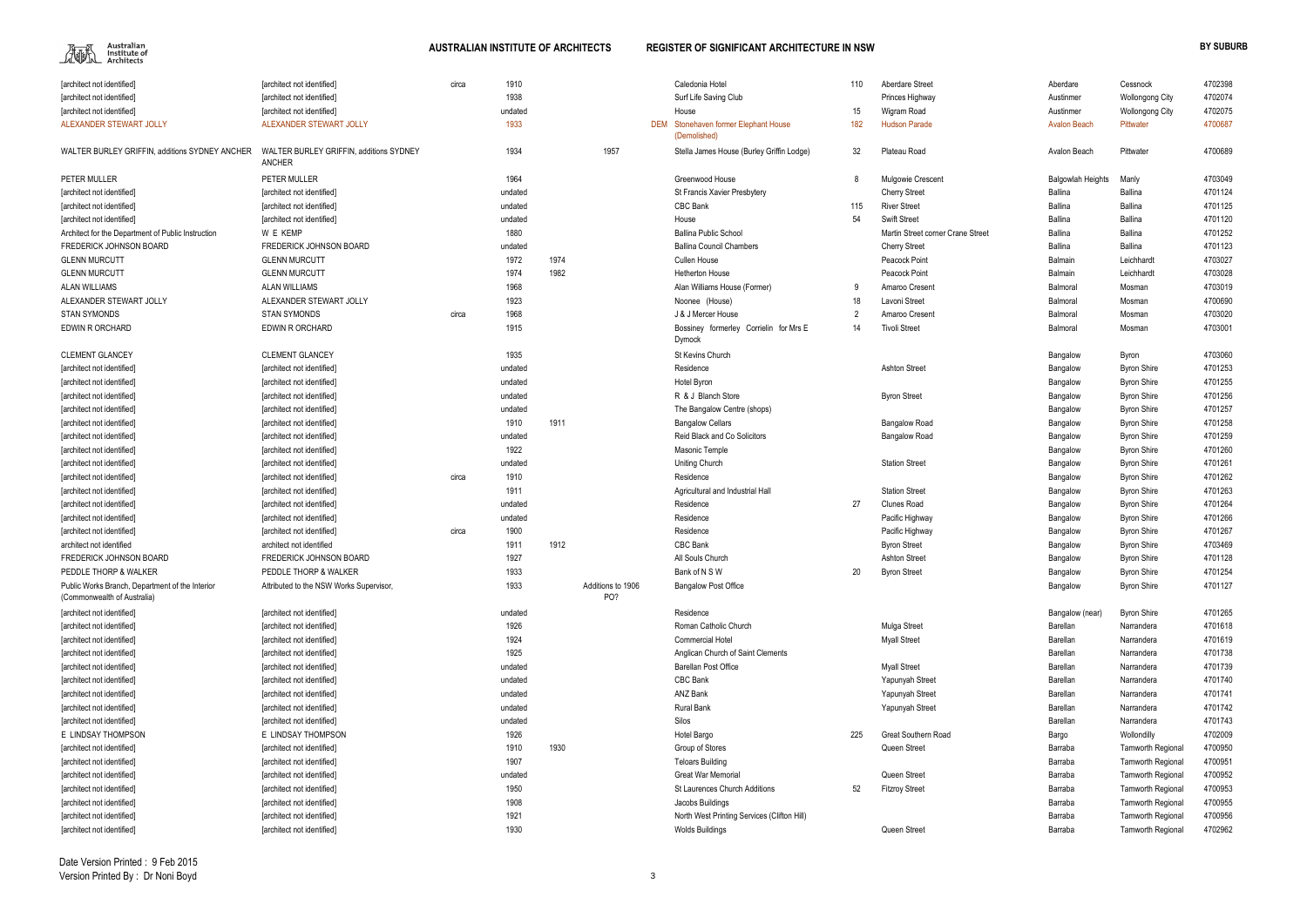| | | | | | | | | | | | | |
|---|---|---|---|---|---|---|---|---|---|---|---|---|
| [architect not identified] | [architect not identified] | circa | 1910 | | | | Caledonia Hotel | 110 | Aberdare Street | Aberdare | Cessnock | 4702398 |
| [architect not identified] | [architect not identified] | | 1938 | | | | Surf Life Saving Club | | Princes Highway | Austinmer | Wollongong City | 4702074 |
| [architect not identified] | [architect not identified] | | undated | | | | House | 15 | Wigram Road | Austinmer | Wollongong City | 4702075 |
| ALEXANDER STEWART JOLLY | ALEXANDER STEWART JOLLY | | 1933 | | | DEM | Stonehaven former Elephant House (Demolished) | 182 | Hudson Parade | Avalon Beach | Pittwater | 4700687 |
| WALTER BURLEY GRIFFIN, additions SYDNEY ANCHER | WALTER BURLEY GRIFFIN, additions SYDNEY ANCHER | | 1934 | | 1957 | | Stella James House (Burley Griffin Lodge) | 32 | Plateau Road | Avalon Beach | Pittwater | 4700689 |
| PETER MULLER | PETER MULLER | | 1964 | | | | Greenwood House | 8 | Mulgowie Crescent | Balgowlah Heights | Manly | 4703049 |
| [architect not identified] | [architect not identified] | | undated | | | | St Francis Xavier Presbytery | | Cherry Street | Ballina | Ballina | 4701124 |
| [architect not identified] | [architect not identified] | | undated | | | | CBC Bank | 115 | River Street | Ballina | Ballina | 4701125 |
| [architect not identified] | [architect not identified] | | undated | | | | House | 54 | Swift Street | Ballina | Ballina | 4701120 |
| Architect for the Department of Public Instruction | W E KEMP | | 1880 | | | | Ballina Public School | | Martin Street corner Crane Street | Ballina | Ballina | 4701252 |
| FREDERICK JOHNSON BOARD | FREDERICK JOHNSON BOARD | | undated | | | | Ballina Council Chambers | | Cherry Street | Ballina | Ballina | 4701123 |
| GLENN MURCUTT | GLENN MURCUTT | | 1972 | 1974 | | | Cullen House | | Peacock Point | Balmain | Leichhardt | 4703027 |
| GLENN MURCUTT | GLENN MURCUTT | | 1974 | 1982 | | | Hetherton House | | Peacock Point | Balmain | Leichhardt | 4703028 |
| ALAN WILLIAMS | ALAN WILLIAMS | | 1968 | | | | Alan Williams House (Former) | 9 | Amaroo Cresent | Balmoral | Mosman | 4703019 |
| ALEXANDER STEWART JOLLY | ALEXANDER STEWART JOLLY | | 1923 | | | | Noonee (House) | 18 | Lavoni Street | Balmoral | Mosman | 4700690 |
| STAN SYMONDS | STAN SYMONDS | circa | 1968 | | | | J & J Mercer House | 2 | Amaroo Cresent | Balmoral | Mosman | 4703020 |
| EDWIN R ORCHARD | EDWIN R ORCHARD | | 1915 | | | | Bossiney formerley Corrielin for Mrs E Dymock | 14 | Tivoli Street | Balmoral | Mosman | 4703001 |
| CLEMENT GLANCEY | CLEMENT GLANCEY | | 1935 | | | | St Kevins Church | | | Bangalow | Byron | 4703060 |
| [architect not identified] | [architect not identified] | | undated | | | | Residence | | Ashton Street | Bangalow | Byron Shire | 4701253 |
| [architect not identified] | [architect not identified] | | undated | | | | Hotel Byron | | | Bangalow | Byron Shire | 4701255 |
| [architect not identified] | [architect not identified] | | undated | | | | R & J Blanch Store | | Byron Street | Bangalow | Byron Shire | 4701256 |
| [architect not identified] | [architect not identified] | | undated | | | | The Bangalow Centre (shops) | | | Bangalow | Byron Shire | 4701257 |
| [architect not identified] | [architect not identified] | | 1910 | 1911 | | | Bangalow Cellars | | Bangalow Road | Bangalow | Byron Shire | 4701258 |
| [architect not identified] | [architect not identified] | | undated | | | | Reid Black and Co Solicitors | | Bangalow Road | Bangalow | Byron Shire | 4701259 |
| [architect not identified] | [architect not identified] | | 1922 | | | | Masonic Temple | | | Bangalow | Byron Shire | 4701260 |
| [architect not identified] | [architect not identified] | | undated | | | | Uniting Church | | Station Street | Bangalow | Byron Shire | 4701261 |
| [architect not identified] | [architect not identified] | circa | 1910 | | | | Residence | | | Bangalow | Byron Shire | 4701262 |
| [architect not identified] | [architect not identified] | | 1911 | | | | Agricultural and Industrial Hall | | Station Street | Bangalow | Byron Shire | 4701263 |
| [architect not identified] | [architect not identified] | | undated | | | | Residence | 27 | Clunes Road | Bangalow | Byron Shire | 4701264 |
| [architect not identified] | [architect not identified] | | undated | | | | Residence | | Pacific Highway | Bangalow | Byron Shire | 4701266 |
| [architect not identified] | [architect not identified] | circa | 1900 | | | | Residence | | Pacific Highway | Bangalow | Byron Shire | 4701267 |
| architect not identified | architect not identified | | 1911 | 1912 | | | CBC Bank | | Byron Street | Bangalow | Byron Shire | 4703469 |
| FREDERICK JOHNSON BOARD | FREDERICK JOHNSON BOARD | | 1927 | | | | All Souls Church | | Ashton Street | Bangalow | Byron Shire | 4701128 |
| PEDDLE THORP & WALKER | PEDDLE THORP & WALKER | | 1933 | | | | Bank of N S W | 20 | Byron Street | Bangalow | Byron Shire | 4701254 |
| Public Works Branch, Department of the Interior (Commonwealth of Australia) | Attributed to the NSW Works Supervisor, | | 1933 | | Additions to 1906 PO? | | Bangalow Post Office | | | Bangalow | Byron Shire | 4701127 |
| [architect not identified] | [architect not identified] | | undated | | | | Residence | | | Bangalow (near) | Byron Shire | 4701265 |
| [architect not identified] | [architect not identified] | | 1926 | | | | Roman Catholic Church | | Mulga Street | Barellan | Narrandera | 4701618 |
| [architect not identified] | [architect not identified] | | 1924 | | | | Commercial Hotel | | Myall Street | Barellan | Narrandera | 4701619 |
| [architect not identified] | [architect not identified] | | 1925 | | | | Anglican Church of Saint Clements | | | Barellan | Narrandera | 4701738 |
| [architect not identified] | [architect not identified] | | undated | | | | Barellan Post Office | | Myall Street | Barellan | Narrandera | 4701739 |
| [architect not identified] | [architect not identified] | | undated | | | | CBC Bank | | Yapunyah Street | Barellan | Narrandera | 4701740 |
| [architect not identified] | [architect not identified] | | undated | | | | ANZ Bank | | Yapunyah Street | Barellan | Narrandera | 4701741 |
| [architect not identified] | [architect not identified] | | undated | | | | Rural Bank | | Yapunyah Street | Barellan | Narrandera | 4701742 |
| [architect not identified] | [architect not identified] | | undated | | | | Silos | | | Barellan | Narrandera | 4701743 |
| E LINDSAY THOMPSON | E LINDSAY THOMPSON | | 1926 | | | | Hotel Bargo | 225 | Great Southern Road | Bargo | Wollondilly | 4702009 |
| [architect not identified] | [architect not identified] | | 1910 | 1930 | | | Group of Stores | | Queen Street | Barraba | Tamworth Regional | 4700950 |
| [architect not identified] | [architect not identified] | | 1907 | | | | Teloars Building | | | Barraba | Tamworth Regional | 4700951 |
| [architect not identified] | [architect not identified] | | undated | | | | Great War Memorial | | Queen Street | Barraba | Tamworth Regional | 4700952 |
| [architect not identified] | [architect not identified] | | 1950 | | | | St Laurences Church Additions | 52 | Fitzroy Street | Barraba | Tamworth Regional | 4700953 |
| [architect not identified] | [architect not identified] | | 1908 | | | | Jacobs Buildings | | | Barraba | Tamworth Regional | 4700955 |
| [architect not identified] | [architect not identified] | | 1921 | | | | North West Printing Services (Clifton Hill) | | | Barraba | Tamworth Regional | 4700956 |
| [architect not identified] | [architect not identified] | | 1930 | | | | Wolds Buildings | | Queen Street | Barraba | Tamworth Regional | 4702962 |

Date Version Printed : 9 Feb 2015
Version Printed By : Dr Noni Boyd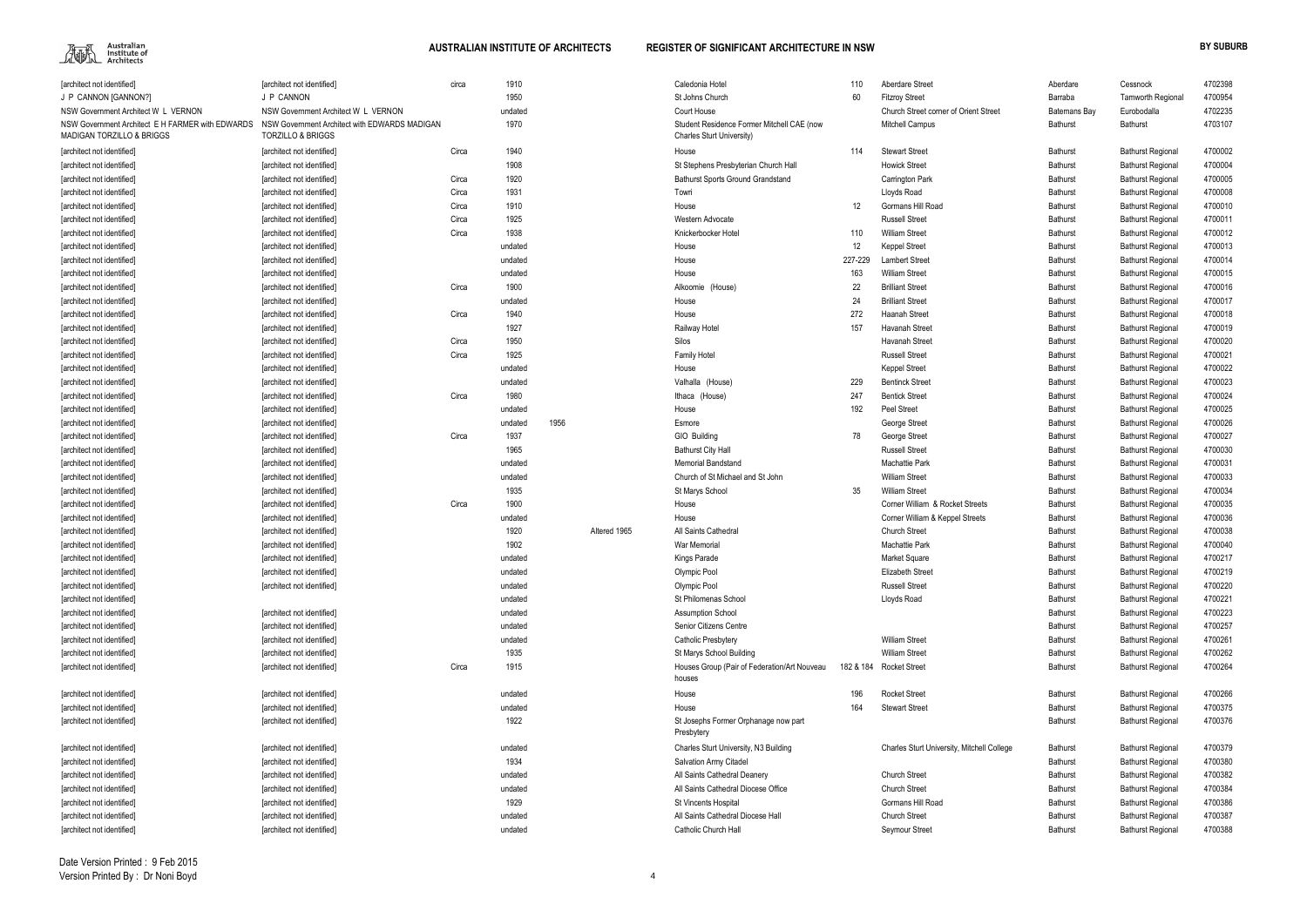| | | | | | | | | | | | | |
|---|---|---|---|---|---|---|---|---|---|---|---|---|
| [architect not identified] | [architect not identified] | circa | 1910 | | | Caledonia Hotel | 110 | Aberdare Street | Aberdare | Cessnock | 4702398 |
| J P CANNON [GANNON?] | J P CANNON | | 1950 | | | St Johns Church | 60 | Fitzroy Street | Barraba | Tamworth Regional | 4700954 |
| NSW Government Architect W L VERNON | NSW Government Architect W L VERNON | | undated | | | Court House | | Church Street corner of Orient Street | Batemans Bay | Eurobodalla | 4702235 |
| NSW Government Architect E H FARMER with EDWARDS MADIGAN TORZILLO & BRIGGS | NSW Government Architect with EDWARDS MADIGAN TORZILLO & BRIGGS | | 1970 | | | Student Residence Former Mitchell CAE (now Charles Sturt University) | | Mitchell Campus | Bathurst | Bathurst | 4703107 |
| [architect not identified] | [architect not identified] | Circa | 1940 | | | House | 114 | Stewart Street | Bathurst | Bathurst Regional | 4700002 |
| [architect not identified] | [architect not identified] | | 1908 | | | St Stephens Presbyterian Church Hall | | Howick Street | Bathurst | Bathurst Regional | 4700004 |
| [architect not identified] | [architect not identified] | Circa | 1920 | | | Bathurst Sports Ground Grandstand | | Carrington Park | Bathurst | Bathurst Regional | 4700005 |
| [architect not identified] | [architect not identified] | Circa | 1931 | | | Towri | | Lloyds Road | Bathurst | Bathurst Regional | 4700008 |
| [architect not identified] | [architect not identified] | Circa | 1910 | | | House | 12 | Gormans Hill Road | Bathurst | Bathurst Regional | 4700010 |
| [architect not identified] | [architect not identified] | Circa | 1925 | | | Western Advocate | | Russell Street | Bathurst | Bathurst Regional | 4700011 |
| [architect not identified] | [architect not identified] | Circa | 1938 | | | Knickerbocker Hotel | 110 | William Street | Bathurst | Bathurst Regional | 4700012 |
| [architect not identified] | [architect not identified] | | undated | | | House | 12 | Keppel Street | Bathurst | Bathurst Regional | 4700013 |
| [architect not identified] | [architect not identified] | | undated | | | House | 227-229 | Lambert Street | Bathurst | Bathurst Regional | 4700014 |
| [architect not identified] | [architect not identified] | | undated | | | House | 163 | William Street | Bathurst | Bathurst Regional | 4700015 |
| [architect not identified] | [architect not identified] | Circa | 1900 | | | Alkoomie (House) | 22 | Brilliant Street | Bathurst | Bathurst Regional | 4700016 |
| [architect not identified] | [architect not identified] | | undated | | | House | 24 | Brilliant Street | Bathurst | Bathurst Regional | 4700017 |
| [architect not identified] | [architect not identified] | Circa | 1940 | | | House | 272 | Haanah Street | Bathurst | Bathurst Regional | 4700018 |
| [architect not identified] | [architect not identified] | | 1927 | | | Railway Hotel | 157 | Havanah Street | Bathurst | Bathurst Regional | 4700019 |
| [architect not identified] | [architect not identified] | Circa | 1950 | | | Silos | | Havanah Street | Bathurst | Bathurst Regional | 4700020 |
| [architect not identified] | [architect not identified] | Circa | 1925 | | | Family Hotel | | Russell Street | Bathurst | Bathurst Regional | 4700021 |
| [architect not identified] | [architect not identified] | | undated | | | House | | Keppel Street | Bathurst | Bathurst Regional | 4700022 |
| [architect not identified] | [architect not identified] | | undated | | | Valhalla (House) | 229 | Bentinck Street | Bathurst | Bathurst Regional | 4700023 |
| [architect not identified] | [architect not identified] | Circa | 1980 | | | Ithaca (House) | 247 | Bentick Street | Bathurst | Bathurst Regional | 4700024 |
| [architect not identified] | [architect not identified] | | undated | | | House | 192 | Peel Street | Bathurst | Bathurst Regional | 4700025 |
| [architect not identified] | [architect not identified] | | undated | 1956 | | Esmore | | George Street | Bathurst | Bathurst Regional | 4700026 |
| [architect not identified] | [architect not identified] | Circa | 1937 | | | GIO Building | 78 | George Street | Bathurst | Bathurst Regional | 4700027 |
| [architect not identified] | [architect not identified] | | 1965 | | | Bathurst City Hall | | Russell Street | Bathurst | Bathurst Regional | 4700030 |
| [architect not identified] | [architect not identified] | | undated | | | Memorial Bandstand | | Machattie Park | Bathurst | Bathurst Regional | 4700031 |
| [architect not identified] | [architect not identified] | | undated | | | Church of St Michael and St John | | William Street | Bathurst | Bathurst Regional | 4700033 |
| [architect not identified] | [architect not identified] | | 1935 | | | St Marys School | 35 | William Street | Bathurst | Bathurst Regional | 4700034 |
| [architect not identified] | [architect not identified] | Circa | 1900 | | | House | | Corner William & Rocket Streets | Bathurst | Bathurst Regional | 4700035 |
| [architect not identified] | [architect not identified] | | undated | | | House | | Corner William & Keppel Streets | Bathurst | Bathurst Regional | 4700036 |
| [architect not identified] | [architect not identified] | | 1920 | | Altered 1965 | All Saints Cathedral | | Church Street | Bathurst | Bathurst Regional | 4700038 |
| [architect not identified] | [architect not identified] | | 1902 | | | War Memorial | | Machattie Park | Bathurst | Bathurst Regional | 4700040 |
| [architect not identified] | [architect not identified] | | undated | | | Kings Parade | | Market Square | Bathurst | Bathurst Regional | 4700217 |
| [architect not identified] | [architect not identified] | | undated | | | Olympic Pool | | Elizabeth Street | Bathurst | Bathurst Regional | 4700219 |
| [architect not identified] | [architect not identified] | | undated | | | Olympic Pool | | Russell Street | Bathurst | Bathurst Regional | 4700220 |
| [architect not identified] | | | undated | | | St Philomenas School | | Lloyds Road | Bathurst | Bathurst Regional | 4700221 |
| [architect not identified] | [architect not identified] | | undated | | | Assumption School | | | Bathurst | Bathurst Regional | 4700223 |
| [architect not identified] | [architect not identified] | | undated | | | Senior Citizens Centre | | | Bathurst | Bathurst Regional | 4700257 |
| [architect not identified] | [architect not identified] | | undated | | | Catholic Presbytery | | William Street | Bathurst | Bathurst Regional | 4700261 |
| [architect not identified] | [architect not identified] | | 1935 | | | St Marys School Building | | William Street | Bathurst | Bathurst Regional | 4700262 |
| [architect not identified] | [architect not identified] | Circa | 1915 | | | Houses Group (Pair of Federation/Art Nouveau houses | 182 & 184 | Rocket Street | Bathurst | Bathurst Regional | 4700264 |
| [architect not identified] | [architect not identified] | | undated | | | House | 196 | Rocket Street | Bathurst | Bathurst Regional | 4700266 |
| [architect not identified] | [architect not identified] | | undated | | | House | 164 | Stewart Street | Bathurst | Bathurst Regional | 4700375 |
| [architect not identified] | [architect not identified] | | 1922 | | | St Josephs Former Orphanage now part Presbytery | | | Bathurst | Bathurst Regional | 4700376 |
| [architect not identified] | [architect not identified] | | undated | | | Charles Sturt University, N3 Building | | Charles Sturt University, Mitchell College | Bathurst | Bathurst Regional | 4700379 |
| [architect not identified] | [architect not identified] | | 1934 | | | Salvation Army Citadel | | | Bathurst | Bathurst Regional | 4700380 |
| [architect not identified] | [architect not identified] | | undated | | | All Saints Cathedral Deanery | | Church Street | Bathurst | Bathurst Regional | 4700382 |
| [architect not identified] | [architect not identified] | | undated | | | All Saints Cathedral Diocese Office | | Church Street | Bathurst | Bathurst Regional | 4700384 |
| [architect not identified] | [architect not identified] | | 1929 | | | St Vincents Hospital | | Gormans Hill Road | Bathurst | Bathurst Regional | 4700386 |
| [architect not identified] | [architect not identified] | | undated | | | All Saints Cathedral Diocese Hall | | Church Street | Bathurst | Bathurst Regional | 4700387 |
| [architect not identified] | [architect not identified] | | undated | | | Catholic Church Hall | | Seymour Street | Bathurst | Bathurst Regional | 4700388 |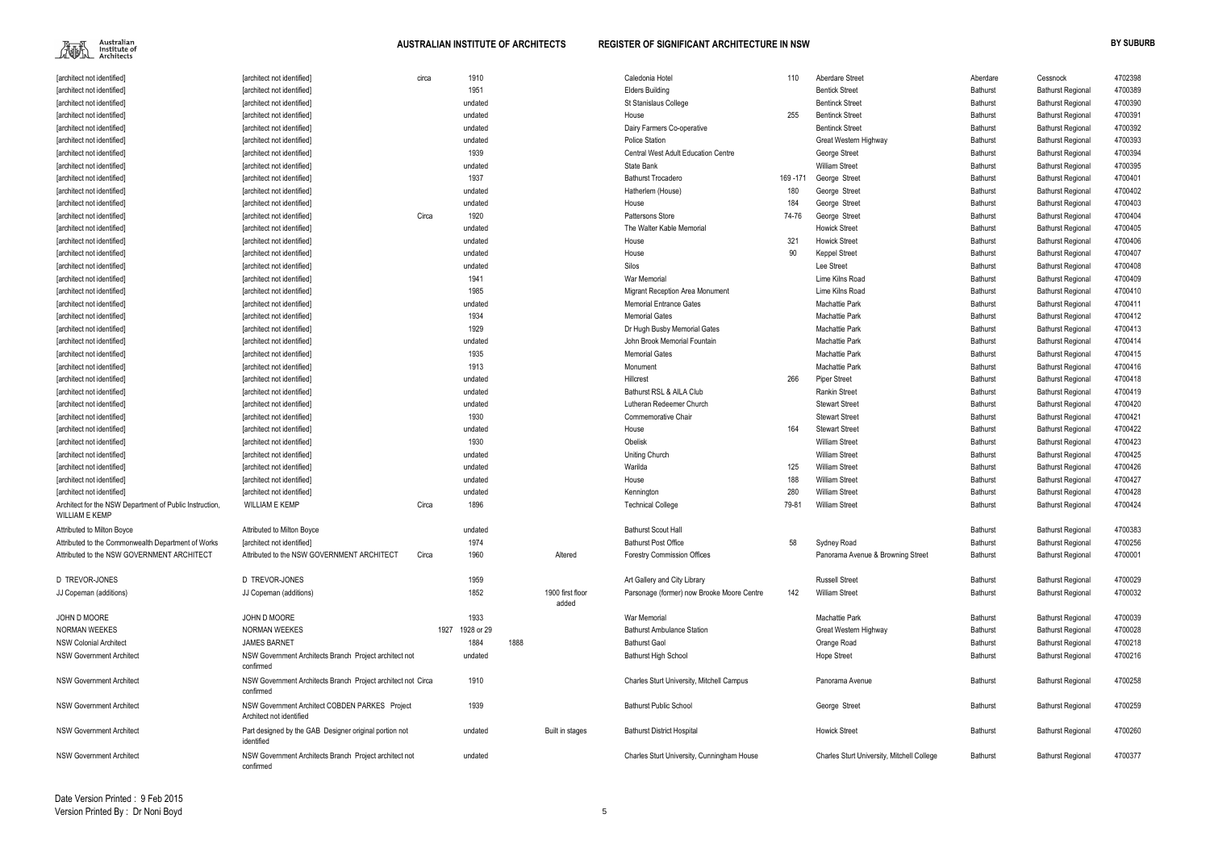| | | | | | | | | | | | | |
|---|---|---|---|---|---|---|---|---|---|---|---|---|
| [architect not identified] | [architect not identified] | circa | 1910 | | | Caledonia Hotel | 110 | Aberdare Street | Aberdare | Cessnock | 4702398 |
| [architect not identified] | [architect not identified] | | 1951 | | | Elders Building | | Bentick Street | Bathurst | Bathurst Regional | 4700389 |
| [architect not identified] | [architect not identified] | | undated | | | St Stanislaus College | | Bentinck Street | Bathurst | Bathurst Regional | 4700390 |
| [architect not identified] | [architect not identified] | | undated | | | House | 255 | Bentinck Street | Bathurst | Bathurst Regional | 4700391 |
| [architect not identified] | [architect not identified] | | undated | | | Dairy Farmers Co-operative | | Bentinck Street | Bathurst | Bathurst Regional | 4700392 |
| [architect not identified] | [architect not identified] | | undated | | | Police Station | | Great Western Highway | Bathurst | Bathurst Regional | 4700393 |
| [architect not identified] | [architect not identified] | | 1939 | | | Central West Adult Education Centre | | George Street | Bathurst | Bathurst Regional | 4700394 |
| [architect not identified] | [architect not identified] | | undated | | | State Bank | | William Street | Bathurst | Bathurst Regional | 4700395 |
| [architect not identified] | [architect not identified] | | 1937 | | | Bathurst Trocadero | 169 -171 | George Street | Bathurst | Bathurst Regional | 4700401 |
| [architect not identified] | [architect not identified] | | undated | | | Hatherlem (House) | 180 | George Street | Bathurst | Bathurst Regional | 4700402 |
| [architect not identified] | [architect not identified] | | undated | | | House | 184 | George Street | Bathurst | Bathurst Regional | 4700403 |
| [architect not identified] | [architect not identified] | Circa | 1920 | | | Pattersons Store | 74-76 | George Street | Bathurst | Bathurst Regional | 4700404 |
| [architect not identified] | [architect not identified] | | undated | | | The Walter Kable Memorial | | Howick Street | Bathurst | Bathurst Regional | 4700405 |
| [architect not identified] | [architect not identified] | | undated | | | House | 321 | Howick Street | Bathurst | Bathurst Regional | 4700406 |
| [architect not identified] | [architect not identified] | | undated | | | House | 90 | Keppel Street | Bathurst | Bathurst Regional | 4700407 |
| [architect not identified] | [architect not identified] | | undated | | | Silos | | Lee Street | Bathurst | Bathurst Regional | 4700408 |
| [architect not identified] | [architect not identified] | | 1941 | | | War Memorial | | Lime Kilns Road | Bathurst | Bathurst Regional | 4700409 |
| [architect not identified] | [architect not identified] | | 1985 | | | Migrant Reception Area Monument | | Lime Kilns Road | Bathurst | Bathurst Regional | 4700410 |
| [architect not identified] | [architect not identified] | | undated | | | Memorial Entrance Gates | | Machattie Park | Bathurst | Bathurst Regional | 4700411 |
| [architect not identified] | [architect not identified] | | 1934 | | | Memorial Gates | | Machattie Park | Bathurst | Bathurst Regional | 4700412 |
| [architect not identified] | [architect not identified] | | 1929 | | | Dr Hugh Busby Memorial Gates | | Machattie Park | Bathurst | Bathurst Regional | 4700413 |
| [architect not identified] | [architect not identified] | | undated | | | John Brook Memorial Fountain | | Machattie Park | Bathurst | Bathurst Regional | 4700414 |
| [architect not identified] | [architect not identified] | | 1935 | | | Memorial Gates | | Machattie Park | Bathurst | Bathurst Regional | 4700415 |
| [architect not identified] | [architect not identified] | | 1913 | | | Monument | | Machattie Park | Bathurst | Bathurst Regional | 4700416 |
| [architect not identified] | [architect not identified] | | undated | | | Hillcrest | 266 | Piper Street | Bathurst | Bathurst Regional | 4700418 |
| [architect not identified] | [architect not identified] | | undated | | | Bathurst RSL & AILA Club | | Rankin Street | Bathurst | Bathurst Regional | 4700419 |
| [architect not identified] | [architect not identified] | | undated | | | Lutheran Redeemer Church | | Stewart Street | Bathurst | Bathurst Regional | 4700420 |
| [architect not identified] | [architect not identified] | | 1930 | | | Commemorative Chair | | Stewart Street | Bathurst | Bathurst Regional | 4700421 |
| [architect not identified] | [architect not identified] | | undated | | | House | 164 | Stewart Street | Bathurst | Bathurst Regional | 4700422 |
| [architect not identified] | [architect not identified] | | 1930 | | | Obelisk | | William Street | Bathurst | Bathurst Regional | 4700423 |
| [architect not identified] | [architect not identified] | | undated | | | Uniting Church | | William Street | Bathurst | Bathurst Regional | 4700425 |
| [architect not identified] | [architect not identified] | | undated | | | Warilda | 125 | William Street | Bathurst | Bathurst Regional | 4700426 |
| [architect not identified] | [architect not identified] | | undated | | | House | 188 | William Street | Bathurst | Bathurst Regional | 4700427 |
| [architect not identified] | [architect not identified] | | undated | | | Kennington | 280 | William Street | Bathurst | Bathurst Regional | 4700428 |
| Architect for the NSW Department of Public Instruction, WILLIAM E KEMP | WILLIAM E KEMP | Circa | 1896 | | | Technical College | 79-81 | William Street | Bathurst | Bathurst Regional | 4700424 |
| Attributed to Milton Boyce | Attributed to Milton Boyce | | undated | | | Bathurst Scout Hall | | | Bathurst | Bathurst Regional | 4700383 |
| Attributed to the Commonwealth Department of Works | [architect not identified] | | 1974 | | | Bathurst Post Office | 58 | Sydney Road | Bathurst | Bathurst Regional | 4700256 |
| Attributed to the NSW GOVERNMENT ARCHITECT | Attributed to the NSW GOVERNMENT ARCHITECT | Circa | 1960 | | Altered | Forestry Commission Offices | | Panorama Avenue & Browning Street | Bathurst | Bathurst Regional | 4700001 |
| D TREVOR-JONES | D TREVOR-JONES | | 1959 | | | Art Gallery and City Library | | Russell Street | Bathurst | Bathurst Regional | 4700029 |
| JJ Copeman (additions) | JJ Copeman (additions) | | 1852 | | 1900 first floor added | Parsonage (former) now Brooke Moore Centre | 142 | William Street | Bathurst | Bathurst Regional | 4700032 |
| JOHN D MOORE | JOHN D MOORE | | 1933 | | | War Memorial | | Machattie Park | Bathurst | Bathurst Regional | 4700039 |
| NORMAN WEEKES | NORMAN WEEKES | 1927 | 1928 or 29 | | | Bathurst Ambulance Station | | Great Western Highway | Bathurst | Bathurst Regional | 4700028 |
| NSW Colonial Architect | JAMES BARNET | | 1884 | 1888 | | Bathurst Gaol | | Orange Road | Bathurst | Bathurst Regional | 4700218 |
| NSW Government Architect | NSW Government Architects Branch Project architect not confirmed | | undated | | | Bathurst High School | | Hope Street | Bathurst | Bathurst Regional | 4700216 |
| NSW Government Architect | NSW Government Architects Branch Project architect not confirmed | Circa | 1910 | | | Charles Sturt University, Mitchell Campus | | Panorama Avenue | Bathurst | Bathurst Regional | 4700258 |
| NSW Government Architect | NSW Government Architect COBDEN PARKES Project Architect not identified | | 1939 | | | Bathurst Public School | | George Street | Bathurst | Bathurst Regional | 4700259 |
| NSW Government Architect | Part designed by the GAB Designer original portion not identified | | undated | | Built in stages | Bathurst District Hospital | | Howick Street | Bathurst | Bathurst Regional | 4700260 |
| NSW Government Architect | NSW Government Architects Branch Project architect not confirmed | | undated | | | Charles Sturt University, Cunningham House | | Charles Sturt University, Mitchell College | Bathurst | Bathurst Regional | 4700377 |

Date Version Printed : 9 Feb 2015
Version Printed By : Dr Noni Boyd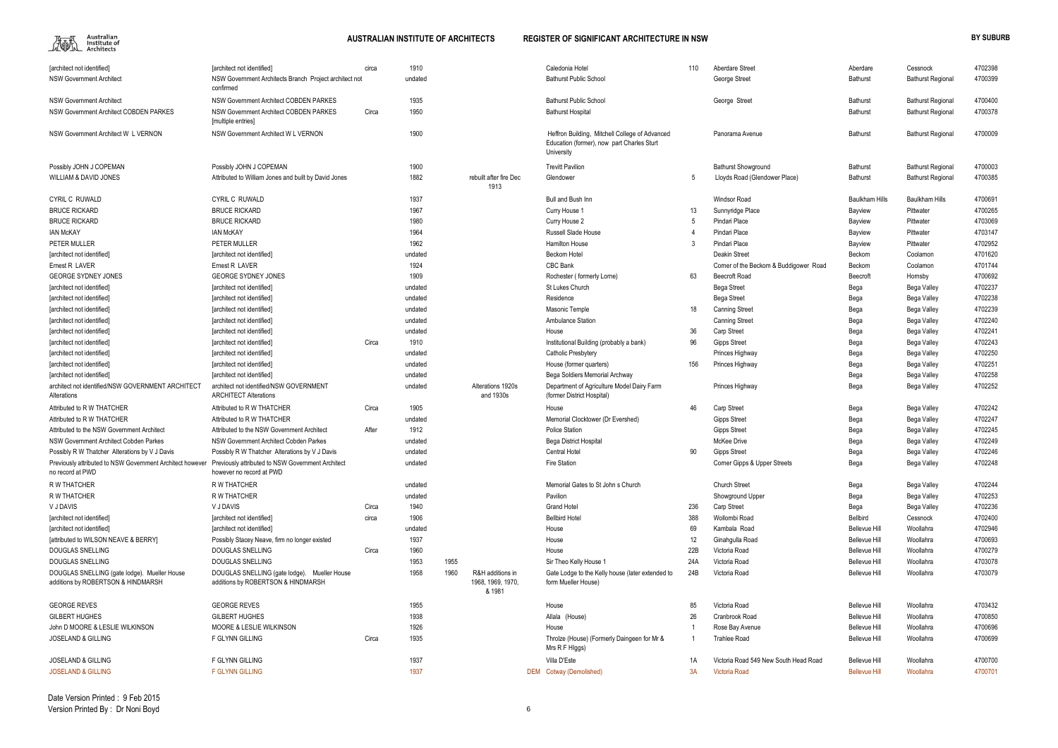| Architect | Architect (detail) | Circa | Date | Date 2 | Notes | Status | Building | No. | Street | Suburb | LGA | ID |
|---|---|---|---|---|---|---|---|---|---|---|---|---|
| [architect not identified] | [architect not identified] | circa | 1910 | | | | Caledonia Hotel | 110 | Aberdare Street | Aberdare | Cessnock | 4702398 |
| NSW Government Architect | NSW Government Architects Branch Project architect not confirmed | | undated | | | | Bathurst Public School | | George Street | Bathurst | Bathurst Regional | 4700399 |
| NSW Government Architect | NSW Government Architect COBDEN PARKES | | 1935 | | | | Bathurst Public School | | George Street | Bathurst | Bathurst Regional | 4700400 |
| NSW Government Architect COBDEN PARKES | NSW Government Architect COBDEN PARKES [multiple entries] | Circa | 1950 | | | | Bathurst Hospital | | | Bathurst | Bathurst Regional | 4700378 |
| NSW Government Architect W L VERNON | NSW Government Architect W L VERNON | | 1900 | | | | Heffron Building, Mitchell College of Advanced Education (former), now part Charles Sturt University | | Panorama Avenue | Bathurst | Bathurst Regional | 4700009 |
| Possibly JOHN J COPEMAN | Possibly JOHN J COPEMAN | | 1900 | | | | Trevitt Pavilion | | Bathurst Showground | Bathurst | Bathurst Regional | 4700003 |
| WILLIAM & DAVID JONES | Attributed to William Jones and built by David Jones | | 1882 | | rebuilt after fire Dec 1913 | | Glendower | 5 | Lloyds Road (Glendower Place) | Bathurst | Bathurst Regional | 4700385 |
| CYRIL C RUWALD | CYRIL C RUWALD | | 1937 | | | | Bull and Bush Inn | | Windsor Road | Baulkham Hills | Baulkham Hills | 4700691 |
| BRUCE RICKARD | BRUCE RICKARD | | 1967 | | | | Curry House 1 | 13 | Sunnyridge Place | Bayview | Pittwater | 4700265 |
| BRUCE RICKARD | BRUCE RICKARD | | 1980 | | | | Curry House 2 | 5 | Pindari Place | Bayview | Pittwater | 4703069 |
| IAN McKAY | IAN McKAY | | 1964 | | | | Russell Slade House | 4 | Pindari Place | Bayview | Pittwater | 4703147 |
| PETER MULLER | PETER MULLER | | 1962 | | | | Hamilton House | 3 | Pindari Place | Bayview | Pittwater | 4702952 |
| [architect not identified] | [architect not identified] | | undated | | | | Beckom Hotel | | Deakin Street | Beckom | Coolamon | 4701620 |
| Ernest R LAVER | Ernest R LAVER | | 1924 | | | | CBC Bank | | Corner of the Beckom & Buddigower Road | Beckom | Coolamon | 4701744 |
| GEORGE SYDNEY JONES | GEORGE SYDNEY JONES | | 1909 | | | | Rochester ( formerly Lorne) | 63 | Beecroft Road | Beecroft | Hornsby | 4700692 |
| [architect not identified] | [architect not identified] | | undated | | | | St Lukes Church | | Bega Street | Bega | Bega Valley | 4702237 |
| [architect not identified] | [architect not identified] | | undated | | | | Residence | | Bega Street | Bega | Bega Valley | 4702238 |
| [architect not identified] | [architect not identified] | | undated | | | | Masonic Temple | 18 | Canning Street | Bega | Bega Valley | 4702239 |
| [architect not identified] | [architect not identified] | | undated | | | | Ambulance Station | | Canning Street | Bega | Bega Valley | 4702240 |
| [architect not identified] | [architect not identified] | | undated | | | | House | 36 | Carp Street | Bega | Bega Valley | 4702241 |
| [architect not identified] | [architect not identified] | Circa | 1910 | | | | Institutional Building (probably a bank) | 96 | Gipps Street | Bega | Bega Valley | 4702243 |
| [architect not identified] | [architect not identified] | | undated | | | | Catholic Presbytery | | Princes Highway | Bega | Bega Valley | 4702250 |
| [architect not identified] | [architect not identified] | | undated | | | | House (former quarters) | 156 | Princes Highway | Bega | Bega Valley | 4702251 |
| [architect not identified] | [architect not identified] | | undated | | | | Bega Soldiers Memorial Archway | | | Bega | Bega Valley | 4702258 |
| architect not identified/NSW GOVERNMENT ARCHITECT Alterations | architect not identified/NSW GOVERNMENT ARCHITECT Alterations | | undated | | Alterations 1920s and 1930s | | Department of Agriculture Model Dairy Farm (former District Hospital) | | Princes Highway | Bega | Bega Valley | 4702252 |
| Attributed to R W THATCHER | Attributed to R W THATCHER | Circa | 1905 | | | | House | 46 | Carp Street | Bega | Bega Valley | 4702242 |
| Attributed to R W THATCHER | Attributed to R W THATCHER | | undated | | | | Memorial Clocktower (Dr Evershed) | | Gipps Street | Bega | Bega Valley | 4702247 |
| Attributed to the NSW Government Architect | Attributed to the NSW Government Architect | After | 1912 | | | | Police Station | | Gipps Street | Bega | Bega Valley | 4702245 |
| NSW Government Architect Cobden Parkes | NSW Government Architect Cobden Parkes | | undated | | | | Bega District Hospital | | McKee Drive | Bega | Bega Valley | 4702249 |
| Possibly R W Thatcher Alterations by V J Davis | Possibly R W Thatcher Alterations by V J Davis | | undated | | | | Central Hotel | 90 | Gipps Street | Bega | Bega Valley | 4702246 |
| Previously attributed to NSW Government Architect however no record at PWD | Previously attributed to NSW Government Architect however no record at PWD | | undated | | | | Fire Station | | Corner Gipps & Upper Streets | Bega | Bega Valley | 4702248 |
| R W THATCHER | R W THATCHER | | undated | | | | Memorial Gates to St John s Church | | Church Street | Bega | Bega Valley | 4702244 |
| R W THATCHER | R W THATCHER | | undated | | | | Pavilion | | Showground Upper | Bega | Bega Valley | 4702253 |
| V J DAVIS | V J DAVIS | Circa | 1940 | | | | Grand Hotel | 236 | Carp Street | Bega | Bega Valley | 4702236 |
| [architect not identified] | [architect not identified] | circa | 1906 | | | | Bellbird Hotel | 388 | Wollombi Road | Bellbird | Cessnock | 4702400 |
| [architect not identified] | [architect not identified] | | undated | | | | House | 69 | Kambala Road | Bellevue Hill | Woollahra | 4702946 |
| [attributed to WILSON NEAVE & BERRY] | Possibly Stacey Neave, firm no longer existed | | 1937 | | | | House | 12 | Ginahgulla Road | Bellevue Hill | Woollahra | 4700693 |
| DOUGLAS SNELLING | DOUGLAS SNELLING | Circa | 1960 | | | | House | 22B | Victoria Road | Bellevue Hill | Woollahra | 4700279 |
| DOUGLAS SNELLING | DOUGLAS SNELLING | | 1953 | 1955 | | | Sir Theo Kelly House 1 | 24A | Victoria Road | Bellevue Hill | Woollahra | 4703078 |
| DOUGLAS SNELLING (gate lodge). Mueller House additions by ROBERTSON & HINDMARSH | DOUGLAS SNELLING (gate lodge). Mueller House additions by ROBERTSON & HINDMARSH | | 1958 | 1960 | R&H additions in 1968, 1969, 1970, & 1981 | | Gate Lodge to the Kelly house (later extended to form Mueller House) | 24B | Victoria Road | Bellevue Hill | Woollahra | 4703079 |
| GEORGE REVES | GEORGE REVES | | 1955 | | | | House | 85 | Victoria Road | Bellevue Hill | Woollahra | 4703432 |
| GILBERT HUGHES | GILBERT HUGHES | | 1938 | | | | Allala (House) | 26 | Cranbrook Road | Bellevue Hill | Woollahra | 4700850 |
| John D MOORE & LESLIE WILKINSON | MOORE & LESLIE WILKINSON | | 1926 | | | | House | 1 | Rose Bay Avenue | Bellevue Hill | Woollahra | 4700696 |
| JOSELAND & GILLING | F GLYNN GILLING | Circa | 1935 | | | | Throlze (House) (Formerly Daingeen for Mr & Mrs R F HIggs) | 1 | Trahlee Road | Bellevue Hill | Woollahra | 4700699 |
| JOSELAND & GILLING | F GLYNN GILLING | | 1937 | | | | Villa D'Este | 1A | Victoria Road 549 New South Head Road | Bellevue Hill | Woollahra | 4700700 |
| JOSELAND & GILLING | F GLYNN GILLING | | 1937 | | | DEM | Cotway (Demolished) | 3A | Victoria Road | Bellevue Hill | Woollahra | 4700701 |

Date Version Printed : 9 Feb 2015
Version Printed By : Dr Noni Boyd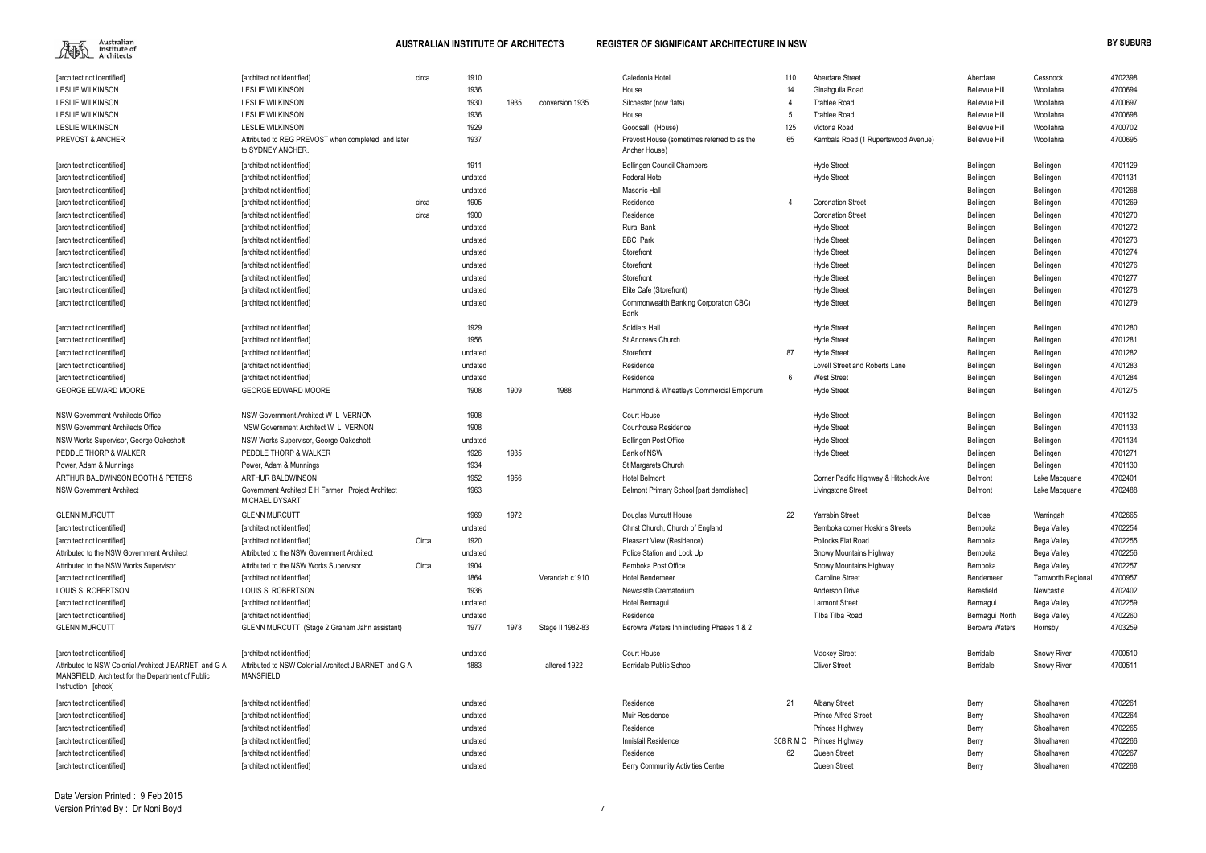| | | | | | | | | | | | | |
|---|---|---|---|---|---|---|---|---|---|---|---|---|
| [architect not identified] | [architect not identified] | circa | 1910 | | | Caledonia Hotel | 110 | Aberdare Street | Aberdare | Cessnock | 4702398 |
| LESLIE WILKINSON | LESLIE WILKINSON | | 1936 | | | House | 14 | Ginahgulla Road | Bellevue Hill | Woollahra | 4700694 |
| LESLIE WILKINSON | LESLIE WILKINSON | | 1930 | 1935 | conversion 1935 | Silchester (now flats) | 4 | Trahlee Road | Bellevue Hill | Woollahra | 4700697 |
| LESLIE WILKINSON | LESLIE WILKINSON | | 1936 | | | House | 5 | Trahlee Road | Bellevue Hill | Woollahra | 4700698 |
| LESLIE WILKINSON | LESLIE WILKINSON | | 1929 | | | Goodsall (House) | 125 | Victoria Road | Bellevue Hill | Woollahra | 4700702 |
| PREVOST & ANCHER | Attributed to REG PREVOST when completed and later to SYDNEY ANCHER. | | 1937 | | | Prevost House (sometimes referred to as the Ancher House) | 65 | Kambala Road (1 Rupertswood Avenue) | Bellevue Hill | Woollahra | 4700695 |
| [architect not identified] | [architect not identified] | | 1911 | | | Bellingen Council Chambers | | Hyde Street | Bellingen | Bellingen | 4701129 |
| [architect not identified] | [architect not identified] | | undated | | | Federal Hotel | | Hyde Street | Bellingen | Bellingen | 4701131 |
| [architect not identified] | [architect not identified] | | undated | | | Masonic Hall | | | Bellingen | Bellingen | 4701268 |
| [architect not identified] | [architect not identified] | circa | 1905 | | | Residence | 4 | Coronation Street | Bellingen | Bellingen | 4701269 |
| [architect not identified] | [architect not identified] | circa | 1900 | | | Residence | | Coronation Street | Bellingen | Bellingen | 4701270 |
| [architect not identified] | [architect not identified] | | undated | | | Rural Bank | | Hyde Street | Bellingen | Bellingen | 4701272 |
| [architect not identified] | [architect not identified] | | undated | | | BBC Park | | Hyde Street | Bellingen | Bellingen | 4701273 |
| [architect not identified] | [architect not identified] | | undated | | | Storefront | | Hyde Street | Bellingen | Bellingen | 4701274 |
| [architect not identified] | [architect not identified] | | undated | | | Storefront | | Hyde Street | Bellingen | Bellingen | 4701276 |
| [architect not identified] | [architect not identified] | | undated | | | Storefront | | Hyde Street | Bellingen | Bellingen | 4701277 |
| [architect not identified] | [architect not identified] | | undated | | | Elite Cafe (Storefront) | | Hyde Street | Bellingen | Bellingen | 4701278 |
| [architect not identified] | [architect not identified] | | undated | | | Commonwealth Banking Corporation CBC) Bank | | Hyde Street | Bellingen | Bellingen | 4701279 |
| [architect not identified] | [architect not identified] | | 1929 | | | Soldiers Hall | | Hyde Street | Bellingen | Bellingen | 4701280 |
| [architect not identified] | [architect not identified] | | 1956 | | | St Andrews Church | | Hyde Street | Bellingen | Bellingen | 4701281 |
| [architect not identified] | [architect not identified] | | undated | | | Storefront | 87 | Hyde Street | Bellingen | Bellingen | 4701282 |
| [architect not identified] | [architect not identified] | | undated | | | Residence | | Lovell Street and Roberts Lane | Bellingen | Bellingen | 4701283 |
| [architect not identified] | [architect not identified] | | undated | | | Residence | 6 | West Street | Bellingen | Bellingen | 4701284 |
| GEORGE EDWARD MOORE | GEORGE EDWARD MOORE | | 1908 | 1909 | 1988 | Hammond & Wheatleys Commercial Emporium | | Hyde Street | Bellingen | Bellingen | 4701275 |
| NSW Government Architects Office | NSW Government Architect W L VERNON | | 1908 | | | Court House | | Hyde Street | Bellingen | Bellingen | 4701132 |
| NSW Government Architects Office | NSW Government Architect W L VERNON | | 1908 | | | Courthouse Residence | | Hyde Street | Bellingen | Bellingen | 4701133 |
| NSW Works Supervisor, George Oakeshott | NSW Works Supervisor, George Oakeshott | | undated | | | Bellingen Post Office | | Hyde Street | Bellingen | Bellingen | 4701134 |
| PEDDLE THORP & WALKER | PEDDLE THORP & WALKER | | 1926 | 1935 | | Bank of NSW | | Hyde Street | Bellingen | Bellingen | 4701271 |
| Power, Adam & Munnings | Power, Adam & Munnings | | 1934 | | | St Margarets Church | | | Bellingen | Bellingen | 4701130 |
| ARTHUR BALDWINSON BOOTH & PETERS | ARTHUR BALDWINSON | | 1952 | 1956 | | Hotel Belmont | | Corner Pacific Highway & Hitchcock Ave | Belmont | Lake Macquarie | 4702401 |
| NSW Government Architect | Government Architect E H Farmer Project Architect MICHAEL DYSART | | 1963 | | | Belmont Primary School [part demolished] | | Livingstone Street | Belmont | Lake Macquarie | 4702488 |
| GLENN MURCUTT | GLENN MURCUTT | | 1969 | 1972 | | Douglas Murcutt House | 22 | Yarrabin Street | Belrose | Warringah | 4702665 |
| [architect not identified] | [architect not identified] | | undated | | | Christ Church, Church of England | | Bemboka corner Hoskins Streets | Bemboka | Bega Valley | 4702254 |
| [architect not identified] | [architect not identified] | Circa | 1920 | | | Pleasant View (Residence) | | Pollocks Flat Road | Bemboka | Bega Valley | 4702255 |
| Attributed to the NSW Government Architect | Attributed to the NSW Government Architect | | undated | | | Police Station and Lock Up | | Snowy Mountains Highway | Bemboka | Bega Valley | 4702256 |
| Attributed to the NSW Works Supervisor | Attributed to the NSW Works Supervisor | Circa | 1904 | | | Bemboka Post Office | | Snowy Mountains Highway | Bemboka | Bega Valley | 4702257 |
| [architect not identified] | [architect not identified] | | 1864 | | Verandah c1910 | Hotel Bendemeer | | Caroline Street | Bendemeer | Tamworth Regional | 4700957 |
| LOUIS S ROBERTSON | LOUIS S ROBERTSON | | 1936 | | | Newcastle Crematorium | | Anderson Drive | Beresfield | Newcastle | 4702402 |
| [architect not identified] | [architect not identified] | | undated | | | Hotel Bermagui | | Lamont Street | Bermagui | Bega Valley | 4702259 |
| [architect not identified] | [architect not identified] | | undated | | | Residence | | Tilba Tilba Road | Bermagui North | Bega Valley | 4702260 |
| GLENN MURCUTT | GLENN MURCUTT (Stage 2 Graham Jahn assistant) | | 1977 | 1978 | Stage II 1982-83 | Berowra Waters Inn including Phases 1 & 2 | | | Berowra Waters | Hornsby | 4703259 |
| [architect not identified] | [architect not identified] | | undated | | | Court House | | Mackey Street | Berridale | Snowy River | 4700510 |
| Attributed to NSW Colonial Architect J BARNET and G A MANSFIELD, Architect for the Department of Public Instruction [check] | Attributed to NSW Colonial Architect J BARNET and G A MANSFIELD | | 1883 | | altered 1922 | Berridale Public School | | Oliver Street | Berridale | Snowy River | 4700511 |
| [architect not identified] | [architect not identified] | | undated | | | Residence | 21 | Albany Street | Berry | Shoalhaven | 4702261 |
| [architect not identified] | [architect not identified] | | undated | | | Muir Residence | | Prince Alfred Street | Berry | Shoalhaven | 4702264 |
| [architect not identified] | [architect not identified] | | undated | | | Residence | | Princes Highway | Berry | Shoalhaven | 4702265 |
| [architect not identified] | [architect not identified] | | undated | | | Innisfail Residence | 308 R M O | Princes Highway | Berry | Shoalhaven | 4702266 |
| [architect not identified] | [architect not identified] | | undated | | | Residence | 62 | Queen Street | Berry | Shoalhaven | 4702267 |
| [architect not identified] | [architect not identified] | | undated | | | Berry Community Activities Centre | | Queen Street | Berry | Shoalhaven | 4702268 |

Date Version Printed : 9 Feb 2015
Version Printed By : Dr Noni Boyd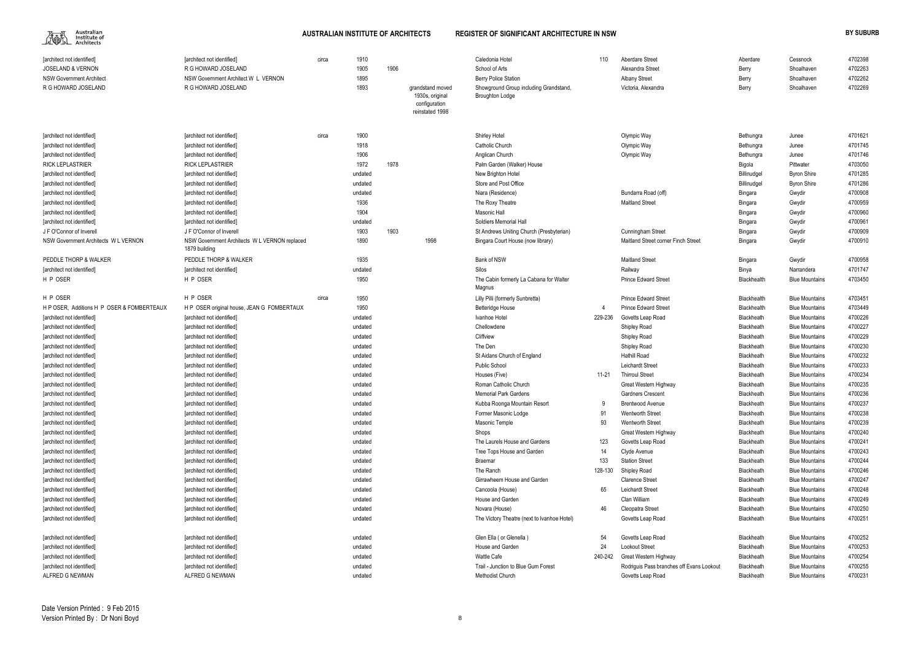| | | | | | | | | | | | | |
|---|---|---|---|---|---|---|---|---|---|---|---|---|
| [architect not identified] | [architect not identified] | circa | 1910 | | | Caledonia Hotel | 110 | Aberdare Street | Aberdare | Cessnock | 4702398 |
| JOSELAND & VERNON | R G HOWARD JOSELAND | | 1905 | 1906 | | School of Arts | | Alexandra Street | Berry | Shoalhaven | 4702263 |
| NSW Government Architect | NSW Government Architect W L VERNON | | 1895 | | | Berry Police Station | | Albany Street | Berry | Shoalhaven | 4702262 |
| R G HOWARD JOSELAND | R G HOWARD JOSELAND | | 1893 | | grandstand moved 1930s, original configuration reinstated 1998 | Showground Group including Grandstand, Broughton Lodge | | Victoria, Alexandra | Berry | Shoalhaven | 4702269 |
| [architect not identified] | [architect not identified] | circa | 1900 | | | Shirley Hotel | | Olympic Way | Bethungra | Junee | 4701621 |
| [architect not identified] | [architect not identified] | | 1918 | | | Catholic Church | | Olympic Way | Bethungra | Junee | 4701745 |
| [architect not identified] | [architect not identified] | | 1906 | | | Anglican Church | | Olympic Way | Bethungra | Junee | 4701746 |
| RICK LEPLASTRIER | RICK LEPLASTRIER | | 1972 | 1978 | | Palm Garden (Walker) House | | | Bigola | Pittwater | 4703050 |
| [architect not identified] | [architect not identified] | | undated | | | New Brighton Hotel | | | Billinudgel | Byron Shire | 4701285 |
| [architect not identified] | [architect not identified] | | undated | | | Store and Post Office | | | Billinudgel | Byron Shire | 4701286 |
| [architect not identified] | [architect not identified] | | undated | | | Niara (Residence) | | Bundarra Road (off) | Bingara | Gwydir | 4700908 |
| [architect not identified] | [architect not identified] | | 1936 | | | The Roxy Theatre | | Maitland Street | Bingara | Gwydir | 4700959 |
| [architect not identified] | [architect not identified] | | 1904 | | | Masonic Hall | | | Bingara | Gwydir | 4700960 |
| [architect not identified] | [architect not identified] | | undated | | | Soldiers Memorial Hall | | | Bingara | Gwydir | 4700961 |
| J F O'Connor of Inverell | J F O'Connor of Inverell | | 1903 | 1903 | | St Andrews Uniting Church (Presbyterian) | | Cunningham Street | Bingara | Gwydir | 4700909 |
| NSW Government Architects W L VERNON | NSW Government Architects W L VERNON replaced 1879 building | | 1890 | | 1998 | Bingara Court House (now library) | | Maitland Street corner Finch Street | Bingara | Gwydir | 4700910 |
| PEDDLE THORP & WALKER | PEDDLE THORP & WALKER | | 1935 | | | Bank of NSW | | Maitland Street | Bingara | Gwydir | 4700958 |
| [architect not identified] | [architect not identified] | | undated | | | Silos | | Railway | Binya | Narrandera | 4701747 |
| H P OSER | H P OSER | | 1950 | | | The Cabin formerly La Cabana for Walter Magnus | | Prince Edward Street | Blackhealth | Blue Mountains | 4703450 |
| H P OSER | H P OSER | circa | 1950 | | | Lilly Pilli (formerly Sunbretta) | | Prince Edward Street | Blackhealth | Blue Mountains | 4703451 |
| H P OSER, Additions H P OSER & FOMBERTEAUX | H P OSER original house, JEAN G FOMBERTAUX | | 1950 | | | Betteridge House | 4 | Prince Edward Street | Blackhealth | Blue Mountains | 4703449 |
| [architect not identified] | [architect not identified] | | undated | | | Ivanhoe Hotel | 229-236 | Govetts Leap Road | Blackheath | Blue Mountains | 4700226 |
| [architect not identified] | [architect not identified] | | undated | | | Chellowdene | | Shipley Road | Blackheath | Blue Mountains | 4700227 |
| [architect not identified] | [architect not identified] | | undated | | | Cliffview | | Shipley Road | Blackheath | Blue Mountains | 4700229 |
| [architect not identified] | [architect not identified] | | undated | | | The Den | | Shipley Road | Blackheath | Blue Mountains | 4700230 |
| [architect not identified] | [architect not identified] | | undated | | | St Aidans Church of England | | Hathill Road | Blackheath | Blue Mountains | 4700232 |
| [architect not identified] | [architect not identified] | | undated | | | Public School | | Leichardt Street | Blackheath | Blue Mountains | 4700233 |
| [architect not identified] | [architect not identified] | | undated | | | Houses (Five) | 11-21 | Thirroul Street | Blackheath | Blue Mountains | 4700234 |
| [architect not identified] | [architect not identified] | | undated | | | Roman Catholic Church | | Great Western Highway | Blackheath | Blue Mountains | 4700235 |
| [architect not identified] | [architect not identified] | | undated | | | Memorial Park Gardens | | Gardners Crescent | Blackheath | Blue Mountains | 4700236 |
| [architect not identified] | [architect not identified] | | undated | | | Kubba Roonga Mountain Resort | 9 | Brentwood Avenue | Blackheath | Blue Mountains | 4700237 |
| [architect not identified] | [architect not identified] | | undated | | | Former Masonic Lodge | 91 | Wentworth Street | Blackheath | Blue Mountains | 4700238 |
| [architect not identified] | [architect not identified] | | undated | | | Masonic Temple | 93 | Wentworth Street | Blackheath | Blue Mountains | 4700239 |
| [architect not identified] | [architect not identified] | | undated | | | Shops | | Great Western Highway | Blackheath | Blue Mountains | 4700240 |
| [architect not identified] | [architect not identified] | | undated | | | The Laurels House and Gardens | 123 | Govetts Leap Road | Blackheath | Blue Mountains | 4700241 |
| [architect not identified] | [architect not identified] | | undated | | | Tree Tops House and Garden | 14 | Clyde Avenue | Blackheath | Blue Mountains | 4700243 |
| [architect not identified] | [architect not identified] | | undated | | | Braemar | 133 | Station Street | Blackheath | Blue Mountains | 4700244 |
| [architect not identified] | [architect not identified] | | undated | | | The Ranch | 128-130 | Shipley Road | Blackheath | Blue Mountains | 4700246 |
| [architect not identified] | [architect not identified] | | undated | | | Girrawheem House and Garden | | Clarence Street | Blackheath | Blue Mountains | 4700247 |
| [architect not identified] | [architect not identified] | | undated | | | Cancoola (House) | 65 | Leichardt Street | Blackheath | Blue Mountains | 4700248 |
| [architect not identified] | [architect not identified] | | undated | | | House and Garden | | Clan William | Blackheath | Blue Mountains | 4700249 |
| [architect not identified] | [architect not identified] | | undated | | | Novara (House) | 46 | Cleopatra Street | Blackheath | Blue Mountains | 4700250 |
| [architect not identified] | [architect not identified] | | undated | | | The Victory Theatre (next to Ivanhoe Hotel) | | Govetts Leap Road | Blackheath | Blue Mountains | 4700251 |
| [architect not identified] | [architect not identified] | | undated | | | Glen Ella ( or Glenella ) | 54 | Govetts Leap Road | Blackheath | Blue Mountains | 4700252 |
| [architect not identified] | [architect not identified] | | undated | | | House and Garden | 24 | Lookout Street | Blackheath | Blue Mountains | 4700253 |
| [architect not identified] | [architect not identified] | | undated | | | Wattle Cafe | 240-242 | Great Western Highway | Blackheath | Blue Mountains | 4700254 |
| [architect not identified] | [architect not identified] | | undated | | | Trail - Junction to Blue Gum Forest | | Rodriguis Pass branches off Evans Lookout | Blackheath | Blue Mountains | 4700255 |
| ALFRED G NEWMAN | ALFRED G NEWMAN | | undated | | | Methodist Church | | Govetts Leap Road | Blackheath | Blue Mountains | 4700231 |

Date Version Printed : 9 Feb 2015
Version Printed By : Dr Noni Boyd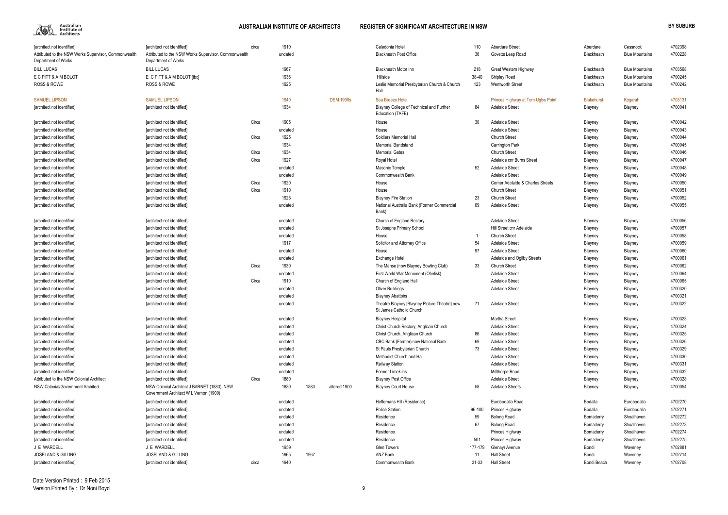| [architect not identified] | [architect not identified] | circa | 1910 | | | Caledonia Hotel | 110 | Aberdare Street | Aberdare | Cessnock | 4702398 |
|---|---|---|---|---|---|---|---|---|---|---|---|
| Attributed to the NSW Works Supervisor, Commonwealth Department of Works | Attributed to the NSW Works Supervisor, Commonwealth Department of Works | | undated | | | Blackheath Post Office | 36 | Govetts Leap Road | Blackheath | Blue Mountains | 4700228 |
| BILL LUCAS | BILL LUCAS | | 1967 | | | Blackheath Motor Inn | 218 | Great Western Highway | Blackheath | Blue Mountains | 4703568 |
| E C PITT & A M BOLOT | E C PITT & A M BOLOT [tbc] | | 1936 | | | Hillside | 38-40 | Shipley Road | Blackheath | Blue Mountains | 4700245 |
| ROSS & ROWE | ROSS & ROWE | | 1925 | | | Leslie Memorial Presbyterian Church & Church Hall | 123 | Wentworth Street | Blackheath | Blue Mountains | 4700242 |
| SAMUEL LIPSON | SAMUEL LIPSON | | 1940 | | DEM 1990s | Sea Breeze Hotel | | Princes Highway at Tom Uglys Point | Blakehurst | Kogarah | 4703131 |
| [architect not identified] | [architect not identified] | | 1934 | | | Blayney College of Technical and Further Education (TAFE) | 84 | Adelaide Street | Blayney | Blayney | 4700041 |
| [architect not identified] | [architect not identified] | Circa | 1905 | | | House | 30 | Adelaide Street | Blayney | Blayney | 4700042 |
| [architect not identified] | [architect not identified] | | undated | | | House | | Adelaide Street | Blayney | Blayney | 4700043 |
| [architect not identified] | [architect not identified] | Circa | 1925 | | | Soldiers Memorial Hall | | Church Street | Blayney | Blayney | 4700044 |
| [architect not identified] | [architect not identified] | | 1934 | | | Memorial Bandstand | | Carrington Park | Blayney | Blayney | 4700045 |
| [architect not identified] | [architect not identified] | Circa | 1934 | | | Memorial Gates | | Church Street | Blayney | Blayney | 4700046 |
| [architect not identified] | [architect not identified] | Circa | 1927 | | | Royal Hotel | | Adelaide cnr Burns Street | Blayney | Blayney | 4700047 |
| [architect not identified] | [architect not identified] | | undated | | | Masonic Temple | 52 | Adelaide Street | Blayney | Blayney | 4700048 |
| [architect not identified] | [architect not identified] | | undated | | | Commonwealth Bank | | Adelaide Street | Blayney | Blayney | 4700049 |
| [architect not identified] | [architect not identified] | Circa | 1920 | | | House | | Corner Adelaide & Charles Streets | Blayney | Blayney | 4700050 |
| [architect not identified] | [architect not identified] | Circa | 1910 | | | House | | Church Street | Blayney | Blayney | 4700051 |
| [architect not identified] | [architect not identified] | | 1928 | | | Blayney Fire Station | 23 | Church Street | Blayney | Blayney | 4700052 |
| [architect not identified] | [architect not identified] | | undated | | | National Australia Bank (Former Commercial Bank) | 69 | Adelaide Street | Blayney | Blayney | 4700055 |
| [architect not identified] | [architect not identified] | | undated | | | Church of England Rectory | | Adelaide Street | Blayney | Blayney | 4700056 |
| [architect not identified] | [architect not identified] | | undated | | | St Josephs Primary School | | Hill Street cnr Adelaide | Blayney | Blayney | 4700057 |
| [architect not identified] | [architect not identified] | | undated | | | House | 1 | Church Street | Blayney | Blayney | 4700058 |
| [architect not identified] | [architect not identified] | | 1917 | | | Solicitor and Attorney Office | 54 | Adelaide Street | Blayney | Blayney | 4700059 |
| [architect not identified] | [architect not identified] | | undated | | | House | 97 | Adelaide Street | Blayney | Blayney | 4700060 |
| [architect not identified] | [architect not identified] | | undated | | | Exchange Hotel | | Adelaide and Ogilby Streets | Blayney | Blayney | 4700061 |
| [architect not identified] | [architect not identified] | Circa | 1930 | | | The Manse (now Blayney Bowling Club) | 33 | Church Street | Blayney | Blayney | 4700062 |
| [architect not identified] | [architect not identified] | | undated | | | First World War Monument (Obelisk) | | Adelaide Street | Blayney | Blayney | 4700064 |
| [architect not identified] | [architect not identified] | Circa | 1910 | | | Church of England Hall | | Adelaide Street | Blayney | Blayney | 4700065 |
| [architect not identified] | [architect not identified] | | undated | | | Oliver Buildings | | Adelaide Street | Blayney | Blayney | 4700320 |
| [architect not identified] | [architect not identified] | | undated | | | Blayney Abattoirs | | | Blayney | Blayney | 4700321 |
| [architect not identified] | [architect not identified] | | undated | | | Theatre Blayney [Blayney Picture Theatre] now St James Catholic Church | 71 | Adelaide Street | Blayney | Blayney | 4700322 |
| [architect not identified] | [architect not identified] | | undated | | | Blayney Hospital | | Martha Street | Blayney | Blayney | 4700323 |
| [architect not identified] | [architect not identified] | | undated | | | Christ Church Rectory, Anglican Church | | Adelaide Street | Blayney | Blayney | 4700324 |
| [architect not identified] | [architect not identified] | | undated | | | Christ Church, Anglican Church | 86 | Adelaide Street | Blayney | Blayney | 4700325 |
| [architect not identified] | [architect not identified] | | undated | | | CBC Bank (Former) now National Bank | 69 | Adelaide Street | Blayney | Blayney | 4700326 |
| [architect not identified] | [architect not identified] | | undated | | | St Pauls Presbyterian Church | 73 | Adelaide Street | Blayney | Blayney | 4700329 |
| [architect not identified] | [architect not identified] | | undated | | | Methodist Church and Hall | | Adelaide Street | Blayney | Blayney | 4700330 |
| [architect not identified] | [architect not identified] | | undated | | | Railway Station | | Adelaide Street | Blayney | Blayney | 4700331 |
| [architect not identified] | [architect not identified] | | undated | | | Former Limekilns | | Millthorpe Road | Blayney | Blayney | 4700332 |
| Attributed to the NSW Colonial Architect | [architect not identified] | Circa | 1880 | | | Blayney Post Office | | Adelaide Street | Blayney | Blayney | 4700328 |
| NSW Colonial/Government Architect | NSW Colonial Architect J BARNET (1883), NSW Government Architect W L Vernon (1900) | | 1880 | 1883 | altered 1900 | Blayney Court House | 58 | Adelaide Streets | Blayney | Blayney | 4700054 |
| [architect not identified] | [architect not identified] | | undated | | | Heffernans Hill (Residence) | | Eurobodalla Road | Bodalla | Eurobodalla | 4702270 |
| [architect not identified] | [architect not identified] | | undated | | | Police Station | 96-100 | Princes Highway | Bodalla | Eurobodalla | 4702271 |
| [architect not identified] | [architect not identified] | | undated | | | Residence | 59 | Bolong Road | Bomaderry | Shoalhaven | 4702272 |
| [architect not identified] | [architect not identified] | | undated | | | Residence | 67 | Bolong Road | Bomaderry | Shoalhaven | 4702273 |
| [architect not identified] | [architect not identified] | | undated | | | Residence | | Princes Highway | Bomaderry | Shoalhaven | 4702274 |
| [architect not identified] | [architect not identified] | | undated | | | Residence | 501 | Princes Highway | Bomaderry | Shoalhaven | 4702275 |
| J E WARDELL | J E WARDELL | | 1959 | | | Glen Towers | 177-179 | Glenayr Avenue | Bondi | Waverley | 4702881 |
| JOSELAND & GILLING | JOSELAND & GILLING | | 1965 | 1967 | | ANZ Bank | 11 | Hall Street | Bondi | Waverley | 4702714 |
| [architect not identified] | [architect not identified] | circa | 1940 | | | Commonwealth Bank | 31-33 | Hall Street | Bondi Beach | Waverley | 4702708 |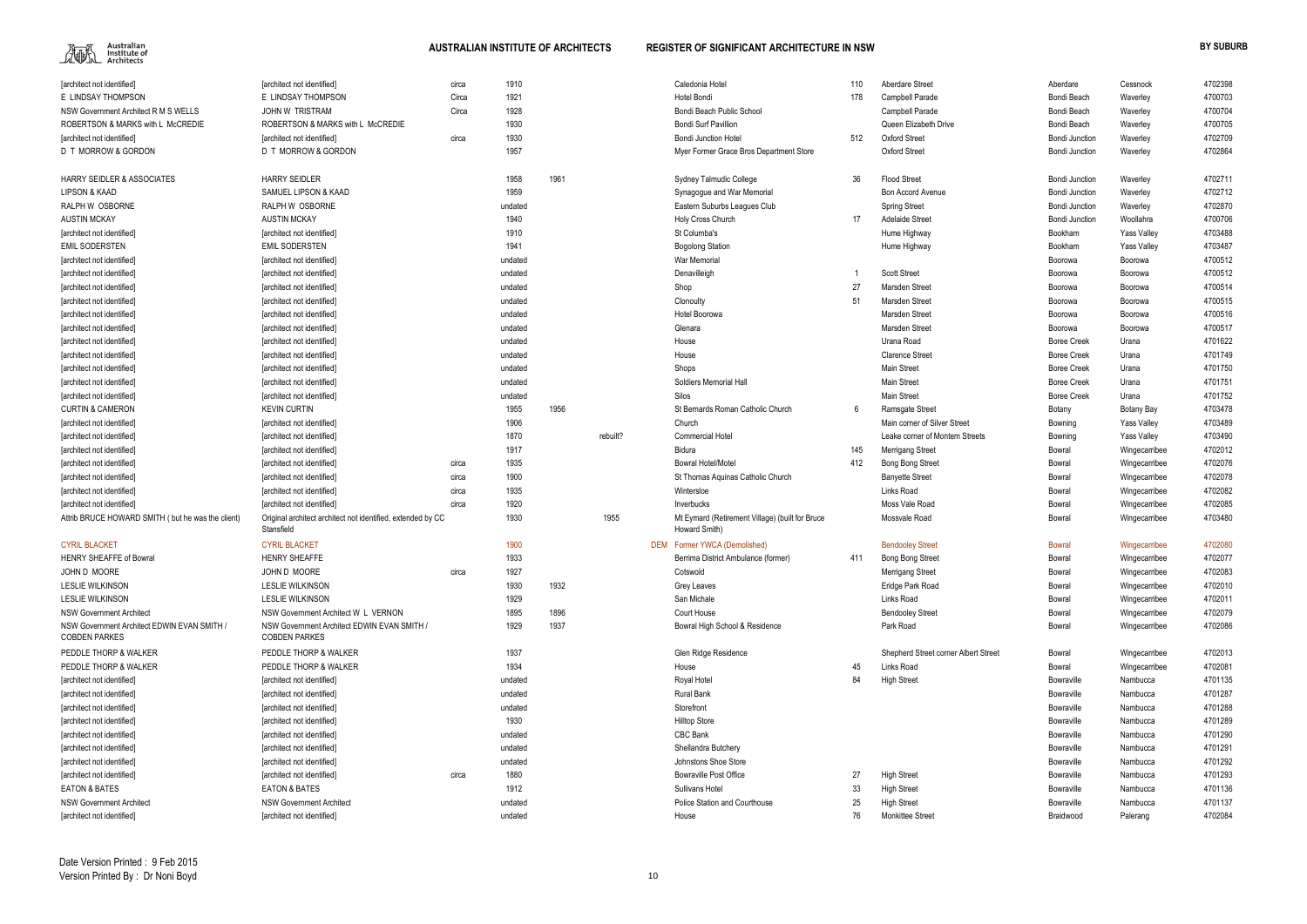| | | | | | | | | | | | | | |
|---|---|---|---|---|---|---|---|---|---|---|---|---|---|
| [architect not identified] | [architect not identified] | circa | 1910 | | | | Caledonia Hotel | 110 | Aberdare Street | Aberdare | Cessnock | 4702398 |
| E LINDSAY THOMPSON | E LINDSAY THOMPSON | Circa | 1921 | | | | Hotel Bondi | 178 | Campbell Parade | Bondi Beach | Waverley | 4700703 |
| NSW Government Architect R M S WELLS | JOHN W TRISTRAM | Circa | 1928 | | | | Bondi Beach Public School | | Campbell Parade | Bondi Beach | Waverley | 4700704 |
| ROBERTSON & MARKS with L McCREDIE | ROBERTSON & MARKS with L McCREDIE | | 1930 | | | | Bondi Surf Pavillion | | Queen Elizabeth Drive | Bondi Beach | Waverley | 4700705 |
| [architect not identified] | [architect not identified] | circa | 1930 | | | | Bondi Junction Hotel | 512 | Oxford Street | Bondi Junction | Waverley | 4702709 |
| D T MORROW & GORDON | D T MORROW & GORDON | | 1957 | | | | Myer Former Grace Bros Department Store | | Oxford Street | Bondi Junction | Waverley | 4702864 |
| HARRY SEIDLER & ASSOCIATES | HARRY SEIDLER | | 1958 | 1961 | | | Sydney Talmudic College | 36 | Flood Street | Bondi Junction | Waverley | 4702711 |
| LIPSON & KAAD | SAMUEL LIPSON & KAAD | | 1959 | | | | Synagogue and War Memorial | | Bon Accord Avenue | Bondi Junction | Waverley | 4702712 |
| RALPH W OSBORNE | RALPH W OSBORNE | | undated | | | | Eastern Suburbs Leagues Club | | Spring Street | Bondi Junction | Waverley | 4702870 |
| AUSTIN MCKAY | AUSTIN MCKAY | | 1940 | | | | Holy Cross Church | 17 | Adelaide Street | Bondi Junction | Woollahra | 4700706 |
| [architect not identified] | [architect not identified] | | 1910 | | | | St Columba's | | Hume Highway | Bookham | Yass Valley | 4703488 |
| EMIL SODERSTEN | EMIL SODERSTEN | | 1941 | | | | Bogolong Station | | Hume Highway | Bookham | Yass Valley | 4703487 |
| [architect not identified] | [architect not identified] | | undated | | | | War Memorial | | | Boorowa | Boorowa | 4700512 |
| [architect not identified] | [architect not identified] | | undated | | | | Denavilleigh | 1 | Scott Street | Boorowa | Boorowa | 4700512 |
| [architect not identified] | [architect not identified] | | undated | | | | Shop | 27 | Marsden Street | Boorowa | Boorowa | 4700514 |
| [architect not identified] | [architect not identified] | | undated | | | | Clonoulty | 51 | Marsden Street | Boorowa | Boorowa | 4700515 |
| [architect not identified] | [architect not identified] | | undated | | | | Hotel Boorowa | | Marsden Street | Boorowa | Boorowa | 4700516 |
| [architect not identified] | [architect not identified] | | undated | | | | Glenara | | Marsden Street | Boorowa | Boorowa | 4700517 |
| [architect not identified] | [architect not identified] | | undated | | | | House | | Urana Road | Boree Creek | Urana | 4701622 |
| [architect not identified] | [architect not identified] | | undated | | | | House | | Clarence Street | Boree Creek | Urana | 4701749 |
| [architect not identified] | [architect not identified] | | undated | | | | Shops | | Main Street | Boree Creek | Urana | 4701750 |
| [architect not identified] | [architect not identified] | | undated | | | | Soldiers Memorial Hall | | Main Street | Boree Creek | Urana | 4701751 |
| [architect not identified] | [architect not identified] | | undated | | | | Silos | | Main Street | Boree Creek | Urana | 4701752 |
| CURTIN & CAMERON | KEVIN CURTIN | | 1955 | 1956 | | | St Bernards Roman Catholic Church | 6 | Ramsgate Street | Botany | Botany Bay | 4703478 |
| [architect not identified] | [architect not identified] | | 1906 | | | | Church | | Main corner of Silver Street | Bowning | Yass Valley | 4703489 |
| [architect not identified] | [architect not identified] | | 1870 | | rebuilt? | | Commercial Hotel | | Leake corner of Montem Streets | Bowning | Yass Valley | 4703490 |
| [architect not identified] | [architect not identified] | | 1917 | | | | Bidura | 145 | Merrigang Street | Bowral | Wingecarribee | 4702012 |
| [architect not identified] | [architect not identified] | circa | 1935 | | | | Bowral Hotel/Motel | 412 | Bong Bong Street | Bowral | Wingecarribee | 4702076 |
| [architect not identified] | [architect not identified] | circa | 1900 | | | | St Thomas Aquinas Catholic Church | | Banyette Street | Bowral | Wingecarribee | 4702078 |
| [architect not identified] | [architect not identified] | circa | 1935 | | | | Wintersloe | | Links Road | Bowral | Wingecarribee | 4702082 |
| [architect not identified] | [architect not identified] | circa | 1920 | | | | Inverbucks | | Moss Vale Road | Bowral | Wingecarribee | 4702085 |
| Attrib BRUCE HOWARD SMITH ( but he was the client) | Original architect architect not identified, extended by CC Stansfield | | 1930 | | 1955 | | Mt Eymard (Retirement Village) (built for Bruce Howard Smith) | | Mossvale Road | Bowral | Wingecarribee | 4703480 |
| CYRIL BLACKET | CYRIL BLACKET | | 1900 | | | DEM | Former YWCA (Demolished) | | Bendooley Street | Bowral | Wingecarribee | 4702080 |
| HENRY SHEAFFE of Bowral | HENRY SHEAFFE | | 1933 | | | | Berrima District Ambulance (former) | 411 | Bong Bong Street | Bowral | Wingecarribee | 4702077 |
| JOHN D MOORE | JOHN D MOORE | circa | 1927 | | | | Cotswold | | Merrigang Street | Bowral | Wingecarribee | 4702083 |
| LESLIE WILKINSON | LESLIE WILKINSON | | 1930 | 1932 | | | Grey Leaves | | Eridge Park Road | Bowral | Wingecarribee | 4702010 |
| LESLIE WILKINSON | LESLIE WILKINSON | | 1929 | | | | San Michale | | Links Road | Bowral | Wingecarribee | 4702011 |
| NSW Government Architect | NSW Government Architect W L VERNON | | 1895 | 1896 | | | Court House | | Bendooley Street | Bowral | Wingecarribee | 4702079 |
| NSW Government Architect EDWIN EVAN SMITH / COBDEN PARKES | NSW Government Architect EDWIN EVAN SMITH / COBDEN PARKES | | 1929 | 1937 | | | Bowral High School & Residence | | Park Road | Bowral | Wingecarribee | 4702086 |
| PEDDLE THORP & WALKER | PEDDLE THORP & WALKER | | 1937 | | | | Glen Ridge Residence | | Shepherd Street corner Albert Street | Bowral | Wingecarribee | 4702013 |
| PEDDLE THORP & WALKER | PEDDLE THORP & WALKER | | 1934 | | | | House | 45 | Links Road | Bowral | Wingecarribee | 4702081 |
| [architect not identified] | [architect not identified] | | undated | | | | Royal Hotel | 84 | High Street | Bowraville | Nambucca | 4701135 |
| [architect not identified] | [architect not identified] | | undated | | | | Rural Bank | | | Bowraville | Nambucca | 4701287 |
| [architect not identified] | [architect not identified] | | undated | | | | Storefront | | | Bowraville | Nambucca | 4701288 |
| [architect not identified] | [architect not identified] | | 1930 | | | | Hilltop Store | | | Bowraville | Nambucca | 4701289 |
| [architect not identified] | [architect not identified] | | undated | | | | CBC Bank | | | Bowraville | Nambucca | 4701290 |
| [architect not identified] | [architect not identified] | | undated | | | | Shellandra Butchery | | | Bowraville | Nambucca | 4701291 |
| [architect not identified] | [architect not identified] | | undated | | | | Johnstons Shoe Store | | | Bowraville | Nambucca | 4701292 |
| [architect not identified] | [architect not identified] | circa | 1880 | | | | Bowraville Post Office | 27 | High Street | Bowraville | Nambucca | 4701293 |
| EATON & BATES | EATON & BATES | | 1912 | | | | Sullivans Hotel | 33 | High Street | Bowraville | Nambucca | 4701136 |
| NSW Government Architect | NSW Government Architect | | undated | | | | Police Station and Courthouse | 25 | High Street | Bowraville | Nambucca | 4701137 |
| [architect not identified] | [architect not identified] | | undated | | | | House | 76 | Monkittee Street | Braidwood | Palerang | 4702084 |

Date Version Printed : 9 Feb 2015
Version Printed By : Dr Noni Boyd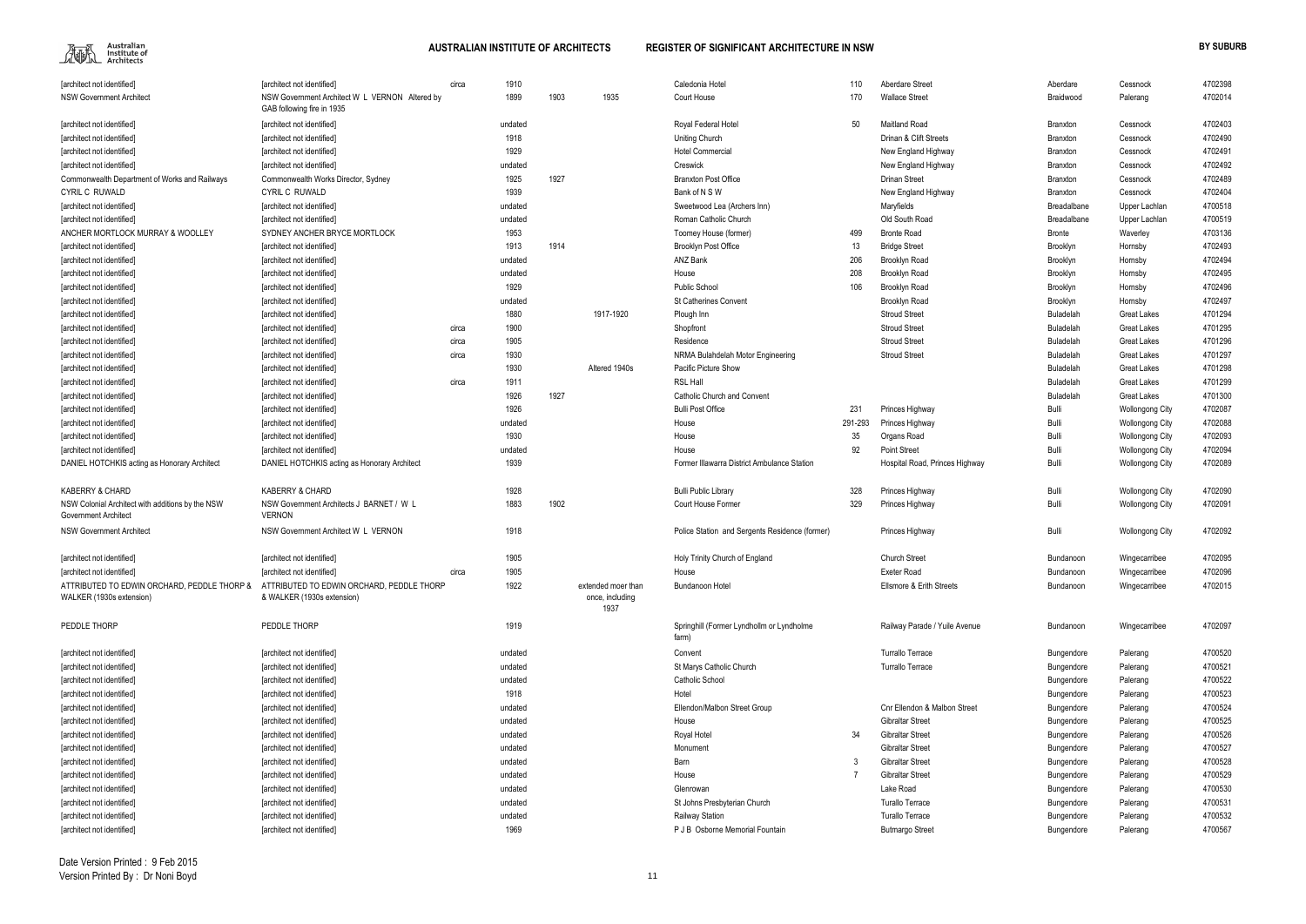| | | | | | | | | | | | | |
|---|---|---|---|---|---|---|---|---|---|---|---|---|
| [architect not identified] | [architect not identified] | circa | 1910 | | | Caledonia Hotel | 110 | Aberdare Street | Aberdare | Cessnock | 4702398 |
| NSW Government Architect | NSW Government Architect W L VERNON Altered by GAB following fire in 1935 | | 1899 | 1903 | 1935 | Court House | 170 | Wallace Street | Braidwood | Palerang | 4702014 |
| [architect not identified] | [architect not identified] | | undated | | | Royal Federal Hotel | 50 | Maitland Road | Branxton | Cessnock | 4702403 |
| [architect not identified] | [architect not identified] | | 1918 | | | Uniting Church | | Drinan & Clift Streets | Branxton | Cessnock | 4702490 |
| [architect not identified] | [architect not identified] | | 1929 | | | Hotel Commercial | | New England Highway | Branxton | Cessnock | 4702491 |
| [architect not identified] | [architect not identified] | | undated | | | Creswick | | New England Highway | Branxton | Cessnock | 4702492 |
| Commonwealth Department of Works and Railways | Commonwealth Works Director, Sydney | | 1925 | 1927 | | Branxton Post Office | | Drinan Street | Branxton | Cessnock | 4702489 |
| CYRIL C RUWALD | CYRIL C RUWALD | | 1939 | | | Bank of N S W | | New England Highway | Branxton | Cessnock | 4702404 |
| [architect not identified] | [architect not identified] | | undated | | | Sweetwood Lea (Archers Inn) | | Maryfields | Breadalbane | Upper Lachlan | 4700518 |
| [architect not identified] | [architect not identified] | | undated | | | Roman Catholic Church | | Old South Road | Breadalbane | Upper Lachlan | 4700519 |
| ANCHER MORTLOCK MURRAY & WOOLLEY | SYDNEY ANCHER BRYCE MORTLOCK | | 1953 | | | Toomey House (former) | 499 | Bronte Road | Bronte | Waverley | 4703136 |
| [architect not identified] | [architect not identified] | | 1913 | 1914 | | Brooklyn Post Office | 13 | Bridge Street | Brooklyn | Hornsby | 4702493 |
| [architect not identified] | [architect not identified] | | undated | | | ANZ Bank | 206 | Brooklyn Road | Brooklyn | Hornsby | 4702494 |
| [architect not identified] | [architect not identified] | | undated | | | House | 208 | Brooklyn Road | Brooklyn | Hornsby | 4702495 |
| [architect not identified] | [architect not identified] | | 1929 | | | Public School | 106 | Brooklyn Road | Brooklyn | Hornsby | 4702496 |
| [architect not identified] | [architect not identified] | | undated | | | St Catherines Convent | | Brooklyn Road | Brooklyn | Hornsby | 4702497 |
| [architect not identified] | [architect not identified] | | 1880 | | 1917-1920 | Plough Inn | | Stroud Street | Buladelah | Great Lakes | 4701294 |
| [architect not identified] | [architect not identified] | circa | 1900 | | | Shopfront | | Stroud Street | Buladelah | Great Lakes | 4701295 |
| [architect not identified] | [architect not identified] | circa | 1905 | | | Residence | | Stroud Street | Buladelah | Great Lakes | 4701296 |
| [architect not identified] | [architect not identified] | circa | 1930 | | | NRMA Bulahdelah Motor Engineering | | Stroud Street | Buladelah | Great Lakes | 4701297 |
| [architect not identified] | [architect not identified] | | 1930 | | Altered 1940s | Pacific Picture Show | | | Buladelah | Great Lakes | 4701298 |
| [architect not identified] | [architect not identified] | circa | 1911 | | | RSL Hall | | | Buladelah | Great Lakes | 4701299 |
| [architect not identified] | [architect not identified] | | 1926 | 1927 | | Catholic Church and Convent | | | Buladelah | Great Lakes | 4701300 |
| [architect not identified] | [architect not identified] | | 1926 | | | Bulli Post Office | 231 | Princes Highway | Bulli | Wollongong City | 4702087 |
| [architect not identified] | [architect not identified] | | undated | | | House | 291-293 | Princes Highway | Bulli | Wollongong City | 4702088 |
| [architect not identified] | [architect not identified] | | 1930 | | | House | 35 | Organs Road | Bulli | Wollongong City | 4702093 |
| [architect not identified] | [architect not identified] | | undated | | | House | 92 | Point Street | Bulli | Wollongong City | 4702094 |
| DANIEL HOTCHKIS acting as Honorary Architect | DANIEL HOTCHKIS acting as Honorary Architect | | 1939 | | | Former Illawarra District Ambulance Station | | Hospital Road, Princes Highway | Bulli | Wollongong City | 4702089 |
| KABERRY & CHARD | KABERRY & CHARD | | 1928 | | | Bulli Public Library | 328 | Princes Highway | Bulli | Wollongong City | 4702090 |
| NSW Colonial Architect with additions by the NSW Government Architect | NSW Government Architects J BARNET / W L VERNON | | 1883 | 1902 | | Court House Former | 329 | Princes Highway | Bulli | Wollongong City | 4702091 |
| NSW Government Architect | NSW Government Architect W L VERNON | | 1918 | | | Police Station and Sergents Residence (former) | | Princes Highway | Bulli | Wollongong City | 4702092 |
| [architect not identified] | [architect not identified] | | 1905 | | | Holy Trinity Church of England | | Church Street | Bundanoon | Wingecarribee | 4702095 |
| [architect not identified] | [architect not identified] | circa | 1905 | | | House | | Exeter Road | Bundanoon | Wingecarribee | 4702096 |
| ATTRIBUTED TO EDWIN ORCHARD, PEDDLE THORP & WALKER (1930s extension) | ATTRIBUTED TO EDWIN ORCHARD, PEDDLE THORP & WALKER (1930s extension) | | 1922 | | extended moer than once, including 1937 | Bundanoon Hotel | | Ellsmore & Erith Streets | Bundanoon | Wingecarribee | 4702015 |
| PEDDLE THORP | PEDDLE THORP | | 1919 | | | Springhill (Former Lyndhollm or Lyndholme farm) | | Railway Parade / Yuile Avenue | Bundanoon | Wingecarribee | 4702097 |
| [architect not identified] | [architect not identified] | | undated | | | Convent | | Turrallo Terrace | Bungendore | Palerang | 4700520 |
| [architect not identified] | [architect not identified] | | undated | | | St Marys Catholic Church | | Turrallo Terrace | Bungendore | Palerang | 4700521 |
| [architect not identified] | [architect not identified] | | undated | | | Catholic School | | | Bungendore | Palerang | 4700522 |
| [architect not identified] | [architect not identified] | | 1918 | | | Hotel | | | Bungendore | Palerang | 4700523 |
| [architect not identified] | [architect not identified] | | undated | | | Ellendon/Malbon Street Group | | Cnr Ellendon & Malbon Street | Bungendore | Palerang | 4700524 |
| [architect not identified] | [architect not identified] | | undated | | | House | | Gibraltar Street | Bungendore | Palerang | 4700525 |
| [architect not identified] | [architect not identified] | | undated | | | Royal Hotel | 34 | Gibraltar Street | Bungendore | Palerang | 4700526 |
| [architect not identified] | [architect not identified] | | undated | | | Monument | | Gibraltar Street | Bungendore | Palerang | 4700527 |
| [architect not identified] | [architect not identified] | | undated | | | Barn | 3 | Gibraltar Street | Bungendore | Palerang | 4700528 |
| [architect not identified] | [architect not identified] | | undated | | | House | 7 | Gibraltar Street | Bungendore | Palerang | 4700529 |
| [architect not identified] | [architect not identified] | | undated | | | Glenrowan | | Lake Road | Bungendore | Palerang | 4700530 |
| [architect not identified] | [architect not identified] | | undated | | | St Johns Presbyterian Church | | Turallo Terrace | Bungendore | Palerang | 4700531 |
| [architect not identified] | [architect not identified] | | undated | | | Railway Station | | Turallo Terrace | Bungendore | Palerang | 4700532 |
| [architect not identified] | [architect not identified] | | 1969 | | | P J B Osborne Memorial Fountain | | Butmargo Street | Bungendore | Palerang | 4700567 |

Date Version Printed : 9 Feb 2015
Version Printed By : Dr Noni Boyd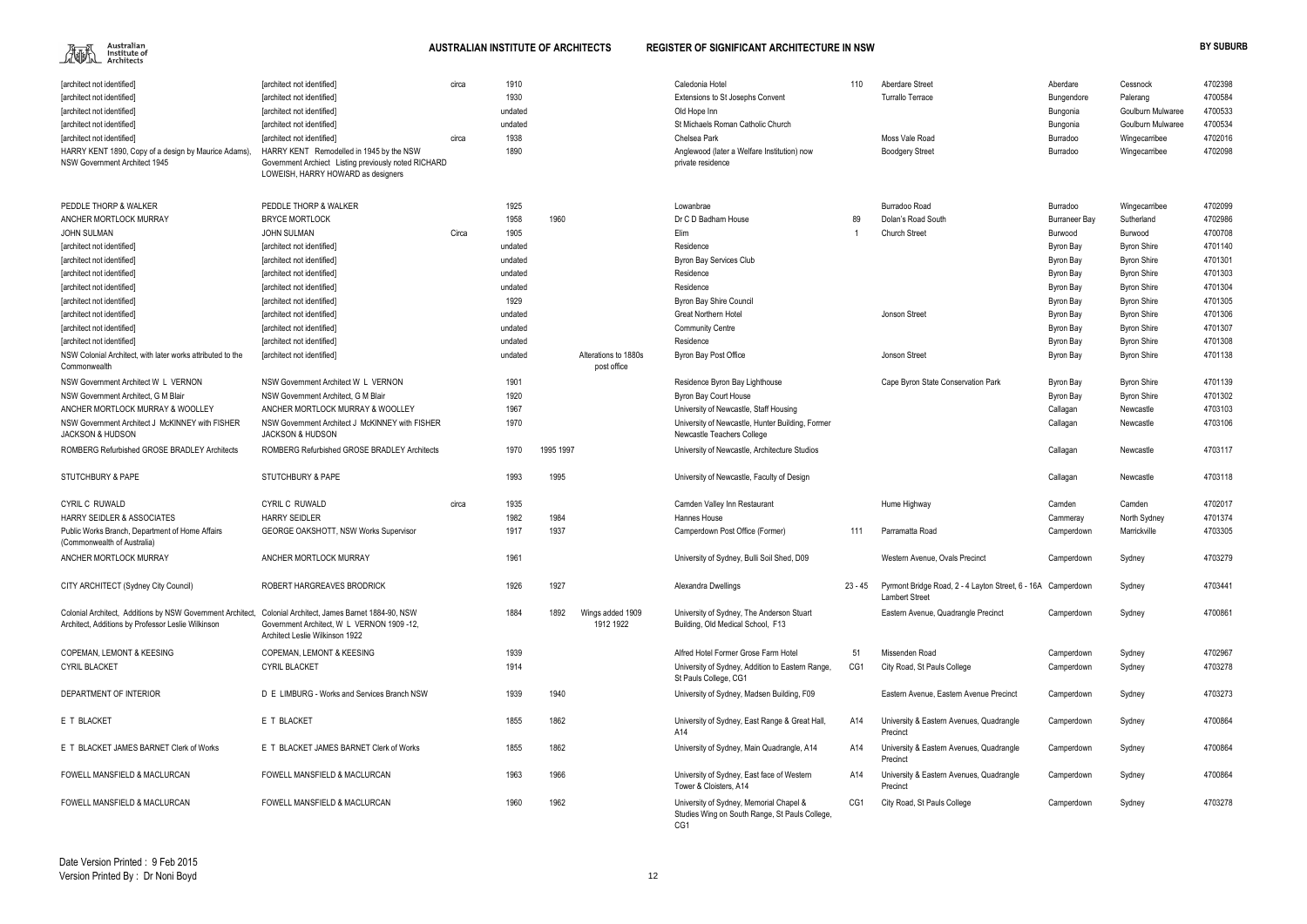| | | | | | | | | | | | | |
|---|---|---|---|---|---|---|---|---|---|---|---|---|
| [architect not identified] | [architect not identified] | circa | 1910 | | | Caledonia Hotel | 110 | Aberdare Street | Aberdare | Cessnock | 4702398 |
| [architect not identified] | [architect not identified] | | 1930 | | | Extensions to St Josephs Convent | | Turrallo Terrace | Bungendore | Palerang | 4700584 |
| [architect not identified] | [architect not identified] | | undated | | | Old Hope Inn | | | Bungonia | Goulburn Mulwaree | 4700533 |
| [architect not identified] | [architect not identified] | | undated | | | St Michaels Roman Catholic Church | | | Bungonia | Goulburn Mulwaree | 4700534 |
| [architect not identified] | [architect not identified] | circa | 1938 | | | Chelsea Park | | Moss Vale Road | Burradoo | Wingecarribee | 4702016 |
| HARRY KENT 1890, Copy of a design by Maurice Adams), NSW Government Architect 1945 | HARRY KENT Remodelled in 1945 by the NSW Government Archiect Listing previously noted RICHARD LOWEISH, HARRY HOWARD as designers | | 1890 | | | Anglewood (later a Welfare Institution) now private residence | | Boodgery Street | Burradoo | Wingecarribee | 4702098 |
| PEDDLE THORP & WALKER | PEDDLE THORP & WALKER | | 1925 | | | Lowanbrae | | Burradoo Road | Burradoo | Wingecarribee | 4702099 |
| ANCHER MORTLOCK MURRAY | BRYCE MORTLOCK | | 1958 | 1960 | | Dr C D Badham House | 89 | Dolan's Road South | Burraneer Bay | Sutherland | 4702986 |
| JOHN SULMAN | JOHN SULMAN | Circa | 1905 | | | Elim | 1 | Church Street | Burwood | Burwood | 4700708 |
| [architect not identified] | [architect not identified] | | undated | | | Residence | | | Byron Bay | Byron Shire | 4701140 |
| [architect not identified] | [architect not identified] | | undated | | | Byron Bay Services Club | | | Byron Bay | Byron Shire | 4701301 |
| [architect not identified] | [architect not identified] | | undated | | | Residence | | | Byron Bay | Byron Shire | 4701303 |
| [architect not identified] | [architect not identified] | | undated | | | Residence | | | Byron Bay | Byron Shire | 4701304 |
| [architect not identified] | [architect not identified] | | 1929 | | | Byron Bay Shire Council | | | Byron Bay | Byron Shire | 4701305 |
| [architect not identified] | [architect not identified] | | undated | | | Great Northern Hotel | | Jonson Street | Byron Bay | Byron Shire | 4701306 |
| [architect not identified] | [architect not identified] | | undated | | | Community Centre | | | Byron Bay | Byron Shire | 4701307 |
| [architect not identified] | [architect not identified] | | undated | | | Residence | | | Byron Bay | Byron Shire | 4701308 |
| NSW Colonial Architect, with later works attributed to the Commonwealth | [architect not identified] | | undated | | Alterations to 1880s post office | Byron Bay Post Office | | Jonson Street | Byron Bay | Byron Shire | 4701138 |
| NSW Government Architect W L VERNON | NSW Government Architect W L VERNON | | 1901 | | | Residence Byron Bay Lighthouse | | Cape Byron State Conservation Park | Byron Bay | Byron Shire | 4701139 |
| NSW Government Architect, G M Blair | NSW Government Architect, G M Blair | | 1920 | | | Byron Bay Court House | | | Byron Bay | Byron Shire | 4701302 |
| ANCHER MORTLOCK MURRAY & WOOLLEY | ANCHER MORTLOCK MURRAY & WOOLLEY | | 1967 | | | University of Newcastle, Staff Housing | | | Callagan | Newcastle | 4703103 |
| NSW Government Architect J McKINNEY with FISHER JACKSON & HUDSON | NSW Government Architect J McKINNEY with FISHER JACKSON & HUDSON | | 1970 | | | University of Newcastle, Hunter Building, Former Newcastle Teachers College | | | Callagan | Newcastle | 4703106 |
| ROMBERG Refurbished GROSE BRADLEY Architects | ROMBERG Refurbished GROSE BRADLEY Architects | | 1970 | 1995 1997 | | University of Newcastle, Architecture Studios | | | Callagan | Newcastle | 4703117 |
| STUTCHBURY & PAPE | STUTCHBURY & PAPE | | 1993 | 1995 | | University of Newcastle, Faculty of Design | | | Callagan | Newcastle | 4703118 |
| CYRIL C RUWALD | CYRIL C RUWALD | circa | 1935 | | | Camden Valley Inn Restaurant | | Hume Highway | Camden | Camden | 4702017 |
| HARRY SEIDLER & ASSOCIATES | HARRY SEIDLER | | 1982 | 1984 | | Hannes House | | | Cammeray | North Sydney | 4701374 |
| Public Works Branch, Department of Home Affairs (Commonwealth of Australia) | GEORGE OAKSHOTT, NSW Works Supervisor | | 1917 | 1937 | | Camperdown Post Office (Former) | 111 | Parramatta Road | Camperdown | Marrickville | 4703305 |
| ANCHER MORTLOCK MURRAY | ANCHER MORTLOCK MURRAY | | 1961 | | | University of Sydney, Bulli Soil Shed, D09 | | Western Avenue, Ovals Precinct | Camperdown | Sydney | 4703279 |
| CITY ARCHITECT (Sydney City Council) | ROBERT HARGREAVES BRODRICK | | 1926 | 1927 | | Alexandra Dwellings | 23 - 45 | Pyrmont Bridge Road, 2 - 4 Layton Street, 6 - 16A Lambert Street | Camperdown | Sydney | 4703441 |
| Colonial Architect, Additions by NSW Government Architect, Architect, Additions by Professor Leslie Wilkinson | Colonial Architect, James Barnet 1884-90, NSW Government Architect, W L VERNON 1909 -12, Architect Leslie Wilkinson 1922 | | 1884 | 1892 | Wings added 1909 1912 1922 | University of Sydney, The Anderson Stuart Building, Old Medical School, F13 | | Eastern Avenue, Quadrangle Precinct | Camperdown | Sydney | 4700861 |
| COPEMAN, LEMONT & KEESING | COPEMAN, LEMONT & KEESING | | 1939 | | | Alfred Hotel Former Grose Farm Hotel | 51 | Missenden Road | Camperdown | Sydney | 4702967 |
| CYRIL BLACKET | CYRIL BLACKET | | 1914 | | | University of Sydney, Addition to Eastern Range, St Pauls College, CG1 | CG1 | City Road, St Pauls College | Camperdown | Sydney | 4703278 |
| DEPARTMENT OF INTERIOR | D E LIMBURG - Works and Services Branch NSW | | 1939 | 1940 | | University of Sydney, Madsen Building, F09 | | Eastern Avenue, Eastern Avenue Precinct | Camperdown | Sydney | 4703273 |
| E T BLACKET | E T BLACKET | | 1855 | 1862 | | University of Sydney, East Range & Great Hall, A14 | A14 | University & Eastern Avenues, Quadrangle Precinct | Camperdown | Sydney | 4700864 |
| E T BLACKET JAMES BARNET Clerk of Works | E T BLACKET JAMES BARNET Clerk of Works | | 1855 | 1862 | | University of Sydney, Main Quadrangle, A14 | A14 | University & Eastern Avenues, Quadrangle Precinct | Camperdown | Sydney | 4700864 |
| FOWELL MANSFIELD & MACLURCAN | FOWELL MANSFIELD & MACLURCAN | | 1963 | 1966 | | University of Sydney, East face of Western Tower & Cloisters, A14 | A14 | University & Eastern Avenues, Quadrangle Precinct | Camperdown | Sydney | 4700864 |
| FOWELL MANSFIELD & MACLURCAN | FOWELL MANSFIELD & MACLURCAN | | 1960 | 1962 | | University of Sydney, Memorial Chapel & Studies Wing on South Range, St Pauls College, CG1 | CG1 | City Road, St Pauls College | Camperdown | Sydney | 4703278 |

Date Version Printed : 9 Feb 2015
Version Printed By : Dr Noni Boyd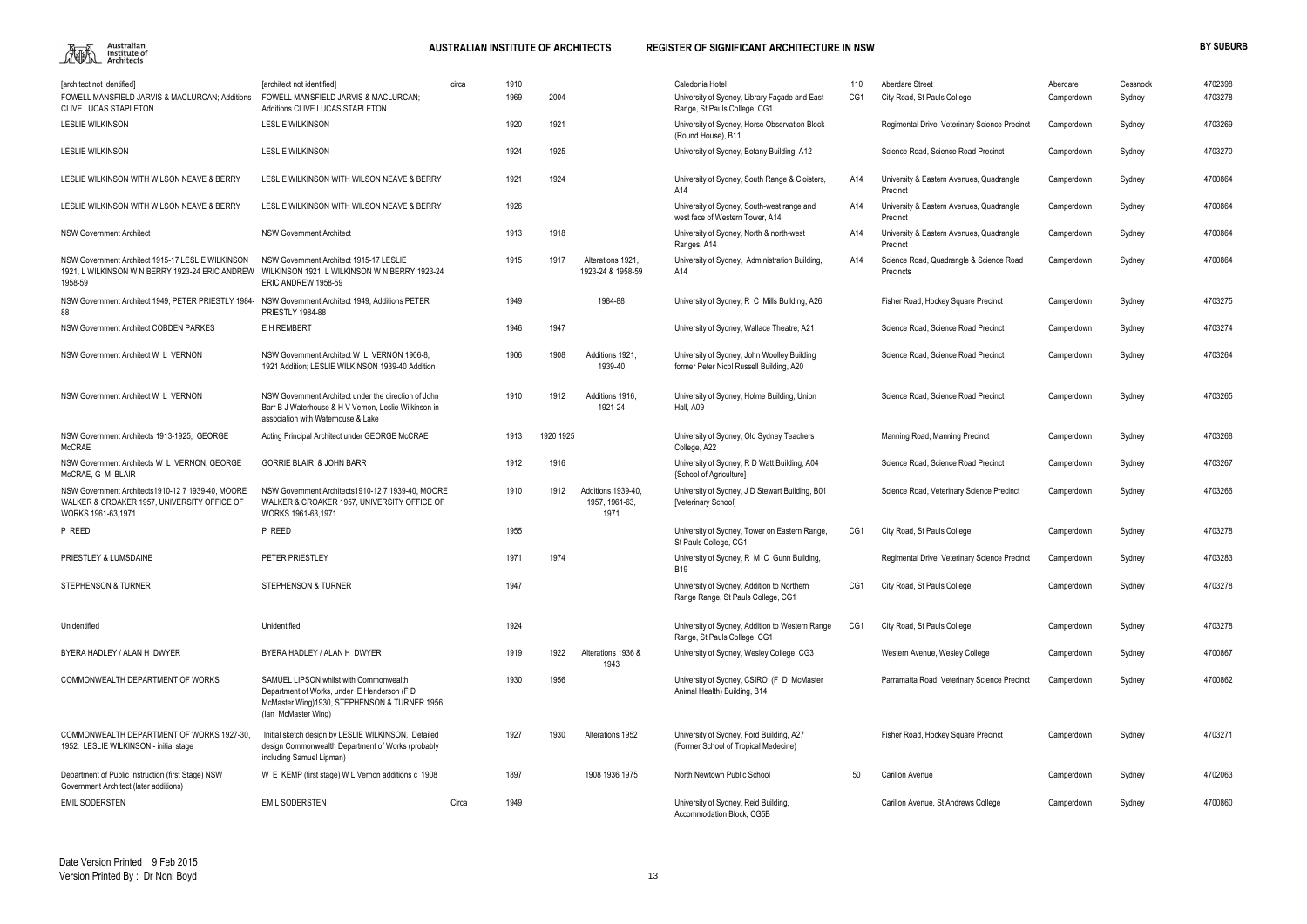| | | | | | | | | | | | | |
|---|---|---|---|---|---|---|---|---|---|---|---|---|
| [architect not identified] | [architect not identified] | circa | 1910 | | | Caledonia Hotel | 110 | Aberdare Street | Aberdare | Cessnock | 4702398 |
| FOWELL MANSFIELD JARVIS & MACLURCAN; Additions CLIVE LUCAS STAPLETON | FOWELL MANSFIELD JARVIS & MACLURCAN; Additions CLIVE LUCAS STAPLETON | | 1969 | 2004 | | University of Sydney, Library Façade and East Range, St Pauls College, CG1 | CG1 | City Road, St Pauls College | Camperdown | Sydney | 4703278 |
| LESLIE WILKINSON | LESLIE WILKINSON | | 1920 | 1921 | | University of Sydney, Horse Observation Block (Round House), B11 | | Regimental Drive, Veterinary Science Precinct | Camperdown | Sydney | 4703269 |
| LESLIE WILKINSON | LESLIE WILKINSON | | 1924 | 1925 | | University of Sydney, Botany Building, A12 | | Science Road, Science Road Precinct | Camperdown | Sydney | 4703270 |
| LESLIE WILKINSON WITH WILSON NEAVE & BERRY | LESLIE WILKINSON WITH WILSON NEAVE & BERRY | | 1921 | 1924 | | University of Sydney, South Range & Cloisters, A14 | A14 | University & Eastern Avenues, Quadrangle Precinct | Camperdown | Sydney | 4700864 |
| LESLIE WILKINSON WITH WILSON NEAVE & BERRY | LESLIE WILKINSON WITH WILSON NEAVE & BERRY | | 1926 | | | University of Sydney, South-west range and west face of Western Tower, A14 | A14 | University & Eastern Avenues, Quadrangle Precinct | Camperdown | Sydney | 4700864 |
| NSW Government Architect | NSW Government Architect | | 1913 | 1918 | | University of Sydney, North & north-west Ranges, A14 | A14 | University & Eastern Avenues, Quadrangle Precinct | Camperdown | Sydney | 4700864 |
| NSW Government Architect 1915-17 LESLIE WILKINSON 1921, L WILKINSON W N BERRY 1923-24 ERIC ANDREW 1958-59 | NSW Government Architect 1915-17 LESLIE WILKINSON 1921, L WILKINSON W N BERRY 1923-24 ERIC ANDREW 1958-59 | | 1915 | 1917 | Alterations 1921, 1923-24 & 1958-59 | University of Sydney, Administration Building, A14 | A14 | Science Road, Quadrangle & Science Road Precincts | Camperdown | Sydney | 4700864 |
| NSW Government Architect 1949, PETER PRIESTLY 1984-88 | NSW Government Architect 1949, Additions PETER PRIESTLY 1984-88 | | 1949 | | 1984-88 | University of Sydney, R C Mills Building, A26 | | Fisher Road, Hockey Square Precinct | Camperdown | Sydney | 4703275 |
| NSW Government Architect COBDEN PARKES | E H REMBERT | | 1946 | 1947 | | University of Sydney, Wallace Theatre, A21 | | Science Road, Science Road Precinct | Camperdown | Sydney | 4703274 |
| NSW Government Architect W L VERNON | NSW Government Architect W L VERNON 1906-8, 1921 Addition; LESLIE WILKINSON 1939-40 Addition | | 1906 | 1908 | Additions 1921, 1939-40 | University of Sydney, John Woolley Building former Peter Nicol Russell Building, A20 | | Science Road, Science Road Precinct | Camperdown | Sydney | 4703264 |
| NSW Government Architect W L VERNON | NSW Government Architect under the direction of John Barr B J Waterhouse & H V Vernon, Leslie Wilkinson in association with Waterhouse & Lake | | 1910 | 1912 | Additions 1916, 1921-24 | University of Sydney, Holme Building, Union Hall, A09 | | Science Road, Science Road Precinct | Camperdown | Sydney | 4703265 |
| NSW Government Architects 1913-1925, GEORGE McCRAE | Acting Principal Architect under GEORGE McCRAE | | 1913 | 1920 1925 | | University of Sydney, Old Sydney Teachers College, A22 | | Manning Road, Manning Precinct | Camperdown | Sydney | 4703268 |
| NSW Government Architects W L VERNON, GEORGE McCRAE, G M BLAIR | GORRIE BLAIR & JOHN BARR | | 1912 | 1916 | | University of Sydney, R D Watt Building, A04 {School of Agriculture] | | Science Road, Science Road Precinct | Camperdown | Sydney | 4703267 |
| NSW Government Architects1910-12 7 1939-40, MOORE WALKER & CROAKER 1957, UNIVERSITY OFFICE OF WORKS 1961-63,1971 | NSW Government Architects1910-12 7 1939-40, MOORE WALKER & CROAKER 1957, UNIVERSITY OFFICE OF WORKS 1961-63,1971 | | 1910 | 1912 | Additions 1939-40, 1957, 1961-63, 1971 | University of Sydney, J D Stewart Building, B01 [Veterinary School] | | Science Road, Veterinary Science Precinct | Camperdown | Sydney | 4703266 |
| P REED | P REED | | 1955 | | | University of Sydney, Tower on Eastern Range, St Pauls College, CG1 | CG1 | City Road, St Pauls College | Camperdown | Sydney | 4703278 |
| PRIESTLEY & LUMSDAINE | PETER PRIESTLEY | | 1971 | 1974 | | University of Sydney, R M C Gunn Building, B19 | | Regimental Drive, Veterinary Science Precinct | Camperdown | Sydney | 4703283 |
| STEPHENSON & TURNER | STEPHENSON & TURNER | | 1947 | | | University of Sydney, Addition to Northern Range Range, St Pauls College, CG1 | CG1 | City Road, St Pauls College | Camperdown | Sydney | 4703278 |
| Unidentified | Unidentified | | 1924 | | | University of Sydney, Addition to Western Range Range, St Pauls College, CG1 | CG1 | City Road, St Pauls College | Camperdown | Sydney | 4703278 |
| BYERA HADLEY / ALAN H DWYER | BYERA HADLEY / ALAN H DWYER | | 1919 | 1922 | Alterations 1936 & 1943 | University of Sydney, Wesley College, CG3 | | Western Avenue, Wesley College | Camperdown | Sydney | 4700867 |
| COMMONWEALTH DEPARTMENT OF WORKS | SAMUEL LIPSON whilst with Commonwealth Department of Works, under E Henderson (F D McMaster Wing)1930, STEPHENSON & TURNER 1956 (Ian McMaster Wing) | | 1930 | 1956 | | University of Sydney, CSIRO (F D McMaster Animal Health) Building, B14 | | Parramatta Road, Veterinary Science Precinct | Camperdown | Sydney | 4700862 |
| COMMONWEALTH DEPARTMENT OF WORKS 1927-30, 1952. LESLIE WILKINSON - initial stage | Initial sketch design by LESLIE WILKINSON. Detailed design Commonwealth Department of Works (probably including Samuel Lipman) | | 1927 | 1930 | Alterations 1952 | University of Sydney, Ford Building, A27 (Former School of Tropical Medecine) | | Fisher Road, Hockey Square Precinct | Camperdown | Sydney | 4703271 |
| Department of Public Instruction (first Stage) NSW Government Architect (later additions) | W E KEMP (first stage) W L Vernon additions c 1908 | | 1897 | | 1908 1936 1975 | North Newtown Public School | 50 | Carillon Avenue | Camperdown | Sydney | 4702063 |
| EMIL SODERSTEN | EMIL SODERSTEN | Circa | 1949 | | | University of Sydney, Reid Building, Accommodation Block, CG5B | | Carillon Avenue, St Andrews College | Camperdown | Sydney | 4700860 |

Date Version Printed : 9 Feb 2015
Version Printed By : Dr Noni Boyd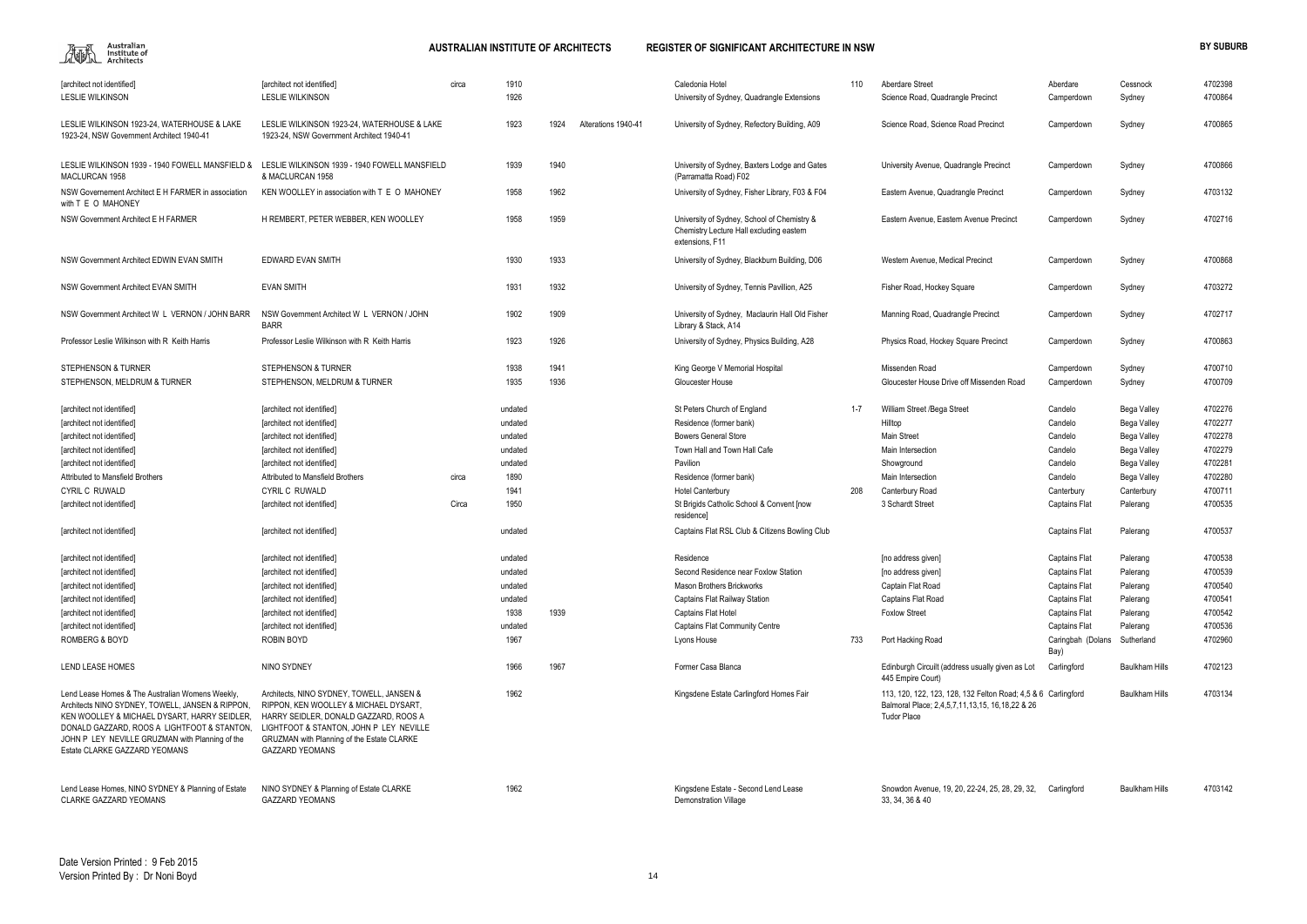| | | | | | | | | | | | | |
|---|---|---|---|---|---|---|---|---|---|---|---|---|
| [architect not identified] | [architect not identified] | circa | 1910 | | | Caledonia Hotel | 110 | Aberdare Street | Aberdare | Cessnock | 4702398 |
| LESLIE WILKINSON | LESLIE WILKINSON | | 1926 | | | University of Sydney, Quadrangle Extensions | | Science Road, Quadrangle Precinct | Camperdown | Sydney | 4700864 |
| LESLIE WILKINSON 1923-24, WATERHOUSE & LAKE 1923-24, NSW Government Architect 1940-41 | LESLIE WILKINSON 1923-24, WATERHOUSE & LAKE 1923-24, NSW Government Architect 1940-41 | | 1923 | 1924 | Alterations 1940-41 | University of Sydney, Refectory Building, A09 | | Science Road, Science Road Precinct | Camperdown | Sydney | 4700865 |
| LESLIE WILKINSON 1939 - 1940 FOWELL MANSFIELD & MACLURCAN 1958 | LESLIE WILKINSON 1939 - 1940 FOWELL MANSFIELD & MACLURCAN 1958 | | 1939 | 1940 | | University of Sydney, Baxters Lodge and Gates (Parramatta Road) F02 | | University Avenue, Quadrangle Precinct | Camperdown | Sydney | 4700866 |
| NSW Governement Architect E H FARMER in association with T E O MAHONEY | KEN WOOLLEY in association with T E O MAHONEY | | 1958 | 1962 | | University of Sydney, Fisher Library, F03 & F04 | | Eastern Avenue, Quadrangle Precinct | Camperdown | Sydney | 4703132 |
| NSW Government Architect E H FARMER | H REMBERT, PETER WEBBER, KEN WOOLLEY | | 1958 | 1959 | | University of Sydney, School of Chemistry & Chemistry Lecture Hall excluding eastern extensions, F11 | | Eastern Avenue, Eastern Avenue Precinct | Camperdown | Sydney | 4702716 |
| NSW Government Architect EDWIN EVAN SMITH | EDWARD EVAN SMITH | | 1930 | 1933 | | University of Sydney, Blackburn Building, D06 | | Western Avenue, Medical Precinct | Camperdown | Sydney | 4700868 |
| NSW Government Architect EVAN SMITH | EVAN SMITH | | 1931 | 1932 | | University of Sydney, Tennis Pavillion, A25 | | Fisher Road, Hockey Square | Camperdown | Sydney | 4703272 |
| NSW Government Architect W L VERNON / JOHN BARR | NSW Government Architect W L VERNON / JOHN BARR | | 1902 | 1909 | | University of Sydney, Maclaurin Hall Old Fisher Library & Stack, A14 | | Manning Road, Quadrangle Precinct | Camperdown | Sydney | 4702717 |
| Professor Leslie Wilkinson with R Keith Harris | Professor Leslie Wilkinson with R Keith Harris | | 1923 | 1926 | | University of Sydney, Physics Building, A28 | | Physics Road, Hockey Square Precinct | Camperdown | Sydney | 4700863 |
| STEPHENSON & TURNER | STEPHENSON & TURNER | | 1938 | 1941 | | King George V Memorial Hospital | | Missenden Road | Camperdown | Sydney | 4700710 |
| STEPHENSON, MELDRUM & TURNER | STEPHENSON, MELDRUM & TURNER | | 1935 | 1936 | | Gloucester House | | Gloucester House Drive off Missenden Road | Camperdown | Sydney | 4700709 |
| [architect not identified] | [architect not identified] | | undated | | | St Peters Church of England | 1-7 | William Street /Bega Street | Candelo | Bega Valley | 4702276 |
| [architect not identified] | [architect not identified] | | undated | | | Residence (former bank) | | Hilltop | Candelo | Bega Valley | 4702277 |
| [architect not identified] | [architect not identified] | | undated | | | Bowers General Store | | Main Street | Candelo | Bega Valley | 4702278 |
| [architect not identified] | [architect not identified] | | undated | | | Town Hall and Town Hall Cafe | | Main Intersection | Candelo | Bega Valley | 4702279 |
| [architect not identified] | [architect not identified] | | undated | | | Pavilion | | Showground | Candelo | Bega Valley | 4702281 |
| Attributed to Mansfield Brothers | Attributed to Mansfield Brothers | circa | 1890 | | | Residence (former bank) | | Main Intersection | Candelo | Bega Valley | 4702280 |
| CYRIL C RUWALD | CYRIL C RUWALD | | 1941 | | | Hotel Canterbury | 208 | Canterbury Road | Canterbury | Canterbury | 4700711 |
| [architect not identified] | [architect not identified] | Circa | 1950 | | | St Brigids Catholic School & Convent [now residence] | | 3 Schardt Street | Captains Flat | Palerang | 4700535 |
| [architect not identified] | [architect not identified] | | undated | | | Captains Flat RSL Club & Citizens Bowling Club | | | Captains Flat | Palerang | 4700537 |
| [architect not identified] | [architect not identified] | | undated | | | Residence | | [no address given] | Captains Flat | Palerang | 4700538 |
| [architect not identified] | [architect not identified] | | undated | | | Second Residence near Foxlow Station | | [no address given] | Captains Flat | Palerang | 4700539 |
| [architect not identified] | [architect not identified] | | undated | | | Mason Brothers Brickworks | | Captain Flat Road | Captains Flat | Palerang | 4700540 |
| [architect not identified] | [architect not identified] | | undated | | | Captains Flat Railway Station | | Captains Flat Road | Captains Flat | Palerang | 4700541 |
| [architect not identified] | [architect not identified] | | 1938 | 1939 | | Captains Flat Hotel | | Foxlow Street | Captains Flat | Palerang | 4700542 |
| [architect not identified] | [architect not identified] | | undated | | | Captains Flat Community Centre | | | Captains Flat | Palerang | 4700536 |
| ROMBERG & BOYD | ROBIN BOYD | | 1967 | | | Lyons House | 733 | Port Hacking Road | Caringbah (Dolans Bay) | Sutherland | 4702960 |
| LEND LEASE HOMES | NINO SYDNEY | | 1966 | 1967 | | Former Casa Blanca | | Edinburgh Circuilt (address usually given as Lot 445 Empire Court) | Carlingford | Baulkham Hills | 4702123 |
| Lend Lease Homes & The Australian Womens Weekly, Architects NINO SYDNEY, TOWELL, JANSEN & RIPPON, KEN WOOLLEY & MICHAEL DYSART, HARRY SEIDLER, DONALD GAZZARD, ROOS A LIGHTFOOT & STANTON, JOHN P LEY NEVILLE GRUZMAN with Planning of the Estate CLARKE GAZZARD YEOMANS | Architects, NINO SYDNEY, TOWELL, JANSEN & RIPPON, KEN WOOLLEY & MICHAEL DYSART, HARRY SEIDLER, DONALD GAZZARD, ROOS A LIGHTFOOT & STANTON, JOHN P LEY NEVILLE GRUZMAN with Planning of the Estate CLARKE GAZZARD YEOMANS | | 1962 | | | Kingsdene Estate Carlingford Homes Fair | | 113, 120, 122, 123, 128, 132 Felton Road; 4,5 & 6 Balmoral Place; 2,4,5,7,11,13,15, 16,18,22 & 26 Tudor Place | Carlingford | Baulkham Hills | 4703134 |
| Lend Lease Homes, NINO SYDNEY & Planning of Estate CLARKE GAZZARD YEOMANS | NINO SYDNEY & Planning of Estate CLARKE GAZZARD YEOMANS | | 1962 | | | Kingsdene Estate - Second Lend Lease Demonstration Village | | Snowdon Avenue, 19, 20, 22-24, 25, 28, 29, 32, 33, 34, 36 & 40 | Carlingford | Baulkham Hills | 4703142 |

Date Version Printed : 9 Feb 2015
Version Printed By : Dr Noni Boyd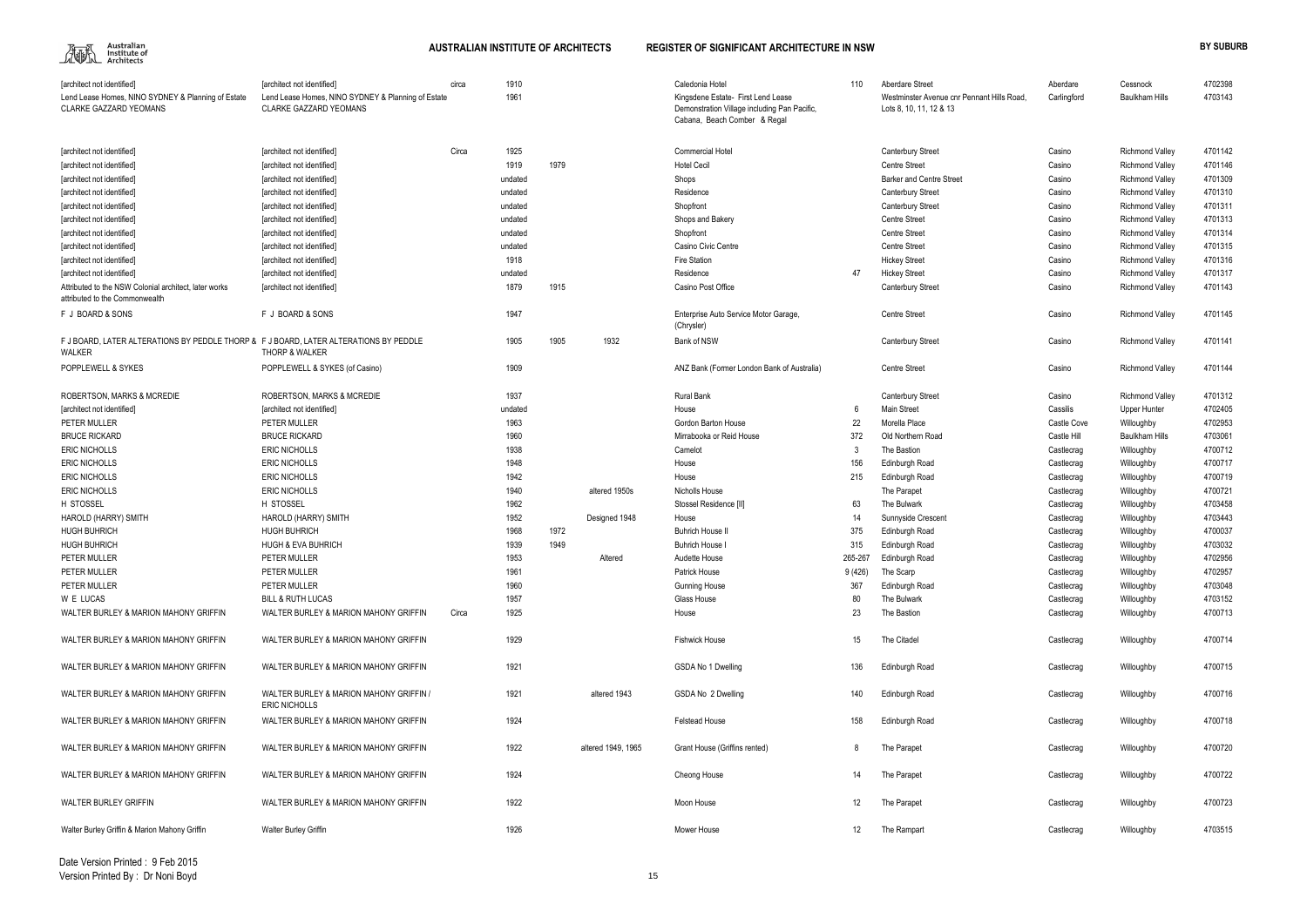| | | | | | | | | | | | | |
|---|---|---|---|---|---|---|---|---|---|---|---|---|
| [architect not identified] | [architect not identified] | circa | 1910 | | | Caledonia Hotel | 110 | Aberdare Street | Aberdare | Cessnock | 4702398 |
| Lend Lease Homes, NINO SYDNEY & Planning of Estate CLARKE GAZZARD YEOMANS | Lend Lease Homes, NINO SYDNEY & Planning of Estate CLARKE GAZZARD YEOMANS | | 1961 | | | Kingsdene Estate- First Lend Lease Demonstration Village including Pan Pacific, Cabana, Beach Comber & Regal | | Westminster Avenue cnr Pennant Hills Road, Lots 8, 10, 11, 12 & 13 | Carlingford | Baulkham Hills | 4703143 |
| [architect not identified] | [architect not identified] | Circa | 1925 | | | Commercial Hotel | | Canterbury Street | Casino | Richmond Valley | 4701142 |
| [architect not identified] | [architect not identified] | | 1919 | 1979 | | Hotel Cecil | | Centre Street | Casino | Richmond Valley | 4701146 |
| [architect not identified] | [architect not identified] | | undated | | | Shops | | Barker and Centre Street | Casino | Richmond Valley | 4701309 |
| [architect not identified] | [architect not identified] | | undated | | | Residence | | Canterbury Street | Casino | Richmond Valley | 4701310 |
| [architect not identified] | [architect not identified] | | undated | | | Shopfront | | Canterbury Street | Casino | Richmond Valley | 4701311 |
| [architect not identified] | [architect not identified] | | undated | | | Shops and Bakery | | Centre Street | Casino | Richmond Valley | 4701313 |
| [architect not identified] | [architect not identified] | | undated | | | Shopfront | | Centre Street | Casino | Richmond Valley | 4701314 |
| [architect not identified] | [architect not identified] | | undated | | | Casino Civic Centre | | Centre Street | Casino | Richmond Valley | 4701315 |
| [architect not identified] | [architect not identified] | | 1918 | | | Fire Station | | Hickey Street | Casino | Richmond Valley | 4701316 |
| [architect not identified] | [architect not identified] | | undated | | | Residence | 47 | Hickey Street | Casino | Richmond Valley | 4701317 |
| Attributed to the NSW Colonial architect, later works attributed to the Commonwealth | [architect not identified] | | 1879 | 1915 | | Casino Post Office | | Canterbury Street | Casino | Richmond Valley | 4701143 |
| F J BOARD & SONS | F J BOARD & SONS | | 1947 | | | Enterprise Auto Service Motor Garage, (Chrysler) | | Centre Street | Casino | Richmond Valley | 4701145 |
| F J BOARD, LATER ALTERATIONS BY PEDDLE THORP & WALKER | F J BOARD, LATER ALTERATIONS BY PEDDLE THORP & WALKER | | 1905 | 1905 | 1932 | Bank of NSW | | Canterbury Street | Casino | Richmond Valley | 4701141 |
| POPPLEWELL & SYKES | POPPLEWELL & SYKES (of Casino) | | 1909 | | | ANZ Bank (Former London Bank of Australia) | | Centre Street | Casino | Richmond Valley | 4701144 |
| ROBERTSON, MARKS & MCREDIE | ROBERTSON, MARKS & MCREDIE | | 1937 | | | Rural Bank | | Canterbury Street | Casino | Richmond Valley | 4701312 |
| [architect not identified] | [architect not identified] | | undated | | | House | 6 | Main Street | Cassilis | Upper Hunter | 4702405 |
| PETER MULLER | PETER MULLER | | 1963 | | | Gordon Barton House | 22 | Morella Place | Castle Cove | Willoughby | 4702953 |
| BRUCE RICKARD | BRUCE RICKARD | | 1960 | | | Mirrabooka or Reid House | 372 | Old Northern Road | Castle Hill | Baulkham Hills | 4703061 |
| ERIC NICHOLLS | ERIC NICHOLLS | | 1938 | | | Camelot | 3 | The Bastion | Castlecrag | Willoughby | 4700712 |
| ERIC NICHOLLS | ERIC NICHOLLS | | 1948 | | | House | 156 | Edinburgh Road | Castlecrag | Willoughby | 4700717 |
| ERIC NICHOLLS | ERIC NICHOLLS | | 1942 | | | House | 215 | Edinburgh Road | Castlecrag | Willoughby | 4700719 |
| ERIC NICHOLLS | ERIC NICHOLLS | | 1940 | | altered 1950s | Nicholls House | | The Parapet | Castlecrag | Willoughby | 4700721 |
| H STOSSEL | H STOSSEL | | 1962 | | | Stossel Residence [II] | 63 | The Bulwark | Castlecrag | Willoughby | 4703458 |
| HAROLD (HARRY) SMITH | HAROLD (HARRY) SMITH | | 1952 | | Designed 1948 | House | 14 | Sunnyside Crescent | Castlecrag | Willoughby | 4703443 |
| HUGH BUHRICH | HUGH BUHRICH | | 1968 | 1972 | | Buhrich House II | 375 | Edinburgh Road | Castlecrag | Willoughby | 4700037 |
| HUGH BUHRICH | HUGH & EVA BUHRICH | | 1939 | 1949 | | Buhrich House I | 315 | Edinburgh Road | Castlecrag | Willoughby | 4703032 |
| PETER MULLER | PETER MULLER | | 1953 | | Altered | Audette House | 265-267 | Edinburgh Road | Castlecrag | Willoughby | 4702956 |
| PETER MULLER | PETER MULLER | | 1961 | | | Patrick House | 9 (426) | The Scarp | Castlecrag | Willoughby | 4702957 |
| PETER MULLER | PETER MULLER | | 1960 | | | Gunning House | 367 | Edinburgh Road | Castlecrag | Willoughby | 4703048 |
| W E LUCAS | BILL & RUTH LUCAS | | 1957 | | | Glass House | 80 | The Bulwark | Castlecrag | Willoughby | 4703152 |
| WALTER BURLEY & MARION MAHONY GRIFFIN | WALTER BURLEY & MARION MAHONY GRIFFIN | Circa | 1925 | | | House | 23 | The Bastion | Castlecrag | Willoughby | 4700713 |
| WALTER BURLEY & MARION MAHONY GRIFFIN | WALTER BURLEY & MARION MAHONY GRIFFIN | | 1929 | | | Fishwick House | 15 | The Citadel | Castlecrag | Willoughby | 4700714 |
| WALTER BURLEY & MARION MAHONY GRIFFIN | WALTER BURLEY & MARION MAHONY GRIFFIN | | 1921 | | | GSDA No 1 Dwelling | 136 | Edinburgh Road | Castlecrag | Willoughby | 4700715 |
| WALTER BURLEY & MARION MAHONY GRIFFIN | WALTER BURLEY & MARION MAHONY GRIFFIN / ERIC NICHOLLS | | 1921 | | altered 1943 | GSDA No 2 Dwelling | 140 | Edinburgh Road | Castlecrag | Willoughby | 4700716 |
| WALTER BURLEY & MARION MAHONY GRIFFIN | WALTER BURLEY & MARION MAHONY GRIFFIN | | 1924 | | | Felstead House | 158 | Edinburgh Road | Castlecrag | Willoughby | 4700718 |
| WALTER BURLEY & MARION MAHONY GRIFFIN | WALTER BURLEY & MARION MAHONY GRIFFIN | | 1922 | | altered 1949, 1965 | Grant House (Griffins rented) | 8 | The Parapet | Castlecrag | Willoughby | 4700720 |
| WALTER BURLEY & MARION MAHONY GRIFFIN | WALTER BURLEY & MARION MAHONY GRIFFIN | | 1924 | | | Cheong House | 14 | The Parapet | Castlecrag | Willoughby | 4700722 |
| WALTER BURLEY GRIFFIN | WALTER BURLEY & MARION MAHONY GRIFFIN | | 1922 | | | Moon House | 12 | The Parapet | Castlecrag | Willoughby | 4700723 |
| Walter Burley Griffin & Marion Mahony Griffin | Walter Burley Griffin | | 1926 | | | Mower House | 12 | The Rampart | Castlecrag | Willoughby | 4703515 |

Date Version Printed : 9 Feb 2015
Version Printed By : Dr Noni Boyd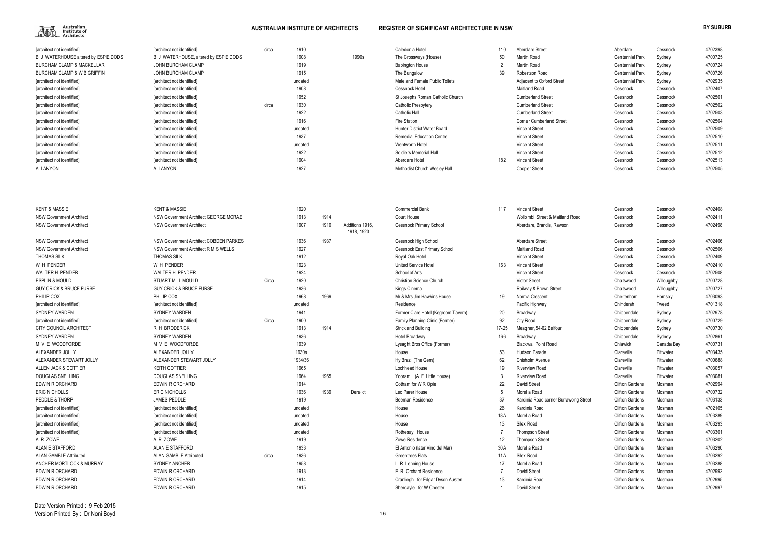| | | | | | | | | | | | | |
|---|---|---|---|---|---|---|---|---|---|---|---|---|
| [architect not identified] | [architect not identified] | circa | 1910 | | | Caledonia Hotel | 110 | Aberdare Street | Aberdare | Cessnock | 4702398 |
| B J WATERHOUSE altered by ESPIE DODS | B J WATERHOUSE, altered by ESPIE DODS | | 1908 | | 1990s | The Crossways (House) | 50 | Martin Road | Centennial Park | Sydney | 4700725 |
| BURCHAM CLAMP & MACKELLAR | JOHN BURCHAM CLAMP | | 1919 | | | Babington House | 2 | Martin Road | Centennial Park | Sydney | 4700724 |
| BURCHAM CLAMP & W B GRIFFIN | JOHN BURCHAM CLAMP | | 1915 | | | The Bungalow | 39 | Robertson Road | Centennial Park | Sydney | 4700726 |
| [architect not identified] | [architect not identified] | | undated | | | Male and Female Public Toilets | | Adjacent to Oxford Street | Centennial Park | Sydney | 4702935 |
| [architect not identified] | [architect not identified] | | 1908 | | | Cessnock Hotel | | Maitland Road | Cessnock | Cessnock | 4702407 |
| [architect not identified] | [architect not identified] | | 1952 | | | St Josephs Roman Catholic Church | | Cumberland Street | Cessnock | Cessnock | 4702501 |
| [architect not identified] | [architect not identified] | circa | 1930 | | | Catholic Presbytery | | Cumberland Street | Cessnock | Cessnock | 4702502 |
| [architect not identified] | [architect not identified] | | 1922 | | | Catholic Hall | | Cumberland Street | Cessnock | Cessnock | 4702503 |
| [architect not identified] | [architect not identified] | | 1916 | | | Fire Station | | Corner Cumberland Street | Cessnock | Cessnock | 4702504 |
| [architect not identified] | [architect not identified] | | undated | | | Hunter District Water Board | | Vincent Street | Cessnock | Cessnock | 4702509 |
| [architect not identified] | [architect not identified] | | 1937 | | | Remedial Education Centre | | Vincent Street | Cessnock | Cessnock | 4702510 |
| [architect not identified] | [architect not identified] | | undated | | | Wentworth Hotel | | Vincent Street | Cessnock | Cessnock | 4702511 |
| [architect not identified] | [architect not identified] | | 1922 | | | Soldiers Memorial Hall | | Vincent Street | Cessnock | Cessnock | 4702512 |
| [architect not identified] | [architect not identified] | | 1904 | | | Aberdare Hotel | 182 | Vincent Street | Cessnock | Cessnock | 4702513 |
| A LANYON | A LANYON | | 1927 | | | Methodist Church Wesley Hall | | Cooper Street | Cessnock | Cessnock | 4702505 |
| KENT & MASSIE | KENT & MASSIE | | 1920 | | | Commercial Bank | 117 | Vincent Street | Cessnock | Cessnock | 4702408 |
| NSW Government Architect | NSW Government Architect GEORGE MCRAE | | 1913 | 1914 | | Court House | | Wollombi Street & Maitland Road | Cessnock | Cessnock | 4702411 |
| NSW Government Architect | NSW Government Architect | | 1907 | 1910 | Additions 1916, 1918, 1923 | Cessnock Primary School | | Aberdare, Brandis, Rawson | Cessnock | Cessnock | 4702498 |
| NSW Government Architect | NSW Government Architect COBDEN PARKES | | 1936 | 1937 | | Cessnock High School | | Aberdare Street | Cessnock | Cessnock | 4702406 |
| NSW Government Architect | NSW Government Architect R M S WELLS | | 1927 | | | Cessnock East Primary School | | Maitland Road | Cessnock | Cessnock | 4702506 |
| THOMAS SILK | THOMAS SILK | | 1912 | | | Royal Oak Hotel | | Vincent Street | Cessnock | Cessnock | 4702409 |
| W H PENDER | W H PENDER | | 1923 | | | United Service Hotel | 163 | Vincent Street | Cessnock | Cessnock | 4702410 |
| WALTER H PENDER | WALTER H PENDER | | 1924 | | | School of Arts | | Vincent Street | Cessnock | Cessnock | 4702508 |
| ESPLIN & MOULD | STUART MILL MOULD | Circa | 1920 | | | Christian Science Church | | Victor Street | Chatswood | Willoughby | 4700728 |
| GUY CRICK & BRUCE FURSE | GUY CRICK & BRUCE FURSE | | 1936 | | | Kings Cinema | | Railway & Brown Street | Chatswood | Willoughby | 4700727 |
| PHILIP COX | PHILIP COX | | 1968 | 1969 | | Mr & Mrs Jim Hawkins House | 19 | Norma Crescent | Cheltenham | Hornsby | 4703093 |
| [architect not identified] | [architect not identified] | | undated | | | Residence | | Pacific Highway | Chinderah | Tweed | 4701318 |
| SYDNEY WARDEN | SYDNEY WARDEN | | 1941 | | | Former Clare Hotel (Kegroom Tavern) | 20 | Broadway | Chippendale | Sydney | 4702978 |
| [architect not identified] | [architect not identified] | Circa | 1900 | | | Family Planning Clinic (Former) | 92 | City Road | Chippendale | Sydney | 4700729 |
| CITY COUNCIL ARCHITECT | R H BRODERICK | | 1913 | 1914 | | Strickland Building | 17-25 | Meagher, 54-62 Balfour | Chippendale | Sydney | 4700730 |
| SYDNEY WARDEN | SYDNEY WARDEN | | 1936 | | | Hotel Broadway | 166 | Broadway | Chippendale | Sydney | 4702861 |
| M V E WOODFORDE | M V E WOODFORDE | | 1939 | | | Lysaght Bros Office (Former) | | Blackwall Point Road | Chiswick | Canada Bay | 4700731 |
| ALEXANDER JOLLY | ALEXANDER JOLLY | | 1930s | | | House | 53 | Hudson Parade | Clareville | Pittwater | 4703435 |
| ALEXANDER STEWART JOLLY | ALEXANDER STEWART JOLLY | | 1934/36 | | | Hy Brazil (The Gem) | 62 | Chisholm Avenue | Clareville | Pittwater | 4700688 |
| ALLEN JACK & COTTIER | KEITH COTTIER | | 1965 | | | Lochhead House | 19 | Riverview Road | Clareville | Pittwater | 4703057 |
| DOUGLAS SNELLING | DOUGLAS SNELLING | | 1964 | 1965 | | Yoorami (A F Little House) | 3 | Riverview Road | Clareville | Pittwater | 4703081 |
| EDWIN R ORCHARD | EDWIN R ORCHARD | | 1914 | | | Cotham for W R Opie | 22 | David Street | Clifton Gardens | Mosman | 4702994 |
| ERIC NICHOLLS | ERIC NICHOLLS | | 1936 | 1939 | Derelict | Leo Parer House | 5 | Morella Road | Clifton Gardens | Mosman | 4700732 |
| PEDDLE & THORP | JAMES PEDDLE | | 1919 | | | Beeman Residence | 37 | Kardinia Road corner Burrawong Street | Clifton Gardens | Mosman | 4703133 |
| [architect not identified] | [architect not identified] | | undated | | | House | 26 | Kardinia Road | Clifton Gardens | Mosman | 4702105 |
| [architect not identified] | [architect not identified] | | undated | | | House | 18A | Morella Road | Clifton Gardens | Mosman | 4703289 |
| [architect not identified] | [architect not identified] | | undated | | | House | 13 | Silex Road | Clifton Gardens | Mosman | 4703293 |
| [architect not identified] | [architect not identified] | | undated | | | Rothesay House | 7 | Thompson Street | Clifton Gardens | Mosman | 4703301 |
| A R ZOWE | A R ZOWE | | 1919 | | | Zowe Residence | 12 | Thompson Street | Clifton Gardens | Mosman | 4703202 |
| ALAN E STAFFORD | ALAN E STAFFORD | | 1933 | | | El Antonio (later Vino del Mar) | 30A | Morella Road | Clifton Gardens | Mosman | 4703290 |
| ALAN GAMBLE Attributed | ALAN GAMBLE Attributed | circa | 1936 | | | Greentrees Flats | 11A | Silex Road | Clifton Gardens | Mosman | 4703292 |
| ANCHER MORTLOCK & MURRAY | SYDNEY ANCHER | | 1958 | | | L R Lenning House | 17 | Morella Road | Clifton Gardens | Mosman | 4703288 |
| EDWIN R ORCHARD | EDWIN R ORCHARD | | 1913 | | | E R Orchard Residence | 7 | David Street | Clifton Gardens | Mosman | 4702992 |
| EDWIN R ORCHARD | EDWIN R ORCHARD | | 1914 | | | Cranliegh for Edgar Dyson Austen | 13 | Kardinia Road | Clifton Gardens | Mosman | 4702995 |
| EDWIN R ORCHARD | EDWIN R ORCHARD | | 1915 | | | Sherdayle for W Chester | 1 | David Street | Clifton Gardens | Mosman | 4702997 |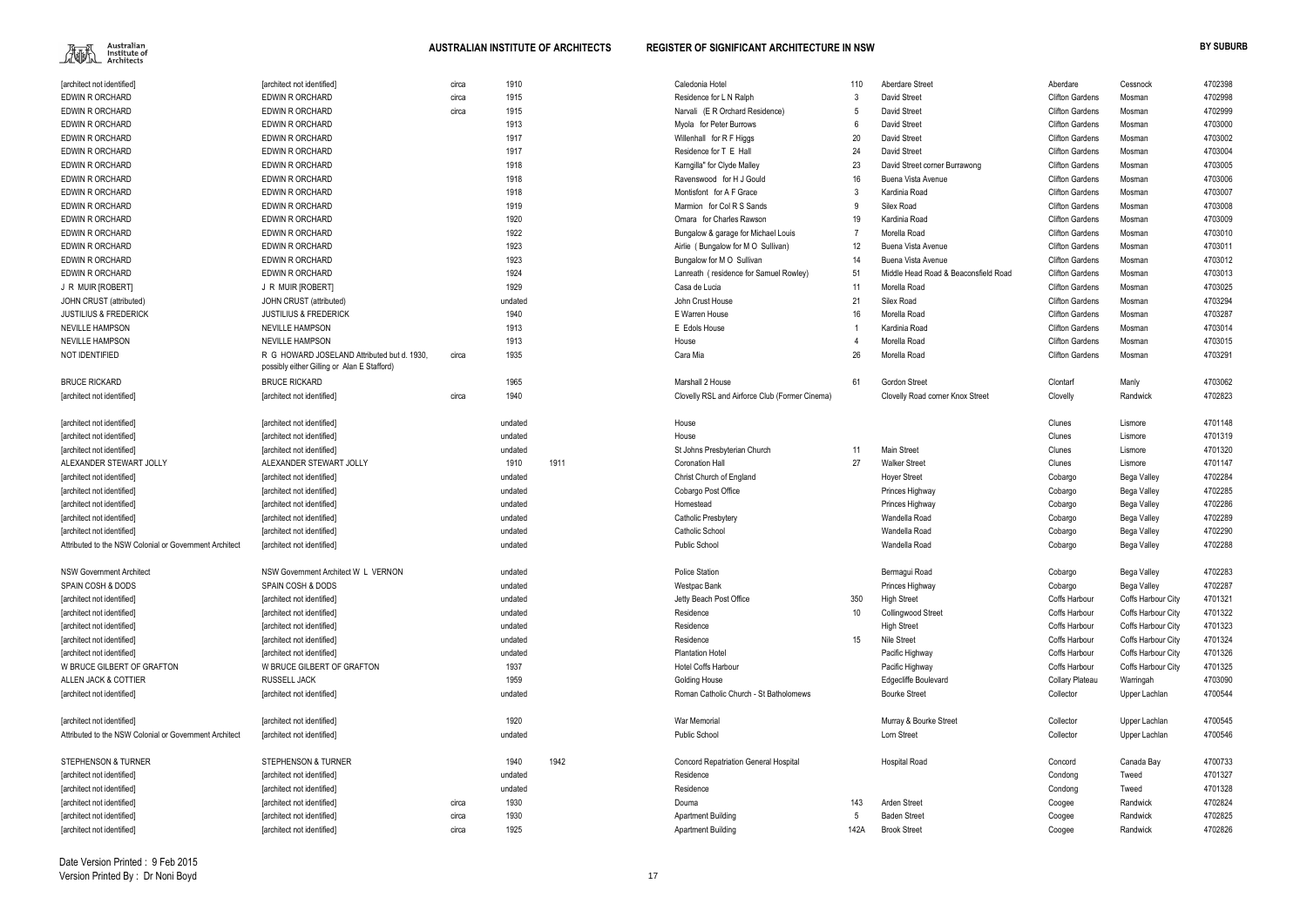| | | | | | | | | | | | |
|---|---|---|---|---|---|---|---|---|---|---|---|
| [architect not identified] | [architect not identified] | circa | 1910 | | Caledonia Hotel | 110 | Aberdare Street | Aberdare | Cessnock | 4702398 |
| EDWIN R ORCHARD | EDWIN R ORCHARD | circa | 1915 | | Residence for L N Ralph | 3 | David Street | Clifton Gardens | Mosman | 4702998 |
| EDWIN R ORCHARD | EDWIN R ORCHARD | circa | 1915 | | Narvali (E R Orchard Residence) | 5 | David Street | Clifton Gardens | Mosman | 4702999 |
| EDWIN R ORCHARD | EDWIN R ORCHARD | | 1913 | | Myola for Peter Burrows | 6 | David Street | Clifton Gardens | Mosman | 4703000 |
| EDWIN R ORCHARD | EDWIN R ORCHARD | | 1917 | | Willenhall for R F Higgs | 20 | David Street | Clifton Gardens | Mosman | 4703002 |
| EDWIN R ORCHARD | EDWIN R ORCHARD | | 1917 | | Residence for T E Hall | 24 | David Street | Clifton Gardens | Mosman | 4703004 |
| EDWIN R ORCHARD | EDWIN R ORCHARD | | 1918 | | Karngilla" for Clyde Malley | 23 | David Street corner Burrawong | Clifton Gardens | Mosman | 4703005 |
| EDWIN R ORCHARD | EDWIN R ORCHARD | | 1918 | | Ravenswood for H J Gould | 16 | Buena Vista Avenue | Clifton Gardens | Mosman | 4703006 |
| EDWIN R ORCHARD | EDWIN R ORCHARD | | 1918 | | Montisfont for A F Grace | 3 | Kardinia Road | Clifton Gardens | Mosman | 4703007 |
| EDWIN R ORCHARD | EDWIN R ORCHARD | | 1919 | | Marmion for Col R S Sands | 9 | Silex Road | Clifton Gardens | Mosman | 4703008 |
| EDWIN R ORCHARD | EDWIN R ORCHARD | | 1920 | | Omara for Charles Rawson | 19 | Kardinia Road | Clifton Gardens | Mosman | 4703009 |
| EDWIN R ORCHARD | EDWIN R ORCHARD | | 1922 | | Bungalow & garage for Michael Louis | 7 | Morella Road | Clifton Gardens | Mosman | 4703010 |
| EDWIN R ORCHARD | EDWIN R ORCHARD | | 1923 | | Airlie (Bungalow for M O Sullivan) | 12 | Buena Vista Avenue | Clifton Gardens | Mosman | 4703011 |
| EDWIN R ORCHARD | EDWIN R ORCHARD | | 1923 | | Bungalow for M O Sullivan | 14 | Buena Vista Avenue | Clifton Gardens | Mosman | 4703012 |
| EDWIN R ORCHARD | EDWIN R ORCHARD | | 1924 | | Lanreath (residence for Samuel Rowley) | 51 | Middle Head Road & Beaconsfield Road | Clifton Gardens | Mosman | 4703013 |
| J R MUIR [ROBERT] | J R MUIR [ROBERT] | | 1929 | | Casa de Lucia | 11 | Morella Road | Clifton Gardens | Mosman | 4703025 |
| JOHN CRUST (attributed) | JOHN CRUST (attributed) | | undated | | John Crust House | 21 | Silex Road | Clifton Gardens | Mosman | 4703294 |
| JUSTILIUS & FREDERICK | JUSTILIUS & FREDERICK | | 1940 | | E Warren House | 16 | Morella Road | Clifton Gardens | Mosman | 4703287 |
| NEVILLE HAMPSON | NEVILLE HAMPSON | | 1913 | | E Edols House | 1 | Kardinia Road | Clifton Gardens | Mosman | 4703014 |
| NEVILLE HAMPSON | NEVILLE HAMPSON | | 1913 | | House | 4 | Morella Road | Clifton Gardens | Mosman | 4703015 |
| NOT IDENTIFIED | R G HOWARD JOSELAND Attributed but d. 1930, possibly either Gilling or Alan E Stafford) | circa | 1935 | | Cara Mia | 26 | Morella Road | Clifton Gardens | Mosman | 4703291 |
| BRUCE RICKARD | BRUCE RICKARD | | 1965 | | Marshall 2 House | 61 | Gordon Street | Clontarf | Manly | 4703062 |
| [architect not identified] | [architect not identified] | circa | 1940 | | Clovelly RSL and Airforce Club (Former Cinema) | | Clovelly Road corner Knox Street | Clovelly | Randwick | 4702823 |
| [architect not identified] | [architect not identified] | | undated | | House | | | Clunes | Lismore | 4701148 |
| [architect not identified] | [architect not identified] | | undated | | House | | | Clunes | Lismore | 4701319 |
| [architect not identified] | [architect not identified] | | undated | | St Johns Presbyterian Church | 11 | Main Street | Clunes | Lismore | 4701320 |
| ALEXANDER STEWART JOLLY | ALEXANDER STEWART JOLLY | | 1910 | 1911 | Coronation Hall | 27 | Walker Street | Clunes | Lismore | 4701147 |
| [architect not identified] | [architect not identified] | | undated | | Christ Church of England | | Hoyer Street | Cobargo | Bega Valley | 4702284 |
| [architect not identified] | [architect not identified] | | undated | | Cobargo Post Office | | Princes Highway | Cobargo | Bega Valley | 4702285 |
| [architect not identified] | [architect not identified] | | undated | | Homestead | | Princes Highway | Cobargo | Bega Valley | 4702286 |
| [architect not identified] | [architect not identified] | | undated | | Catholic Presbytery | | Wandella Road | Cobargo | Bega Valley | 4702289 |
| [architect not identified] | [architect not identified] | | undated | | Catholic School | | Wandella Road | Cobargo | Bega Valley | 4702290 |
| Attributed to the NSW Colonial or Government Architect | [architect not identified] | | undated | | Public School | | Wandella Road | Cobargo | Bega Valley | 4702288 |
| NSW Government Architect | NSW Government Architect W L VERNON | | undated | | Police Station | | Bermagui Road | Cobargo | Bega Valley | 4702283 |
| SPAIN COSH & DODS | SPAIN COSH & DODS | | undated | | Westpac Bank | | Princes Highway | Cobargo | Bega Valley | 4702287 |
| [architect not identified] | [architect not identified] | | undated | | Jetty Beach Post Office | 350 | High Street | Coffs Harbour | Coffs Harbour City | 4701321 |
| [architect not identified] | [architect not identified] | | undated | | Residence | 10 | Collingwood Street | Coffs Harbour | Coffs Harbour City | 4701322 |
| [architect not identified] | [architect not identified] | | undated | | Residence | | High Street | Coffs Harbour | Coffs Harbour City | 4701323 |
| [architect not identified] | [architect not identified] | | undated | | Residence | 15 | Nile Street | Coffs Harbour | Coffs Harbour City | 4701324 |
| [architect not identified] | [architect not identified] | | undated | | Plantation Hotel | | Pacific Highway | Coffs Harbour | Coffs Harbour City | 4701326 |
| W BRUCE GILBERT OF GRAFTON | W BRUCE GILBERT OF GRAFTON | | 1937 | | Hotel Coffs Harbour | | Pacific Highway | Coffs Harbour | Coffs Harbour City | 4701325 |
| ALLEN JACK & COTTIER | RUSSELL JACK | | 1959 | | Golding House | | Edgecliffe Boulevard | Collary Plateau | Warringah | 4703090 |
| [architect not identified] | [architect not identified] | | undated | | Roman Catholic Church - St Batholomews | | Bourke Street | Collector | Upper Lachlan | 4700544 |
| [architect not identified] | [architect not identified] | | 1920 | | War Memorial | | Murray & Bourke Street | Collector | Upper Lachlan | 4700545 |
| Attributed to the NSW Colonial or Government Architect | [architect not identified] | | undated | | Public School | | Lorn Street | Collector | Upper Lachlan | 4700546 |
| STEPHENSON & TURNER | STEPHENSON & TURNER | | 1940 | 1942 | Concord Repatriation General Hospital | | Hospital Road | Concord | Canada Bay | 4700733 |
| [architect not identified] | [architect not identified] | | undated | | Residence | | | Condong | Tweed | 4701327 |
| [architect not identified] | [architect not identified] | | undated | | Residence | | | Condong | Tweed | 4701328 |
| [architect not identified] | [architect not identified] | circa | 1930 | | Douma | 143 | Arden Street | Coogee | Randwick | 4702824 |
| [architect not identified] | [architect not identified] | circa | 1930 | | Apartment Building | 5 | Baden Street | Coogee | Randwick | 4702825 |
| [architect not identified] | [architect not identified] | circa | 1925 | | Apartment Building | 142A | Brook Street | Coogee | Randwick | 4702826 |

Date Version Printed : 9 Feb 2015
Version Printed By : Dr Noni Boyd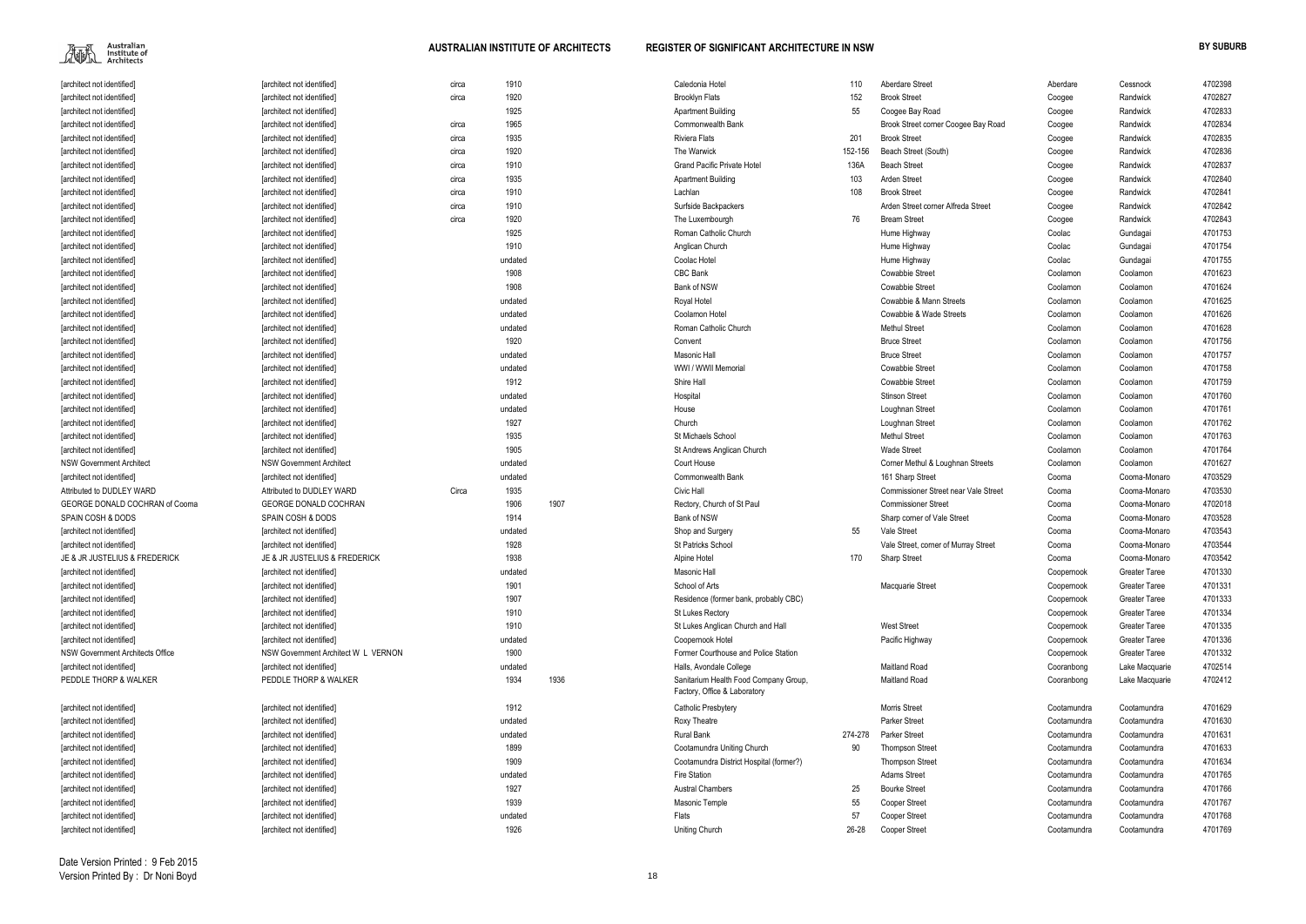| | | | | | | | | | | | |
|---|---|---|---|---|---|---|---|---|---|---|---|
| [architect not identified] | [architect not identified] | circa | 1910 | | Caledonia Hotel | 110 | Aberdare Street | Aberdare | Cessnock | 4702398 |
| [architect not identified] | [architect not identified] | circa | 1920 | | Brooklyn Flats | 152 | Brook Street | Coogee | Randwick | 4702827 |
| [architect not identified] | [architect not identified] | | 1925 | | Apartment Building | 55 | Coogee Bay Road | Coogee | Randwick | 4702833 |
| [architect not identified] | [architect not identified] | circa | 1965 | | Commonwealth Bank | | Brook Street corner Coogee Bay Road | Coogee | Randwick | 4702834 |
| [architect not identified] | [architect not identified] | circa | 1935 | | Riviera Flats | 201 | Brook Street | Coogee | Randwick | 4702835 |
| [architect not identified] | [architect not identified] | circa | 1920 | | The Warwick | 152-156 | Beach Street (South) | Coogee | Randwick | 4702836 |
| [architect not identified] | [architect not identified] | circa | 1910 | | Grand Pacific Private Hotel | 136A | Beach Street | Coogee | Randwick | 4702837 |
| [architect not identified] | [architect not identified] | circa | 1935 | | Apartment Building | 103 | Arden Street | Coogee | Randwick | 4702840 |
| [architect not identified] | [architect not identified] | circa | 1910 | | Lachlan | 108 | Brook Street | Coogee | Randwick | 4702841 |
| [architect not identified] | [architect not identified] | circa | 1910 | | Surfside Backpackers | | Arden Street corner Alfreda Street | Coogee | Randwick | 4702842 |
| [architect not identified] | [architect not identified] | circa | 1920 | | The Luxembourgh | 76 | Bream Street | Coogee | Randwick | 4702843 |
| [architect not identified] | [architect not identified] | | 1925 | | Roman Catholic Church | | Hume Highway | Coolac | Gundagai | 4701753 |
| [architect not identified] | [architect not identified] | | 1910 | | Anglican Church | | Hume Highway | Coolac | Gundagai | 4701754 |
| [architect not identified] | [architect not identified] | | undated | | Coolac Hotel | | Hume Highway | Coolac | Gundagai | 4701755 |
| [architect not identified] | [architect not identified] | | 1908 | | CBC Bank | | Cowabbie Street | Coolamon | Coolamon | 4701623 |
| [architect not identified] | [architect not identified] | | 1908 | | Bank of NSW | | Cowabbie Street | Coolamon | Coolamon | 4701624 |
| [architect not identified] | [architect not identified] | | undated | | Royal Hotel | | Cowabbie & Mann Streets | Coolamon | Coolamon | 4701625 |
| [architect not identified] | [architect not identified] | | undated | | Coolamon Hotel | | Cowabbie & Wade Streets | Coolamon | Coolamon | 4701626 |
| [architect not identified] | [architect not identified] | | undated | | Roman Catholic Church | | Methul Street | Coolamon | Coolamon | 4701628 |
| [architect not identified] | [architect not identified] | | 1920 | | Convent | | Bruce Street | Coolamon | Coolamon | 4701756 |
| [architect not identified] | [architect not identified] | | undated | | Masonic Hall | | Bruce Street | Coolamon | Coolamon | 4701757 |
| [architect not identified] | [architect not identified] | | undated | | WWI / WWII Memorial | | Cowabbie Street | Coolamon | Coolamon | 4701758 |
| [architect not identified] | [architect not identified] | | 1912 | | Shire Hall | | Cowabbie Street | Coolamon | Coolamon | 4701759 |
| [architect not identified] | [architect not identified] | | undated | | Hospital | | Stinson Street | Coolamon | Coolamon | 4701760 |
| [architect not identified] | [architect not identified] | | undated | | House | | Loughnan Street | Coolamon | Coolamon | 4701761 |
| [architect not identified] | [architect not identified] | | 1927 | | Church | | Loughnan Street | Coolamon | Coolamon | 4701762 |
| [architect not identified] | [architect not identified] | | 1935 | | St Michaels School | | Methul Street | Coolamon | Coolamon | 4701763 |
| [architect not identified] | [architect not identified] | | 1905 | | St Andrews Anglican Church | | Wade Street | Coolamon | Coolamon | 4701764 |
| NSW Government Architect | NSW Government Architect | | undated | | Court House | | Corner Methul & Loughnan Streets | Coolamon | Coolamon | 4701627 |
| [architect not identified] | [architect not identified] | | undated | | Commonwealth Bank | | 161 Sharp Street | Cooma | Cooma-Monaro | 4703529 |
| Attributed to DUDLEY WARD | Attributed to DUDLEY WARD | Circa | 1935 | | Civic Hall | | Commissioner Street near Vale Street | Cooma | Cooma-Monaro | 4703530 |
| GEORGE DONALD COCHRAN of Cooma | GEORGE DONALD COCHRAN | | 1906 | 1907 | Rectory, Church of St Paul | | Commissioner Street | Cooma | Cooma-Monaro | 4702018 |
| SPAIN COSH & DODS | SPAIN COSH & DODS | | 1914 | | Bank of NSW | | Sharp corner of Vale Street | Cooma | Cooma-Monaro | 4703528 |
| [architect not identified] | [architect not identified] | | undated | | Shop and Surgery | 55 | Vale Street | Cooma | Cooma-Monaro | 4703543 |
| [architect not identified] | [architect not identified] | | 1928 | | St Patricks School | | Vale Street, corner of Murray Street | Cooma | Cooma-Monaro | 4703544 |
| JE & JR JUSTELIUS & FREDERICK | JE & JR JUSTELIUS & FREDERICK | | 1938 | | Alpine Hotel | 170 | Sharp Street | Cooma | Cooma-Monaro | 4703542 |
| [architect not identified] | [architect not identified] | | undated | | Masonic Hall | | | Coopernook | Greater Taree | 4701330 |
| [architect not identified] | [architect not identified] | | 1901 | | School of Arts | | Macquarie Street | Coopernook | Greater Taree | 4701331 |
| [architect not identified] | [architect not identified] | | 1907 | | Residence (former bank, probably CBC) | | | Coopernook | Greater Taree | 4701333 |
| [architect not identified] | [architect not identified] | | 1910 | | St Lukes Rectory | | | Coopernook | Greater Taree | 4701334 |
| [architect not identified] | [architect not identified] | | 1910 | | St Lukes Anglican Church and Hall | | West Street | Coopernook | Greater Taree | 4701335 |
| [architect not identified] | [architect not identified] | | undated | | Coopernook Hotel | | Pacific Highway | Coopernook | Greater Taree | 4701336 |
| NSW Government Architects Office | NSW Government Architect W L VERNON | | 1900 | | Former Courthouse and Police Station | | | Coopernook | Greater Taree | 4701332 |
| [architect not identified] | [architect not identified] | | undated | | Halls, Avondale College | | Maitland Road | Cooranbong | Lake Macquarie | 4702514 |
| PEDDLE THORP & WALKER | PEDDLE THORP & WALKER | | 1934 | 1936 | Sanitarium Health Food Company Group, Factory, Office & Laboratory | | Maitland Road | Cooranbong | Lake Macquarie | 4702412 |
| [architect not identified] | [architect not identified] | | 1912 | | Catholic Presbytery | | Morris Street | Cootamundra | Cootamundra | 4701629 |
| [architect not identified] | [architect not identified] | | undated | | Roxy Theatre | | Parker Street | Cootamundra | Cootamundra | 4701630 |
| [architect not identified] | [architect not identified] | | undated | | Rural Bank | 274-278 | Parker Street | Cootamundra | Cootamundra | 4701631 |
| [architect not identified] | [architect not identified] | | 1899 | | Cootamundra Uniting Church | 90 | Thompson Street | Cootamundra | Cootamundra | 4701633 |
| [architect not identified] | [architect not identified] | | 1909 | | Cootamundra District Hospital (former?) | | Thompson Street | Cootamundra | Cootamundra | 4701634 |
| [architect not identified] | [architect not identified] | | undated | | Fire Station | | Adams Street | Cootamundra | Cootamundra | 4701765 |
| [architect not identified] | [architect not identified] | | 1927 | | Austral Chambers | 25 | Bourke Street | Cootamundra | Cootamundra | 4701766 |
| [architect not identified] | [architect not identified] | | 1939 | | Masonic Temple | 55 | Cooper Street | Cootamundra | Cootamundra | 4701767 |
| [architect not identified] | [architect not identified] | | undated | | Flats | 57 | Cooper Street | Cootamundra | Cootamundra | 4701768 |
| [architect not identified] | [architect not identified] | | 1926 | | Uniting Church | 26-28 | Cooper Street | Cootamundra | Cootamundra | 4701769 |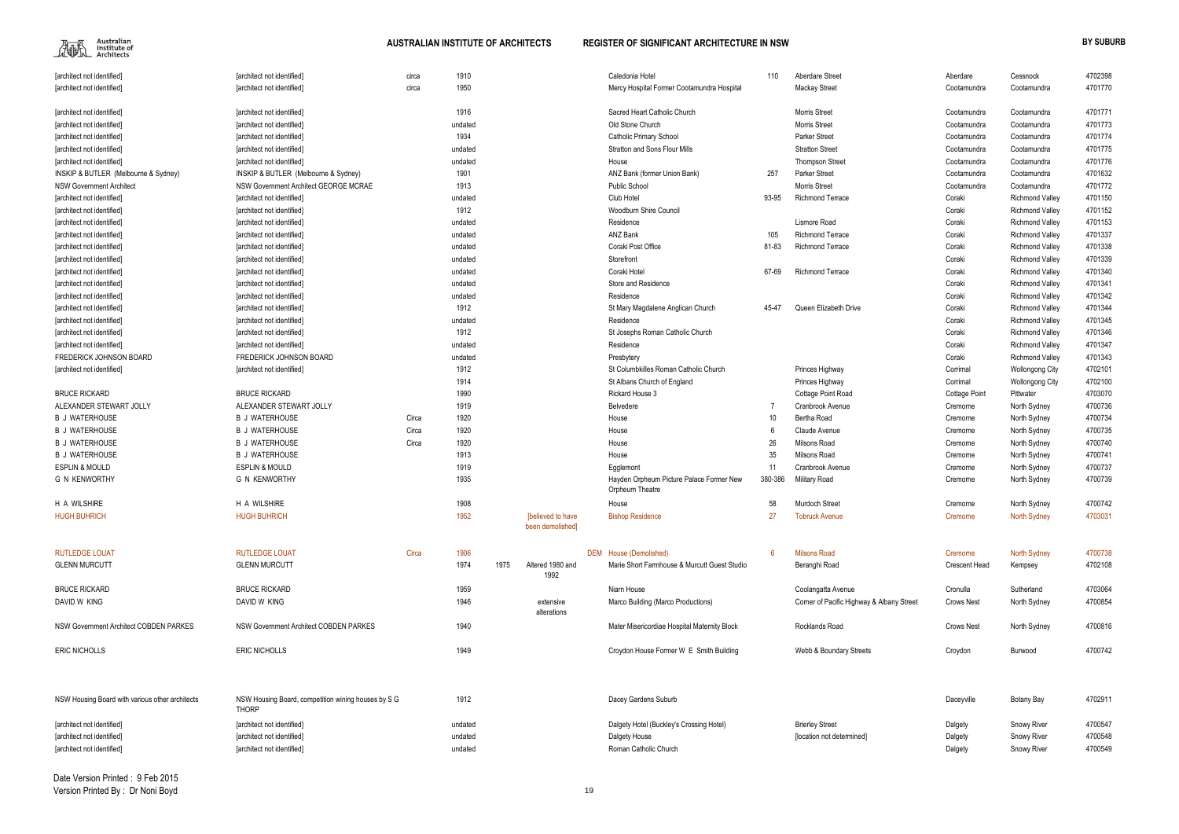| | | | | | | | | | | | | |
|---|---|---|---|---|---|---|---|---|---|---|---|---|
| [architect not identified] | [architect not identified] | circa | 1910 | | | Caledonia Hotel | 110 | Aberdare Street | Aberdare | Cessnock | 4702398 |
| [architect not identified] | [architect not identified] | circa | 1950 | | | Mercy Hospital Former Cootamundra Hospital | | Mackay Street | Cootamundra | Cootamundra | 4701770 |
| [architect not identified] | [architect not identified] | | 1916 | | | Sacred Heart Catholic Church | | Morris Street | Cootamundra | Cootamundra | 4701771 |
| [architect not identified] | [architect not identified] | | undated | | | Old Stone Church | | Morris Street | Cootamundra | Cootamundra | 4701773 |
| [architect not identified] | [architect not identified] | | 1934 | | | Catholic Primary School | | Parker Street | Cootamundra | Cootamundra | 4701774 |
| [architect not identified] | [architect not identified] | | undated | | | Stratton and Sons Flour Mills | | Stratton Street | Cootamundra | Cootamundra | 4701775 |
| [architect not identified] | [architect not identified] | | undated | | | House | | Thompson Street | Cootamundra | Cootamundra | 4701776 |
| INSKIP & BUTLER (Melbourne & Sydney) | INSKIP & BUTLER (Melbourne & Sydney) | | 1901 | | | ANZ Bank (former Union Bank) | 257 | Parker Street | Cootamundra | Cootamundra | 4701632 |
| NSW Government Architect | NSW Government Architect GEORGE MCRAE | | 1913 | | | Public School | | Morris Street | Cootamundra | Cootamundra | 4701772 |
| [architect not identified] | [architect not identified] | | undated | | | Club Hotel | 93-95 | Richmond Terrace | Coraki | Richmond Valley | 4701150 |
| [architect not identified] | [architect not identified] | | 1912 | | | Woodburn Shire Council | | | Coraki | Richmond Valley | 4701152 |
| [architect not identified] | [architect not identified] | | undated | | | Residence | | Lismore Road | Coraki | Richmond Valley | 4701153 |
| [architect not identified] | [architect not identified] | | undated | | | ANZ Bank | 105 | Richmond Terrace | Coraki | Richmond Valley | 4701337 |
| [architect not identified] | [architect not identified] | | undated | | | Coraki Post Office | 81-83 | Richmond Terrace | Coraki | Richmond Valley | 4701338 |
| [architect not identified] | [architect not identified] | | undated | | | Storefront | | | Coraki | Richmond Valley | 4701339 |
| [architect not identified] | [architect not identified] | | undated | | | Coraki Hotel | 67-69 | Richmond Terrace | Coraki | Richmond Valley | 4701340 |
| [architect not identified] | [architect not identified] | | undated | | | Store and Residence | | | Coraki | Richmond Valley | 4701341 |
| [architect not identified] | [architect not identified] | | undated | | | Residence | | | Coraki | Richmond Valley | 4701342 |
| [architect not identified] | [architect not identified] | | 1912 | | | St Mary Magdalene Anglican Church | 45-47 | Queen Elizabeth Drive | Coraki | Richmond Valley | 4701344 |
| [architect not identified] | [architect not identified] | | undated | | | Residence | | | Coraki | Richmond Valley | 4701345 |
| [architect not identified] | [architect not identified] | | 1912 | | | St Josephs Roman Catholic Church | | | Coraki | Richmond Valley | 4701346 |
| [architect not identified] | [architect not identified] | | undated | | | Residence | | | Coraki | Richmond Valley | 4701347 |
| FREDERICK JOHNSON BOARD | FREDERICK JOHNSON BOARD | | undated | | | Presbytery | | | Coraki | Richmond Valley | 4701343 |
| [architect not identified] | [architect not identified] | | 1912 | | | St Columbkilles Roman Catholic Church | | Princes Highway | Corrimal | Wollongong City | 4702101 |
| | | | 1914 | | | St Albans Church of England | | Princes Highway | Corrimal | Wollongong City | 4702100 |
| BRUCE RICKARD | BRUCE RICKARD | | 1990 | | | Rickard House 3 | | Cottage Point Road | Cottage Point | Pittwater | 4703070 |
| ALEXANDER STEWART JOLLY | ALEXANDER STEWART JOLLY | | 1919 | | | Belvedere | 7 | Cranbrook Avenue | Cremorne | North Sydney | 4700736 |
| B J WATERHOUSE | B J WATERHOUSE | Circa | 1920 | | | House | 10 | Bertha Road | Cremorne | North Sydney | 4700734 |
| B J WATERHOUSE | B J WATERHOUSE | Circa | 1920 | | | House | 6 | Claude Avenue | Cremorne | North Sydney | 4700735 |
| B J WATERHOUSE | B J WATERHOUSE | Circa | 1920 | | | House | 26 | Milsons Road | Cremorne | North Sydney | 4700740 |
| B J WATERHOUSE | B J WATERHOUSE | | 1913 | | | House | 35 | Milsons Road | Cremorne | North Sydney | 4700741 |
| ESPLIN & MOULD | ESPLIN & MOULD | | 1919 | | | Egglemont | 11 | Cranbrook Avenue | Cremorne | North Sydney | 4700737 |
| G N KENWORTHY | G N KENWORTHY | | 1935 | | | Hayden Orpheum Picture Palace Former New Orpheum Theatre | 380-386 | Military Road | Cremorne | North Sydney | 4700739 |
| H A WILSHIRE | H A WILSHIRE | | 1908 | | | House | 58 | Murdoch Street | Cremorne | North Sydney | 4700742 |
| HUGH BUHRICH | HUGH BUHRICH | | 1952 | | [believed to have been demolished] | Bishop Residence | 27 | Tobruck Avenue | Cremorne | North Sydney | 4703031 |
| RUTLEDGE LOUAT | RUTLEDGE LOUAT | Circa | 1906 | | DEM | House (Demolished) | 6 | Milsons Road | Cremorne | North Sydney | 4700738 |
| GLENN MURCUTT | GLENN MURCUTT | | 1974 | 1975 | Altered 1980 and 1992 | Marie Short Farmhouse & Murcutt Guest Studio | | Beranghi Road | Crescent Head | Kempsey | 4702108 |
| BRUCE RICKARD | BRUCE RICKARD | | 1959 | | | Niarn House | | Coolangatta Avenue | Cronulla | Sutherland | 4703064 |
| DAVID W KING | DAVID W KING | | 1946 | | extensive alterations | Marco Building (Marco Productions) | | Corner of Pacific Highway & Albany Street | Crows Nest | North Sydney | 4700854 |
| NSW Government Architect COBDEN PARKES | NSW Government Architect COBDEN PARKES | | 1940 | | | Mater Misericordiae Hospital Maternity Block | | Rocklands Road | Crows Nest | North Sydney | 4700816 |
| ERIC NICHOLLS | ERIC NICHOLLS | | 1949 | | | Croydon House Former W E Smith Building | | Webb & Boundary Streets | Croydon | Burwood | 4700742 |
| NSW Housing Board with various other architects | NSW Housing Board, competition wining houses by S G THORP | | 1912 | | | Dacey Gardens Suburb | | | Daceyville | Botany Bay | 4702911 |
| [architect not identified] | [architect not identified] | | undated | | | Dalgety Hotel (Buckley's Crossing Hotel) | | Brierley Street | Dalgety | Snowy River | 4700547 |
| [architect not identified] | [architect not identified] | | undated | | | Dalgety House | | [location not determined] | Dalgety | Snowy River | 4700548 |
| [architect not identified] | [architect not identified] | | undated | | | Roman Catholic Church | | | Dalgety | Snowy River | 4700549 |

Date Version Printed : 9 Feb 2015
Version Printed By : Dr Noni Boyd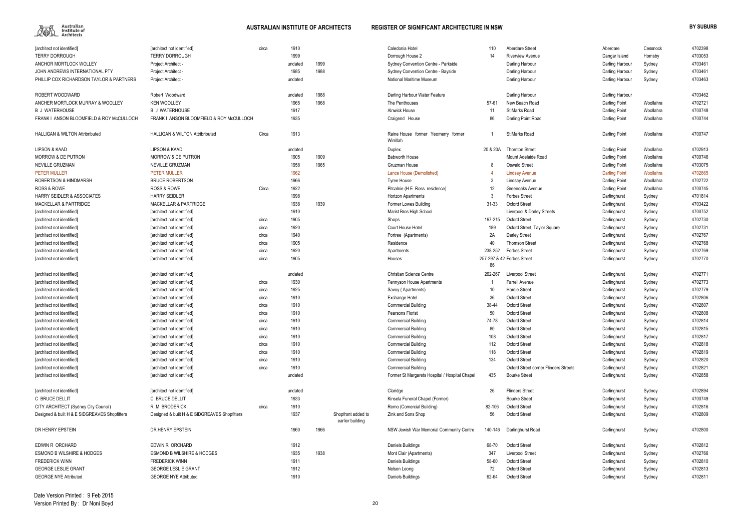| | | | | | | | | | | | | |
|---|---|---|---|---|---|---|---|---|---|---|---|---|
| [architect not identified] | [architect not identified] | circa | 1910 | | | Caledonia Hotel | 110 | Aberdare Street | Aberdare | Cessnock | 4702398 |
| TERRY DORROUGH | TERRY DORROUGH | | 1999 | | | Dorrough House 2 | 14 | Riverview Avenue | Dangar Island | Hornsby | 4703053 |
| ANCHOR MORTLOCK WOLLEY | Project Architect - | | undated | 1999 | | Sydney Convention Centre - Parkside | | Darling Harbour | Darling Harbour | Sydney | 4703461 |
| JOHN ANDREWS INTERNATIONAL PTY | Project Architect - | | 1985 | 1988 | | Sydney Convention Centre - Bayside | | Darling Harbour | Darling Harbour | Sydney | 4703461 |
| PHILLIP COX RICHARDSON TAYLOR & PARTNERS | Project Architect - | | undated | | | National Maritime Museum | | Darling Harbour | Darling Harbour | Sydney | 4703463 |
| ROBERT WOODWARD | Robert Woodward | | undated | 1988 | | Darling Harbour Water Feature | | Darling Harbour | Darling Harbour | | 4703462 |
| ANCHER MORTLOCK MURRAY & WOOLLEY | KEN WOOLLEY | | 1965 | 1968 | | The Penthouses | 57-61 | New Beach Road | Darling Point | Woollahra | 4702721 |
| B J WATERHOUSE | B J WATERHOUSE | | 1917 | | | Alnwick House | 11 | St Marks Road | Darling Point | Woollahra | 4700748 |
| FRANK I ANSON BLOOMFIELD & ROY McCULLOCH | FRANK I ANSON BLOOMFIELD & ROY McCULLOCH | | 1935 | | | Craigend House | 86 | Darling Point Road | Darling Point | Woollahra | 4700744 |
| HALLIGAN & WILTON Attribributed | HALLIGAN & WILTON Attribributed | Circa | 1913 | | | Raine House former Yeomerry former Wirrillah | 1 | St Marks Road | Darling Point | Woollahra | 4700747 |
| LIPSON & KAAD | LIPSON & KAAD | | undated | | | Duplex | 20 & 20A | Thornton Street | Darling Point | Woollahra | 4702913 |
| MORROW & DE PUTRON | MORROW & DE PUTRON | | 1905 | 1909 | | Babworth House | | Mount Adelaide Road | Darling Point | Woollahra | 4700746 |
| NEVILLE GRUZMAN | NEVILLE GRUZMAN | | 1958 | 1965 | | Gruzman House | 8 | Oswald Street | Darling Point | Woollahra | 4703075 |
| PETER MULLER | PETER MULLER | | 1962 | | | Lance House (Demolished) | 4 | Lindsay Avenue | Darling Point | Woollahra | 4702865 |
| ROBERTSON & HINDMARSH | BRUCE ROBERTSON | | 1966 | | | Tyree House | 3 | Lindsay Avenue | Darling Point | Woollahra | 4702722 |
| ROSS & ROWE | ROSS & ROWE | Circa | 1922 | | | Pitcalnie (H E Ross residence) | 12 | Greenoaks Avenue | Darling Point | Woollahra | 4700745 |
| HARRY SEIDLER & ASSOCIATES | HARRY SEIDLER | | 1998 | | | Horizon Apartments | 3 | Forbes Street | Darlinghurst | Sydney | 4701814 |
| MACKELLAR & PARTRIDGE | MACKELLAR & PARTRIDGE | | 1938 | 1939 | | Former Lowes Building | 31-33 | Oxford Street | Darlinghurst | Sydney | 4703422 |
| [architect not identified] | [architect not identified] | | 1910 | | | Marist Bros High School | | Liverpool & Darley Streets | Darlinghurst | Sydney | 4700752 |
| [architect not identified] | [architect not identified] | circa | 1905 | | | Shops | 197-215 | Oxford Street | Darlinghurst | Sydney | 4702730 |
| [architect not identified] | [architect not identified] | circa | 1920 | | | Court House Hotel | 189 | Oxford Street, Taylor Square | Darlinghurst | Sydney | 4702731 |
| [architect not identified] | [architect not identified] | circa | 1940 | | | Portree (Apartments) | 2A | Darley Street | Darlinghurst | Sydney | 4702767 |
| [architect not identified] | [architect not identified] | circa | 1905 | | | Residence | 40 | Thomson Street | Darlinghurst | Sydney | 4702768 |
| [architect not identified] | [architect not identified] | circa | 1920 | | | Apartments | 238-252 | Forbes Street | Darlinghurst | Sydney | 4702769 |
| [architect not identified] | [architect not identified] | circa | 1905 | | | Houses | 257-297 & 42-86 | Forbes Street | Darlinghurst | Sydney | 4702770 |
| [architect not identified] | [architect not identified] | | undated | | | Christian Science Centre | 262-267 | Liverpool Street | Darlinghurst | Sydney | 4702771 |
| [architect not identified] | [architect not identified] | circa | 1930 | | | Tennyson House Apartments | 1 | Farrell Avenue | Darlinghurst | Sydney | 4702773 |
| [architect not identified] | [architect not identified] | circa | 1925 | | | Savoy ( Apartments) | 10 | Hardie Street | Darlinghurst | Sydney | 4702779 |
| [architect not identified] | [architect not identified] | circa | 1910 | | | Exchange Hotel | 36 | Oxford Street | Darlinghurst | Sydney | 4702806 |
| [architect not identified] | [architect not identified] | circa | 1910 | | | Commercial Building | 38-44 | Oxford Street | Darlinghurst | Sydney | 4702807 |
| [architect not identified] | [architect not identified] | circa | 1910 | | | Pearsons Florist | 50 | Oxford Street | Darlinghurst | Sydney | 4702808 |
| [architect not identified] | [architect not identified] | circa | 1910 | | | Commercial Building | 74-78 | Oxford Street | Darlinghurst | Sydney | 4702814 |
| [architect not identified] | [architect not identified] | circa | 1910 | | | Commercial Building | 80 | Oxford Street | Darlinghurst | Sydney | 4702815 |
| [architect not identified] | [architect not identified] | circa | 1910 | | | Commercial Building | 108 | Oxford Street | Darlinghurst | Sydney | 4702817 |
| [architect not identified] | [architect not identified] | circa | 1910 | | | Commercial Building | 112 | Oxford Street | Darlinghurst | Sydney | 4702818 |
| [architect not identified] | [architect not identified] | circa | 1910 | | | Commercial Building | 118 | Oxford Street | Darlinghurst | Sydney | 4702819 |
| [architect not identified] | [architect not identified] | circa | 1910 | | | Commercial Building | 134 | Oxford Street | Darlinghurst | Sydney | 4702820 |
| [architect not identified] | [architect not identified] | circa | 1910 | | | Commercial Building | | Oxford Street corner Flinders Streets | Darlinghurst | Sydney | 4702821 |
| [architect not identified] | [architect not identified] | | undated | | | Former St Margarets Hospital / Hospital Chapel | 435 | Bourke Street | Darlinghurst | Sydney | 4702858 |
| [architect not identified] | [architect not identified] | | undated | | | Claridge | 26 | Flinders Street | Darlinghurst | Sydney | 4702894 |
| C BRUCE DELLIT | C BRUCE DELLIT | | 1933 | | | Kinsela Funeral Chapel (Former) | | Bourke Street | Darlinghurst | Sydney | 4700749 |
| CITY ARCHITECT (Sydney City Council) | R M BRODERICK | circa | 1910 | | | Remo (Comercial Building) | 82-106 | Oxford Street | Darlinghurst | Sydney | 4702816 |
| Designed & built H & E SIDGREAVES Shopfitters | Designed & built H & E SIDGREAVES Shopfitters | | 1937 | | Shopfront added to earlier building | Zink and Sons Shop | 56 | Oxford Street | Darlinghurst | Sydney | 4702809 |
| DR HENRY EPSTEIN | DR HENRY EPSTEIN | | 1960 | 1966 | | NSW Jewish War Memorial Community Centre | 140-146 | Darlinghurst Road | Darlinghurst | Sydney | 4702800 |
| EDWIN R ORCHARD | EDWIN R ORCHARD | | 1912 | | | Daniels Buildings | 68-70 | Oxford Street | Darlinghurst | Sydney | 4702812 |
| ESMOND B WILSHIRE & HODGES | ESMOND B WILSHIRE & HODGES | | 1935 | 1938 | | Mont Clair (Apartments) | 347 | Liverpool Street | Darlinghurst | Sydney | 4702766 |
| FREDERICK WINN | FREDERICK WINN | | 1911 | | | Daniels Buildings | 58-60 | Oxford Street | Darlinghurst | Sydney | 4702810 |
| GEORGE LESLIE GRANT | GEORGE LESLIE GRANT | | 1912 | | | Nelson Leong | 72 | Oxford Street | Darlinghurst | Sydney | 4702813 |
| GEORGE NYE Attributed | GEORGE NYE Attributed | | 1910 | | | Daniels Buildings | 62-64 | Oxford Street | Darlinghurst | Sydney | 4702811 |

Date Version Printed : 9 Feb 2015
Version Printed By : Dr Noni Boyd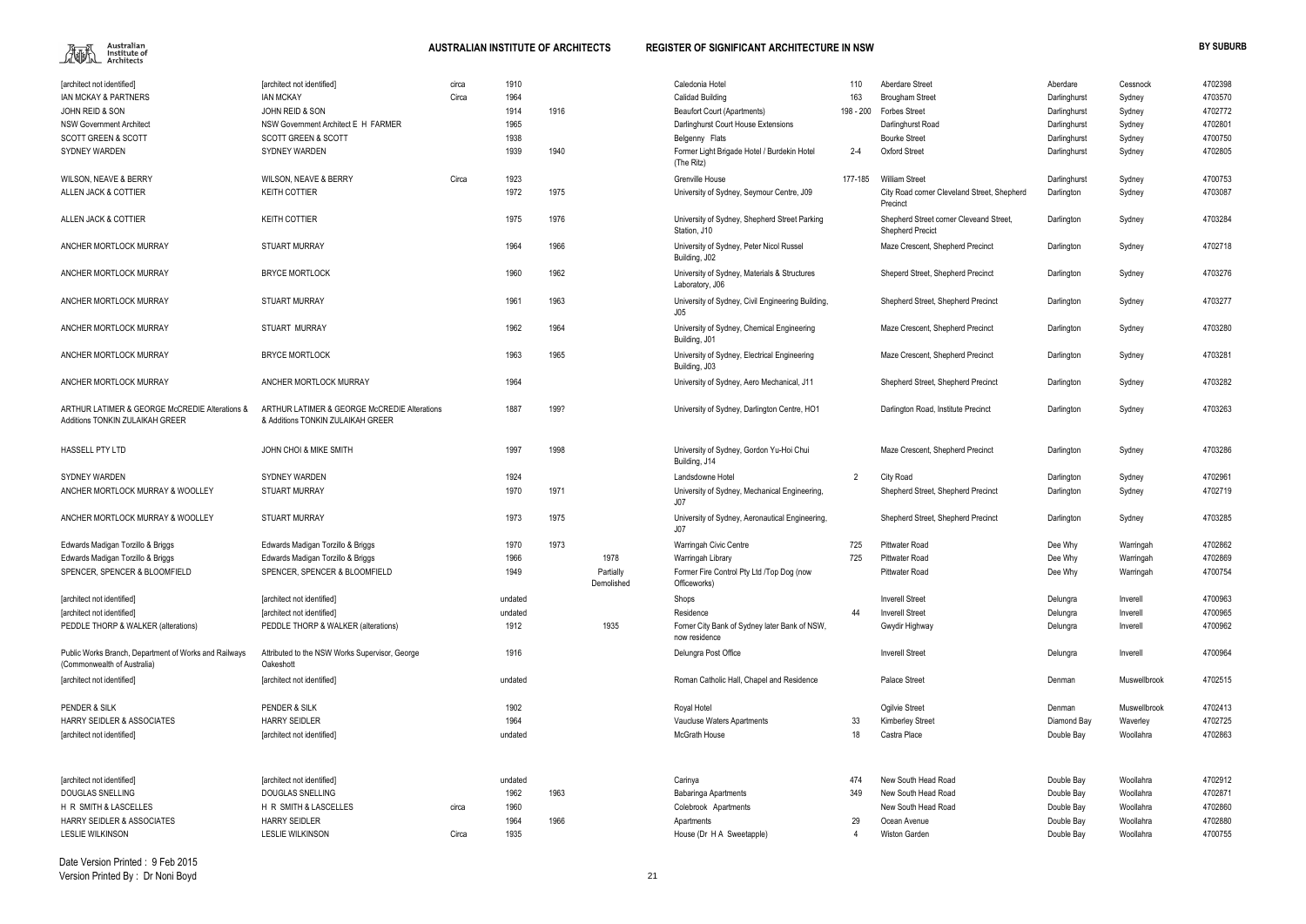| Firm | Architect | Circa | Start | End | Status | Name | No. | Street | Suburb | LGA | ID |
|---|---|---|---|---|---|---|---|---|---|---|---|
| [architect not identified] | [architect not identified] | circa | 1910 | | | Caledonia Hotel | 110 | Aberdare Street | Aberdare | Cessnock | 4702398 |
| IAN MCKAY & PARTNERS | IAN MCKAY | Circa | 1964 | | | Calidad Building | 163 | Brougham Street | Darlinghurst | Sydney | 4703570 |
| JOHN REID & SON | JOHN REID & SON | | 1914 | 1916 | | Beaufort Court (Apartments) | 198 - 200 | Forbes Street | Darlinghurst | Sydney | 4702772 |
| NSW Government Architect | NSW Government Architect E H FARMER | | 1965 | | | Darlinghurst Court House Extensions | | Darlinghurst Road | Darlinghurst | Sydney | 4702801 |
| SCOTT GREEN & SCOTT | SCOTT GREEN & SCOTT | | 1938 | | | Belgenny Flats | | Bourke Street | Darlinghurst | Sydney | 4700750 |
| SYDNEY WARDEN | SYDNEY WARDEN | | 1939 | 1940 | | Former Light Brigade Hotel / Burdekin Hotel (The Ritz) | 2-4 | Oxford Street | Darlinghurst | Sydney | 4702805 |
| WILSON, NEAVE & BERRY | WILSON, NEAVE & BERRY | Circa | 1923 | | | Grenville House | 177-185 | William Street | Darlinghurst | Sydney | 4700753 |
| ALLEN JACK & COTTIER | KEITH COTTIER | | 1972 | 1975 | | University of Sydney, Seymour Centre, J09 | | City Road corner Cleveland Street, Shepherd Precinct | Darlington | Sydney | 4703087 |
| ALLEN JACK & COTTIER | KEITH COTTIER | | 1975 | 1976 | | University of Sydney, Shepherd Street Parking Station, J10 | | Shepherd Street corner Cleveand Street, Shepherd Precict | Darlington | Sydney | 4703284 |
| ANCHER MORTLOCK MURRAY | STUART MURRAY | | 1964 | 1966 | | University of Sydney, Peter Nicol Russel Building, J02 | | Maze Crescent, Shepherd Precinct | Darlington | Sydney | 4702718 |
| ANCHER MORTLOCK MURRAY | BRYCE MORTLOCK | | 1960 | 1962 | | University of Sydney, Materials & Structures Laboratory, J06 | | Sheperd Street, Shepherd Precinct | Darlington | Sydney | 4703276 |
| ANCHER MORTLOCK MURRAY | STUART MURRAY | | 1961 | 1963 | | University of Sydney, Civil Engineering Building, J05 | | Shepherd Street, Shepherd Precinct | Darlington | Sydney | 4703277 |
| ANCHER MORTLOCK MURRAY | STUART MURRAY | | 1962 | 1964 | | University of Sydney, Chemical Engineering Building, J01 | | Maze Crescent, Shepherd Precinct | Darlington | Sydney | 4703280 |
| ANCHER MORTLOCK MURRAY | BRYCE MORTLOCK | | 1963 | 1965 | | University of Sydney, Electrical Engineering Building, J03 | | Maze Crescent, Shepherd Precinct | Darlington | Sydney | 4703281 |
| ANCHER MORTLOCK MURRAY | ANCHER MORTLOCK MURRAY | | 1964 | | | University of Sydney, Aero Mechanical, J11 | | Shepherd Street, Shepherd Precinct | Darlington | Sydney | 4703282 |
| ARTHUR LATIMER & GEORGE McCREDIE Alterations & Additions TONKIN ZULAIKAH GREER | ARTHUR LATIMER & GEORGE McCREDIE Alterations & Additions TONKIN ZULAIKAH GREER | | 1887 | 199? | | University of Sydney, Darlington Centre, HO1 | | Darlington Road, Institute Precinct | Darlington | Sydney | 4703263 |
| HASSELL PTY LTD | JOHN CHOI & MIKE SMITH | | 1997 | 1998 | | University of Sydney, Gordon Yu-Hoi Chui Building, J14 | | Maze Crescent, Shepherd Precinct | Darlington | Sydney | 4703286 |
| SYDNEY WARDEN | SYDNEY WARDEN | | 1924 | | | Landsdowne Hotel | 2 | City Road | Darlington | Sydney | 4702961 |
| ANCHER MORTLOCK MURRAY & WOOLLEY | STUART MURRAY | | 1970 | 1971 | | University of Sydney, Mechanical Engineering, J07 | | Shepherd Street, Shepherd Precinct | Darlington | Sydney | 4702719 |
| ANCHER MORTLOCK MURRAY & WOOLLEY | STUART MURRAY | | 1973 | 1975 | | University of Sydney, Aeronautical Engineering, J07 | | Shepherd Street, Shepherd Precinct | Darlington | Sydney | 4703285 |
| Edwards Madigan Torzillo & Briggs | Edwards Madigan Torzillo & Briggs | | 1970 | 1973 | | Warringah Civic Centre | 725 | Pittwater Road | Dee Why | Warringah | 4702862 |
| Edwards Madigan Torzillo & Briggs | Edwards Madigan Torzillo & Briggs | | 1966 | | 1978 | Warringah Library | 725 | Pittwater Road | Dee Why | Warringah | 4702869 |
| SPENCER, SPENCER & BLOOMFIELD | SPENCER, SPENCER & BLOOMFIELD | | 1949 | | Partially Demolished | Former Fire Control Pty Ltd /Top Dog (now Officeworks) | | Pittwater Road | Dee Why | Warringah | 4700754 |
| [architect not identified] | [architect not identified] | | undated | | | Shops | | Inverell Street | Delungra | Inverell | 4700963 |
| [architect not identified] | [architect not identified] | | undated | | | Residence | 44 | Inverell Street | Delungra | Inverell | 4700965 |
| PEDDLE THORP & WALKER (alterations) | PEDDLE THORP & WALKER (alterations) | | 1912 | | 1935 | Former City Bank of Sydney later Bank of NSW, now residence | | Gwydir Highway | Delungra | Inverell | 4700962 |
| Public Works Branch, Department of Works and Railways (Commonwealth of Australia) | Attributed to the NSW Works Supervisor, George Oakeshott | | 1916 | | | Delungra Post Office | | Inverell Street | Delungra | Inverell | 4700964 |
| [architect not identified] | [architect not identified] | | undated | | | Roman Catholic Hall, Chapel and Residence | | Palace Street | Denman | Muswellbrook | 4702515 |
| PENDER & SILK | PENDER & SILK | | 1902 | | | Royal Hotel | | Ogilvie Street | Denman | Muswellbrook | 4702413 |
| HARRY SEIDLER & ASSOCIATES | HARRY SEIDLER | | 1964 | | | Vaucluse Waters Apartments | 33 | Kimberley Street | Diamond Bay | Waverley | 4702725 |
| [architect not identified] | [architect not identified] | | undated | | | McGrath House | 18 | Castra Place | Double Bay | Woollahra | 4702863 |
| [architect not identified] | [architect not identified] | | undated | | | Carinya | 474 | New South Head Road | Double Bay | Woollahra | 4702912 |
| DOUGLAS SNELLING | DOUGLAS SNELLING | | 1962 | 1963 | | Babaringa Apartments | 349 | New South Head Road | Double Bay | Woollahra | 4702871 |
| H R SMITH & LASCELLES | H R SMITH & LASCELLES | circa | 1960 | | | Colebrook Apartments | | New South Head Road | Double Bay | Woollahra | 4702860 |
| HARRY SEIDLER & ASSOCIATES | HARRY SEIDLER | | 1964 | 1966 | | Apartments | 29 | Ocean Avenue | Double Bay | Woollahra | 4702880 |
| LESLIE WILKINSON | LESLIE WILKINSON | Circa | 1935 | | | House (Dr H A Sweetapple) | 4 | Wiston Garden | Double Bay | Woollahra | 4700755 |

Date Version Printed : 9 Feb 2015
Version Printed By : Dr Noni Boyd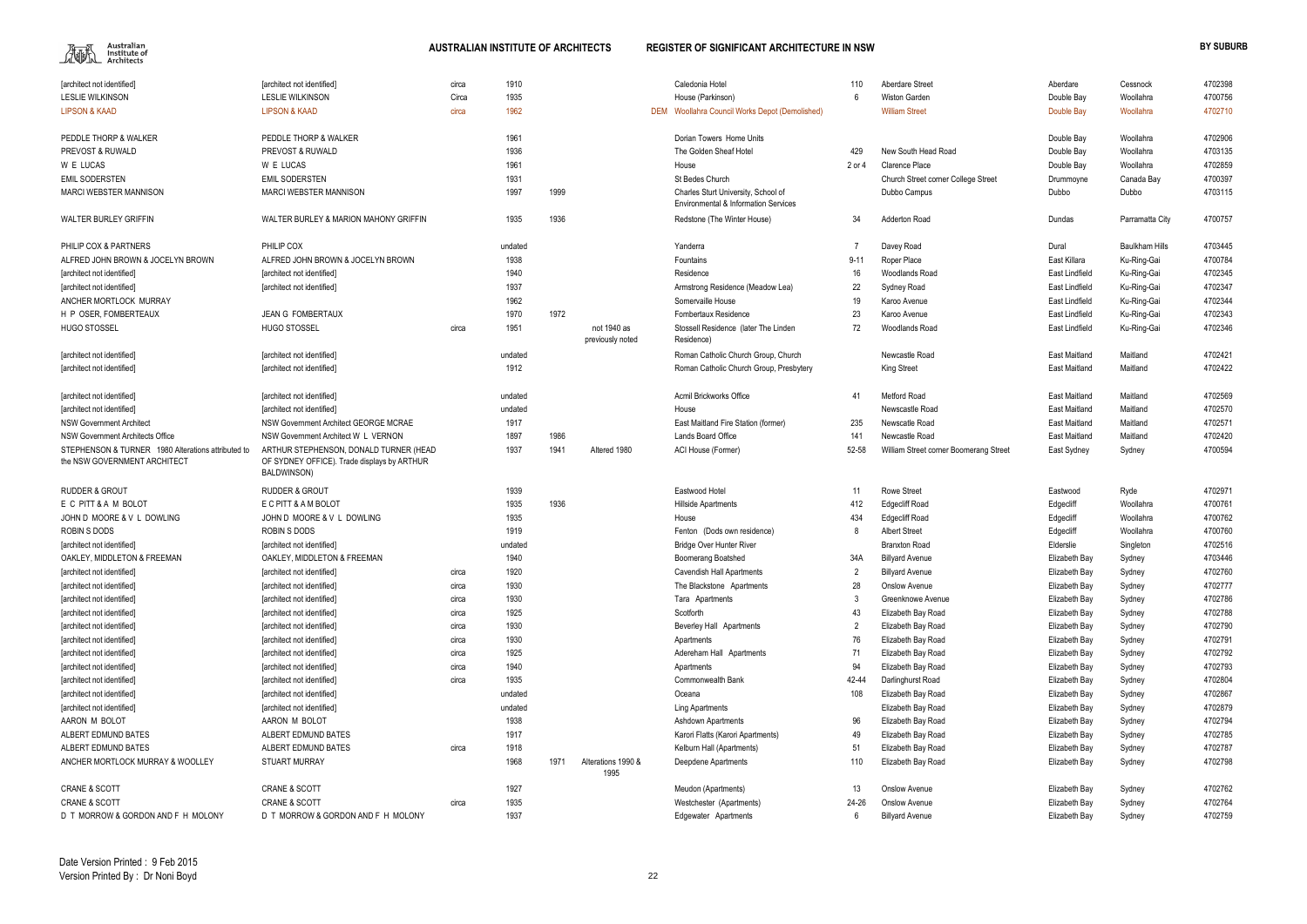| | | | | | | | | | | | | | |
|---|---|---|---|---|---|---|---|---|---|---|---|---|---|
| [architect not identified] | [architect not identified] | circa | 1910 | | | | Caledonia Hotel | 110 | Aberdare Street | Aberdare | Cessnock | 4702398 |
| LESLIE WILKINSON | LESLIE WILKINSON | Circa | 1935 | | | | House (Parkinson) | 6 | Wiston Garden | Double Bay | Woollahra | 4700756 |
| LIPSON & KAAD | LIPSON & KAAD | circa | 1962 | | | DEM | Woollahra Council Works Depot (Demolished) | | William Street | Double Bay | Woollahra | 4702710 |
| PEDDLE THORP & WALKER | PEDDLE THORP & WALKER | | 1961 | | | | Dorian Towers Home Units | | | Double Bay | Woollahra | 4702906 |
| PREVOST & RUWALD | PREVOST & RUWALD | | 1936 | | | | The Golden Sheaf Hotel | 429 | New South Head Road | Double Bay | Woollahra | 4703135 |
| W E LUCAS | W E LUCAS | | 1961 | | | | House | 2 or 4 | Clarence Place | Double Bay | Woollahra | 4702859 |
| EMIL SODERSTEN | EMIL SODERSTEN | | 1931 | | | | St Bedes Church | | Church Street corner College Street | Drummoyne | Canada Bay | 4700397 |
| MARCI WEBSTER MANNISON | MARCI WEBSTER MANNISON | | 1997 | 1999 | | | Charles Sturt University, School of Environmental & Information Services | | Dubbo Campus | Dubbo | Dubbo | 4703115 |
| WALTER BURLEY GRIFFIN | WALTER BURLEY & MARION MAHONY GRIFFIN | | 1935 | 1936 | | | Redstone (The Winter House) | 34 | Adderton Road | Dundas | Parramatta City | 4700757 |
| PHILIP COX & PARTNERS | PHILIP COX | | undated | | | | Yanderra | 7 | Davey Road | Dural | Baulkham Hills | 4703445 |
| ALFRED JOHN BROWN & JOCELYN BROWN | ALFRED JOHN BROWN & JOCELYN BROWN | | 1938 | | | | Fountains | 9-11 | Roper Place | East Killara | Ku-Ring-Gai | 4700784 |
| [architect not identified] | [architect not identified] | | 1940 | | | | Residence | 16 | Woodlands Road | East Lindfield | Ku-Ring-Gai | 4702345 |
| [architect not identified] | [architect not identified] | | 1937 | | | | Armstrong Residence (Meadow Lea) | 22 | Sydney Road | East Lindfield | Ku-Ring-Gai | 4702347 |
| ANCHER MORTLOCK MURRAY | | | 1962 | | | | Somervaille House | 19 | Karoo Avenue | East Lindfield | Ku-Ring-Gai | 4702344 |
| H P OSER, FOMBERTEAUX | JEAN G FOMBERTAUX | | 1970 | 1972 | | | Fombertaux Residence | 23 | Karoo Avenue | East Lindfield | Ku-Ring-Gai | 4702343 |
| HUGO STOSSEL | HUGO STOSSEL | circa | 1951 | | not 1940 as previously noted | | Stossell Residence (later The Linden Residence) | 72 | Woodlands Road | East Lindfield | Ku-Ring-Gai | 4702346 |
| [architect not identified] | [architect not identified] | | undated | | | | Roman Catholic Church Group, Church | | Newcastle Road | East Maitland | Maitland | 4702421 |
| [architect not identified] | [architect not identified] | | 1912 | | | | Roman Catholic Church Group, Presbytery | | King Street | East Maitland | Maitland | 4702422 |
| [architect not identified] | [architect not identified] | | undated | | | | Acmil Brickworks Office | 41 | Metford Road | East Maitland | Maitland | 4702569 |
| [architect not identified] | [architect not identified] | | undated | | | | House | | Newscastle Road | East Maitland | Maitland | 4702570 |
| NSW Government Architect | NSW Government Architect GEORGE MCRAE | | 1917 | | | | East Maitland Fire Station (former) | 235 | Newscastle Road | East Maitland | Maitland | 4702571 |
| NSW Government Architects Office | NSW Government Architect W L VERNON | | 1897 | 1986 | | | Lands Board Office | 141 | Newcastle Road | East Maitland | Maitland | 4702420 |
| STEPHENSON & TURNER 1980 Alterations attributed to the NSW GOVERNMENT ARCHITECT | ARTHUR STEPHENSON, DONALD TURNER (HEAD OF SYDNEY OFFICE). Trade displays by ARTHUR BALDWINSON) | | 1937 | 1941 | Altered 1980 | | ACI House (Former) | 52-58 | William Street corner Boomerang Street | East Sydney | Sydney | 4700594 |
| RUDDER & GROUT | RUDDER & GROUT | | 1939 | | | | Eastwood Hotel | 11 | Rowe Street | Eastwood | Ryde | 4702971 |
| E C PITT & A M BOLOT | E C PITT & A M BOLOT | | 1935 | 1936 | | | Hillside Apartments | 412 | Edgecliff Road | Edgecliff | Woollahra | 4700761 |
| JOHN D MOORE & V L DOWLING | JOHN D MOORE & V L DOWLING | | 1935 | | | | House | 434 | Edgecliff Road | Edgecliff | Woollahra | 4700762 |
| ROBIN S DODS | ROBIN S DODS | | 1919 | | | | Fenton (Dods own residence) | 8 | Albert Street | Edgecliff | Woollahra | 4700760 |
| [architect not identified] | [architect not identified] | | undated | | | | Bridge Over Hunter River | | Branxton Road | Elderslie | Singleton | 4702516 |
| OAKLEY, MIDDLETON & FREEMAN | OAKLEY, MIDDLETON & FREEMAN | | 1940 | | | | Boomerang Boatshed | 34A | Billyard Avenue | Elizabeth Bay | Sydney | 4703446 |
| [architect not identified] | [architect not identified] | circa | 1920 | | | | Cavendish Hall Apartments | 2 | Billyard Avenue | Elizabeth Bay | Sydney | 4702760 |
| [architect not identified] | [architect not identified] | circa | 1930 | | | | The Blackstone Apartments | 28 | Onslow Avenue | Elizabeth Bay | Sydney | 4702777 |
| [architect not identified] | [architect not identified] | circa | 1930 | | | | Tara Apartments | 3 | Greenknowe Avenue | Elizabeth Bay | Sydney | 4702786 |
| [architect not identified] | [architect not identified] | circa | 1925 | | | | Scotforth | 43 | Elizabeth Bay Road | Elizabeth Bay | Sydney | 4702788 |
| [architect not identified] | [architect not identified] | circa | 1930 | | | | Beverley Hall Apartments | 2 | Elizabeth Bay Road | Elizabeth Bay | Sydney | 4702790 |
| [architect not identified] | [architect not identified] | circa | 1930 | | | | Apartments | 76 | Elizabeth Bay Road | Elizabeth Bay | Sydney | 4702791 |
| [architect not identified] | [architect not identified] | circa | 1925 | | | | Adereham Hall Apartments | 71 | Elizabeth Bay Road | Elizabeth Bay | Sydney | 4702792 |
| [architect not identified] | [architect not identified] | circa | 1940 | | | | Apartments | 94 | Elizabeth Bay Road | Elizabeth Bay | Sydney | 4702793 |
| [architect not identified] | [architect not identified] | circa | 1935 | | | | Commonwealth Bank | 42-44 | Darlinghurst Road | Elizabeth Bay | Sydney | 4702804 |
| [architect not identified] | [architect not identified] | | undated | | | | Oceana | 108 | Elizabeth Bay Road | Elizabeth Bay | Sydney | 4702867 |
| [architect not identified] | [architect not identified] | | undated | | | | Ling Apartments | | Elizabeth Bay Road | Elizabeth Bay | Sydney | 4702879 |
| AARON M BOLOT | AARON M BOLOT | | 1938 | | | | Ashdown Apartments | 96 | Elizabeth Bay Road | Elizabeth Bay | Sydney | 4702794 |
| ALBERT EDMUND BATES | ALBERT EDMUND BATES | | 1917 | | | | Karori Flatts (Karori Apartments) | 49 | Elizabeth Bay Road | Elizabeth Bay | Sydney | 4702785 |
| ALBERT EDMUND BATES | ALBERT EDMUND BATES | circa | 1918 | | | | Kelburn Hall (Apartments) | 51 | Elizabeth Bay Road | Elizabeth Bay | Sydney | 4702787 |
| ANCHER MORTLOCK MURRAY & WOOLLEY | STUART MURRAY | | 1968 | 1971 | Alterations 1990 & 1995 | | Deepdene Apartments | 110 | Elizabeth Bay Road | Elizabeth Bay | Sydney | 4702798 |
| CRANE & SCOTT | CRANE & SCOTT | | 1927 | | | | Meudon (Apartments) | 13 | Onslow Avenue | Elizabeth Bay | Sydney | 4702762 |
| CRANE & SCOTT | CRANE & SCOTT | circa | 1935 | | | | Westchester (Apartments) | 24-26 | Onslow Avenue | Elizabeth Bay | Sydney | 4702764 |
| D T MORROW & GORDON AND F H MOLONY | D T MORROW & GORDON AND F H MOLONY | | 1937 | | | | Edgewater Apartments | 6 | Billyard Avenue | Elizabeth Bay | Sydney | 4702759 |

Date Version Printed : 9 Feb 2015
Version Printed By : Dr Noni Boyd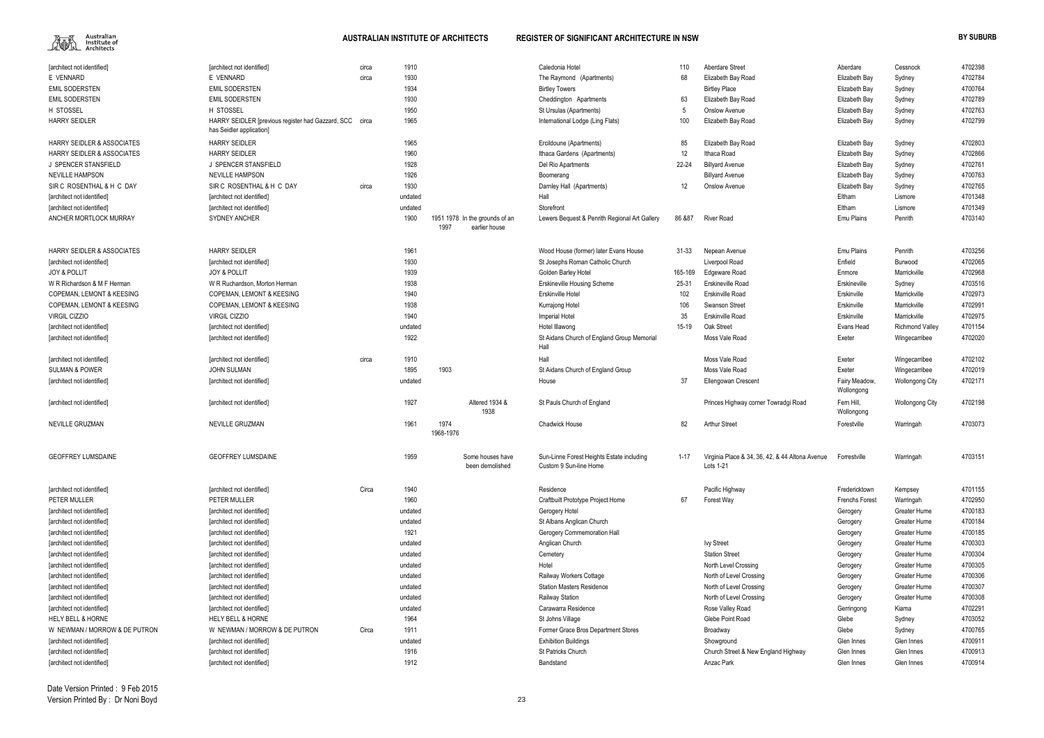| Firm | Architect | Circa | Year | Year 2 | Notes | Name | No. | Street | Suburb | Area | ID |
|---|---|---|---|---|---|---|---|---|---|---|---|
| [architect not identified] | [architect not identified] | circa | 1910 | | | Caledonia Hotel | 110 | Aberdare Street | Aberdare | Cessnock | 4702398 |
| E VENNARD | E VENNARD | circa | 1930 | | | The Raymond (Apartments) | 68 | Elizabeth Bay Road | Elizabeth Bay | Sydney | 4702784 |
| EMIL SODERSTEN | EMIL SODERSTEN | | 1934 | | | Birtley Towers | | Birtley Place | Elizabeth Bay | Sydney | 4700764 |
| EMIL SODERSTEN | EMIL SODERSTEN | | 1930 | | | Cheddington Apartments | 63 | Elizabeth Bay Road | Elizabeth Bay | Sydney | 4702789 |
| H STOSSEL | H STOSSEL | | 1950 | | | St Ursulas (Apartments) | 5 | Onslow Avenue | Elizabeth Bay | Sydney | 4702763 |
| HARRY SEIDLER | HARRY SEIDLER [previous register had Gazzard, SCC has Seidler application] | circa | 1965 | | | International Lodge (Ling Flats) | 100 | Elizabeth Bay Road | Elizabeth Bay | Sydney | 4702799 |
| HARRY SEIDLER & ASSOCIATES | HARRY SEIDLER | | 1965 | | | Ercildoune (Apartments) | 85 | Elizabeth Bay Road | Elizabeth Bay | Sydney | 4702803 |
| HARRY SEIDLER & ASSOCIATES | HARRY SEIDLER | | 1960 | | | Ithaca Gardens (Apartments) | 12 | Ithaca Road | Elizabeth Bay | Sydney | 4702866 |
| J SPENCER STANSFIELD | J SPENCER STANSFIELD | | 1928 | | | Del Rio Apartments | 22-24 | Billyard Avenue | Elizabeth Bay | Sydney | 4702761 |
| NEVILLE HAMPSON | NEVILLE HAMPSON | | 1926 | | | Boomerang | | Billyard Avenue | Elizabeth Bay | Sydney | 4700763 |
| SIR C ROSENTHAL & H C DAY | SIR C ROSENTHAL & H C DAY | circa | 1930 | | | Darnley Hall (Apartments) | 12 | Onslow Avenue | Elizabeth Bay | Sydney | 4702765 |
| [architect not identified] | [architect not identified] | | undated | | | Hall | | | Eltham | Lismore | 4701348 |
| [architect not identified] | [architect not identified] | | undated | | | Storefront | | | Eltham | Lismore | 4701349 |
| ANCHER MORTLOCK MURRAY | SYDNEY ANCHER | | 1900 | 1951 1978 1997 | In the grounds of an earlier house | Lewers Bequest & Penrith Regional Art Gallery | 86 &87 | River Road | Emu Plains | Penrith | 4703140 |
| HARRY SEIDLER & ASSOCIATES | HARRY SEIDLER | | 1961 | | | Wood House (former) later Evans House | 31-33 | Nepean Avenue | Emu Plains | Penrith | 4703256 |
| [architect not identified] | [architect not identified] | | 1930 | | | St Josephs Roman Catholic Church | | Liverpool Road | Enfield | Burwood | 4702065 |
| JOY & POLLIT | JOY & POLLIT | | 1939 | | | Golden Barley Hotel | 165-169 | Edgeware Road | Enmore | Marrickville | 4702968 |
| W R Richardson & M F Herman | W R Ruchardson, Morton Herman | | 1938 | | | Erskineville Housing Scheme | 25-31 | Erskineville Road | Erskineville | Sydney | 4703516 |
| COPEMAN, LEMONT & KEESING | COPEMAN, LEMONT & KEESING | | 1940 | | | Erskinville Hotel | 102 | Erskinville Road | Erskinville | Marrickville | 4702973 |
| COPEMAN, LEMONT & KEESING | COPEMAN, LEMONT & KEESING | | 1938 | | | Kurrajong Hotel | 106 | Swanson Street | Erskinville | Marrickville | 4702991 |
| VIRGIL CIZZIO | VIRGIL CIZZIO | | 1940 | | | Imperial Hotel | 35 | Erskinville Road | Erskinville | Marrickville | 4702975 |
| [architect not identified] | [architect not identified] | | undated | | | Hotel Illawong | 15-19 | Oak Street | Evans Head | Richmond Valley | 4701154 |
| [architect not identified] | [architect not identified] | | 1922 | | | St Aidans Church of England Group Memorial Hall | | Moss Vale Road | Exeter | Wingecarribee | 4702020 |
| [architect not identified] | [architect not identified] | circa | 1910 | | | Hall | | Moss Vale Road | Exeter | Wingecarribee | 4702102 |
| SULMAN & POWER | JOHN SULMAN | | 1895 | 1903 | | St Aidans Church of England Group | | Moss Vale Road | Exeter | Wingecarribee | 4702019 |
| [architect not identified] | [architect not identified] | | undated | | | House | 37 | Ellengowan Crescent | Fairy Meadow, Wollongong | Wollongong City | 4702171 |
| [architect not identified] | [architect not identified] | | 1927 | | Altered 1934 & 1938 | St Pauls Church of England | | Princes Highway corner Towradgi Road | Fern Hill, Wollongong | Wollongong City | 4702198 |
| NEVILLE GRUZMAN | NEVILLE GRUZMAN | | 1961 | 1974 1968-1976 | | Chadwick House | 82 | Arthur Street | Forestville | Warringah | 4703073 |
| GEOFFREY LUMSDAINE | GEOFFREY LUMSDAINE | | 1959 | | Some houses have been demolished | Sun-Linne Forest Heights Estate including Custom 9 Sun-line Home | 1-17 | Virginia Place & 34, 36, 42, & 44 Altona Avenue Lots 1-21 | Forrestville | Warringah | 4703151 |
| [architect not identified] | [architect not identified] | Circa | 1940 | | | Residence | | Pacific Highway | Fredericktown | Kempsey | 4701155 |
| PETER MULLER | PETER MULLER | | 1960 | | | Craftbuilt Prototype Project Home | 67 | Forest Way | Frenchs Forest | Warringah | 4702950 |
| [architect not identified] | [architect not identified] | | undated | | | Gerogery Hotel | | | Gerogery | Greater Hume | 4700183 |
| [architect not identified] | [architect not identified] | | undated | | | St Albans Anglican Church | | | Gerogery | Greater Hume | 4700184 |
| [architect not identified] | [architect not identified] | | 1921 | | | Gerogery Commemoration Hall | | | Gerogery | Greater Hume | 4700185 |
| [architect not identified] | [architect not identified] | | undated | | | Anglican Church | | Ivy Street | Gerogery | Greater Hume | 4700303 |
| [architect not identified] | [architect not identified] | | undated | | | Cemetery | | Station Street | Gerogery | Greater Hume | 4700304 |
| [architect not identified] | [architect not identified] | | undated | | | Hotel | | North Level Crossing | Gerogery | Greater Hume | 4700305 |
| [architect not identified] | [architect not identified] | | undated | | | Railway Workers Cottage | | North of Level Crossing | Gerogery | Greater Hume | 4700306 |
| [architect not identified] | [architect not identified] | | undated | | | Station Masters Residence | | North of Level Crossing | Gerogery | Greater Hume | 4700307 |
| [architect not identified] | [architect not identified] | | undated | | | Railway Station | | North of Level Crossing | Gerogery | Greater Hume | 4700308 |
| [architect not identified] | [architect not identified] | | undated | | | Carawarra Residence | | Rose Valley Road | Gerringong | Kiama | 4702291 |
| HELY BELL & HORNE | HELY BELL & HORNE | | 1964 | | | St Johns Village | | Glebe Point Road | Glebe | Sydney | 4703052 |
| W NEWMAN / MORROW & DE PUTRON | W NEWMAN / MORROW & DE PUTRON | Circa | 1911 | | | Former Grace Bros Department Stores | | Broadway | Glebe | Sydney | 4700765 |
| [architect not identified] | [architect not identified] | | undated | | | Exhibition Buildings | | Showground | Glen Innes | Glen Innes | 4700911 |
| [architect not identified] | [architect not identified] | | 1916 | | | St Patricks Church | | Church Street & New England Highway | Glen Innes | Glen Innes | 4700913 |
| [architect not identified] | [architect not identified] | | 1912 | | | Bandstand | | Anzac Park | Glen Innes | Glen Innes | 4700914 |

Date Version Printed : 9 Feb 2015
Version Printed By : Dr Noni Boyd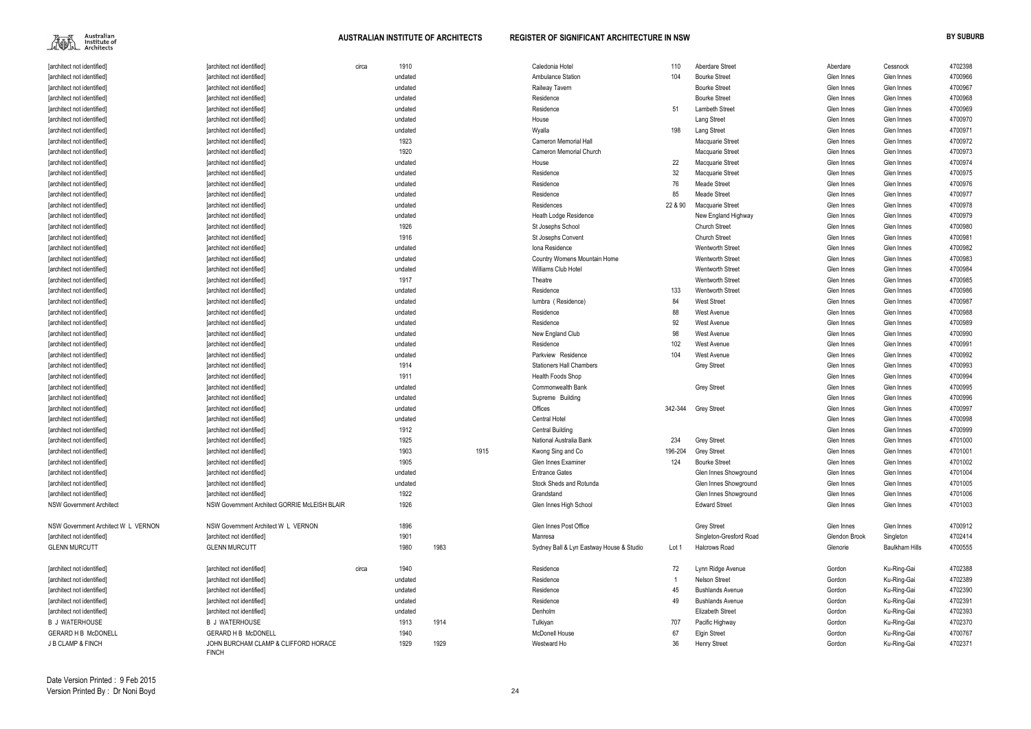| | | | | | | | | | | | | |
|---|---|---|---|---|---|---|---|---|---|---|---|---|
| [architect not identified] | [architect not identified] | circa | 1910 | | | Caledonia Hotel | 110 | Aberdare Street | Aberdare | Cessnock | 4702398 |
| [architect not identified] | [architect not identified] | | undated | | | Ambulance Station | 104 | Bourke Street | Glen Innes | Glen Innes | 4700966 |
| [architect not identified] | [architect not identified] | | undated | | | Railway Tavern | | Bourke Street | Glen Innes | Glen Innes | 4700967 |
| [architect not identified] | [architect not identified] | | undated | | | Residence | | Bourke Street | Glen Innes | Glen Innes | 4700968 |
| [architect not identified] | [architect not identified] | | undated | | | Residence | 51 | Lambeth Street | Glen Innes | Glen Innes | 4700969 |
| [architect not identified] | [architect not identified] | | undated | | | House | | Lang Street | Glen Innes | Glen Innes | 4700970 |
| [architect not identified] | [architect not identified] | | undated | | | Wyalla | 198 | Lang Street | Glen Innes | Glen Innes | 4700971 |
| [architect not identified] | [architect not identified] | | 1923 | | | Cameron Memorial Hall | | Macquarie Street | Glen Innes | Glen Innes | 4700972 |
| [architect not identified] | [architect not identified] | | 1920 | | | Cameron Memorial Church | | Macquarie Street | Glen Innes | Glen Innes | 4700973 |
| [architect not identified] | [architect not identified] | | undated | | | House | 22 | Macquarie Street | Glen Innes | Glen Innes | 4700974 |
| [architect not identified] | [architect not identified] | | undated | | | Residence | 32 | Macquarie Street | Glen Innes | Glen Innes | 4700975 |
| [architect not identified] | [architect not identified] | | undated | | | Residence | 76 | Meade Street | Glen Innes | Glen Innes | 4700976 |
| [architect not identified] | [architect not identified] | | undated | | | Residence | 85 | Meade Street | Glen Innes | Glen Innes | 4700977 |
| [architect not identified] | [architect not identified] | | undated | | | Residences | 22 & 90 | Macquarie Street | Glen Innes | Glen Innes | 4700978 |
| [architect not identified] | [architect not identified] | | undated | | | Heath Lodge Residence | | New England Highway | Glen Innes | Glen Innes | 4700979 |
| [architect not identified] | [architect not identified] | | 1926 | | | St Josephs School | | Church Street | Glen Innes | Glen Innes | 4700980 |
| [architect not identified] | [architect not identified] | | 1916 | | | St Josephs Convent | | Church Street | Glen Innes | Glen Innes | 4700981 |
| [architect not identified] | [architect not identified] | | undated | | | Iona Residence | | Wentworth Street | Glen Innes | Glen Innes | 4700982 |
| [architect not identified] | [architect not identified] | | undated | | | Country Womens Mountain Home | | Wentworth Street | Glen Innes | Glen Innes | 4700983 |
| [architect not identified] | [architect not identified] | | undated | | | Williams Club Hotel | | Wentworth Street | Glen Innes | Glen Innes | 4700984 |
| [architect not identified] | [architect not identified] | | 1917 | | | Theatre | | Wentworth Street | Glen Innes | Glen Innes | 4700985 |
| [architect not identified] | [architect not identified] | | undated | | | Residence | 133 | Wentworth Street | Glen Innes | Glen Innes | 4700986 |
| [architect not identified] | [architect not identified] | | undated | | | Iumbra ( Residence) | 84 | West Street | Glen Innes | Glen Innes | 4700987 |
| [architect not identified] | [architect not identified] | | undated | | | Residence | 88 | West Avenue | Glen Innes | Glen Innes | 4700988 |
| [architect not identified] | [architect not identified] | | undated | | | Residence | 92 | West Avenue | Glen Innes | Glen Innes | 4700989 |
| [architect not identified] | [architect not identified] | | undated | | | New England Club | 98 | West Avenue | Glen Innes | Glen Innes | 4700990 |
| [architect not identified] | [architect not identified] | | undated | | | Residence | 102 | West Avenue | Glen Innes | Glen Innes | 4700991 |
| [architect not identified] | [architect not identified] | | undated | | | Parkview Residence | 104 | West Avenue | Glen Innes | Glen Innes | 4700992 |
| [architect not identified] | [architect not identified] | | 1914 | | | Stationers Hall Chambers | | Grey Street | Glen Innes | Glen Innes | 4700993 |
| [architect not identified] | [architect not identified] | | 1911 | | | Health Foods Shop | | | Glen Innes | Glen Innes | 4700994 |
| [architect not identified] | [architect not identified] | | undated | | | Commonwealth Bank | | Grey Street | Glen Innes | Glen Innes | 4700995 |
| [architect not identified] | [architect not identified] | | undated | | | Supreme Building | | | Glen Innes | Glen Innes | 4700996 |
| [architect not identified] | [architect not identified] | | undated | | | Offices | 342-344 | Grey Street | Glen Innes | Glen Innes | 4700997 |
| [architect not identified] | [architect not identified] | | undated | | | Central Hotel | | | Glen Innes | Glen Innes | 4700998 |
| [architect not identified] | [architect not identified] | | 1912 | | | Central Building | | | Glen Innes | Glen Innes | 4700999 |
| [architect not identified] | [architect not identified] | | 1925 | | | National Australia Bank | 234 | Grey Street | Glen Innes | Glen Innes | 4701000 |
| [architect not identified] | [architect not identified] | | 1903 | | 1915 | Kwong Sing and Co | 196-204 | Grey Street | Glen Innes | Glen Innes | 4701001 |
| [architect not identified] | [architect not identified] | | 1905 | | | Glen Innes Examiner | 124 | Bourke Street | Glen Innes | Glen Innes | 4701002 |
| [architect not identified] | [architect not identified] | | undated | | | Entrance Gates | | Glen Innes Showground | Glen Innes | Glen Innes | 4701004 |
| [architect not identified] | [architect not identified] | | undated | | | Stock Sheds and Rotunda | | Glen Innes Showground | Glen Innes | Glen Innes | 4701005 |
| [architect not identified] | [architect not identified] | | 1922 | | | Grandstand | | Glen Innes Showground | Glen Innes | Glen Innes | 4701006 |
| NSW Government Architect | NSW Government Architect GORRIE McLEISH BLAIR | | 1926 | | | Glen Innes High School | | Edward Street | Glen Innes | Glen Innes | 4701003 |
| NSW Government Architect W L VERNON | NSW Government Architect W L VERNON | | 1896 | | | Glen Innes Post Office | | Grey Street | Glen Innes | Glen Innes | 4700912 |
| [architect not identified] | [architect not identified] | | 1901 | | | Manresa | | Singleton-Gresford Road | Glendon Brook | Singleton | 4702414 |
| GLENN MURCUTT | GLENN MURCUTT | | 1980 | 1983 | | Sydney Ball & Lyn Eastway House & Studio | Lot 1 | Halcrows Road | Glenorie | Baulkham Hills | 4700555 |
| [architect not identified] | [architect not identified] | circa | 1940 | | | Residence | 72 | Lynn Ridge Avenue | Gordon | Ku-Ring-Gai | 4702388 |
| [architect not identified] | [architect not identified] | | undated | | | Residence | 1 | Nelson Street | Gordon | Ku-Ring-Gai | 4702389 |
| [architect not identified] | [architect not identified] | | undated | | | Residence | 45 | Bushlands Avenue | Gordon | Ku-Ring-Gai | 4702390 |
| [architect not identified] | [architect not identified] | | undated | | | Residence | 49 | Bushlands Avenue | Gordon | Ku-Ring-Gai | 4702391 |
| [architect not identified] | [architect not identified] | | undated | | | Denholm | | Elizabeth Street | Gordon | Ku-Ring-Gai | 4702393 |
| B J WATERHOUSE | B J WATERHOUSE | | 1913 | 1914 | | Tulkiyan | 707 | Pacific Highway | Gordon | Ku-Ring-Gai | 4702370 |
| GERARD H B McDONELL | GERARD H B McDONELL | | 1940 | | | McDonell House | 67 | Elgin Street | Gordon | Ku-Ring-Gai | 4700767 |
| J B CLAMP & FINCH | JOHN BURCHAM CLAMP & CLIFFORD HORACE FINCH | | 1929 | 1929 | | Westward Ho | 36 | Henry Street | Gordon | Ku-Ring-Gai | 4702371 |

Date Version Printed : 9 Feb 2015
Version Printed By : Dr Noni Boyd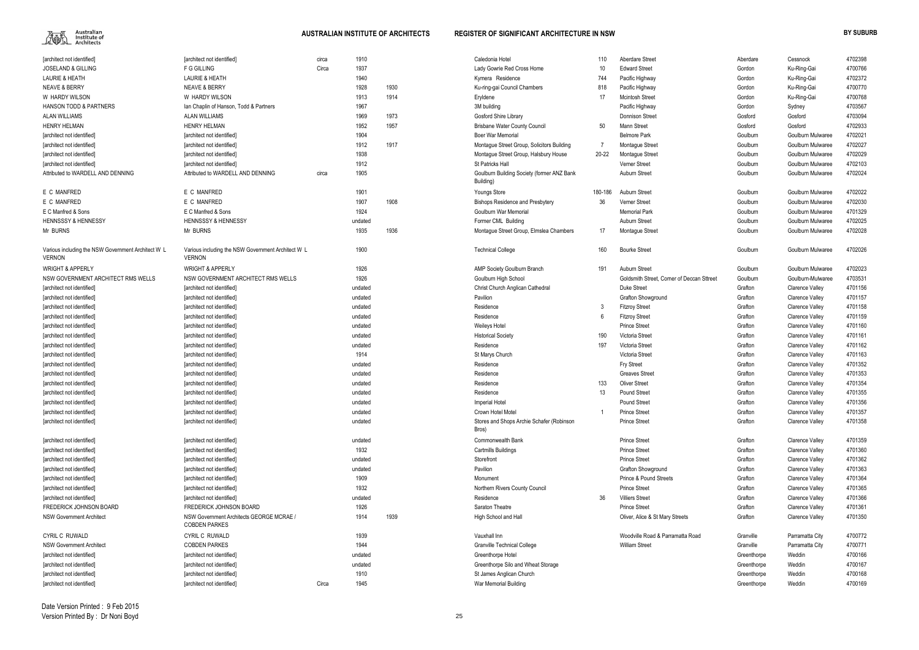| | | | | | | | | | | | |
|---|---|---|---|---|---|---|---|---|---|---|---|
| [architect not identified] | [architect not identified] | circa | 1910 | | Caledonia Hotel | 110 | Aberdare Street | Aberdare | Cessnock | 4702398 |
| JOSELAND & GILLING | F G GILLING | Circa | 1937 | | Lady Gowrie Red Cross Home | 10 | Edward Street | Gordon | Ku-Ring-Gai | 4700766 |
| LAURIE & HEATH | LAURIE & HEATH | | 1940 | | Kymera Residence | 744 | Pacific Highway | Gordon | Ku-Ring-Gai | 4702372 |
| NEAVE & BERRY | NEAVE & BERRY | | 1928 | 1930 | Ku-ring-gai Council Chambers | 818 | Pacific Highway | Gordon | Ku-Ring-Gai | 4700770 |
| W HARDY WILSON | W HARDY WILSON | | 1913 | 1914 | Eryldene | 17 | Mcintosh Street | Gordon | Ku-Ring-Gai | 4700768 |
| HANSON TODD & PARTNERS | Ian Chaplin of Hanson, Todd & Partners | | 1967 | | 3M building | | Pacific Highway | Gordon | Sydney | 4703567 |
| ALAN WILLIAMS | ALAN WILLIAMS | | 1969 | 1973 | Gosford Shire Library | | Donnison Street | Gosford | Gosford | 4703094 |
| HENRY HELMAN | HENRY HELMAN | | 1952 | 1957 | Brisbane Water County Council | 50 | Mann Street | Gosford | Gosford | 4702933 |
| [architect not identified] | [architect not identified] | | 1904 | | Boer War Memorial | | Belmore Park | Goulburn | Goulburn Mulwaree | 4702021 |
| [architect not identified] | [architect not identified] | | 1912 | 1917 | Montague Street Group, Solicitors Building | 7 | Montague Street | Goulburn | Goulburn Mulwaree | 4702027 |
| [architect not identified] | [architect not identified] | | 1938 | | Montague Street Group, Halsbury House | 20-22 | Montague Street | Goulburn | Goulburn Mulwaree | 4702029 |
| [architect not identified] | [architect not identified] | | 1912 | | St Patricks Hall | | Verner Street | Goulburn | Goulburn Mulwaree | 4702103 |
| Attributed to WARDELL AND DENNING | Attributed to WARDELL AND DENNING | circa | 1905 | | Goulburn Building Society (former ANZ Bank Building) | | Auburn Street | Goulburn | Goulburn Mulwaree | 4702024 |
| E C MANFRED | E C MANFRED | | 1901 | | Youngs Store | 180-186 | Auburn Street | Goulburn | Goulburn Mulwaree | 4702022 |
| E C MANFRED | E C MANFRED | | 1907 | 1908 | Bishops Residence and Presbytery | 36 | Verner Street | Goulburn | Goulburn Mulwaree | 4702030 |
| E C Manfred & Sons | E C Manfred & Sons | | 1924 | | Goulburn War Memorial | | Memorial Park | Goulburn | Goulburn Mulwaree | 4701329 |
| HENNSSSY & HENNESSY | HENNSSSY & HENNESSY | | undated | | Former CML Building | | Auburn Street | Goulburn | Goulburn Mulwaree | 4702025 |
| Mr BURNS | Mr BURNS | | 1935 | 1936 | Montague Street Group, Elmslea Chambers | 17 | Montague Street | Goulburn | Goulburn Mulwaree | 4702028 |
| Various including the NSW Government Architect W L VERNON | Various including the NSW Government Architect W L VERNON | | 1900 | | Technical College | 160 | Bourke Street | Goulburn | Goulburn Mulwaree | 4702026 |
| WRIGHT & APPERLY | WRIGHT & APPERLY | | 1926 | | AMP Society Goulburn Branch | 191 | Auburn Street | Goulburn | Goulburn Mulwaree | 4702023 |
| NSW GOVERNMENT ARCHITECT RMS WELLS | NSW GOVERNMENT ARCHITECT RMS WELLS | | 1926 | | Goulburn High School | | Goldsmith Street, Corner of Deccan Sttreet | Goulburn | Goulburn-Mulwaree | 4703531 |
| [architect not identified] | [architect not identified] | | undated | | Christ Church Anglican Cathedral | | Duke Street | Grafton | Clarence Valley | 4701156 |
| [architect not identified] | [architect not identified] | | undated | | Pavilion | | Grafton Showground | Grafton | Clarence Valley | 4701157 |
| [architect not identified] | [architect not identified] | | undated | | Residence | 3 | Fitzroy Street | Grafton | Clarence Valley | 4701158 |
| [architect not identified] | [architect not identified] | | undated | | Residence | 6 | Fitzroy Street | Grafton | Clarence Valley | 4701159 |
| [architect not identified] | [architect not identified] | | undated | | Weileys Hotel | | Prince Street | Grafton | Clarence Valley | 4701160 |
| [architect not identified] | [architect not identified] | | undated | | Historical Society | 190 | Victoria Street | Grafton | Clarence Valley | 4701161 |
| [architect not identified] | [architect not identified] | | undated | | Residence | 197 | Victoria Street | Grafton | Clarence Valley | 4701162 |
| [architect not identified] | [architect not identified] | | 1914 | | St Marys Church | | Victoria Street | Grafton | Clarence Valley | 4701163 |
| [architect not identified] | [architect not identified] | | undated | | Residence | | Fry Street | Grafton | Clarence Valley | 4701352 |
| [architect not identified] | [architect not identified] | | undated | | Residence | | Greaves Street | Grafton | Clarence Valley | 4701353 |
| [architect not identified] | [architect not identified] | | undated | | Residence | 133 | Oliver Street | Grafton | Clarence Valley | 4701354 |
| [architect not identified] | [architect not identified] | | undated | | Residence | 13 | Pound Street | Grafton | Clarence Valley | 4701355 |
| [architect not identified] | [architect not identified] | | undated | | Imperial Hotel | | Pound Street | Grafton | Clarence Valley | 4701356 |
| [architect not identified] | [architect not identified] | | undated | | Crown Hotel Motel | 1 | Prince Street | Grafton | Clarence Valley | 4701357 |
| [architect not identified] | [architect not identified] | | undated | | Stores and Shops Archie Schafer (Robinson Bros) | | Prince Street | Grafton | Clarence Valley | 4701358 |
| [architect not identified] | [architect not identified] | | undated | | Commonwealth Bank | | Prince Street | Grafton | Clarence Valley | 4701359 |
| [architect not identified] | [architect not identified] | | 1932 | | Cartmills Buildings | | Prince Street | Grafton | Clarence Valley | 4701360 |
| [architect not identified] | [architect not identified] | | undated | | Storefront | | Prince Street | Grafton | Clarence Valley | 4701362 |
| [architect not identified] | [architect not identified] | | undated | | Pavilion | | Grafton Showground | Grafton | Clarence Valley | 4701363 |
| [architect not identified] | [architect not identified] | | 1909 | | Monument | | Prince & Pound Streets | Grafton | Clarence Valley | 4701364 |
| [architect not identified] | [architect not identified] | | 1932 | | Northern Rivers County Council | | Prince Street | Grafton | Clarence Valley | 4701365 |
| [architect not identified] | [architect not identified] | | undated | | Residence | 36 | Villiers Street | Grafton | Clarence Valley | 4701366 |
| FREDERICK JOHNSON BOARD | FREDERICK JOHNSON BOARD | | 1926 | | Saraton Theatre | | Prince Street | Grafton | Clarence Valley | 4701361 |
| NSW Government Architect | NSW Government Architects GEORGE MCRAE / COBDEN PARKES | | 1914 | 1939 | High School and Hall | | Oliver, Alice & St Mary Streets | Grafton | Clarence Valley | 4701350 |
| CYRIL C RUWALD | CYRIL C RUWALD | | 1939 | | Vauxhall Inn | | Woodville Road & Parramatta Road | Granville | Parramatta City | 4700772 |
| NSW Government Architect | COBDEN PARKES | | 1944 | | Granville Technical College | | William Street | Granville | Parramatta City | 4700771 |
| [architect not identified] | [architect not identified] | | undated | | Greenthorpe Hotel | | | Greenthorpe | Weddin | 4700166 |
| [architect not identified] | [architect not identified] | | undated | | Greenthorpe Silo and Wheat Storage | | | Greenthorpe | Weddin | 4700167 |
| [architect not identified] | [architect not identified] | | 1910 | | St James Anglican Church | | | Greenthorpe | Weddin | 4700168 |
| [architect not identified] | [architect not identified] | Circa | 1945 | | War Memorial Building | | | Greenthorpe | Weddin | 4700169 |

Date Version Printed : 9 Feb 2015
Version Printed By : Dr Noni Boyd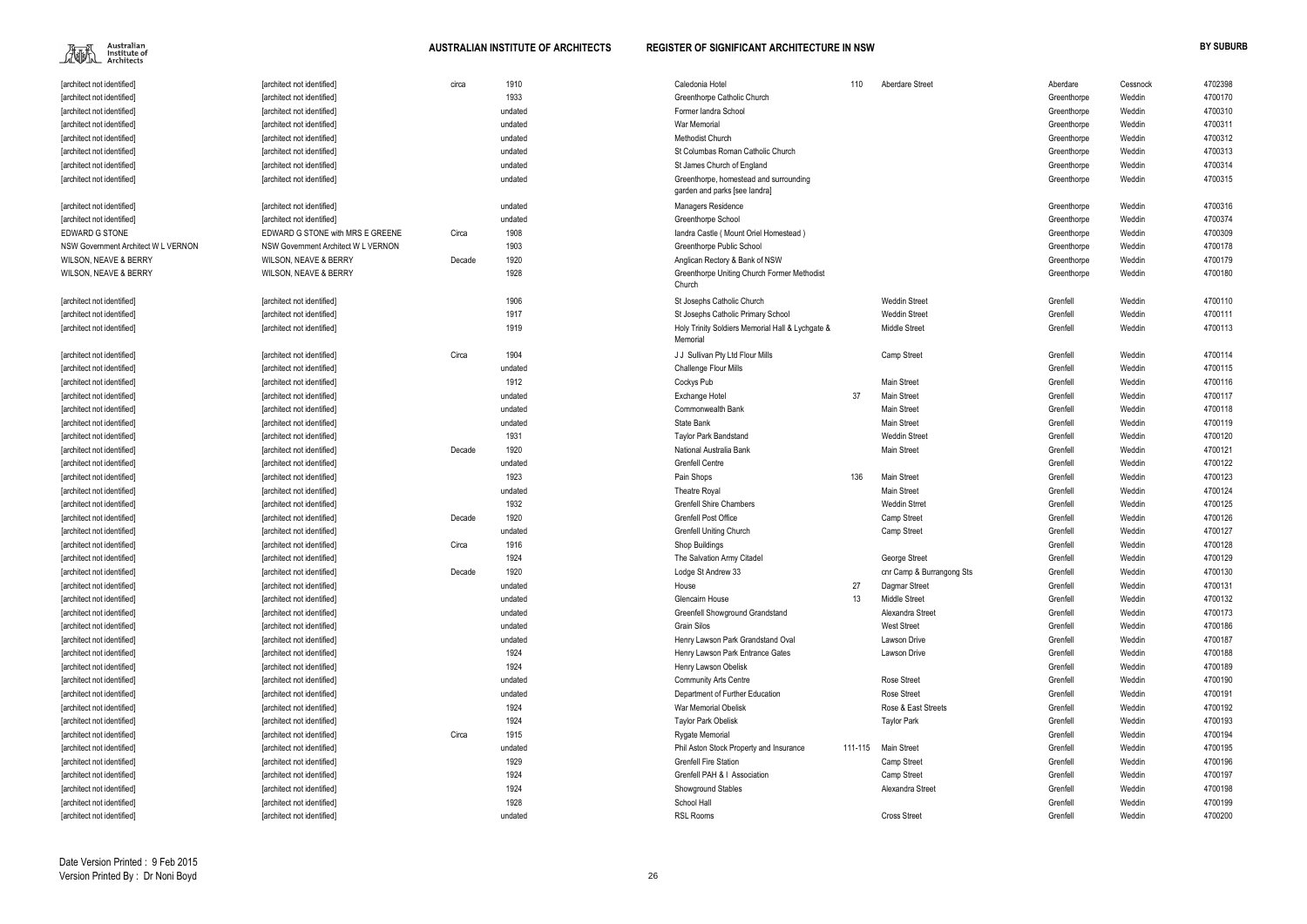| | | | | | | | | | | |
|---|---|---|---|---|---|---|---|---|---|---|
| [architect not identified] | [architect not identified] | circa | 1910 | Caledonia Hotel | 110 | Aberdare Street | Aberdare | Cessnock | 4702398 |
| [architect not identified] | [architect not identified] | | 1933 | Greenthorpe Catholic Church | | | Greenthorpe | Weddin | 4700170 |
| [architect not identified] | [architect not identified] | | undated | Former Iandra School | | | Greenthorpe | Weddin | 4700310 |
| [architect not identified] | [architect not identified] | | undated | War Memorial | | | Greenthorpe | Weddin | 4700311 |
| [architect not identified] | [architect not identified] | | undated | Methodist Church | | | Greenthorpe | Weddin | 4700312 |
| [architect not identified] | [architect not identified] | | undated | St Columbas Roman Catholic Church | | | Greenthorpe | Weddin | 4700313 |
| [architect not identified] | [architect not identified] | | undated | St James Church of England | | | Greenthorpe | Weddin | 4700314 |
| [architect not identified] | [architect not identified] | | undated | Greenthorpe, homestead and surrounding garden and parks [see Iandra] | | | Greenthorpe | Weddin | 4700315 |
| [architect not identified] | [architect not identified] | | undated | Managers Residence | | | Greenthorpe | Weddin | 4700316 |
| [architect not identified] | [architect not identified] | | undated | Greenthorpe School | | | Greenthorpe | Weddin | 4700374 |
| EDWARD G STONE | EDWARD G STONE with MRS E GREENE | Circa | 1908 | Iandra Castle ( Mount Oriel Homestead ) | | | Greenthorpe | Weddin | 4700309 |
| NSW Government Architect W L VERNON | NSW Government Architect W L VERNON | | 1903 | Greenthorpe Public School | | | Greenthorpe | Weddin | 4700178 |
| WILSON, NEAVE & BERRY | WILSON, NEAVE & BERRY | Decade | 1920 | Anglican Rectory & Bank of NSW | | | Greenthorpe | Weddin | 4700179 |
| WILSON, NEAVE & BERRY | WILSON, NEAVE & BERRY | | 1928 | Greenthorpe Uniting Church Former Methodist Church | | | Greenthorpe | Weddin | 4700180 |
| [architect not identified] | [architect not identified] | | 1906 | St Josephs Catholic Church | | Weddin Street | Grenfell | Weddin | 4700110 |
| [architect not identified] | [architect not identified] | | 1917 | St Josephs Catholic Primary School | | Weddin Street | Grenfell | Weddin | 4700111 |
| [architect not identified] | [architect not identified] | | 1919 | Holy Trinity Soldiers Memorial Hall & Lychgate & Memorial | | Middle Street | Grenfell | Weddin | 4700113 |
| [architect not identified] | [architect not identified] | Circa | 1904 | J J Sullivan Pty Ltd Flour Mills | | Camp Street | Grenfell | Weddin | 4700114 |
| [architect not identified] | [architect not identified] | | undated | Challenge Flour Mills | | | Grenfell | Weddin | 4700115 |
| [architect not identified] | [architect not identified] | | 1912 | Cockys Pub | | Main Street | Grenfell | Weddin | 4700116 |
| [architect not identified] | [architect not identified] | | undated | Exchange Hotel | 37 | Main Street | Grenfell | Weddin | 4700117 |
| [architect not identified] | [architect not identified] | | undated | Commonwealth Bank | | Main Street | Grenfell | Weddin | 4700118 |
| [architect not identified] | [architect not identified] | | undated | State Bank | | Main Street | Grenfell | Weddin | 4700119 |
| [architect not identified] | [architect not identified] | | 1931 | Taylor Park Bandstand | | Weddin Street | Grenfell | Weddin | 4700120 |
| [architect not identified] | [architect not identified] | Decade | 1920 | National Australia Bank | | Main Street | Grenfell | Weddin | 4700121 |
| [architect not identified] | [architect not identified] | | undated | Grenfell Centre | | | Grenfell | Weddin | 4700122 |
| [architect not identified] | [architect not identified] | | 1923 | Pain Shops | 136 | Main Street | Grenfell | Weddin | 4700123 |
| [architect not identified] | [architect not identified] | | undated | Theatre Royal | | Main Street | Grenfell | Weddin | 4700124 |
| [architect not identified] | [architect not identified] | | 1932 | Grenfell Shire Chambers | | Weddin Strret | Grenfell | Weddin | 4700125 |
| [architect not identified] | [architect not identified] | Decade | 1920 | Grenfell Post Office | | Camp Street | Grenfell | Weddin | 4700126 |
| [architect not identified] | [architect not identified] | | undated | Grenfell Uniting Church | | Camp Street | Grenfell | Weddin | 4700127 |
| [architect not identified] | [architect not identified] | Circa | 1916 | Shop Buildings | | | Grenfell | Weddin | 4700128 |
| [architect not identified] | [architect not identified] | | 1924 | The Salvation Army Citadel | | George Street | Grenfell | Weddin | 4700129 |
| [architect not identified] | [architect not identified] | Decade | 1920 | Lodge St Andrew 33 | | cnr Camp & Burrangong Sts | Grenfell | Weddin | 4700130 |
| [architect not identified] | [architect not identified] | | undated | House | 27 | Dagmar Street | Grenfell | Weddin | 4700131 |
| [architect not identified] | [architect not identified] | | undated | Glencairn House | 13 | Middle Street | Grenfell | Weddin | 4700132 |
| [architect not identified] | [architect not identified] | | undated | Greenfell Showground Grandstand | | Alexandra Street | Grenfell | Weddin | 4700173 |
| [architect not identified] | [architect not identified] | | undated | Grain Silos | | West Street | Grenfell | Weddin | 4700186 |
| [architect not identified] | [architect not identified] | | undated | Henry Lawson Park Grandstand Oval | | Lawson Drive | Grenfell | Weddin | 4700187 |
| [architect not identified] | [architect not identified] | | 1924 | Henry Lawson Park Entrance Gates | | Lawson Drive | Grenfell | Weddin | 4700188 |
| [architect not identified] | [architect not identified] | | 1924 | Henry Lawson Obelisk | | | Grenfell | Weddin | 4700189 |
| [architect not identified] | [architect not identified] | | undated | Community Arts Centre | | Rose Street | Grenfell | Weddin | 4700190 |
| [architect not identified] | [architect not identified] | | undated | Department of Further Education | | Rose Street | Grenfell | Weddin | 4700191 |
| [architect not identified] | [architect not identified] | | 1924 | War Memorial Obelisk | | Rose & East Streets | Grenfell | Weddin | 4700192 |
| [architect not identified] | [architect not identified] | | 1924 | Taylor Park Obelisk | | Taylor Park | Grenfell | Weddin | 4700193 |
| [architect not identified] | [architect not identified] | Circa | 1915 | Rygate Memorial | | | Grenfell | Weddin | 4700194 |
| [architect not identified] | [architect not identified] | | undated | Phil Aston Stock Property and Insurance | 111-115 | Main Street | Grenfell | Weddin | 4700195 |
| [architect not identified] | [architect not identified] | | 1929 | Grenfell Fire Station | | Camp Street | Grenfell | Weddin | 4700196 |
| [architect not identified] | [architect not identified] | | 1924 | Grenfell PAH & I Association | | Camp Street | Grenfell | Weddin | 4700197 |
| [architect not identified] | [architect not identified] | | 1924 | Showground Stables | | Alexandra Street | Grenfell | Weddin | 4700198 |
| [architect not identified] | [architect not identified] | | 1928 | School Hall | | | Grenfell | Weddin | 4700199 |
| [architect not identified] | [architect not identified] | | undated | RSL Rooms | | Cross Street | Grenfell | Weddin | 4700200 |

Date Version Printed : 9 Feb 2015
Version Printed By : Dr Noni Boyd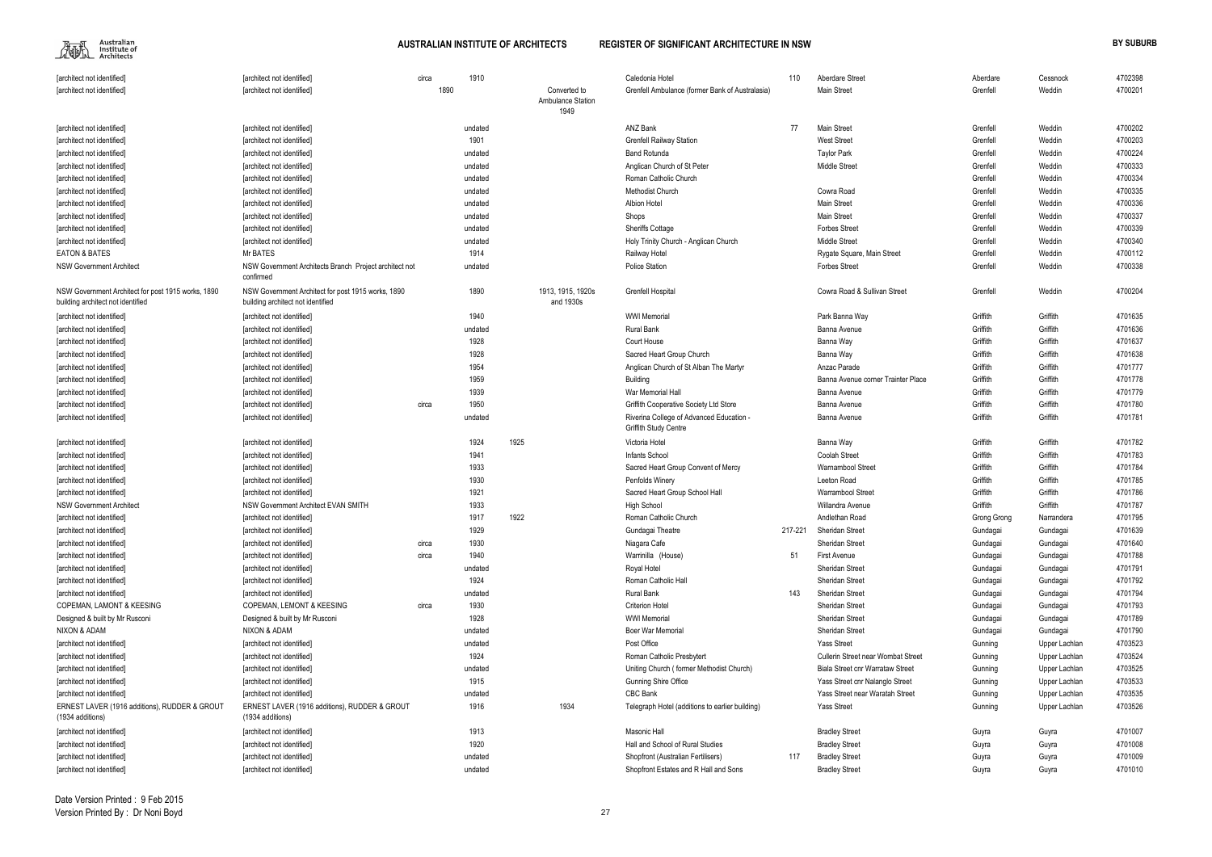| [architect not identified] | [architect not identified] | circa | 1910 | | | Caledonia Hotel | 110 | Aberdare Street | Aberdare | Cessnock | 4702398 |
|---|---|---|---|---|---|---|---|---|---|---|---|
| [architect not identified] | [architect not identified] | | 1890 | | Converted to Ambulance Station 1949 | Grenfell Ambulance (former Bank of Australasia) | | Main Street | Grenfell | Weddin | 4700201 |
| [architect not identified] | [architect not identified] | | undated | | | ANZ Bank | 77 | Main Street | Grenfell | Weddin | 4700202 |
| [architect not identified] | [architect not identified] | | 1901 | | | Grenfell Railway Station | | West Street | Grenfell | Weddin | 4700203 |
| [architect not identified] | [architect not identified] | | undated | | | Band Rotunda | | Taylor Park | Grenfell | Weddin | 4700224 |
| [architect not identified] | [architect not identified] | | undated | | | Anglican Church of St Peter | | Middle Street | Grenfell | Weddin | 4700333 |
| [architect not identified] | [architect not identified] | | undated | | | Roman Catholic Church | | | Grenfell | Weddin | 4700334 |
| [architect not identified] | [architect not identified] | | undated | | | Methodist Church | | Cowra Road | Grenfell | Weddin | 4700335 |
| [architect not identified] | [architect not identified] | | undated | | | Albion Hotel | | Main Street | Grenfell | Weddin | 4700336 |
| [architect not identified] | [architect not identified] | | undated | | | Shops | | Main Street | Grenfell | Weddin | 4700337 |
| [architect not identified] | [architect not identified] | | undated | | | Sheriffs Cottage | | Forbes Street | Grenfell | Weddin | 4700339 |
| [architect not identified] | [architect not identified] | | undated | | | Holy Trinity Church - Anglican Church | | Middle Street | Grenfell | Weddin | 4700340 |
| EATON & BATES | Mr BATES | | 1914 | | | Railway Hotel | | Rygate Square, Main Street | Grenfell | Weddin | 4700112 |
| NSW Government Architect | NSW Government Architects Branch Project architect not confirmed | | undated | | | Police Station | | Forbes Street | Grenfell | Weddin | 4700338 |
| NSW Government Architect for post 1915 works, 1890 building architect not identified | NSW Government Architect for post 1915 works, 1890 building architect not identified | | 1890 | | 1913, 1915, 1920s and 1930s | Grenfell Hospital | | Cowra Road & Sullivan Street | Grenfell | Weddin | 4700204 |
| [architect not identified] | [architect not identified] | | 1940 | | | WWI Memorial | | Park Banna Way | Griffith | Griffith | 4701635 |
| [architect not identified] | [architect not identified] | | undated | | | Rural Bank | | Banna Avenue | Griffith | Griffith | 4701636 |
| [architect not identified] | [architect not identified] | | 1928 | | | Court House | | Banna Way | Griffith | Griffith | 4701637 |
| [architect not identified] | [architect not identified] | | 1928 | | | Sacred Heart Group Church | | Banna Way | Griffith | Griffith | 4701638 |
| [architect not identified] | [architect not identified] | | 1954 | | | Anglican Church of St Alban The Martyr | | Anzac Parade | Griffith | Griffith | 4701777 |
| [architect not identified] | [architect not identified] | | 1959 | | | Building | | Banna Avenue corner Trainter Place | Griffith | Griffith | 4701778 |
| [architect not identified] | [architect not identified] | | 1939 | | | War Memorial Hall | | Banna Avenue | Griffith | Griffith | 4701779 |
| [architect not identified] | [architect not identified] | circa | 1950 | | | Griffith Cooperative Society Ltd Store | | Banna Avenue | Griffith | Griffith | 4701780 |
| [architect not identified] | [architect not identified] | | undated | | | Riverina College of Advanced Education - Griffith Study Centre | | Banna Avenue | Griffith | Griffith | 4701781 |
| [architect not identified] | [architect not identified] | | 1924 | 1925 | | Victoria Hotel | | Banna Way | Griffith | Griffith | 4701782 |
| [architect not identified] | [architect not identified] | | 1941 | | | Infants School | | Coolah Street | Griffith | Griffith | 4701783 |
| [architect not identified] | [architect not identified] | | 1933 | | | Sacred Heart Group Convent of Mercy | | Warrnambool Street | Griffith | Griffith | 4701784 |
| [architect not identified] | [architect not identified] | | 1930 | | | Penfolds Winery | | Leeton Road | Griffith | Griffith | 4701785 |
| [architect not identified] | [architect not identified] | | 1921 | | | Sacred Heart Group School Hall | | Warrambool Street | Griffith | Griffith | 4701786 |
| NSW Government Architect | NSW Government Architect EVAN SMITH | | 1933 | | | High School | | Willandra Avenue | Griffith | Griffith | 4701787 |
| [architect not identified] | [architect not identified] | | 1917 | 1922 | | Roman Catholic Church | | Andlethan Road | Grong Grong | Narrandera | 4701795 |
| [architect not identified] | [architect not identified] | | 1929 | | | Gundagai Theatre | 217-221 | Sheridan Street | Gundagai | Gundagai | 4701639 |
| [architect not identified] | [architect not identified] | circa | 1930 | | | Niagara Cafe | | Sheridan Street | Gundagai | Gundagai | 4701640 |
| [architect not identified] | [architect not identified] | circa | 1940 | | | Warrinilla (House) | 51 | First Avenue | Gundagai | Gundagai | 4701788 |
| [architect not identified] | [architect not identified] | | undated | | | Royal Hotel | | Sheridan Street | Gundagai | Gundagai | 4701791 |
| [architect not identified] | [architect not identified] | | 1924 | | | Roman Catholic Hall | | Sheridan Street | Gundagai | Gundagai | 4701792 |
| [architect not identified] | [architect not identified] | | undated | | | Rural Bank | 143 | Sheridan Street | Gundagai | Gundagai | 4701794 |
| COPEMAN, LAMONT & KEESING | COPEMAN, LEMONT & KEESING | circa | 1930 | | | Criterion Hotel | | Sheridan Street | Gundagai | Gundagai | 4701793 |
| Designed & built by Mr Rusconi | Designed & built by Mr Rusconi | | 1928 | | | WWI Memorial | | Sheridan Street | Gundagai | Gundagai | 4701789 |
| NIXON & ADAM | NIXON & ADAM | | undated | | | Boer War Memorial | | Sheridan Street | Gundagai | Gundagai | 4701790 |
| [architect not identified] | [architect not identified] | | undated | | | Post Office | | Yass Street | Gunning | Upper Lachlan | 4703523 |
| [architect not identified] | [architect not identified] | | 1924 | | | Roman Catholic Presbytert | | Cullerin Street near Wombat Street | Gunning | Upper Lachlan | 4703524 |
| [architect not identified] | [architect not identified] | | undated | | | Uniting Church ( former Methodist Church) | | Biala Street cnr Warrataw Street | Gunning | Upper Lachlan | 4703525 |
| [architect not identified] | [architect not identified] | | 1915 | | | Gunning Shire Office | | Yass Street cnr Nalanglo Street | Gunning | Upper Lachlan | 4703533 |
| [architect not identified] | [architect not identified] | | undated | | | CBC Bank | | Yass Street near Waratah Street | Gunning | Upper Lachlan | 4703535 |
| ERNEST LAVER (1916 additions), RUDDER & GROUT (1934 additions) | ERNEST LAVER (1916 additions), RUDDER & GROUT (1934 additions) | | 1916 | | 1934 | Telegraph Hotel (additions to earlier building) | | Yass Street | Gunning | Upper Lachlan | 4703526 |
| [architect not identified] | [architect not identified] | | 1913 | | | Masonic Hall | | Bradley Street | Guyra | Guyra | 4701007 |
| [architect not identified] | [architect not identified] | | 1920 | | | Hall and School of Rural Studies | | Bradley Street | Guyra | Guyra | 4701008 |
| [architect not identified] | [architect not identified] | | undated | | | Shopfront (Australian Fertilisers) | 117 | Bradley Street | Guyra | Guyra | 4701009 |
| [architect not identified] | [architect not identified] | | undated | | | Shopfront Estates and R Hall and Sons | | Bradley Street | Guyra | Guyra | 4701010 |

Date Version Printed : 9 Feb 2015
Version Printed By : Dr Noni Boyd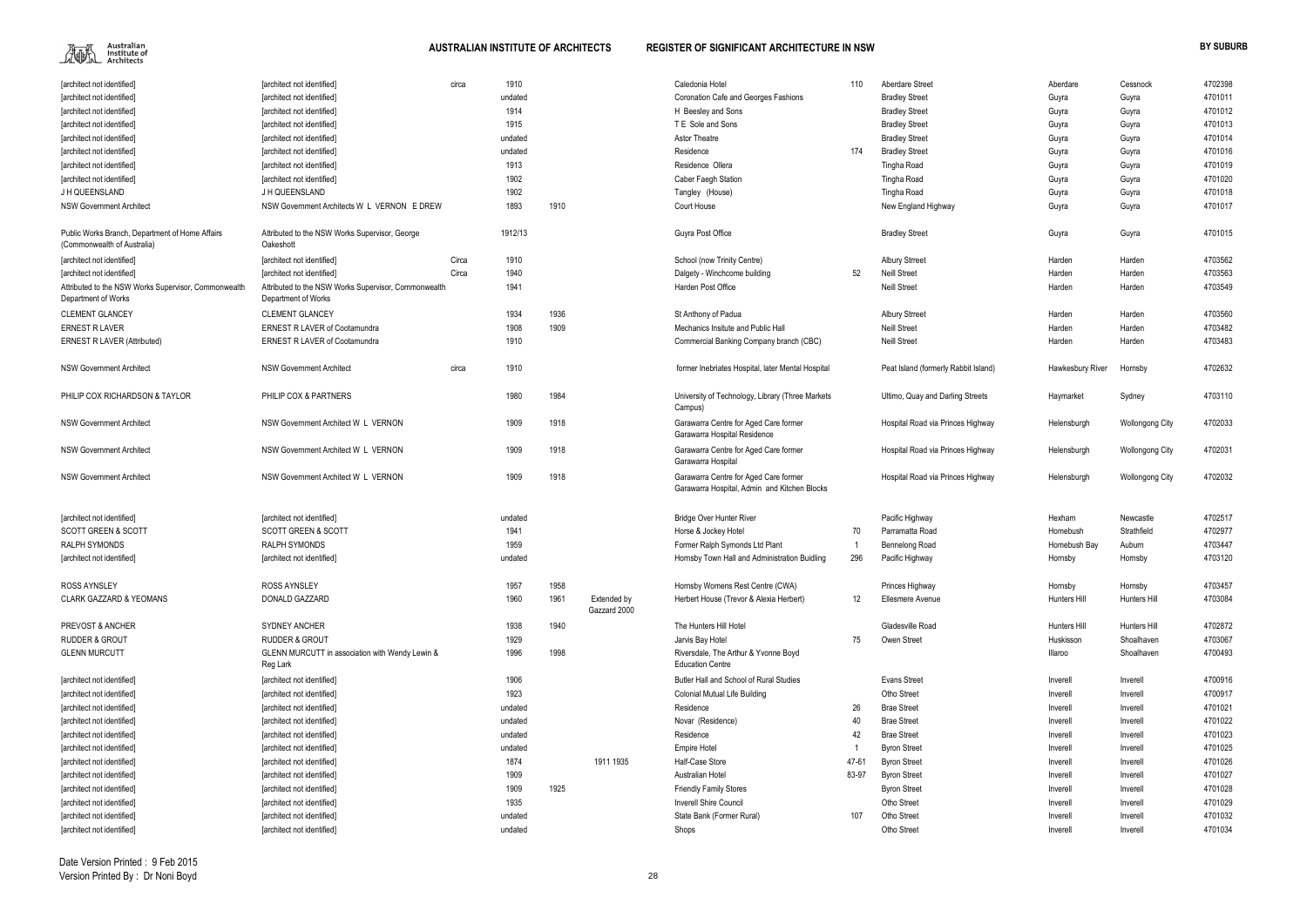| | | | | | | | | | | | | |
|---|---|---|---|---|---|---|---|---|---|---|---|---|
| [architect not identified] | [architect not identified] | circa | 1910 | | | Caledonia Hotel | 110 | Aberdare Street | Aberdare | Cessnock | 4702398 |
| [architect not identified] | [architect not identified] | | undated | | | Coronation Cafe and Georges Fashions | | Bradley Street | Guyra | Guyra | 4701011 |
| [architect not identified] | [architect not identified] | | 1914 | | | H Beesley and Sons | | Bradley Street | Guyra | Guyra | 4701012 |
| [architect not identified] | [architect not identified] | | 1915 | | | T E Sole and Sons | | Bradley Street | Guyra | Guyra | 4701013 |
| [architect not identified] | [architect not identified] | | undated | | | Astor Theatre | | Bradley Street | Guyra | Guyra | 4701014 |
| [architect not identified] | [architect not identified] | | undated | | | Residence | 174 | Bradley Street | Guyra | Guyra | 4701016 |
| [architect not identified] | [architect not identified] | | 1913 | | | Residence Ollera | | Tingha Road | Guyra | Guyra | 4701019 |
| [architect not identified] | [architect not identified] | | 1902 | | | Caber Faegh Station | | Tingha Road | Guyra | Guyra | 4701020 |
| J H QUEENSLAND | J H QUEENSLAND | | 1902 | | | Tangley (House) | | Tingha Road | Guyra | Guyra | 4701018 |
| NSW Government Architect | NSW Government Architects W L VERNON E DREW | | 1893 | 1910 | | Court House | | New England Highway | Guyra | Guyra | 4701017 |
| Public Works Branch, Department of Home Affairs (Commonwealth of Australia) | Attributed to the NSW Works Supervisor, George Oakeshott | | 1912/13 | | | Guyra Post Office | | Bradley Street | Guyra | Guyra | 4701015 |
| [architect not identified] | [architect not identified] | Circa | 1910 | | | School (now Trinity Centre) | | Albury Strreet | Harden | Harden | 4703562 |
| [architect not identified] | [architect not identified] | Circa | 1940 | | | Dalgety - Winchcome building | 52 | Neill Street | Harden | Harden | 4703563 |
| Attributed to the NSW Works Supervisor, Commonwealth Department of Works | Attributed to the NSW Works Supervisor, Commonwealth Department of Works | | 1941 | | | Harden Post Office | | Neill Street | Harden | Harden | 4703549 |
| CLEMENT GLANCEY | CLEMENT GLANCEY | | 1934 | 1936 | | St Anthony of Padua | | Albury Strreet | Harden | Harden | 4703560 |
| ERNEST R LAVER | ERNEST R LAVER of Cootamundra | | 1908 | 1909 | | Mechanics Insitute and Public Hall | | Neill Street | Harden | Harden | 4703482 |
| ERNEST R LAVER (Attributed) | ERNEST R LAVER of Cootamundra | | 1910 | | | Commercial Banking Company branch (CBC) | | Neill Street | Harden | Harden | 4703483 |
| NSW Government Architect | NSW Government Architect | circa | 1910 | | | former Inebriates Hospital, later Mental Hospital | | Peat Island (formerly Rabbit Island) | Hawkesbury River | Hornsby | 4702632 |
| PHILIP COX RICHARDSON & TAYLOR | PHILIP COX & PARTNERS | | 1980 | 1984 | | University of Technology, Library (Three Markets Campus) | | Ultimo, Quay and Darling Streets | Haymarket | Sydney | 4703110 |
| NSW Government Architect | NSW Government Architect W L VERNON | | 1909 | 1918 | | Garawarra Centre for Aged Care former Garawarra Hospital Residence | | Hospital Road via Princes Highway | Helensburgh | Wollongong City | 4702033 |
| NSW Government Architect | NSW Government Architect W L VERNON | | 1909 | 1918 | | Garawarra Centre for Aged Care former Garawarra Hospital | | Hospital Road via Princes Highway | Helensburgh | Wollongong City | 4702031 |
| NSW Government Architect | NSW Government Architect W L VERNON | | 1909 | 1918 | | Garawarra Centre for Aged Care former Garawarra Hospital, Admin and Kitchen Blocks | | Hospital Road via Princes Highway | Helensburgh | Wollongong City | 4702032 |
| [architect not identified] | [architect not identified] | | undated | | | Bridge Over Hunter River | | Pacific Highway | Hexham | Newcastle | 4702517 |
| SCOTT GREEN & SCOTT | SCOTT GREEN & SCOTT | | 1941 | | | Horse & Jockey Hotel | 70 | Parramatta Road | Homebush | Strathfield | 4702977 |
| RALPH SYMONDS | RALPH SYMONDS | | 1959 | | | Former Ralph Symonds Ltd Plant | 1 | Bennelong Road | Homebush Bay | Auburn | 4703447 |
| [architect not identified] | [architect not identified] | | undated | | | Hornsby Town Hall and Administration Buidling | 296 | Pacific Highway | Hornsby | Hornsby | 4703120 |
| ROSS AYNSLEY | ROSS AYNSLEY | | 1957 | 1958 | | Hornsby Womens Rest Centre (CWA) | | Princes Highway | Hornsby | Hornsby | 4703457 |
| CLARK GAZZARD & YEOMANS | DONALD GAZZARD | | 1960 | 1961 | Extended by Gazzard 2000 | Herbert House (Trevor & Alexia Herbert) | 12 | Ellesmere Avenue | Hunters Hill | Hunters Hill | 4703084 |
| PREVOST & ANCHER | SYDNEY ANCHER | | 1938 | 1940 | | The Hunters Hill Hotel | | Gladesville Road | Hunters Hill | Hunters Hill | 4702872 |
| RUDDER & GROUT | RUDDER & GROUT | | 1929 | | | Jarvis Bay Hotel | 75 | Owen Street | Huskisson | Shoalhaven | 4703067 |
| GLENN MURCUTT | GLENN MURCUTT in association with Wendy Lewin & Reg Lark | | 1996 | 1998 | | Riversdale, The Arthur & Yvonne Boyd Education Centre | | | Illaroo | Shoalhaven | 4700493 |
| [architect not identified] | [architect not identified] | | 1906 | | | Butler Hall and School of Rural Studies | | Evans Street | Inverell | Inverell | 4700916 |
| [architect not identified] | [architect not identified] | | 1923 | | | Colonial Mutual Life Building | | Otho Street | Inverell | Inverell | 4700917 |
| [architect not identified] | [architect not identified] | | undated | | | Residence | 26 | Brae Street | Inverell | Inverell | 4701021 |
| [architect not identified] | [architect not identified] | | undated | | | Novar (Residence) | 40 | Brae Street | Inverell | Inverell | 4701022 |
| [architect not identified] | [architect not identified] | | undated | | | Residence | 42 | Brae Street | Inverell | Inverell | 4701023 |
| [architect not identified] | [architect not identified] | | undated | | | Empire Hotel | 1 | Byron Street | Inverell | Inverell | 4701025 |
| [architect not identified] | [architect not identified] | | 1874 | | 1911 1935 | Half-Case Store | 47-61 | Byron Street | Inverell | Inverell | 4701026 |
| [architect not identified] | [architect not identified] | | 1909 | | | Australian Hotel | 83-97 | Byron Street | Inverell | Inverell | 4701027 |
| [architect not identified] | [architect not identified] | | 1909 | 1925 | | Friendly Family Stores | | Byron Street | Inverell | Inverell | 4701028 |
| [architect not identified] | [architect not identified] | | 1935 | | | Inverell Shire Council | | Otho Street | Inverell | Inverell | 4701029 |
| [architect not identified] | [architect not identified] | | undated | | | State Bank (Former Rural) | 107 | Otho Street | Inverell | Inverell | 4701032 |
| [architect not identified] | [architect not identified] | | undated | | | Shops | | Otho Street | Inverell | Inverell | 4701034 |

Date Version Printed : 9 Feb 2015
Version Printed By : Dr Noni Boyd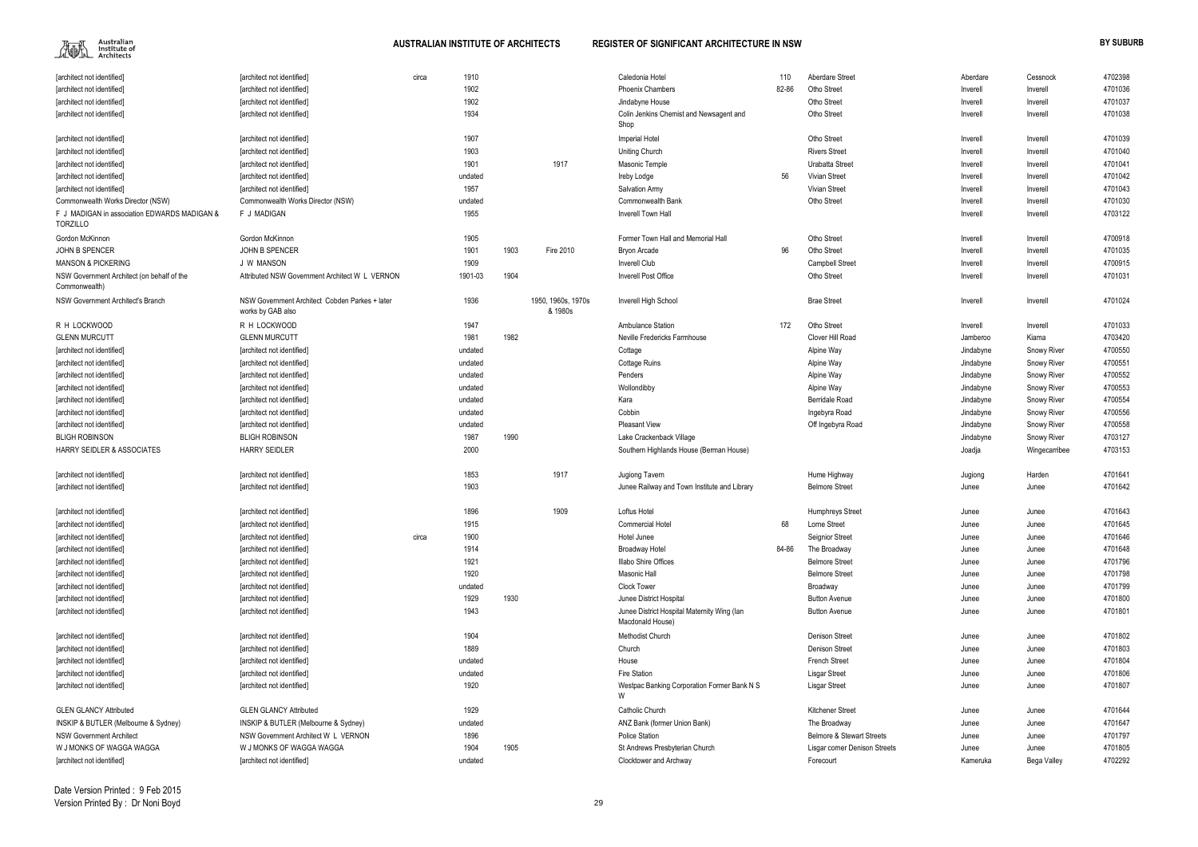| | | | | | | | | | | | |
|---|---|---|---|---|---|---|---|---|---|---|---|
| [architect not identified] | [architect not identified] | circa | 1910 | | | Caledonia Hotel | 110 | Aberdare Street | Aberdare | Cessnock | 4702398 |
| [architect not identified] | [architect not identified] | | 1902 | | | Phoenix Chambers | 82-86 | Otho Street | Inverell | Inverell | 4701036 |
| [architect not identified] | [architect not identified] | | 1902 | | | Jindabyne House | | Otho Street | Inverell | Inverell | 4701037 |
| [architect not identified] | [architect not identified] | | 1934 | | | Colin Jenkins Chemist and Newsagent and Shop | | Otho Street | Inverell | Inverell | 4701038 |
| [architect not identified] | [architect not identified] | | 1907 | | | Imperial Hotel | | Otho Street | Inverell | Inverell | 4701039 |
| [architect not identified] | [architect not identified] | | 1903 | | | Uniting Church | | Rivers Street | Inverell | Inverell | 4701040 |
| [architect not identified] | [architect not identified] | | 1901 | | 1917 | Masonic Temple | | Urabatta Street | Inverell | Inverell | 4701041 |
| [architect not identified] | [architect not identified] | | undated | | | Ireby Lodge | 56 | Vivian Street | Inverell | Inverell | 4701042 |
| [architect not identified] | [architect not identified] | | 1957 | | | Salvation Army | | Vivian Street | Inverell | Inverell | 4701043 |
| Commonwealth Works Director (NSW) | Commonwealth Works Director (NSW) | | undated | | | Commonwealth Bank | | Otho Street | Inverell | Inverell | 4701030 |
| F J MADIGAN in association EDWARDS MADIGAN & TORZILLO | F J MADIGAN | | 1955 | | | Inverell Town Hall | | | Inverell | Inverell | 4703122 |
| Gordon McKinnon | Gordon McKinnon | | 1905 | | | Former Town Hall and Memorial Hall | | Otho Street | Inverell | Inverell | 4700918 |
| JOHN B SPENCER | JOHN B SPENCER | | 1901 | 1903 | Fire 2010 | Bryon Arcade | 96 | Otho Street | Inverell | Inverell | 4701035 |
| MANSON & PICKERING | J W MANSON | | 1909 | | | Inverell Club | | Campbell Street | Inverell | Inverell | 4700915 |
| NSW Government Architect (on behalf of the Commonwealth) | Attributed NSW Government Architect W L VERNON | | 1901-03 | 1904 | | Inverell Post Office | | Otho Street | Inverell | Inverell | 4701031 |
| NSW Government Architect's Branch | NSW Government Architect Cobden Parkes + later works by GAB also | | 1936 | | 1950, 1960s, 1970s & 1980s | Inverell High School | | Brae Street | Inverell | Inverell | 4701024 |
| R H LOCKWOOD | R H LOCKWOOD | | 1947 | | | Ambulance Station | 172 | Otho Street | Inverell | Inverell | 4701033 |
| GLENN MURCUTT | GLENN MURCUTT | | 1981 | 1982 | | Neville Fredericks Farmhouse | | Clover Hill Road | Jamberoo | Kiama | 4703420 |
| [architect not identified] | [architect not identified] | | undated | | | Cottage | | Alpine Way | Jindabyne | Snowy River | 4700550 |
| [architect not identified] | [architect not identified] | | undated | | | Cottage Ruins | | Alpine Way | Jindabyne | Snowy River | 4700551 |
| [architect not identified] | [architect not identified] | | undated | | | Penders | | Alpine Way | Jindabyne | Snowy River | 4700552 |
| [architect not identified] | [architect not identified] | | undated | | | Wollondibby | | Alpine Way | Jindabyne | Snowy River | 4700553 |
| [architect not identified] | [architect not identified] | | undated | | | Kara | | Berridale Road | Jindabyne | Snowy River | 4700554 |
| [architect not identified] | [architect not identified] | | undated | | | Cobbin | | Ingebyra Road | Jindabyne | Snowy River | 4700556 |
| [architect not identified] | [architect not identified] | | undated | | | Pleasant View | | Off Ingebyra Road | Jindabyne | Snowy River | 4700558 |
| BLIGH ROBINSON | BLIGH ROBINSON | | 1987 | 1990 | | Lake Crackenback Village | | | Jindabyne | Snowy River | 4703127 |
| HARRY SEIDLER & ASSOCIATES | HARRY SEIDLER | | 2000 | | | Southern Highlands House (Berman House) | | | Joadja | Wingecarribee | 4703153 |
| [architect not identified] | [architect not identified] | | 1853 | | 1917 | Jugiong Tavern | | Hume Highway | Jugiong | Harden | 4701641 |
| [architect not identified] | [architect not identified] | | 1903 | | | Junee Railway and Town Institute and Library | | Belmore Street | Junee | Junee | 4701642 |
| [architect not identified] | [architect not identified] | | 1896 | | 1909 | Loftus Hotel | | Humphreys Street | Junee | Junee | 4701643 |
| [architect not identified] | [architect not identified] | | 1915 | | | Commercial Hotel | 68 | Lorne Street | Junee | Junee | 4701645 |
| [architect not identified] | [architect not identified] | circa | 1900 | | | Hotel Junee | | Seignior Street | Junee | Junee | 4701646 |
| [architect not identified] | [architect not identified] | | 1914 | | | Broadway Hotel | 84-86 | The Broadway | Junee | Junee | 4701648 |
| [architect not identified] | [architect not identified] | | 1921 | | | Illabo Shire Offices | | Belmore Street | Junee | Junee | 4701796 |
| [architect not identified] | [architect not identified] | | 1920 | | | Masonic Hall | | Belmore Street | Junee | Junee | 4701798 |
| [architect not identified] | [architect not identified] | | undated | | | Clock Tower | | Broadway | Junee | Junee | 4701799 |
| [architect not identified] | [architect not identified] | | 1929 | 1930 | | Junee District Hospital | | Button Avenue | Junee | Junee | 4701800 |
| [architect not identified] | [architect not identified] | | 1943 | | | Junee District Hospital Maternity Wing (Ian Macdonald House) | | Button Avenue | Junee | Junee | 4701801 |
| [architect not identified] | [architect not identified] | | 1904 | | | Methodist Church | | Denison Street | Junee | Junee | 4701802 |
| [architect not identified] | [architect not identified] | | 1889 | | | Church | | Denison Street | Junee | Junee | 4701803 |
| [architect not identified] | [architect not identified] | | undated | | | House | | French Street | Junee | Junee | 4701804 |
| [architect not identified] | [architect not identified] | | undated | | | Fire Station | | Lisgar Street | Junee | Junee | 4701806 |
| [architect not identified] | [architect not identified] | | 1920 | | | Westpac Banking Corporation Former Bank N S W | | Lisgar Street | Junee | Junee | 4701807 |
| GLEN GLANCY Attributed | GLEN GLANCY Attributed | | 1929 | | | Catholic Church | | Kitchener Street | Junee | Junee | 4701644 |
| INSKIP & BUTLER (Melbourne & Sydney) | INSKIP & BUTLER (Melbourne & Sydney) | | undated | | | ANZ Bank (former Union Bank) | | The Broadway | Junee | Junee | 4701647 |
| NSW Government Architect | NSW Government Architect W L VERNON | | 1896 | | | Police Station | | Belmore & Stewart Streets | Junee | Junee | 4701797 |
| W J MONKS OF WAGGA WAGGA | W J MONKS OF WAGGA WAGGA | | 1904 | 1905 | | St Andrews Presbyterian Church | | Lisgar corner Denison Streets | Junee | Junee | 4701805 |
| [architect not identified] | [architect not identified] | | undated | | | Clocktower and Archway | | Forecourt | Kameruka | Bega Valley | 4702292 |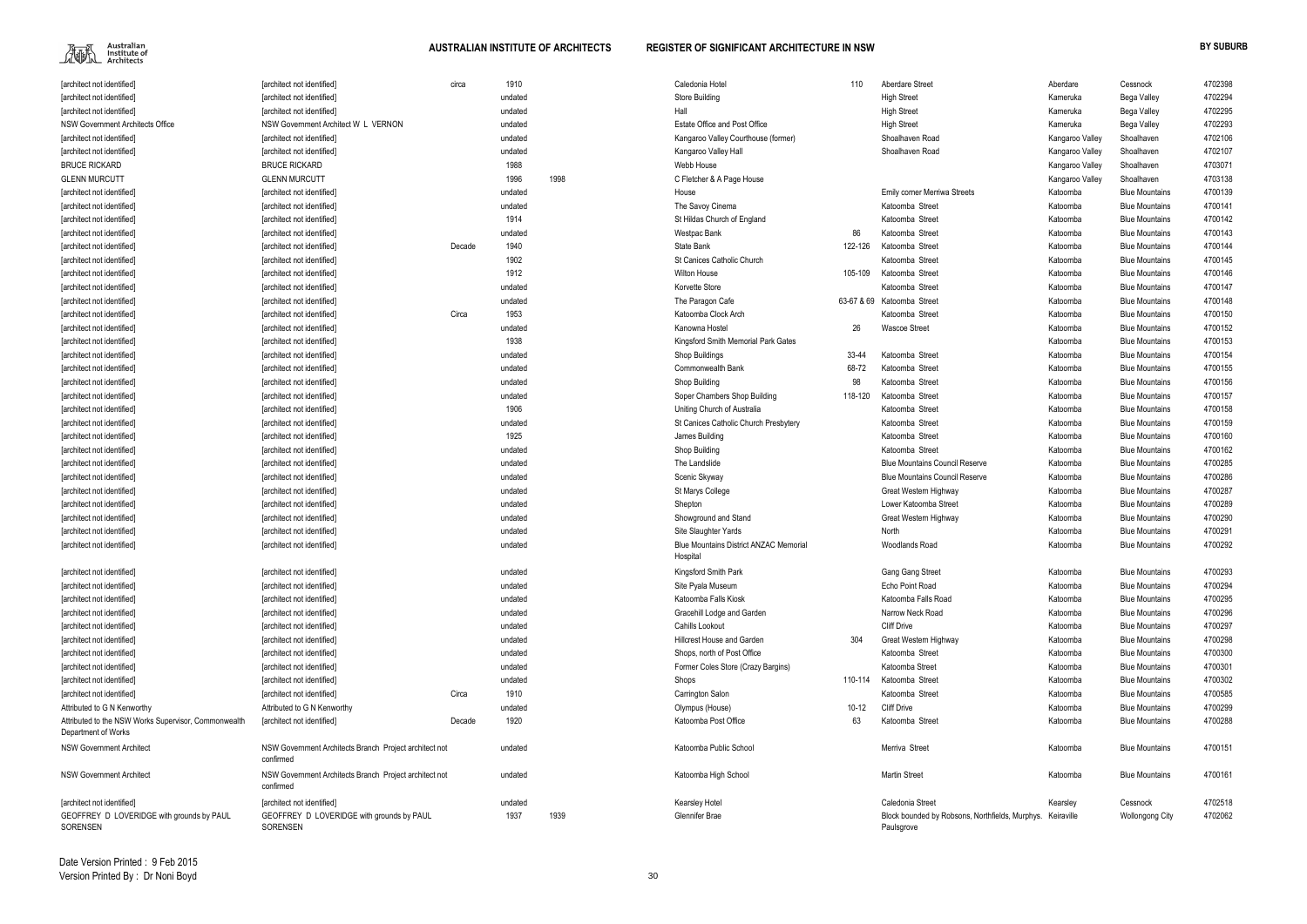| | | | | | | | | | | | |
|---|---|---|---|---|---|---|---|---|---|---|---|
| [architect not identified] | [architect not identified] | circa | 1910 | | Caledonia Hotel | 110 | Aberdare Street | Aberdare | Cessnock | 4702398 |
| [architect not identified] | [architect not identified] | | undated | | Store Building | | High Street | Kameruka | Bega Valley | 4702294 |
| [architect not identified] | [architect not identified] | | undated | | Hall | | High Street | Kameruka | Bega Valley | 4702295 |
| NSW Government Architects Office | NSW Government Architect W L VERNON | | undated | | Estate Office and Post Office | | High Street | Kameruka | Bega Valley | 4702293 |
| [architect not identified] | [architect not identified] | | undated | | Kangaroo Valley Courthouse (former) | | Shoalhaven Road | Kangaroo Valley | Shoalhaven | 4702106 |
| [architect not identified] | [architect not identified] | | undated | | Kangaroo Valley Hall | | Shoalhaven Road | Kangaroo Valley | Shoalhaven | 4702107 |
| BRUCE RICKARD | BRUCE RICKARD | | 1988 | | Webb House | | | Kangaroo Valley | Shoalhaven | 4703071 |
| GLENN MURCUTT | GLENN MURCUTT | | 1996 | 1998 | C Fletcher & A Page House | | | Kangaroo Valley | Shoalhaven | 4703138 |
| [architect not identified] | [architect not identified] | | undated | | House | | Emily corner Merriwa Streets | Katoomba | Blue Mountains | 4700139 |
| [architect not identified] | [architect not identified] | | undated | | The Savoy Cinema | | Katoomba Street | Katoomba | Blue Mountains | 4700141 |
| [architect not identified] | [architect not identified] | | 1914 | | St Hildas Church of England | | Katoomba Street | Katoomba | Blue Mountains | 4700142 |
| [architect not identified] | [architect not identified] | | undated | | Westpac Bank | 86 | Katoomba Street | Katoomba | Blue Mountains | 4700143 |
| [architect not identified] | [architect not identified] | Decade | 1940 | | State Bank | 122-126 | Katoomba Street | Katoomba | Blue Mountains | 4700144 |
| [architect not identified] | [architect not identified] | | 1902 | | St Canices Catholic Church | | Katoomba Street | Katoomba | Blue Mountains | 4700145 |
| [architect not identified] | [architect not identified] | | 1912 | | Wilton House | 105-109 | Katoomba Street | Katoomba | Blue Mountains | 4700146 |
| [architect not identified] | [architect not identified] | | undated | | Korvette Store | | Katoomba Street | Katoomba | Blue Mountains | 4700147 |
| [architect not identified] | [architect not identified] | | undated | | The Paragon Cafe | 63-67 & 69 | Katoomba Street | Katoomba | Blue Mountains | 4700148 |
| [architect not identified] | [architect not identified] | Circa | 1953 | | Katoomba Clock Arch | | Katoomba Street | Katoomba | Blue Mountains | 4700150 |
| [architect not identified] | [architect not identified] | | undated | | Kanowna Hostel | 26 | Wascoe Street | Katoomba | Blue Mountains | 4700152 |
| [architect not identified] | [architect not identified] | | 1938 | | Kingsford Smith Memorial Park Gates | | | Katoomba | Blue Mountains | 4700153 |
| [architect not identified] | [architect not identified] | | undated | | Shop Buildings | 33-44 | Katoomba Street | Katoomba | Blue Mountains | 4700154 |
| [architect not identified] | [architect not identified] | | undated | | Commonwealth Bank | 68-72 | Katoomba Street | Katoomba | Blue Mountains | 4700155 |
| [architect not identified] | [architect not identified] | | undated | | Shop Building | 98 | Katoomba Street | Katoomba | Blue Mountains | 4700156 |
| [architect not identified] | [architect not identified] | | undated | | Soper Chambers Shop Building | 118-120 | Katoomba Street | Katoomba | Blue Mountains | 4700157 |
| [architect not identified] | [architect not identified] | | 1906 | | Uniting Church of Australia | | Katoomba Street | Katoomba | Blue Mountains | 4700158 |
| [architect not identified] | [architect not identified] | | undated | | St Canices Catholic Church Presbytery | | Katoomba Street | Katoomba | Blue Mountains | 4700159 |
| [architect not identified] | [architect not identified] | | 1925 | | James Building | | Katoomba Street | Katoomba | Blue Mountains | 4700160 |
| [architect not identified] | [architect not identified] | | undated | | Shop Building | | Katoomba Street | Katoomba | Blue Mountains | 4700162 |
| [architect not identified] | [architect not identified] | | undated | | The Landslide | | Blue Mountains Council Reserve | Katoomba | Blue Mountains | 4700285 |
| [architect not identified] | [architect not identified] | | undated | | Scenic Skyway | | Blue Mountains Council Reserve | Katoomba | Blue Mountains | 4700286 |
| [architect not identified] | [architect not identified] | | undated | | St Marys College | | Great Western Highway | Katoomba | Blue Mountains | 4700287 |
| [architect not identified] | [architect not identified] | | undated | | Shepton | | Lower Katoomba Street | Katoomba | Blue Mountains | 4700289 |
| [architect not identified] | [architect not identified] | | undated | | Showground and Stand | | Great Western Highway | Katoomba | Blue Mountains | 4700290 |
| [architect not identified] | [architect not identified] | | undated | | Site Slaughter Yards | | North | Katoomba | Blue Mountains | 4700291 |
| [architect not identified] | [architect not identified] | | undated | | Blue Mountains District ANZAC Memorial Hospital | | Woodlands Road | Katoomba | Blue Mountains | 4700292 |
| [architect not identified] | [architect not identified] | | undated | | Kingsford Smith Park | | Gang Gang Street | Katoomba | Blue Mountains | 4700293 |
| [architect not identified] | [architect not identified] | | undated | | Site Pyala Museum | | Echo Point Road | Katoomba | Blue Mountains | 4700294 |
| [architect not identified] | [architect not identified] | | undated | | Katoomba Falls Kiosk | | Katoomba Falls Road | Katoomba | Blue Mountains | 4700295 |
| [architect not identified] | [architect not identified] | | undated | | Gracehill Lodge and Garden | | Narrow Neck Road | Katoomba | Blue Mountains | 4700296 |
| [architect not identified] | [architect not identified] | | undated | | Cahills Lookout | | Cliff Drive | Katoomba | Blue Mountains | 4700297 |
| [architect not identified] | [architect not identified] | | undated | | Hillcrest House and Garden | 304 | Great Western Highway | Katoomba | Blue Mountains | 4700298 |
| [architect not identified] | [architect not identified] | | undated | | Shops, north of Post Office | | Katoomba Street | Katoomba | Blue Mountains | 4700300 |
| [architect not identified] | [architect not identified] | | undated | | Former Coles Store (Crazy Bargins) | | Katoomba Street | Katoomba | Blue Mountains | 4700301 |
| [architect not identified] | [architect not identified] | | undated | | Shops | 110-114 | Katoomba Street | Katoomba | Blue Mountains | 4700302 |
| [architect not identified] | [architect not identified] | Circa | 1910 | | Carrington Salon | | Katoomba Street | Katoomba | Blue Mountains | 4700585 |
| Attributed to G N Kenworthy | Attributed to G N Kenworthy | | undated | | Olympus (House) | 10-12 | Cliff Drive | Katoomba | Blue Mountains | 4700299 |
| Attributed to the NSW Works Supervisor, Commonwealth Department of Works | [architect not identified] | Decade | 1920 | | Katoomba Post Office | 63 | Katoomba Street | Katoomba | Blue Mountains | 4700288 |
| NSW Government Architect | NSW Government Architects Branch Project architect not confirmed | | undated | | Katoomba Public School | | Merriva Street | Katoomba | Blue Mountains | 4700151 |
| NSW Government Architect | NSW Government Architects Branch Project architect not confirmed | | undated | | Katoomba High School | | Martin Street | Katoomba | Blue Mountains | 4700161 |
| [architect not identified] | [architect not identified] | | undated | | Kearsley Hotel | | Caledonia Street | Kearsley | Cessnock | 4702518 |
| GEOFFREY D LOVERIDGE with grounds by PAUL SORENSEN | GEOFFREY D LOVERIDGE with grounds by PAUL SORENSEN | | 1937 | 1939 | Glennifer Brae | | Block bounded by Robsons, Northfields, Murphys. Paulsgrove | Keiraville | Wollongong City | 4702062 |

Date Version Printed : 9 Feb 2015
Version Printed By : Dr Noni Boyd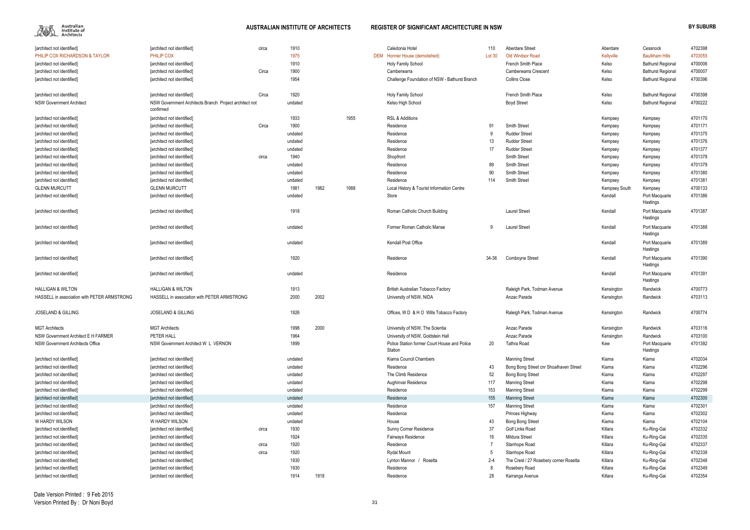| | | | | | | | | | | | | | |
|---|---|---|---|---|---|---|---|---|---|---|---|---|---|
| [architect not identified] | [architect not identified] | circa | 1910 | | | | Caledonia Hotel | 110 | Aberdare Street | Aberdare | Cessnock | 4702398 |
| PHILIP COX RICHARDSON & TAYLOR | PHILIP COX | | 1975 | | | DEM | Honner House (demolished) | Lot 30 | Old Windsor Road | Kellyville | Baulkham Hills | 4703055 |
| [architect not identified] | [architect not identified] | | 1910 | | | | Holy Family School | | French Smith Place | Kelso | Bathurst Regional | 4700006 |
| [architect not identified] | [architect not identified] | Circa | 1900 | | | | Camberwarra | | Camberwarra Crescent | Kelso | Bathurst Regional | 4700007 |
| [architect not identified] | [architect not identified] | | 1954 | | | | Challenge Foundation of NSW - Bathurst Branch | | Collins Close | Kelso | Bathurst Regional | 4700396 |
| [architect not identified] | [architect not identified] | Circa | 1920 | | | | Holy Family School | | French Smith Place | Kelso | Bathurst Regional | 4700398 |
| NSW Government Architect | NSW Government Architects Branch Project architect not confirmed | | undated | | | | Kelso High School | | Boyd Street | Kelso | Bathurst Regional | 4700222 |
| [architect not identified] | [architect not identified] | | 1933 | | 1955 | | RSL & Additions | | | Kempsey | Kempsey | 4701170 |
| [architect not identified] | [architect not identified] | Circa | 1900 | | | | Residence | 91 | Smith Street | Kempsey | Kempsey | 4701171 |
| [architect not identified] | [architect not identified] | | undated | | | | Residence | 9 | Rudder Street | Kempsey | Kempsey | 4701375 |
| [architect not identified] | [architect not identified] | | undated | | | | Residence | 13 | Rudder Street | Kempsey | Kempsey | 4701376 |
| [architect not identified] | [architect not identified] | | undated | | | | Residence | 17 | Rudder Street | Kempsey | Kempsey | 4701377 |
| [architect not identified] | [architect not identified] | circa | 1940 | | | | Shopfront | | Smith Street | Kempsey | Kempsey | 4701378 |
| [architect not identified] | [architect not identified] | | undated | | | | Residence | 89 | Smith Street | Kempsey | Kempsey | 4701379 |
| [architect not identified] | [architect not identified] | | undated | | | | Residence | 90 | Smith Street | Kempsey | Kempsey | 4701380 |
| [architect not identified] | [architect not identified] | | undated | | | | Residence | 114 | Smith Street | Kempsey | Kempsey | 4701381 |
| GLENN MURCUTT | GLENN MURCUTT | | 1981 | 1982 | 1988 | | Local History & Tourist Information Centre | | | Kempsey South | Kempsey | 4700133 |
| [architect not identified] | [architect not identified] | | undated | | | | Store | | | Kendall | Port Macquarie Hastings | 4701386 |
| [architect not identified] | [architect not identified] | | 1918 | | | | Roman Catholic Church Building | | Laurel Street | Kendall | Port Macquarie Hastings | 4701387 |
| [architect not identified] | [architect not identified] | | undated | | | | Former Roman Catholic Manse | 9 | Laurel Street | Kendall | Port Macquarie Hastings | 4701388 |
| [architect not identified] | [architect not identified] | | undated | | | | Kendall Post Office | | | Kendall | Port Macquarie Hastings | 4701389 |
| [architect not identified] | [architect not identified] | | 1920 | | | | Residence | 34-36 | Comboyne Street | Kendall | Port Macquarie Hastings | 4701390 |
| [architect not identified] | [architect not identified] | | undated | | | | Residence | | | Kendall | Port Macquarie Hastings | 4701391 |
| HALLIGAN & WILTON | HALLIGAN & WILTON | | 1913 | | | | British Australian Tobacco Factory | | Raleigh Park, Todman Avenue | Kensington | Randwick | 4700773 |
| HASSELL in association with PETER ARMSTRONG | HASSELL in association with PETER ARMSTRONG | | 2000 | 2002 | | | University of NSW, NIDA | | Anzac Parade | Kensington | Randwick | 4703113 |
| JOSELAND & GILLING | JOSELAND & GILLING | | 1926 | | | | Offices, W D & H O Wills Tobacco Factory | | Raleigh Park, Todman Avenue | Kensington | Randwick | 4700774 |
| MGT Architects | MGT Architects | | 1998 | 2000 | | | University of NSW, The Scientia | | Anzac Parade | Kensington | Randwick | 4703116 |
| NSW Government Architect E H FARMER | PETER HALL | | 1964 | | | | University of NSW, Goldstein Hall | | Anzac Parade | Kensington | Randwick | 4703100 |
| NSW Government Architects Office | NSW Government Architect W L VERNON | | 1899 | | | | Police Station former Court House and Police Station | 20 | Tathra Road | Kew | Port Macquarie Hastings | 4701392 |
| [architect not identified] | [architect not identified] | | undated | | | | Kiama Council Chambers | | Manning Street | Kiama | Kiama | 4702034 |
| [architect not identified] | [architect not identified] | | undated | | | | Residence | 43 | Bong Bong Street cnr Shoalhaven Street | Kiama | Kiama | 4702296 |
| [architect not identified] | [architect not identified] | | undated | | | | The Climb Residence | 52 | Bong Bong Street | Kiama | Kiama | 4702297 |
| [architect not identified] | [architect not identified] | | undated | | | | Aughinvar Residence | 117 | Manning Street | Kiama | Kiama | 4702298 |
| [architect not identified] | [architect not identified] | | undated | | | | Residence | 153 | Manning Street | Kiama | Kiama | 4702299 |
| [architect not identified] | [architect not identified] | | undated | | | | Residence | 155 | Manning Street | Kiama | Kiama | 4702300 |
| [architect not identified] | [architect not identified] | | undated | | | | Residence | 157 | Manning Street | Kiama | Kiama | 4702301 |
| [architect not identified] | [architect not identified] | | undated | | | | Residence | | Princes Highway | Kiama | Kiama | 4702302 |
| W HARDY WILSON | W HARDY WILSON | | undated | | | | House | 43 | Bong Bong Street | Kiama | Kiama | 4702104 |
| [architect not identified] | [architect not identified] | circa | 1930 | | | | Sunny Corner Residence | 37 | Golf Links Road | Killara | Ku-Ring-Gai | 4702332 |
| [architect not identified] | [architect not identified] | | 1924 | | | | Fairways Residence | 16 | Mildura Street | Killara | Ku-Ring-Gai | 4702335 |
| [architect not identified] | [architect not identified] | circa | 1920 | | | | Residence | 7 | Stanhope Road | Killara | Ku-Ring-Gai | 4702337 |
| [architect not identified] | [architect not identified] | circa | 1920 | | | | Rydal Mount | 5 | Stanhope Road | Killara | Ku-Ring-Gai | 4702338 |
| [architect not identified] | [architect not identified] | | 1930 | | | | Lynton Mannor / Rosetta | 2-4 | The Crest / 27 Rosebery corner Rosetta | Killara | Ku-Ring-Gai | 4702348 |
| [architect not identified] | [architect not identified] | | 1930 | | | | Residence | 8 | Rosebery Road | Killara | Ku-Ring-Gai | 4702349 |
| [architect not identified] | [architect not identified] | | 1914 | 1918 | | | Residence | 28 | Karranga Avenue | Killara | Ku-Ring-Gai | 4702354 |

Date Version Printed : 9 Feb 2015
Version Printed By : Dr Noni Boyd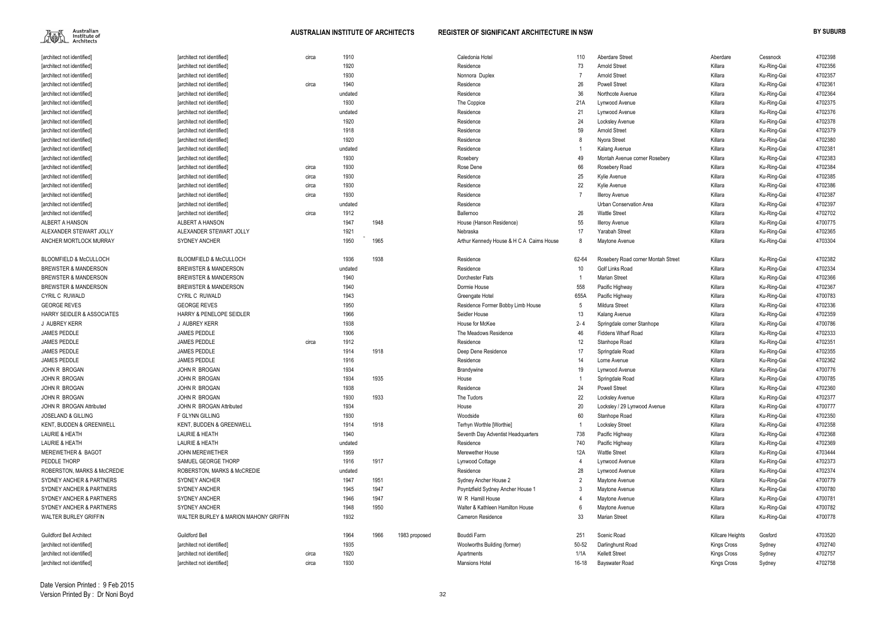| | | | | | | | | | | | | |
|---|---|---|---|---|---|---|---|---|---|---|---|---|
| [architect not identified] | [architect not identified] | circa | 1910 | | | Caledonia Hotel | 110 | Aberdare Street | Aberdare | Cessnock | 4702398 |
| [architect not identified] | [architect not identified] | | 1920 | | | Residence | 73 | Arnold Street | Killara | Ku-Ring-Gai | 4702356 |
| [architect not identified] | [architect not identified] | | 1930 | | | Nonnora Duplex | 7 | Arnold Street | Killara | Ku-Ring-Gai | 4702357 |
| [architect not identified] | [architect not identified] | circa | 1940 | | | Residence | 26 | Powell Street | Killara | Ku-Ring-Gai | 4702361 |
| [architect not identified] | [architect not identified] | | undated | | | Residence | 36 | Northcote Avenue | Killara | Ku-Ring-Gai | 4702364 |
| [architect not identified] | [architect not identified] | | 1930 | | | The Coppice | 21A | Lynwood Avenue | Killara | Ku-Ring-Gai | 4702375 |
| [architect not identified] | [architect not identified] | | undated | | | Residence | 21 | Lynwood Avenue | Killara | Ku-Ring-Gai | 4702376 |
| [architect not identified] | [architect not identified] | | 1920 | | | Residence | 24 | Locksley Avenue | Killara | Ku-Ring-Gai | 4702378 |
| [architect not identified] | [architect not identified] | | 1918 | | | Residence | 59 | Arnold Street | Killara | Ku-Ring-Gai | 4702379 |
| [architect not identified] | [architect not identified] | | 1920 | | | Residence | 8 | Nyora Street | Killara | Ku-Ring-Gai | 4702380 |
| [architect not identified] | [architect not identified] | | undated | | | Residence | 1 | Kalang Avenue | Killara | Ku-Ring-Gai | 4702381 |
| [architect not identified] | [architect not identified] | | 1930 | | | Rosebery | 49 | Montah Avenue corner Rosebery | Killara | Ku-Ring-Gai | 4702383 |
| [architect not identified] | [architect not identified] | circa | 1930 | | | Rose Dene | 66 | Rosebery Road | Killara | Ku-Ring-Gai | 4702384 |
| [architect not identified] | [architect not identified] | circa | 1930 | | | Residence | 25 | Kylie Avenue | Killara | Ku-Ring-Gai | 4702385 |
| [architect not identified] | [architect not identified] | circa | 1930 | | | Residence | 22 | Kylie Avenue | Killara | Ku-Ring-Gai | 4702386 |
| [architect not identified] | [architect not identified] | circa | 1930 | | | Residence | 7 | Illeroy Avenue | Killara | Ku-Ring-Gai | 4702387 |
| [architect not identified] | [architect not identified] | | undated | | | Residence | | Urban Conservation Area | Killara | Ku-Ring-Gai | 4702397 |
| [architect not identified] | [architect not identified] | circa | 1912 | | | Ballernoo | 26 | Wattle Street | Killara | Ku-Ring-Gai | 4702702 |
| ALBERT A HANSON | ALBERT A HANSON | | 1947 | 1948 | | House (Hanson Residence) | 55 | Illeroy Avenue | Killara | Ku-Ring-Gai | 4700775 |
| ALEXANDER STEWART JOLLY | ALEXANDER STEWART JOLLY | | 1921 | | | Nebraska | 17 | Yarabah Street | Killara | Ku-Ring-Gai | 4702365 |
| ANCHER MORTLOCK MURRAY | SYDNEY ANCHER | | 1950 | 1965 | | Arthur Kennedy House & H C A Cairns House | 8 | Maytone Avenue | Killara | Ku-Ring-Gai | 4703304 |
| BLOOMFIELD & McCULLOCH | BLOOMFIELD & McCULLOCH | | 1936 | 1938 | | Residence | 62-64 | Rosebery Road corner Montah Street | Killara | Ku-Ring-Gai | 4702382 |
| BREWSTER & MANDERSON | BREWSTER & MANDERSON | | undated | | | Residence | 10 | Golf Links Road | Killara | Ku-Ring-Gai | 4702334 |
| BREWSTER & MANDERSON | BREWSTER & MANDERSON | | 1940 | | | Dorchester Flats | 1 | Marian Street | Killara | Ku-Ring-Gai | 4702366 |
| BREWSTER & MANDERSON | BREWSTER & MANDERSON | | 1940 | | | Dormie House | 558 | Pacific Highway | Killara | Ku-Ring-Gai | 4702367 |
| CYRIL C RUWALD | CYRIL C RUWALD | | 1943 | | | Greengate Hotel | 655A | Pacific Highway | Killara | Ku-Ring-Gai | 4700783 |
| GEORGE REVES | GEORGE REVES | | 1950 | | | Residence Former Bobby Limb House | 5 | Mildura Street | Killara | Ku-Ring-Gai | 4702336 |
| HARRY SEIDLER & ASSOCIATES | HARRY & PENELOPE SEIDLER | | 1966 | | | Seidler House | 13 | Kalang Avenue | Killara | Ku-Ring-Gai | 4702359 |
| J AUBREY KERR | J AUBREY KERR | | 1938 | | | House for McKee | 2- 4 | Springdale corner Stanhope | Killara | Ku-Ring-Gai | 4700786 |
| JAMES PEDDLE | JAMES PEDDLE | | 1906 | | | The Meadows Residence | 46 | Fiddens Wharf Road | Killara | Ku-Ring-Gai | 4702333 |
| JAMES PEDDLE | JAMES PEDDLE | circa | 1912 | | | Residence | 12 | Stanhope Road | Killara | Ku-Ring-Gai | 4702351 |
| JAMES PEDDLE | JAMES PEDDLE | | 1914 | 1918 | | Deep Dene Residence | 17 | Springdale Road | Killara | Ku-Ring-Gai | 4702355 |
| JAMES PEDDLE | JAMES PEDDLE | | 1916 | | | Residence | 14 | Lorne Avenue | Killara | Ku-Ring-Gai | 4702362 |
| JOHN R BROGAN | JOHN R BROGAN | | 1934 | | | Brandywine | 19 | Lynwood Avenue | Killara | Ku-Ring-Gai | 4700776 |
| JOHN R BROGAN | JOHN R BROGAN | | 1934 | 1935 | | House | 1 | Springdale Road | Killara | Ku-Ring-Gai | 4700785 |
| JOHN R BROGAN | JOHN R BROGAN | | 1938 | | | Residence | 24 | Powell Street | Killara | Ku-Ring-Gai | 4702360 |
| JOHN R BROGAN | JOHN R BROGAN | | 1930 | 1933 | | The Tudors | 22 | Locksley Avenue | Killara | Ku-Ring-Gai | 4702377 |
| JOHN R BROGAN Attributed | JOHN R BROGAN Attributed | | 1934 | | | House | 20 | Locksley / 29 Lynwood Avenue | Killara | Ku-Ring-Gai | 4700777 |
| JOSELAND & GILLING | F GLYNN GILLING | | 1930 | | | Woodside | 60 | Stanhope Road | Killara | Ku-Ring-Gai | 4702350 |
| KENT, BUDDEN & GREENWELL | KENT, BUDDEN & GREENWELL | | 1914 | 1918 | | Terhyn Worthle [Worthie] | 1 | Locksley Street | Killara | Ku-Ring-Gai | 4702358 |
| LAURIE & HEATH | LAURIE & HEATH | | 1940 | | | Seventh Day Adventist Headquarters | 738 | Pacific Highway | Killara | Ku-Ring-Gai | 4702368 |
| LAURIE & HEATH | LAURIE & HEATH | | undated | | | Residence | 740 | Pacific Highway | Killara | Ku-Ring-Gai | 4702369 |
| MEREWETHER & BAGOT | JOHN MEREWETHER | | 1959 | | | Merewether House | 12A | Wattle Street | Killara | Ku-Ring-Gai | 4703444 |
| PEDDLE THORP | SAMUEL GEORGE THORP | | 1916 | 1917 | | Lynwood Cottage | 4 | Lynwood Avenue | Killara | Ku-Ring-Gai | 4702373 |
| ROBERSTON, MARKS & McCREDIE | ROBERSTON, MARKS & McCREDIE | | undated | | | Residence | 28 | Lynwood Avenue | Killara | Ku-Ring-Gai | 4702374 |
| SYDNEY ANCHER & PARTNERS | SYDNEY ANCHER | | 1947 | 1951 | | Sydney Ancher House 2 | 2 | Maytone Avenue | Killara | Ku-Ring-Gai | 4700779 |
| SYDNEY ANCHER & PARTNERS | SYDNEY ANCHER | | 1945 | 1947 | | Poyntzfield Sydney Ancher House 1 | 3 | Maytone Avenue | Killara | Ku-Ring-Gai | 4700780 |
| SYDNEY ANCHER & PARTNERS | SYDNEY ANCHER | | 1946 | 1947 | | W R Hamill House | 4 | Maytone Avenue | Killara | Ku-Ring-Gai | 4700781 |
| SYDNEY ANCHER & PARTNERS | SYDNEY ANCHER | | 1948 | 1950 | | Walter & Kathleen Hamilton House | 6 | Maytone Avenue | Killara | Ku-Ring-Gai | 4700782 |
| WALTER BURLEY GRIFFIN | WALTER BURLEY & MARION MAHONY GRIFFIN | | 1932 | | | Cameron Residence | 33 | Marian Street | Killara | Ku-Ring-Gai | 4700778 |
| Guildford Bell Architect | Guildford Bell | | 1964 | 1966 | 1983 proposed | Bouddi Farm | 251 | Scenic Road | Killcare Heights | Gosford | 4703520 |
| [architect not identified] | [architect not identified] | | 1935 | | | Woolworths Building (former) | 50-52 | Darlinghurst Road | Kings Cross | Sydney | 4702740 |
| [architect not identified] | [architect not identified] | circa | 1920 | | | Apartments | 1/1A | Kellett Street | Kings Cross | Sydney | 4702757 |
| [architect not identified] | [architect not identified] | circa | 1930 | | | Mansions Hotel | 16-18 | Bayswater Road | Kings Cross | Sydney | 4702758 |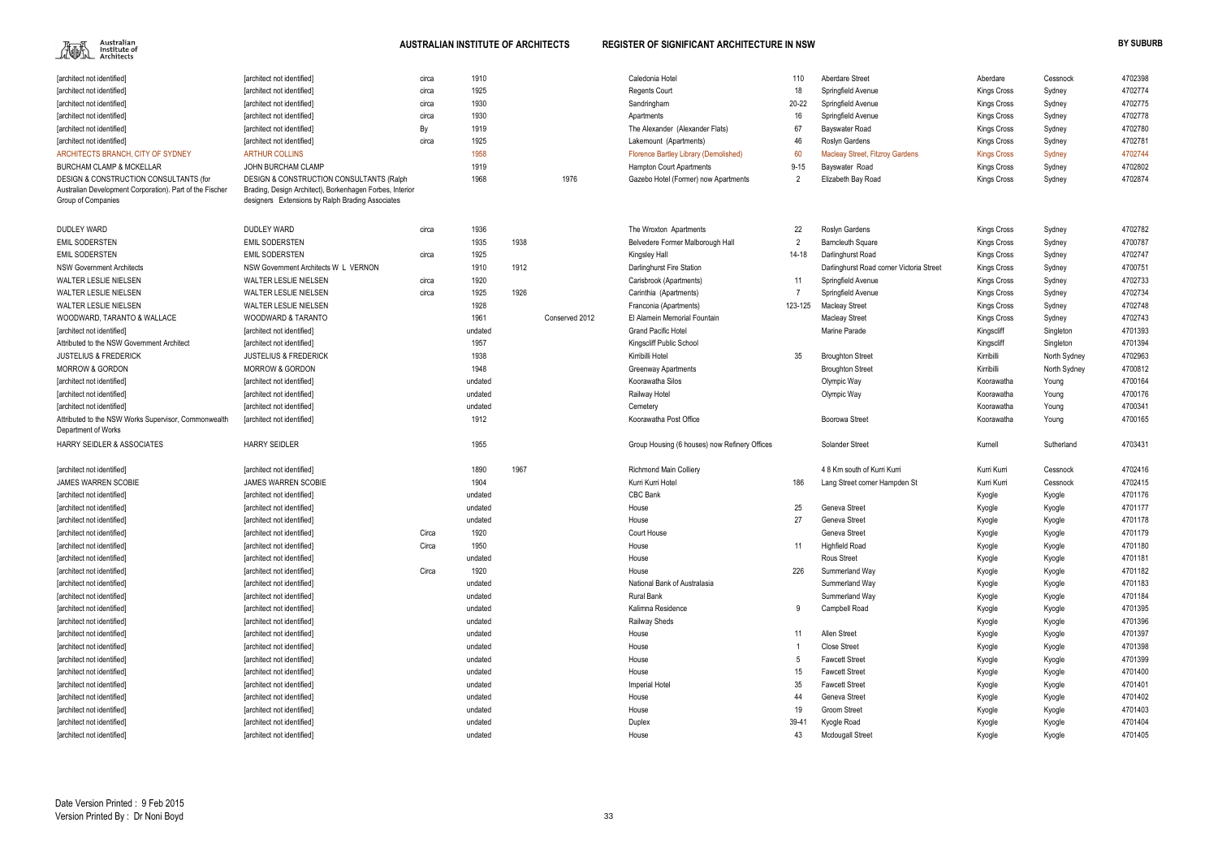| | | | | | | | | | | | |
|---|---|---|---|---|---|---|---|---|---|---|---|
| [architect not identified] | [architect not identified] | circa | 1910 | | | Caledonia Hotel | 110 | Aberdare Street | Aberdare | Cessnock | 4702398 |
| [architect not identified] | [architect not identified] | circa | 1925 | | | Regents Court | 18 | Springfield Avenue | Kings Cross | Sydney | 4702774 |
| [architect not identified] | [architect not identified] | circa | 1930 | | | Sandringham | 20-22 | Springfield Avenue | Kings Cross | Sydney | 4702775 |
| [architect not identified] | [architect not identified] | circa | 1930 | | | Apartments | 16 | Springfield Avenue | Kings Cross | Sydney | 4702778 |
| [architect not identified] | [architect not identified] | By | 1919 | | | The Alexander (Alexander Flats) | 67 | Bayswater Road | Kings Cross | Sydney | 4702780 |
| [architect not identified] | [architect not identified] | circa | 1925 | | | Lakemount (Apartments) | 46 | Roslyn Gardens | Kings Cross | Sydney | 4702781 |
| ARCHITECTS BRANCH, CITY OF SYDNEY | ARTHUR COLLINS | | 1958 | | | Florence Bartley Library (Demolished) | 60 | Macleay Street, Fitzroy Gardens | Kings Cross | Sydney | 4702744 |
| BURCHAM CLAMP & MCKELLAR | JOHN BURCHAM CLAMP | | 1919 | | | Hampton Court Apartments | 9-15 | Bayswater Road | Kings Cross | Sydney | 4702802 |
| DESIGN & CONSTRUCTION CONSULTANTS (for Australian Development Corporation). Part of the Fischer Group of Companies | DESIGN & CONSTRUCTION CONSULTANTS (Ralph Brading, Design Architect), Borkenhagen Forbes, Interior designers Extensions by Ralph Brading Associates | | 1968 | | 1976 | Gazebo Hotel (Former) now Apartments | 2 | Elizabeth Bay Road | Kings Cross | Sydney | 4702874 |
| DUDLEY WARD | DUDLEY WARD | circa | 1936 | | | The Wroxton Apartments | 22 | Roslyn Gardens | Kings Cross | Sydney | 4702782 |
| EMIL SODERSTEN | EMIL SODERSTEN | | 1935 | 1938 | | Belvedere Former Malborough Hall | 2 | Barncleuth Square | Kings Cross | Sydney | 4700787 |
| EMIL SODERSTEN | EMIL SODERSTEN | circa | 1925 | | | Kingsley Hall | 14-18 | Darlinghurst Road | Kings Cross | Sydney | 4702747 |
| NSW Government Architects | NSW Government Architects W L VERNON | | 1910 | 1912 | | Darlinghurst Fire Station | | Darlinghurst Road corner Victoria Street | Kings Cross | Sydney | 4700751 |
| WALTER LESLIE NIELSEN | WALTER LESLIE NIELSEN | circa | 1920 | | | Carisbrook (Apartments) | 11 | Springfield Avenue | Kings Cross | Sydney | 4702733 |
| WALTER LESLIE NIELSEN | WALTER LESLIE NIELSEN | circa | 1925 | 1926 | | Carinthia (Apartments) | 7 | Springfield Avenue | Kings Cross | Sydney | 4702734 |
| WALTER LESLIE NIELSEN | WALTER LESLIE NIELSEN | | 1928 | | | Franconia (Apartments) | 123-125 | Macleay Street | Kings Cross | Sydney | 4702748 |
| WOODWARD, TARANTO & WALLACE | WOODWARD & TARANTO | | 1961 | | Conserved 2012 | El Alamein Memorial Fountain | | Macleay Street | Kings Cross | Sydney | 4702743 |
| [architect not identified] | [architect not identified] | | undated | | | Grand Pacific Hotel | | Marine Parade | Kingscliff | Singleton | 4701393 |
| Attributed to the NSW Government Architect | [architect not identified] | | 1957 | | | Kingscliff Public School | | | Kingscliff | Singleton | 4701394 |
| JUSTELIUS & FREDERICK | JUSTELIUS & FREDERICK | | 1938 | | | Kirribilli Hotel | 35 | Broughton Street | Kirribilli | North Sydney | 4702963 |
| MORROW & GORDON | MORROW & GORDON | | 1948 | | | Greenway Apartments | | Broughton Street | Kirribilli | North Sydney | 4700812 |
| [architect not identified] | [architect not identified] | | undated | | | Koorawatha Silos | | Olympic Way | Koorawatha | Young | 4700164 |
| [architect not identified] | [architect not identified] | | undated | | | Railway Hotel | | Olympic Way | Koorawatha | Young | 4700176 |
| [architect not identified] | [architect not identified] | | undated | | | Cemetery | | | Koorawatha | Young | 4700341 |
| Attributed to the NSW Works Supervisor, Commonwealth Department of Works | [architect not identified] | | 1912 | | | Koorawatha Post Office | | Boorowa Street | Koorawatha | Young | 4700165 |
| HARRY SEIDLER & ASSOCIATES | HARRY SEIDLER | | 1955 | | | Group Housing (6 houses) now Refinery Offices | | Solander Street | Kurnell | Sutherland | 4703431 |
| [architect not identified] | [architect not identified] | | 1890 | 1967 | | Richmond Main Colliery | | 4 8 Km south of Kurri Kurri | Kurri Kurri | Cessnock | 4702416 |
| JAMES WARREN SCOBIE | JAMES WARREN SCOBIE | | 1904 | | | Kurri Kurri Hotel | 186 | Lang Street corner Hampden St | Kurri Kurri | Cessnock | 4702415 |
| [architect not identified] | [architect not identified] | | undated | | | CBC Bank | | | Kyogle | Kyogle | 4701176 |
| [architect not identified] | [architect not identified] | | undated | | | House | 25 | Geneva Street | Kyogle | Kyogle | 4701177 |
| [architect not identified] | [architect not identified] | | undated | | | House | 27 | Geneva Street | Kyogle | Kyogle | 4701178 |
| [architect not identified] | [architect not identified] | Circa | 1920 | | | Court House | | Geneva Street | Kyogle | Kyogle | 4701179 |
| [architect not identified] | [architect not identified] | Circa | 1950 | | | House | 11 | Highfield Road | Kyogle | Kyogle | 4701180 |
| [architect not identified] | [architect not identified] | | undated | | | House | | Rous Street | Kyogle | Kyogle | 4701181 |
| [architect not identified] | [architect not identified] | Circa | 1920 | | | House | 226 | Summerland Way | Kyogle | Kyogle | 4701182 |
| [architect not identified] | [architect not identified] | | undated | | | National Bank of Australasia | | Summerland Way | Kyogle | Kyogle | 4701183 |
| [architect not identified] | [architect not identified] | | undated | | | Rural Bank | | Summerland Way | Kyogle | Kyogle | 4701184 |
| [architect not identified] | [architect not identified] | | undated | | | Kalimna Residence | 9 | Campbell Road | Kyogle | Kyogle | 4701395 |
| [architect not identified] | [architect not identified] | | undated | | | Railway Sheds | | | Kyogle | Kyogle | 4701396 |
| [architect not identified] | [architect not identified] | | undated | | | House | 11 | Allen Street | Kyogle | Kyogle | 4701397 |
| [architect not identified] | [architect not identified] | | undated | | | House | 1 | Close Street | Kyogle | Kyogle | 4701398 |
| [architect not identified] | [architect not identified] | | undated | | | House | 5 | Fawcett Street | Kyogle | Kyogle | 4701399 |
| [architect not identified] | [architect not identified] | | undated | | | House | 15 | Fawcett Street | Kyogle | Kyogle | 4701400 |
| [architect not identified] | [architect not identified] | | undated | | | Imperial Hotel | 35 | Fawcett Street | Kyogle | Kyogle | 4701401 |
| [architect not identified] | [architect not identified] | | undated | | | House | 44 | Geneva Street | Kyogle | Kyogle | 4701402 |
| [architect not identified] | [architect not identified] | | undated | | | House | 19 | Groom Street | Kyogle | Kyogle | 4701403 |
| [architect not identified] | [architect not identified] | | undated | | | Duplex | 39-41 | Kyogle Road | Kyogle | Kyogle | 4701404 |
| [architect not identified] | [architect not identified] | | undated | | | House | 43 | Mcdougall Street | Kyogle | Kyogle | 4701405 |

Date Version Printed : 9 Feb 2015
Version Printed By : Dr Noni Boyd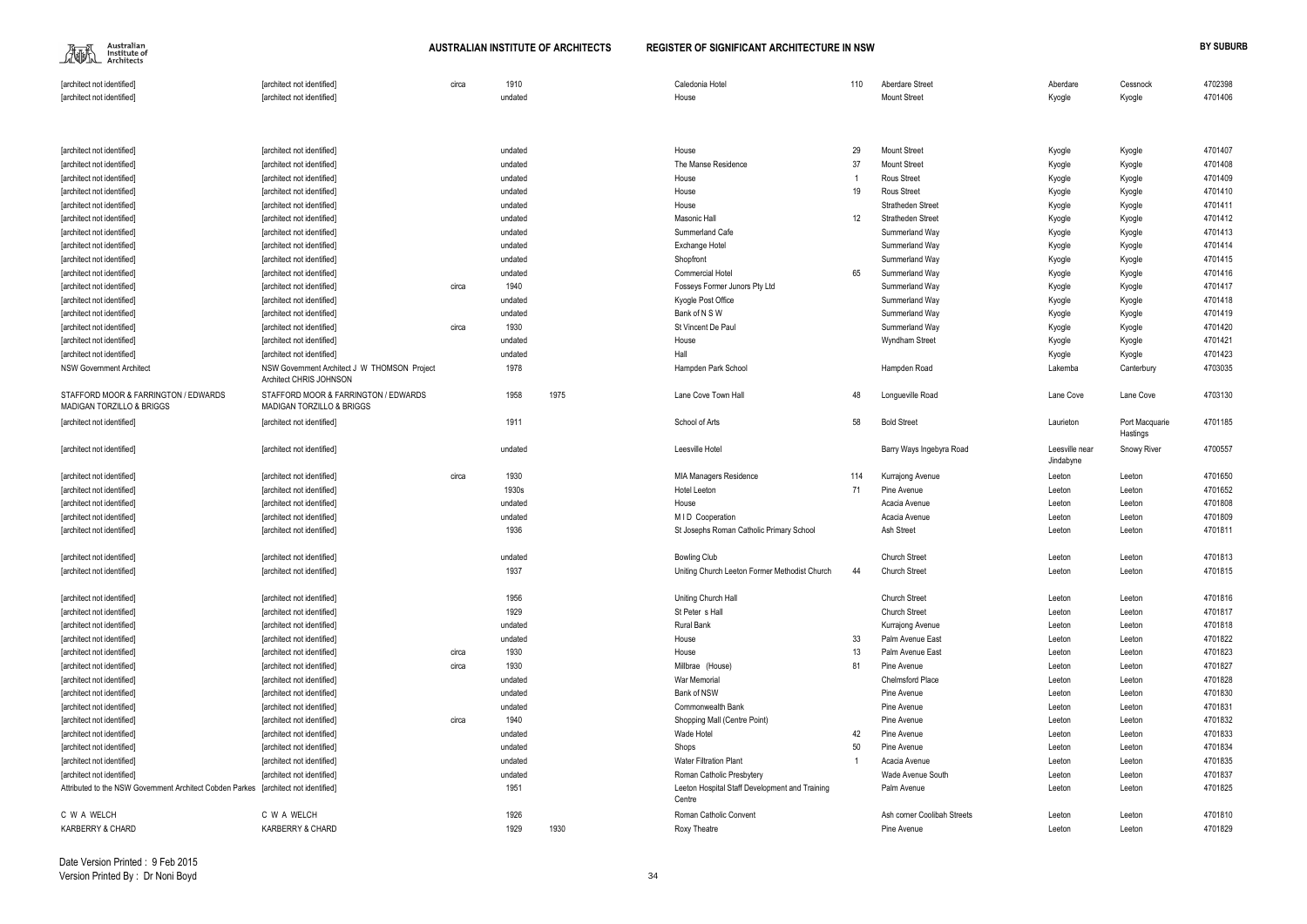| | | | | | | | | | | | |
|---|---|---|---|---|---|---|---|---|---|---|---|
| [architect not identified] | [architect not identified] | circa | 1910 | | Caledonia Hotel | 110 | Aberdare Street | Aberdare | Cessnock | 4702398 |
| [architect not identified] | [architect not identified] | | undated | | House | | Mount Street | Kyogle | Kyogle | 4701406 |
| [architect not identified] | [architect not identified] | | undated | | House | 29 | Mount Street | Kyogle | Kyogle | 4701407 |
| [architect not identified] | [architect not identified] | | undated | | The Manse Residence | 37 | Mount Street | Kyogle | Kyogle | 4701408 |
| [architect not identified] | [architect not identified] | | undated | | House | 1 | Rous Street | Kyogle | Kyogle | 4701409 |
| [architect not identified] | [architect not identified] | | undated | | House | 19 | Rous Street | Kyogle | Kyogle | 4701410 |
| [architect not identified] | [architect not identified] | | undated | | House | | Stratheden Street | Kyogle | Kyogle | 4701411 |
| [architect not identified] | [architect not identified] | | undated | | Masonic Hall | 12 | Stratheden Street | Kyogle | Kyogle | 4701412 |
| [architect not identified] | [architect not identified] | | undated | | Summerland Cafe | | Summerland Way | Kyogle | Kyogle | 4701413 |
| [architect not identified] | [architect not identified] | | undated | | Exchange Hotel | | Summerland Way | Kyogle | Kyogle | 4701414 |
| [architect not identified] | [architect not identified] | | undated | | Shopfront | | Summerland Way | Kyogle | Kyogle | 4701415 |
| [architect not identified] | [architect not identified] | | undated | | Commercial Hotel | 65 | Summerland Way | Kyogle | Kyogle | 4701416 |
| [architect not identified] | [architect not identified] | circa | 1940 | | Fosseys Former Junors Pty Ltd | | Summerland Way | Kyogle | Kyogle | 4701417 |
| [architect not identified] | [architect not identified] | | undated | | Kyogle Post Office | | Summerland Way | Kyogle | Kyogle | 4701418 |
| [architect not identified] | [architect not identified] | | undated | | Bank of N S W | | Summerland Way | Kyogle | Kyogle | 4701419 |
| [architect not identified] | [architect not identified] | circa | 1930 | | St Vincent De Paul | | Summerland Way | Kyogle | Kyogle | 4701420 |
| [architect not identified] | [architect not identified] | | undated | | House | | Wyndham Street | Kyogle | Kyogle | 4701421 |
| [architect not identified] | [architect not identified] | | undated | | Hall | | | Kyogle | Kyogle | 4701423 |
| NSW Government Architect | NSW Government Architect J W THOMSON Project Architect CHRIS JOHNSON | | 1978 | | Hampden Park School | | Hampden Road | Lakemba | Canterbury | 4703035 |
| STAFFORD MOOR & FARRINGTON / EDWARDS MADIGAN TORZILLO & BRIGGS | STAFFORD MOOR & FARRINGTON / EDWARDS MADIGAN TORZILLO & BRIGGS | | 1958 | 1975 | Lane Cove Town Hall | 48 | Longueville Road | Lane Cove | Lane Cove | 4703130 |
| [architect not identified] | [architect not identified] | | 1911 | | School of Arts | 58 | Bold Street | Laurieton | Port Macquarie Hastings | 4701185 |
| [architect not identified] | [architect not identified] | | undated | | Leesville Hotel | | Barry Ways Ingebyra Road | Leesville near Jindabyne | Snowy River | 4700557 |
| [architect not identified] | [architect not identified] | circa | 1930 | | MIA Managers Residence | 114 | Kurrajong Avenue | Leeton | Leeton | 4701650 |
| [architect not identified] | [architect not identified] | | 1930s | | Hotel Leeton | 71 | Pine Avenue | Leeton | Leeton | 4701652 |
| [architect not identified] | [architect not identified] | | undated | | House | | Acacia Avenue | Leeton | Leeton | 4701808 |
| [architect not identified] | [architect not identified] | | undated | | M I D Cooperation | | Acacia Avenue | Leeton | Leeton | 4701809 |
| [architect not identified] | [architect not identified] | | 1936 | | St Josephs Roman Catholic Primary School | | Ash Street | Leeton | Leeton | 4701811 |
| [architect not identified] | [architect not identified] | | undated | | Bowling Club | | Church Street | Leeton | Leeton | 4701813 |
| [architect not identified] | [architect not identified] | | 1937 | | Uniting Church Leeton Former Methodist Church | 44 | Church Street | Leeton | Leeton | 4701815 |
| [architect not identified] | [architect not identified] | | 1956 | | Uniting Church Hall | | Church Street | Leeton | Leeton | 4701816 |
| [architect not identified] | [architect not identified] | | 1929 | | St Peter s Hall | | Church Street | Leeton | Leeton | 4701817 |
| [architect not identified] | [architect not identified] | | undated | | Rural Bank | | Kurrajong Avenue | Leeton | Leeton | 4701818 |
| [architect not identified] | [architect not identified] | | undated | | House | 33 | Palm Avenue East | Leeton | Leeton | 4701822 |
| [architect not identified] | [architect not identified] | circa | 1930 | | House | 13 | Palm Avenue East | Leeton | Leeton | 4701823 |
| [architect not identified] | [architect not identified] | circa | 1930 | | Millbrae (House) | 81 | Pine Avenue | Leeton | Leeton | 4701827 |
| [architect not identified] | [architect not identified] | | undated | | War Memorial | | Chelmsford Place | Leeton | Leeton | 4701828 |
| [architect not identified] | [architect not identified] | | undated | | Bank of NSW | | Pine Avenue | Leeton | Leeton | 4701830 |
| [architect not identified] | [architect not identified] | | undated | | Commonwealth Bank | | Pine Avenue | Leeton | Leeton | 4701831 |
| [architect not identified] | [architect not identified] | circa | 1940 | | Shopping Mall (Centre Point) | | Pine Avenue | Leeton | Leeton | 4701832 |
| [architect not identified] | [architect not identified] | | undated | | Wade Hotel | 42 | Pine Avenue | Leeton | Leeton | 4701833 |
| [architect not identified] | [architect not identified] | | undated | | Shops | 50 | Pine Avenue | Leeton | Leeton | 4701834 |
| [architect not identified] | [architect not identified] | | undated | | Water Filtration Plant | 1 | Acacia Avenue | Leeton | Leeton | 4701835 |
| [architect not identified] | [architect not identified] | | undated | | Roman Catholic Presbytery | | Wade Avenue South | Leeton | Leeton | 4701837 |
| Attributed to the NSW Government Architect Cobden Parkes | [architect not identified] | | 1951 | | Leeton Hospital Staff Development and Training Centre | | Palm Avenue | Leeton | Leeton | 4701825 |
| C W A WELCH | C W A WELCH | | 1926 | | Roman Catholic Convent | | Ash corner Coolibah Streets | Leeton | Leeton | 4701810 |
| KARBERRY & CHARD | KARBERRY & CHARD | | 1929 | 1930 | Roxy Theatre | | Pine Avenue | Leeton | Leeton | 4701829 |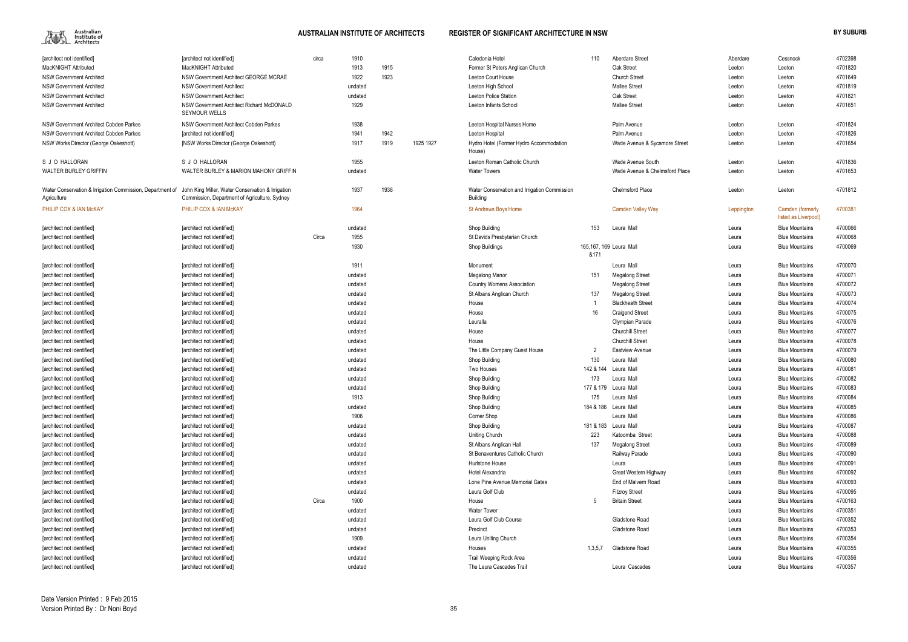| | | | | | | | | | | | | |
|---|---|---|---|---|---|---|---|---|---|---|---|---|
| [architect not identified] | [architect not identified] | circa | 1910 | | | Caledonia Hotel | 110 | Aberdare Street | Aberdare | Cessnock | 4702398 |
| MacKNIGHT Attributed | MacKNIGHT Attributed | | 1913 | 1915 | | Former St Peters Anglican Church | | Oak Street | Leeton | Leeton | 4701820 |
| NSW Government Architect | NSW Government Architect GEORGE MCRAE | | 1922 | 1923 | | Leeton Court House | | Church Street | Leeton | Leeton | 4701649 |
| NSW Government Architect | NSW Government Architect | | undated | | | Leeton High School | | Mallee Street | Leeton | Leeton | 4701819 |
| NSW Government Architect | NSW Government Architect | | undated | | | Leeton Police Station | | Oak Street | Leeton | Leeton | 4701821 |
| NSW Government Architect | NSW Government Architect Richard McDONALD SEYMOUR WELLS | | 1929 | | | Leeton Infants School | | Mallee Street | Leeton | Leeton | 4701651 |
| NSW Government Architect Cobden Parkes | NSW Government Architect Cobden Parkes | | 1938 | | | Leeton Hospital Nurses Home | | Palm Avenue | Leeton | Leeton | 4701824 |
| NSW Government Architect Cobden Parkes | [architect not identified] | | 1941 | 1942 | | Leeton Hospital | | Palm Avenue | Leeton | Leeton | 4701826 |
| NSW Works Director (George Oakeshott) | [NSW Works Director (George Oakeshott) | | 1917 | 1919 | 1925 1927 | Hydro Hotel (Former Hydro Accommodation House) | | Wade Avenue & Sycamore Street | Leeton | Leeton | 4701654 |
| S J O HALLORAN | S J O HALLORAN | | 1955 | | | Leeton Roman Catholic Church | | Wade Avenue South | Leeton | Leeton | 4701836 |
| WALTER BURLEY GRIFFIN | WALTER BURLEY & MARION MAHONY GRIFFIN | | undated | | | Water Towers | | Wade Avenue & Chelmsford Place | Leeton | Leeton | 4701653 |
| Water Conservation & Irrigation Commission, Department of Agriculture | John King Miller, Water Conservation & Irrigation Commission, Department of Agriculture, Sydney | | 1937 | 1938 | | Water Conservation and Irrigation Commission Building | | Chelmsford Place | Leeton | Leeton | 4701812 |
| PHILIP COX & IAN McKAY | PHILIP COX & IAN McKAY | | 1964 | | | St Andrews Boys Home | | Camden Valley Way | Leppington | Camden (formerly listed as Liverpool) | 4700381 |
| [architect not identified] | [architect not identified] | | undated | | | Shop Building | 153 | Leura Mall | Leura | Blue Mountains | 4700066 |
| [architect not identified] | [architect not identified] | Circa | 1955 | | | St Davids Presbyterian Church | | | Leura | Blue Mountains | 4700068 |
| [architect not identified] | [architect not identified] | | 1930 | | | Shop Buildings | 165,167, 169 &171 | Leura Mall | Leura | Blue Mountains | 4700069 |
| [architect not identified] | [architect not identified] | | 1911 | | | Monument | | Leura Mall | Leura | Blue Mountains | 4700070 |
| [architect not identified] | [architect not identified] | | undated | | | Megalong Manor | 151 | Megalong Street | Leura | Blue Mountains | 4700071 |
| [architect not identified] | [architect not identified] | | undated | | | Country Womens Association | | Megalong Street | Leura | Blue Mountains | 4700072 |
| [architect not identified] | [architect not identified] | | undated | | | St Albans Anglican Church | 137 | Megalong Street | Leura | Blue Mountains | 4700073 |
| [architect not identified] | [architect not identified] | | undated | | | House | 1 | Blackheath Street | Leura | Blue Mountains | 4700074 |
| [architect not identified] | [architect not identified] | | undated | | | House | 16 | Craigend Street | Leura | Blue Mountains | 4700075 |
| [architect not identified] | [architect not identified] | | undated | | | Leuralla | | Olympian Parade | Leura | Blue Mountains | 4700076 |
| [architect not identified] | [architect not identified] | | undated | | | House | | Churchill Street | Leura | Blue Mountains | 4700077 |
| [architect not identified] | [architect not identified] | | undated | | | House | | Churchill Street | Leura | Blue Mountains | 4700078 |
| [architect not identified] | [architect not identified] | | undated | | | The Little Company Guest House | 2 | Eastview Avenue | Leura | Blue Mountains | 4700079 |
| [architect not identified] | [architect not identified] | | undated | | | Shop Building | 130 | Leura Mall | Leura | Blue Mountains | 4700080 |
| [architect not identified] | [architect not identified] | | undated | | | Two Houses | 142 & 144 | Leura Mall | Leura | Blue Mountains | 4700081 |
| [architect not identified] | [architect not identified] | | undated | | | Shop Building | 173 | Leura Mall | Leura | Blue Mountains | 4700082 |
| [architect not identified] | [architect not identified] | | undated | | | Shop Building | 177 & 179 | Leura Mall | Leura | Blue Mountains | 4700083 |
| [architect not identified] | [architect not identified] | | 1913 | | | Shop Building | 175 | Leura Mall | Leura | Blue Mountains | 4700084 |
| [architect not identified] | [architect not identified] | | undated | | | Shop Building | 184 & 186 | Leura Mall | Leura | Blue Mountains | 4700085 |
| [architect not identified] | [architect not identified] | | 1906 | | | Corner Shop | | Leura Mall | Leura | Blue Mountains | 4700086 |
| [architect not identified] | [architect not identified] | | undated | | | Shop Building | 181 & 183 | Leura Mall | Leura | Blue Mountains | 4700087 |
| [architect not identified] | [architect not identified] | | undated | | | Uniting Church | 223 | Katoomba Street | Leura | Blue Mountains | 4700088 |
| [architect not identified] | [architect not identified] | | undated | | | St Albans Anglican Hall | 137 | Megalong Street | Leura | Blue Mountains | 4700089 |
| [architect not identified] | [architect not identified] | | undated | | | St Benaventures Catholic Church | | Railway Parade | Leura | Blue Mountains | 4700090 |
| [architect not identified] | [architect not identified] | | undated | | | Hurlstone House | | Leura | Leura | Blue Mountains | 4700091 |
| [architect not identified] | [architect not identified] | | undated | | | Hotel Alexandria | | Great Western Highway | Leura | Blue Mountains | 4700092 |
| [architect not identified] | [architect not identified] | | undated | | | Lone Pine Avenue Memorial Gates | | End of Malvern Road | Leura | Blue Mountains | 4700093 |
| [architect not identified] | [architect not identified] | | undated | | | Leura Golf Club | | Fitzroy Street | Leura | Blue Mountains | 4700095 |
| [architect not identified] | [architect not identified] | Circa | 1900 | | | House | 5 | Britain Street | Leura | Blue Mountains | 4700163 |
| [architect not identified] | [architect not identified] | | undated | | | Water Tower | | | Leura | Blue Mountains | 4700351 |
| [architect not identified] | [architect not identified] | | undated | | | Leura Golf Club Course | | Gladstone Road | Leura | Blue Mountains | 4700352 |
| [architect not identified] | [architect not identified] | | undated | | | Precinct | | Gladstone Road | Leura | Blue Mountains | 4700353 |
| [architect not identified] | [architect not identified] | | 1909 | | | Leura Uniting Church | | | Leura | Blue Mountains | 4700354 |
| [architect not identified] | [architect not identified] | | undated | | | Houses | 1,3,5,7 | Gladstone Road | Leura | Blue Mountains | 4700355 |
| [architect not identified] | [architect not identified] | | undated | | | Trail Weeping Rock Area | | | Leura | Blue Mountains | 4700356 |
| [architect not identified] | [architect not identified] | | undated | | | The Leura Cascades Trail | | Leura Cascades | Leura | Blue Mountains | 4700357 |

Date Version Printed : 9 Feb 2015
Version Printed By : Dr Noni Boyd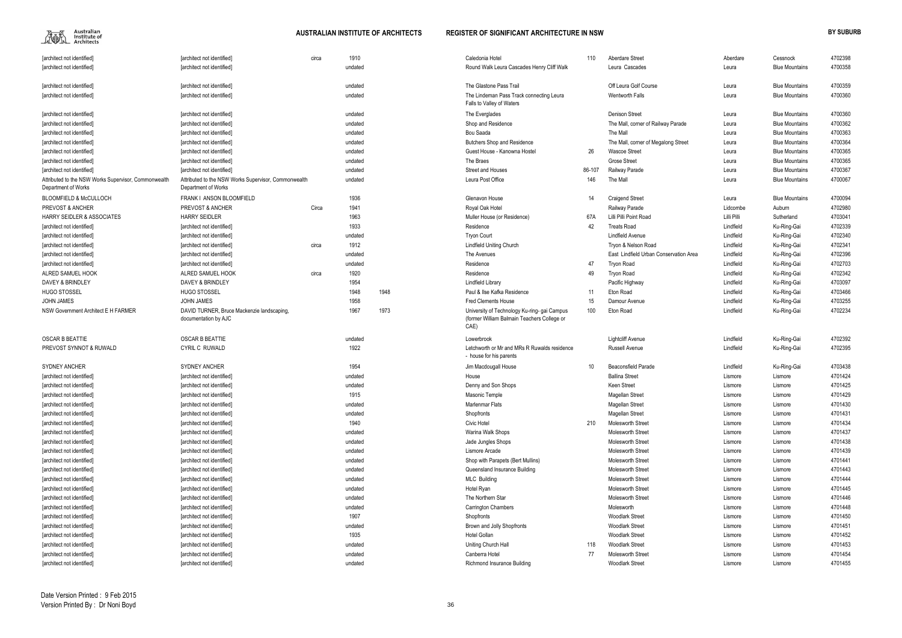| | | | | | | | | | | | |
|---|---|---|---|---|---|---|---|---|---|---|---|
| [architect not identified] | [architect not identified] | circa | 1910 | | Caledonia Hotel | 110 | Aberdare Street | Aberdare | Cessnock | 4702398 |
| [architect not identified] | [architect not identified] | | undated | | Round Walk Leura Cascades Henry Cliff Walk | | Leura Cascades | Leura | Blue Mountains | 4700358 |
| [architect not identified] | [architect not identified] | | undated | | The Glastone Pass Trail | | Off Leura Golf Course | Leura | Blue Mountains | 4700359 |
| [architect not identified] | [architect not identified] | | undated | | The Lindeman Pass Track connecting Leura Falls to Valley of Waters | | Wentworth Falls | Leura | Blue Mountains | 4700360 |
| [architect not identified] | [architect not identified] | | undated | | The Everglades | | Denison Street | Leura | Blue Mountains | 4700360 |
| [architect not identified] | [architect not identified] | | undated | | Shop and Residence | | The Mall, corner of Railway Parade | Leura | Blue Mountains | 4700362 |
| [architect not identified] | [architect not identified] | | undated | | Bou Saada | | The Mall | Leura | Blue Mountains | 4700363 |
| [architect not identified] | [architect not identified] | | undated | | Butchers Shop and Residence | | The Mall, corner of Megalong Street | Leura | Blue Mountains | 4700364 |
| [architect not identified] | [architect not identified] | | undated | | Guest House - Kanowna Hostel | 26 | Wascoe Street | Leura | Blue Mountains | 4700365 |
| [architect not identified] | [architect not identified] | | undated | | The Braes | | Grose Street | Leura | Blue Mountains | 4700365 |
| [architect not identified] | [architect not identified] | | undated | | Street and Houses | 86-107 | Railway Parade | Leura | Blue Mountains | 4700367 |
| Attributed to the NSW Works Supervisor, Commonwealth Department of Works | Attributed to the NSW Works Supervisor, Commonwealth Department of Works | | undated | | Leura Post Office | 146 | The Mall | Leura | Blue Mountains | 4700067 |
| BLOOMFIELD & McCULLOCH | FRANK I ANSON BLOOMFIELD | | 1936 | | Glenavon House | 14 | Craigend Street | Leura | Blue Mountains | 4700094 |
| PREVOST & ANCHER | PREVOST & ANCHER | Circa | 1941 | | Royal Oak Hotel | | Railway Parade | Lidcombe | Auburn | 4702980 |
| HARRY SEIDLER & ASSOCIATES | HARRY SEIDLER | | 1963 | | Muller House (or Residence) | 67A | Lilli Pilli Point Road | Lilli Pilli | Sutherland | 4703041 |
| [architect not identified] | [architect not identified] | | 1933 | | Residence | 42 | Treats Road | Lindfield | Ku-Ring-Gai | 4702339 |
| [architect not identified] | [architect not identified] | | undated | | Tryon Court | | Lindfield Avenue | Lindfield | Ku-Ring-Gai | 4702340 |
| [architect not identified] | [architect not identified] | circa | 1912 | | Lindfield Uniting Church | | Tryon & Nelson Road | Lindfield | Ku-Ring-Gai | 4702341 |
| [architect not identified] | [architect not identified] | | undated | | The Avenues | | East Lindfield Urban Conservation Area | Lindfield | Ku-Ring-Gai | 4702396 |
| [architect not identified] | [architect not identified] | | undated | | Residence | 47 | Tryon Road | Lindfield | Ku-Ring-Gai | 4702703 |
| ALRED SAMUEL HOOK | ALRED SAMUEL HOOK | circa | 1920 | | Residence | 49 | Tryon Road | Lindfield | Ku-Ring-Gai | 4702342 |
| DAVEY & BRINDLEY | DAVEY & BRINDLEY | | 1954 | | Lindfield Library | | Pacific Highway | Lindfield | Ku-Ring-Gai | 4703097 |
| HUGO STOSSEL | HUGO STOSSEL | | 1948 | 1948 | Paul & Ilse Kafka Residence | 11 | Eton Road | Lindfield | Ku-Ring-Gai | 4703466 |
| JOHN JAMES | JOHN JAMES | | 1958 | | Fred Clements House | 15 | Damour Avenue | Lindfield | Ku-Ring-Gai | 4703255 |
| NSW Government Architect E H FARMER | DAVID TURNER, Bruce Mackenzie landscaping, documentation by AJC | | 1967 | 1973 | University of Technology Ku-ring- gai Campus (former William Balmain Teachers College or CAE) | 100 | Eton Road | Lindfield | Ku-Ring-Gai | 4702234 |
| OSCAR B BEATTIE | OSCAR B BEATTIE | | undated | | Lowerbrook | | Lightcliff Avenue | Lindfield | Ku-Ring-Gai | 4702392 |
| PREVOST SYNNOT & RUWALD | CYRIL C RUWALD | | 1922 | | Letchworth or Mr and MRs R Ruwalds residence - house for his parents | | Russell Avenue | Lindfield | Ku-Ring-Gai | 4702395 |
| SYDNEY ANCHER | SYDNEY ANCHER | | 1954 | | Jim Macdougall House | 10 | Beaconsfield Parade | Lindfield | Ku-Ring-Gai | 4703438 |
| [architect not identified] | [architect not identified] | | undated | | House | | Ballina Street | Lismore | Lismore | 4701424 |
| [architect not identified] | [architect not identified] | | undated | | Denny and Son Shops | | Keen Street | Lismore | Lismore | 4701425 |
| [architect not identified] | [architect not identified] | | 1915 | | Masonic Temple | | Magellan Street | Lismore | Lismore | 4701429 |
| [architect not identified] | [architect not identified] | | undated | | Marlenmar Flats | | Magellan Street | Lismore | Lismore | 4701430 |
| [architect not identified] | [architect not identified] | | undated | | Shopfronts | | Magellan Street | Lismore | Lismore | 4701431 |
| [architect not identified] | [architect not identified] | | 1940 | | Civic Hotel | 210 | Molesworth Street | Lismore | Lismore | 4701434 |
| [architect not identified] | [architect not identified] | | undated | | Warina Walk Shops | | Molesworth Street | Lismore | Lismore | 4701437 |
| [architect not identified] | [architect not identified] | | undated | | Jade Jungles Shops | | Molesworth Street | Lismore | Lismore | 4701438 |
| [architect not identified] | [architect not identified] | | undated | | Lismore Arcade | | Molesworth Street | Lismore | Lismore | 4701439 |
| [architect not identified] | [architect not identified] | | undated | | Shop with Parapets (Bert Mullins) | | Molesworth Street | Lismore | Lismore | 4701441 |
| [architect not identified] | [architect not identified] | | undated | | Queensland Insurance Building | | Molesworth Street | Lismore | Lismore | 4701443 |
| [architect not identified] | [architect not identified] | | undated | | MLC Building | | Molesworth Street | Lismore | Lismore | 4701444 |
| [architect not identified] | [architect not identified] | | undated | | Hotel Ryan | | Molesworth Street | Lismore | Lismore | 4701445 |
| [architect not identified] | [architect not identified] | | undated | | The Northern Star | | Molesworth Street | Lismore | Lismore | 4701446 |
| [architect not identified] | [architect not identified] | | undated | | Carrington Chambers | | Molesworth | Lismore | Lismore | 4701448 |
| [architect not identified] | [architect not identified] | | 1907 | | Shopfronts | | Woodlark Street | Lismore | Lismore | 4701450 |
| [architect not identified] | [architect not identified] | | undated | | Brown and Jolly Shopfronts | | Woodlark Street | Lismore | Lismore | 4701451 |
| [architect not identified] | [architect not identified] | | 1935 | | Hotel Gollan | | Woodlark Street | Lismore | Lismore | 4701452 |
| [architect not identified] | [architect not identified] | | undated | | Uniting Church Hall | 118 | Woodlark Street | Lismore | Lismore | 4701453 |
| [architect not identified] | [architect not identified] | | undated | | Canberra Hotel | 77 | Molesworth Street | Lismore | Lismore | 4701454 |
| [architect not identified] | [architect not identified] | | undated | | Richmond Insurance Building | | Woodlark Street | Lismore | Lismore | 4701455 |

Date Version Printed : 9 Feb 2015
Version Printed By : Dr Noni Boyd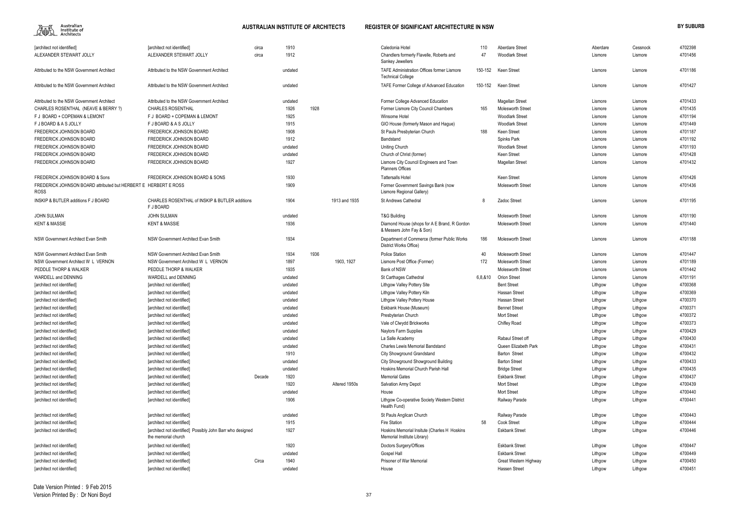| | | | | | | | | | | | |
|---|---|---|---|---|---|---|---|---|---|---|---|
| [architect not identified] | [architect not identified] | circa | 1910 | | | Caledonia Hotel | 110 | Aberdare Street | Aberdare | Cessnock | 4702398 |
| ALEXANDER STEWART JOLLY | ALEXANDER STEWART JOLLY | circa | 1912 | | | Chandlers formerly Flavelle, Roberts and Sankey Jewellers | 47 | Woodlark Street | Lismore | Lismore | 4701456 |
| Attributed to the NSW Government Architect | Attributed to the NSW Government Architect | | undated | | | TAFE Administration Offices former Lismore Technical College | 150-152 | Keen Street | Lismore | Lismore | 4701186 |
| Attributed to the NSW Government Architect | Attributed to the NSW Government Architect | | undated | | | TAFE Former College of Advanced Education | 150-152 | Keen Street | Lismore | Lismore | 4701427 |
| Attributed to the NSW Government Architect | Attributed to the NSW Government Architect | | undated | | | Former College Advanced Education | | Magellan Street | Lismore | Lismore | 4701433 |
| CHARLES ROSENTHAL (NEAVE & BERRY ?) | CHARLES ROSENTHAL | | 1926 | 1928 | | Former Lismore City Council Chambers | 165 | Molesworth Street | Lismore | Lismore | 4701435 |
| F J BOARD + COPEMAN & LEMONT | F J BOARD + COPEMAN & LEMONT | | 1925 | | | Winsome Hotel | | Woodlark Street | Lismore | Lismore | 4701194 |
| F J BOARD & A S JOLLY | F J BOARD & A S JOLLY | | 1915 | | | GIO House (formerly Mason and Hague) | | Woodlark Street | Lismore | Lismore | 4701449 |
| FREDERICK JOHNSON BOARD | FREDERICK JOHNSON BOARD | | 1908 | | | St Pauls Presbyterian Church | 188 | Keen Street | Lismore | Lismore | 4701187 |
| FREDERICK JOHNSON BOARD | FREDERICK JOHNSON BOARD | | 1912 | | | Bandstand | | Spinks Park | Lismore | Lismore | 4701192 |
| FREDERICK JOHNSON BOARD | FREDERICK JOHNSON BOARD | | undated | | | Uniting Church | | Woodlark Street | Lismore | Lismore | 4701193 |
| FREDERICK JOHNSON BOARD | FREDERICK JOHNSON BOARD | | undated | | | Church of Christ (former) | | Keen Street | Lismore | Lismore | 4701428 |
| FREDERICK JOHNSON BOARD | FREDERICK JOHNSON BOARD | | 1927 | | | Lismore City Council Engineers and Town Planners Offices | | Magellan Street | Lismore | Lismore | 4701432 |
| FREDERICK JOHNSON BOARD & Sons | FREDERICK JOHNSON BOARD & SONS | | 1930 | | | Tattersalls Hotel | | Keen Street | Lismore | Lismore | 4701426 |
| FREDERICK JOHNSON BOARD attributed but HERBERT E ROSS | HERBERT E ROSS | | 1909 | | | Former Government Savings Bank (now Lismore Regional Gallery) | | Molesworth Street | Lismore | Lismore | 4701436 |
| INSKIP & BUTLER additions F J BOARD | CHARLES ROSENTHAL of INSKIP & BUTLER additions F J BOARD | | 1904 | | 1913 and 1935 | St Andrews Cathedral | 8 | Zadoc Street | Lismore | Lismore | 4701195 |
| JOHN SULMAN | JOHN SULMAN | | undated | | | T&G Building | | Molesworth Street | Lismore | Lismore | 4701190 |
| KENT & MASSIE | KENT & MASSIE | | 1936 | | | Diamond House (shops for A E Brand, R Gordon & Messers John Fay & Son) | | Molesworth Street | Lismore | Lismore | 4701440 |
| NSW Government Architect Evan Smith | NSW Government Architect Evan Smith | | 1934 | | | Department of Commerce (former Public Works District Works Office) | 186 | Molesworth Street | Lismore | Lismore | 4701188 |
| NSW Government Architect Evan Smith | NSW Government Architect Evan Smith | | 1934 | 1936 | | Police Station | 40 | Molesworth Street | Lismore | Lismore | 4701447 |
| NSW Government Architect W L VERNON | NSW Government Architect W L VERNON | | 1897 | | 1903, 1927 | Lismore Post Office (Former) | 172 | Molesworth Street | Lismore | Lismore | 4701189 |
| PEDDLE THORP & WALKER | PEDDLE THORP & WALKER | | 1935 | | | Bank of NSW | | Molesworth Street | Lismore | Lismore | 4701442 |
| WARDELL and DENNING | WARDELL and DENNING | | undated | | | St Carthages Cathedral | 6,8,&10 | Orion Street | Lismore | Lismore | 4701191 |
| [architect not identified] | [architect not identified] | | undated | | | Lithgow Valley Pottery Site | | Bent Street | Lithgow | Lithgow | 4700368 |
| [architect not identified] | [architect not identified] | | undated | | | Lithgow Valley Pottery Kiln | | Hassan Street | Lithgow | Lithgow | 4700369 |
| [architect not identified] | [architect not identified] | | undated | | | Lithgow Valley Pottery House | | Hassan Street | Lithgow | Lithgow | 4700370 |
| [architect not identified] | [architect not identified] | | undated | | | Eskbank House (Museum) | | Bennet Street | Lithgow | Lithgow | 4700371 |
| [architect not identified] | [architect not identified] | | undated | | | Presbyterian Church | | Mort Street | Lithgow | Lithgow | 4700372 |
| [architect not identified] | [architect not identified] | | undated | | | Vale of Clwydd Brickworks | | Chifley Road | Lithgow | Lithgow | 4700373 |
| [architect not identified] | [architect not identified] | | undated | | | Naylors Farm Supplies | | | Lithgow | Lithgow | 4700429 |
| [architect not identified] | [architect not identified] | | undated | | | La Salle Academy | | Rabaul Street off | Lithgow | Lithgow | 4700430 |
| [architect not identified] | [architect not identified] | | undated | | | Charles Lewis Memorial Bandstand | | Queen Elizabeth Park | Lithgow | Lithgow | 4700431 |
| [architect not identified] | [architect not identified] | | 1910 | | | City Showground Grandstand | | Barton Street | Lithgow | Lithgow | 4700432 |
| [architect not identified] | [architect not identified] | | undated | | | City Showground Showground Building | | Barton Street | Lithgow | Lithgow | 4700433 |
| [architect not identified] | [architect not identified] | | undated | | | Hoskins Memorial Church Parish Hall | | Bridge Street | Lithgow | Lithgow | 4700435 |
| [architect not identified] | [architect not identified] | Decade | 1920 | | | Memorial Gates | | Eskbank Street | Lithgow | Lithgow | 4700437 |
| [architect not identified] | [architect not identified] | | 1920 | | Altered 1950s | Salvation Army Depot | | Mort Street | Lithgow | Lithgow | 4700439 |
| [architect not identified] | [architect not identified] | | undated | | | House | | Mort Street | Lithgow | Lithgow | 4700440 |
| [architect not identified] | [architect not identified] | | 1906 | | | Lithgow Co-operative Society Western District Health Fund) | | Railway Parade | Lithgow | Lithgow | 4700441 |
| [architect not identified] | [architect not identified] | | undated | | | St Pauls Anglican Church | | Railway Parade | Lithgow | Lithgow | 4700443 |
| [architect not identified] | [architect not identified] | | 1915 | | | Fire Station | 58 | Cook Street | Lithgow | Lithgow | 4700444 |
| [architect not identified] | [architect not identified] Possibly John Barr who designed the memorial church | | 1927 | | | Hoskins Memorial Insitute (Charles H Hoskins Memorial Institute Library) | | Eskbank Street | Lithgow | Lithgow | 4700446 |
| [architect not identified] | [architect not identified] | | 1920 | | | Doctors Surgery/Offices | | Eskbank Street | Lithgow | Lithgow | 4700447 |
| [architect not identified] | [architect not identified] | | undated | | | Gospel Hall | | Eskbank Street | Lithgow | Lithgow | 4700449 |
| [architect not identified] | [architect not identified] | Circa | 1940 | | | Prisoner of War Memorial | | Great Western Highway | Lithgow | Lithgow | 4700450 |
| [architect not identified] | [architect not identified] | | undated | | | House | | Hassen Street | Lithgow | Lithgow | 4700451 |

Date Version Printed : 9 Feb 2015
Version Printed By : Dr Noni Boyd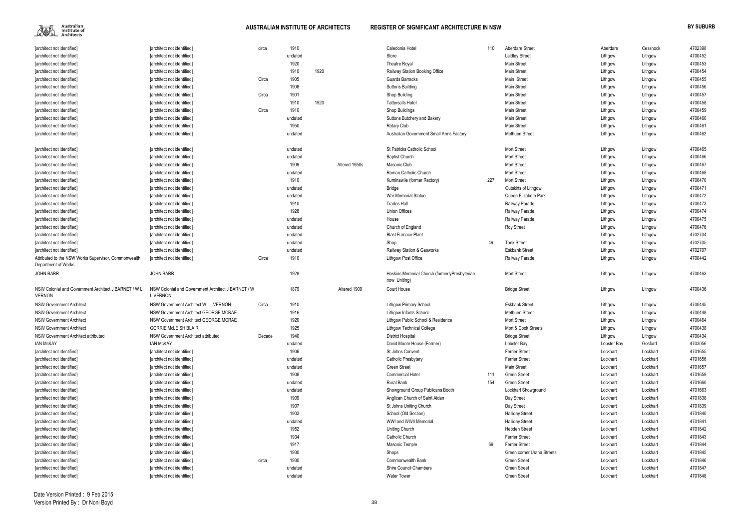| | | | | | | | | | | | | |
|---|---|---|---|---|---|---|---|---|---|---|---|---|
| [architect not identified] | [architect not identified] | circa | 1910 | | | Caledonia Hotel | 110 | Aberdare Street | Aberdare | Cessnock | 4702398 |
| [architect not identified] | [architect not identified] | | undated | | | Store | | Laidley Street | Lithgow | Lithgow | 4700452 |
| [architect not identified] | [architect not identified] | | 1920 | | | Theatre Royal | | Main Street | Lithgow | Lithgow | 4700453 |
| [architect not identified] | [architect not identified] | | 1910 | 1920 | | Railway Station Booking Office | | Main Street | Lithgow | Lithgow | 4700454 |
| [architect not identified] | [architect not identified] | Circa | 1905 | | | Guards Barracks | | Main Street | Lithgow | Lithgow | 4700455 |
| [architect not identified] | [architect not identified] | | 1908 | | | Suttons Building | | Main Street | Lithgow | Lithgow | 4700456 |
| [architect not identified] | [architect not identified] | Circa | 1901 | | | Shop Building | | Main Street | Lithgow | Lithgow | 4700457 |
| [architect not identified] | [architect not identified] | | 1910 | 1920 | | Tattersalls Hotel | | Main Street | Lithgow | Lithgow | 4700458 |
| [architect not identified] | [architect not identified] | Circa | 1910 | | | Shop Buildings | | Main Street | Lithgow | Lithgow | 4700459 |
| [architect not identified] | [architect not identified] | | undated | | | Suttons Butchery and Bakery | | Main Street | Lithgow | Lithgow | 4700460 |
| [architect not identified] | [architect not identified] | | 1950 | | | Rotary Club | | Main Street | Lithgow | Lithgow | 4700461 |
| [architect not identified] | [architect not identified] | | undated | | | Australian Government Small Arms Factory | | Methuen Street | Lithgow | Lithgow | 4700462 |
| [architect not identified] | [architect not identified] | | undated | | | St Patricks Catholic School | | Mort Street | Lithgow | Lithgow | 4700465 |
| [architect not identified] | [architect not identified] | | undated | | | Baptist Church | | Mort Street | Lithgow | Lithgow | 4700466 |
| [architect not identified] | [architect not identified] | | 1909 | | Altered 1950s | Masonic Club | | Mort Street | Lithgow | Lithgow | 4700467 |
| [architect not identified] | [architect not identified] | | undated | | | Roman Catholic Church | | Mort Street | Lithgow | Lithgow | 4700468 |
| [architect not identified] | [architect not identified] | | 1910 | | | Kuminawile (former Rectory) | 227 | Mort Street | Lithgow | Lithgow | 4700470 |
| [architect not identified] | [architect not identified] | | undated | | | Bridge | | Outskirts of Lithgow | Lithgow | Lithgow | 4700471 |
| [architect not identified] | [architect not identified] | | undated | | | War Memorial Statue | | Queen Elizabeth Park | Lithgow | Lithgow | 4700472 |
| [architect not identified] | [architect not identified] | | 1910 | | | Trades Hall | | Railway Parade | Lithgow | Lithgow | 4700473 |
| [architect not identified] | [architect not identified] | | 1928 | | | Union Offices | | Railway Parade | Lithgow | Lithgow | 4700474 |
| [architect not identified] | [architect not identified] | | undated | | | House | | Railway Parade | Lithgow | Lithgow | 4700475 |
| [architect not identified] | [architect not identified] | | undated | | | Church of England | | Roy Street | Lithgow | Lithgow | 4700476 |
| [architect not identified] | [architect not identified] | | undated | | | Blast Furnace Plant | | | Lithgow | Lithgow | 4702704 |
| [architect not identified] | [architect not identified] | | undated | | | Shop | 46 | Tank Street | Lithgow | Lithgow | 4702705 |
| [architect not identified] | [architect not identified] | | undated | | | Railway Station & Gasworks | | Eskbank Street | Lithgow | Lithgow | 4702707 |
| Attributed to the NSW Works Supervisor, Commonwealth Department of Works | [architect not identified] | Circa | 1910 | | | Lithgow Post Office | | Railway Parade | Lithgow | Lithgow | 4700442 |
| JOHN BARR | JOHN BARR | | 1926 | | | Hoskins Memorial Church (formerlyPresbyterian now Uniting) | | Mort Street | Lithgow | Lithgow | 4700463 |
| NSW Colonial and Government Architect J BARNET / W L VERNON | NSW Colonial and Government Architect J BARNET / W L VERNON | | 1879 | | Altered 1909 | Court House | | Bridge Street | Lithgow | Lithgow | 4700436 |
| NSW Government Architect | NSW Government Architect W L VERNON | Circa | 1910 | | | Lithgow Primary School | | Eskbank Street | Lithgow | Lithgow | 4700445 |
| NSW Government Architect | NSW Government Architect GEORGE MCRAE | | 1916 | | | Lithgow Infants School | | Methuen Street | Lithgow | Lithgow | 4700448 |
| NSW Government Architect | NSW Government Architect GEORGE MCRAE | | 1920 | | | Lithgow Public School & Residence | | Mort Street | Lithgow | Lithgow | 4700464 |
| NSW Government Architect | GORRIE McLEISH BLAIR | | 1925 | | | Lithgow Technical College | | Mort & Cook Streets | Lithgow | Lithgow | 4700438 |
| NSW Government Architect attributed | NSW Government Architect attributed | Decade | 1940 | | | District Hospital | | Bridge Street | Lithgow | Lithgow | 4700434 |
| IAN McKAY | IAN McKAY | | undated | | | David Moore House (Former) | | Lobster Bay | Lobster Bay | Gosford | 4703056 |
| [architect not identified] | [architect not identified] | | 1906 | | | St Johns Convent | | Ferrier Street | Lockhart | Lockhart | 4701655 |
| [architect not identified] | [architect not identified] | | undated | | | Catholic Presbytery | | Ferrier Street | Lockhart | Lockhart | 4701656 |
| [architect not identified] | [architect not identified] | | undated | | | Green Street | | Main Street | Lockhart | Lockhart | 4701657 |
| [architect not identified] | [architect not identified] | | 1908 | | | Commercial Hotel | 111 | Green Street | Lockhart | Lockhart | 4701659 |
| [architect not identified] | [architect not identified] | | undated | | | Rural Bank | 154 | Green Street | Lockhart | Lockhart | 4701660 |
| [architect not identified] | [architect not identified] | | undated | | | Showground Group Publicans Booth | | Lockhart Showground | Lockhart | Lockhart | 4701663 |
| [architect not identified] | [architect not identified] | | 1909 | | | Anglican Church of Saint Aidan | | Day Street | Lockhart | Lockhart | 4701838 |
| [architect not identified] | [architect not identified] | | 1907 | | | St Johns Uniting Church | | Day Street | Lockhart | Lockhart | 4701839 |
| [architect not identified] | [architect not identified] | | 1903 | | | School (Old Section) | | Halliday Street | Lockhart | Lockhart | 4701840 |
| [architect not identified] | [architect not identified] | | undated | | | WWI and WWII Memorial | | Halliday Street | Lockhart | Lockhart | 4701841 |
| [architect not identified] | [architect not identified] | | 1952 | | | Uniting Church | | Hebden Street | Lockhart | Lockhart | 4701842 |
| [architect not identified] | [architect not identified] | | 1934 | | | Catholic Church | | Ferrier Street | Lockhart | Lockhart | 4701843 |
| [architect not identified] | [architect not identified] | | 1917 | | | Masonic Temple | 69 | Ferrier Street | Lockhart | Lockhart | 4701844 |
| [architect not identified] | [architect not identified] | | 1930 | | | Shops | | Green corner Urana Streets | Lockhart | Lockhart | 4701845 |
| [architect not identified] | [architect not identified] | circa | 1930 | | | Commonwealth Bank | | Green Street | Lockhart | Lockhart | 4701846 |
| [architect not identified] | [architect not identified] | | undated | | | Shire Council Chambers | | Green Street | Lockhart | Lockhart | 4701847 |
| [architect not identified] | [architect not identified] | | undated | | | Water Tower | | Green Street | Lockhart | Lockhart | 4701848 |

Date Version Printed : 9 Feb 2015
Version Printed By : Dr Noni Boyd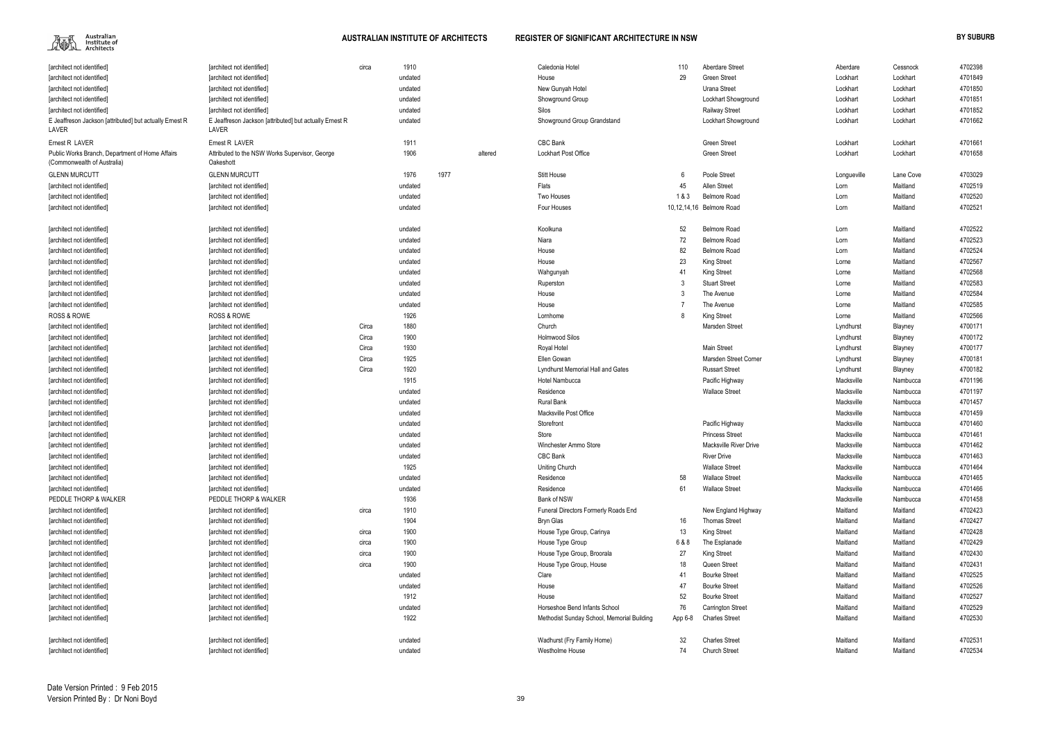| | | | | | | | | | | | | |
|---|---|---|---|---|---|---|---|---|---|---|---|---|
| [architect not identified] | [architect not identified] | circa | 1910 | | | Caledonia Hotel | 110 | Aberdare Street | Aberdare | Cessnock | 4702398 |
| [architect not identified] | [architect not identified] | | undated | | | House | 29 | Green Street | Lockhart | Lockhart | 4701849 |
| [architect not identified] | [architect not identified] | | undated | | | New Gunyah Hotel | | Urana Street | Lockhart | Lockhart | 4701850 |
| [architect not identified] | [architect not identified] | | undated | | | Showground Group | | Lockhart Showground | Lockhart | Lockhart | 4701851 |
| [architect not identified] | [architect not identified] | | undated | | | Silos | | Railway Street | Lockhart | Lockhart | 4701852 |
| E Jeaffreson Jackson [attributed] but actually Ernest R LAVER | E Jeaffreson Jackson [attributed] but actually Ernest R LAVER | | undated | | | Showground Group Grandstand | | Lockhart Showground | Lockhart | Lockhart | 4701662 |
| Ernest R LAVER | Ernest R LAVER | | 1911 | | | CBC Bank | | Green Street | Lockhart | Lockhart | 4701661 |
| Public Works Branch, Department of Home Affairs (Commonwealth of Australia) | Attributed to the NSW Works Supervisor, George Oakeshott | | 1906 | | altered | Lockhart Post Office | | Green Street | Lockhart | Lockhart | 4701658 |
| GLENN MURCUTT | GLENN MURCUTT | | 1976 | 1977 | | Stitt House | 6 | Poole Street | Longueville | Lane Cove | 4703029 |
| [architect not identified] | [architect not identified] | | undated | | | Flats | 45 | Allen Street | Lorn | Maitland | 4702519 |
| [architect not identified] | [architect not identified] | | undated | | | Two Houses | 1 & 3 | Belmore Road | Lorn | Maitland | 4702520 |
| [architect not identified] | [architect not identified] | | undated | | | Four Houses | 10,12,14,16 | Belmore Road | Lorn | Maitland | 4702521 |
| [architect not identified] | [architect not identified] | | undated | | | Koolkuna | 52 | Belmore Road | Lorn | Maitland | 4702522 |
| [architect not identified] | [architect not identified] | | undated | | | Niara | 72 | Belmore Road | Lorn | Maitland | 4702523 |
| [architect not identified] | [architect not identified] | | undated | | | House | 82 | Belmore Road | Lorn | Maitland | 4702524 |
| [architect not identified] | [architect not identified] | | undated | | | House | 23 | King Street | Lorne | Maitland | 4702567 |
| [architect not identified] | [architect not identified] | | undated | | | Wahgunyah | 41 | King Street | Lorne | Maitland | 4702568 |
| [architect not identified] | [architect not identified] | | undated | | | Ruperston | 3 | Stuart Street | Lorne | Maitland | 4702583 |
| [architect not identified] | [architect not identified] | | undated | | | House | 3 | The Avenue | Lorne | Maitland | 4702584 |
| [architect not identified] | [architect not identified] | | undated | | | House | 7 | The Avenue | Lorne | Maitland | 4702585 |
| ROSS & ROWE | ROSS & ROWE | | 1926 | | | Lornhome | 8 | King Street | Lorne | Maitland | 4702566 |
| [architect not identified] | [architect not identified] | Circa | 1880 | | | Church | | Marsden Street | Lyndhurst | Blayney | 4700171 |
| [architect not identified] | [architect not identified] | Circa | 1900 | | | Holmwood Silos | | | Lyndhurst | Blayney | 4700172 |
| [architect not identified] | [architect not identified] | Circa | 1930 | | | Royal Hotel | | Main Street | Lyndhurst | Blayney | 4700177 |
| [architect not identified] | [architect not identified] | Circa | 1925 | | | Ellen Gowan | | Marsden Street Corner | Lyndhurst | Blayney | 4700181 |
| [architect not identified] | [architect not identified] | Circa | 1920 | | | Lyndhurst Memorial Hall and Gates | | Russart Street | Lyndhurst | Blayney | 4700182 |
| [architect not identified] | [architect not identified] | | 1915 | | | Hotel Nambucca | | Pacific Highway | Macksville | Nambucca | 4701196 |
| [architect not identified] | [architect not identified] | | undated | | | Residence | | Wallace Street | Macksville | Nambucca | 4701197 |
| [architect not identified] | [architect not identified] | | undated | | | Rural Bank | | | Macksville | Nambucca | 4701457 |
| [architect not identified] | [architect not identified] | | undated | | | Macksville Post Office | | | Macksville | Nambucca | 4701459 |
| [architect not identified] | [architect not identified] | | undated | | | Storefront | | Pacific Highway | Macksville | Nambucca | 4701460 |
| [architect not identified] | [architect not identified] | | undated | | | Store | | Princess Street | Macksville | Nambucca | 4701461 |
| [architect not identified] | [architect not identified] | | undated | | | Winchester Ammo Store | | Macksville River Drive | Macksville | Nambucca | 4701462 |
| [architect not identified] | [architect not identified] | | undated | | | CBC Bank | | River Drive | Macksville | Nambucca | 4701463 |
| [architect not identified] | [architect not identified] | | 1925 | | | Uniting Church | | Wallace Street | Macksville | Nambucca | 4701464 |
| [architect not identified] | [architect not identified] | | undated | | | Residence | 58 | Wallace Street | Macksville | Nambucca | 4701465 |
| [architect not identified] | [architect not identified] | | undated | | | Residence | 61 | Wallace Street | Macksville | Nambucca | 4701466 |
| PEDDLE THORP & WALKER | PEDDLE THORP & WALKER | | 1936 | | | Bank of NSW | | | Macksville | Nambucca | 4701458 |
| [architect not identified] | [architect not identified] | circa | 1910 | | | Funeral Directors Formerly Roads End | | New England Highway | Maitland | Maitland | 4702423 |
| [architect not identified] | [architect not identified] | | 1904 | | | Bryn Glas | 16 | Thomas Street | Maitland | Maitland | 4702427 |
| [architect not identified] | [architect not identified] | circa | 1900 | | | House Type Group, Carinya | 13 | King Street | Maitland | Maitland | 4702428 |
| [architect not identified] | [architect not identified] | circa | 1900 | | | House Type Group | 6 & 8 | The Esplanade | Maitland | Maitland | 4702429 |
| [architect not identified] | [architect not identified] | circa | 1900 | | | House Type Group, Broorala | 27 | King Street | Maitland | Maitland | 4702430 |
| [architect not identified] | [architect not identified] | circa | 1900 | | | House Type Group, House | 18 | Queen Street | Maitland | Maitland | 4702431 |
| [architect not identified] | [architect not identified] | | undated | | | Clare | 41 | Bourke Street | Maitland | Maitland | 4702525 |
| [architect not identified] | [architect not identified] | | undated | | | House | 47 | Bourke Street | Maitland | Maitland | 4702526 |
| [architect not identified] | [architect not identified] | | 1912 | | | House | 52 | Bourke Street | Maitland | Maitland | 4702527 |
| [architect not identified] | [architect not identified] | | undated | | | Horseshoe Bend Infants School | 76 | Carrington Street | Maitland | Maitland | 4702529 |
| [architect not identified] | [architect not identified] | | 1922 | | | Methodist Sunday School, Memorial Building | App 6-8 | Charles Street | Maitland | Maitland | 4702530 |
| [architect not identified] | [architect not identified] | | undated | | | Wadhurst (Fry Family Home) | 32 | Charles Street | Maitland | Maitland | 4702531 |
| [architect not identified] | [architect not identified] | | undated | | | Westholme House | 74 | Church Street | Maitland | Maitland | 4702534 |

Date Version Printed : 9 Feb 2015
Version Printed By : Dr Noni Boyd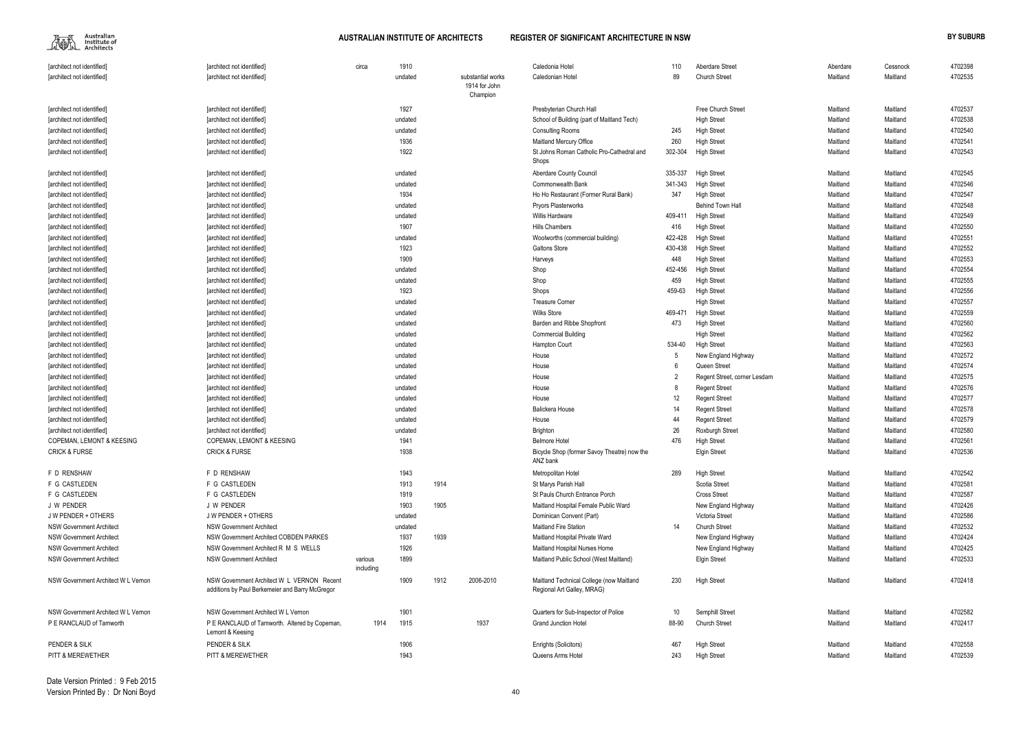| | | | | | | | | | | | | |
|---|---|---|---|---|---|---|---|---|---|---|---|---|
| [architect not identified] | [architect not identified] | circa | 1910 | | | Caledonia Hotel | 110 | Aberdare Street | Aberdare | Cessnock | 4702398 |
| [architect not identified] | [architect not identified] | | undated | | substantial works 1914 for John Champion | Caledonian Hotel | 89 | Church Street | Maitland | Maitland | 4702535 |
| [architect not identified] | [architect not identified] | | 1927 | | | Presbyterian Church Hall | | Free Church Street | Maitland | Maitland | 4702537 |
| [architect not identified] | [architect not identified] | | undated | | | School of Building (part of Maitland Tech) | | High Street | Maitland | Maitland | 4702538 |
| [architect not identified] | [architect not identified] | | undated | | | Consulting Rooms | 245 | High Street | Maitland | Maitland | 4702540 |
| [architect not identified] | [architect not identified] | | 1936 | | | Maitland Mercury Office | 260 | High Street | Maitland | Maitland | 4702541 |
| [architect not identified] | [architect not identified] | | 1922 | | | St Johns Roman Catholic Pro-Cathedral and Shops | 302-304 | High Street | Maitland | Maitland | 4702543 |
| [architect not identified] | [architect not identified] | | undated | | | Aberdare County Council | 335-337 | High Street | Maitland | Maitland | 4702545 |
| [architect not identified] | [architect not identified] | | undated | | | Commonwealth Bank | 341-343 | High Street | Maitland | Maitland | 4702546 |
| [architect not identified] | [architect not identified] | | 1934 | | | Ho Ho Restaurant (Former Rural Bank) | 347 | High Street | Maitland | Maitland | 4702547 |
| [architect not identified] | [architect not identified] | | undated | | | Pryors Plasterworks | | Behind Town Hall | Maitland | Maitland | 4702548 |
| [architect not identified] | [architect not identified] | | undated | | | Willis Hardware | 409-411 | High Street | Maitland | Maitland | 4702549 |
| [architect not identified] | [architect not identified] | | 1907 | | | Hills Chambers | 416 | High Street | Maitland | Maitland | 4702550 |
| [architect not identified] | [architect not identified] | | undated | | | Woolworths (commercial building) | 422-428 | High Street | Maitland | Maitland | 4702551 |
| [architect not identified] | [architect not identified] | | 1923 | | | Galtons Store | 430-438 | High Street | Maitland | Maitland | 4702552 |
| [architect not identified] | [architect not identified] | | 1909 | | | Harveys | 448 | High Street | Maitland | Maitland | 4702553 |
| [architect not identified] | [architect not identified] | | undated | | | Shop | 452-456 | High Street | Maitland | Maitland | 4702554 |
| [architect not identified] | [architect not identified] | | undated | | | Shop | 459 | High Street | Maitland | Maitland | 4702555 |
| [architect not identified] | [architect not identified] | | 1923 | | | Shops | 459-63 | High Street | Maitland | Maitland | 4702556 |
| [architect not identified] | [architect not identified] | | undated | | | Treasure Corner | | High Street | Maitland | Maitland | 4702557 |
| [architect not identified] | [architect not identified] | | undated | | | Wilks Store | 469-471 | High Street | Maitland | Maitland | 4702559 |
| [architect not identified] | [architect not identified] | | undated | | | Barden and Ribbe Shopfront | 473 | High Street | Maitland | Maitland | 4702560 |
| [architect not identified] | [architect not identified] | | undated | | | Commercial Building | | High Street | Maitland | Maitland | 4702562 |
| [architect not identified] | [architect not identified] | | undated | | | Hampton Court | 534-40 | High Street | Maitland | Maitland | 4702563 |
| [architect not identified] | [architect not identified] | | undated | | | House | 5 | New England Highway | Maitland | Maitland | 4702572 |
| [architect not identified] | [architect not identified] | | undated | | | House | 6 | Queen Street | Maitland | Maitland | 4702574 |
| [architect not identified] | [architect not identified] | | undated | | | House | 2 | Regent Street, corner Lesdam | Maitland | Maitland | 4702575 |
| [architect not identified] | [architect not identified] | | undated | | | House | 8 | Regent Street | Maitland | Maitland | 4702576 |
| [architect not identified] | [architect not identified] | | undated | | | House | 12 | Regent Street | Maitland | Maitland | 4702577 |
| [architect not identified] | [architect not identified] | | undated | | | Balickera House | 14 | Regent Street | Maitland | Maitland | 4702578 |
| [architect not identified] | [architect not identified] | | undated | | | House | 44 | Regent Street | Maitland | Maitland | 4702579 |
| [architect not identified] | [architect not identified] | | undated | | | Brighton | 26 | Roxburgh Street | Maitland | Maitland | 4702580 |
| COPEMAN, LEMONT & KEESING | COPEMAN, LEMONT & KEESING | | 1941 | | | Belmore Hotel | 476 | High Street | Maitland | Maitland | 4702561 |
| CRICK & FURSE | CRICK & FURSE | | 1938 | | | Bicycle Shop (former Savoy Theatre) now the ANZ bank | | Elgin Street | Maitland | Maitland | 4702536 |
| F D RENSHAW | F D RENSHAW | | 1943 | | | Metropolitan Hotel | 289 | High Street | Maitland | Maitland | 4702542 |
| F G CASTLEDEN | F G CASTLEDEN | | 1913 | 1914 | | St Marys Parish Hall | | Scotia Street | Maitland | Maitland | 4702581 |
| F G CASTLEDEN | F G CASTLEDEN | | 1919 | | | St Pauls Church Entrance Porch | | Cross Street | Maitland | Maitland | 4702587 |
| J W PENDER | J W PENDER | | 1903 | 1905 | | Maitland Hospital Female Public Ward | | New England Highway | Maitland | Maitland | 4702426 |
| J W PENDER + OTHERS | J W PENDER + OTHERS | | undated | | | Dominican Convent (Part) | | Victoria Street | Maitland | Maitland | 4702586 |
| NSW Government Architect | NSW Government Architect | | undated | | | Maitland Fire Station | 14 | Church Street | Maitland | Maitland | 4702532 |
| NSW Government Architect | NSW Government Architect COBDEN PARKES | | 1937 | 1939 | | Maitland Hospital Private Ward | | New England Highway | Maitland | Maitland | 4702424 |
| NSW Government Architect | NSW Government Architect R M S WELLS | | 1926 | | | Maitland Hospital Nurses Home | | New England Highway | Maitland | Maitland | 4702425 |
| NSW Government Architect | NSW Government Architect | various including | 1899 | | | Maitland Public School (West Maitland) | | Elgin Street | Maitland | Maitland | 4702533 |
| NSW Government Architect W L Vernon | NSW Government Architect W L VERNON Recent additions by Paul Berkemeier and Barry McGregor | | 1909 | 1912 | 2006-2010 | Maitland Technical College (now Maitland Regional Art Galley, MRAG) | 230 | High Street | Maitland | Maitland | 4702418 |
| NSW Government Architect W L Vernon | NSW Government Architect W L Vernon | | 1901 | | | Quarters for Sub-Inspector of Police | 10 | Semphill Street | Maitland | Maitland | 4702582 |
| P E RANCLAUD of Tamworth | P E RANCLAUD of Tamworth. Altered by Copeman, Lemont & Keesing | 1914 | 1915 | | 1937 | Grand Junction Hotel | 88-90 | Church Street | Maitland | Maitland | 4702417 |
| PENDER & SILK | PENDER & SILK | | 1906 | | | Enrights (Solicitors) | 467 | High Street | Maitland | Maitland | 4702558 |
| PITT & MEREWETHER | PITT & MEREWETHER | | 1943 | | | Queens Arms Hotel | 243 | High Street | Maitland | Maitland | 4702539 |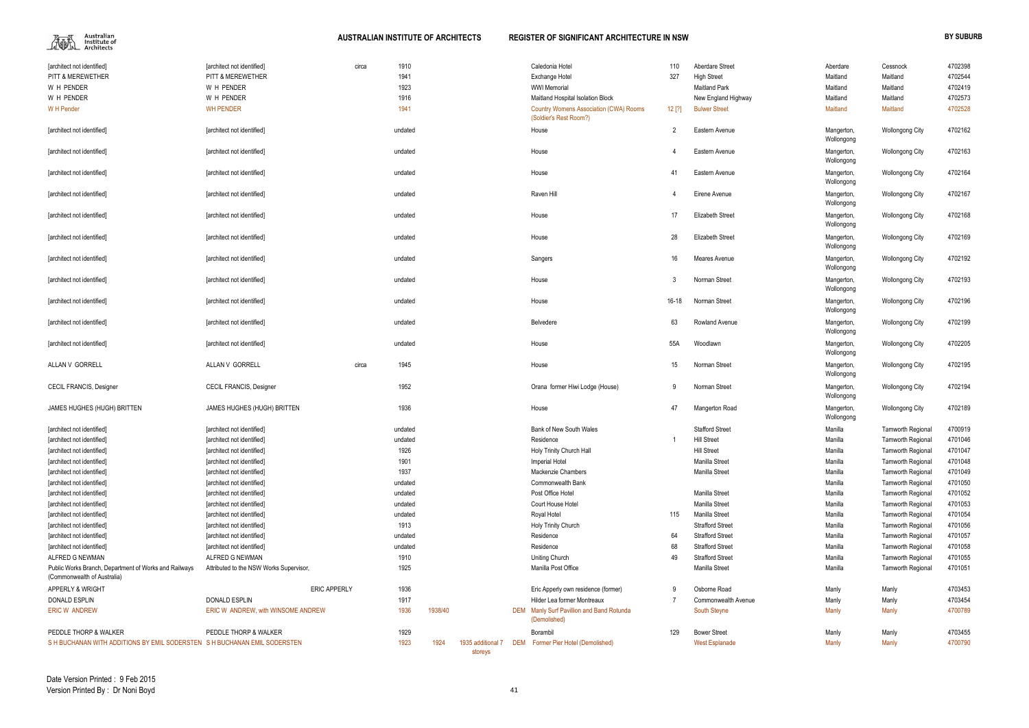| | | | | | | | | | | | | | |
|---|---|---|---|---|---|---|---|---|---|---|---|---|---|
| [architect not identified] | [architect not identified] | circa | 1910 | | | | Caledonia Hotel | 110 | Aberdare Street | Aberdare | Cessnock | 4702398 |
| PITT & MEREWETHER | PITT & MEREWETHER | | 1941 | | | | Exchange Hotel | 327 | High Street | Maitland | Maitland | 4702544 |
| W H PENDER | W H PENDER | | 1923 | | | | WWI Memorial | | Maitland Park | Maitland | Maitland | 4702419 |
| W H PENDER | W H PENDER | | 1916 | | | | Maitland Hospital Isolation Block | | New England Highway | Maitland | Maitland | 4702573 |
| W H Pender | WH PENDER | | 1941 | | | | Country Womens Association (CWA) Rooms (Soldier's Rest Room?) | 12 [?] | Bulwer Street | Maitland | Maitland | 4702528 |
| [architect not identified] | [architect not identified] | | undated | | | | House | 2 | Eastern Avenue | Mangerton, Wollongong | Wollongong City | 4702162 |
| [architect not identified] | [architect not identified] | | undated | | | | House | 4 | Eastern Avenue | Mangerton, Wollongong | Wollongong City | 4702163 |
| [architect not identified] | [architect not identified] | | undated | | | | House | 41 | Eastern Avenue | Mangerton, Wollongong | Wollongong City | 4702164 |
| [architect not identified] | [architect not identified] | | undated | | | | Raven Hill | 4 | Eirene Avenue | Mangerton, Wollongong | Wollongong City | 4702167 |
| [architect not identified] | [architect not identified] | | undated | | | | House | 17 | Elizabeth Street | Mangerton, Wollongong | Wollongong City | 4702168 |
| [architect not identified] | [architect not identified] | | undated | | | | House | 28 | Elizabeth Street | Mangerton, Wollongong | Wollongong City | 4702169 |
| [architect not identified] | [architect not identified] | | undated | | | | Sangers | 16 | Meares Avenue | Mangerton, Wollongong | Wollongong City | 4702192 |
| [architect not identified] | [architect not identified] | | undated | | | | House | 3 | Norman Street | Mangerton, Wollongong | Wollongong City | 4702193 |
| [architect not identified] | [architect not identified] | | undated | | | | House | 16-18 | Norman Street | Mangerton, Wollongong | Wollongong City | 4702196 |
| [architect not identified] | [architect not identified] | | undated | | | | Belvedere | 63 | Rowland Avenue | Mangerton, Wollongong | Wollongong City | 4702199 |
| [architect not identified] | [architect not identified] | | undated | | | | House | 55A | Woodlawn | Mangerton, Wollongong | Wollongong City | 4702205 |
| ALLAN V GORRELL | ALLAN V GORRELL | circa | 1945 | | | | House | 15 | Norman Street | Mangerton, Wollongong | Wollongong City | 4702195 |
| CECIL FRANCIS, Designer | CECIL FRANCIS, Designer | | 1952 | | | | Orana former Hiwi Lodge (House) | 9 | Norman Street | Mangerton, Wollongong | Wollongong City | 4702194 |
| JAMES HUGHES (HUGH) BRITTEN | JAMES HUGHES (HUGH) BRITTEN | | 1936 | | | | House | 47 | Mangerton Road | Mangerton, Wollongong | Wollongong City | 4702189 |
| [architect not identified] | [architect not identified] | | undated | | | | Bank of New South Wales | | Stafford Street | Manilla | Tamworth Regional | 4700919 |
| [architect not identified] | [architect not identified] | | undated | | | | Residence | 1 | Hill Street | Manilla | Tamworth Regional | 4701046 |
| [architect not identified] | [architect not identified] | | 1926 | | | | Holy Trinity Church Hall | | Hill Street | Manilla | Tamworth Regional | 4701047 |
| [architect not identified] | [architect not identified] | | 1901 | | | | Imperial Hotel | | Manilla Street | Manilla | Tamworth Regional | 4701048 |
| [architect not identified] | [architect not identified] | | 1937 | | | | Mackenzie Chambers | | Manilla Street | Manilla | Tamworth Regional | 4701049 |
| [architect not identified] | [architect not identified] | | undated | | | | Commonwealth Bank | | | Manilla | Tamworth Regional | 4701050 |
| [architect not identified] | [architect not identified] | | undated | | | | Post Office Hotel | | Manilla Street | Manilla | Tamworth Regional | 4701052 |
| [architect not identified] | [architect not identified] | | undated | | | | Court House Hotel | | Manilla Street | Manilla | Tamworth Regional | 4701053 |
| [architect not identified] | [architect not identified] | | undated | | | | Royal Hotel | 115 | Manilla Street | Manilla | Tamworth Regional | 4701054 |
| [architect not identified] | [architect not identified] | | 1913 | | | | Holy Trinity Church | | Strafford Street | Manilla | Tamworth Regional | 4701056 |
| [architect not identified] | [architect not identified] | | undated | | | | Residence | 64 | Strafford Street | Manilla | Tamworth Regional | 4701057 |
| [architect not identified] | [architect not identified] | | undated | | | | Residence | 68 | Strafford Street | Manilla | Tamworth Regional | 4701058 |
| ALFRED G NEWMAN | ALFRED G NEWMAN | | 1910 | | | | Uniting Church | 49 | Strafford Street | Manilla | Tamworth Regional | 4701055 |
| Public Works Branch, Department of Works and Railways (Commonwealth of Australia) | Attributed to the NSW Works Supervisor, | | 1925 | | | | Manilla Post Office | | Manilla Street | Manilla | Tamworth Regional | 4701051 |
| APPERLY & WRIGHT | | ERIC APPERLY | 1936 | | | | Eric Apperly own residence (former) | 9 | Osborne Road | Manly | Manly | 4703453 |
| DONALD ESPLIN | DONALD ESPLIN | | 1917 | | | | Hilder Lea former Montreaux | 7 | Commonwealth Avenue | Manly | Manly | 4703454 |
| ERIC W ANDREW | ERIC W ANDREW, with WINSOME ANDREW | | 1936 | 1938/40 | | DEM | Manly Surf Pavillion and Band Rotunda (Demolished) | | South Steyne | Manly | Manly | 4700789 |
| PEDDLE THORP & WALKER | PEDDLE THORP & WALKER | | 1929 | | | | Borambil | 129 | Bower Street | Manly | Manly | 4703455 |
| S H BUCHANAN WITH ADDITIONS BY EMIL SODERSTEN | S H BUCHANAN EMIL SODERSTEN | | 1923 | 1924 | 1935 additional 7 storeys | DEM | Former Pier Hotel (Demolished) | | West Esplanade | Manly | Manly | 4700790 |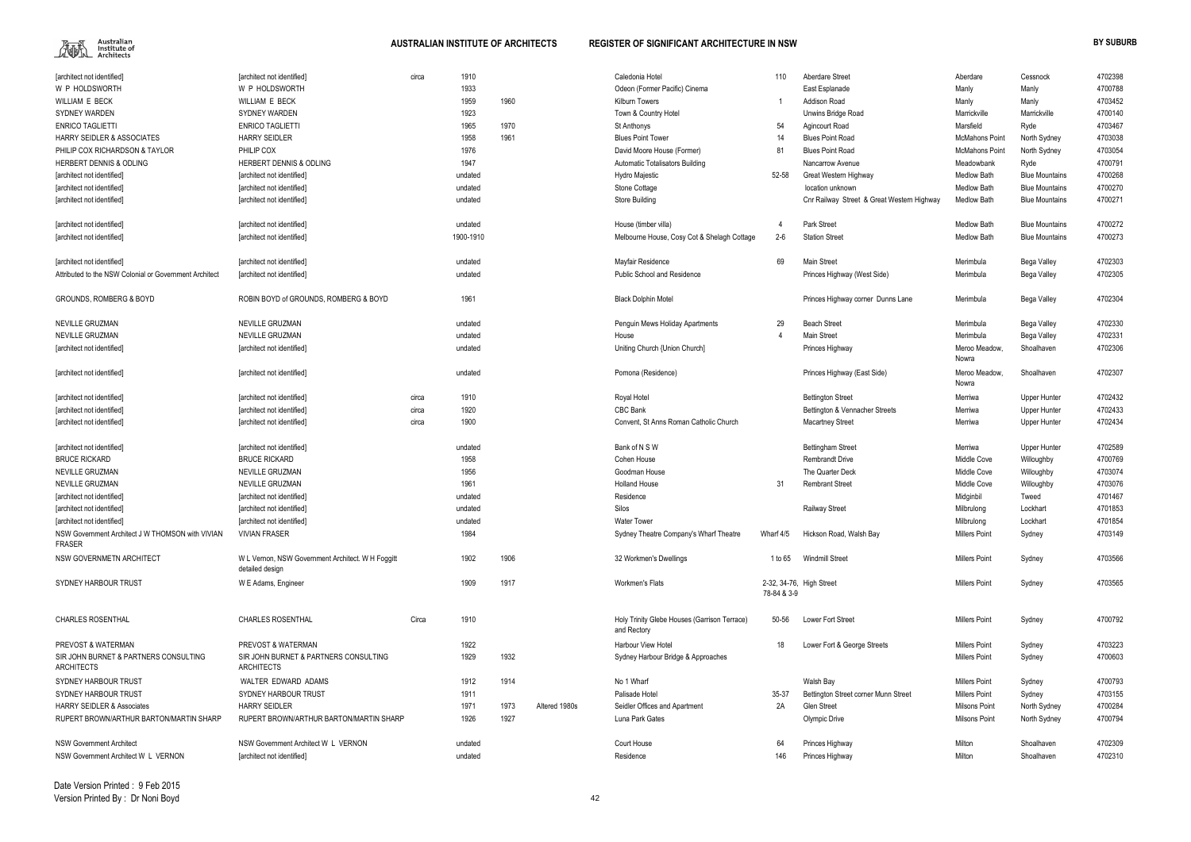| | | | | | | | | | | | | |
|---|---|---|---|---|---|---|---|---|---|---|---|---|
| [architect not identified] | [architect not identified] | circa | 1910 | | | Caledonia Hotel | 110 | Aberdare Street | Aberdare | Cessnock | 4702398 |
| W P HOLDSWORTH | W P HOLDSWORTH | | 1933 | | | Odeon (Former Pacific) Cinema | | East Esplanade | Manly | Manly | 4700788 |
| WILLIAM E BECK | WILLIAM E BECK | | 1959 | 1960 | | Kilburn Towers | 1 | Addison Road | Manly | Manly | 4703452 |
| SYDNEY WARDEN | SYDNEY WARDEN | | 1923 | | | Town & Country Hotel | | Unwins Bridge Road | Marrickville | Marrickville | 4700140 |
| ENRICO TAGLIETTI | ENRICO TAGLIETTI | | 1965 | 1970 | | St Anthonys | 54 | Agincourt Road | Marsfield | Ryde | 4703467 |
| HARRY SEIDLER & ASSOCIATES | HARRY SEIDLER | | 1958 | 1961 | | Blues Point Tower | 14 | Blues Point Road | McMahons Point | North Sydney | 4703038 |
| PHILIP COX RICHARDSON & TAYLOR | PHILIP COX | | 1976 | | | David Moore House (Former) | 81 | Blues Point Road | McMahons Point | North Sydney | 4703054 |
| HERBERT DENNIS & ODLING | HERBERT DENNIS & ODLING | | 1947 | | | Automatic Totalisators Building | | Nancarrow Avenue | Meadowbank | Ryde | 4700791 |
| [architect not identified] | [architect not identified] | | undated | | | Hydro Majestic | 52-58 | Great Western Highway | Medlow Bath | Blue Mountains | 4700268 |
| [architect not identified] | [architect not identified] | | undated | | | Stone Cottage | | location unknown | Medlow Bath | Blue Mountains | 4700270 |
| [architect not identified] | [architect not identified] | | undated | | | Store Building | | Cnr Railway Street & Great Western Highway | Medlow Bath | Blue Mountains | 4700271 |
| [architect not identified] | [architect not identified] | | undated | | | House (timber villa) | 4 | Park Street | Medlow Bath | Blue Mountains | 4700272 |
| [architect not identified] | [architect not identified] | | 1900-1910 | | | Melbourne House, Cosy Cot & Shelagh Cottage | 2-6 | Station Street | Medlow Bath | Blue Mountains | 4700273 |
| [architect not identified] | [architect not identified] | | undated | | | Mayfair Residence | 69 | Main Street | Merimbula | Bega Valley | 4702303 |
| Attributed to the NSW Colonial or Government Architect | [architect not identified] | | undated | | | Public School and Residence | | Princes Highway (West Side) | Merimbula | Bega Valley | 4702305 |
| GROUNDS, ROMBERG & BOYD | ROBIN BOYD of GROUNDS, ROMBERG & BOYD | | 1961 | | | Black Dolphin Motel | | Princes Highway corner Dunns Lane | Merimbula | Bega Valley | 4702304 |
| NEVILLE GRUZMAN | NEVILLE GRUZMAN | | undated | | | Penguin Mews Holiday Apartments | 29 | Beach Street | Merimbula | Bega Valley | 4702330 |
| NEVILLE GRUZMAN | NEVILLE GRUZMAN | | undated | | | House | 4 | Main Street | Merimbula | Bega Valley | 4702331 |
| [architect not identified] | [architect not identified] | | undated | | | Uniting Church {Union Church] | | Princes Highway | Meroo Meadow, Nowra | Shoalhaven | 4702306 |
| [architect not identified] | [architect not identified] | | undated | | | Pomona (Residence) | | Princes Highway (East Side) | Meroo Meadow, Nowra | Shoalhaven | 4702307 |
| [architect not identified] | [architect not identified] | circa | 1910 | | | Royal Hotel | | Bettington Street | Merriwa | Upper Hunter | 4702432 |
| [architect not identified] | [architect not identified] | circa | 1920 | | | CBC Bank | | Bettington & Vennacher Streets | Merriwa | Upper Hunter | 4702433 |
| [architect not identified] | [architect not identified] | circa | 1900 | | | Convent, St Anns Roman Catholic Church | | Macartney Street | Merriwa | Upper Hunter | 4702434 |
| [architect not identified] | [architect not identified] | | undated | | | Bank of N S W | | Bettingham Street | Merriwa | Upper Hunter | 4702589 |
| BRUCE RICKARD | BRUCE RICKARD | | 1958 | | | Cohen House | | Rembrandt Drive | Middle Cove | Willoughby | 4700769 |
| NEVILLE GRUZMAN | NEVILLE GRUZMAN | | 1956 | | | Goodman House | | The Quarter Deck | Middle Cove | Willoughby | 4703074 |
| NEVILLE GRUZMAN | NEVILLE GRUZMAN | | 1961 | | | Holland House | 31 | Rembrant Street | Middle Cove | Willoughby | 4703076 |
| [architect not identified] | [architect not identified] | | undated | | | Residence | | | Midginbil | Tweed | 4701467 |
| [architect not identified] | [architect not identified] | | undated | | | Silos | | Railway Street | Milbrulong | Lockhart | 4701853 |
| [architect not identified] | [architect not identified] | | undated | | | Water Tower | | | Milbrulong | Lockhart | 4701854 |
| NSW Government Architect J W THOMSON with VIVIAN FRASER | VIVIAN FRASER | | 1984 | | | Sydney Theatre Company's Wharf Theatre | Wharf 4/5 | Hickson Road, Walsh Bay | Millers Point | Sydney | 4703149 |
| NSW GOVERNMETN ARCHITECT | W L Vernon, NSW Government Architect. W H Foggitt detailed design | | 1902 | 1906 | | 32 Workmen's Dwellings | 1 to 65 | Windmill Street | Millers Point | Sydney | 4703566 |
| SYDNEY HARBOUR TRUST | W E Adams, Engineer | | 1909 | 1917 | | Workmen's Flats | 2-32, 34-76, 78-84 & 3-9 | High Street | Millers Point | Sydney | 4703565 |
| CHARLES ROSENTHAL | CHARLES ROSENTHAL | Circa | 1910 | | | Holy Trinity Glebe Houses (Garrison Terrace) and Rectory | 50-56 | Lower Fort Street | Millers Point | Sydney | 4700792 |
| PREVOST & WATERMAN | PREVOST & WATERMAN | | 1922 | | | Harbour View Hotel | 18 | Lower Fort & George Streets | Millers Point | Sydney | 4703223 |
| SIR JOHN BURNET & PARTNERS CONSULTING ARCHITECTS | SIR JOHN BURNET & PARTNERS CONSULTING ARCHITECTS | | 1929 | 1932 | | Sydney Harbour Bridge & Approaches | | | Millers Point | Sydney | 4700603 |
| SYDNEY HARBOUR TRUST | WALTER EDWARD ADAMS | | 1912 | 1914 | | No 1 Wharf | | Walsh Bay | Millers Point | Sydney | 4700793 |
| SYDNEY HARBOUR TRUST | SYDNEY HARBOUR TRUST | | 1911 | | | Palisade Hotel | 35-37 | Bettington Street corner Munn Street | Millers Point | Sydney | 4703155 |
| HARRY SEIDLER & Associates | HARRY SEIDLER | | 1971 | 1973 | Altered 1980s | Seidler Offices and Apartment | 2A | Glen Street | Milsons Point | North Sydney | 4700284 |
| RUPERT BROWN/ARTHUR BARTON/MARTIN SHARP | RUPERT BROWN/ARTHUR BARTON/MARTIN SHARP | | 1926 | 1927 | | Luna Park Gates | | Olympic Drive | Milsons Point | North Sydney | 4700794 |
| NSW Government Architect | NSW Government Architect W L VERNON | | undated | | | Court House | 64 | Princes Highway | Milton | Shoalhaven | 4702309 |
| NSW Government Architect W L VERNON | [architect not identified] | | undated | | | Residence | 146 | Princes Highway | Milton | Shoalhaven | 4702310 |

Date Version Printed : 9 Feb 2015
Version Printed By : Dr Noni Boyd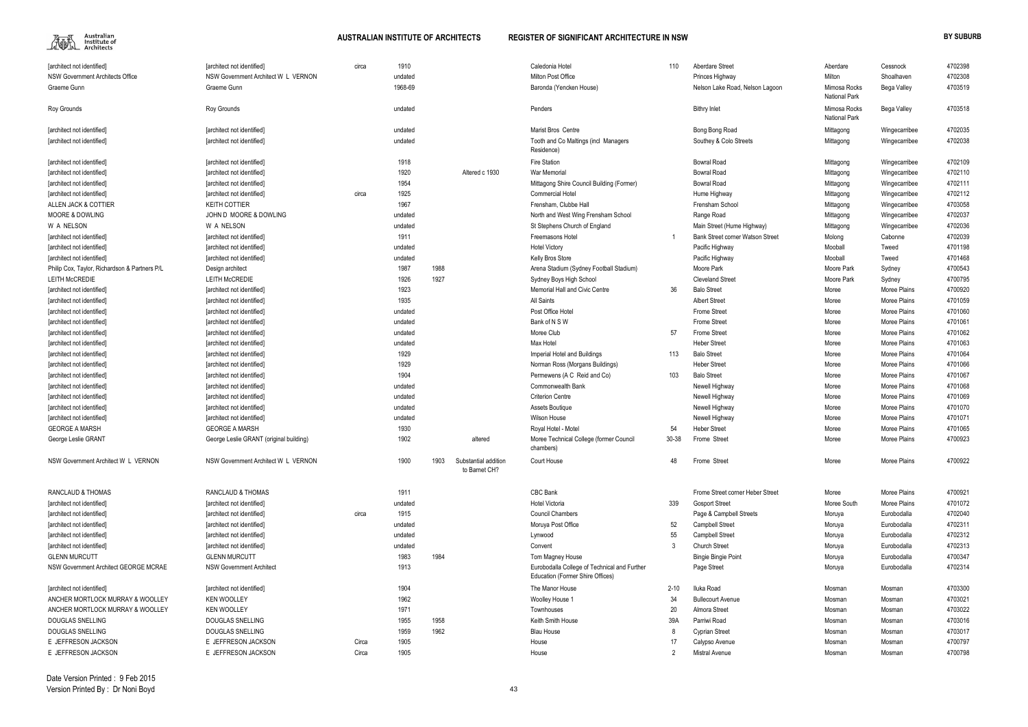| | | | | | | | | | | | | |
|---|---|---|---|---|---|---|---|---|---|---|---|---|
| [architect not identified] | [architect not identified] | circa | 1910 | | | Caledonia Hotel | 110 | Aberdare Street | Aberdare | Cessnock | 4702398 |
| NSW Government Architects Office | NSW Government Architect W L VERNON | | undated | | | Milton Post Office | | Princes Highway | Milton | Shoalhaven | 4702308 |
| Graeme Gunn | Graeme Gunn | | 1968-69 | | | Baronda (Yencken House) | | Nelson Lake Road, Nelson Lagoon | Mimosa Rocks National Park | Bega Valley | 4703519 |
| Roy Grounds | Roy Grounds | | undated | | | Penders | | Bithry Inlet | Mimosa Rocks National Park | Bega Valley | 4703518 |
| [architect not identified] | [architect not identified] | | undated | | | Marist Bros Centre | | Bong Bong Road | Mittagong | Wingecarribee | 4702035 |
| [architect not identified] | [architect not identified] | | undated | | | Tooth and Co Maltings (incl Managers Residence) | | Southey & Colo Streets | Mittagong | Wingecarribee | 4702038 |
| [architect not identified] | [architect not identified] | | 1918 | | | Fire Station | | Bowral Road | Mittagong | Wingecarribee | 4702109 |
| [architect not identified] | [architect not identified] | | 1920 | | Altered c 1930 | War Memorial | | Bowral Road | Mittagong | Wingecarribee | 4702110 |
| [architect not identified] | [architect not identified] | | 1954 | | | Mittagong Shire Council Building (Former) | | Bowral Road | Mittagong | Wingecarribee | 4702111 |
| [architect not identified] | [architect not identified] | circa | 1925 | | | Commercial Hotel | | Hume Highway | Mittagong | Wingecarribee | 4702112 |
| ALLEN JACK & COTTIER | KEITH COTTIER | | 1967 | | | Frensham, Clubbe Hall | | Frensham School | Mittagong | Wingecarribee | 4703058 |
| MOORE & DOWLING | JOHN D MOORE & DOWLING | | undated | | | North and West Wing Frensham School | | Range Road | Mittagong | Wingecarribee | 4702037 |
| W A NELSON | W A NELSON | | undated | | | St Stephens Church of England | | Main Street (Hume Highway) | Mittagong | Wingecarribee | 4702036 |
| [architect not identified] | [architect not identified] | | 1911 | | | Freemasons Hotel | 1 | Bank Street corner Watson Street | Molong | Cabonne | 4702039 |
| [architect not identified] | [architect not identified] | | undated | | | Hotel Victory | | Pacific Highway | Mooball | Tweed | 4701198 |
| [architect not identified] | [architect not identified] | | undated | | | Kelly Bros Store | | Pacific Highway | Mooball | Tweed | 4701468 |
| Philip Cox, Taylor, Richardson & Partners P/L | Design architect | | 1987 | 1988 | | Arena Stadium (Sydney Football Stadium) | | Moore Park | Moore Park | Sydney | 4700543 |
| LEITH McCREDIE | LEITH McCREDIE | | 1926 | 1927 | | Sydney Boys High School | | Cleveland Street | Moore Park | Sydney | 4700795 |
| [architect not identified] | [architect not identified] | | 1923 | | | Memorial Hall and Civic Centre | 36 | Balo Street | Moree | Moree Plains | 4700920 |
| [architect not identified] | [architect not identified] | | 1935 | | | All Saints | | Albert Street | Moree | Moree Plains | 4701059 |
| [architect not identified] | [architect not identified] | | undated | | | Post Office Hotel | | Frome Street | Moree | Moree Plains | 4701060 |
| [architect not identified] | [architect not identified] | | undated | | | Bank of N S W | | Frome Street | Moree | Moree Plains | 4701061 |
| [architect not identified] | [architect not identified] | | undated | | | Moree Club | 57 | Frome Street | Moree | Moree Plains | 4701062 |
| [architect not identified] | [architect not identified] | | undated | | | Max Hotel | | Heber Street | Moree | Moree Plains | 4701063 |
| [architect not identified] | [architect not identified] | | 1929 | | | Imperial Hotel and Buildings | 113 | Balo Street | Moree | Moree Plains | 4701064 |
| [architect not identified] | [architect not identified] | | 1929 | | | Norman Ross (Morgans Buildings) | | Heber Street | Moree | Moree Plains | 4701066 |
| [architect not identified] | [architect not identified] | | 1904 | | | Permewens (A C Reid and Co) | 103 | Balo Street | Moree | Moree Plains | 4701067 |
| [architect not identified] | [architect not identified] | | undated | | | Commonwealth Bank | | Newell Highway | Moree | Moree Plains | 4701068 |
| [architect not identified] | [architect not identified] | | undated | | | Criterion Centre | | Newell Highway | Moree | Moree Plains | 4701069 |
| [architect not identified] | [architect not identified] | | undated | | | Assets Boutique | | Newell Highway | Moree | Moree Plains | 4701070 |
| [architect not identified] | [architect not identified] | | undated | | | Wilson House | | Newell Highway | Moree | Moree Plains | 4701071 |
| GEORGE A MARSH | GEORGE A MARSH | | 1930 | | | Royal Hotel - Motel | 54 | Heber Street | Moree | Moree Plains | 4701065 |
| George Leslie GRANT | George Leslie GRANT (original building) | | 1902 | | altered | Moree Technical College (former Council chambers) | 30-38 | Frome Street | Moree | Moree Plains | 4700923 |
| NSW Government Architect W L VERNON | NSW Government Architect W L VERNON | | 1900 | 1903 | Substantial addition to Barnet CH? | Court House | 48 | Frome Street | Moree | Moree Plains | 4700922 |
| RANCLAUD & THOMAS | RANCLAUD & THOMAS | | 1911 | | | CBC Bank | | Frome Street corner Heber Street | Moree | Moree Plains | 4700921 |
| [architect not identified] | [architect not identified] | | undated | | | Hotel Victoria | 339 | Gosport Street | Moree South | Moree Plains | 4701072 |
| [architect not identified] | [architect not identified] | circa | 1915 | | | Council Chambers | | Page & Campbell Streets | Moruya | Eurobodalla | 4702040 |
| [architect not identified] | [architect not identified] | | undated | | | Moruya Post Office | 52 | Campbell Street | Moruya | Eurobodalla | 4702311 |
| [architect not identified] | [architect not identified] | | undated | | | Lynwood | 55 | Campbell Street | Moruya | Eurobodalla | 4702312 |
| [architect not identified] | [architect not identified] | | undated | | | Convent | 3 | Church Street | Moruya | Eurobodalla | 4702313 |
| GLENN MURCUTT | GLENN MURCUTT | | 1983 | 1984 | | Tom Magney House | | Bingie Bingie Point | Moruya | Eurobodalla | 4700347 |
| NSW Government Architect GEORGE MCRAE | NSW Government Architect | | 1913 | | | Eurobodalla College of Technical and Further Education (Former Shire Offices) | | Page Street | Moruya | Eurobodalla | 4702314 |
| [architect not identified] | [architect not identified] | | 1904 | | | The Manor House | 2-10 | Iluka Road | Mosman | Mosman | 4703300 |
| ANCHER MORTLOCK MURRAY & WOOLLEY | KEN WOOLLEY | | 1962 | | | Woolley House 1 | 34 | Bullecourt Avenue | Mosman | Mosman | 4703021 |
| ANCHER MORTLOCK MURRAY & WOOLLEY | KEN WOOLLEY | | 1971 | | | Townhouses | 20 | Almora Street | Mosman | Mosman | 4703022 |
| DOUGLAS SNELLING | DOUGLAS SNELLING | | 1955 | 1958 | | Keith Smith House | 39A | Parriwi Road | Mosman | Mosman | 4703016 |
| DOUGLAS SNELLING | DOUGLAS SNELLING | | 1959 | 1962 | | Blau House | 8 | Cyprian Street | Mosman | Mosman | 4703017 |
| E JEFFRESON JACKSON | E JEFFRESON JACKSON | Circa | 1905 | | | House | 17 | Calypso Avenue | Mosman | Mosman | 4700797 |
| E JEFFRESON JACKSON | E JEFFRESON JACKSON | Circa | 1905 | | | House | 2 | Mistral Avenue | Mosman | Mosman | 4700798 |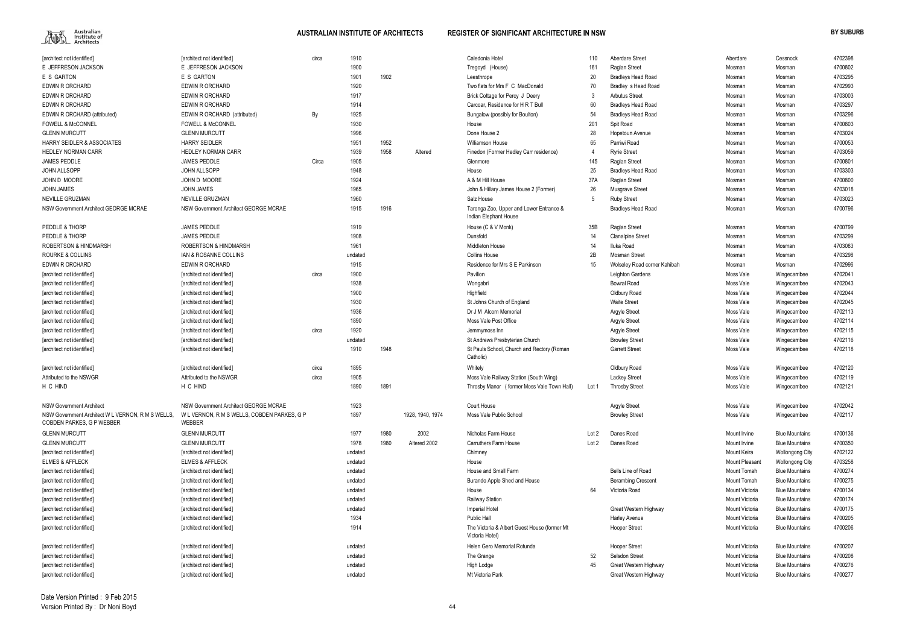| | | | | | | | | | | | | |
|---|---|---|---|---|---|---|---|---|---|---|---|---|
| [architect not identified] | [architect not identified] | circa | 1910 | | | Caledonia Hotel | 110 | Aberdare Street | Aberdare | Cessnock | 4702398 |
| E JEFFRESON JACKSON | E JEFFRESON JACKSON | | 1900 | | | Tregoyd (House) | 161 | Raglan Street | Mosman | Mosman | 4700802 |
| E S GARTON | E S GARTON | | 1901 | 1902 | | Leesthrope | 20 | Bradleys Head Road | Mosman | Mosman | 4703295 |
| EDWIN R ORCHARD | EDWIN R ORCHARD | | 1920 | | | Two flats for Mrs F C MacDonald | 70 | Bradley s Head Road | Mosman | Mosman | 4702993 |
| EDWIN R ORCHARD | EDWIN R ORCHARD | | 1917 | | | Brick Cottage for Percy J Deery | 3 | Arbutus Street | Mosman | Mosman | 4703003 |
| EDWIN R ORCHARD | EDWIN R ORCHARD | | 1914 | | | Carcoar, Residence for H R T Bull | 60 | Bradleys Head Road | Mosman | Mosman | 4703297 |
| EDWIN R ORCHARD (attributed) | EDWIN R ORCHARD (attributed) | By | 1925 | | | Bungalow (possibly for Boulton) | 54 | Bradleys Head Road | Mosman | Mosman | 4703296 |
| FOWELL & McCONNEL | FOWELL & McCONNEL | | 1930 | | | House | 201 | Spit Road | Mosman | Mosman | 4700803 |
| GLENN MURCUTT | GLENN MURCUTT | | 1996 | | | Done House 2 | 28 | Hopetoun Avenue | Mosman | Mosman | 4703024 |
| HARRY SEIDLER & ASSOCIATES | HARRY SEIDLER | | 1951 | 1952 | | Williamson House | 65 | Parriwi Road | Mosman | Mosman | 4700053 |
| HEDLEY NORMAN CARR | HEDLEY NORMAN CARR | | 1939 | 1958 | Altered | Finedon (Former Hedley Carr residence) | 4 | Ryrie Street | Mosman | Mosman | 4703059 |
| JAMES PEDDLE | JAMES PEDDLE | Circa | 1905 | | | Glenmore | 145 | Raglan Street | Mosman | Mosman | 4700801 |
| JOHN ALLSOPP | JOHN ALLSOPP | | 1948 | | | House | 25 | Bradleys Head Road | Mosman | Mosman | 4703303 |
| JOHN D MOORE | JOHN D MOORE | | 1924 | | | A & M Hill House | 37A | Raglan Street | Mosman | Mosman | 4700800 |
| JOHN JAMES | JOHN JAMES | | 1965 | | | John & Hillary James House 2 (Former) | 26 | Musgrave Street | Mosman | Mosman | 4703018 |
| NEVILLE GRUZMAN | NEVILLE GRUZMAN | | 1960 | | | Salz House | 5 | Ruby Street | Mosman | Mosman | 4703023 |
| NSW Government Architect GEORGE MCRAE | NSW Government Architect GEORGE MCRAE | | 1915 | 1916 | | Taronga Zoo, Upper and Lower Entrance & Indian Elephant House | | Bradleys Head Road | Mosman | Mosman | 4700796 |
| PEDDLE & THORP | JAMES PEDDLE | | 1919 | | | House (C & V Monk) | 35B | Raglan Street | Mosman | Mosman | 4700799 |
| PEDDLE & THORP | JAMES PEDDLE | | 1908 | | | Dunsfold | 14 | Clanalpine Street | Mosman | Mosman | 4703299 |
| ROBERTSON & HINDMARSH | ROBERTSON & HINDMARSH | | 1961 | | | Middleton House | 14 | Iluka Road | Mosman | Mosman | 4703083 |
| ROURKE & COLLINS | IAN & ROSANNE COLLINS | | undated | | | Collins House | 2B | Mosman Street | Mosman | Mosman | 4703298 |
| EDWIN R ORCHARD | EDWIN R ORCHARD | | 1915 | | | Residence for Mrs S E Parkinson | 15 | Wolseley Road corner Kahibah | Mosman | Mosman | 4702996 |
| [architect not identified] | [architect not identified] | circa | 1900 | | | Pavilion | | Leighton Gardens | Moss Vale | Wingecarribee | 4702041 |
| [architect not identified] | [architect not identified] | | 1938 | | | Wongabri | | Bowral Road | Moss Vale | Wingecarribee | 4702043 |
| [architect not identified] | [architect not identified] | | 1900 | | | Highfield | | Oldbury Road | Moss Vale | Wingecarribee | 4702044 |
| [architect not identified] | [architect not identified] | | 1930 | | | St Johns Church of England | | Waite Street | Moss Vale | Wingecarribee | 4702045 |
| [architect not identified] | [architect not identified] | | 1936 | | | Dr J M Alcorn Memorial | | Argyle Street | Moss Vale | Wingecarribee | 4702113 |
| [architect not identified] | [architect not identified] | | 1890 | | | Moss Vale Post Office | | Argyle Street | Moss Vale | Wingecarribee | 4702114 |
| [architect not identified] | [architect not identified] | circa | 1920 | | | Jemmymoss Inn | | Argyle Street | Moss Vale | Wingecarribee | 4702115 |
| [architect not identified] | [architect not identified] | | undated | | | St Andrews Presbyterian Church | | Browley Street | Moss Vale | Wingecarribee | 4702116 |
| [architect not identified] | [architect not identified] | | 1910 | 1948 | | St Pauls School, Church and Rectory (Roman Catholic) | | Garrett Street | Moss Vale | Wingecarribee | 4702118 |
| [architect not identified] | [architect not identified] | circa | 1895 | | | Whitely | | Oldbury Road | Moss Vale | Wingecarribee | 4702120 |
| Attributed to the NSWGR | Attributed to the NSWGR | circa | 1905 | | | Moss Vale Railway Station (South Wing) | | Lackey Street | Moss Vale | Wingecarribee | 4702119 |
| H C HIND | H C HIND | | 1890 | 1891 | | Throsby Manor ( former Moss Vale Town Hall) | Lot 1 | Throsby Street | Moss Vale | Wingecarribee | 4702121 |
| NSW Government Architect | NSW Government Architect GEORGE MCRAE | | 1923 | | | Court House | | Argyle Street | Moss Vale | Wingecarribee | 4702042 |
| NSW Government Architect W L VERNON, R M S WELLS, COBDEN PARKES, G P WEBBER | W L VERNON, R M S WELLS, COBDEN PARKES, G P WEBBER | | 1897 | | 1928, 1940, 1974 | Moss Vale Public School | | Browley Street | Moss Vale | Wingecarribee | 4702117 |
| GLENN MURCUTT | GLENN MURCUTT | | 1977 | 1980 | 2002 | Nicholas Farm House | Lot 2 | Danes Road | Mount Irvine | Blue Mountains | 4700136 |
| GLENN MURCUTT | GLENN MURCUTT | | 1978 | 1980 | Altered 2002 | Carruthers Farm House | Lot 2 | Danes Road | Mount Irvine | Blue Mountains | 4700350 |
| [architect not identified] | [architect not identified] | | undated | | | Chimney | | | Mount Keira | Wollongong City | 4702122 |
| ELMES & AFFLECK | ELMES & AFFLECK | | undated | | | House | | | Mount Pleasant | Wollongong City | 4703258 |
| [architect not identified] | [architect not identified] | | undated | | | House and Small Farm | | Bells Line of Road | Mount Tomah | Blue Mountains | 4700274 |
| [architect not identified] | [architect not identified] | | undated | | | Burando Apple Shed and House | | Berambing Crescent | Mount Tomah | Blue Mountains | 4700275 |
| [architect not identified] | [architect not identified] | | undated | | | House | 64 | Victoria Road | Mount Victoria | Blue Mountains | 4700134 |
| [architect not identified] | [architect not identified] | | undated | | | Railway Station | | | Mount Victoria | Blue Mountains | 4700174 |
| [architect not identified] | [architect not identified] | | undated | | | Imperial Hotel | | Great Western Highway | Mount Victoria | Blue Mountains | 4700175 |
| [architect not identified] | [architect not identified] | | 1934 | | | Public Hall | | Harley Avenue | Mount Victoria | Blue Mountains | 4700205 |
| [architect not identified] | [architect not identified] | | 1914 | | | The Victoria & Albert Guest House (former Mt Victoria Hotel) | | Hooper Street | Mount Victoria | Blue Mountains | 4700206 |
| [architect not identified] | [architect not identified] | | undated | | | Helen Gero Memorial Rotunda | | Hooper Street | Mount Victoria | Blue Mountains | 4700207 |
| [architect not identified] | [architect not identified] | | undated | | | The Grange | 52 | Selsdon Street | Mount Victoria | Blue Mountains | 4700208 |
| [architect not identified] | [architect not identified] | | undated | | | High Lodge | 45 | Great Western Highway | Mount Victoria | Blue Mountains | 4700276 |
| [architect not identified] | [architect not identified] | | undated | | | Mt Victoria Park | | Great Western Highway | Mount Victoria | Blue Mountains | 4700277 |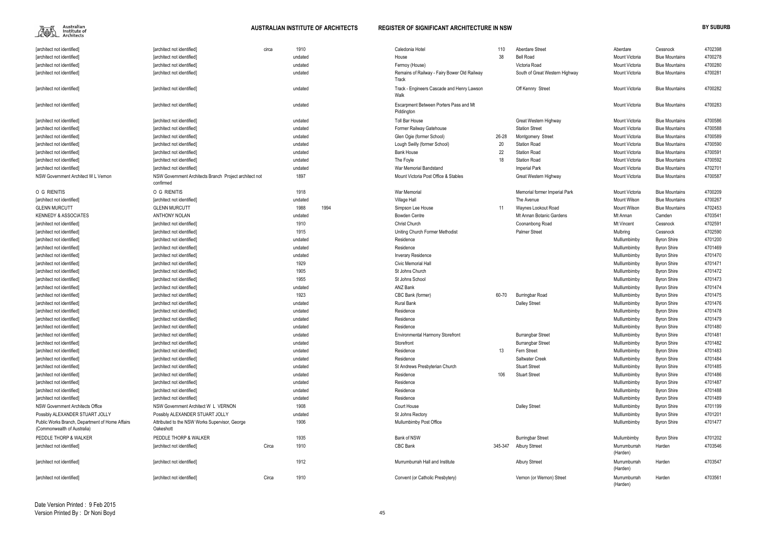| | | | | | | | | | | | |
|---|---|---|---|---|---|---|---|---|---|---|---|
| [architect not identified] | [architect not identified] | circa | 1910 | | Caledonia Hotel | 110 | Aberdare Street | Aberdare | Cessnock | 4702398 |
| [architect not identified] | [architect not identified] | | undated | | House | 38 | Bell Road | Mount Victoria | Blue Mountains | 4700278 |
| [architect not identified] | [architect not identified] | | undated | | Fermoy (House) | | Victoria Road | Mount Victoria | Blue Mountains | 4700280 |
| [architect not identified] | [architect not identified] | | undated | | Remains of Railway - Fairy Bower Old Railway Track | | South of Great Western Highway | Mount Victoria | Blue Mountains | 4700281 |
| [architect not identified] | [architect not identified] | | undated | | Track - Engineers Cascade and Henry Lawson Walk | | Off Kennry Street | Mount Victoria | Blue Mountains | 4700282 |
| [architect not identified] | [architect not identified] | | undated | | Escarpment Between Porters Pass and Mt Piddington | | | Mount Victoria | Blue Mountains | 4700283 |
| [architect not identified] | [architect not identified] | | undated | | Toll Bar House | | Great Western Highway | Mount Victoria | Blue Mountains | 4700586 |
| [architect not identified] | [architect not identified] | | undated | | Former Railway Gatehouse | | Station Street | Mount Victoria | Blue Mountains | 4700588 |
| [architect not identified] | [architect not identified] | | undated | | Glen Ogie (former School) | 26-28 | Montgomery Street | Mount Victoria | Blue Mountains | 4700589 |
| [architect not identified] | [architect not identified] | | undated | | Lough Swilly (former School) | 20 | Station Road | Mount Victoria | Blue Mountains | 4700590 |
| [architect not identified] | [architect not identified] | | undated | | Bank House | 22 | Station Road | Mount Victoria | Blue Mountains | 4700591 |
| [architect not identified] | [architect not identified] | | undated | | The Foyle | 18 | Station Road | Mount Victoria | Blue Mountains | 4700592 |
| [architect not identified] | [architect not identified] | | undated | | War Memorial Bandstand | | Imperial Park | Mount Victoria | Blue Mountains | 4702701 |
| NSW Government Architect W L Vernon | NSW Government Architects Branch Project architect not confirmed | | 1897 | | Mount Victoria Post Office & Stables | | Great Western Highway | Mount Victoria | Blue Mountains | 4700587 |
| O G RIENITIS | O G RIENITIS | | 1918 | | War Memorial | | Memorial former Imperial Park | Mount Victoria | Blue Mountains | 4700209 |
| [architect not identified] | [architect not identified] | | undated | | Village Hall | | The Avenue | Mount Wilson | Blue Mountains | 4700267 |
| GLENN MURCUTT | GLENN MURCUTT | | 1988 | 1994 | Simpson Lee House | 11 | Waynes Lookout Road | Mount Wilson | Blue Mountains | 4702453 |
| KENNEDY & ASSOCIATES | ANTHONY NOLAN | | undated | | Bowden Centre | | Mt Annan Botanic Gardens | Mt Annan | Camden | 4703541 |
| [architect not identified] | [architect not identified] | | 1910 | | Christ Church | | Coonanbong Road | Mt Vincent | Cessnock | 4702591 |
| [architect not identified] | [architect not identified] | | 1915 | | Uniting Church Former Methodist | | Palmer Street | Mulbring | Cessnock | 4702590 |
| [architect not identified] | [architect not identified] | | undated | | Residence | | | Mulllumbimby | Byron Shire | 4701200 |
| [architect not identified] | [architect not identified] | | undated | | Residence | | | Mulllumbimby | Byron Shire | 4701469 |
| [architect not identified] | [architect not identified] | | undated | | Inverary Residence | | | Mulllumbimby | Byron Shire | 4701470 |
| [architect not identified] | [architect not identified] | | 1929 | | Civic Memorial Hall | | | Mulllumbimby | Byron Shire | 4701471 |
| [architect not identified] | [architect not identified] | | 1905 | | St Johns Church | | | Mulllumbimby | Byron Shire | 4701472 |
| [architect not identified] | [architect not identified] | | 1955 | | St Johns School | | | Mulllumbimby | Byron Shire | 4701473 |
| [architect not identified] | [architect not identified] | | undated | | ANZ Bank | | | Mulllumbimby | Byron Shire | 4701474 |
| [architect not identified] | [architect not identified] | | 1923 | | CBC Bank (former) | 60-70 | Burringbar Road | Mulllumbimby | Byron Shire | 4701475 |
| [architect not identified] | [architect not identified] | | undated | | Rural Bank | | Dalley Street | Mulllumbimby | Byron Shire | 4701476 |
| [architect not identified] | [architect not identified] | | undated | | Residence | | | Mulllumbimby | Byron Shire | 4701478 |
| [architect not identified] | [architect not identified] | | undated | | Residence | | | Mulllumbimby | Byron Shire | 4701479 |
| [architect not identified] | [architect not identified] | | undated | | Residence | | | Mulllumbimby | Byron Shire | 4701480 |
| [architect not identified] | [architect not identified] | | undated | | Environmental Harmony Storefront | | Burrangbar Street | Mulllumbimby | Byron Shire | 4701481 |
| [architect not identified] | [architect not identified] | | undated | | Storefront | | Burrangbar Street | Mulllumbimby | Byron Shire | 4701482 |
| [architect not identified] | [architect not identified] | | undated | | Residence | 13 | Fern Street | Mulllumbimby | Byron Shire | 4701483 |
| [architect not identified] | [architect not identified] | | undated | | Residence | | Saltwater Creek | Mulllumbimby | Byron Shire | 4701484 |
| [architect not identified] | [architect not identified] | | undated | | St Andrews Presbyterian Church | | Stuart Street | Mulllumbimby | Byron Shire | 4701485 |
| [architect not identified] | [architect not identified] | | undated | | Residence | 106 | Stuart Street | Mulllumbimby | Byron Shire | 4701486 |
| [architect not identified] | [architect not identified] | | undated | | Residence | | | Mulllumbimby | Byron Shire | 4701487 |
| [architect not identified] | [architect not identified] | | undated | | Residence | | | Mulllumbimby | Byron Shire | 4701488 |
| [architect not identified] | [architect not identified] | | undated | | Residence | | | Mulllumbimby | Byron Shire | 4701489 |
| NSW Government Architects Office | NSW Government Architect W L VERNON | | 1908 | | Court House | | Dalley Street | Mulllumbimby | Byron Shire | 4701199 |
| Possibly ALEXANDER STUART JOLLY | Possibly ALEXANDER STUART JOLLY | | undated | | St Johns Rectory | | | Mulllumbimby | Byron Shire | 4701201 |
| Public Works Branch, Department of Home Affairs (Commonwealth of Australia) | Attributed to the NSW Works Supervisor, George Oakeshott | | 1906 | | Mullumbimby Post Office | | | Mulllumbimby | Byron Shire | 4701477 |
| PEDDLE THORP & WALKER | PEDDLE THORP & WALKER | | 1935 | | Bank of NSW | | Burringbar Street | Mullumbimby | Byron Shire | 4701202 |
| [architect not identified] | [architect not identified] | Circa | 1910 | | CBC Bank | 345-347 | Albury Street | Murrumburrah (Harden) | Harden | 4703546 |
| [architect not identified] | [architect not identified] | | 1912 | | Murrumburrah Hall and Institute | | Albury Street | Murrumburrah (Harden) | Harden | 4703547 |
| [architect not identified] | [architect not identified] | Circa | 1910 | | Convent (or Catholic Presbytery) | | Vernon (or Wernon) Street | Murrumburrah (Harden) | Harden | 4703561 |

Date Version Printed : 9 Feb 2015
Version Printed By : Dr Noni Boyd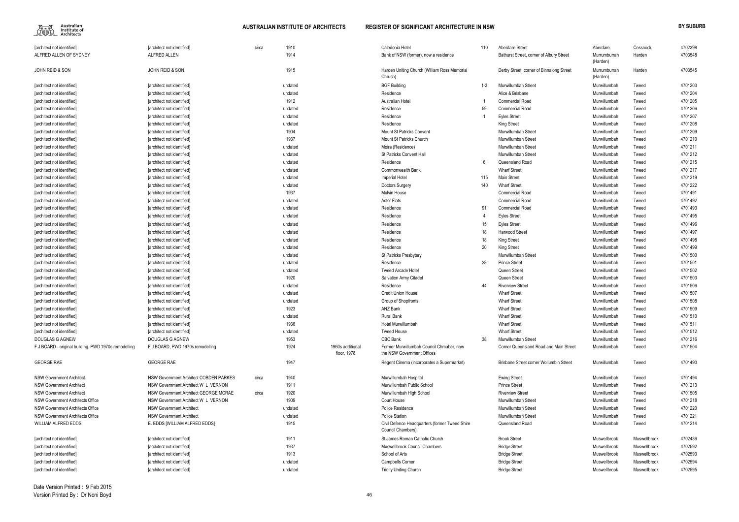| | | | | | | | | | | | |
|---|---|---|---|---|---|---|---|---|---|---|---|
| [architect not identified] | [architect not identified] | circa | 1910 | | Caledonia Hotel | 110 | Aberdare Street | Aberdare | Cessnock | 4702398 |
| ALFRED ALLEN OF SYDNEY | ALFRED ALLEN | | 1914 | | Bank of NSW (former), now a residence | | Bathurst Street, corner of Albury Street | Murrumburrah (Harden) | Harden | 4703548 |
| JOHN REID & SON | JOHN REID & SON | | 1915 | | Harden Uniting Church (William Ross Memorial Chruch) | | Derby Street, corner of Binnalong Street | Murrumburrah (Harden) | Harden | 4703545 |
| [architect not identified] | [architect not identified] | | undated | | BGF Building | 1-3 | Murwillumbah Street | Murwillumbah | Tweed | 4701203 |
| [architect not identified] | [architect not identified] | | undated | | Residence | | Alice & Brisbane | Murwillumbah | Tweed | 4701204 |
| [architect not identified] | [architect not identified] | | 1912 | | Australian Hotel | 1 | Commercial Road | Murwillumbah | Tweed | 4701205 |
| [architect not identified] | [architect not identified] | | undated | | Residence | 59 | Commercial Road | Murwillumbah | Tweed | 4701206 |
| [architect not identified] | [architect not identified] | | undated | | Residence | 1 | Eyles Street | Murwillumbah | Tweed | 4701207 |
| [architect not identified] | [architect not identified] | | undated | | Residence | | King Street | Murwillumbah | Tweed | 4701208 |
| [architect not identified] | [architect not identified] | | 1904 | | Mount St Patricks Convent | | Murwillumbah Street | Murwillumbah | Tweed | 4701209 |
| [architect not identified] | [architect not identified] | | 1937 | | Mount St Patricks Church | | Murwillumbah Street | Murwillumbah | Tweed | 4701210 |
| [architect not identified] | [architect not identified] | | undated | | Moira (Residence) | | Murwillumbah Street | Murwillumbah | Tweed | 4701211 |
| [architect not identified] | [architect not identified] | | undated | | St Patricks Convent Hall | | Murwillumbah Street | Murwillumbah | Tweed | 4701212 |
| [architect not identified] | [architect not identified] | | undated | | Residence | 6 | Queensland Road | Murwillumbah | Tweed | 4701215 |
| [architect not identified] | [architect not identified] | | undated | | Commonwealth Bank | | Wharf Street | Murwillumbah | Tweed | 4701217 |
| [architect not identified] | [architect not identified] | | undated | | Imperial Hotel | 115 | Main Street | Murwillumbah | Tweed | 4701219 |
| [architect not identified] | [architect not identified] | | undated | | Doctors Surgery | 140 | Wharf Street | Murwillumbah | Tweed | 4701222 |
| [architect not identified] | [architect not identified] | | 1937 | | Mulvin House | | Commercial Road | Murwillumbah | Tweed | 4701491 |
| [architect not identified] | [architect not identified] | | undated | | Astor Flats | | Commercial Road | Murwillumbah | Tweed | 4701492 |
| [architect not identified] | [architect not identified] | | undated | | Residence | 91 | Commercial Road | Murwillumbah | Tweed | 4701493 |
| [architect not identified] | [architect not identified] | | undated | | Residence | 4 | Eyles Street | Murwillumbah | Tweed | 4701495 |
| [architect not identified] | [architect not identified] | | undated | | Residence | 15 | Eyles Street | Murwillumbah | Tweed | 4701496 |
| [architect not identified] | [architect not identified] | | undated | | Residence | 18 | Harwood Street | Murwillumbah | Tweed | 4701497 |
| [architect not identified] | [architect not identified] | | undated | | Residence | 18 | King Street | Murwillumbah | Tweed | 4701498 |
| [architect not identified] | [architect not identified] | | undated | | Residence | 20 | King Street | Murwillumbah | Tweed | 4701499 |
| [architect not identified] | [architect not identified] | | undated | | St Patricks Presbytery | | Murwillumbah Street | Murwillumbah | Tweed | 4701500 |
| [architect not identified] | [architect not identified] | | undated | | Residence | 28 | Prince Street | Murwillumbah | Tweed | 4701501 |
| [architect not identified] | [architect not identified] | | undated | | Tweed Arcade Hotel | | Queen Street | Murwillumbah | Tweed | 4701502 |
| [architect not identified] | [architect not identified] | | 1920 | | Salvation Army Citadel | | Queen Street | Murwillumbah | Tweed | 4701503 |
| [architect not identified] | [architect not identified] | | undated | | Residence | 44 | Riverview Street | Murwillumbah | Tweed | 4701506 |
| [architect not identified] | [architect not identified] | | undated | | Credit Union House | | Wharf Street | Murwillumbah | Tweed | 4701507 |
| [architect not identified] | [architect not identified] | | undated | | Group of Shopfronts | | Wharf Street | Murwillumbah | Tweed | 4701508 |
| [architect not identified] | [architect not identified] | | 1923 | | ANZ Bank | | Wharf Street | Murwillumbah | Tweed | 4701509 |
| [architect not identified] | [architect not identified] | | undated | | Rural Bank | | Wharf Street | Murwillumbah | Tweed | 4701510 |
| [architect not identified] | [architect not identified] | | 1936 | | Hotel Murwillumbah | | Wharf Street | Murwillumbah | Tweed | 4701511 |
| [architect not identified] | [architect not identified] | | undated | | Tweed House | | Wharf Street | Murwillumbah | Tweed | 4701512 |
| DOUGLAS G AGNEW | DOUGLAS G AGNEW | | 1953 | | CBC Bank | 38 | Murwillumbah Street | Murwillumbah | Tweed | 4701216 |
| F J BOARD - original building, PWD 1970s remodelling | F J BOARD, PWD 1970s remodelling | | 1924 | 1960s additional floor, 1978 | Former Murwillumbah Council Chmaber, now the NSW Government Offices | | Corner Queensland Road and Main Street | Murwillumbah | Tweed | 4701504 |
| GEORGE RAE | GEORGE RAE | | 1947 | | Regent Cinema (incorporates a Supermarket) | | Brisbane Street corner Wollumbin Street | Murwillumbah | Tweed | 4701490 |
| NSW Government Architect | NSW Government Architect COBDEN PARKES | circa | 1940 | | Murwillumbah Hospital | | Ewing Street | Murwillumbah | Tweed | 4701494 |
| NSW Government Architect | NSW Government Architect W L VERNON | | 1911 | | Murwillumbah Public School | | Prince Street | Murwillumbah | Tweed | 4701213 |
| NSW Government Architect | NSW Government Architect GEORGE MCRAE | circa | 1920 | | Murwillumbah High School | | Riverview Street | Murwillumbah | Tweed | 4701505 |
| NSW Government Architects Office | NSW Government Architect W L VERNON | | 1909 | | Court House | | Murwillumbah Street | Murwillumbah | Tweed | 4701218 |
| NSW Government Architects Office | NSW Government Architect | | undated | | Police Residence | | Murwillumbah Street | Murwillumbah | Tweed | 4701220 |
| NSW Government Architects Office | NSW Government Architect | | undated | | Police Station | | Murwillumbah Street | Murwillumbah | Tweed | 4701221 |
| WILLIAM ALFRED EDDS | E. EDDS [WILLIAM ALFRED EDDS] | | 1915 | | Civil Defence Headquarters (former Tweed Shire Council Chambers) | | Queensland Road | Murwillumbah | Tweed | 4701214 |
| [architect not identified] | [architect not identified] | | 1911 | | St James Roman Catholic Church | | Brook Street | Muswellbrook | Muswellbrook | 4702436 |
| [architect not identified] | [architect not identified] | | 1937 | | Muswellbrook Council Chambers | | Bridge Street | Muswellbrook | Muswellbrook | 4702592 |
| [architect not identified] | [architect not identified] | | 1913 | | School of Arts | | Bridge Street | Muswellbrook | Muswellbrook | 4702593 |
| [architect not identified] | [architect not identified] | | undated | | Campbells Corner | | Bridge Street | Muswellbrook | Muswellbrook | 4702594 |
| [architect not identified] | [architect not identified] | | undated | | Trinity Uniting Church | | Bridge Street | Muswellbrook | Muswellbrook | 4702595 |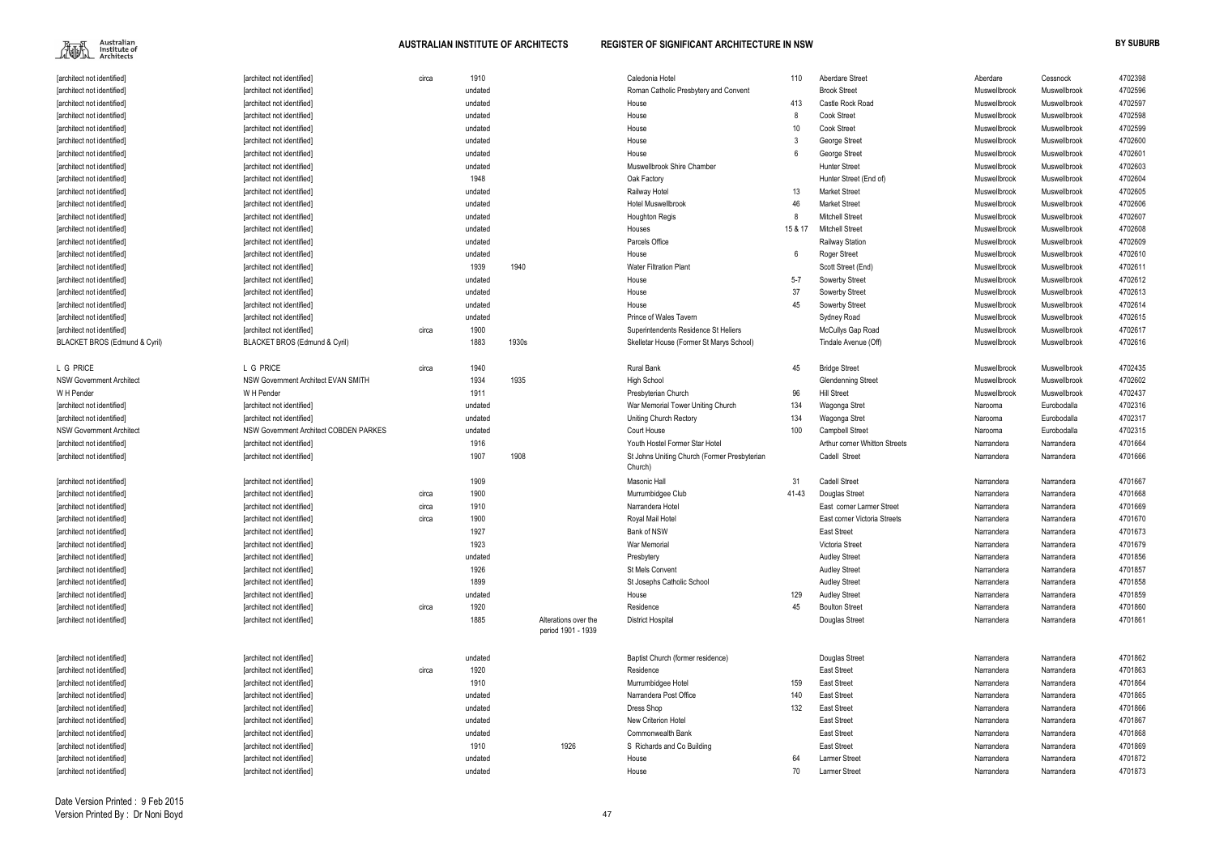| | | | | | | | | | | | | |
|---|---|---|---|---|---|---|---|---|---|---|---|---|
| [architect not identified] | [architect not identified] | circa | 1910 | | | Caledonia Hotel | 110 | Aberdare Street | Aberdare | Cessnock | 4702398 |
| [architect not identified] | [architect not identified] | | undated | | | Roman Catholic Presbytery and Convent | | Brook Street | Muswellbrook | Muswellbrook | 4702596 |
| [architect not identified] | [architect not identified] | | undated | | | House | 413 | Castle Rock Road | Muswellbrook | Muswellbrook | 4702597 |
| [architect not identified] | [architect not identified] | | undated | | | House | 8 | Cook Street | Muswellbrook | Muswellbrook | 4702598 |
| [architect not identified] | [architect not identified] | | undated | | | House | 10 | Cook Street | Muswellbrook | Muswellbrook | 4702599 |
| [architect not identified] | [architect not identified] | | undated | | | House | 3 | George Street | Muswellbrook | Muswellbrook | 4702600 |
| [architect not identified] | [architect not identified] | | undated | | | House | 6 | George Street | Muswellbrook | Muswellbrook | 4702601 |
| [architect not identified] | [architect not identified] | | undated | | | Muswellbrook Shire Chamber | | Hunter Street | Muswellbrook | Muswellbrook | 4702603 |
| [architect not identified] | [architect not identified] | | 1948 | | | Oak Factory | | Hunter Street (End of) | Muswellbrook | Muswellbrook | 4702604 |
| [architect not identified] | [architect not identified] | | undated | | | Railway Hotel | 13 | Market Street | Muswellbrook | Muswellbrook | 4702605 |
| [architect not identified] | [architect not identified] | | undated | | | Hotel Muswellbrook | 46 | Market Street | Muswellbrook | Muswellbrook | 4702606 |
| [architect not identified] | [architect not identified] | | undated | | | Houghton Regis | 8 | Mitchell Street | Muswellbrook | Muswellbrook | 4702607 |
| [architect not identified] | [architect not identified] | | undated | | | Houses | 15 & 17 | Mitchell Street | Muswellbrook | Muswellbrook | 4702608 |
| [architect not identified] | [architect not identified] | | undated | | | Parcels Office | | Railway Station | Muswellbrook | Muswellbrook | 4702609 |
| [architect not identified] | [architect not identified] | | undated | | | House | 6 | Roger Street | Muswellbrook | Muswellbrook | 4702610 |
| [architect not identified] | [architect not identified] | | 1939 | 1940 | | Water Filtration Plant | | Scott Street (End) | Muswellbrook | Muswellbrook | 4702611 |
| [architect not identified] | [architect not identified] | | undated | | | House | 5-7 | Sowerby Street | Muswellbrook | Muswellbrook | 4702612 |
| [architect not identified] | [architect not identified] | | undated | | | House | 37 | Sowerby Street | Muswellbrook | Muswellbrook | 4702613 |
| [architect not identified] | [architect not identified] | | undated | | | House | 45 | Sowerby Street | Muswellbrook | Muswellbrook | 4702614 |
| [architect not identified] | [architect not identified] | | undated | | | Prince of Wales Tavern | | Sydney Road | Muswellbrook | Muswellbrook | 4702615 |
| [architect not identified] | [architect not identified] | circa | 1900 | | | Superintendents Residence St Heliers | | McCullys Gap Road | Muswellbrook | Muswellbrook | 4702617 |
| BLACKET BROS (Edmund & Cyril) | BLACKET BROS (Edmund & Cyril) | | 1883 | 1930s | | Skelletar House (Former St Marys School) | | Tindale Avenue (Off) | Muswellbrook | Muswellbrook | 4702616 |
| L G PRICE | L G PRICE | circa | 1940 | | | Rural Bank | 45 | Bridge Street | Muswellbrook | Muswellbrook | 4702435 |
| NSW Government Architect | NSW Government Architect EVAN SMITH | | 1934 | 1935 | | High School | | Glendenning Street | Muswellbrook | Muswellbrook | 4702602 |
| W H Pender | W H Pender | | 1911 | | | Presbyterian Church | 96 | Hill Street | Muswellbrook | Muswellbrook | 4702437 |
| [architect not identified] | [architect not identified] | | undated | | | War Memorial Tower Uniting Church | 134 | Wagonga Stret | Narooma | Eurobodalla | 4702316 |
| [architect not identified] | [architect not identified] | | undated | | | Uniting Church Rectory | 134 | Wagonga Stret | Narooma | Eurobodalla | 4702317 |
| NSW Government Architect | NSW Government Architect COBDEN PARKES | | undated | | | Court House | 100 | Campbell Street | Narooma | Eurobodalla | 4702315 |
| [architect not identified] | [architect not identified] | | 1916 | | | Youth Hostel Former Star Hotel | | Arthur corner Whitton Streets | Narrandera | Narrandera | 4701664 |
| [architect not identified] | [architect not identified] | | 1907 | 1908 | | St Johns Uniting Church (Former Presbyterian Church) | | Cadell Street | Narrandera | Narrandera | 4701666 |
| [architect not identified] | [architect not identified] | | 1909 | | | Masonic Hall | 31 | Cadell Street | Narrandera | Narrandera | 4701667 |
| [architect not identified] | [architect not identified] | circa | 1900 | | | Murrumbidgee Club | 41-43 | Douglas Street | Narrandera | Narrandera | 4701668 |
| [architect not identified] | [architect not identified] | circa | 1910 | | | Narrandera Hotel | | East corner Larmer Street | Narrandera | Narrandera | 4701669 |
| [architect not identified] | [architect not identified] | circa | 1900 | | | Royal Mail Hotel | | East corner Victoria Streets | Narrandera | Narrandera | 4701670 |
| [architect not identified] | [architect not identified] | | 1927 | | | Bank of NSW | | East Street | Narrandera | Narrandera | 4701673 |
| [architect not identified] | [architect not identified] | | 1923 | | | War Memorial | | Victoria Street | Narrandera | Narrandera | 4701679 |
| [architect not identified] | [architect not identified] | | undated | | | Presbytery | | Audley Street | Narrandera | Narrandera | 4701856 |
| [architect not identified] | [architect not identified] | | 1926 | | | St Mels Convent | | Audley Street | Narrandera | Narrandera | 4701857 |
| [architect not identified] | [architect not identified] | | 1899 | | | St Josephs Catholic School | | Audley Street | Narrandera | Narrandera | 4701858 |
| [architect not identified] | [architect not identified] | | undated | | | House | 129 | Audley Street | Narrandera | Narrandera | 4701859 |
| [architect not identified] | [architect not identified] | circa | 1920 | | | Residence | 45 | Boulton Street | Narrandera | Narrandera | 4701860 |
| [architect not identified] | [architect not identified] | | 1885 | | Alterations over the period 1901 - 1939 | District Hospital | | Douglas Street | Narrandera | Narrandera | 4701861 |
| [architect not identified] | [architect not identified] | | undated | | | Baptist Church (former residence) | | Douglas Street | Narrandera | Narrandera | 4701862 |
| [architect not identified] | [architect not identified] | circa | 1920 | | | Residence | | East Street | Narrandera | Narrandera | 4701863 |
| [architect not identified] | [architect not identified] | | 1910 | | | Murrumbidgee Hotel | 159 | East Street | Narrandera | Narrandera | 4701864 |
| [architect not identified] | [architect not identified] | | undated | | | Narrandera Post Office | 140 | East Street | Narrandera | Narrandera | 4701865 |
| [architect not identified] | [architect not identified] | | undated | | | Dress Shop | 132 | East Street | Narrandera | Narrandera | 4701866 |
| [architect not identified] | [architect not identified] | | undated | | | New Criterion Hotel | | East Street | Narrandera | Narrandera | 4701867 |
| [architect not identified] | [architect not identified] | | undated | | | Commonwealth Bank | | East Street | Narrandera | Narrandera | 4701868 |
| [architect not identified] | [architect not identified] | | 1910 | | 1926 | S Richards and Co Building | | East Street | Narrandera | Narrandera | 4701869 |
| [architect not identified] | [architect not identified] | | undated | | | House | 64 | Larmer Street | Narrandera | Narrandera | 4701872 |
| [architect not identified] | [architect not identified] | | undated | | | House | 70 | Larmer Street | Narrandera | Narrandera | 4701873 |

Date Version Printed : 9 Feb 2015
Version Printed By : Dr Noni Boyd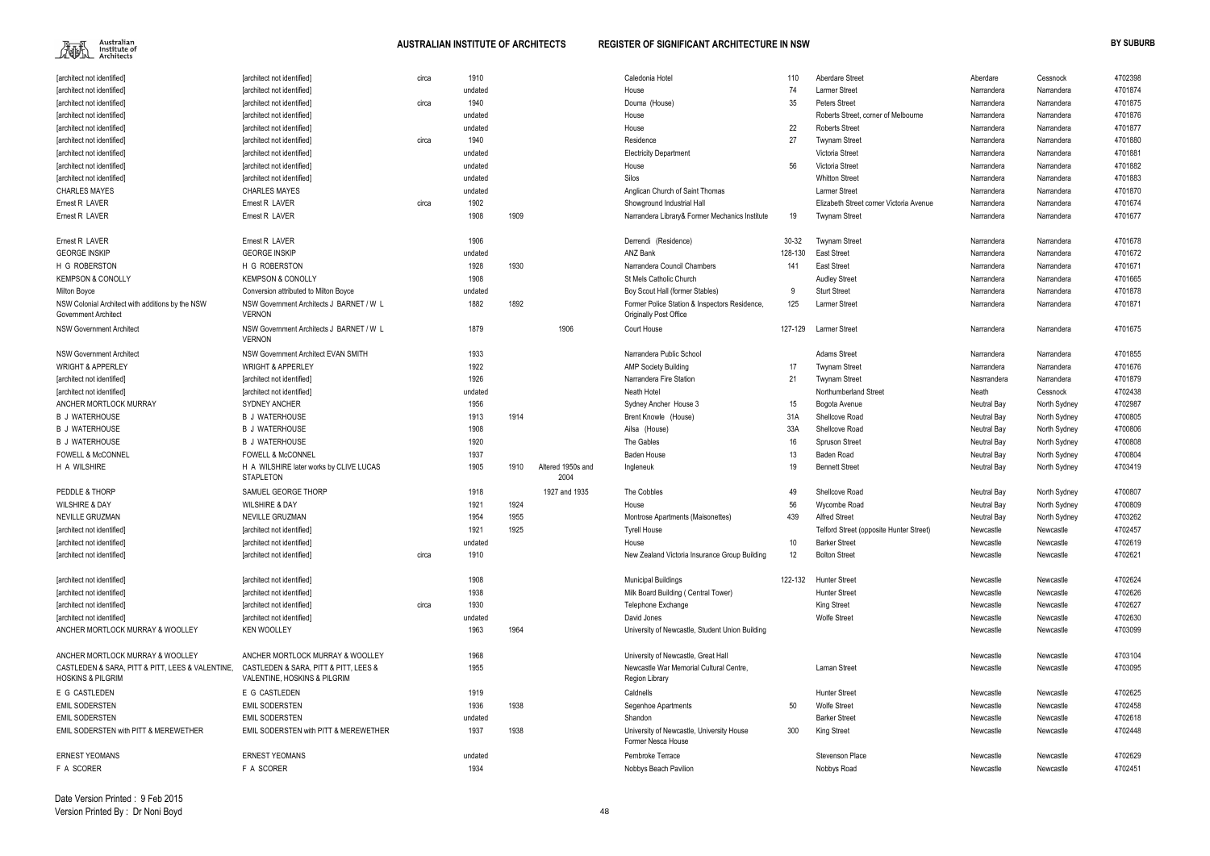| [architect not identified] | [architect not identified] | circa | 1910 | | | Caledonia Hotel | 110 | Aberdare Street | Aberdare | Cessnock | 4702398 |
|---|---|---|---|---|---|---|---|---|---|---|---|
| [architect not identified] | [architect not identified] | | undated | | | House | 74 | Larmer Street | Narrandera | Narrandera | 4701874 |
| [architect not identified] | [architect not identified] | circa | 1940 | | | Douma (House) | 35 | Peters Street | Narrandera | Narrandera | 4701875 |
| [architect not identified] | [architect not identified] | | undated | | | House | | Roberts Street, corner of Melbourne | Narrandera | Narrandera | 4701876 |
| [architect not identified] | [architect not identified] | | undated | | | House | 22 | Roberts Street | Narrandera | Narrandera | 4701877 |
| [architect not identified] | [architect not identified] | circa | 1940 | | | Residence | 27 | Twynam Street | Narrandera | Narrandera | 4701880 |
| [architect not identified] | [architect not identified] | | undated | | | Electricity Department | | Victoria Street | Narrandera | Narrandera | 4701881 |
| [architect not identified] | [architect not identified] | | undated | | | House | 56 | Victoria Street | Narrandera | Narrandera | 4701882 |
| [architect not identified] | [architect not identified] | | undated | | | Silos | | Whitton Street | Narrandera | Narrandera | 4701883 |
| CHARLES MAYES | CHARLES MAYES | | undated | | | Anglican Church of Saint Thomas | | Larmer Street | Narrandera | Narrandera | 4701870 |
| Ernest R LAVER | Ernest R LAVER | circa | 1902 | | | Showground Industrial Hall | | Elizabeth Street corner Victoria Avenue | Narrandera | Narrandera | 4701674 |
| Ernest R LAVER | Ernest R LAVER | | 1908 | 1909 | | Narrandera Library& Former Mechanics Institute | 19 | Twynam Street | Narrandera | Narrandera | 4701677 |
| Ernest R LAVER | Ernest R LAVER | | 1906 | | | Derrendi (Residence) | 30-32 | Twynam Street | Narrandera | Narrandera | 4701678 |
| GEORGE INSKIP | GEORGE INSKIP | | undated | | | ANZ Bank | 128-130 | East Street | Narrandera | Narrandera | 4701672 |
| H G ROBERSTON | H G ROBERSTON | | 1928 | 1930 | | Narrandera Council Chambers | 141 | East Street | Narrandera | Narrandera | 4701671 |
| KEMPSON & CONOLLY | KEMPSON & CONOLLY | | 1908 | | | St Mels Catholic Church | | Audley Street | Narrandera | Narrandera | 4701665 |
| Milton Boyce | Conversion attributed to Milton Boyce | | undated | | | Boy Scout Hall (former Stables) | 9 | Sturt Street | Narrandera | Narrandera | 4701878 |
| NSW Colonial Architect with additions by the NSW Government Architect | NSW Government Architects J BARNET / W L VERNON | | 1882 | 1892 | | Former Police Station & Inspectors Residence, Originally Post Office | 125 | Larmer Street | Narrandera | Narrandera | 4701871 |
| NSW Government Architect | NSW Government Architects J BARNET / W L VERNON | | 1879 | | 1906 | Court House | 127-129 | Larmer Street | Narrandera | Narrandera | 4701675 |
| NSW Government Architect | NSW Government Architect EVAN SMITH | | 1933 | | | Narrandera Public School | | Adams Street | Narrandera | Narrandera | 4701855 |
| WRIGHT & APPERLEY | WRIGHT & APPERLEY | | 1922 | | | AMP Society Building | 17 | Twynam Street | Narrandera | Narrandera | 4701676 |
| [architect not identified] | [architect not identified] | | 1926 | | | Narrandera Fire Station | 21 | Twynam Street | Nasrrandera | Narrandera | 4701879 |
| [architect not identified] | [architect not identified] | | undated | | | Neath Hotel | | Northumberland Street | Neath | Cessnock | 4702438 |
| ANCHER MORTLOCK MURRAY | SYDNEY ANCHER | | 1956 | | | Sydney Ancher House 3 | 15 | Bogota Avenue | Neutral Bay | North Sydney | 4702987 |
| B J WATERHOUSE | B J WATERHOUSE | | 1913 | 1914 | | Brent Knowle (House) | 31A | Shellcove Road | Neutral Bay | North Sydney | 4700805 |
| B J WATERHOUSE | B J WATERHOUSE | | 1908 | | | Ailsa (House) | 33A | Shellcove Road | Neutral Bay | North Sydney | 4700806 |
| B J WATERHOUSE | B J WATERHOUSE | | 1920 | | | The Gables | 16 | Spruson Street | Neutral Bay | North Sydney | 4700808 |
| FOWELL & McCONNEL | FOWELL & McCONNEL | | 1937 | | | Baden House | 13 | Baden Road | Neutral Bay | North Sydney | 4700804 |
| H A WILSHIRE | H A WILSHIRE later works by CLIVE LUCAS STAPLETON | | 1905 | 1910 | Altered 1950s and 2004 | Ingleneuk | 19 | Bennett Street | Neutral Bay | North Sydney | 4703419 |
| PEDDLE & THORP | SAMUEL GEORGE THORP | | 1918 | | 1927 and 1935 | The Cobbles | 49 | Shellcove Road | Neutral Bay | North Sydney | 4700807 |
| WILSHIRE & DAY | WILSHIRE & DAY | | 1921 | 1924 | | House | 56 | Wycombe Road | Neutral Bay | North Sydney | 4700809 |
| NEVILLE GRUZMAN | NEVILLE GRUZMAN | | 1954 | 1955 | | Montrose Apartments (Maisonettes) | 439 | Alfred Street | Neutral Bay | North Sydney | 4703262 |
| [architect not identified] | [architect not identified] | | 1921 | 1925 | | Tyrell House | | Telford Street (opposite Hunter Street) | Newcastle | Newcastle | 4702457 |
| [architect not identified] | [architect not identified] | | undated | | | House | 10 | Barker Street | Newcastle | Newcastle | 4702619 |
| [architect not identified] | [architect not identified] | circa | 1910 | | | New Zealand Victoria Insurance Group Building | 12 | Bolton Street | Newcastle | Newcastle | 4702621 |
| [architect not identified] | [architect not identified] | | 1908 | | | Municipal Buildings | 122-132 | Hunter Street | Newcastle | Newcastle | 4702624 |
| [architect not identified] | [architect not identified] | | 1938 | | | Milk Board Building ( Central Tower) | | Hunter Street | Newcastle | Newcastle | 4702626 |
| [architect not identified] | [architect not identified] | circa | 1930 | | | Telephone Exchange | | King Street | Newcastle | Newcastle | 4702627 |
| [architect not identified] | [architect not identified] | | undated | | | David Jones | | Wolfe Street | Newcastle | Newcastle | 4702630 |
| ANCHER MORTLOCK MURRAY & WOOLLEY | KEN WOOLLEY | | 1963 | 1964 | | University of Newcastle, Student Union Building | | | Newcastle | Newcastle | 4703099 |
| ANCHER MORTLOCK MURRAY & WOOLLEY | ANCHER MORTLOCK MURRAY & WOOLLEY | | 1968 | | | University of Newcastle, Great Hall | | | Newcastle | Newcastle | 4703104 |
| CASTLEDEN & SARA, PITT & PITT, LEES & VALENTINE, HOSKINS & PILGRIM | CASTLEDEN & SARA, PITT & PITT, LEES & VALENTINE, HOSKINS & PILGRIM | | 1955 | | | Newcastle War Memorial Cultural Centre, Region Library | | Laman Street | Newcastle | Newcastle | 4703095 |
| E G CASTLEDEN | E G CASTLEDEN | | 1919 | | | Caldnells | | Hunter Street | Newcastle | Newcastle | 4702625 |
| EMIL SODERSTEN | EMIL SODERSTEN | | 1936 | 1938 | | Segenhoe Apartments | 50 | Wolfe Street | Newcastle | Newcastle | 4702458 |
| EMIL SODERSTEN | EMIL SODERSTEN | | undated | | | Shandon | | Barker Street | Newcastle | Newcastle | 4702618 |
| EMIL SODERSTEN with PITT & MEREWETHER | EMIL SODERSTEN with PITT & MEREWETHER | | 1937 | 1938 | | University of Newcastle, University House Former Nesca House | 300 | King Street | Newcastle | Newcastle | 4702448 |
| ERNEST YEOMANS | ERNEST YEOMANS | | undated | | | Pembroke Terrace | | Stevenson Place | Newcastle | Newcastle | 4702629 |
| F A SCORER | F A SCORER | | 1934 | | | Nobbys Beach Pavilion | | Nobbys Road | Newcastle | Newcastle | 4702451 |

Date Version Printed : 9 Feb 2015
Version Printed By : Dr Noni Boyd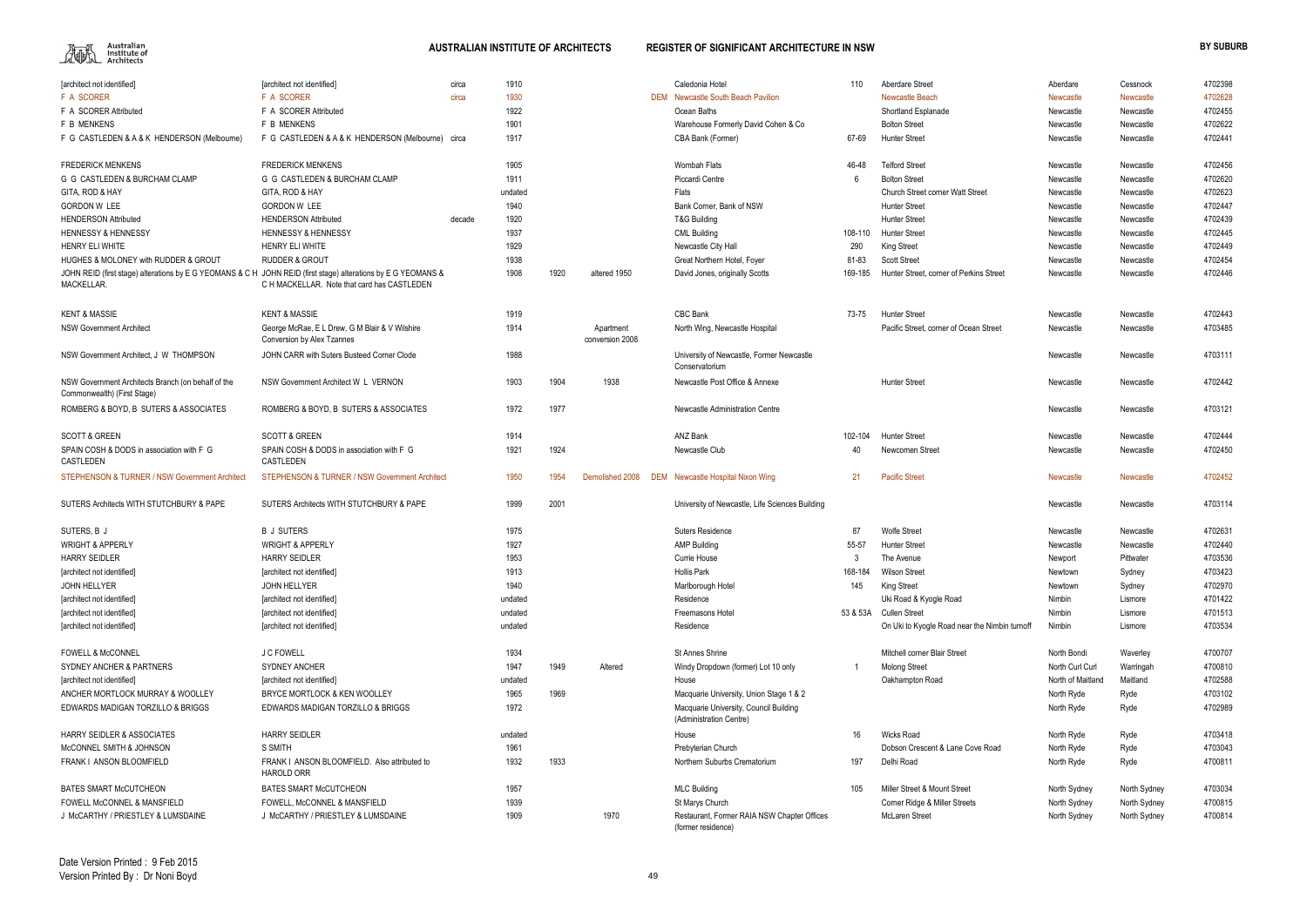| | | | | | | | | | | | | | |
|---|---|---|---|---|---|---|---|---|---|---|---|---|---|
| [architect not identified] | [architect not identified] | circa | 1910 | | | | Caledonia Hotel | 110 | Aberdare Street | Aberdare | Cessnock | 4702398 |
| F A SCORER | F A SCORER | circa | 1930 | | | DEM | Newcastle South Beach Pavilion | | Newcastle Beach | Newcastle | Newcastle | 4702628 |
| F A SCORER Attributed | F A SCORER Attributed | | 1922 | | | | Ocean Baths | | Shortland Esplanade | Newcastle | Newcastle | 4702455 |
| F B MENKENS | F B MENKENS | | 1901 | | | | Warehouse Formerly David Cohen & Co | | Bolton Street | Newcastle | Newcastle | 4702622 |
| F G CASTLEDEN & A & K HENDERSON (Melbourne) | F G CASTLEDEN & A & K HENDERSON (Melbourne) | circa | 1917 | | | | CBA Bank (Former) | 67-69 | Hunter Street | Newcastle | Newcastle | 4702441 |
| FREDERICK MENKENS | FREDERICK MENKENS | | 1905 | | | | Wombah Flats | 46-48 | Telford Street | Newcastle | Newcastle | 4702456 |
| G G CASTLEDEN & BURCHAM CLAMP | G G CASTLEDEN & BURCHAM CLAMP | | 1911 | | | | Piccardi Centre | 6 | Bolton Street | Newcastle | Newcastle | 4702620 |
| GITA, ROD & HAY | GITA, ROD & HAY | | undated | | | | Flats | | Church Street corner Watt Street | Newcastle | Newcastle | 4702623 |
| GORDON W LEE | GORDON W LEE | | 1940 | | | | Bank Corner, Bank of NSW | | Hunter Street | Newcastle | Newcastle | 4702447 |
| HENDERSON Attributed | HENDERSON Attributed | decade | 1920 | | | | T&G Building | | Hunter Street | Newcastle | Newcastle | 4702439 |
| HENNESSY & HENNESSY | HENNESSY & HENNESSY | | 1937 | | | | CML Building | 108-110 | Hunter Street | Newcastle | Newcastle | 4702445 |
| HENRY ELI WHITE | HENRY ELI WHITE | | 1929 | | | | Newcastle City Hall | 290 | King Street | Newcastle | Newcastle | 4702449 |
| HUGHES & MOLONEY with RUDDER & GROUT | RUDDER & GROUT | | 1938 | | | | Great Northern Hotel, Foyer | 81-83 | Scott Street | Newcastle | Newcastle | 4702454 |
| JOHN REID (first stage) alterations by E G YEOMANS & C H MACKELLAR. | JOHN REID (first stage) alterations by E G YEOMANS & C H MACKELLAR. Note that card has CASTLEDEN | | 1908 | 1920 | altered 1950 | | David Jones, originally Scotts | 169-185 | Hunter Street, corner of Perkins Street | Newcastle | Newcastle | 4702446 |
| KENT & MASSIE | KENT & MASSIE | | 1919 | | | | CBC Bank | 73-75 | Hunter Street | Newcastle | Newcastle | 4702443 |
| NSW Government Architect | George McRae, E L Drew, G M Blair & V Wilshire Conversion by Alex Tzannes | | 1914 | | Apartment conversion 2008 | | North Wing, Newcastle Hospital | | Pacific Street, corner of Ocean Street | Newcastle | Newcastle | 4703485 |
| NSW Government Architect, J W THOMPSON | JOHN CARR with Suters Busteed Corner Clode | | 1988 | | | | University of Newcastle, Former Newcastle Conservatorium | | | Newcastle | Newcastle | 4703111 |
| NSW Government Architects Branch (on behalf of the Commonwealth) (First Stage) | NSW Government Architect W L VERNON | | 1903 | 1904 | 1938 | | Newcastle Post Office & Annexe | | Hunter Street | Newcastle | Newcastle | 4702442 |
| ROMBERG & BOYD, B SUTERS & ASSOCIATES | ROMBERG & BOYD, B SUTERS & ASSOCIATES | | 1972 | 1977 | | | Newcastle Administration Centre | | | Newcastle | Newcastle | 4703121 |
| SCOTT & GREEN | SCOTT & GREEN | | 1914 | | | | ANZ Bank | 102-104 | Hunter Street | Newcastle | Newcastle | 4702444 |
| SPAIN COSH & DODS in association with F G CASTLEDEN | SPAIN COSH & DODS in association with F G CASTLEDEN | | 1921 | 1924 | | | Newcastle Club | 40 | Newcomen Street | Newcastle | Newcastle | 4702450 |
| STEPHENSON & TURNER / NSW Government Architect | STEPHENSON & TURNER / NSW Government Architect | | 1950 | 1954 | Demolished 2008 | DEM | Newcastle Hospital Nixon Wing | 21 | Pacific Street | Newcastle | Newcastle | 4702452 |
| SUTERS Architects WITH STUTCHBURY & PAPE | SUTERS Architects WITH STUTCHBURY & PAPE | | 1999 | 2001 | | | University of Newcastle, Life Sciences Building | | | Newcastle | Newcastle | 4703114 |
| SUTERS, B J | B J SUTERS | | 1975 | | | | Suters Residence | 87 | Wolfe Street | Newcastle | Newcastle | 4702631 |
| WRIGHT & APPERLY | WRIGHT & APPERLY | | 1927 | | | | AMP Building | 55-57 | Hunter Street | Newcastle | Newcastle | 4702440 |
| HARRY SEIDLER | HARRY SEIDLER | | 1953 | | | | Currie House | 3 | The Avenue | Newport | Pittwater | 4703536 |
| [architect not identified] | [architect not identified] | | 1913 | | | | Hollis Park | 168-184 | Wilson Street | Newtown | Sydney | 4703423 |
| JOHN HELLYER | JOHN HELLYER | | 1940 | | | | Marlborough Hotel | 145 | King Street | Newtown | Sydney | 4702970 |
| [architect not identified] | [architect not identified] | | undated | | | | Residence | | Uki Road & Kyogle Road | Nimbin | Lismore | 4701422 |
| [architect not identified] | [architect not identified] | | undated | | | | Freemasons Hotel | 53 & 53A | Cullen Street | Nimbin | Lismore | 4701513 |
| [architect not identified] | [architect not identified] | | undated | | | | Residence | | On Uki to Kyogle Road near the Nimbin turnoff | Nimbin | Lismore | 4703534 |
| FOWELL & McCONNEL | J C FOWELL | | 1934 | | | | St Annes Shrine | | Mitchell corner Blair Street | North Bondi | Waverley | 4700707 |
| SYDNEY ANCHER & PARTNERS | SYDNEY ANCHER | | 1947 | 1949 | Altered | | Windy Dropdown (former) Lot 10 only | 1 | Molong Street | North Curl Curl | Warringah | 4700810 |
| [architect not identified] | [architect not identified] | | undated | | | | House | | Oakhampton Road | North of Maitland | Maitland | 4702588 |
| ANCHER MORTLOCK MURRAY & WOOLLEY | BRYCE MORTLOCK & KEN WOOLLEY | | 1965 | 1969 | | | Macquarie University, Union Stage 1 & 2 | | | North Ryde | Ryde | 4703102 |
| EDWARDS MADIGAN TORZILLO & BRIGGS | EDWARDS MADIGAN TORZILLO & BRIGGS | | 1972 | | | | Macquarie University, Council Building (Administration Centre) | | | North Ryde | Ryde | 4702989 |
| HARRY SEIDLER & ASSOCIATES | HARRY SEIDLER | | undated | | | | House | 16 | Wicks Road | North Ryde | Ryde | 4703418 |
| McCONNEL SMITH & JOHNSON | S SMITH | | 1961 | | | | Prebyterian Church | | Dobson Crescent & Lane Cove Road | North Ryde | Ryde | 4703043 |
| FRANK I ANSON BLOOMFIELD | FRANK I ANSON BLOOMFIELD. Also attributed to HAROLD ORR | | 1932 | 1933 | | | Northern Suburbs Crematorium | 197 | Delhi Road | North Ryde | Ryde | 4700811 |
| BATES SMART McCUTCHEON | BATES SMART McCUTCHEON | | 1957 | | | | MLC Building | 105 | Miller Street & Mount Street | North Sydney | North Sydney | 4703034 |
| FOWELL McCONNEL & MANSFIELD | FOWELL, McCONNEL & MANSFIELD | | 1939 | | | | St Marys Church | | Corner Ridge & Miller Streets | North Sydney | North Sydney | 4700815 |
| J McCARTHY / PRIESTLEY & LUMSDAINE | J McCARTHY / PRIESTLEY & LUMSDAINE | | 1909 | | 1970 | | Restaurant, Former RAIA NSW Chapter Offices (former residence) | | McLaren Street | North Sydney | North Sydney | 4700814 |

Date Version Printed : 9 Feb 2015
Version Printed By : Dr Noni Boyd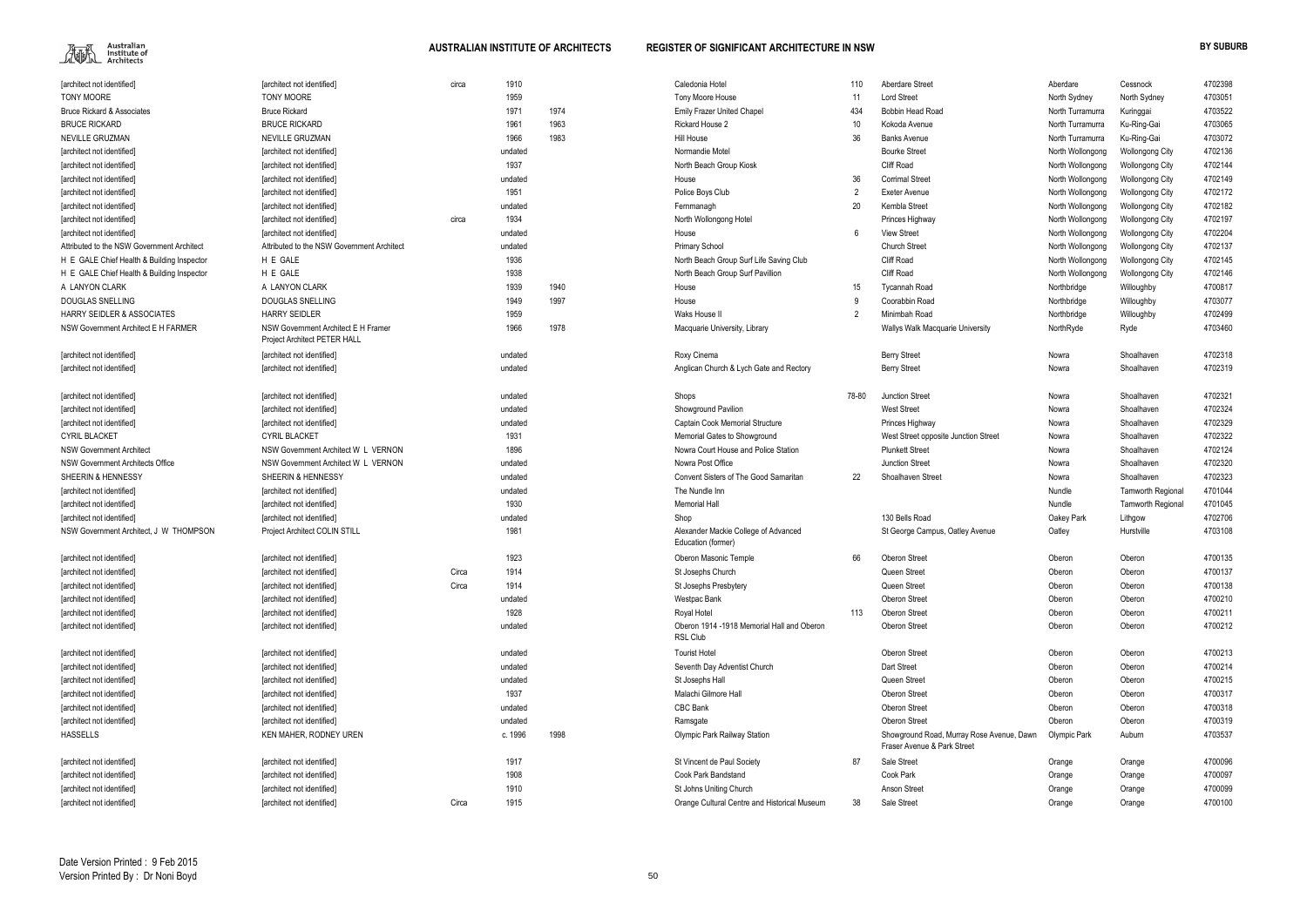| | | | | | | | | | | | |
|---|---|---|---|---|---|---|---|---|---|---|---|
| [architect not identified] | [architect not identified] | circa | 1910 | | Caledonia Hotel | 110 | Aberdare Street | Aberdare | Cessnock | 4702398 |
| TONY MOORE | TONY MOORE | | 1959 | | Tony Moore House | 11 | Lord Street | North Sydney | North Sydney | 4703051 |
| Bruce Rickard & Associates | Bruce Rickard | | 1971 | 1974 | Emily Frazer United Chapel | 434 | Bobbin Head Road | North Turramurra | Kuringgai | 4703522 |
| BRUCE RICKARD | BRUCE RICKARD | | 1961 | 1963 | Rickard House 2 | 10 | Kokoda Avenue | North Turramurra | Ku-Ring-Gai | 4703065 |
| NEVILLE GRUZMAN | NEVILLE GRUZMAN | | 1966 | 1983 | Hill House | 36 | Banks Avenue | North Turramurra | Ku-Ring-Gai | 4703072 |
| [architect not identified] | [architect not identified] | | undated | | Normandie Motel | | Bourke Street | North Wollongong | Wollongong City | 4702136 |
| [architect not identified] | [architect not identified] | | 1937 | | North Beach Group Kiosk | | Cliff Road | North Wollongong | Wollongong City | 4702144 |
| [architect not identified] | [architect not identified] | | undated | | House | 36 | Corrimal Street | North Wollongong | Wollongong City | 4702149 |
| [architect not identified] | [architect not identified] | | 1951 | | Police Boys Club | 2 | Exeter Avenue | North Wollongong | Wollongong City | 4702172 |
| [architect not identified] | [architect not identified] | | undated | | Fermmanagh | 20 | Kembla Street | North Wollongong | Wollongong City | 4702182 |
| [architect not identified] | [architect not identified] | circa | 1934 | | North Wollongong Hotel | | Princes Highway | North Wollongong | Wollongong City | 4702197 |
| [architect not identified] | [architect not identified] | | undated | | House | 6 | View Street | North Wollongong | Wollongong City | 4702204 |
| Attributed to the NSW Government Architect | Attributed to the NSW Government Architect | | undated | | Primary School | | Church Street | North Wollongong | Wollongong City | 4702137 |
| H E GALE Chief Health & Building Inspector | H E GALE | | 1936 | | North Beach Group Surf Life Saving Club | | Cliff Road | North Wollongong | Wollongong City | 4702145 |
| H E GALE Chief Health & Building Inspector | H E GALE | | 1938 | | North Beach Group Surf Pavillion | | Cliff Road | North Wollongong | Wollongong City | 4702146 |
| A LANYON CLARK | A LANYON CLARK | | 1939 | 1940 | House | 15 | Tycannah Road | Northbridge | Willoughby | 4700817 |
| DOUGLAS SNELLING | DOUGLAS SNELLING | | 1949 | 1997 | House | 9 | Coorabbin Road | Northbridge | Willoughby | 4703077 |
| HARRY SEIDLER & ASSOCIATES | HARRY SEIDLER | | 1959 | | Waks House II | 2 | Minimbah Road | Northbridge | Willoughby | 4702499 |
| NSW Government Architect E H FARMER | NSW Government Architect E H Framer Project Architect PETER HALL | | 1966 | 1978 | Macquarie University, Library | | Wallys Walk Macquarie University | NorthRyde | Ryde | 4703460 |
| [architect not identified] | [architect not identified] | | undated | | Roxy Cinema | | Berry Street | Nowra | Shoalhaven | 4702318 |
| [architect not identified] | [architect not identified] | | undated | | Anglican Church & Lych Gate and Rectory | | Berry Street | Nowra | Shoalhaven | 4702319 |
| [architect not identified] | [architect not identified] | | undated | | Shops | 78-80 | Junction Street | Nowra | Shoalhaven | 4702321 |
| [architect not identified] | [architect not identified] | | undated | | Showground Pavilion | | West Street | Nowra | Shoalhaven | 4702324 |
| [architect not identified] | [architect not identified] | | undated | | Captain Cook Memorial Structure | | Princes Highway | Nowra | Shoalhaven | 4702329 |
| CYRIL BLACKET | CYRIL BLACKET | | 1931 | | Memorial Gates to Showground | | West Street opposite Junction Street | Nowra | Shoalhaven | 4702322 |
| NSW Government Architect | NSW Government Architect W L VERNON | | 1896 | | Nowra Court House and Police Station | | Plunkett Street | Nowra | Shoalhaven | 4702124 |
| NSW Government Architects Office | NSW Government Architect W L VERNON | | undated | | Nowra Post Office | | Junction Street | Nowra | Shoalhaven | 4702320 |
| SHEERIN & HENNESSY | SHEERIN & HENNESSY | | undated | | Convent Sisters of The Good Samaritan | 22 | Shoalhaven Street | Nowra | Shoalhaven | 4702323 |
| [architect not identified] | [architect not identified] | | undated | | The Nundle Inn | | | Nundle | Tamworth Regional | 4701044 |
| [architect not identified] | [architect not identified] | | 1930 | | Memorial Hall | | | Nundle | Tamworth Regional | 4701045 |
| [architect not identified] | [architect not identified] | | undated | | Shop | | 130 Bells Road | Oakey Park | Lithgow | 4702706 |
| NSW Government Architect, J W THOMPSON | Project Architect COLIN STILL | | 1981 | | Alexander Mackie College of Advanced Education (former) | | St George Campus, Oatley Avenue | Oatley | Hurstville | 4703108 |
| [architect not identified] | [architect not identified] | | 1923 | | Oberon Masonic Temple | 66 | Oberon Street | Oberon | Oberon | 4700135 |
| [architect not identified] | [architect not identified] | Circa | 1914 | | St Josephs Church | | Queen Street | Oberon | Oberon | 4700137 |
| [architect not identified] | [architect not identified] | Circa | 1914 | | St Josephs Presbytery | | Queen Street | Oberon | Oberon | 4700138 |
| [architect not identified] | [architect not identified] | | undated | | Westpac Bank | | Oberon Street | Oberon | Oberon | 4700210 |
| [architect not identified] | [architect not identified] | | 1928 | | Royal Hotel | 113 | Oberon Street | Oberon | Oberon | 4700211 |
| [architect not identified] | [architect not identified] | | undated | | Oberon 1914 -1918 Memorial Hall and Oberon RSL Club | | Oberon Street | Oberon | Oberon | 4700212 |
| [architect not identified] | [architect not identified] | | undated | | Tourist Hotel | | Oberon Street | Oberon | Oberon | 4700213 |
| [architect not identified] | [architect not identified] | | undated | | Seventh Day Adventist Church | | Dart Street | Oberon | Oberon | 4700214 |
| [architect not identified] | [architect not identified] | | undated | | St Josephs Hall | | Queen Street | Oberon | Oberon | 4700215 |
| [architect not identified] | [architect not identified] | | 1937 | | Malachi Gilmore Hall | | Oberon Street | Oberon | Oberon | 4700317 |
| [architect not identified] | [architect not identified] | | undated | | CBC Bank | | Oberon Street | Oberon | Oberon | 4700318 |
| [architect not identified] | [architect not identified] | | undated | | Ramsgate | | Oberon Street | Oberon | Oberon | 4700319 |
| HASSELLS | KEN MAHER, RODNEY UREN | | c. 1996 | 1998 | Olympic Park Railway Station | | Showground Road, Murray Rose Avenue, Dawn Fraser Avenue & Park Street | Olympic Park | Auburn | 4703537 |
| [architect not identified] | [architect not identified] | | 1917 | | St Vincent de Paul Society | 87 | Sale Street | Orange | Orange | 4700096 |
| [architect not identified] | [architect not identified] | | 1908 | | Cook Park Bandstand | | Cook Park | Orange | Orange | 4700097 |
| [architect not identified] | [architect not identified] | | 1910 | | St Johns Uniting Church | | Anson Street | Orange | Orange | 4700099 |
| [architect not identified] | [architect not identified] | Circa | 1915 | | Orange Cultural Centre and Historical Museum | 38 | Sale Street | Orange | Orange | 4700100 |

Date Version Printed : 9 Feb 2015
Version Printed By : Dr Noni Boyd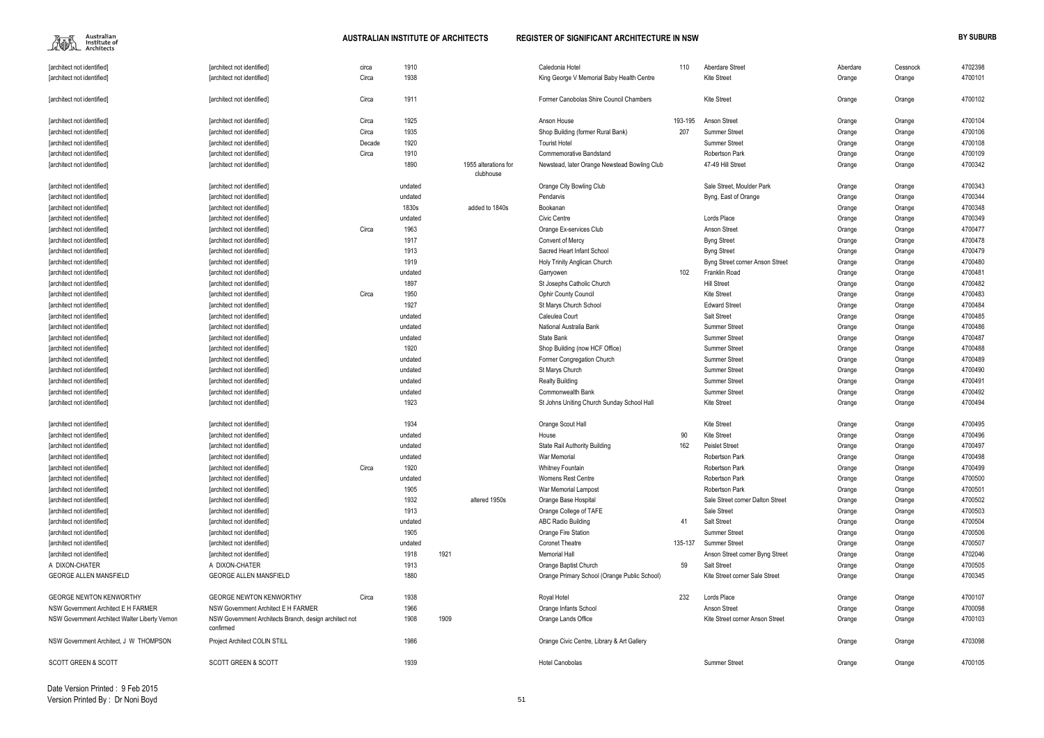| | | | | | | | | | | | | |
|---|---|---|---|---|---|---|---|---|---|---|---|---|
| [architect not identified] | [architect not identified] | circa | 1910 | | | Caledonia Hotel | 110 | Aberdare Street | Aberdare | Cessnock | 4702398 |
| [architect not identified] | [architect not identified] | Circa | 1938 | | | King George V Memorial Baby Health Centre | | Kite Street | Orange | Orange | 4700101 |
| [architect not identified] | [architect not identified] | Circa | 1911 | | | Former Canobolas Shire Council Chambers | | Kite Street | Orange | Orange | 4700102 |
| [architect not identified] | [architect not identified] | Circa | 1925 | | | Anson House | 193-195 | Anson Street | Orange | Orange | 4700104 |
| [architect not identified] | [architect not identified] | Circa | 1935 | | | Shop Building (former Rural Bank) | 207 | Summer Street | Orange | Orange | 4700106 |
| [architect not identified] | [architect not identified] | Decade | 1920 | | | Tourist Hotel | | Summer Street | Orange | Orange | 4700108 |
| [architect not identified] | [architect not identified] | Circa | 1910 | | | Commemorative Bandstand | | Robertson Park | Orange | Orange | 4700109 |
| [architect not identified] | [architect not identified] | | 1890 | | 1955 alterations for clubhouse | Newstead, later Orange Newstead Bowling Club | | 47-49 Hill Street | Orange | Orange | 4700342 |
| [architect not identified] | [architect not identified] | | undated | | | Orange City Bowling Club | | Sale Street, Moulder Park | Orange | Orange | 4700343 |
| [architect not identified] | [architect not identified] | | undated | | | Pendarvis | | Byng, East of Orange | Orange | Orange | 4700344 |
| [architect not identified] | [architect not identified] | | 1830s | | added to 1840s | Bookanan | | | Orange | Orange | 4700348 |
| [architect not identified] | [architect not identified] | | undated | | | Civic Centre | | Lords Place | Orange | Orange | 4700349 |
| [architect not identified] | [architect not identified] | Circa | 1963 | | | Orange Ex-services Club | | Anson Street | Orange | Orange | 4700477 |
| [architect not identified] | [architect not identified] | | 1917 | | | Convent of Mercy | | Byng Street | Orange | Orange | 4700478 |
| [architect not identified] | [architect not identified] | | 1913 | | | Sacred Heart Infant School | | Byng Street | Orange | Orange | 4700479 |
| [architect not identified] | [architect not identified] | | 1919 | | | Holy Trinity Anglican Church | | Byng Street corner Anson Street | Orange | Orange | 4700480 |
| [architect not identified] | [architect not identified] | | undated | | | Garryowen | 102 | Franklin Road | Orange | Orange | 4700481 |
| [architect not identified] | [architect not identified] | | 1897 | | | St Josephs Catholic Church | | Hill Street | Orange | Orange | 4700482 |
| [architect not identified] | [architect not identified] | Circa | 1950 | | | Ophir County Council | | Kite Street | Orange | Orange | 4700483 |
| [architect not identified] | [architect not identified] | | 1927 | | | St Marys Church School | | Edward Street | Orange | Orange | 4700484 |
| [architect not identified] | [architect not identified] | | undated | | | Caleulea Court | | Salt Street | Orange | Orange | 4700485 |
| [architect not identified] | [architect not identified] | | undated | | | National Australia Bank | | Summer Street | Orange | Orange | 4700486 |
| [architect not identified] | [architect not identified] | | undated | | | State Bank | | Summer Street | Orange | Orange | 4700487 |
| [architect not identified] | [architect not identified] | | 1920 | | | Shop Building (now HCF Office) | | Summer Street | Orange | Orange | 4700488 |
| [architect not identified] | [architect not identified] | | undated | | | Former Congregation Church | | Summer Street | Orange | Orange | 4700489 |
| [architect not identified] | [architect not identified] | | undated | | | St Marys Church | | Summer Street | Orange | Orange | 4700490 |
| [architect not identified] | [architect not identified] | | undated | | | Realty Building | | Summer Street | Orange | Orange | 4700491 |
| [architect not identified] | [architect not identified] | | undated | | | Commonwealth Bank | | Summer Street | Orange | Orange | 4700492 |
| [architect not identified] | [architect not identified] | | 1923 | | | St Johns Uniting Church Sunday School Hall | | Kite Street | Orange | Orange | 4700494 |
| [architect not identified] | [architect not identified] | | 1934 | | | Orange Scout Hall | | Kite Street | Orange | Orange | 4700495 |
| [architect not identified] | [architect not identified] | | undated | | | House | 90 | Kite Street | Orange | Orange | 4700496 |
| [architect not identified] | [architect not identified] | | undated | | | State Rail Authority Building | 162 | Peisley Street | Orange | Orange | 4700497 |
| [architect not identified] | [architect not identified] | | undated | | | War Memorial | | Robertson Park | Orange | Orange | 4700498 |
| [architect not identified] | [architect not identified] | Circa | 1920 | | | Whitney Fountain | | Robertson Park | Orange | Orange | 4700499 |
| [architect not identified] | [architect not identified] | | undated | | | Womens Rest Centre | | Robertson Park | Orange | Orange | 4700500 |
| [architect not identified] | [architect not identified] | | 1905 | | | War Memorial Lampost | | Robertson Park | Orange | Orange | 4700501 |
| [architect not identified] | [architect not identified] | | 1932 | | altered 1950s | Orange Base Hospital | | Sale Street corner Dalton Street | Orange | Orange | 4700502 |
| [architect not identified] | [architect not identified] | | 1913 | | | Orange College of TAFE | | Sale Street | Orange | Orange | 4700503 |
| [architect not identified] | [architect not identified] | | undated | | | ABC Radio Building | 41 | Salt Street | Orange | Orange | 4700504 |
| [architect not identified] | [architect not identified] | | 1905 | | | Orange Fire Station | | Summer Street | Orange | Orange | 4700506 |
| [architect not identified] | [architect not identified] | | undated | | | Coronet Theatre | 135-137 | Summer Street | Orange | Orange | 4700507 |
| [architect not identified] | [architect not identified] | | 1918 | 1921 | | Memorial Hall | | Anson Street corner Byng Street | Orange | Orange | 4702046 |
| A DIXON-CHATER | A DIXON-CHATER | | 1913 | | | Orange Baptist Church | 59 | Salt Street | Orange | Orange | 4700505 |
| GEORGE ALLEN MANSFIELD | GEORGE ALLEN MANSFIELD | | 1880 | | | Orange Primary School (Orange Public School) | | Kite Street corner Sale Street | Orange | Orange | 4700345 |
| GEORGE NEWTON KENWORTHY | GEORGE NEWTON KENWORTHY | Circa | 1938 | | | Royal Hotel | 232 | Lords Place | Orange | Orange | 4700107 |
| NSW Government Architect E H FARMER | NSW Government Architect E H FARMER | | 1966 | | | Orange Infants School | | Anson Street | Orange | Orange | 4700098 |
| NSW Government Architect Walter Liberty Vernon | NSW Government Architects Branch, design architect not confirmed | | 1908 | 1909 | | Orange Lands Office | | Kite Street corner Anson Street | Orange | Orange | 4700103 |
| NSW Government Architect, J W THOMPSON | Project Architect COLIN STILL | | 1986 | | | Orange Civic Centre, Library & Art Gallery | | | Orange | Orange | 4703098 |
| SCOTT GREEN & SCOTT | SCOTT GREEN & SCOTT | | 1939 | | | Hotel Canobolas | | Summer Street | Orange | Orange | 4700105 |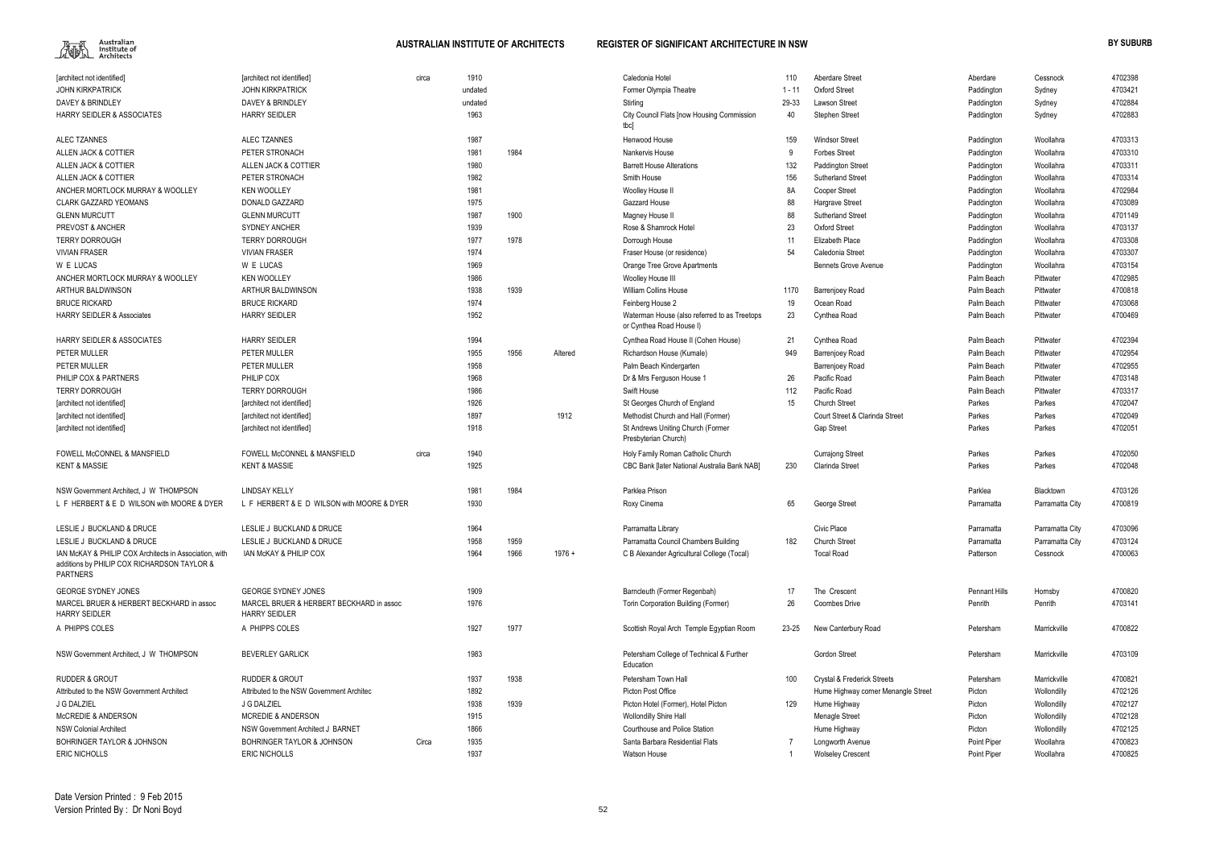| [architect not identified] | [architect not identified] | circa | 1910 | | | Caledonia Hotel | 110 | Aberdare Street | Aberdare | Cessnock | 4702398 |
|---|---|---|---|---|---|---|---|---|---|---|---|
| JOHN KIRKPATRICK | JOHN KIRKPATRICK | | undated | | | Former Olympia Theatre | 1 - 11 | Oxford Street | Paddington | Sydney | 4703421 |
| DAVEY & BRINDLEY | DAVEY & BRINDLEY | | undated | | | Stirling | 29-33 | Lawson Street | Paddington | Sydney | 4702884 |
| HARRY SEIDLER & ASSOCIATES | HARRY SEIDLER | | 1963 | | | City Council Flats [now Housing Commission tbc] | 40 | Stephen Street | Paddington | Sydney | 4702883 |
| ALEC TZANNES | ALEC TZANNES | | 1987 | | | Henwood House | 159 | Windsor Street | Paddington | Woollahra | 4703313 |
| ALLEN JACK & COTTIER | PETER STRONACH | | 1981 | 1984 | | Nankervis House | 9 | Forbes Street | Paddington | Woollahra | 4703310 |
| ALLEN JACK & COTTIER | ALLEN JACK & COTTIER | | 1980 | | | Barrett House Alterations | 132 | Paddington Street | Paddington | Woollahra | 4703311 |
| ALLEN JACK & COTTIER | PETER STRONACH | | 1982 | | | Smith House | 156 | Sutherland Street | Paddington | Woollahra | 4703314 |
| ANCHER MORTLOCK MURRAY & WOOLLEY | KEN WOOLLEY | | 1981 | | | Woolley House II | 8A | Cooper Street | Paddington | Woollahra | 4702984 |
| CLARK GAZZARD YEOMANS | DONALD GAZZARD | | 1975 | | | Gazzard House | 88 | Hargrave Street | Paddington | Woollahra | 4703089 |
| GLENN MURCUTT | GLENN MURCUTT | | 1987 | 1900 | | Magney House II | 88 | Sutherland Street | Paddington | Woollahra | 4701149 |
| PREVOST & ANCHER | SYDNEY ANCHER | | 1939 | | | Rose & Shamrock Hotel | 23 | Oxford Street | Paddington | Woollahra | 4703137 |
| TERRY DORROUGH | TERRY DORROUGH | | 1977 | 1978 | | Dorrough House | 11 | Elizabeth Place | Paddington | Woollahra | 4703308 |
| VIVIAN FRASER | VIVIAN FRASER | | 1974 | | | Fraser House (or residence) | 54 | Caledonia Street | Paddington | Woollahra | 4703307 |
| W E LUCAS | W E LUCAS | | 1969 | | | Orange Tree Grove Apartments | | Bennets Grove Avenue | Paddington | Woollahra | 4703154 |
| ANCHER MORTLOCK MURRAY & WOOLLEY | KEN WOOLLEY | | 1986 | | | Woolley House III | | | Palm Beach | Pittwater | 4702985 |
| ARTHUR BALDWINSON | ARTHUR BALDWINSON | | 1938 | 1939 | | William Collins House | 1170 | Barrenjoey Road | Palm Beach | Pittwater | 4700818 |
| BRUCE RICKARD | BRUCE RICKARD | | 1974 | | | Feinberg House 2 | 19 | Ocean Road | Palm Beach | Pittwater | 4703068 |
| HARRY SEIDLER & Associates | HARRY SEIDLER | | 1952 | | | Waterman House (also referred to as Treetops or Cynthea Road House I) | 23 | Cynthea Road | Palm Beach | Pittwater | 4700469 |
| HARRY SEIDLER & ASSOCIATES | HARRY SEIDLER | | 1994 | | | Cynthea Road House II (Cohen House) | 21 | Cynthea Road | Palm Beach | Pittwater | 4702394 |
| PETER MULLER | PETER MULLER | | 1955 | 1956 | Altered | Richardson House (Kumale) | 949 | Barrenjoey Road | Palm Beach | Pittwater | 4702954 |
| PETER MULLER | PETER MULLER | | 1958 | | | Palm Beach Kindergarten | | Barrenjoey Road | Palm Beach | Pittwater | 4702955 |
| PHILIP COX & PARTNERS | PHILIP COX | | 1968 | | | Dr & Mrs Ferguson House 1 | 26 | Pacific Road | Palm Beach | Pittwater | 4703148 |
| TERRY DORROUGH | TERRY DORROUGH | | 1986 | | | Swift House | 112 | Pacific Road | Palm Beach | Pittwater | 4703317 |
| [architect not identified] | [architect not identified] | | 1926 | | | St Georges Church of England | 15 | Church Street | Parkes | Parkes | 4702047 |
| [architect not identified] | [architect not identified] | | 1897 | | 1912 | Methodist Church and Hall (Former) | | Court Street & Clarinda Street | Parkes | Parkes | 4702049 |
| [architect not identified] | [architect not identified] | | 1918 | | | St Andrews Uniting Church (Former Presbyterian Church) | | Gap Street | Parkes | Parkes | 4702051 |
| FOWELL McCONNEL & MANSFIELD | FOWELL McCONNEL & MANSFIELD | circa | 1940 | | | Holy Family Roman Catholic Church | | Currajong Street | Parkes | Parkes | 4702050 |
| KENT & MASSIE | KENT & MASSIE | | 1925 | | | CBC Bank [later National Australia Bank NAB] | 230 | Clarinda Street | Parkes | Parkes | 4702048 |
| NSW Government Architect, J W THOMPSON | LINDSAY KELLY | | 1981 | 1984 | | Parklea Prison | | | Parklea | Blacktown | 4703126 |
| L F HERBERT & E D WILSON with MOORE & DYER | L F HERBERT & E D WILSON with MOORE & DYER | | 1930 | | | Roxy Cinema | 65 | George Street | Parramatta | Parramatta City | 4700819 |
| LESLIE J BUCKLAND & DRUCE | LESLIE J BUCKLAND & DRUCE | | 1964 | | | Parramatta Library | | Civic Place | Parramatta | Parramatta City | 4703096 |
| LESLIE J BUCKLAND & DRUCE | LESLIE J BUCKLAND & DRUCE | | 1958 | 1959 | | Parramatta Council Chambers Building | 182 | Church Street | Parramatta | Parramatta City | 4703124 |
| IAN McKAY & PHILIP COX Architects in Association, with additions by PHILIP COX RICHARDSON TAYLOR & PARTNERS | IAN McKAY & PHILIP COX | | 1964 | 1966 | 1976 + | C B Alexander Agricultural College (Tocal) | | Tocal Road | Patterson | Cessnock | 4700063 |
| GEORGE SYDNEY JONES | GEORGE SYDNEY JONES | | 1909 | | | Barncleuth (Former Regenbah) | 17 | The Crescent | Pennant Hills | Hornsby | 4700820 |
| MARCEL BRUER & HERBERT BECKHARD in assoc HARRY SEIDLER | MARCEL BRUER & HERBERT BECKHARD in assoc HARRY SEIDLER | | 1976 | | | Torin Corporation Building (Former) | 26 | Coombes Drive | Penrith | Penrith | 4703141 |
| A PHIPPS COLES | A PHIPPS COLES | | 1927 | 1977 | | Scottish Royal Arch Temple Egyptian Room | 23-25 | New Canterbury Road | Petersham | Marrickville | 4700822 |
| NSW Government Architect, J W THOMPSON | BEVERLEY GARLICK | | 1983 | | | Petersham College of Technical & Further Education | | Gordon Street | Petersham | Marrickville | 4703109 |
| RUDDER & GROUT | RUDDER & GROUT | | 1937 | 1938 | | Petersham Town Hall | 100 | Crystal & Frederick Streets | Petersham | Marrickville | 4700821 |
| Attributed to the NSW Government Architect | Attributed to the NSW Government Architec | | 1892 | | | Picton Post Office | | Hume Highway corner Menangle Street | Picton | Wollondilly | 4702126 |
| J G DALZIEL | J G DALZIEL | | 1938 | 1939 | | Picton Hotel (Former), Hotel Picton | 129 | Hume Highway | Picton | Wollondilly | 4702127 |
| McCREDIE & ANDERSON | MCREDIE & ANDERSON | | 1915 | | | Wollondilly Shire Hall | | Menagle Street | Picton | Wollondilly | 4702128 |
| NSW Colonial Architect | NSW Government Architect J BARNET | | 1866 | | | Courthouse and Police Station | | Hume Highway | Picton | Wollondilly | 4702125 |
| BOHRINGER TAYLOR & JOHNSON | BOHRINGER TAYLOR & JOHNSON | Circa | 1935 | | | Santa Barbara Residential Flats | 7 | Longworth Avenue | Point Piper | Woollahra | 4700823 |
| ERIC NICHOLLS | ERIC NICHOLLS | | 1937 | | | Watson House | 1 | Wolseley Crescent | Point Piper | Woollahra | 4700825 |

Date Version Printed : 9 Feb 2015
Version Printed By : Dr Noni Boyd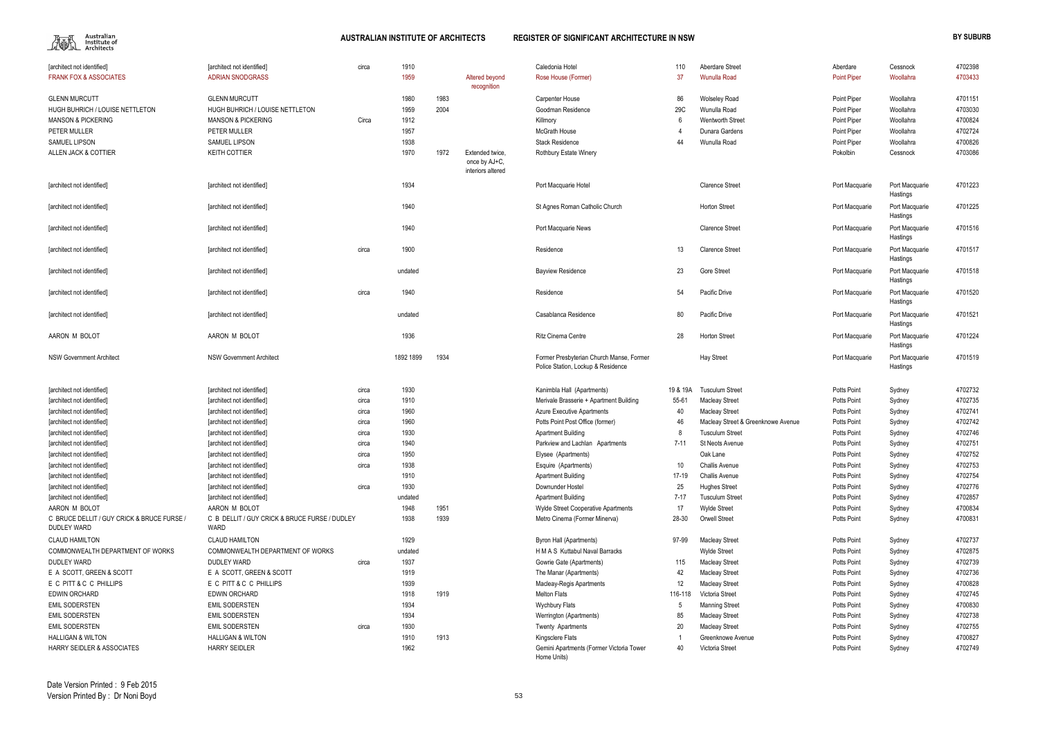| | | | | | | | | | | | | |
|---|---|---|---|---|---|---|---|---|---|---|---|---|
| [architect not identified] | [architect not identified] | circa | 1910 | | | Caledonia Hotel | 110 | Aberdare Street | Aberdare | Cessnock | 4702398 |
| FRANK FOX & ASSOCIATES | ADRIAN SNODGRASS | | 1959 | | Altered beyond recognition | Rose House (Former) | 37 | Wunulla Road | Point Piper | Woollahra | 4703433 |
| GLENN MURCUTT | GLENN MURCUTT | | 1980 | 1983 | | Carpenter House | 86 | Wolseley Road | Point Piper | Woollahra | 4701151 |
| HUGH BUHRICH / LOUISE NETTLETON | HUGH BUHRICH / LOUISE NETTLETON | | 1959 | 2004 | | Goodman Residence | 29C | Wunulla Road | Point Piper | Woollahra | 4703030 |
| MANSON & PICKERING | MANSON & PICKERING | Circa | 1912 | | | Killmory | 6 | Wentworth Street | Point Piper | Woollahra | 4700824 |
| PETER MULLER | PETER MULLER | | 1957 | | | McGrath House | 4 | Dunara Gardens | Point Piper | Woollahra | 4702724 |
| SAMUEL LIPSON | SAMUEL LIPSON | | 1938 | | | Stack Residence | 44 | Wunulla Road | Point Piper | Woollahra | 4700826 |
| ALLEN JACK & COTTIER | KEITH COTTIER | | 1970 | 1972 | Extended twice, once by AJ+C, interiors altered | Rothbury Estate Winery | | | Pokolbin | Cessnock | 4703086 |
| [architect not identified] | [architect not identified] | | 1934 | | | Port Macquarie Hotel | | Clarence Street | Port Macquarie | Port Macquarie Hastings | 4701223 |
| [architect not identified] | [architect not identified] | | 1940 | | | St Agnes Roman Catholic Church | | Horton Street | Port Macquarie | Port Macquarie Hastings | 4701225 |
| [architect not identified] | [architect not identified] | | 1940 | | | Port Macquarie News | | Clarence Street | Port Macquarie | Port Macquarie Hastings | 4701516 |
| [architect not identified] | [architect not identified] | circa | 1900 | | | Residence | 13 | Clarence Street | Port Macquarie | Port Macquarie Hastings | 4701517 |
| [architect not identified] | [architect not identified] | | undated | | | Bayview Residence | 23 | Gore Street | Port Macquarie | Port Macquarie Hastings | 4701518 |
| [architect not identified] | [architect not identified] | circa | 1940 | | | Residence | 54 | Pacific Drive | Port Macquarie | Port Macquarie Hastings | 4701520 |
| [architect not identified] | [architect not identified] | | undated | | | Casablanca Residence | 80 | Pacific Drive | Port Macquarie | Port Macquarie Hastings | 4701521 |
| AARON M BOLOT | AARON M BOLOT | | 1936 | | | Ritz Cinema Centre | 28 | Horton Street | Port Macquarie | Port Macquarie Hastings | 4701224 |
| NSW Government Architect | NSW Government Architect | | 1892 1899 | 1934 | | Former Presbyterian Church Manse, Former Police Station, Lockup & Residence | | Hay Street | Port Macquarie | Port Macquarie Hastings | 4701519 |
| [architect not identified] | [architect not identified] | circa | 1930 | | | Kanimbla Hall (Apartments) | 19 & 19A | Tusculum Street | Potts Point | Sydney | 4702732 |
| [architect not identified] | [architect not identified] | circa | 1910 | | | Merivale Brasserie + Apartment Building | 55-61 | Macleay Street | Potts Point | Sydney | 4702735 |
| [architect not identified] | [architect not identified] | circa | 1960 | | | Azure Executive Apartments | 40 | Macleay Street | Potts Point | Sydney | 4702741 |
| [architect not identified] | [architect not identified] | circa | 1960 | | | Potts Point Post Office (former) | 46 | Macleay Street & Greenknowe Avenue | Potts Point | Sydney | 4702742 |
| [architect not identified] | [architect not identified] | circa | 1930 | | | Apartment Building | 8 | Tusculum Street | Potts Point | Sydney | 4702746 |
| [architect not identified] | [architect not identified] | circa | 1940 | | | Parkview and Lachlan Apartments | 7-11 | St Neots Avenue | Potts Point | Sydney | 4702751 |
| [architect not identified] | [architect not identified] | circa | 1950 | | | Elysee (Apartments) | | Oak Lane | Potts Point | Sydney | 4702752 |
| [architect not identified] | [architect not identified] | circa | 1938 | | | Esquire (Apartments) | 10 | Challis Avenue | Potts Point | Sydney | 4702753 |
| [architect not identified] | [architect not identified] | | 1910 | | | Apartment Building | 17-19 | Challis Avenue | Potts Point | Sydney | 4702754 |
| [architect not identified] | [architect not identified] | circa | 1930 | | | Downunder Hostel | 25 | Hughes Street | Potts Point | Sydney | 4702776 |
| [architect not identified] | [architect not identified] | | undated | | | Apartment Building | 7-17 | Tusculum Street | Potts Point | Sydney | 4702857 |
| AARON M BOLOT | AARON M BOLOT | | 1948 | 1951 | | Wylde Street Cooperative Apartments | 17 | Wylde Street | Potts Point | Sydney | 4700834 |
| C BRUCE DELLIT / GUY CRICK & BRUCE FURSE / DUDLEY WARD | C B DELLIT / GUY CRICK & BRUCE FURSE / DUDLEY WARD | | 1938 | 1939 | | Metro Cinema (Former Minerva) | 28-30 | Orwell Street | Potts Point | Sydney | 4700831 |
| CLAUD HAMILTON | CLAUD HAMILTON | | 1929 | | | Byron Hall (Apartments) | 97-99 | Macleay Street | Potts Point | Sydney | 4702737 |
| COMMONWEALTH DEPARTMENT OF WORKS | COMMONWEALTH DEPARTMENT OF WORKS | | undated | | | H M A S Kuttabul Naval Barracks | | Wylde Street | Potts Point | Sydney | 4702875 |
| DUDLEY WARD | DUDLEY WARD | circa | 1937 | | | Gowrie Gate (Apartments) | 115 | Macleay Street | Potts Point | Sydney | 4702739 |
| E A SCOTT, GREEN & SCOTT | E A SCOTT, GREEN & SCOTT | | 1919 | | | The Manar (Apartments) | 42 | Macleay Street | Potts Point | Sydney | 4702736 |
| E C PITT & C C PHILLIPS | E C PITT & C C PHILLIPS | | 1939 | | | Macleay-Regis Apartments | 12 | Macleay Street | Potts Point | Sydney | 4700828 |
| EDWIN ORCHARD | EDWIN ORCHARD | | 1918 | 1919 | | Melton Flats | 116-118 | Victoria Street | Potts Point | Sydney | 4702745 |
| EMIL SODERSTEN | EMIL SODERSTEN | | 1934 | | | Wychbury Flats | 5 | Manning Street | Potts Point | Sydney | 4700830 |
| EMIL SODERSTEN | EMIL SODERSTEN | | 1934 | | | Werrington (Apartments) | 85 | Macleay Street | Potts Point | Sydney | 4702738 |
| EMIL SODERSTEN | EMIL SODERSTEN | circa | 1930 | | | Twenty Apartments | 20 | Macleay Street | Potts Point | Sydney | 4702755 |
| HALLIGAN & WILTON | HALLIGAN & WILTON | | 1910 | 1913 | | Kingsclere Flats | 1 | Greenknowe Avenue | Potts Point | Sydney | 4700827 |
| HARRY SEIDLER & ASSOCIATES | HARRY SEIDLER | | 1962 | | | Gemini Apartments (Former Victoria Tower Home Units) | 40 | Victoria Street | Potts Point | Sydney | 4702749 |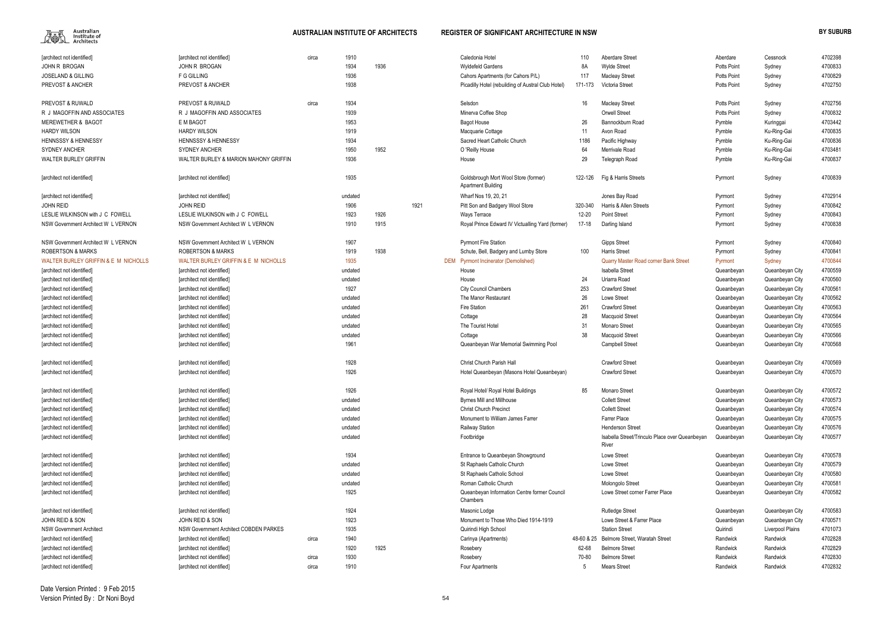| | | | | | | | | | | | | |
|---|---|---|---|---|---|---|---|---|---|---|---|---|
| [architect not identified] | [architect not identified] | circa | 1910 | | | | Caledonia Hotel | 110 | Aberdare Street | Aberdare | Cessnock | 4702398 |
| JOHN R BROGAN | JOHN R BROGAN | | 1934 | 1936 | | | Wyldefeld Gardens | 8A | Wylde Street | Potts Point | Sydney | 4700833 |
| JOSELAND & GILLING | F G GILLING | | 1936 | | | | Cahors Apartments (for Cahors P/L) | 117 | Macleay Street | Potts Point | Sydney | 4700829 |
| PREVOST & ANCHER | PREVOST & ANCHER | | 1938 | | | | Picadilly Hotel (rebuilding of Austral Club Hotel) | 171-173 | Victoria Street | Potts Point | Sydney | 4702750 |
| PREVOST & RUWALD | PREVOST & RUWALD | circa | 1934 | | | | Selsdon | 16 | Macleay Street | Potts Point | Sydney | 4702756 |
| R J MAGOFFIN AND ASSOCIATES | R J MAGOFFIN AND ASSOCIATES | | 1939 | | | | Minerva Coffee Shop | | Orwell Street | Potts Point | Sydney | 4700832 |
| MEREWETHER & BAGOT | E M BAGOT | | 1953 | | | | Bagot House | 26 | Bannockburn Road | Pymble | Kuringgai | 4703442 |
| HARDY WILSON | HARDY WILSON | | 1919 | | | | Macquarie Cottage | 11 | Avon Road | Pymble | Ku-Ring-Gai | 4700835 |
| HENNSSSY & HENNESSY | HENNSSSY & HENNESSY | | 1934 | | | | Sacred Heart Catholic Church | 1186 | Pacific Highway | Pymble | Ku-Ring-Gai | 4700836 |
| SYDNEY ANCHER | SYDNEY ANCHER | | 1950 | 1952 | | | O 'Reilly House | 64 | Merrivale Road | Pymble | Ku-Ring-Gai | 4703481 |
| WALTER BURLEY GRIFFIN | WALTER BURLEY & MARION MAHONY GRIFFIN | | 1936 | | | | House | 29 | Telegraph Road | Pymble | Ku-Ring-Gai | 4700837 |
| [architect not identified] | [architect not identified] | | 1935 | | | | Goldsbrough Mort Wool Store (former) Apartment Building | 122-126 | Fig & Harris Streets | Pyrmont | Sydney | 4700839 |
| [architect not identified] | [architect not identified] | | undated | | | | Wharf Nos 19, 20, 21 | | Jones Bay Road | Pyrmont | Sydney | 4702914 |
| JOHN REID | JOHN REID | | 1906 | | 1921 | | Pitt Son and Badgery Wool Store | 320-340 | Harris & Allen Streets | Pyrmont | Sydney | 4700842 |
| LESLIE WILKINSON with J C FOWELL | LESLIE WILKINSON with J C FOWELL | | 1923 | 1926 | | | Ways Terrace | 12-20 | Point Street | Pyrmont | Sydney | 4700843 |
| NSW Government Architect W L VERNON | NSW Government Architect W L VERNON | | 1910 | 1915 | | | Royal Prince Edward IV Victualling Yard (former) | 17-18 | Darling Island | Pyrmont | Sydney | 4700838 |
| NSW Government Architect W L VERNON | NSW Government Architect W L VERNON | | 1907 | | | | Pyrmont Fire Station | | Gipps Street | Pyrmont | Sydney | 4700840 |
| ROBERTSON & MARKS | ROBERTSON & MARKS | | 1919 | 1938 | | | Schute, Bell, Badgery and Lumby Store | 100 | Harris Street | Pyrmont | Sydney | 4700841 |
| WALTER BURLEY GRIFFIN & E M NICHOLLS | WALTER BURLEY GRIFFIN & E M NICHOLLS | | 1935 | | | DEM | Pyrmont Incinerator (Demolished) | | Quarry Master Road corner Bank Street | Pyrmont | Sydney | 4700844 |
| [architect not identified] | [architect not identified] | | undated | | | | House | | Isabella Street | Queanbeyan | Queanbeyan City | 4700559 |
| [architect not identified] | [architect not identified] | | undated | | | | House | 24 | Uriarra Road | Queanbeyan | Queanbeyan City | 4700560 |
| [architect not identified] | [architect not identified] | | 1927 | | | | City Council Chambers | 253 | Crawford Street | Queanbeyan | Queanbeyan City | 4700561 |
| [architect not identified] | [architect not identified] | | undated | | | | The Manor Restaurant | 26 | Lowe Street | Queanbeyan | Queanbeyan City | 4700562 |
| [architect not identified] | [architect not identified] | | undated | | | | Fire Station | 261 | Crawford Street | Queanbeyan | Queanbeyan City | 4700563 |
| [architect not identified] | [architect not identified] | | undated | | | | Cottage | 28 | Macquoid Street | Queanbeyan | Queanbeyan City | 4700564 |
| [architect not identified] | [architect not identified] | | undated | | | | The Tourist Hotel | 31 | Monaro Street | Queanbeyan | Queanbeyan City | 4700565 |
| [architect not identified] | [architect not identified] | | undated | | | | Cottage | 38 | Macquoid Street | Queanbeyan | Queanbeyan City | 4700566 |
| [architect not identified] | [architect not identified] | | 1961 | | | | Queanbeyan War Memorial Swimming Pool | | Campbell Street | Queanbeyan | Queanbeyan City | 4700568 |
| [architect not identified] | [architect not identified] | | 1928 | | | | Christ Church Parish Hall | | Crawford Street | Queanbeyan | Queanbeyan City | 4700569 |
| [architect not identified] | [architect not identified] | | 1926 | | | | Hotel Queanbeyan (Masons Hotel Queanbeyan) | | Crawford Street | Queanbeyan | Queanbeyan City | 4700570 |
| [architect not identified] | [architect not identified] | | 1926 | | | | Royal Hotel/ Royal Hotel Buildings | 85 | Monaro Street | Queanbeyan | Queanbeyan City | 4700572 |
| [architect not identified] | [architect not identified] | | undated | | | | Byrnes Mill and Millhouse | | Collett Street | Queanbeyan | Queanbeyan City | 4700573 |
| [architect not identified] | [architect not identified] | | undated | | | | Christ Church Precinct | | Collett Street | Queanbeyan | Queanbeyan City | 4700574 |
| [architect not identified] | [architect not identified] | | undated | | | | Monument to William James Farrer | | Farrer Place | Queanbeyan | Queanbeyan City | 4700575 |
| [architect not identified] | [architect not identified] | | undated | | | | Railway Station | | Henderson Street | Queanbeyan | Queanbeyan City | 4700576 |
| [architect not identified] | [architect not identified] | | undated | | | | Footbridge | | Isabella Street/Trinculo Place over Queanbeyan River | Queanbeyan | Queanbeyan City | 4700577 |
| [architect not identified] | [architect not identified] | | 1934 | | | | Entrance to Queanbeyan Showground | | Lowe Street | Queanbeyan | Queanbeyan City | 4700578 |
| [architect not identified] | [architect not identified] | | undated | | | | St Raphaels Catholic Church | | Lowe Street | Queanbeyan | Queanbeyan City | 4700579 |
| [architect not identified] | [architect not identified] | | undated | | | | St Raphaels Catholic School | | Lowe Street | Queanbeyan | Queanbeyan City | 4700580 |
| [architect not identified] | [architect not identified] | | undated | | | | Roman Catholic Church | | Molongolo Street | Queanbeyan | Queanbeyan City | 4700581 |
| [architect not identified] | [architect not identified] | | 1925 | | | | Queanbeyan Information Centre former Council Chambers | | Lowe Street corner Farrer Place | Queanbeyan | Queanbeyan City | 4700582 |
| [architect not identified] | [architect not identified] | | 1924 | | | | Masonic Lodge | | Rutledge Street | Queanbeyan | Queanbeyan City | 4700583 |
| JOHN REID & SON | JOHN REID & SON | | 1923 | | | | Monument to Those Who Died 1914-1919 | | Lowe Street & Farrer Place | Queanbeyan | Queanbeyan City | 4700571 |
| NSW Government Architect | NSW Government Architect COBDEN PARKES | | 1935 | | | | Quirindi High School | | Station Street | Quirindi | Liverpool Plains | 4701073 |
| [architect not identified] | [architect not identified] | circa | 1940 | | | | Carinya (Apartments) | 48-60 & 25 | Belmore Street, Waratah Street | Randwick | Randwick | 4702828 |
| [architect not identified] | [architect not identified] | | 1920 | 1925 | | | Rosebery | 62-68 | Belmore Street | Randwick | Randwick | 4702829 |
| [architect not identified] | [architect not identified] | circa | 1930 | | | | Rosebery | 70-80 | Belmore Street | Randwick | Randwick | 4702830 |
| [architect not identified] | [architect not identified] | circa | 1910 | | | | Four Apartments | 5 | Mears Street | Randwick | Randwick | 4702832 |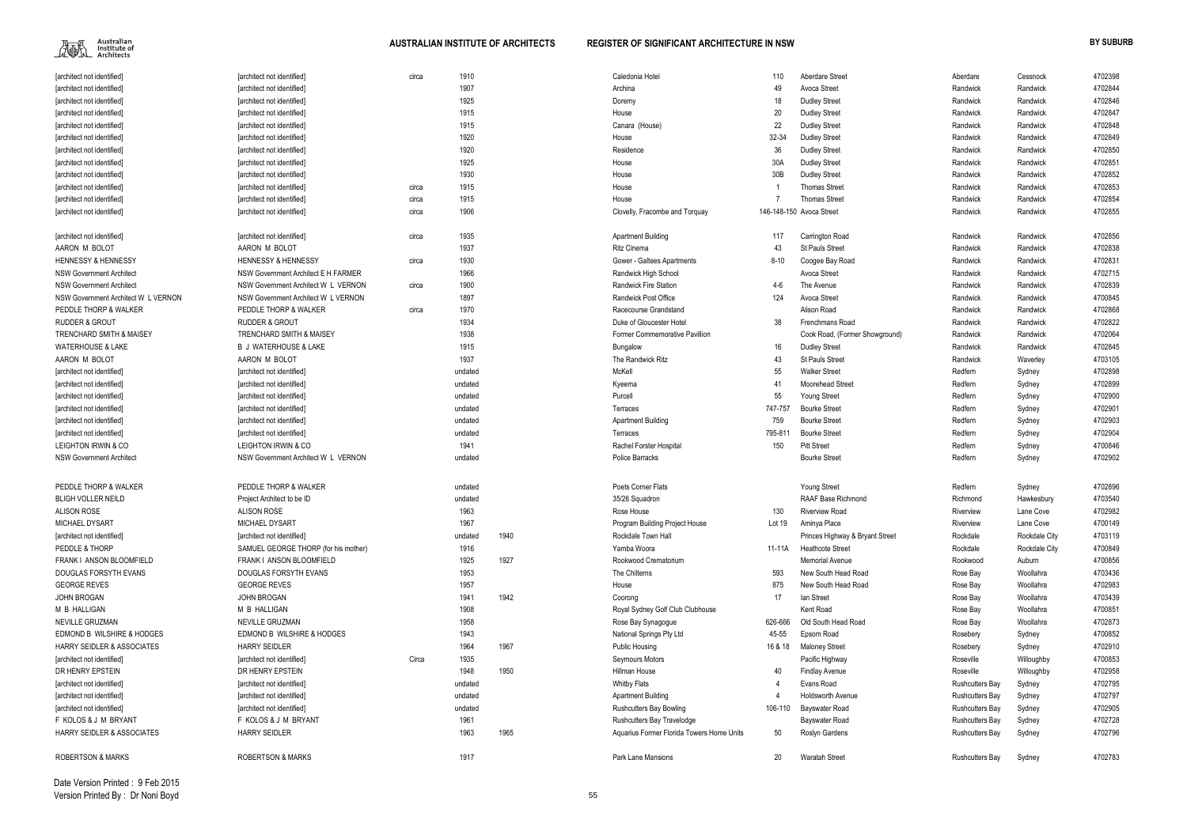| | | | | | | | | | | | |
|---|---|---|---|---|---|---|---|---|---|---|---|
| [architect not identified] | [architect not identified] | circa | 1910 | | Caledonia Hotel | 110 | Aberdare Street | Aberdare | Cessnock | 4702398 |
| [architect not identified] | [architect not identified] | | 1907 | | Archina | 49 | Avoca Street | Randwick | Randwick | 4702844 |
| [architect not identified] | [architect not identified] | | 1925 | | Doremy | 18 | Dudley Street | Randwick | Randwick | 4702846 |
| [architect not identified] | [architect not identified] | | 1915 | | House | 20 | Dudley Street | Randwick | Randwick | 4702847 |
| [architect not identified] | [architect not identified] | | 1915 | | Canara (House) | 22 | Dudley Street | Randwick | Randwick | 4702848 |
| [architect not identified] | [architect not identified] | | 1920 | | House | 32-34 | Dudley Street | Randwick | Randwick | 4702849 |
| [architect not identified] | [architect not identified] | | 1920 | | Residence | 36 | Dudley Street | Randwick | Randwick | 4702850 |
| [architect not identified] | [architect not identified] | | 1925 | | House | 30A | Dudley Street | Randwick | Randwick | 4702851 |
| [architect not identified] | [architect not identified] | | 1930 | | House | 30B | Dudley Street | Randwick | Randwick | 4702852 |
| [architect not identified] | [architect not identified] | circa | 1915 | | House | 1 | Thomas Street | Randwick | Randwick | 4702853 |
| [architect not identified] | [architect not identified] | circa | 1915 | | House | 7 | Thomas Street | Randwick | Randwick | 4702854 |
| [architect not identified] | [architect not identified] | circa | 1906 | | Clovelly, Fracombe and Torquay | 146-148-150 | Avoca Street | Randwick | Randwick | 4702855 |
| [architect not identified] | [architect not identified] | circa | 1935 | | Apartment Building | 117 | Carrington Road | Randwick | Randwick | 4702856 |
| AARON M BOLOT | AARON M BOLOT | | 1937 | | Ritz Cinema | 43 | St Pauls Street | Randwick | Randwick | 4702838 |
| HENNESSY & HENNESSY | HENNESSY & HENNESSY | circa | 1930 | | Gower - Galtees Apartments | 8-10 | Coogee Bay Road | Randwick | Randwick | 4702831 |
| NSW Government Architect | NSW Government Architect E H FARMER | | 1966 | | Randwick High School | | Avoca Street | Randwick | Randwick | 4702715 |
| NSW Government Architect | NSW Government Architect W L VERNON | circa | 1900 | | Randwick Fire Station | 4-6 | The Avenue | Randwick | Randwick | 4702839 |
| NSW Government Architect W L VERNON | NSW Government Architect W L VERNON | | 1897 | | Randwick Post Office | 124 | Avoca Street | Randwick | Randwick | 4700845 |
| PEDDLE THORP & WALKER | PEDDLE THORP & WALKER | circa | 1970 | | Racecourse Grandstand | | Alison Road | Randwick | Randwick | 4702868 |
| RUDDER & GROUT | RUDDER & GROUT | | 1934 | | Duke of Gloucester Hotel | 38 | Frenchmans Road | Randwick | Randwick | 4702822 |
| TRENCHARD SMITH & MAISEY | TRENCHARD SMITH & MAISEY | | 1938 | | Former Commemorative Pavillion | | Cook Road, (Former Showground) | Randwick | Randwick | 4702064 |
| WATERHOUSE & LAKE | B J WATERHOUSE & LAKE | | 1915 | | Bungalow | 16 | Dudley Street | Randwick | Randwick | 4702845 |
| AARON M BOLOT | AARON M BOLOT | | 1937 | | The Randwick Ritz | 43 | St Pauls Street | Randwick | Waverley | 4703105 |
| [architect not identified] | [architect not identified] | | undated | | McKell | 55 | Walker Street | Redfern | Sydney | 4702898 |
| [architect not identified] | [architect not identified] | | undated | | Kyeema | 41 | Moorehead Street | Redfern | Sydney | 4702899 |
| [architect not identified] | [architect not identified] | | undated | | Purcell | 55 | Young Street | Redfern | Sydney | 4702900 |
| [architect not identified] | [architect not identified] | | undated | | Terraces | 747-757 | Bourke Street | Redfern | Sydney | 4702901 |
| [architect not identified] | [architect not identified] | | undated | | Apartment Building | 759 | Bourke Street | Redfern | Sydney | 4702903 |
| [architect not identified] | [architect not identified] | | undated | | Terraces | 795-811 | Bourke Street | Redfern | Sydney | 4702904 |
| LEIGHTON IRWIN & CO | LEIGHTON IRWIN & CO | | 1941 | | Rachel Forster Hospital | 150 | Pitt Street | Redfern | Sydney | 4700846 |
| NSW Government Architect | NSW Government Architect W L VERNON | | undated | | Police Barracks | | Bourke Street | Redfern | Sydney | 4702902 |
| PEDDLE THORP & WALKER | PEDDLE THORP & WALKER | | undated | | Poets Corner Flats | | Young Street | Redfern | Sydney | 4702896 |
| BLIGH VOLLER NEILD | Project Architect to be ID | | undated | | 35/26 Squadron | | RAAF Base Richmond | Richmond | Hawkesbury | 4703540 |
| ALISON ROSE | ALISON ROSE | | 1963 | | Rose House | 130 | Riverview Road | Riverview | Lane Cove | 4702982 |
| MICHAEL DYSART | MICHAEL DYSART | | 1967 | | Program Building Project House | Lot 19 | Aminya Place | Riverview | Lane Cove | 4700149 |
| [architect not identified] | [architect not identified] | | undated | 1940 | Rockdale Town Hall | | Princes Highway & Bryant Street | Rockdale | Rockdale City | 4703119 |
| PEDDLE & THORP | SAMUEL GEORGE THORP (for his mother) | | 1916 | | Yamba Woora | 11-11A | Heathcote Street | Rockdale | Rockdale City | 4700849 |
| FRANK I ANSON BLOOMFIELD | FRANK I ANSON BLOOMFIELD | | 1925 | 1927 | Rookwood Crematorium | | Memorial Avenue | Rookwood | Auburn | 4700856 |
| DOUGLAS FORSYTH EVANS | DOUGLAS FORSYTH EVANS | | 1953 | | The Chilterns | 593 | New South Head Road | Rose Bay | Woollahra | 4703436 |
| GEORGE REVES | GEORGE REVES | | 1957 | | House | 875 | New South Head Road | Rose Bay | Woollahra | 4702983 |
| JOHN BROGAN | JOHN BROGAN | | 1941 | 1942 | Coorong | 17 | Ian Street | Rose Bay | Woollahra | 4703439 |
| M B HALLIGAN | M B HALLIGAN | | 1908 | | Royal Sydney Golf Club Clubhouse | | Kent Road | Rose Bay | Woollahra | 4700851 |
| NEVILLE GRUZMAN | NEVILLE GRUZMAN | | 1958 | | Rose Bay Synagogue | 626-666 | Old South Head Road | Rose Bay | Woollahra | 4702873 |
| EDMOND B WILSHIRE & HODGES | EDMOND B WILSHIRE & HODGES | | 1943 | | National Springs Pty Ltd | 45-55 | Epsom Road | Rosebery | Sydney | 4700852 |
| HARRY SEIDLER & ASSOCIATES | HARRY SEIDLER | | 1964 | 1967 | Public Housing | 16 & 18 | Maloney Street | Rosebery | Sydney | 4702910 |
| [architect not identified] | [architect not identified] | Circa | 1935 | | Seymours Motors | | Pacific Highway | Roseville | Willoughby | 4700853 |
| DR HENRY EPSTEIN | DR HENRY EPSTEIN | | 1948 | 1950 | Hillman House | 40 | Findlay Avenue | Roseville | Willoughby | 4702958 |
| [architect not identified] | [architect not identified] | | undated | | Whitby Flats | 4 | Evans Road | Rushcutters Bay | Sydney | 4702795 |
| [architect not identified] | [architect not identified] | | undated | | Apartment Building | 4 | Holdsworth Avenue | Rushcutters Bay | Sydney | 4702797 |
| [architect not identified] | [architect not identified] | | undated | | Rushcutters Bay Bowling | 106-110 | Bayswater Road | Rushcutters Bay | Sydney | 4702905 |
| F KOLOS & J M BRYANT | F KOLOS & J M BRYANT | | 1961 | | Rushcutters Bay Travelodge | | Bayswater Road | Rushcutters Bay | Sydney | 4702728 |
| HARRY SEIDLER & ASSOCIATES | HARRY SEIDLER | | 1963 | 1965 | Aquarius Former Florida Towers Home Units | 50 | Roslyn Gardens | Rushcutters Bay | Sydney | 4702796 |
| ROBERTSON & MARKS | ROBERTSON & MARKS | | 1917 | | Park Lane Mansions | 20 | Waratah Street | Rushcutters Bay | Sydney | 4702783 |

Date Version Printed : 9 Feb 2015
Version Printed By : Dr Noni Boyd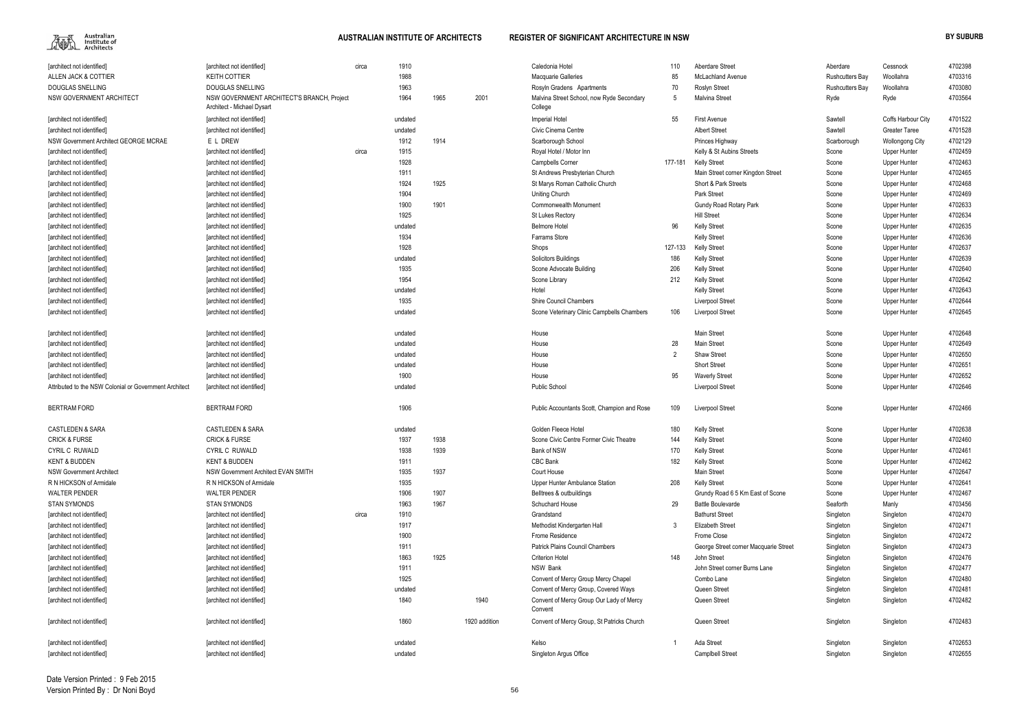| | | | | | | | | | | | | |
|---|---|---|---|---|---|---|---|---|---|---|---|---|
| [architect not identified] | [architect not identified] | circa | 1910 | | | Caledonia Hotel | 110 | Aberdare Street | Aberdare | Cessnock | 4702398 |
| ALLEN JACK & COTTIER | KEITH COTTIER | | 1988 | | | Macquarie Galleries | 85 | McLachland Avenue | Rushcutters Bay | Woollahra | 4703316 |
| DOUGLAS SNELLING | DOUGLAS SNELLING | | 1963 | | | Rosyln Gradens Apartments | 70 | Roslyn Street | Rushcutters Bay | Woollahra | 4703080 |
| NSW GOVERNMENT ARCHITECT | NSW GOVERNMENT ARCHITECT'S BRANCH, Project Architect - Michael Dysart | | 1964 | 1965 | 2001 | Malvina Street School, now Ryde Secondary College | 5 | Malvina Street | Ryde | Ryde | 4703564 |
| [architect not identified] | [architect not identified] | | undated | | | Imperial Hotel | 55 | First Avenue | Sawtell | Coffs Harbour City | 4701522 |
| [architect not identified] | [architect not identified] | | undated | | | Civic Cinema Centre | | Albert Street | Sawtell | Greater Taree | 4701528 |
| NSW Government Architect GEORGE MCRAE | E L DREW | | 1912 | 1914 | | Scarborough School | | Princes Highway | Scarborough | Wollongong City | 4702129 |
| [architect not identified] | [architect not identified] | circa | 1915 | | | Royal Hotel / Motor Inn | | Kelly & St Aubins Streets | Scone | Upper Hunter | 4702459 |
| [architect not identified] | [architect not identified] | | 1928 | | | Campbells Corner | 177-181 | Kelly Street | Scone | Upper Hunter | 4702463 |
| [architect not identified] | [architect not identified] | | 1911 | | | St Andrews Presbyterian Church | | Main Street corner Kingdon Street | Scone | Upper Hunter | 4702465 |
| [architect not identified] | [architect not identified] | | 1924 | 1925 | | St Marys Roman Catholic Church | | Short & Park Streets | Scone | Upper Hunter | 4702468 |
| [architect not identified] | [architect not identified] | | 1904 | | | Uniting Church | | Park Street | Scone | Upper Hunter | 4702469 |
| [architect not identified] | [architect not identified] | | 1900 | 1901 | | Commonwealth Monument | | Gundy Road Rotary Park | Scone | Upper Hunter | 4702633 |
| [architect not identified] | [architect not identified] | | 1925 | | | St Lukes Rectory | | Hill Street | Scone | Upper Hunter | 4702634 |
| [architect not identified] | [architect not identified] | | undated | | | Belmore Hotel | 96 | Kelly Street | Scone | Upper Hunter | 4702635 |
| [architect not identified] | [architect not identified] | | 1934 | | | Farrams Store | | Kelly Street | Scone | Upper Hunter | 4702636 |
| [architect not identified] | [architect not identified] | | 1928 | | | Shops | 127-133 | Kelly Street | Scone | Upper Hunter | 4702637 |
| [architect not identified] | [architect not identified] | | undated | | | Solicitors Buildings | 186 | Kelly Street | Scone | Upper Hunter | 4702639 |
| [architect not identified] | [architect not identified] | | 1935 | | | Scone Advocate Building | 206 | Kelly Street | Scone | Upper Hunter | 4702640 |
| [architect not identified] | [architect not identified] | | 1954 | | | Scone Library | 212 | Kelly Street | Scone | Upper Hunter | 4702642 |
| [architect not identified] | [architect not identified] | | undated | | | Hotel | | Kelly Street | Scone | Upper Hunter | 4702643 |
| [architect not identified] | [architect not identified] | | 1935 | | | Shire Council Chambers | | Liverpool Street | Scone | Upper Hunter | 4702644 |
| [architect not identified] | [architect not identified] | | undated | | | Scone Veterinary Clinic Campbells Chambers | 106 | Liverpool Street | Scone | Upper Hunter | 4702645 |
| [architect not identified] | [architect not identified] | | undated | | | House | | Main Street | Scone | Upper Hunter | 4702648 |
| [architect not identified] | [architect not identified] | | undated | | | House | 28 | Main Street | Scone | Upper Hunter | 4702649 |
| [architect not identified] | [architect not identified] | | undated | | | House | 2 | Shaw Street | Scone | Upper Hunter | 4702650 |
| [architect not identified] | [architect not identified] | | undated | | | House | | Short Street | Scone | Upper Hunter | 4702651 |
| [architect not identified] | [architect not identified] | | 1900 | | | House | 95 | Waverly Street | Scone | Upper Hunter | 4702652 |
| Attributed to the NSW Colonial or Government Architect | [architect not identified] | | undated | | | Public School | | Liverpool Street | Scone | Upper Hunter | 4702646 |
| BERTRAM FORD | BERTRAM FORD | | 1906 | | | Public Accountants Scott, Champion and Rose | 109 | Liverpool Street | Scone | Upper Hunter | 4702466 |
| CASTLEDEN & SARA | CASTLEDEN & SARA | | undated | | | Golden Fleece Hotel | 180 | Kelly Street | Scone | Upper Hunter | 4702638 |
| CRICK & FURSE | CRICK & FURSE | | 1937 | 1938 | | Scone Civic Centre Former Civic Theatre | 144 | Kelly Street | Scone | Upper Hunter | 4702460 |
| CYRIL C RUWALD | CYRIL C RUWALD | | 1938 | 1939 | | Bank of NSW | 170 | Kelly Street | Scone | Upper Hunter | 4702461 |
| KENT & BUDDEN | KENT & BUDDEN | | 1911 | | | CBC Bank | 182 | Kelly Street | Scone | Upper Hunter | 4702462 |
| NSW Government Architect | NSW Government Architect EVAN SMITH | | 1935 | 1937 | | Court House | | Main Street | Scone | Upper Hunter | 4702647 |
| R N HICKSON of Armidale | R N HICKSON of Armidale | | 1935 | | | Upper Hunter Ambulance Station | 208 | Kelly Street | Scone | Upper Hunter | 4702641 |
| WALTER PENDER | WALTER PENDER | | 1906 | 1907 | | Belltrees & outbuildings | | Grundy Road 6 5 Km East of Scone | Scone | Upper Hunter | 4702467 |
| STAN SYMONDS | STAN SYMONDS | | 1963 | 1967 | | Schuchard House | 29 | Battle Boulevarde | Seaforth | Manly | 4703456 |
| [architect not identified] | [architect not identified] | circa | 1910 | | | Grandstand | | Bathurst Street | Singleton | Singleton | 4702470 |
| [architect not identified] | [architect not identified] | | 1917 | | | Methodist Kindergarten Hall | 3 | Elizabeth Street | Singleton | Singleton | 4702471 |
| [architect not identified] | [architect not identified] | | 1900 | | | Frome Residence | | Frome Close | Singleton | Singleton | 4702472 |
| [architect not identified] | [architect not identified] | | 1911 | | | Patrick Plains Council Chambers | | George Street corner Macquarie Street | Singleton | Singleton | 4702473 |
| [architect not identified] | [architect not identified] | | 1863 | 1925 | | Criterion Hotel | 148 | John Street | Singleton | Singleton | 4702476 |
| [architect not identified] | [architect not identified] | | 1911 | | | NSW Bank | | John Street corner Burns Lane | Singleton | Singleton | 4702477 |
| [architect not identified] | [architect not identified] | | 1925 | | | Convent of Mercy Group Mercy Chapel | | Combo Lane | Singleton | Singleton | 4702480 |
| [architect not identified] | [architect not identified] | | undated | | | Convent of Mercy Group, Covered Ways | | Queen Street | Singleton | Singleton | 4702481 |
| [architect not identified] | [architect not identified] | | 1840 | | 1940 | Convent of Mercy Group Our Lady of Mercy Convent | | Queen Street | Singleton | Singleton | 4702482 |
| [architect not identified] | [architect not identified] | | 1860 | | 1920 addition | Convent of Mercy Group, St Patricks Church | | Queen Street | Singleton | Singleton | 4702483 |
| [architect not identified] | [architect not identified] | | undated | | | Kelso | 1 | Ada Street | Singleton | Singleton | 4702653 |
| [architect not identified] | [architect not identified] | | undated | | | Singleton Argus Office | | Camplbell Street | Singleton | Singleton | 4702655 |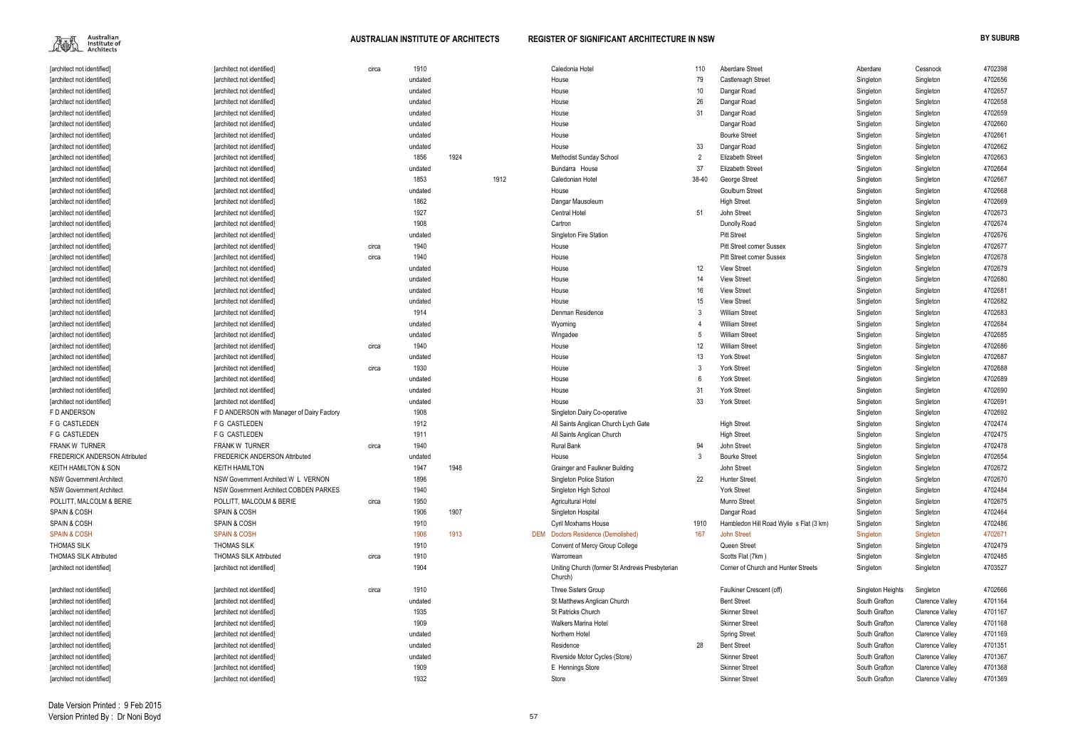| | | | | | | | | | | | | | |
|---|---|---|---|---|---|---|---|---|---|---|---|---|---|
| [architect not identified] | [architect not identified] | circa | 1910 | | | | Caledonia Hotel | 110 | Aberdare Street | Aberdare | Cessnock | 4702398 |
| [architect not identified] | [architect not identified] | | undated | | | | House | 79 | Castlereagh Street | Singleton | Singleton | 4702656 |
| [architect not identified] | [architect not identified] | | undated | | | | House | 10 | Dangar Road | Singleton | Singleton | 4702657 |
| [architect not identified] | [architect not identified] | | undated | | | | House | 26 | Dangar Road | Singleton | Singleton | 4702658 |
| [architect not identified] | [architect not identified] | | undated | | | | House | 31 | Dangar Road | Singleton | Singleton | 4702659 |
| [architect not identified] | [architect not identified] | | undated | | | | House | | Dangar Road | Singleton | Singleton | 4702660 |
| [architect not identified] | [architect not identified] | | undated | | | | House | | Bourke Street | Singleton | Singleton | 4702661 |
| [architect not identified] | [architect not identified] | | undated | | | | House | 33 | Dangar Road | Singleton | Singleton | 4702662 |
| [architect not identified] | [architect not identified] | | 1856 | 1924 | | | Methodist Sunday School | 2 | Elizabeth Street | Singleton | Singleton | 4702663 |
| [architect not identified] | [architect not identified] | | undated | | | | Bundarra House | 37 | Elizabeth Street | Singleton | Singleton | 4702664 |
| [architect not identified] | [architect not identified] | | 1853 | | 1912 | | Caledonian Hotel | 38-40 | George Street | Singleton | Singleton | 4702667 |
| [architect not identified] | [architect not identified] | | undated | | | | House | | Goulburn Street | Singleton | Singleton | 4702668 |
| [architect not identified] | [architect not identified] | | 1862 | | | | Dangar Mausoleum | | High Street | Singleton | Singleton | 4702669 |
| [architect not identified] | [architect not identified] | | 1927 | | | | Central Hotel | 51 | John Street | Singleton | Singleton | 4702673 |
| [architect not identified] | [architect not identified] | | 1908 | | | | Cartron | | Dunolly Road | Singleton | Singleton | 4702674 |
| [architect not identified] | [architect not identified] | | undated | | | | Singleton Fire Station | | Pitt Street | Singleton | Singleton | 4702676 |
| [architect not identified] | [architect not identified] | circa | 1940 | | | | House | | Pitt Street corner Sussex | Singleton | Singleton | 4702677 |
| [architect not identified] | [architect not identified] | circa | 1940 | | | | House | | Pitt Street corner Sussex | Singleton | Singleton | 4702678 |
| [architect not identified] | [architect not identified] | | undated | | | | House | 12 | View Street | Singleton | Singleton | 4702679 |
| [architect not identified] | [architect not identified] | | undated | | | | House | 14 | View Street | Singleton | Singleton | 4702680 |
| [architect not identified] | [architect not identified] | | undated | | | | House | 16 | View Street | Singleton | Singleton | 4702681 |
| [architect not identified] | [architect not identified] | | undated | | | | House | 15 | View Street | Singleton | Singleton | 4702682 |
| [architect not identified] | [architect not identified] | | 1914 | | | | Denman Residence | 3 | William Street | Singleton | Singleton | 4702683 |
| [architect not identified] | [architect not identified] | | undated | | | | Wyoming | 4 | William Street | Singleton | Singleton | 4702684 |
| [architect not identified] | [architect not identified] | | undated | | | | Wingadee | 5 | William Street | Singleton | Singleton | 4702685 |
| [architect not identified] | [architect not identified] | circa | 1940 | | | | House | 12 | William Street | Singleton | Singleton | 4702686 |
| [architect not identified] | [architect not identified] | | undated | | | | House | 13 | York Street | Singleton | Singleton | 4702687 |
| [architect not identified] | [architect not identified] | circa | 1930 | | | | House | 3 | York Street | Singleton | Singleton | 4702688 |
| [architect not identified] | [architect not identified] | | undated | | | | House | 6 | York Street | Singleton | Singleton | 4702689 |
| [architect not identified] | [architect not identified] | | undated | | | | House | 31 | York Street | Singleton | Singleton | 4702690 |
| [architect not identified] | [architect not identified] | | undated | | | | House | 33 | York Street | Singleton | Singleton | 4702691 |
| F D ANDERSON | F D ANDERSON with Manager of Dairy Factory | | 1908 | | | | Singleton Dairy Co-operative | | | Singleton | Singleton | 4702692 |
| F G CASTLEDEN | F G CASTLEDEN | | 1912 | | | | All Saints Anglican Church Lych Gate | | High Street | Singleton | Singleton | 4702474 |
| F G CASTLEDEN | F G CASTLEDEN | | 1911 | | | | All Saints Anglican Church | | High Street | Singleton | Singleton | 4702475 |
| FRANK W TURNER | FRANK W TURNER | circa | 1940 | | | | Rural Bank | 94 | John Street | Singleton | Singleton | 4702478 |
| FREDERICK ANDERSON Attributed | FREDERICK ANDERSON Attributed | | undated | | | | House | 3 | Bourke Street | Singleton | Singleton | 4702654 |
| KEITH HAMILTON & SON | KEITH HAMILTON | | 1947 | 1948 | | | Grainger and Faulkner Building | | John Street | Singleton | Singleton | 4702672 |
| NSW Government Architect | NSW Government Architect W L VERNON | | 1896 | | | | Singleton Police Station | 22 | Hunter Street | Singleton | Singleton | 4702670 |
| NSW Government Architect | NSW Government Architect COBDEN PARKES | | 1940 | | | | Singleton High School | | York Street | Singleton | Singleton | 4702484 |
| POLLITT, MALCOLM & BERIE | POLLITT, MALCOLM & BERIE | circa | 1950 | | | | Agricultural Hotel | | Munro Street | Singleton | Singleton | 4702675 |
| SPAIN & COSH | SPAIN & COSH | | 1906 | 1907 | | | Singleton Hospital | | Dangar Road | Singleton | Singleton | 4702464 |
| SPAIN & COSH | SPAIN & COSH | | 1910 | | | | Cyril Moxhams House | 1910 | Hambledon Hill Road Wylie s Flat (3 km) | Singleton | Singleton | 4702486 |
| SPAIN & COSH | SPAIN & COSH | | 1908 | 1913 | | DEM | Doctors Residence (Demolished) | 167 | John Street | Singleton | Singleton | 4702671 |
| THOMAS SILK | THOMAS SILK | | 1910 | | | | Convent of Mercy Group College | | Queen Street | Singleton | Singleton | 4702479 |
| THOMAS SILK Attributed | THOMAS SILK Attributed | circa | 1910 | | | | Warromean | | Scotts Flat (7km ) | Singleton | Singleton | 4702485 |
| [architect not identified] | [architect not identified] | | 1904 | | | | Uniting Church (former St Andrews Presbyterian Church) | | Corner of Church and Hunter Streets | Singleton | Singleton | 4703527 |
| [architect not identified] | [architect not identified] | circa | 1910 | | | | Three Sisters Group | | Faulkiner Crescent (off) | Singleton Heights | Singleton | 4702666 |
| [architect not identified] | [architect not identified] | | undated | | | | St Matthews Anglican Church | | Bent Street | South Grafton | Clarence Valley | 4701164 |
| [architect not identified] | [architect not identified] | | 1935 | | | | St Patricks Church | | Skinner Street | South Grafton | Clarence Valley | 4701167 |
| [architect not identified] | [architect not identified] | | 1909 | | | | Walkers Marina Hotel | | Skinner Street | South Grafton | Clarence Valley | 4701168 |
| [architect not identified] | [architect not identified] | | undated | | | | Northern Hotel | | Spring Street | South Grafton | Clarence Valley | 4701169 |
| [architect not identified] | [architect not identified] | | undated | | | | Residence | 28 | Bent Street | South Grafton | Clarence Valley | 4701351 |
| [architect not identified] | [architect not identified] | | undated | | | | Riverside Motor Cycles (Store) | | Skinner Street | South Grafton | Clarence Valley | 4701367 |
| [architect not identified] | [architect not identified] | | 1909 | | | | E Hennings Store | | Skinner Street | South Grafton | Clarence Valley | 4701368 |
| [architect not identified] | [architect not identified] | | 1932 | | | | Store | | Skinner Street | South Grafton | Clarence Valley | 4701369 |

Date Version Printed : 9 Feb 2015
Version Printed By : Dr Noni Boyd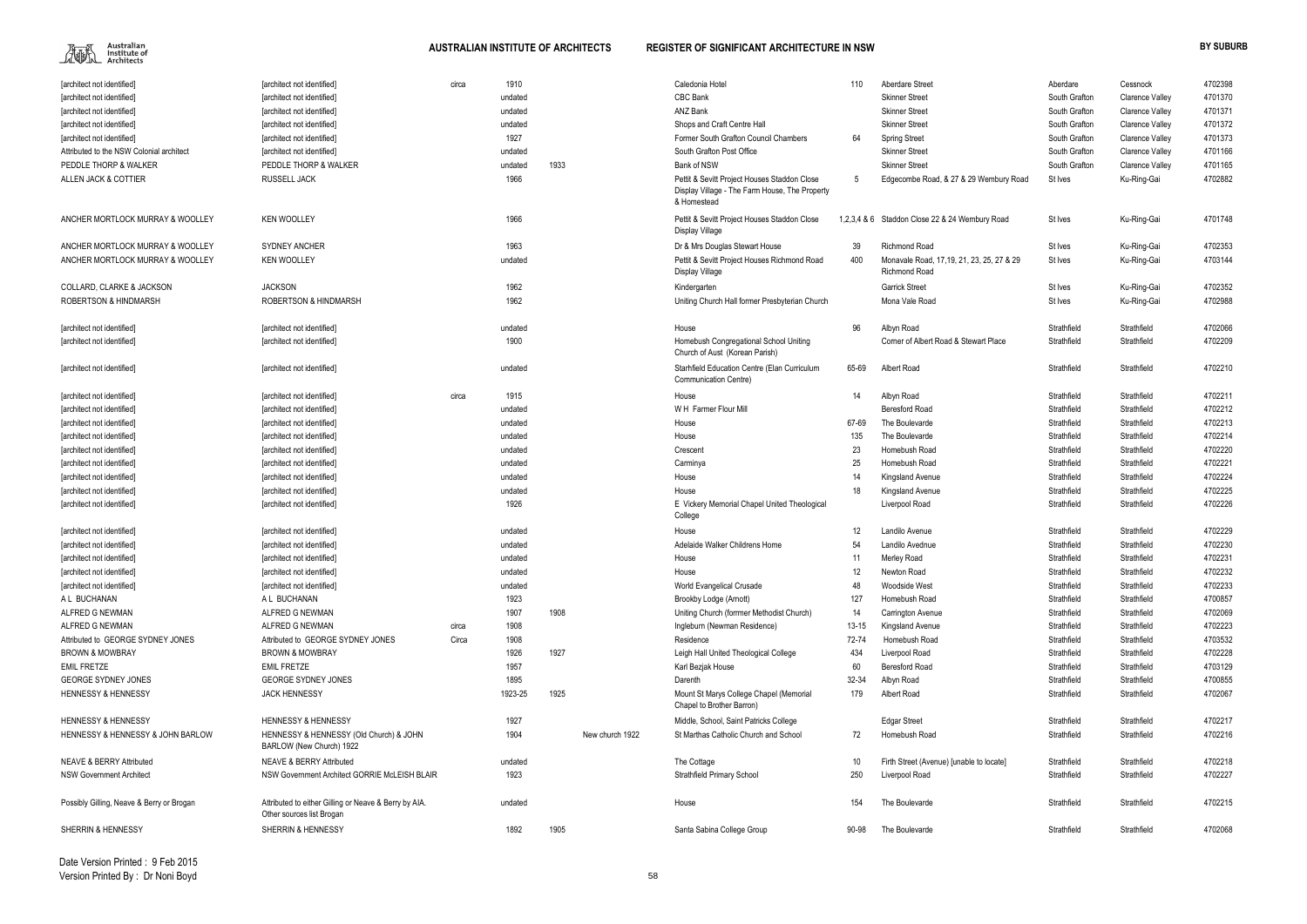| | | | | | | | | | | | | |
|---|---|---|---|---|---|---|---|---|---|---|---|---|
| [architect not identified] | [architect not identified] | circa | 1910 | | | Caledonia Hotel | 110 | Aberdare Street | Aberdare | Cessnock | 4702398 |
| [architect not identified] | [architect not identified] | | undated | | | CBC Bank | | Skinner Street | South Grafton | Clarence Valley | 4701370 |
| [architect not identified] | [architect not identified] | | undated | | | ANZ Bank | | Skinner Street | South Grafton | Clarence Valley | 4701371 |
| [architect not identified] | [architect not identified] | | undated | | | Shops and Craft Centre Hall | | Skinner Street | South Grafton | Clarence Valley | 4701372 |
| [architect not identified] | [architect not identified] | | 1927 | | | Former South Grafton Council Chambers | 64 | Spring Street | South Grafton | Clarence Valley | 4701373 |
| Attributed to the NSW Colonial architect | [architect not identified] | | undated | | | South Grafton Post Office | | Skinner Street | South Grafton | Clarence Valley | 4701166 |
| PEDDLE THORP & WALKER | PEDDLE THORP & WALKER | | undated | 1933 | | Bank of NSW | | Skinner Street | South Grafton | Clarence Valley | 4701165 |
| ALLEN JACK & COTTIER | RUSSELL JACK | | 1966 | | | Pettit & Sevitt Project Houses Staddon Close Display Village - The Farm House, The Property & Homestead | 5 | Edgecombe Road, & 27 & 29 Wembury Road | St Ives | Ku-Ring-Gai | 4702882 |
| ANCHER MORTLOCK MURRAY & WOOLLEY | KEN WOOLLEY | | 1966 | | | Pettit & Sevitt Project Houses Staddon Close Display Village | 1,2,3,4 & 6 | Staddon Close 22 & 24 Wembury Road | St Ives | Ku-Ring-Gai | 4701748 |
| ANCHER MORTLOCK MURRAY & WOOLLEY | SYDNEY ANCHER | | 1963 | | | Dr & Mrs Douglas Stewart House | 39 | Richmond Road | St Ives | Ku-Ring-Gai | 4702353 |
| ANCHER MORTLOCK MURRAY & WOOLLEY | KEN WOOLLEY | | undated | | | Pettit & Sevitt Project Houses Richmond Road Display Village | 400 | Monavale Road, 17,19, 21, 23, 25, 27 & 29 Richmond Road | St Ives | Ku-Ring-Gai | 4703144 |
| COLLARD, CLARKE & JACKSON | JACKSON | | 1962 | | | Kindergarten | | Garrick Street | St Ives | Ku-Ring-Gai | 4702352 |
| ROBERTSON & HINDMARSH | ROBERTSON & HINDMARSH | | 1962 | | | Uniting Church Hall former Presbyterian Church | | Mona Vale Road | St Ives | Ku-Ring-Gai | 4702988 |
| [architect not identified] | [architect not identified] | | undated | | | House | 96 | Albyn Road | Strathfield | Strathfield | 4702066 |
| [architect not identified] | [architect not identified] | | 1900 | | | Homebush Congregational School Uniting Church of Aust (Korean Parish) | | Corner of Albert Road & Stewart Place | Strathfield | Strathfield | 4702209 |
| [architect not identified] | [architect not identified] | | undated | | | Starhfield Education Centre (Elan Curriculum Communication Centre) | 65-69 | Albert Road | Strathfield | Strathfield | 4702210 |
| [architect not identified] | [architect not identified] | circa | 1915 | | | House | 14 | Albyn Road | Strathfield | Strathfield | 4702211 |
| [architect not identified] | [architect not identified] | | undated | | | W H Farmer Flour Mill | | Beresford Road | Strathfield | Strathfield | 4702212 |
| [architect not identified] | [architect not identified] | | undated | | | House | 67-69 | The Boulevarde | Strathfield | Strathfield | 4702213 |
| [architect not identified] | [architect not identified] | | undated | | | House | 135 | The Boulevarde | Strathfield | Strathfield | 4702214 |
| [architect not identified] | [architect not identified] | | undated | | | Crescent | 23 | Homebush Road | Strathfield | Strathfield | 4702220 |
| [architect not identified] | [architect not identified] | | undated | | | Carminya | 25 | Homebush Road | Strathfield | Strathfield | 4702221 |
| [architect not identified] | [architect not identified] | | undated | | | House | 14 | Kingsland Avenue | Strathfield | Strathfield | 4702224 |
| [architect not identified] | [architect not identified] | | undated | | | House | 18 | Kingsland Avenue | Strathfield | Strathfield | 4702225 |
| [architect not identified] | [architect not identified] | | 1926 | | | E Vickery Memorial Chapel United Theological College | | Liverpool Road | Strathfield | Strathfield | 4702226 |
| [architect not identified] | [architect not identified] | | undated | | | House | 12 | Landilo Avenue | Strathfield | Strathfield | 4702229 |
| [architect not identified] | [architect not identified] | | undated | | | Adelaide Walker Childrens Home | 54 | Landilo Avednue | Strathfield | Strathfield | 4702230 |
| [architect not identified] | [architect not identified] | | undated | | | House | 11 | Merley Road | Strathfield | Strathfield | 4702231 |
| [architect not identified] | [architect not identified] | | undated | | | House | 12 | Newton Road | Strathfield | Strathfield | 4702232 |
| [architect not identified] | [architect not identified] | | undated | | | World Evangelical Crusade | 48 | Woodside West | Strathfield | Strathfield | 4702233 |
| A L BUCHANAN | A L BUCHANAN | | 1923 | | | Brookby Lodge (Arnott) | 127 | Homebush Road | Strathfield | Strathfield | 4700857 |
| ALFRED G NEWMAN | ALFRED G NEWMAN | | 1907 | 1908 | | Uniting Church (formmer Methodist Church) | 14 | Carrington Avenue | Strathfield | Strathfield | 4702069 |
| ALFRED G NEWMAN | ALFRED G NEWMAN | circa | 1908 | | | Ingleburn (Newman Residence) | 13-15 | Kingsland Avenue | Strathfield | Strathfield | 4702223 |
| Attributed to GEORGE SYDNEY JONES | Attributed to GEORGE SYDNEY JONES | Circa | 1908 | | | Residence | 72-74 | Homebush Road | Strathfield | Strathfield | 4703532 |
| BROWN & MOWBRAY | BROWN & MOWBRAY | | 1926 | 1927 | | Leigh Hall United Theological College | 434 | Liverpool Road | Strathfield | Strathfield | 4702228 |
| EMIL FRETZE | EMIL FRETZE | | 1957 | | | Karl Bezjak House | 60 | Beresford Road | Strathfield | Strathfield | 4703129 |
| GEORGE SYDNEY JONES | GEORGE SYDNEY JONES | | 1895 | | | Darenth | 32-34 | Albyn Road | Strathfield | Strathfield | 4700855 |
| HENNESSY & HENNESSY | JACK HENNESSY | | 1923-25 | 1925 | | Mount St Marys College Chapel (Memorial Chapel to Brother Barron) | 179 | Albert Road | Strathfield | Strathfield | 4702067 |
| HENNESSY & HENNESSY | HENNESSY & HENNESSY | | 1927 | | | Middle, School, Saint Patricks College | | Edgar Street | Strathfield | Strathfield | 4702217 |
| HENNESSY & HENNESSY & JOHN BARLOW | HENNESSY & HENNESSY (Old Church) & JOHN BARLOW (New Church) 1922 | | 1904 | | New church 1922 | St Marthas Catholic Church and School | 72 | Homebush Road | Strathfield | Strathfield | 4702216 |
| NEAVE & BERRY Attributed | NEAVE & BERRY Attributed | | undated | | | The Cottage | 10 | Firth Street (Avenue) [unable to locate] | Strathfield | Strathfield | 4702218 |
| NSW Government Architect | NSW Government Architect GORRIE McLEISH BLAIR | | 1923 | | | Strathfield Primary School | 250 | Liverpool Road | Strathfield | Strathfield | 4702227 |
| Possibly Gilling, Neave & Berry or Brogan | Attributed to either Gilling or Neave & Berry by AIA. Other sources list Brogan | | undated | | | House | 154 | The Boulevarde | Strathfield | Strathfield | 4702215 |
| SHERRIN & HENNESSY | SHERRIN & HENNESSY | | 1892 | 1905 | | Santa Sabina College Group | 90-98 | The Boulevarde | Strathfield | Strathfield | 4702068 |

Date Version Printed : 9 Feb 2015
Version Printed By : Dr Noni Boyd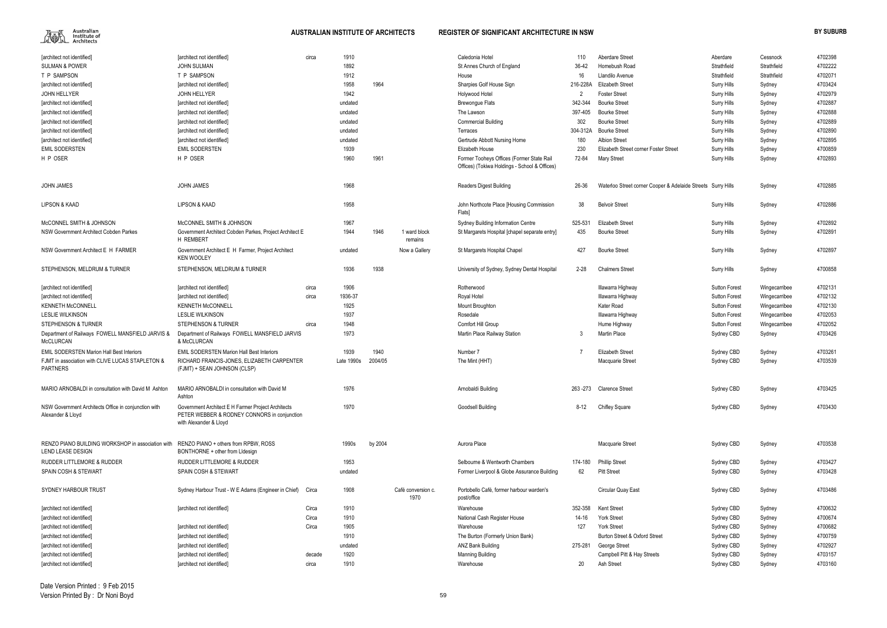| | | | | | | | | | | | | |
|---|---|---|---|---|---|---|---|---|---|---|---|---|
| [architect not identified] | [architect not identified] | circa | 1910 | | | Caledonia Hotel | 110 | Aberdare Street | Aberdare | Cessnock | 4702398 |
| SULMAN & POWER | JOHN SULMAN | | 1892 | | | St Annes Church of England | 36-42 | Homebush Road | Strathfield | Strathfield | 4702222 |
| T P SAMPSON | T P SAMPSON | | 1912 | | | House | 16 | Llandilo Avenue | Strathfield | Strathfield | 4702071 |
| [architect not identified] | [architect not identified] | | 1958 | 1964 | | Sharpies Golf House Sign | 216-228A | Elizabeth Street | Surry Hills | Sydney | 4703424 |
| JOHN HELLYER | JOHN HELLYER | | 1942 | | | Holywood Hotel | 2 | Foster Street | Surry Hills | Sydney | 4702979 |
| [architect not identified] | [architect not identified] | | undated | | | Brewongue Flats | 342-344 | Bourke Street | Surry Hills | Sydney | 4702887 |
| [architect not identified] | [architect not identified] | | undated | | | The Lawson | 397-405 | Bourke Street | Surry Hills | Sydney | 4702888 |
| [architect not identified] | [architect not identified] | | undated | | | Commercial Building | 302 | Bourke Street | Surry Hills | Sydney | 4702889 |
| [architect not identified] | [architect not identified] | | undated | | | Terraces | 304-312A | Bourke Street | Surry Hills | Sydney | 4702890 |
| [architect not identified] | [architect not identified] | | undated | | | Gertrude Abbott Nursing Home | 180 | Albion Street | Surry Hills | Sydney | 4702895 |
| EMIL SODERSTEN | EMIL SODERSTEN | | 1939 | | | Elizabeth House | 230 | Elizabeth Street corner Foster Street | Surry Hills | Sydney | 4700859 |
| H P OSER | H P OSER | | 1960 | 1961 | | Former Tooheys Offices (Former State Rail Offices) (Tokiwa Holdings - School & Offices) | 72-84 | Mary Street | Surry Hills | Sydney | 4702893 |
| JOHN JAMES | JOHN JAMES | | 1968 | | | Readers Digest Building | 26-36 | Waterloo Street corner Cooper & Adelaide Streets | Surry Hills | Sydney | 4702885 |
| LIPSON & KAAD | LIPSON & KAAD | | 1958 | | | John Northcote Place [Housing Commission Flats] | 38 | Belvoir Street | Surry Hills | Sydney | 4702886 |
| McCONNEL SMITH & JOHNSON | McCONNEL SMITH & JOHNSON | | 1967 | | | Sydney Building Information Centre | 525-531 | Elizabeth Street | Surry Hills | Sydney | 4702892 |
| NSW Government Architect Cobden Parkes | Government Architect Cobden Parkes, Project Architect E H REMBERT | | 1944 | 1946 | 1 ward block remains | St Margarets Hospital [chapel separate entry] | 435 | Bourke Street | Surry Hills | Sydney | 4702891 |
| NSW Government Architect E H FARMER | Government Architect E H Farmer, Project Architect KEN WOOLEY | | undated | | Now a Gallery | St Margarets Hospital Chapel | 427 | Bourke Street | Surry Hills | Sydney | 4702897 |
| STEPHENSON, MELDRUM & TURNER | STEPHENSON, MELDRUM & TURNER | | 1936 | 1938 | | University of Sydney, Sydney Dental Hospital | 2-28 | Chalmers Street | Surry Hills | Sydney | 4700858 |
| [architect not identified] | [architect not identified] | circa | 1906 | | | Rotherwood | | Illawarra Highway | Sutton Forest | Wingecarribee | 4702131 |
| [architect not identified] | [architect not identified] | circa | 1936-37 | | | Royal Hotel | | Illawarra Highway | Sutton Forest | Wingecarribee | 4702132 |
| KENNETH McCONNELL | KENNETH McCONNELL | | 1925 | | | Mount Broughton | | Kater Road | Sutton Forest | Wingecarribee | 4702130 |
| LESLIE WILKINSON | LESLIE WILKINSON | | 1937 | | | Rosedale | | Illawarra Highway | Sutton Forest | Wingecarribee | 4702053 |
| STEPHENSON & TURNER | STEPHENSON & TURNER | circa | 1948 | | | Comfort Hill Group | | Hume Highway | Sutton Forest | Wingecarribee | 4702052 |
| Department of Railways FOWELL MANSFIELD JARVIS & McCLURCAN | Department of Railways FOWELL MANSFIELD JARVIS & McCLURCAN | | 1973 | | | Martin Place Railway Station | 3 | Martin Place | Sydney CBD | Sydney | 4703426 |
| EMIL SODERSTEN Marion Hall Best Interiors | EMIL SODERSTEN Marion Hall Best Interiors | | 1939 | 1940 | | Number 7 | 7 | Elizabeth Street | Sydney CBD | Sydney | 4703261 |
| FJMT in association with CLIVE LUCAS STAPLETON & PARTNERS | RICHARD FRANCIS-JONES, ELIZABETH CARPENTER (FJMT) + SEAN JOHNSON (CLSP) | | Late 1990s | 2004/05 | | The Mint (HHT) | | Macquarie Street | Sydney CBD | Sydney | 4703539 |
| MARIO ARNOBALDI in consultation with David M Ashton | MARIO ARNOBALDI in consultation with David M Ashton | | 1976 | | | Arnobaldi Building | 263 -273 | Clarence Street | Sydney CBD | Sydney | 4703425 |
| NSW Government Architects Office in conjunction with Alexander & Lloyd | Government Architect E H Farmer Project Architects PETER WEBBER & RODNEY CONNORS in conjunction with Alexander & Lloyd | | 1970 | | | Goodsell Building | 8-12 | Chifley Square | Sydney CBD | Sydney | 4703430 |
| RENZO PIANO BUILDING WORKSHOP in association with LEND LEASE DESIGN | RENZO PIANO + others from RPBW, ROSS BONTHORNE + other from LIdesign | | 1990s | by 2004 | | Aurora Place | | Macquarie Street | Sydney CBD | Sydney | 4703538 |
| RUDDER LITTLEMORE & RUDDER | RUDDER LITTLEMORE & RUDDER | | 1953 | | | Selbourne & Wentworth Chambers | 174-180 | Phillip Street | Sydney CBD | Sydney | 4703427 |
| SPAIN COSH & STEWART | SPAIN COSH & STEWART | | undated | | | Former Liverpool & Globe Assurance Building | 62 | Pitt Street | Sydney CBD | Sydney | 4703428 |
| SYDNEY HARBOUR TRUST | Sydney Harbour Trust - W E Adams (Engineer in Chief) | Circa | 1908 | | Café conversion c. 1970 | Portobello Café, former harbour warden's post/office | | Circular Quay East | Sydney CBD | Sydney | 4703486 |
| [architect not identified] | [architect not identified] | Circa | 1910 | | | Warehouse | 352-358 | Kent Street | Sydney CBD | Sydney | 4700632 |
| [architect not identified] | | Circa | 1910 | | | National Cash Register House | 14-16 | York Street | Sydney CBD | Sydney | 4700674 |
| [architect not identified] | [architect not identified] | Circa | 1905 | | | Warehouse | 127 | York Street | Sydney CBD | Sydney | 4700682 |
| [architect not identified] | [architect not identified] | | 1910 | | | The Burton (Formerly Union Bank) | | Burton Street & Oxford Street | Sydney CBD | Sydney | 4700759 |
| [architect not identified] | [architect not identified] | | undated | | | ANZ Bank Building | 275-281 | George Street | Sydney CBD | Sydney | 4702927 |
| [architect not identified] | [architect not identified] | decade | 1920 | | | Manning Building | | Campbell Pitt & Hay Streets | Sydney CBD | Sydney | 4703157 |
| [architect not identified] | [architect not identified] | circa | 1910 | | | Warehouse | 20 | Ash Street | Sydney CBD | Sydney | 4703160 |

Date Version Printed : 9 Feb 2015
Version Printed By : Dr Noni Boyd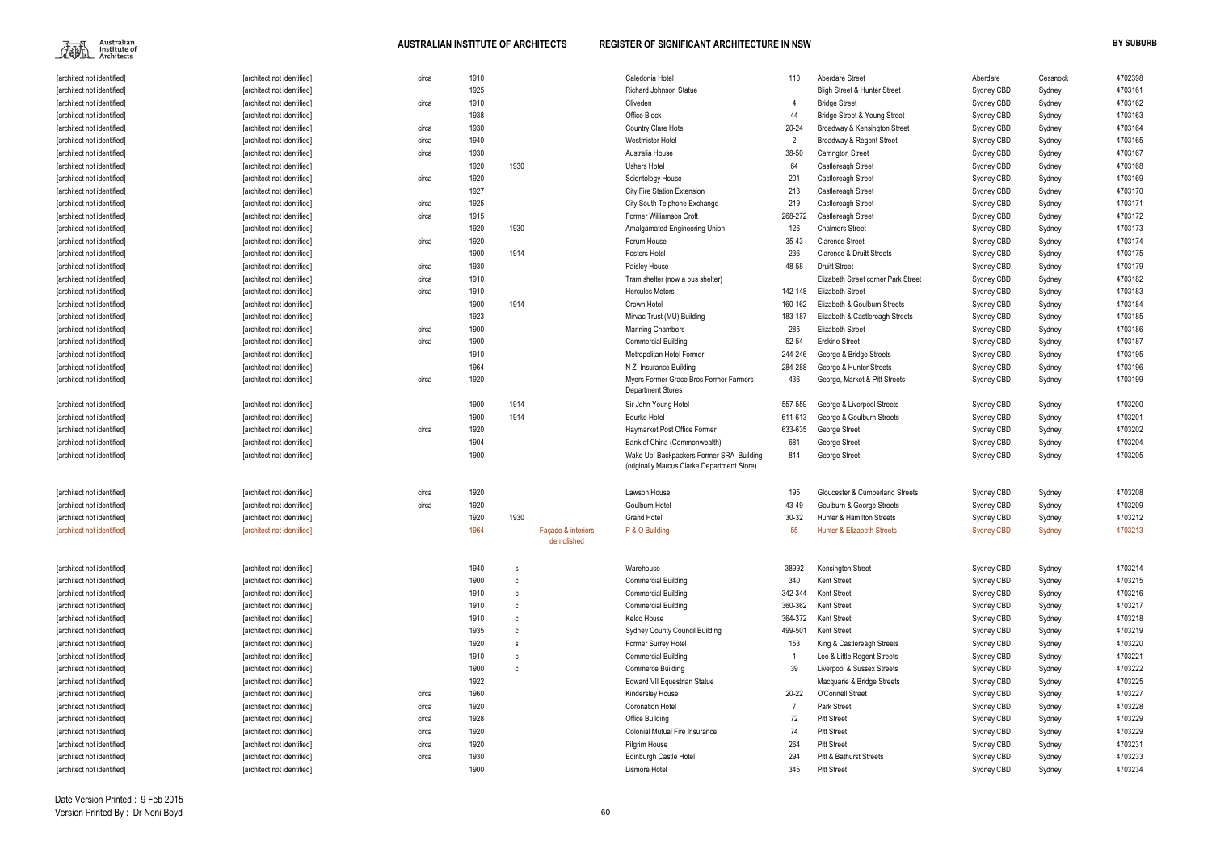| | | | | | | | | | | | | |
|---|---|---|---|---|---|---|---|---|---|---|---|---|
| [architect not identified] | [architect not identified] | circa | 1910 | | | Caledonia Hotel | 110 | Aberdare Street | Aberdare | Cessnock | 4702398 |
| [architect not identified] | [architect not identified] | | 1925 | | | Richard Johnson Statue | | Bligh Street & Hunter Street | Sydney CBD | Sydney | 4703161 |
| [architect not identified] | [architect not identified] | circa | 1910 | | | Cliveden | 4 | Bridge Street | Sydney CBD | Sydney | 4703162 |
| [architect not identified] | [architect not identified] | | 1938 | | | Office Block | 44 | Bridge Street & Young Street | Sydney CBD | Sydney | 4703163 |
| [architect not identified] | [architect not identified] | circa | 1930 | | | Country Clare Hotel | 20-24 | Broadway & Kensington Street | Sydney CBD | Sydney | 4703164 |
| [architect not identified] | [architect not identified] | circa | 1940 | | | Westmister Hotel | 2 | Broadway & Regent Street | Sydney CBD | Sydney | 4703165 |
| [architect not identified] | [architect not identified] | circa | 1930 | | | Australia House | 38-50 | Carrington Street | Sydney CBD | Sydney | 4703167 |
| [architect not identified] | [architect not identified] | | 1920 | 1930 | | Ushers Hotel | 64 | Castlereagh Street | Sydney CBD | Sydney | 4703168 |
| [architect not identified] | [architect not identified] | circa | 1920 | | | Scientology House | 201 | Castlereagh Street | Sydney CBD | Sydney | 4703169 |
| [architect not identified] | [architect not identified] | | 1927 | | | City Fire Station Extension | 213 | Castlereagh Street | Sydney CBD | Sydney | 4703170 |
| [architect not identified] | [architect not identified] | circa | 1925 | | | City South Telphone Exchange | 219 | Castlereagh Street | Sydney CBD | Sydney | 4703171 |
| [architect not identified] | [architect not identified] | circa | 1915 | | | Former Williamson Croft | 268-272 | Castlereagh Street | Sydney CBD | Sydney | 4703172 |
| [architect not identified] | [architect not identified] | | 1920 | 1930 | | Amalgamated Engineering Union | 126 | Chalmers Street | Sydney CBD | Sydney | 4703173 |
| [architect not identified] | [architect not identified] | circa | 1920 | | | Forum House | 35-43 | Clarence Street | Sydney CBD | Sydney | 4703174 |
| [architect not identified] | [architect not identified] | | 1900 | 1914 | | Fosters Hotel | 236 | Clarence & Druitt Streets | Sydney CBD | Sydney | 4703175 |
| [architect not identified] | [architect not identified] | circa | 1930 | | | Paisley House | 48-58 | Druitt Street | Sydney CBD | Sydney | 4703179 |
| [architect not identified] | [architect not identified] | circa | 1910 | | | Tram shelter (now a bus shelter) | | Elizabeth Street corner Park Street | Sydney CBD | Sydney | 4703182 |
| [architect not identified] | [architect not identified] | circa | 1910 | | | Hercules Motors | 142-148 | Elizabeth Street | Sydney CBD | Sydney | 4703183 |
| [architect not identified] | [architect not identified] | | 1900 | 1914 | | Crown Hotel | 160-162 | Elizabeth & Goulburn Streets | Sydney CBD | Sydney | 4703184 |
| [architect not identified] | [architect not identified] | | 1923 | | | Mirvac Trust (MU) Building | 183-187 | Elizabeth & Castlereagh Streets | Sydney CBD | Sydney | 4703185 |
| [architect not identified] | [architect not identified] | circa | 1900 | | | Manning Chambers | 285 | Elizabeth Street | Sydney CBD | Sydney | 4703186 |
| [architect not identified] | [architect not identified] | circa | 1900 | | | Commercial Building | 52-54 | Erskine Street | Sydney CBD | Sydney | 4703187 |
| [architect not identified] | [architect not identified] | | 1910 | | | Metropolitan Hotel Former | 244-246 | George & Bridge Streets | Sydney CBD | Sydney | 4703195 |
| [architect not identified] | [architect not identified] | | 1964 | | | N Z Insurance Building | 284-288 | George & Hunter Streets | Sydney CBD | Sydney | 4703196 |
| [architect not identified] | [architect not identified] | circa | 1920 | | | Myers Former Grace Bros Former Farmers Department Stores | 436 | George, Market & Pitt Streets | Sydney CBD | Sydney | 4703199 |
| [architect not identified] | [architect not identified] | | 1900 | 1914 | | Sir John Young Hotel | 557-559 | George & Liverpool Streets | Sydney CBD | Sydney | 4703200 |
| [architect not identified] | [architect not identified] | | 1900 | 1914 | | Bourke Hotel | 611-613 | George & Goulburn Streets | Sydney CBD | Sydney | 4703201 |
| [architect not identified] | [architect not identified] | circa | 1920 | | | Haymarket Post Office Former | 633-635 | George Street | Sydney CBD | Sydney | 4703202 |
| [architect not identified] | [architect not identified] | | 1904 | | | Bank of China (Commonwealth) | 681 | George Street | Sydney CBD | Sydney | 4703204 |
| [architect not identified] | [architect not identified] | | 1900 | | | Wake Up! Backpackers Former SRA Building (originally Marcus Clarke Department Store) | 814 | George Street | Sydney CBD | Sydney | 4703205 |
| [architect not identified] | [architect not identified] | circa | 1920 | | | Lawson House | 195 | Gloucester & Cumberland Streets | Sydney CBD | Sydney | 4703208 |
| [architect not identified] | [architect not identified] | circa | 1920 | | | Goulburn Hotel | 43-49 | Goulburn & George Streets | Sydney CBD | Sydney | 4703209 |
| [architect not identified] | [architect not identified] | | 1920 | 1930 | | Grand Hotel | 30-32 | Hunter & Hamilton Streets | Sydney CBD | Sydney | 4703212 |
| [architect not identified] | [architect not identified] | | 1964 | | Façade & interiors demolished | P & O Building | 55 | Hunter & Elizabeth Streets | Sydney CBD | Sydney | 4703213 |
| [architect not identified] | [architect not identified] | | 1940 | s | | Warehouse | 38992 | Kensington Street | Sydney CBD | Sydney | 4703214 |
| [architect not identified] | [architect not identified] | | 1900 | c | | Commercial Building | 340 | Kent Street | Sydney CBD | Sydney | 4703215 |
| [architect not identified] | [architect not identified] | | 1910 | c | | Commercial Building | 342-344 | Kent Street | Sydney CBD | Sydney | 4703216 |
| [architect not identified] | [architect not identified] | | 1910 | c | | Commercial Building | 360-362 | Kent Street | Sydney CBD | Sydney | 4703217 |
| [architect not identified] | [architect not identified] | | 1910 | c | | Kelco House | 364-372 | Kent Street | Sydney CBD | Sydney | 4703218 |
| [architect not identified] | [architect not identified] | | 1935 | c | | Sydney County Council Building | 499-501 | Kent Street | Sydney CBD | Sydney | 4703219 |
| [architect not identified] | [architect not identified] | | 1920 | s | | Former Surrey Hotel | 153 | King & Castlereagh Streets | Sydney CBD | Sydney | 4703220 |
| [architect not identified] | [architect not identified] | | 1910 | c | | Commercial Building | 1 | Lee & Little Regent Streets | Sydney CBD | Sydney | 4703221 |
| [architect not identified] | [architect not identified] | | 1900 | c | | Commerce Building | 39 | Liverpool & Sussex Streets | Sydney CBD | Sydney | 4703222 |
| [architect not identified] | [architect not identified] | | 1922 | | | Edward VII Equestrian Statue | | Macquarie & Bridge Streets | Sydney CBD | Sydney | 4703225 |
| [architect not identified] | [architect not identified] | circa | 1960 | | | Kindersley House | 20-22 | O'Connell Street | Sydney CBD | Sydney | 4703227 |
| [architect not identified] | [architect not identified] | circa | 1920 | | | Coronation Hotel | 7 | Park Street | Sydney CBD | Sydney | 4703228 |
| [architect not identified] | [architect not identified] | circa | 1928 | | | Office Building | 72 | Pitt Street | Sydney CBD | Sydney | 4703229 |
| [architect not identified] | [architect not identified] | circa | 1920 | | | Colonial Mutual Fire Insurance | 74 | Pitt Street | Sydney CBD | Sydney | 4703229 |
| [architect not identified] | [architect not identified] | circa | 1920 | | | Pilgrim House | 264 | Pitt Street | Sydney CBD | Sydney | 4703231 |
| [architect not identified] | [architect not identified] | circa | 1930 | | | Edinburgh Castle Hotel | 294 | Pitt & Bathurst Streets | Sydney CBD | Sydney | 4703233 |
| [architect not identified] | [architect not identified] | | 1900 | | | Lismore Hotel | 345 | Pitt Street | Sydney CBD | Sydney | 4703234 |

Date Version Printed : 9 Feb 2015
Version Printed By : Dr Noni Boyd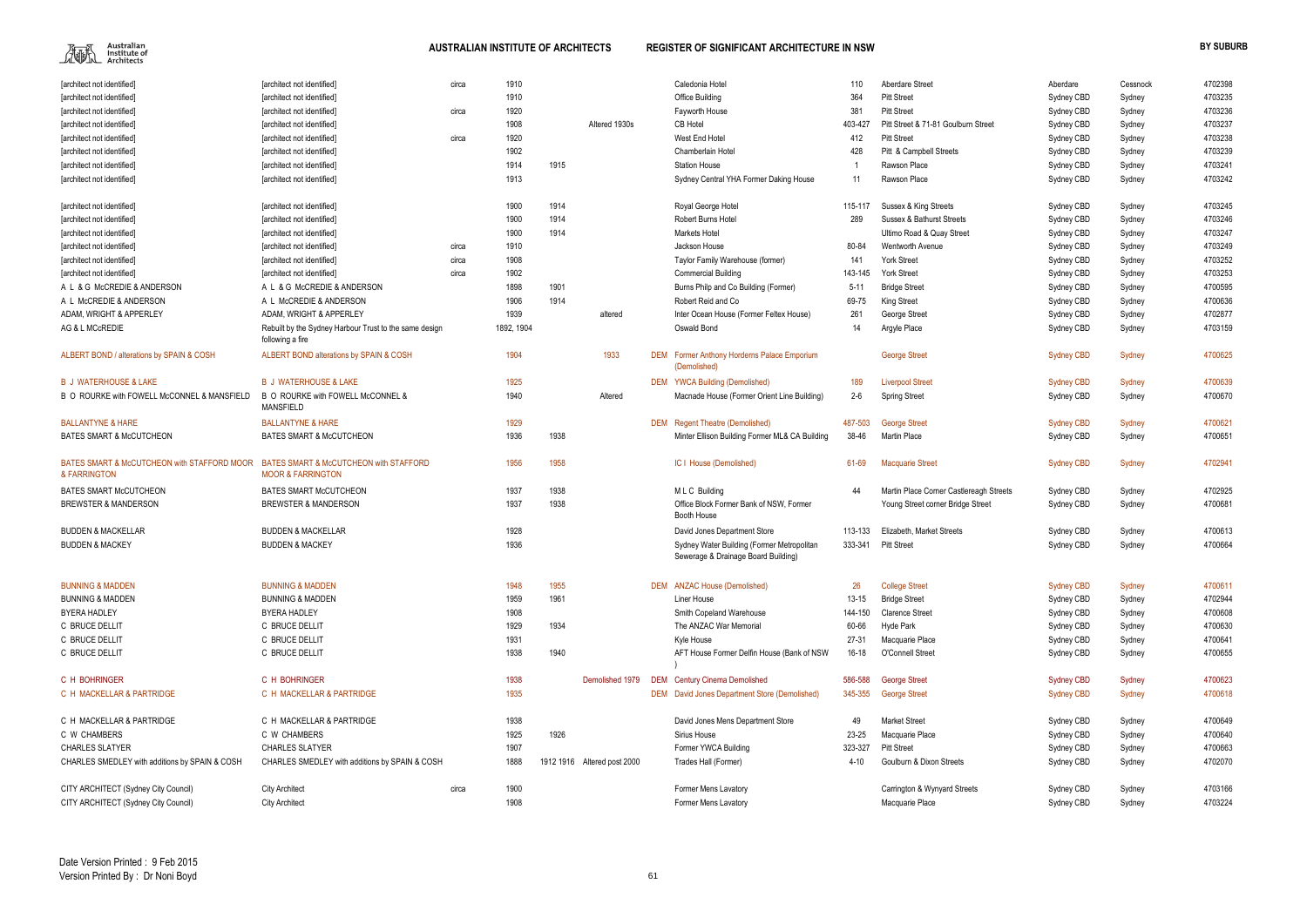| | | | | | | | | | | | | | |
|---|---|---|---|---|---|---|---|---|---|---|---|---|---|
| [architect not identified] | [architect not identified] | circa | 1910 | | | | Caledonia Hotel | 110 | Aberdare Street | Aberdare | Cessnock | 4702398 |
| [architect not identified] | [architect not identified] | | 1910 | | | | Office Building | 364 | Pitt Street | Sydney CBD | Sydney | 4703235 |
| [architect not identified] | [architect not identified] | circa | 1920 | | | | Fayworth House | 381 | Pitt Street | Sydney CBD | Sydney | 4703236 |
| [architect not identified] | [architect not identified] | | 1908 | | Altered 1930s | | CB Hotel | 403-427 | Pitt Street & 71-81 Goulburn Street | Sydney CBD | Sydney | 4703237 |
| [architect not identified] | [architect not identified] | circa | 1920 | | | | West End Hotel | 412 | Pitt Street | Sydney CBD | Sydney | 4703238 |
| [architect not identified] | [architect not identified] | | 1902 | | | | Chamberlain Hotel | 428 | Pitt & Campbell Streets | Sydney CBD | Sydney | 4703239 |
| [architect not identified] | [architect not identified] | | 1914 | 1915 | | | Station House | 1 | Rawson Place | Sydney CBD | Sydney | 4703241 |
| [architect not identified] | [architect not identified] | | 1913 | | | | Sydney Central YHA Former Daking House | 11 | Rawson Place | Sydney CBD | Sydney | 4703242 |
| [architect not identified] | [architect not identified] | | 1900 | 1914 | | | Royal George Hotel | 115-117 | Sussex & King Streets | Sydney CBD | Sydney | 4703245 |
| [architect not identified] | [architect not identified] | | 1900 | 1914 | | | Robert Burns Hotel | 289 | Sussex & Bathurst Streets | Sydney CBD | Sydney | 4703246 |
| [architect not identified] | [architect not identified] | | 1900 | 1914 | | | Markets Hotel | | Ultimo Road & Quay Street | Sydney CBD | Sydney | 4703247 |
| [architect not identified] | [architect not identified] | circa | 1910 | | | | Jackson House | 80-84 | Wentworth Avenue | Sydney CBD | Sydney | 4703249 |
| [architect not identified] | [architect not identified] | circa | 1908 | | | | Taylor Family Warehouse (former) | 141 | York Street | Sydney CBD | Sydney | 4703252 |
| [architect not identified] | [architect not identified] | circa | 1902 | | | | Commercial Building | 143-145 | York Street | Sydney CBD | Sydney | 4703253 |
| A L & G McCREDIE & ANDERSON | A L & G McCREDIE & ANDERSON | | 1898 | 1901 | | | Burns Philp and Co Building (Former) | 5-11 | Bridge Street | Sydney CBD | Sydney | 4700595 |
| A L McCREDIE & ANDERSON | A L McCREDIE & ANDERSON | | 1906 | 1914 | | | Robert Reid and Co | 69-75 | King Street | Sydney CBD | Sydney | 4700636 |
| ADAM, WRIGHT & APPERLEY | ADAM, WRIGHT & APPERLEY | | 1939 | | altered | | Inter Ocean House (Former Feltex House) | 261 | George Street | Sydney CBD | Sydney | 4702877 |
| AG & L MCcREDIE | Rebuilt by the Sydney Harbour Trust to the same design following a fire | | 1892, 1904 | | | | Oswald Bond | 14 | Argyle Place | Sydney CBD | Sydney | 4703159 |
| ALBERT BOND / alterations by SPAIN & COSH | ALBERT BOND alterations by SPAIN & COSH | | 1904 | | 1933 | DEM | Former Anthony Horderns Palace Emporium (Demolished) | | George Street | Sydney CBD | Sydney | 4700625 |
| B J WATERHOUSE & LAKE | B J WATERHOUSE & LAKE | | 1925 | | | DEM | YWCA Building (Demolished) | 189 | Liverpool Street | Sydney CBD | Sydney | 4700639 |
| B O ROURKE with FOWELL McCONNEL & MANSFIELD | B O ROURKE with FOWELL McCONNEL & MANSFIELD | | 1940 | | Altered | | Macnade House (Former Orient Line Building) | 2-6 | Spring Street | Sydney CBD | Sydney | 4700670 |
| BALLANTYNE & HARE | BALLANTYNE & HARE | | 1929 | | | DEM | Regent Theatre (Demolished) | 487-503 | George Street | Sydney CBD | Sydney | 4700621 |
| BATES SMART & McCUTCHEON | BATES SMART & McCUTCHEON | | 1936 | 1938 | | | Minter Ellison Building Former ML& CA Building | 38-46 | Martin Place | Sydney CBD | Sydney | 4700651 |
| BATES SMART & McCUTCHEON with STAFFORD MOOR & FARRINGTON | BATES SMART & McCUTCHEON with STAFFORD MOOR & FARRINGTON | | 1956 | 1958 | | | IC I House (Demolished) | 61-69 | Macquarie Street | Sydney CBD | Sydney | 4702941 |
| BATES SMART McCUTCHEON | BATES SMART McCUTCHEON | | 1937 | 1938 | | | M L C Building | 44 | Martin Place Corner Castlereagh Streets | Sydney CBD | Sydney | 4702925 |
| BREWSTER & MANDERSON | BREWSTER & MANDERSON | | 1937 | 1938 | | | Office Block Former Bank of NSW, Former Booth House | | Young Street corner Bridge Street | Sydney CBD | Sydney | 4700681 |
| BUDDEN & MACKELLAR | BUDDEN & MACKELLAR | | 1928 | | | | David Jones Department Store | 113-133 | Elizabeth, Market Streets | Sydney CBD | Sydney | 4700613 |
| BUDDEN & MACKEY | BUDDEN & MACKEY | | 1936 | | | | Sydney Water Building (Former Metropolitan Sewerage & Drainage Board Building) | 333-341 | Pitt Street | Sydney CBD | Sydney | 4700664 |
| BUNNING & MADDEN | BUNNING & MADDEN | | 1948 | 1955 | | DEM | ANZAC House (Demolished) | 26 | College Street | Sydney CBD | Sydney | 4700611 |
| BUNNING & MADDEN | BUNNING & MADDEN | | 1959 | 1961 | | | Liner House | 13-15 | Bridge Street | Sydney CBD | Sydney | 4702944 |
| BYERA HADLEY | BYERA HADLEY | | 1908 | | | | Smith Copeland Warehouse | 144-150 | Clarence Street | Sydney CBD | Sydney | 4700608 |
| C BRUCE DELLIT | C BRUCE DELLIT | | 1929 | 1934 | | | The ANZAC War Memorial | 60-66 | Hyde Park | Sydney CBD | Sydney | 4700630 |
| C BRUCE DELLIT | C BRUCE DELLIT | | 1931 | | | | Kyle House | 27-31 | Macquarie Place | Sydney CBD | Sydney | 4700641 |
| C BRUCE DELLIT | C BRUCE DELLIT | | 1938 | 1940 | | | AFT House Former Delfin House (Bank of NSW ) | 16-18 | O'Connell Street | Sydney CBD | Sydney | 4700655 |
| C H BOHRINGER | C H BOHRINGER | | 1938 | | Demolished 1979 | DEM | Century Cinema Demolished | 586-588 | George Street | Sydney CBD | Sydney | 4700623 |
| C H MACKELLAR & PARTRIDGE | C H MACKELLAR & PARTRIDGE | | 1935 | | | DEM | David Jones Department Store (Demolished) | 345-355 | George Street | Sydney CBD | Sydney | 4700618 |
| C H MACKELLAR & PARTRIDGE | C H MACKELLAR & PARTRIDGE | | 1938 | | | | David Jones Mens Department Store | 49 | Market Street | Sydney CBD | Sydney | 4700649 |
| C W CHAMBERS | C W CHAMBERS | | 1925 | 1926 | | | Sirius House | 23-25 | Macquarie Place | Sydney CBD | Sydney | 4700640 |
| CHARLES SLATYER | CHARLES SLATYER | | 1907 | | | | Former YWCA Building | 323-327 | Pitt Street | Sydney CBD | Sydney | 4700663 |
| CHARLES SMEDLEY with additions by SPAIN & COSH | CHARLES SMEDLEY with additions by SPAIN & COSH | | 1888 | 1912 1916 | Altered post 2000 | | Trades Hall (Former) | 4-10 | Goulburn & Dixon Streets | Sydney CBD | Sydney | 4702070 |
| CITY ARCHITECT (Sydney City Council) | City Architect | circa | 1900 | | | | Former Mens Lavatory | | Carrington & Wynyard Streets | Sydney CBD | Sydney | 4703166 |
| CITY ARCHITECT (Sydney City Council) | City Architect | | 1908 | | | | Former Mens Lavatory | | Macquarie Place | Sydney CBD | Sydney | 4703224 |

Date Version Printed : 9 Feb 2015
Version Printed By : Dr Noni Boyd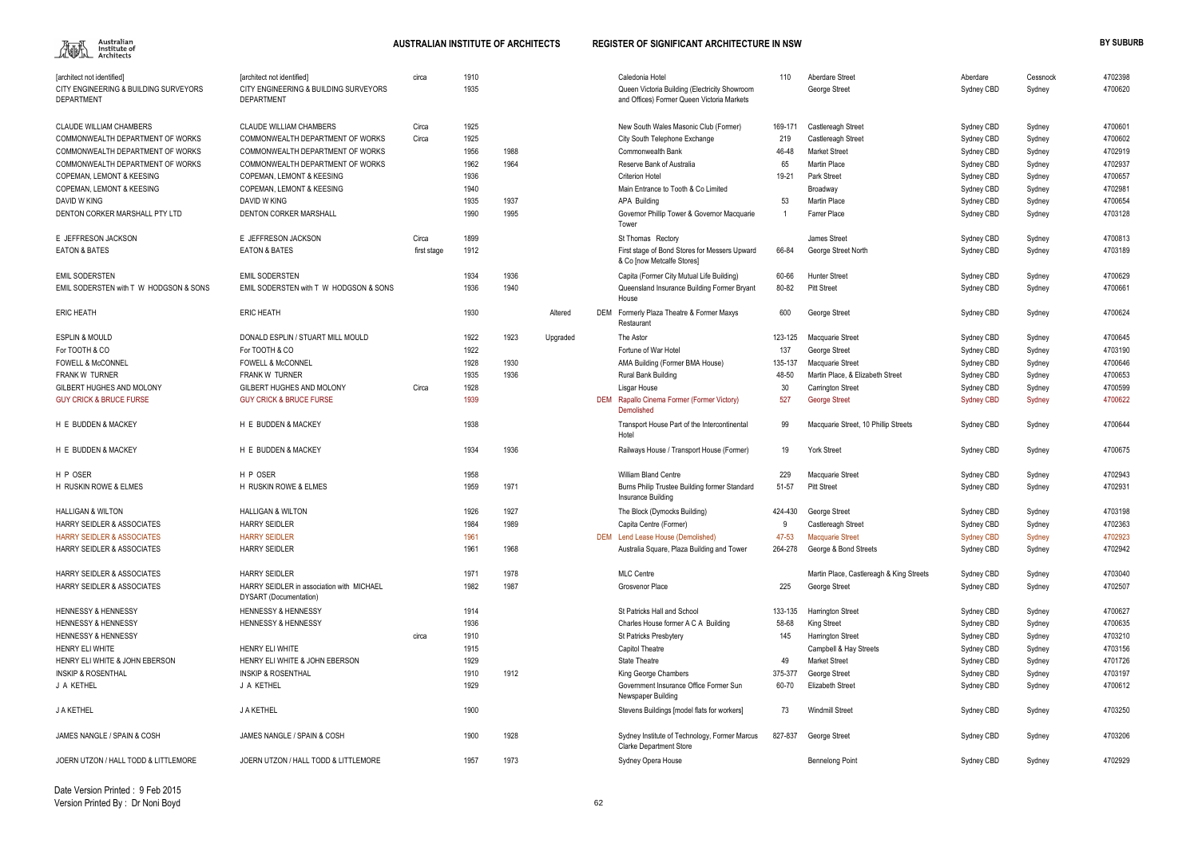| Firm | Architect | | | | | | Name | No. | Street | Suburb | Area | ID |
|---|---|---|---|---|---|---|---|---|---|---|---|---|
| [architect not identified] | [architect not identified] | circa | 1910 | | | | Caledonia Hotel | 110 | Aberdare Street | Aberdare | Cessnock | 4702398 |
| CITY ENGINEERING & BUILDING SURVEYORS DEPARTMENT | CITY ENGINEERING & BUILDING SURVEYORS DEPARTMENT | | 1935 | | | | Queen Victoria Building (Electricity Showroom and Offices) Former Queen Victoria Markets | | George Street | Sydney CBD | Sydney | 4700620 |
| CLAUDE WILLIAM CHAMBERS | CLAUDE WILLIAM CHAMBERS | Circa | 1925 | | | | New South Wales Masonic Club (Former) | 169-171 | Castlereagh Street | Sydney CBD | Sydney | 4700601 |
| COMMONWEALTH DEPARTMENT OF WORKS | COMMONWEALTH DEPARTMENT OF WORKS | Circa | 1925 | | | | City South Telephone Exchange | 219 | Castlereagh Street | Sydney CBD | Sydney | 4700602 |
| COMMONWEALTH DEPARTMENT OF WORKS | COMMONWEALTH DEPARTMENT OF WORKS | | 1956 | 1988 | | | Commonwealth Bank | 46-48 | Market Street | Sydney CBD | Sydney | 4702919 |
| COMMONWEALTH DEPARTMENT OF WORKS | COMMONWEALTH DEPARTMENT OF WORKS | | 1962 | 1964 | | | Reserve Bank of Australia | 65 | Martin Place | Sydney CBD | Sydney | 4702937 |
| COPEMAN, LEMONT & KEESING | COPEMAN, LEMONT & KEESING | | 1936 | | | | Criterion Hotel | 19-21 | Park Street | Sydney CBD | Sydney | 4700657 |
| COPEMAN, LEMONT & KEESING | COPEMAN, LEMONT & KEESING | | 1940 | | | | Main Entrance to Tooth & Co Limited | | Broadway | Sydney CBD | Sydney | 4702981 |
| DAVID W KING | DAVID W KING | | 1935 | 1937 | | | APA Building | 53 | Martin Place | Sydney CBD | Sydney | 4700654 |
| DENTON CORKER MARSHALL PTY LTD | DENTON CORKER MARSHALL | | 1990 | 1995 | | | Governor Phillip Tower & Governor Macquarie Tower | 1 | Farrer Place | Sydney CBD | Sydney | 4703128 |
| E JEFFRESON JACKSON | E JEFFRESON JACKSON | Circa | 1899 | | | | St Thomas Rectory | | James Street | Sydney CBD | Sydney | 4700813 |
| EATON & BATES | EATON & BATES | first stage | 1912 | | | | First stage of Bond Stores for Messers Upward & Co [now Metcalfe Stores] | 66-84 | George Street North | Sydney CBD | Sydney | 4703189 |
| EMIL SODERSTEN | EMIL SODERSTEN | | 1934 | 1936 | | | Capita (Former City Mutual Life Building) | 60-66 | Hunter Street | Sydney CBD | Sydney | 4700629 |
| EMIL SODERSTEN with T W HODGSON & SONS | EMIL SODERSTEN with T W HODGSON & SONS | | 1936 | 1940 | | | Queensland Insurance Building Former Bryant House | 80-82 | Pitt Street | Sydney CBD | Sydney | 4700661 |
| ERIC HEATH | ERIC HEATH | | 1930 | | Altered | DEM | Formerly Plaza Theatre & Former Maxys Restaurant | 600 | George Street | Sydney CBD | Sydney | 4700624 |
| ESPLIN & MOULD | DONALD ESPLIN / STUART MILL MOULD | | 1922 | 1923 | Upgraded | | The Astor | 123-125 | Macquarie Street | Sydney CBD | Sydney | 4700645 |
| For TOOTH & CO | For TOOTH & CO | | 1922 | | | | Fortune of War Hotel | 137 | George Street | Sydney CBD | Sydney | 4703190 |
| FOWELL & McCONNEL | FOWELL & McCONNEL | | 1928 | 1930 | | | AMA Building (Former BMA House) | 135-137 | Macquarie Street | Sydney CBD | Sydney | 4700646 |
| FRANK W TURNER | FRANK W TURNER | | 1935 | 1936 | | | Rural Bank Building | 48-50 | Martin Place, & Elizabeth Street | Sydney CBD | Sydney | 4700653 |
| GILBERT HUGHES AND MOLONY | GILBERT HUGHES AND MOLONY | Circa | 1928 | | | | Lisgar House | 30 | Carrington Street | Sydney CBD | Sydney | 4700599 |
| GUY CRICK & BRUCE FURSE | GUY CRICK & BRUCE FURSE | | 1939 | | | DEM | Rapallo Cinema Former (Former Victory) Demolished | 527 | George Street | Sydney CBD | Sydney | 4700622 |
| H E BUDDEN & MACKEY | H E BUDDEN & MACKEY | | 1938 | | | | Transport House Part of the Intercontinental Hotel | 99 | Macquarie Street, 10 Phillip Streets | Sydney CBD | Sydney | 4700644 |
| H E BUDDEN & MACKEY | H E BUDDEN & MACKEY | | 1934 | 1936 | | | Railways House / Transport House (Former) | 19 | York Street | Sydney CBD | Sydney | 4700675 |
| H P OSER | H P OSER | | 1958 | | | | William Bland Centre | 229 | Macquarie Street | Sydney CBD | Sydney | 4702943 |
| H RUSKIN ROWE & ELMES | H RUSKIN ROWE & ELMES | | 1959 | 1971 | | | Burns Philip Trustee Building former Standard Insurance Building | 51-57 | Pitt Street | Sydney CBD | Sydney | 4702931 |
| HALLIGAN & WILTON | HALLIGAN & WILTON | | 1926 | 1927 | | | The Block (Dymocks Building) | 424-430 | George Street | Sydney CBD | Sydney | 4703198 |
| HARRY SEIDLER & ASSOCIATES | HARRY SEIDLER | | 1984 | 1989 | | | Capita Centre (Former) | 9 | Castlereagh Street | Sydney CBD | Sydney | 4702363 |
| HARRY SEIDLER & ASSOCIATES | HARRY SEIDLER | | 1961 | | | DEM | Lend Lease House (Demolished) | 47-53 | Macquarie Street | Sydney CBD | Sydney | 4702923 |
| HARRY SEIDLER & ASSOCIATES | HARRY SEIDLER | | 1961 | 1968 | | | Australia Square, Plaza Building and Tower | 264-278 | George & Bond Streets | Sydney CBD | Sydney | 4702942 |
| HARRY SEIDLER & ASSOCIATES | HARRY SEIDLER | | 1971 | 1978 | | | MLC Centre | | Martin Place, Castlereagh & King Streets | Sydney CBD | Sydney | 4703040 |
| HARRY SEIDLER & ASSOCIATES | HARRY SEIDLER in association with MICHAEL DYSART (Documentation) | | 1982 | 1987 | | | Grosvenor Place | 225 | George Street | Sydney CBD | Sydney | 4702507 |
| HENNESSY & HENNESSY | HENNESSY & HENNESSY | | 1914 | | | | St Patricks Hall and School | 133-135 | Harrington Street | Sydney CBD | Sydney | 4700627 |
| HENNESSY & HENNESSY | HENNESSY & HENNESSY | | 1936 | | | | Charles House former A C A Building | 58-68 | King Street | Sydney CBD | Sydney | 4700635 |
| HENNESSY & HENNESSY | | circa | 1910 | | | | St Patricks Presbytery | 145 | Harrington Street | Sydney CBD | Sydney | 4703210 |
| HENRY ELI WHITE | HENRY ELI WHITE | | 1915 | | | | Capitol Theatre | | Campbell & Hay Streets | Sydney CBD | Sydney | 4703156 |
| HENRY ELI WHITE & JOHN EBERSON | HENRY ELI WHITE & JOHN EBERSON | | 1929 | | | | State Theatre | 49 | Market Street | Sydney CBD | Sydney | 4701726 |
| INSKIP & ROSENTHAL | INSKIP & ROSENTHAL | | 1910 | 1912 | | | King George Chambers | 375-377 | George Street | Sydney CBD | Sydney | 4703197 |
| J A KETHEL | J A KETHEL | | 1929 | | | | Government Insurance Office Former Sun Newspaper Building | 60-70 | Elizabeth Street | Sydney CBD | Sydney | 4700612 |
| J A KETHEL | J A KETHEL | | 1900 | | | | Stevens Buildings [model flats for workers] | 73 | Windmill Street | Sydney CBD | Sydney | 4703250 |
| JAMES NANGLE / SPAIN & COSH | JAMES NANGLE / SPAIN & COSH | | 1900 | 1928 | | | Sydney Institute of Technology, Former Marcus Clarke Department Store | 827-837 | George Street | Sydney CBD | Sydney | 4703206 |
| JOERN UTZON / HALL TODD & LITTLEMORE | JOERN UTZON / HALL TODD & LITTLEMORE | | 1957 | 1973 | | | Sydney Opera House | | Bennelong Point | Sydney CBD | Sydney | 4702929 |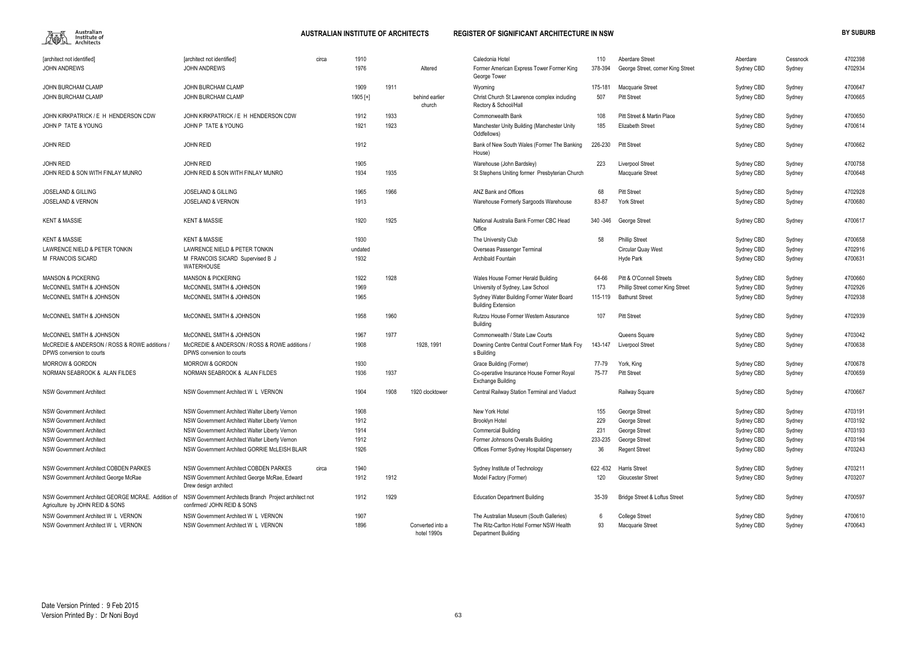| | | | | | | | | | | | | |
|---|---|---|---|---|---|---|---|---|---|---|---|---|
| [architect not identified] | [architect not identified] | circa | 1910 | | | Caledonia Hotel | 110 | Aberdare Street | Aberdare | Cessnock | 4702398 |
| JOHN ANDREWS | JOHN ANDREWS | | 1976 | | Altered | Former American Express Tower Former King George Tower | 378-394 | George Street, corner King Street | Sydney CBD | Sydney | 4702934 |
| JOHN BURCHAM CLAMP | JOHN BURCHAM CLAMP | | 1909 | 1911 | | Wyoming | 175-181 | Macquarie Street | Sydney CBD | Sydney | 4700647 |
| JOHN BURCHAM CLAMP | JOHN BURCHAM CLAMP | | 1905 [+] | | behind earlier church | Christ Church St Lawrence complex including Rectory & School/Hall | 507 | Pitt Street | Sydney CBD | Sydney | 4700665 |
| JOHN KIRKPATRICK / E H HENDERSON CDW | JOHN KIRKPATRICK / E H HENDERSON CDW | | 1912 | 1933 | | Commonwealth Bank | 108 | Pitt Street & Martin Place | Sydney CBD | Sydney | 4700650 |
| JOHN P TATE & YOUNG | JOHN P TATE & YOUNG | | 1921 | 1923 | | Manchester Unity Building (Manchester Unity Oddfellows) | 185 | Elizabeth Street | Sydney CBD | Sydney | 4700614 |
| JOHN REID | JOHN REID | | 1912 | | | Bank of New South Wales (Former The Banking House) | 226-230 | Pitt Street | Sydney CBD | Sydney | 4700662 |
| JOHN REID | JOHN REID | | 1905 | | | Warehouse (John Bardsley) | 223 | Liverpool Street | Sydney CBD | Sydney | 4700758 |
| JOHN REID & SON WITH FINLAY MUNRO | JOHN REID & SON WITH FINLAY MUNRO | | 1934 | 1935 | | St Stephens Uniting former Presbyterian Church | | Macquarie Street | Sydney CBD | Sydney | 4700648 |
| JOSELAND & GILLING | JOSELAND & GILLING | | 1965 | 1966 | | ANZ Bank and Offices | 68 | Pitt Street | Sydney CBD | Sydney | 4702928 |
| JOSELAND & VERNON | JOSELAND & VERNON | | 1913 | | | Warehouse Formerly Sargoods Warehouse | 83-87 | York Street | Sydney CBD | Sydney | 4700680 |
| KENT & MASSIE | KENT & MASSIE | | 1920 | 1925 | | National Australia Bank Former CBC Head Office | 340 -346 | George Street | Sydney CBD | Sydney | 4700617 |
| KENT & MASSIE | KENT & MASSIE | | 1930 | | | The University Club | 58 | Phillip Street | Sydney CBD | Sydney | 4700658 |
| LAWRENCE NIELD & PETER TONKIN | LAWRENCE NIELD & PETER TONKIN | | undated | | | Overseas Passenger Terminal | | Circular Quay West | Sydney CBD | Sydney | 4702916 |
| M FRANCOIS SICARD | M FRANCOIS SICARD Supervised B J WATERHOUSE | | 1932 | | | Archibald Fountain | | Hyde Park | Sydney CBD | Sydney | 4700631 |
| MANSON & PICKERING | MANSON & PICKERING | | 1922 | 1928 | | Wales House Former Herald Building | 64-66 | Pitt & O'Connell Streets | Sydney CBD | Sydney | 4700660 |
| McCONNEL SMITH & JOHNSON | McCONNEL SMITH & JOHNSON | | 1969 | | | University of Sydney, Law School | 173 | Phillip Street corner King Street | Sydney CBD | Sydney | 4702926 |
| McCONNEL SMITH & JOHNSON | McCONNEL SMITH & JOHNSON | | 1965 | | | Sydney Water Building Former Water Board Building Extension | 115-119 | Bathurst Street | Sydney CBD | Sydney | 4702938 |
| McCONNEL SMITH & JOHNSON | McCONNEL SMITH & JOHNSON | | 1958 | 1960 | | Rutzou House Former Western Assurance Building | 107 | Pitt Street | Sydney CBD | Sydney | 4702939 |
| McCONNEL SMITH & JOHNSON | McCONNEL SMITH & JOHNSON | | 1967 | 1977 | | Commonwealth / State Law Courts | | Queens Square | Sydney CBD | Sydney | 4703042 |
| McCREDIE & ANDERSON / ROSS & ROWE additions / DPWS conversion to courts | McCREDIE & ANDERSON / ROSS & ROWE additions / DPWS conversion to courts | | 1908 | | 1928, 1991 | Downing Centre Central Court Former Mark Foy s Building | 143-147 | Liverpool Street | Sydney CBD | Sydney | 4700638 |
| MORROW & GORDON | MORROW & GORDON | | 1930 | | | Grace Building (Former) | 77-79 | York, King | Sydney CBD | Sydney | 4700678 |
| NORMAN SEABROOK & ALAN FILDES | NORMAN SEABROOK & ALAN FILDES | | 1936 | 1937 | | Co-operative Insurance House Former Royal Exchange Building | 75-77 | Pitt Street | Sydney CBD | Sydney | 4700659 |
| NSW Government Architect | NSW Government Architect W L VERNON | | 1904 | 1908 | 1920 clocktower | Central Railway Station Terminal and Viaduct | | Railway Square | Sydney CBD | Sydney | 4700667 |
| NSW Government Architect | NSW Government Architect Walter Liberty Vernon | | 1908 | | | New York Hotel | 155 | George Street | Sydney CBD | Sydney | 4703191 |
| NSW Government Architect | NSW Government Architect Walter Liberty Vernon | | 1912 | | | Brooklyn Hotel | 229 | George Street | Sydney CBD | Sydney | 4703192 |
| NSW Government Architect | NSW Government Architect Walter Liberty Vernon | | 1914 | | | Commercial Building | 231 | George Street | Sydney CBD | Sydney | 4703193 |
| NSW Government Architect | NSW Government Architect Walter Liberty Vernon | | 1912 | | | Former Johnsons Overalls Building | 233-235 | George Street | Sydney CBD | Sydney | 4703194 |
| NSW Government Architect | NSW Government Architect GORRIE McLEISH BLAIR | | 1926 | | | Offices Former Sydney Hospital Dispensery | 36 | Regent Street | Sydney CBD | Sydney | 4703243 |
| NSW Government Architect COBDEN PARKES | NSW Government Architect COBDEN PARKES | circa | 1940 | | | Sydney Institute of Technology | 622 -632 | Harris Street | Sydney CBD | Sydney | 4703211 |
| NSW Government Architect George McRae | NSW Government Architect George McRae, Edward Drew design architect | | 1912 | 1912 | | Model Factory (Former) | 120 | Gloucester Street | Sydney CBD | Sydney | 4703207 |
| NSW Government Architect GEORGE MCRAE. Addition of Agriculture by JOHN REID & SONS | NSW Government Architects Branch Project architect not confirmed/ JOHN REID & SONS | | 1912 | 1929 | | Education Department Building | 35-39 | Bridge Street & Loftus Street | Sydney CBD | Sydney | 4700597 |
| NSW Government Architect W L VERNON | NSW Government Architect W L VERNON | | 1907 | | | The Australian Museum (South Galleries) | 6 | College Street | Sydney CBD | Sydney | 4700610 |
| NSW Government Architect W L VERNON | NSW Government Architect W L VERNON | | 1896 | | Converted into a hotel 1990s | The Ritz-Carlton Hotel Former NSW Health Department Building | 93 | Macquarie Street | Sydney CBD | Sydney | 4700643 |

Date Version Printed : 9 Feb 2015
Version Printed By : Dr Noni Boyd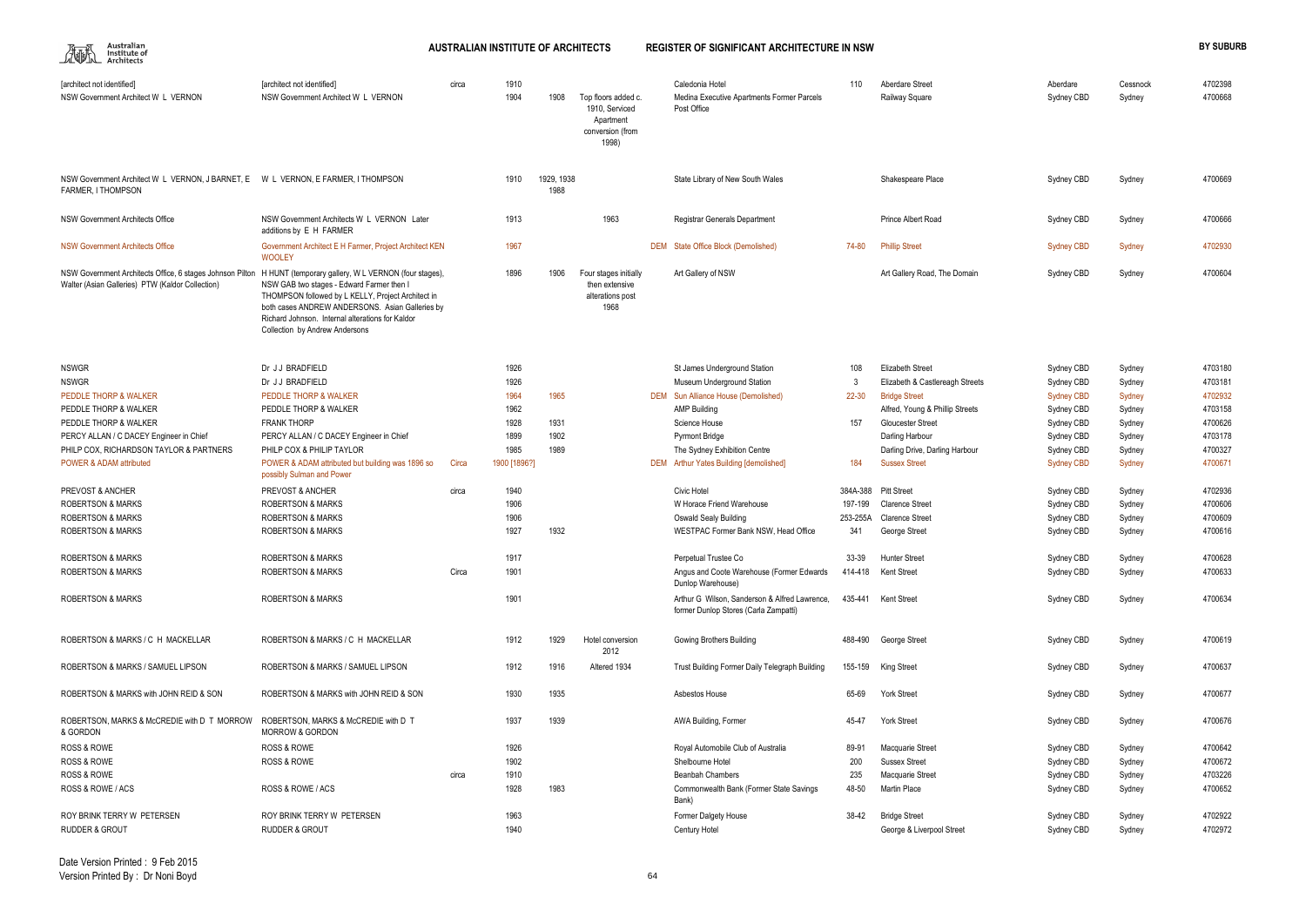| | | | | | | | | | | | | |
|---|---|---|---|---|---|---|---|---|---|---|---|---|---|
| [architect not identified] | [architect not identified] | circa | 1910 | | | | Caledonia Hotel | 110 | Aberdare Street | Aberdare | Cessnock | 4702398 |
| NSW Government Architect W L VERNON | NSW Government Architect W L VERNON | | 1904 | 1908 | Top floors added c. 1910, Serviced Apartment conversion (from 1998) | | Medina Executive Apartments Former Parcels Post Office | | Railway Square | Sydney CBD | Sydney | 4700668 |
| NSW Government Architect W L VERNON, J BARNET, E FARMER, I THOMPSON | W L VERNON, E FARMER, I THOMPSON | | 1910 | 1929, 1938 1988 | | | State Library of New South Wales | | Shakespeare Place | Sydney CBD | Sydney | 4700669 |
| NSW Government Architects Office | NSW Government Architects W L VERNON Later additions by E H FARMER | | 1913 | | 1963 | | Registrar Generals Department | | Prince Albert Road | Sydney CBD | Sydney | 4700666 |
| NSW Government Architects Office | Government Architect E H Farmer, Project Architect KEN WOOLEY | | 1967 | | | DEM | State Office Block (Demolished) | 74-80 | Phillip Street | Sydney CBD | Sydney | 4702930 |
| NSW Government Architects Office, 6 stages Johnson Pilton Walter (Asian Galleries) PTW (Kaldor Collection) | H HUNT (temporary gallery, W L VERNON (four stages), NSW GAB two stages - Edward Farmer then I THOMPSON followed by L KELLY, Project Architect in both cases ANDREW ANDERSONS. Asian Galleries by Richard Johnson. Internal alterations for Kaldor Collection by Andrew Andersons | | 1896 | 1906 | Four stages initially then extensive alterations post 1968 | | Art Gallery of NSW | | Art Gallery Road, The Domain | Sydney CBD | Sydney | 4700604 |
| NSWGR | Dr J J BRADFIELD | | 1926 | | | | St James Underground Station | 108 | Elizabeth Street | Sydney CBD | Sydney | 4703180 |
| NSWGR | Dr J J BRADFIELD | | 1926 | | | | Museum Underground Station | 3 | Elizabeth & Castlereagh Streets | Sydney CBD | Sydney | 4703181 |
| PEDDLE THORP & WALKER | PEDDLE THORP & WALKER | | 1964 | 1965 | | DEM | Sun Alliance House (Demolished) | 22-30 | Bridge Street | Sydney CBD | Sydney | 4702932 |
| PEDDLE THORP & WALKER | PEDDLE THORP & WALKER | | 1962 | | | | AMP Building | | Alfred, Young & Phillip Streets | Sydney CBD | Sydney | 4703158 |
| PEDDLE THORP & WALKER | FRANK THORP | | 1928 | 1931 | | | Science House | 157 | Gloucester Street | Sydney CBD | Sydney | 4700626 |
| PERCY ALLAN / C DACEY Engineer in Chief | PERCY ALLAN / C DACEY Engineer in Chief | | 1899 | 1902 | | | Pyrmont Bridge | | Darling Harbour | Sydney CBD | Sydney | 4703178 |
| PHILIP COX, RICHARDSON TAYLOR & PARTNERS | PHILP COX & PHILIP TAYLOR | | 1985 | 1989 | | | The Sydney Exhibition Centre | | Darling Drive, Darling Harbour | Sydney CBD | Sydney | 4700327 |
| POWER & ADAM attributed | POWER & ADAM attributed but building was 1896 so possibly Sulman and Power | Circa | 1900 [1896?] | | | DEM | Arthur Yates Building [demolished] | 184 | Sussex Street | Sydney CBD | Sydney | 4700671 |
| PREVOST & ANCHER | PREVOST & ANCHER | circa | 1940 | | | | Civic Hotel | 384A-388 | Pitt Street | Sydney CBD | Sydney | 4702936 |
| ROBERTSON & MARKS | ROBERTSON & MARKS | | 1906 | | | | W Horace Friend Warehouse | 197-199 | Clarence Street | Sydney CBD | Sydney | 4700606 |
| ROBERTSON & MARKS | ROBERTSON & MARKS | | 1906 | | | | Oswald Sealy Building | 253-255A | Clarence Street | Sydney CBD | Sydney | 4700609 |
| ROBERTSON & MARKS | ROBERTSON & MARKS | | 1927 | 1932 | | | WESTPAC Former Bank NSW, Head Office | 341 | George Street | Sydney CBD | Sydney | 4700616 |
| ROBERTSON & MARKS | ROBERTSON & MARKS | | 1917 | | | | Perpetual Trustee Co | 33-39 | Hunter Street | Sydney CBD | Sydney | 4700628 |
| ROBERTSON & MARKS | ROBERTSON & MARKS | Circa | 1901 | | | | Angus and Coote Warehouse (Former Edwards Dunlop Warehouse) | 414-418 | Kent Street | Sydney CBD | Sydney | 4700633 |
| ROBERTSON & MARKS | ROBERTSON & MARKS | | 1901 | | | | Arthur G Wilson, Sanderson & Alfred Lawrence, former Dunlop Stores (Carla Zampatti) | 435-441 | Kent Street | Sydney CBD | Sydney | 4700634 |
| ROBERTSON & MARKS / C H MACKELLAR | ROBERTSON & MARKS / C H MACKELLAR | | 1912 | 1929 | Hotel conversion 2012 | | Gowing Brothers Building | 488-490 | George Street | Sydney CBD | Sydney | 4700619 |
| ROBERTSON & MARKS / SAMUEL LIPSON | ROBERTSON & MARKS / SAMUEL LIPSON | | 1912 | 1916 | Altered 1934 | | Trust Building Former Daily Telegraph Building | 155-159 | King Street | Sydney CBD | Sydney | 4700637 |
| ROBERTSON & MARKS with JOHN REID & SON | ROBERTSON & MARKS with JOHN REID & SON | | 1930 | 1935 | | | Asbestos House | 65-69 | York Street | Sydney CBD | Sydney | 4700677 |
| ROBERTSON, MARKS & McCREDIE with D T MORROW & GORDON | ROBERTSON, MARKS & McCREDIE with D T MORROW & GORDON | | 1937 | 1939 | | | AWA Building, Former | 45-47 | York Street | Sydney CBD | Sydney | 4700676 |
| ROSS & ROWE | ROSS & ROWE | | 1926 | | | | Royal Automobile Club of Australia | 89-91 | Macquarie Street | Sydney CBD | Sydney | 4700642 |
| ROSS & ROWE | ROSS & ROWE | | 1902 | | | | Shelbourne Hotel | 200 | Sussex Street | Sydney CBD | Sydney | 4700672 |
| ROSS & ROWE | | circa | 1910 | | | | Beanbah Chambers | 235 | Macquarie Street | Sydney CBD | Sydney | 4703226 |
| ROSS & ROWE / ACS | ROSS & ROWE / ACS | | 1928 | 1983 | | | Commonwealth Bank (Former State Savings Bank) | 48-50 | Martin Place | Sydney CBD | Sydney | 4700652 |
| ROY BRINK TERRY W PETERSEN | ROY BRINK TERRY W PETERSEN | | 1963 | | | | Former Dalgety House | 38-42 | Bridge Street | Sydney CBD | Sydney | 4702922 |
| RUDDER & GROUT | RUDDER & GROUT | | 1940 | | | | Century Hotel | | George & Liverpool Street | Sydney CBD | Sydney | 4702972 |

Date Version Printed : 9 Feb 2015
Version Printed By : Dr Noni Boyd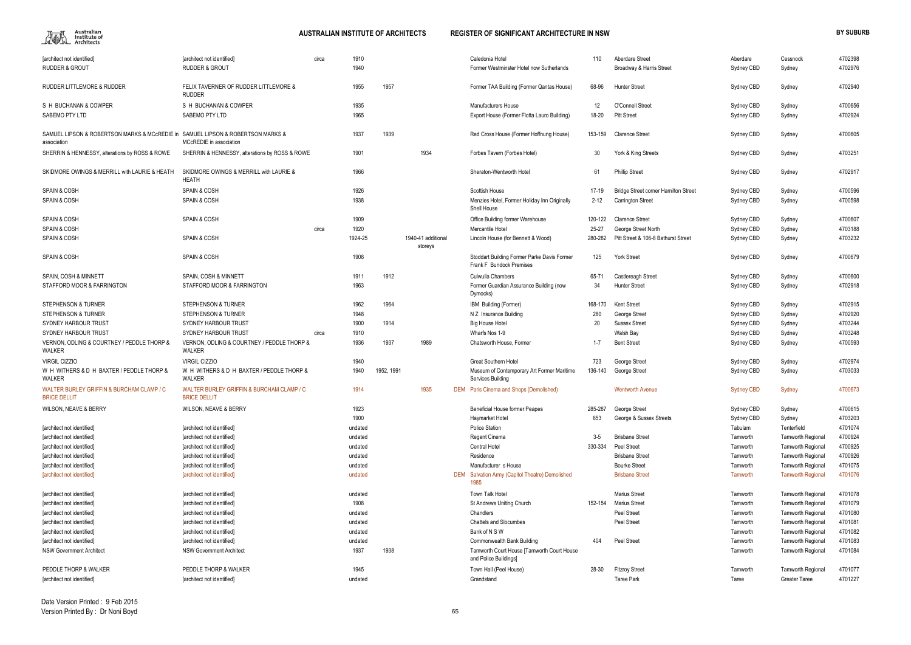| | | | | | | | | | | | | | |
|---|---|---|---|---|---|---|---|---|---|---|---|---|---|
| [architect not identified] | [architect not identified] | circa | 1910 | | | | Caledonia Hotel | 110 | Aberdare Street | Aberdare | Cessnock | 4702398 |
| RUDDER & GROUT | RUDDER & GROUT | | 1940 | | | | Former Westminster Hotel now Sutherlands | | Broadway & Harris Street | Sydney CBD | Sydney | 4702976 |
| RUDDER LITTLEMORE & RUDDER | FELIX TAVERNER OF RUDDER LITTLEMORE & RUDDER | | 1955 | 1957 | | | Former TAA Building (Former Qantas House) | 68-96 | Hunter Street | Sydney CBD | Sydney | 4702940 |
| S H BUCHANAN & COWPER | S H BUCHANAN & COWPER | | 1935 | | | | Manufacturers House | 12 | O'Connell Street | Sydney CBD | Sydney | 4700656 |
| SABEMO PTY LTD | SABEMO PTY LTD | | 1965 | | | | Export House (Former Flotta Lauro Building) | 18-20 | Pitt Street | Sydney CBD | Sydney | 4702924 |
| SAMUEL LIPSON & ROBERTSON MARKS & MCcREDIE in association | SAMUEL LIPSON & ROBERTSON MARKS & MCcREDIE in association | | 1937 | 1939 | | | Red Cross House (Former Hoffnung House) | 153-159 | Clarence Street | Sydney CBD | Sydney | 4700605 |
| SHERRIN & HENNESSY, alterations by ROSS & ROWE | SHERRIN & HENNESSY, alterations by ROSS & ROWE | | 1901 | | 1934 | | Forbes Tavern (Forbes Hotel) | 30 | York & King Streets | Sydney CBD | Sydney | 4703251 |
| SKIDMORE OWINGS & MERRILL with LAURIE & HEATH | SKIDMORE OWINGS & MERRILL with LAURIE & HEATH | | 1966 | | | | Sheraton-Wentworth Hotel | 61 | Phillip Street | Sydney CBD | Sydney | 4702917 |
| SPAIN & COSH | SPAIN & COSH | | 1926 | | | | Scottish House | 17-19 | Bridge Street corner Hamilton Street | Sydney CBD | Sydney | 4700596 |
| SPAIN & COSH | SPAIN & COSH | | 1938 | | | | Menzies Hotel, Former Holiday Inn Originally Shell House | 2-12 | Carrington Street | Sydney CBD | Sydney | 4700598 |
| SPAIN & COSH | SPAIN & COSH | | 1909 | | | | Office Building former Warehouse | 120-122 | Clarence Street | Sydney CBD | Sydney | 4700607 |
| SPAIN & COSH | | circa | 1920 | | | | Mercantile Hotel | 25-27 | George Street North | Sydney CBD | Sydney | 4703188 |
| SPAIN & COSH | SPAIN & COSH | | 1924-25 | | 1940-41 additional storeys | | Lincoln House (for Bennett & Wood) | 280-282 | Pitt Street & 106-8 Bathurst Street | Sydney CBD | Sydney | 4703232 |
| SPAIN & COSH | SPAIN & COSH | | 1908 | | | | Stoddart Building Former Parke Davis Former Frank F Bundock Premises | 125 | York Street | Sydney CBD | Sydney | 4700679 |
| SPAIN, COSH & MINNETT | SPAIN, COSH & MINNETT | | 1911 | 1912 | | | Culwulla Chambers | 65-71 | Castlereagh Street | Sydney CBD | Sydney | 4700600 |
| STAFFORD MOOR & FARRINGTON | STAFFORD MOOR & FARRINGTON | | 1963 | | | | Former Guardian Assurance Building (now Dymocks) | 34 | Hunter Street | Sydney CBD | Sydney | 4702918 |
| STEPHENSON & TURNER | STEPHENSON & TURNER | | 1962 | 1964 | | | IBM Building (Former) | 168-170 | Kent Street | Sydney CBD | Sydney | 4702915 |
| STEPHENSON & TURNER | STEPHENSON & TURNER | | 1948 | | | | N Z Insurance Building | 280 | George Street | Sydney CBD | Sydney | 4702920 |
| SYDNEY HARBOUR TRUST | SYDNEY HARBOUR TRUST | | 1900 | 1914 | | | Big House Hotel | 20 | Sussex Street | Sydney CBD | Sydney | 4703244 |
| SYDNEY HARBOUR TRUST | SYDNEY HARBOUR TRUST | circa | 1910 | | | | Wharfs Nos 1-9 | | Walsh Bay | Sydney CBD | Sydney | 4703248 |
| VERNON, ODLING & COURTNEY / PEDDLE THORP & WALKER | VERNON, ODLING & COURTNEY / PEDDLE THORP & WALKER | | 1936 | 1937 | 1989 | | Chatsworth House, Former | 1-7 | Bent Street | Sydney CBD | Sydney | 4700593 |
| VIRGIL CIZZIO | VIRGIL CIZZIO | | 1940 | | | | Great Southern Hotel | 723 | George Street | Sydney CBD | Sydney | 4702974 |
| W H WITHERS & D H BAXTER / PEDDLE THORP & WALKER | W H WITHERS & D H BAXTER / PEDDLE THORP & WALKER | | 1940 | 1952, 1991 | | | Museum of Contemporary Art Former Maritime Services Building | 136-140 | George Street | Sydney CBD | Sydney | 4703033 |
| WALTER BURLEY GRIFFIN & BURCHAM CLAMP / C BRICE DELLIT | WALTER BURLEY GRIFFIN & BURCHAM CLAMP / C BRICE DELLIT | | 1914 | | 1935 | DEM | Paris Cinema and Shops (Demolished) | | Wentworth Avenue | Sydney CBD | Sydney | 4700673 |
| WILSON, NEAVE & BERRY | WILSON, NEAVE & BERRY | | 1923 | | | | Beneficial House former Peapes | 285-287 | George Street | Sydney CBD | Sydney | 4700615 |
| | | | 1900 | | | | Haymarket Hotel | 653 | George & Sussex Streets | Sydney CBD | Sydney | 4703203 |
| [architect not identified] | [architect not identified] | | undated | | | | Police Station | | | Tabulam | Tenterfield | 4701074 |
| [architect not identified] | [architect not identified] | | undated | | | | Regent Cinema | 3-5 | Brisbane Street | Tamworth | Tamworth Regional | 4700924 |
| [architect not identified] | [architect not identified] | | undated | | | | Central Hotel | 330-334 | Peel Street | Tamworth | Tamworth Regional | 4700925 |
| [architect not identified] | [architect not identified] | | undated | | | | Residence | | Brisbane Street | Tamworth | Tamworth Regional | 4700926 |
| [architect not identified] | [architect not identified] | | undated | | | | Manufacturer s House | | Bourke Street | Tamworth | Tamworth Regional | 4701075 |
| [architect not identified] | [architect not identified] | | undated | | | DEM | Salvation Army (Capitol Theatre) Demolished 1985 | | Brisbane Street | Tamworth | Tamworth Regional | 4701076 |
| [architect not identified] | [architect not identified] | | undated | | | | Town Talk Hotel | | Marius Street | Tamworth | Tamworth Regional | 4701078 |
| [architect not identified] | [architect not identified] | | 1908 | | | | St Andrews Uniting Church | 152-154 | Marius Street | Tamworth | Tamworth Regional | 4701079 |
| [architect not identified] | [architect not identified] | | undated | | | | Chandlers | | Peel Street | Tamworth | Tamworth Regional | 4701080 |
| [architect not identified] | [architect not identified] | | undated | | | | Chattels and Slocumbes | | Peel Street | Tamworth | Tamworth Regional | 4701081 |
| [architect not identified] | [architect not identified] | | undated | | | | Bank of N S W | | | Tamworth | Tamworth Regional | 4701082 |
| [architect not identified] | [architect not identified] | | undated | | | | Commonwealth Bank Building | 404 | Peel Street | Tamworth | Tamworth Regional | 4701083 |
| NSW Government Architect | NSW Government Architect | | 1937 | 1938 | | | Tamworth Court House [Tamworth Court House and Police Buildings] | | | Tamworth | Tamworth Regional | 4701084 |
| PEDDLE THORP & WALKER | PEDDLE THORP & WALKER | | 1945 | | | | Town Hall (Peel House) | 28-30 | Fitzroy Street | Tamworth | Tamworth Regional | 4701077 |
| [architect not identified] | [architect not identified] | | undated | | | | Grandstand | | Taree Park | Taree | Greater Taree | 4701227 |

Date Version Printed : 9 Feb 2015
Version Printed By : Dr Noni Boyd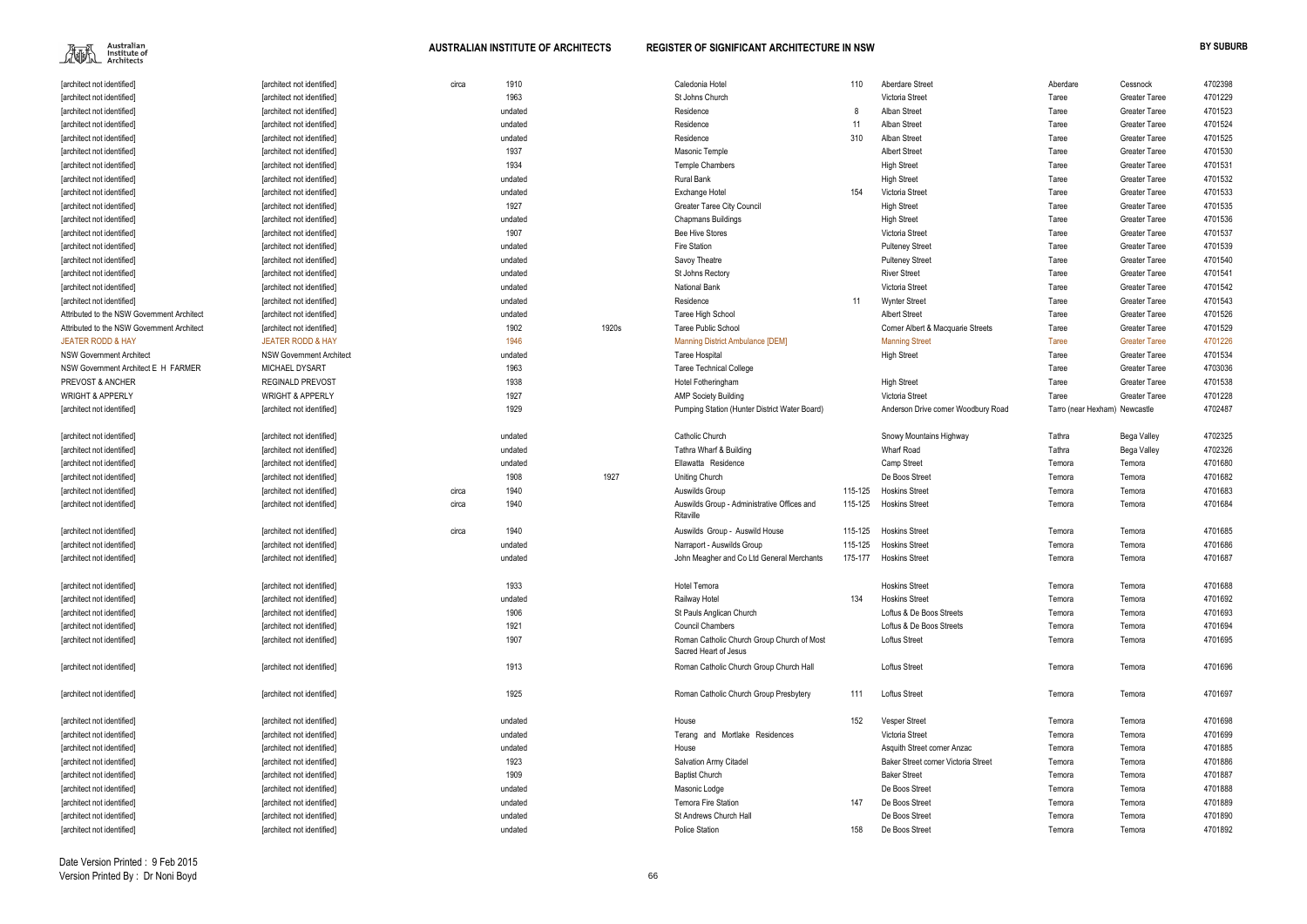| | | | | | | | | | | | |
|---|---|---|---|---|---|---|---|---|---|---|---|
| [architect not identified] | [architect not identified] | circa | 1910 | | Caledonia Hotel | 110 | Aberdare Street | Aberdare | Cessnock | 4702398 |
| [architect not identified] | [architect not identified] | | 1963 | | St Johns Church | | Victoria Street | Taree | Greater Taree | 4701229 |
| [architect not identified] | [architect not identified] | | undated | | Residence | 8 | Alban Street | Taree | Greater Taree | 4701523 |
| [architect not identified] | [architect not identified] | | undated | | Residence | 11 | Alban Street | Taree | Greater Taree | 4701524 |
| [architect not identified] | [architect not identified] | | undated | | Residence | 310 | Alban Street | Taree | Greater Taree | 4701525 |
| [architect not identified] | [architect not identified] | | 1937 | | Masonic Temple | | Albert Street | Taree | Greater Taree | 4701530 |
| [architect not identified] | [architect not identified] | | 1934 | | Temple Chambers | | High Street | Taree | Greater Taree | 4701531 |
| [architect not identified] | [architect not identified] | | undated | | Rural Bank | | High Street | Taree | Greater Taree | 4701532 |
| [architect not identified] | [architect not identified] | | undated | | Exchange Hotel | 154 | Victoria Street | Taree | Greater Taree | 4701533 |
| [architect not identified] | [architect not identified] | | 1927 | | Greater Taree City Council | | High Street | Taree | Greater Taree | 4701535 |
| [architect not identified] | [architect not identified] | | undated | | Chapmans Buildings | | High Street | Taree | Greater Taree | 4701536 |
| [architect not identified] | [architect not identified] | | 1907 | | Bee Hive Stores | | Victoria Street | Taree | Greater Taree | 4701537 |
| [architect not identified] | [architect not identified] | | undated | | Fire Station | | Pulteney Street | Taree | Greater Taree | 4701539 |
| [architect not identified] | [architect not identified] | | undated | | Savoy Theatre | | Pulteney Street | Taree | Greater Taree | 4701540 |
| [architect not identified] | [architect not identified] | | undated | | St Johns Rectory | | River Street | Taree | Greater Taree | 4701541 |
| [architect not identified] | [architect not identified] | | undated | | National Bank | | Victoria Street | Taree | Greater Taree | 4701542 |
| [architect not identified] | [architect not identified] | | undated | | Residence | 11 | Wynter Street | Taree | Greater Taree | 4701543 |
| Attributed to the NSW Government Architect | [architect not identified] | | undated | | Taree High School | | Albert Street | Taree | Greater Taree | 4701526 |
| Attributed to the NSW Government Architect | [architect not identified] | | 1902 | 1920s | Taree Public School | | Corner Albert & Macquarie Streets | Taree | Greater Taree | 4701529 |
| JEATER RODD & HAY | JEATER RODD & HAY | | 1946 | | Manning District Ambulance [DEM] | | Manning Street | Taree | Greater Taree | 4701226 |
| NSW Government Architect | NSW Government Architect | | undated | | Taree Hospital | | High Street | Taree | Greater Taree | 4701534 |
| NSW Government Architect E H FARMER | MICHAEL DYSART | | 1963 | | Taree Technical College | | | Taree | Greater Taree | 4703036 |
| PREVOST & ANCHER | REGINALD PREVOST | | 1938 | | Hotel Fotheringham | | High Street | Taree | Greater Taree | 4701538 |
| WRIGHT & APPERLY | WRIGHT & APPERLY | | 1927 | | AMP Society Building | | Victoria Street | Taree | Greater Taree | 4701228 |
| [architect not identified] | [architect not identified] | | 1929 | | Pumping Station (Hunter District Water Board) | | Anderson Drive corner Woodbury Road | Tarro (near Hexham) | Newcastle | 4702487 |
| [architect not identified] | [architect not identified] | | undated | | Catholic Church | | Snowy Mountains Highway | Tathra | Bega Valley | 4702325 |
| [architect not identified] | [architect not identified] | | undated | | Tathra Wharf & Building | | Wharf Road | Tathra | Bega Valley | 4702326 |
| [architect not identified] | [architect not identified] | | undated | | Ellawatta Residence | | Camp Street | Temora | Temora | 4701680 |
| [architect not identified] | [architect not identified] | | 1908 | 1927 | Uniting Church | | De Boos Street | Temora | Temora | 4701682 |
| [architect not identified] | [architect not identified] | circa | 1940 | | Auswilds Group | 115-125 | Hoskins Street | Temora | Temora | 4701683 |
| [architect not identified] | [architect not identified] | circa | 1940 | | Auswilds Group - Administrative Offices and Ritaville | 115-125 | Hoskins Street | Temora | Temora | 4701684 |
| [architect not identified] | [architect not identified] | circa | 1940 | | Auswilds Group - Auswild House | 115-125 | Hoskins Street | Temora | Temora | 4701685 |
| [architect not identified] | [architect not identified] | | undated | | Narraport - Auswilds Group | 115-125 | Hoskins Street | Temora | Temora | 4701686 |
| [architect not identified] | [architect not identified] | | undated | | John Meagher and Co Ltd General Merchants | 175-177 | Hoskins Street | Temora | Temora | 4701687 |
| [architect not identified] | [architect not identified] | | 1933 | | Hotel Temora | | Hoskins Street | Temora | Temora | 4701688 |
| [architect not identified] | [architect not identified] | | undated | | Railway Hotel | 134 | Hoskins Street | Temora | Temora | 4701692 |
| [architect not identified] | [architect not identified] | | 1906 | | St Pauls Anglican Church | | Loftus & De Boos Streets | Temora | Temora | 4701693 |
| [architect not identified] | [architect not identified] | | 1921 | | Council Chambers | | Loftus & De Boos Streets | Temora | Temora | 4701694 |
| [architect not identified] | [architect not identified] | | 1907 | | Roman Catholic Church Group Church of Most Sacred Heart of Jesus | | Loftus Street | Temora | Temora | 4701695 |
| [architect not identified] | [architect not identified] | | 1913 | | Roman Catholic Church Group Church Hall | | Loftus Street | Temora | Temora | 4701696 |
| [architect not identified] | [architect not identified] | | 1925 | | Roman Catholic Church Group Presbytery | 111 | Loftus Street | Temora | Temora | 4701697 |
| [architect not identified] | [architect not identified] | | undated | | House | 152 | Vesper Street | Temora | Temora | 4701698 |
| [architect not identified] | [architect not identified] | | undated | | Terang and Mortlake Residences | | Victoria Street | Temora | Temora | 4701699 |
| [architect not identified] | [architect not identified] | | undated | | House | | Asquith Street corner Anzac | Temora | Temora | 4701885 |
| [architect not identified] | [architect not identified] | | 1923 | | Salvation Army Citadel | | Baker Street corner Victoria Street | Temora | Temora | 4701886 |
| [architect not identified] | [architect not identified] | | 1909 | | Baptist Church | | Baker Street | Temora | Temora | 4701887 |
| [architect not identified] | [architect not identified] | | undated | | Masonic Lodge | | De Boos Street | Temora | Temora | 4701888 |
| [architect not identified] | [architect not identified] | | undated | | Temora Fire Station | 147 | De Boos Street | Temora | Temora | 4701889 |
| [architect not identified] | [architect not identified] | | undated | | St Andrews Church Hall | | De Boos Street | Temora | Temora | 4701890 |
| [architect not identified] | [architect not identified] | | undated | | Police Station | 158 | De Boos Street | Temora | Temora | 4701892 |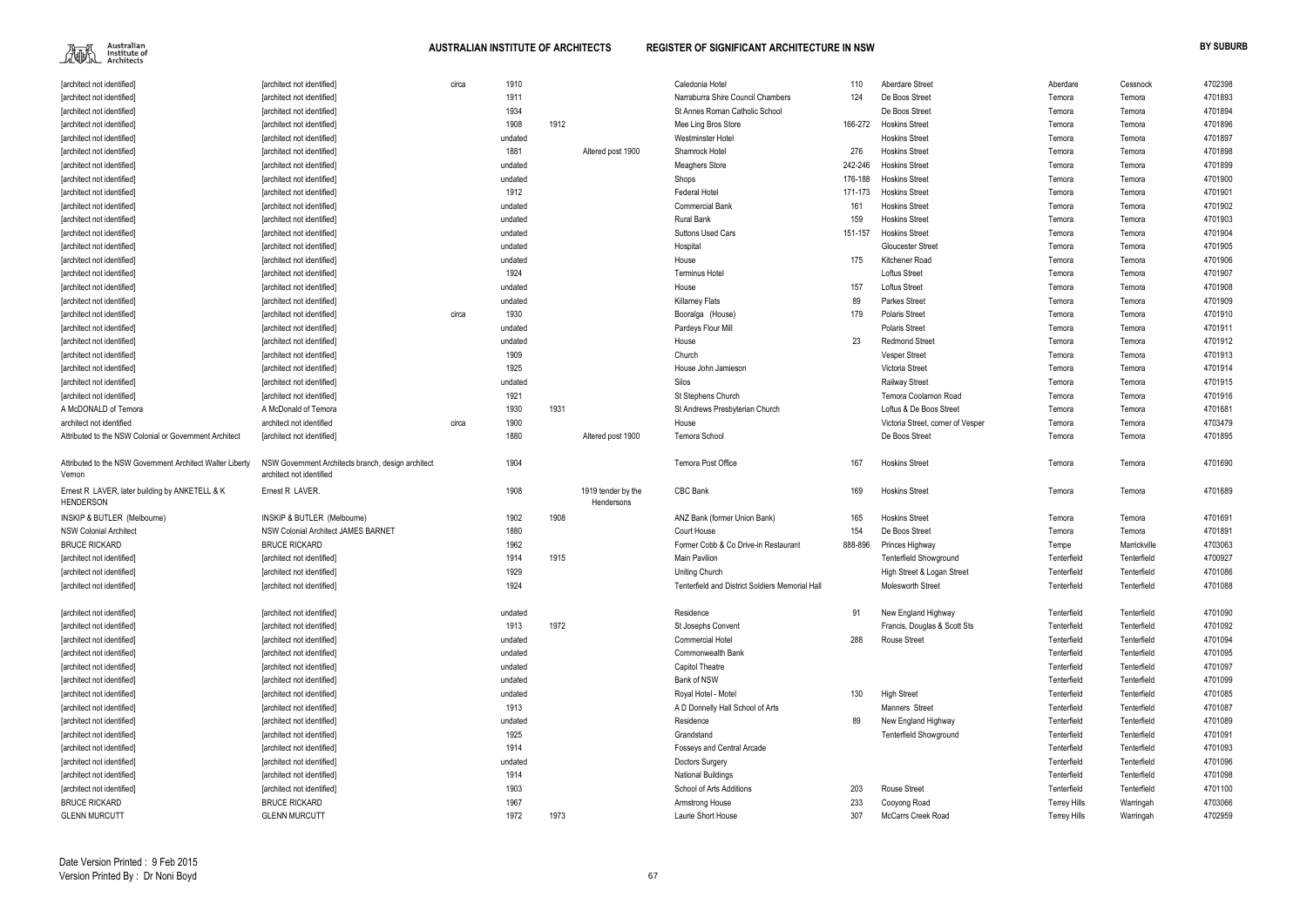| | | | | | | | | | | | | |
|---|---|---|---|---|---|---|---|---|---|---|---|---|
| [architect not identified] | [architect not identified] | circa | 1910 | | | Caledonia Hotel | 110 | Aberdare Street | Aberdare | Cessnock | 4702398 |
| [architect not identified] | [architect not identified] | | 1911 | | | Narraburra Shire Council Chambers | 124 | De Boos Street | Temora | Temora | 4701893 |
| [architect not identified] | [architect not identified] | | 1934 | | | St Annes Roman Catholic School | | De Boos Street | Temora | Temora | 4701894 |
| [architect not identified] | [architect not identified] | | 1908 | 1912 | | Mee Ling Bros Store | 166-272 | Hoskins Street | Temora | Temora | 4701896 |
| [architect not identified] | [architect not identified] | | undated | | | Westminster Hotel | | Hoskins Street | Temora | Temora | 4701897 |
| [architect not identified] | [architect not identified] | | 1881 | | Altered post 1900 | Shamrock Hotel | 276 | Hoskins Street | Temora | Temora | 4701898 |
| [architect not identified] | [architect not identified] | | undated | | | Meaghers Store | 242-246 | Hoskins Street | Temora | Temora | 4701899 |
| [architect not identified] | [architect not identified] | | undated | | | Shops | 176-188 | Hoskins Street | Temora | Temora | 4701900 |
| [architect not identified] | [architect not identified] | | 1912 | | | Federal Hotel | 171-173 | Hoskins Street | Temora | Temora | 4701901 |
| [architect not identified] | [architect not identified] | | undated | | | Commercial Bank | 161 | Hoskins Street | Temora | Temora | 4701902 |
| [architect not identified] | [architect not identified] | | undated | | | Rural Bank | 159 | Hoskins Street | Temora | Temora | 4701903 |
| [architect not identified] | [architect not identified] | | undated | | | Suttons Used Cars | 151-157 | Hoskins Street | Temora | Temora | 4701904 |
| [architect not identified] | [architect not identified] | | undated | | | Hospital | | Gloucester Street | Temora | Temora | 4701905 |
| [architect not identified] | [architect not identified] | | undated | | | House | 175 | Kitchener Road | Temora | Temora | 4701906 |
| [architect not identified] | [architect not identified] | | 1924 | | | Terminus Hotel | | Loftus Street | Temora | Temora | 4701907 |
| [architect not identified] | [architect not identified] | | undated | | | House | 157 | Loftus Street | Temora | Temora | 4701908 |
| [architect not identified] | [architect not identified] | | undated | | | Killarney Flats | 89 | Parkes Street | Temora | Temora | 4701909 |
| [architect not identified] | [architect not identified] | circa | 1930 | | | Booralga (House) | 179 | Polaris Street | Temora | Temora | 4701910 |
| [architect not identified] | [architect not identified] | | undated | | | Pardeys Flour Mill | | Polaris Street | Temora | Temora | 4701911 |
| [architect not identified] | [architect not identified] | | undated | | | House | 23 | Redmond Street | Temora | Temora | 4701912 |
| [architect not identified] | [architect not identified] | | 1909 | | | Church | | Vesper Street | Temora | Temora | 4701913 |
| [architect not identified] | [architect not identified] | | 1925 | | | House John Jamieson | | Victoria Street | Temora | Temora | 4701914 |
| [architect not identified] | [architect not identified] | | undated | | | Silos | | Railway Street | Temora | Temora | 4701915 |
| [architect not identified] | [architect not identified] | | 1921 | | | St Stephens Church | | Temora Coolamon Road | Temora | Temora | 4701916 |
| A McDONALD of Temora | A McDonald of Temora | | 1930 | 1931 | | St Andrews Presbyterian Church | | Loftus & De Boos Street | Temora | Temora | 4701681 |
| architect not identified | architect not identified | circa | 1900 | | | House | | Victoria Street, corner of Vesper | Temora | Temora | 4703479 |
| Attributed to the NSW Colonial or Government Architect | [architect not identified] | | 1880 | | Altered post 1900 | Temora School | | De Boos Street | Temora | Temora | 4701895 |
| Attributed to the NSW Government Architect Walter Liberty Vernon | NSW Government Architects branch, design architect architect not identified | | 1904 | | | Temora Post Office | 167 | Hoskins Street | Temora | Temora | 4701690 |
| Ernest R LAVER, later building by ANKETELL & K HENDERSON | Ernest R LAVER. | | 1908 | | 1919 tender by the Hendersons | CBC Bank | 169 | Hoskins Street | Temora | Temora | 4701689 |
| INSKIP & BUTLER (Melbourne) | INSKIP & BUTLER (Melbourne) | | 1902 | 1908 | | ANZ Bank (former Union Bank) | 165 | Hoskins Street | Temora | Temora | 4701691 |
| NSW Colonial Architect | NSW Colonial Architect JAMES BARNET | | 1880 | | | Court House | 154 | De Boos Street | Temora | Temora | 4701891 |
| BRUCE RICKARD | BRUCE RICKARD | | 1962 | | | Former Cobb & Co Drive-in Restaurant | 888-896 | Princes Highway | Tempe | Marrickville | 4703063 |
| [architect not identified] | [architect not identified] | | 1914 | 1915 | | Main Pavilion | | Tenterfield Showground | Tenterfield | Tenterfield | 4700927 |
| [architect not identified] | [architect not identified] | | 1929 | | | Uniting Church | | High Street & Logan Street | Tenterfield | Tenterfield | 4701086 |
| [architect not identified] | [architect not identified] | | 1924 | | | Tenterfield and District Soldiers Memorial Hall | | Molesworth Street | Tenterfield | Tenterfield | 4701088 |
| [architect not identified] | [architect not identified] | | undated | | | Residence | 91 | New England Highway | Tenterfield | Tenterfield | 4701090 |
| [architect not identified] | [architect not identified] | | 1913 | 1972 | | St Josephs Convent | | Francis, Douglas & Scott Sts | Tenterfield | Tenterfield | 4701092 |
| [architect not identified] | [architect not identified] | | undated | | | Commercial Hotel | 288 | Rouse Street | Tenterfield | Tenterfield | 4701094 |
| [architect not identified] | [architect not identified] | | undated | | | Commonwealth Bank | | | Tenterfield | Tenterfield | 4701095 |
| [architect not identified] | [architect not identified] | | undated | | | Capitol Theatre | | | Tenterfield | Tenterfield | 4701097 |
| [architect not identified] | [architect not identified] | | undated | | | Bank of NSW | | | Tenterfield | Tenterfield | 4701099 |
| [architect not identified] | [architect not identified] | | undated | | | Royal Hotel - Motel | 130 | High Street | Tenterfield | Tenterfield | 4701085 |
| [architect not identified] | [architect not identified] | | 1913 | | | A D Donnelly Hall School of Arts | | Manners Street | Tenterfield | Tenterfield | 4701087 |
| [architect not identified] | [architect not identified] | | undated | | | Residence | 89 | New England Highway | Tenterfield | Tenterfield | 4701089 |
| [architect not identified] | [architect not identified] | | 1925 | | | Grandstand | | Tenterfield Showground | Tenterfield | Tenterfield | 4701091 |
| [architect not identified] | [architect not identified] | | 1914 | | | Fosseys and Central Arcade | | | Tenterfield | Tenterfield | 4701093 |
| [architect not identified] | [architect not identified] | | undated | | | Doctors Surgery | | | Tenterfield | Tenterfield | 4701096 |
| [architect not identified] | [architect not identified] | | 1914 | | | National Buildings | | | Tenterfield | Tenterfield | 4701098 |
| [architect not identified] | [architect not identified] | | 1903 | | | School of Arts Additions | 203 | Rouse Street | Tenterfield | Tenterfield | 4701100 |
| BRUCE RICKARD | BRUCE RICKARD | | 1967 | | | Armstrong House | 233 | Cooyong Road | Terrey Hills | Warringah | 4703066 |
| GLENN MURCUTT | GLENN MURCUTT | | 1972 | 1973 | | Laurie Short House | 307 | McCarrs Creek Road | Terrey Hills | Warringah | 4702959 |

Date Version Printed : 9 Feb 2015
Version Printed By : Dr Noni Boyd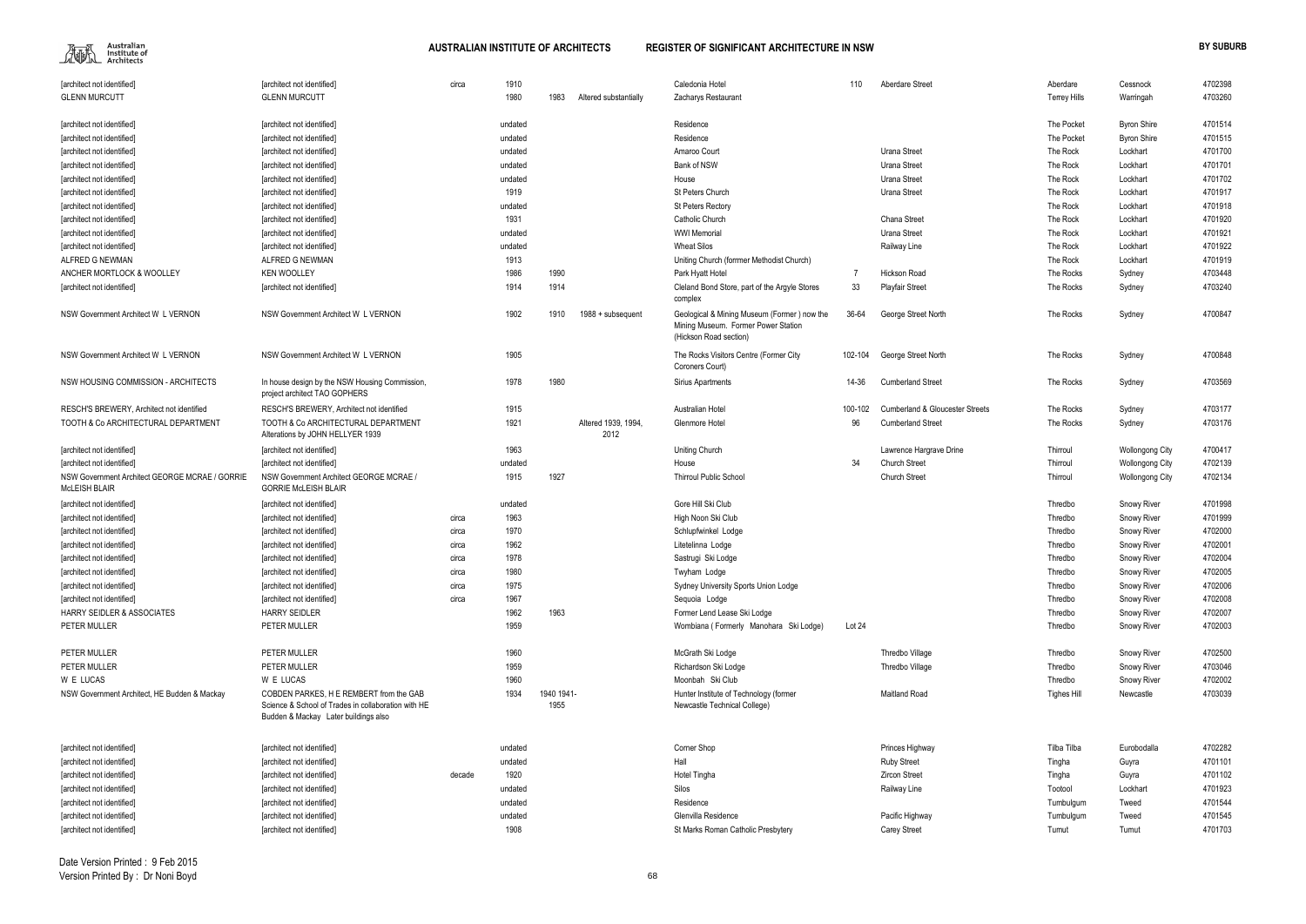| [architect not identified] | [architect not identified] | circa | 1910 | | | Caledonia Hotel | 110 | Aberdare Street | Aberdare | Cessnock | 4702398 |
|---|---|---|---|---|---|---|---|---|---|---|---|
| GLENN MURCUTT | GLENN MURCUTT | | 1980 | 1983 | Altered substantially | Zacharys Restaurant | | | Terrey Hills | Warringah | 4703260 |
| [architect not identified] | [architect not identified] | | undated | | | Residence | | | The Pocket | Byron Shire | 4701514 |
| [architect not identified] | [architect not identified] | | undated | | | Residence | | | The Pocket | Byron Shire | 4701515 |
| [architect not identified] | [architect not identified] | | undated | | | Amaroo Court | | Urana Street | The Rock | Lockhart | 4701700 |
| [architect not identified] | [architect not identified] | | undated | | | Bank of NSW | | Urana Street | The Rock | Lockhart | 4701701 |
| [architect not identified] | [architect not identified] | | undated | | | House | | Urana Street | The Rock | Lockhart | 4701702 |
| [architect not identified] | [architect not identified] | | 1919 | | | St Peters Church | | Urana Street | The Rock | Lockhart | 4701917 |
| [architect not identified] | [architect not identified] | | undated | | | St Peters Rectory | | | The Rock | Lockhart | 4701918 |
| [architect not identified] | [architect not identified] | | 1931 | | | Catholic Church | | Chana Street | The Rock | Lockhart | 4701920 |
| [architect not identified] | [architect not identified] | | undated | | | WWI Memorial | | Urana Street | The Rock | Lockhart | 4701921 |
| [architect not identified] | [architect not identified] | | undated | | | Wheat Silos | | Railway Line | The Rock | Lockhart | 4701922 |
| ALFRED G NEWMAN | ALFRED G NEWMAN | | 1913 | | | Uniting Church (formmer Methodist Church) | | | The Rock | Lockhart | 4701919 |
| ANCHER MORTLOCK & WOOLLEY | KEN WOOLLEY | | 1986 | 1990 | | Park Hyatt Hotel | 7 | Hickson Road | The Rocks | Sydney | 4703448 |
| [architect not identified] | [architect not identified] | | 1914 | 1914 | | Cleland Bond Store, part of the Argyle Stores complex | 33 | Playfair Street | The Rocks | Sydney | 4703240 |
| NSW Government Architect W L VERNON | NSW Government Architect W L VERNON | | 1902 | 1910 | 1988 + subsequent | Geological & Mining Museum (Former ) now the Mining Museum. Former Power Station (Hickson Road section) | 36-64 | George Street North | The Rocks | Sydney | 4700847 |
| NSW Government Architect W L VERNON | NSW Government Architect W L VERNON | | 1905 | | | The Rocks Visitors Centre (Former City Coroners Court) | 102-104 | George Street North | The Rocks | Sydney | 4700848 |
| NSW HOUSING COMMISSION - ARCHITECTS | In house design by the NSW Housing Commission, project architect TAO GOPHERS | | 1978 | 1980 | | Sirius Apartments | 14-36 | Cumberland Street | The Rocks | Sydney | 4703569 |
| RESCH'S BREWERY, Architect not identified | RESCH'S BREWERY, Architect not identified | | 1915 | | | Australian Hotel | 100-102 | Cumberland & Gloucester Streets | The Rocks | Sydney | 4703177 |
| TOOTH & Co ARCHITECTURAL DEPARTMENT | TOOTH & Co ARCHITECTURAL DEPARTMENT Alterations by JOHN HELLYER 1939 | | 1921 | | Altered 1939, 1994, 2012 | Glenmore Hotel | 96 | Cumberland Street | The Rocks | Sydney | 4703176 |
| [architect not identified] | [architect not identified] | | 1963 | | | Uniting Church | | Lawrence Hargrave Drine | Thirroul | Wollongong City | 4700417 |
| [architect not identified] | [architect not identified] | | undated | | | House | 34 | Church Street | Thirroul | Wollongong City | 4702139 |
| NSW Government Architect GEORGE MCRAE / GORRIE McLEISH BLAIR | NSW Government Architect GEORGE MCRAE / GORRIE McLEISH BLAIR | | 1915 | 1927 | | Thirroul Public School | | Church Street | Thirroul | Wollongong City | 4702134 |
| [architect not identified] | [architect not identified] | | undated | | | Gore Hill Ski Club | | | Thredbo | Snowy River | 4701998 |
| [architect not identified] | [architect not identified] | circa | 1963 | | | High Noon Ski Club | | | Thredbo | Snowy River | 4701999 |
| [architect not identified] | [architect not identified] | circa | 1970 | | | Schlupfwinkel Lodge | | | Thredbo | Snowy River | 4702000 |
| [architect not identified] | [architect not identified] | circa | 1962 | | | Litetelinna Lodge | | | Thredbo | Snowy River | 4702001 |
| [architect not identified] | [architect not identified] | circa | 1978 | | | Sastrugi Ski Lodge | | | Thredbo | Snowy River | 4702004 |
| [architect not identified] | [architect not identified] | circa | 1980 | | | Twyham Lodge | | | Thredbo | Snowy River | 4702005 |
| [architect not identified] | [architect not identified] | circa | 1975 | | | Sydney University Sports Union Lodge | | | Thredbo | Snowy River | 4702006 |
| [architect not identified] | [architect not identified] | circa | 1967 | | | Sequoia Lodge | | | Thredbo | Snowy River | 4702008 |
| HARRY SEIDLER & ASSOCIATES | HARRY SEIDLER | | 1962 | 1963 | | Former Lend Lease Ski Lodge | | | Thredbo | Snowy River | 4702007 |
| PETER MULLER | PETER MULLER | | 1959 | | | Wombiana ( Formerly Manohara Ski Lodge) | Lot 24 | | Thredbo | Snowy River | 4702003 |
| PETER MULLER | PETER MULLER | | 1960 | | | McGrath Ski Lodge | | Thredbo Village | Thredbo | Snowy River | 4702500 |
| PETER MULLER | PETER MULLER | | 1959 | | | Richardson Ski Lodge | | Thredbo Village | Thredbo | Snowy River | 4703046 |
| W E LUCAS | W E LUCAS | | 1960 | | | Moonbah Ski Club | | | Thredbo | Snowy River | 4702002 |
| NSW Government Architect, HE Budden & Mackay | COBDEN PARKES, H E REMBERT from the GAB Science & School of Trades in collaboration with HE Budden & Mackay Later buildings also | | 1934 | 1940 1941-1955 | | Hunter Institute of Technology (former Newcastle Technical College) | | Maitland Road | Tighes Hill | Newcastle | 4703039 |
| [architect not identified] | [architect not identified] | | undated | | | Corner Shop | | Princes Highway | Tilba Tilba | Eurobodalla | 4702282 |
| [architect not identified] | [architect not identified] | | undated | | | Hall | | Ruby Street | Tingha | Guyra | 4701101 |
| [architect not identified] | [architect not identified] | decade | 1920 | | | Hotel Tingha | | Zircon Street | Tingha | Guyra | 4701102 |
| [architect not identified] | [architect not identified] | | undated | | | Silos | | Railway Line | Tootool | Lockhart | 4701923 |
| [architect not identified] | [architect not identified] | | undated | | | Residence | | | Tumbulgum | Tweed | 4701544 |
| [architect not identified] | [architect not identified] | | undated | | | Glenvilla Residence | | Pacific Highway | Tumbulgum | Tweed | 4701545 |
| [architect not identified] | [architect not identified] | | 1908 | | | St Marks Roman Catholic Presbytery | | Carey Street | Tumut | Tumut | 4701703 |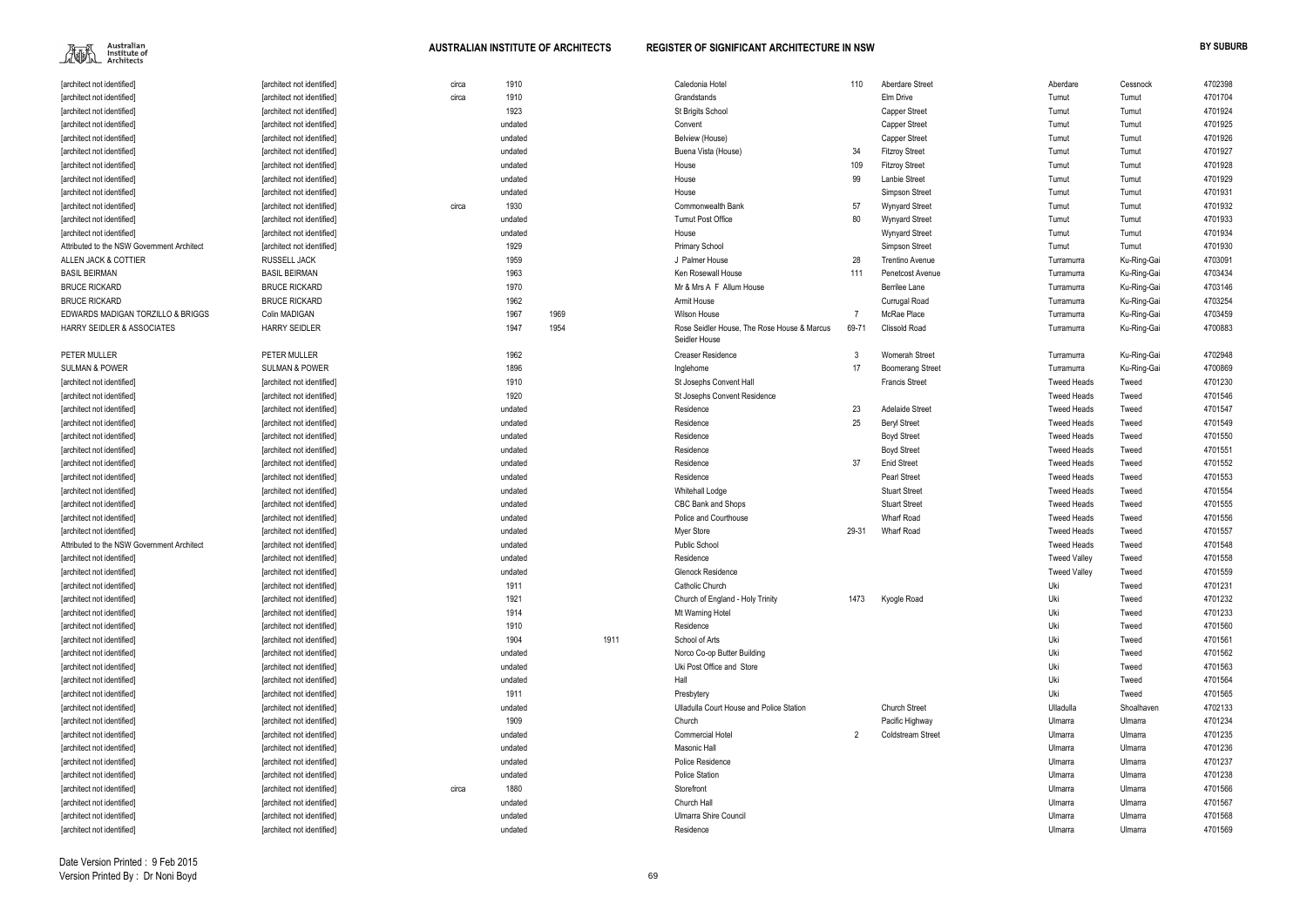| | | | | | | | | | | | | |
|---|---|---|---|---|---|---|---|---|---|---|---|---|
| [architect not identified] | [architect not identified] | circa | 1910 | | | Caledonia Hotel | 110 | Aberdare Street | Aberdare | Cessnock | 4702398 |
| [architect not identified] | [architect not identified] | circa | 1910 | | | Grandstands | | Elm Drive | Tumut | Tumut | 4701704 |
| [architect not identified] | [architect not identified] | | 1923 | | | St Brigits School | | Capper Street | Tumut | Tumut | 4701924 |
| [architect not identified] | [architect not identified] | | undated | | | Convent | | Capper Street | Tumut | Tumut | 4701925 |
| [architect not identified] | [architect not identified] | | undated | | | Belview (House) | | Capper Street | Tumut | Tumut | 4701926 |
| [architect not identified] | [architect not identified] | | undated | | | Buena Vista (House) | 34 | Fitzroy Street | Tumut | Tumut | 4701927 |
| [architect not identified] | [architect not identified] | | undated | | | House | 109 | Fitzroy Street | Tumut | Tumut | 4701928 |
| [architect not identified] | [architect not identified] | | undated | | | House | 99 | Lanbie Street | Tumut | Tumut | 4701929 |
| [architect not identified] | [architect not identified] | | undated | | | House | | Simpson Street | Tumut | Tumut | 4701931 |
| [architect not identified] | [architect not identified] | circa | 1930 | | | Commonwealth Bank | 57 | Wynyard Street | Tumut | Tumut | 4701932 |
| [architect not identified] | [architect not identified] | | undated | | | Tumut Post Office | 80 | Wynyard Street | Tumut | Tumut | 4701933 |
| [architect not identified] | [architect not identified] | | undated | | | House | | Wynyard Street | Tumut | Tumut | 4701934 |
| Attributed to the NSW Government Architect | [architect not identified] | | 1929 | | | Primary School | | Simpson Street | Tumut | Tumut | 4701930 |
| ALLEN JACK & COTTIER | RUSSELL JACK | | 1959 | | | J Palmer House | 28 | Trentino Avenue | Turramurra | Ku-Ring-Gai | 4703091 |
| BASIL BEIRMAN | BASIL BEIRMAN | | 1963 | | | Ken Rosewall House | 111 | Penetcost Avenue | Turramurra | Ku-Ring-Gai | 4703434 |
| BRUCE RICKARD | BRUCE RICKARD | | 1970 | | | Mr & Mrs A F Allum House | | Berrilee Lane | Turramurra | Ku-Ring-Gai | 4703146 |
| BRUCE RICKARD | BRUCE RICKARD | | 1962 | | | Armit House | | Curragul Road | Turramurra | Ku-Ring-Gai | 4703254 |
| EDWARDS MADIGAN TORZILLO & BRIGGS | Colin MADIGAN | | 1967 | 1969 | | Wilson House | 7 | McRae Place | Turramurra | Ku-Ring-Gai | 4703459 |
| HARRY SEIDLER & ASSOCIATES | HARRY SEIDLER | | 1947 | 1954 | | Rose Seidler House, The Rose House & Marcus Seidler House | 69-71 | Clissold Road | Turramurra | Ku-Ring-Gai | 4700883 |
| PETER MULLER | PETER MULLER | | 1962 | | | Creaser Residence | 3 | Womerah Street | Turramurra | Ku-Ring-Gai | 4702948 |
| SULMAN & POWER | SULMAN & POWER | | 1896 | | | Inglehome | 17 | Boomerang Street | Turramurra | Ku-Ring-Gai | 4700869 |
| [architect not identified] | [architect not identified] | | 1910 | | | St Josephs Convent Hall | | Francis Street | Tweed Heads | Tweed | 4701230 |
| [architect not identified] | [architect not identified] | | 1920 | | | St Josephs Convent Residence | | | Tweed Heads | Tweed | 4701546 |
| [architect not identified] | [architect not identified] | | undated | | | Residence | 23 | Adelaide Street | Tweed Heads | Tweed | 4701547 |
| [architect not identified] | [architect not identified] | | undated | | | Residence | 25 | Beryl Street | Tweed Heads | Tweed | 4701549 |
| [architect not identified] | [architect not identified] | | undated | | | Residence | | Boyd Street | Tweed Heads | Tweed | 4701550 |
| [architect not identified] | [architect not identified] | | undated | | | Residence | | Boyd Street | Tweed Heads | Tweed | 4701551 |
| [architect not identified] | [architect not identified] | | undated | | | Residence | 37 | Enid Street | Tweed Heads | Tweed | 4701552 |
| [architect not identified] | [architect not identified] | | undated | | | Residence | | Pearl Street | Tweed Heads | Tweed | 4701553 |
| [architect not identified] | [architect not identified] | | undated | | | Whitehall Lodge | | Stuart Street | Tweed Heads | Tweed | 4701554 |
| [architect not identified] | [architect not identified] | | undated | | | CBC Bank and Shops | | Stuart Street | Tweed Heads | Tweed | 4701555 |
| [architect not identified] | [architect not identified] | | undated | | | Police and Courthouse | | Wharf Road | Tweed Heads | Tweed | 4701556 |
| [architect not identified] | [architect not identified] | | undated | | | Myer Store | 29-31 | Wharf Road | Tweed Heads | Tweed | 4701557 |
| Attributed to the NSW Government Architect | [architect not identified] | | undated | | | Public School | | | Tweed Heads | Tweed | 4701548 |
| [architect not identified] | [architect not identified] | | undated | | | Residence | | | Tweed Valley | Tweed | 4701558 |
| [architect not identified] | [architect not identified] | | undated | | | Glenock Residence | | | Tweed Valley | Tweed | 4701559 |
| [architect not identified] | [architect not identified] | | 1911 | | | Catholic Church | | | Uki | Tweed | 4701231 |
| [architect not identified] | [architect not identified] | | 1921 | | | Church of England - Holy Trinity | 1473 | Kyogle Road | Uki | Tweed | 4701232 |
| [architect not identified] | [architect not identified] | | 1914 | | | Mt Warning Hotel | | | Uki | Tweed | 4701233 |
| [architect not identified] | [architect not identified] | | 1910 | | | Residence | | | Uki | Tweed | 4701560 |
| [architect not identified] | [architect not identified] | | 1904 | | 1911 | School of Arts | | | Uki | Tweed | 4701561 |
| [architect not identified] | [architect not identified] | | undated | | | Norco Co-op Butter Building | | | Uki | Tweed | 4701562 |
| [architect not identified] | [architect not identified] | | undated | | | Uki Post Office and Store | | | Uki | Tweed | 4701563 |
| [architect not identified] | [architect not identified] | | undated | | | Hall | | | Uki | Tweed | 4701564 |
| [architect not identified] | [architect not identified] | | 1911 | | | Presbytery | | | Uki | Tweed | 4701565 |
| [architect not identified] | [architect not identified] | | undated | | | Ulladulla Court House and Police Station | | Church Street | Ulladulla | Shoalhaven | 4702133 |
| [architect not identified] | [architect not identified] | | 1909 | | | Church | | Pacific Highway | Ulmarra | Ulmarra | 4701234 |
| [architect not identified] | [architect not identified] | | undated | | | Commercial Hotel | 2 | Coldstream Street | Ulmarra | Ulmarra | 4701235 |
| [architect not identified] | [architect not identified] | | undated | | | Masonic Hall | | | Ulmarra | Ulmarra | 4701236 |
| [architect not identified] | [architect not identified] | | undated | | | Police Residence | | | Ulmarra | Ulmarra | 4701237 |
| [architect not identified] | [architect not identified] | | undated | | | Police Station | | | Ulmarra | Ulmarra | 4701238 |
| [architect not identified] | [architect not identified] | circa | 1880 | | | Storefront | | | Ulmarra | Ulmarra | 4701566 |
| [architect not identified] | [architect not identified] | | undated | | | Church Hall | | | Ulmarra | Ulmarra | 4701567 |
| [architect not identified] | [architect not identified] | | undated | | | Ulmarra Shire Council | | | Ulmarra | Ulmarra | 4701568 |
| [architect not identified] | [architect not identified] | | undated | | | Residence | | | Ulmarra | Ulmarra | 4701569 |

Date Version Printed : 9 Feb 2015
Version Printed By : Dr Noni Boyd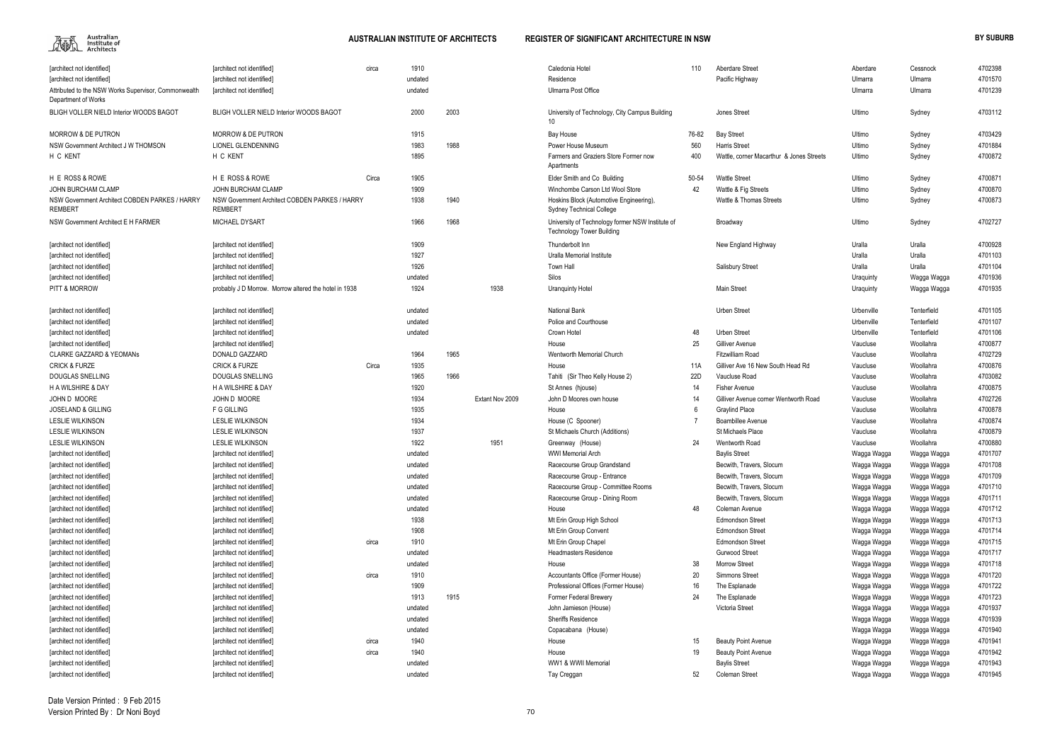| | | | | | | | | | | | | |
|---|---|---|---|---|---|---|---|---|---|---|---|---|
| [architect not identified] | [architect not identified] | circa | 1910 | | | Caledonia Hotel | 110 | Aberdare Street | Aberdare | Cessnock | 4702398 |
| [architect not identified] | [architect not identified] | | undated | | | Residence | | Pacific Highway | Ulmarra | Ulmarra | 4701570 |
| Attributed to the NSW Works Supervisor, Commonwealth Department of Works | [architect not identified] | | undated | | | Ulmarra Post Office | | | Ulmarra | Ulmarra | 4701239 |
| BLIGH VOLLER NIELD Interior WOODS BAGOT | BLIGH VOLLER NIELD Interior WOODS BAGOT | | 2000 | 2003 | | University of Technology, City Campus Building 10 | | Jones Street | Ultimo | Sydney | 4703112 |
| MORROW & DE PUTRON | MORROW & DE PUTRON | | 1915 | | | Bay House | 76-82 | Bay Street | Ultimo | Sydney | 4703429 |
| NSW Government Architect J W THOMSON | LIONEL GLENDENNING | | 1983 | 1988 | | Power House Museum | 560 | Harris Street | Ultimo | Sydney | 4701884 |
| H C KENT | H C KENT | | 1895 | | | Farmers and Graziers Store Former now Apartments | 400 | Wattle, corner Macarthur & Jones Streets | Ultimo | Sydney | 4700872 |
| H E ROSS & ROWE | H E ROSS & ROWE | Circa | 1905 | | | Elder Smith and Co Building | 50-54 | Wattle Street | Ultimo | Sydney | 4700871 |
| JOHN BURCHAM CLAMP | JOHN BURCHAM CLAMP | | 1909 | | | Winchombe Carson Ltd Wool Store | 42 | Wattle & Fig Streets | Ultimo | Sydney | 4700870 |
| NSW Government Architect COBDEN PARKES / HARRY REMBERT | NSW Government Architect COBDEN PARKES / HARRY REMBERT | | 1938 | 1940 | | Hoskins Block (Automotive Engineering), Sydney Technical College | | Wattle & Thomas Streets | Ultimo | Sydney | 4700873 |
| NSW Government Architect E H FARMER | MICHAEL DYSART | | 1966 | 1968 | | University of Technology former NSW Institute of Technology Tower Building | | Broadway | Ultimo | Sydney | 4702727 |
| [architect not identified] | [architect not identified] | | 1909 | | | Thunderbolt Inn | | New England Highway | Uralla | Uralla | 4700928 |
| [architect not identified] | [architect not identified] | | 1927 | | | Uralla Memorial Institute | | | Uralla | Uralla | 4701103 |
| [architect not identified] | [architect not identified] | | 1926 | | | Town Hall | | Salisbury Street | Uralla | Uralla | 4701104 |
| [architect not identified] | [architect not identified] | | undated | | | Silos | | | Uraquinty | Wagga Wagga | 4701936 |
| PITT & MORROW | probably J D Morrow. Morrow altered the hotel in 1938 | | 1924 | | 1938 | Uranquinty Hotel | | Main Street | Uraquinty | Wagga Wagga | 4701935 |
| [architect not identified] | [architect not identified] | | undated | | | National Bank | | Urben Street | Urbenville | Tenterfield | 4701105 |
| [architect not identified] | [architect not identified] | | undated | | | Police and Courthouse | | | Urbenville | Tenterfield | 4701107 |
| [architect not identified] | [architect not identified] | | undated | | | Crown Hotel | 48 | Urben Street | Urbenville | Tenterfield | 4701106 |
| [architect not identified] | [architect not identified] | | | | | House | 25 | Gilliver Avenue | Vaucluse | Woollahra | 4700877 |
| CLARKE GAZZARD & YEOMANs | DONALD GAZZARD | | 1964 | 1965 | | Wentworth Memorial Church | | Fitzwilliam Road | Vaucluse | Woollahra | 4702729 |
| CRICK & FURZE | CRICK & FURZE | Circa | 1935 | | | House | 11A | Gilliver Ave 16 New South Head Rd | Vaucluse | Woollahra | 4700876 |
| DOUGLAS SNELLING | DOUGLAS SNELLING | | 1965 | 1966 | | Tahiti (Sir Theo Kelly House 2) | 22D | Vaucluse Road | Vaucluse | Woollahra | 4703082 |
| H A WILSHIRE & DAY | H A WILSHIRE & DAY | | 1920 | | | St Annes (hjouse) | 14 | Fisher Avenue | Vaucluse | Woollahra | 4700875 |
| JOHN D MOORE | JOHN D MOORE | | 1934 | | Extant Nov 2009 | John D Moores own house | 14 | Gilliver Avenue corner Wentworth Road | Vaucluse | Woollahra | 4702726 |
| JOSELAND & GILLING | F G GILLING | | 1935 | | | House | 6 | Graylind Place | Vaucluse | Woollahra | 4700878 |
| LESLIE WILKINSON | LESLIE WILKINSON | | 1934 | | | House (C Spooner) | 7 | Boambillee Avenue | Vaucluse | Woollahra | 4700874 |
| LESLIE WILKINSON | LESLIE WILKINSON | | 1937 | | | St Michaels Church (Additions) | | St Michaels Place | Vaucluse | Woollahra | 4700879 |
| LESLIE WILKINSON | LESLIE WILKINSON | | 1922 | | 1951 | Greenway (House) | 24 | Wentworth Road | Vaucluse | Woollahra | 4700880 |
| [architect not identified] | [architect not identified] | | undated | | | WWI Memorial Arch | | Baylis Street | Wagga Wagga | Wagga Wagga | 4701707 |
| [architect not identified] | [architect not identified] | | undated | | | Racecourse Group Grandstand | | Becwith, Travers, Slocum | Wagga Wagga | Wagga Wagga | 4701708 |
| [architect not identified] | [architect not identified] | | undated | | | Racecourse Group - Entrance | | Becwith, Travers, Slocum | Wagga Wagga | Wagga Wagga | 4701709 |
| [architect not identified] | [architect not identified] | | undated | | | Racecourse Group - Committee Rooms | | Becwith, Travers, Slocum | Wagga Wagga | Wagga Wagga | 4701710 |
| [architect not identified] | [architect not identified] | | undated | | | Racecourse Group - Dining Room | | Becwith, Travers, Slocum | Wagga Wagga | Wagga Wagga | 4701711 |
| [architect not identified] | [architect not identified] | | undated | | | House | 48 | Coleman Avenue | Wagga Wagga | Wagga Wagga | 4701712 |
| [architect not identified] | [architect not identified] | | 1938 | | | Mt Erin Group High School | | Edmondson Street | Wagga Wagga | Wagga Wagga | 4701713 |
| [architect not identified] | [architect not identified] | | 1908 | | | Mt Erin Group Convent | | Edmondson Street | Wagga Wagga | Wagga Wagga | 4701714 |
| [architect not identified] | [architect not identified] | circa | 1910 | | | Mt Erin Group Chapel | | Edmondson Street | Wagga Wagga | Wagga Wagga | 4701715 |
| [architect not identified] | [architect not identified] | | undated | | | Headmasters Residence | | Gurwood Street | Wagga Wagga | Wagga Wagga | 4701717 |
| [architect not identified] | [architect not identified] | | undated | | | House | 38 | Morrow Street | Wagga Wagga | Wagga Wagga | 4701718 |
| [architect not identified] | [architect not identified] | circa | 1910 | | | Accountants Office (Former House) | 20 | Simmons Street | Wagga Wagga | Wagga Wagga | 4701720 |
| [architect not identified] | [architect not identified] | | 1909 | | | Professional Offices (Former House) | 16 | The Esplanade | Wagga Wagga | Wagga Wagga | 4701722 |
| [architect not identified] | [architect not identified] | | 1913 | 1915 | | Former Federal Brewery | 24 | The Esplanade | Wagga Wagga | Wagga Wagga | 4701723 |
| [architect not identified] | [architect not identified] | | undated | | | John Jamieson (House) | | Victoria Street | Wagga Wagga | Wagga Wagga | 4701937 |
| [architect not identified] | [architect not identified] | | undated | | | Sheriffs Residence | | | Wagga Wagga | Wagga Wagga | 4701939 |
| [architect not identified] | [architect not identified] | | undated | | | Copacabana (House) | | | Wagga Wagga | Wagga Wagga | 4701940 |
| [architect not identified] | [architect not identified] | circa | 1940 | | | House | 15 | Beauty Point Avenue | Wagga Wagga | Wagga Wagga | 4701941 |
| [architect not identified] | [architect not identified] | circa | 1940 | | | House | 19 | Beauty Point Avenue | Wagga Wagga | Wagga Wagga | 4701942 |
| [architect not identified] | [architect not identified] | | undated | | | WW1 & WWII Memorial | | Baylis Street | Wagga Wagga | Wagga Wagga | 4701943 |
| [architect not identified] | [architect not identified] | | undated | | | Tay Creggan | 52 | Coleman Street | Wagga Wagga | Wagga Wagga | 4701945 |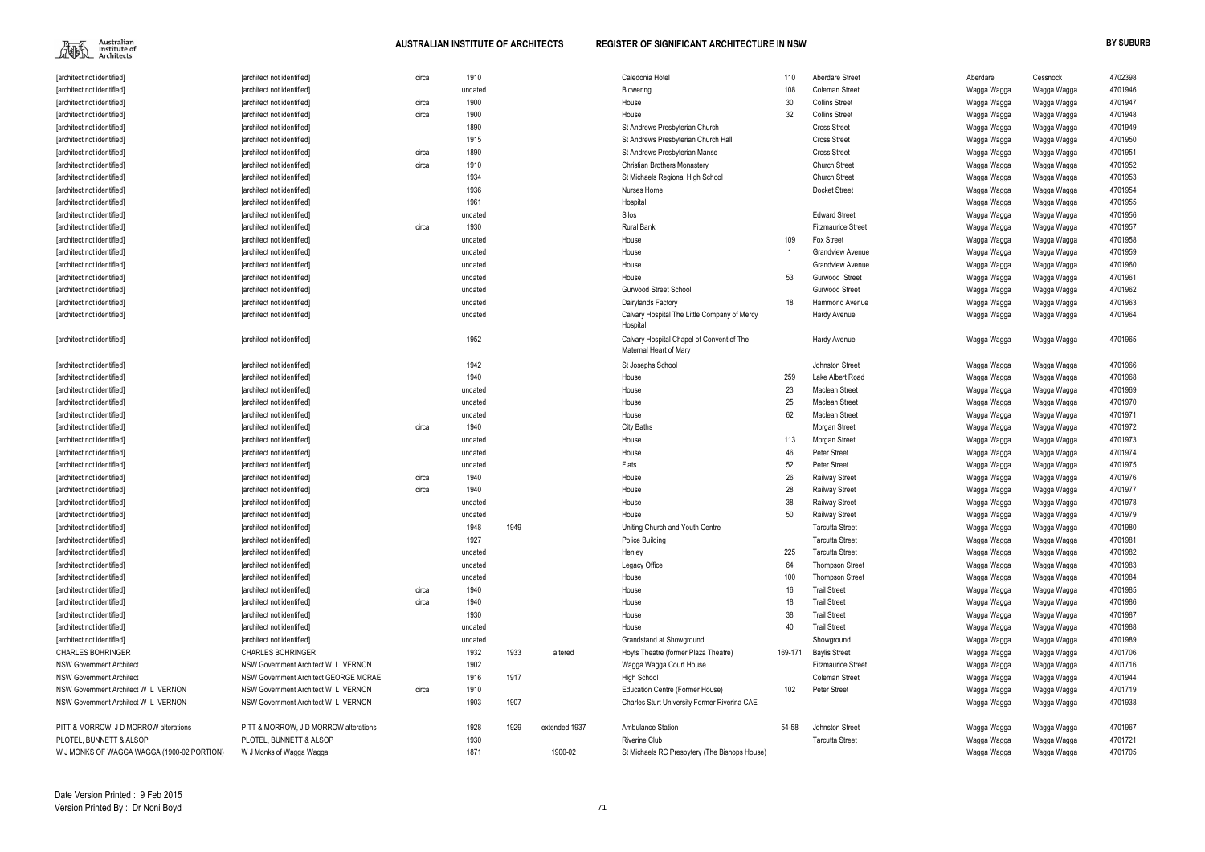| | | | | | | | | | | | | |
|---|---|---|---|---|---|---|---|---|---|---|---|---|
| [architect not identified] | [architect not identified] | circa | 1910 | | | Caledonia Hotel | 110 | Aberdare Street | Aberdare | Cessnock | 4702398 |
| [architect not identified] | [architect not identified] | | undated | | | Blowering | 108 | Coleman Street | Wagga Wagga | Wagga Wagga | 4701946 |
| [architect not identified] | [architect not identified] | circa | 1900 | | | House | 30 | Collins Street | Wagga Wagga | Wagga Wagga | 4701947 |
| [architect not identified] | [architect not identified] | circa | 1900 | | | House | 32 | Collins Street | Wagga Wagga | Wagga Wagga | 4701948 |
| [architect not identified] | [architect not identified] | | 1890 | | | St Andrews Presbyterian Church | | Cross Street | Wagga Wagga | Wagga Wagga | 4701949 |
| [architect not identified] | [architect not identified] | | 1915 | | | St Andrews Presbyterian Church Hall | | Cross Street | Wagga Wagga | Wagga Wagga | 4701950 |
| [architect not identified] | [architect not identified] | circa | 1890 | | | St Andrews Presbyterian Manse | | Cross Street | Wagga Wagga | Wagga Wagga | 4701951 |
| [architect not identified] | [architect not identified] | circa | 1910 | | | Christian Brothers Monastery | | Church Street | Wagga Wagga | Wagga Wagga | 4701952 |
| [architect not identified] | [architect not identified] | | 1934 | | | St Michaels Regional High School | | Church Street | Wagga Wagga | Wagga Wagga | 4701953 |
| [architect not identified] | [architect not identified] | | 1936 | | | Nurses Home | | Docket Street | Wagga Wagga | Wagga Wagga | 4701954 |
| [architect not identified] | [architect not identified] | | 1961 | | | Hospital | | | Wagga Wagga | Wagga Wagga | 4701955 |
| [architect not identified] | [architect not identified] | | undated | | | Silos | | Edward Street | Wagga Wagga | Wagga Wagga | 4701956 |
| [architect not identified] | [architect not identified] | circa | 1930 | | | Rural Bank | | Fitzmaurice Street | Wagga Wagga | Wagga Wagga | 4701957 |
| [architect not identified] | [architect not identified] | | undated | | | House | 109 | Fox Street | Wagga Wagga | Wagga Wagga | 4701958 |
| [architect not identified] | [architect not identified] | | undated | | | House | 1 | Grandview Avenue | Wagga Wagga | Wagga Wagga | 4701959 |
| [architect not identified] | [architect not identified] | | undated | | | House | | Grandview Avenue | Wagga Wagga | Wagga Wagga | 4701960 |
| [architect not identified] | [architect not identified] | | undated | | | House | 53 | Gurwood Street | Wagga Wagga | Wagga Wagga | 4701961 |
| [architect not identified] | [architect not identified] | | undated | | | Gurwood Street School | | Gurwood Street | Wagga Wagga | Wagga Wagga | 4701962 |
| [architect not identified] | [architect not identified] | | undated | | | Dairylands Factory | 18 | Hammond Avenue | Wagga Wagga | Wagga Wagga | 4701963 |
| [architect not identified] | [architect not identified] | | undated | | | Calvary Hospital The Little Company of Mercy Hospital | | Hardy Avenue | Wagga Wagga | Wagga Wagga | 4701964 |
| [architect not identified] | [architect not identified] | | 1952 | | | Calvary Hospital Chapel of Convent of The Maternal Heart of Mary | | Hardy Avenue | Wagga Wagga | Wagga Wagga | 4701965 |
| [architect not identified] | [architect not identified] | | 1942 | | | St Josephs School | | Johnston Street | Wagga Wagga | Wagga Wagga | 4701966 |
| [architect not identified] | [architect not identified] | | 1940 | | | House | 259 | Lake Albert Road | Wagga Wagga | Wagga Wagga | 4701968 |
| [architect not identified] | [architect not identified] | | undated | | | House | 23 | Maclean Street | Wagga Wagga | Wagga Wagga | 4701969 |
| [architect not identified] | [architect not identified] | | undated | | | House | 25 | Maclean Street | Wagga Wagga | Wagga Wagga | 4701970 |
| [architect not identified] | [architect not identified] | | undated | | | House | 62 | Maclean Street | Wagga Wagga | Wagga Wagga | 4701971 |
| [architect not identified] | [architect not identified] | circa | 1940 | | | City Baths | | Morgan Street | Wagga Wagga | Wagga Wagga | 4701972 |
| [architect not identified] | [architect not identified] | | undated | | | House | 113 | Morgan Street | Wagga Wagga | Wagga Wagga | 4701973 |
| [architect not identified] | [architect not identified] | | undated | | | House | 46 | Peter Street | Wagga Wagga | Wagga Wagga | 4701974 |
| [architect not identified] | [architect not identified] | | undated | | | Flats | 52 | Peter Street | Wagga Wagga | Wagga Wagga | 4701975 |
| [architect not identified] | [architect not identified] | circa | 1940 | | | House | 26 | Railway Street | Wagga Wagga | Wagga Wagga | 4701976 |
| [architect not identified] | [architect not identified] | circa | 1940 | | | House | 28 | Railway Street | Wagga Wagga | Wagga Wagga | 4701977 |
| [architect not identified] | [architect not identified] | | undated | | | House | 38 | Railway Street | Wagga Wagga | Wagga Wagga | 4701978 |
| [architect not identified] | [architect not identified] | | undated | | | House | 50 | Railway Street | Wagga Wagga | Wagga Wagga | 4701979 |
| [architect not identified] | [architect not identified] | | 1948 | 1949 | | Uniting Church and Youth Centre | | Tarcutta Street | Wagga Wagga | Wagga Wagga | 4701980 |
| [architect not identified] | [architect not identified] | | 1927 | | | Police Building | | Tarcutta Street | Wagga Wagga | Wagga Wagga | 4701981 |
| [architect not identified] | [architect not identified] | | undated | | | Henley | 225 | Tarcutta Street | Wagga Wagga | Wagga Wagga | 4701982 |
| [architect not identified] | [architect not identified] | | undated | | | Legacy Office | 64 | Thompson Street | Wagga Wagga | Wagga Wagga | 4701983 |
| [architect not identified] | [architect not identified] | | undated | | | House | 100 | Thompson Street | Wagga Wagga | Wagga Wagga | 4701984 |
| [architect not identified] | [architect not identified] | circa | 1940 | | | House | 16 | Trail Street | Wagga Wagga | Wagga Wagga | 4701985 |
| [architect not identified] | [architect not identified] | circa | 1940 | | | House | 18 | Trail Street | Wagga Wagga | Wagga Wagga | 4701986 |
| [architect not identified] | [architect not identified] | | 1930 | | | House | 38 | Trail Street | Wagga Wagga | Wagga Wagga | 4701987 |
| [architect not identified] | [architect not identified] | | undated | | | House | 40 | Trail Street | Wagga Wagga | Wagga Wagga | 4701988 |
| [architect not identified] | [architect not identified] | | undated | | | Grandstand at Showground | | Showground | Wagga Wagga | Wagga Wagga | 4701989 |
| CHARLES BOHRINGER | CHARLES BOHRINGER | | 1932 | 1933 | altered | Hoyts Theatre (former Plaza Theatre) | 169-171 | Baylis Street | Wagga Wagga | Wagga Wagga | 4701706 |
| NSW Government Architect | NSW Government Architect W L VERNON | | 1902 | | | Wagga Wagga Court House | | Fitzmaurice Street | Wagga Wagga | Wagga Wagga | 4701716 |
| NSW Government Architect | NSW Government Architect GEORGE MCRAE | | 1916 | 1917 | | High School | | Coleman Street | Wagga Wagga | Wagga Wagga | 4701944 |
| NSW Government Architect W L VERNON | NSW Government Architect W L VERNON | circa | 1910 | | | Education Centre (Former House) | 102 | Peter Street | Wagga Wagga | Wagga Wagga | 4701719 |
| NSW Government Architect W L VERNON | NSW Government Architect W L VERNON | | 1903 | 1907 | | Charles Sturt University Former Riverina CAE | | | Wagga Wagga | Wagga Wagga | 4701938 |
| PITT & MORROW, J D MORROW alterations | PITT & MORROW, J D MORROW alterations | | 1928 | 1929 | extended 1937 | Ambulance Station | 54-58 | Johnston Street | Wagga Wagga | Wagga Wagga | 4701967 |
| PLOTEL, BUNNETT & ALSOP | PLOTEL, BUNNETT & ALSOP | | 1930 | | | Riverine Club | | Tarcutta Street | Wagga Wagga | Wagga Wagga | 4701721 |
| W J MONKS OF WAGGA WAGGA (1900-02 PORTION) | W J Monks of Wagga Wagga | | 1871 | | 1900-02 | St Michaels RC Presbytery (The Bishops House) | | | Wagga Wagga | Wagga Wagga | 4701705 |

Date Version Printed : 9 Feb 2015
Version Printed By : Dr Noni Boyd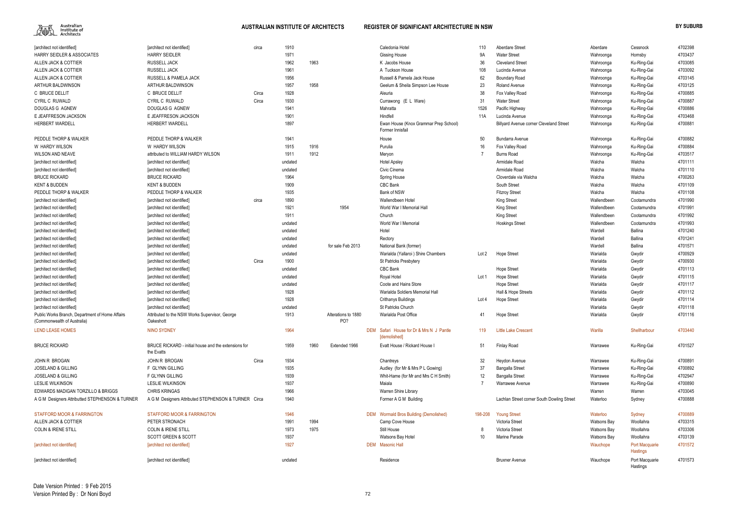| Firm | Architect | Circa | Date | End Date | Notes | DEM | Name | No. | Street | Suburb | LGA | ID |
|---|---|---|---|---|---|---|---|---|---|---|---|---|
| [architect not identified] | [architect not identified] | circa | 1910 | | | | Caledonia Hotel | 110 | Aberdare Street | Aberdare | Cessnock | 4702398 |
| HARRY SEIDLER & ASSOCIATES | HARRY SEIDLER | | 1971 | | | | Gissing House | 9A | Water Street | Wahroonga | Hornsby | 4703437 |
| ALLEN JACK & COTTIER | RUSSELL JACK | | 1962 | 1963 | | | K Jacobs House | 36 | Cleveland Street | Wahroonga | Ku-Ring-Gai | 4703085 |
| ALLEN JACK & COTTIER | RUSSELL JACK | | 1961 | | | | A Tuckson House | 108 | Lucinda Avenue | Wahroonga | Ku-Ring-Gai | 4703092 |
| ALLEN JACK & COTTIER | RUSSELL & PAMELA JACK | | 1956 | | | | Russell & Pamela Jack House | 62 | Boundary Road | Wahroonga | Ku-Ring-Gai | 4703145 |
| ARTHUR BALDWINSON | ARTHUR BALDWINSON | | 1957 | 1958 | | | Geelum & Sheila Simpson Lee House | 23 | Roland Avenue | Wahroonga | Ku-Ring-Gai | 4703125 |
| C BRUCE DELLIT | C BRUCE DELLIT | Circa | 1928 | | | | Aleuria | 38 | Fox Valley Road | Wahroonga | Ku-Ring-Gai | 4700885 |
| CYRIL C RUWALD | CYRIL C RUWALD | Circa | 1930 | | | | Currawong (E L Ware) | 31 | Water Street | Wahroonga | Ku-Ring-Gai | 4700887 |
| DOUGLAS G AGNEW | DOUGLAS G AGNEW | | 1941 | | | | Mahratta | 1526 | Pacific Highway | Wahroonga | Ku-Ring-Gai | 4700886 |
| E JEAFFRESON JACKSON | E JEAFFRESON JACKSON | | 1901 | | | | Hindfell | 11A | Lucinda Avenue | Wahroonga | Ku-Ring-Gai | 4703468 |
| HERBERT WARDELL | HERBERT WARDELL | | 1897 | | | | Ewan House (Knox Grammar Prep School) Former Innisfail | | Billyard Avenue corner Cleveland Street | Wahroonga | Ku-Ring-Gai | 4700881 |
| PEDDLE THORP & WALKER | PEDDLE THORP & WALKER | | 1941 | | | | House | 50 | Bundarra Avenue | Wahroonga | Ku-Ring-Gai | 4700882 |
| W HARDY WILSON | W HARDY WILSON | | 1915 | 1916 | | | Purulia | 16 | Fox Valley Road | Wahroonga | Ku-Ring-Gai | 4700884 |
| WILSON AND NEAVE | attributed to WILLIAM HARDY WILSON | | 1911 | 1912 | | | Meryon | 7 | Burns Road | Wahroonga | Ku-Ring-Gai | 4703517 |
| [architect not identified] | [architect not identified] | | undated | | | | Hotel Apsley | | Armidale Road | Walcha | Walcha | 4701111 |
| [architect not identified] | [architect not identified] | | undated | | | | Civic Cinema | | Armidale Road | Walcha | Walcha | 4701110 |
| BRUCE RICKARD | BRUCE RICKARD | | 1964 | | | | Spring House | | Cloverdale via Walcha | Walcha | Walcha | 4700263 |
| KENT & BUDDEN | KENT & BUDDEN | | 1909 | | | | CBC Bank | | South Street | Walcha | Walcha | 4701109 |
| PEDDLE THORP & WALKER | PEDDLE THORP & WALKER | | 1935 | | | | Bank of NSW | | Fitzroy Street | Walcha | Walcha | 4701108 |
| [architect not identified] | [architect not identified] | circa | 1890 | | | | Wallendbeen Hotel | | King Street | Wallendbeen | Cootamundra | 4701990 |
| [architect not identified] | [architect not identified] | | 1921 | | 1954 | | World War I Memorial Hall | | King Street | Wallendbeen | Cootamundra | 4701991 |
| [architect not identified] | [architect not identified] | | 1911 | | | | Church | | King Street | Wallendbeen | Cootamundra | 4701992 |
| [architect not identified] | [architect not identified] | | undated | | | | World War I Memorial | | Hoskings Street | Wallendbeen | Cootamundra | 4701993 |
| [architect not identified] | [architect not identified] | | undated | | | | Hotel | | | Wardell | Ballina | 4701240 |
| [architect not identified] | [architect not identified] | | undated | | | | Rectory | | | Wardell | Ballina | 4701241 |
| [architect not identified] | [architect not identified] | | undated | | for sale Feb 2013 | | National Bank (former) | | | Wardell | Ballina | 4701571 |
| [architect not identified] | [architect not identified] | | undated | | | | Warialda (Yallaroi ) Shire Chambers | Lot 2 | Hope Street | Warialda | Gwydir | 4700929 |
| [architect not identified] | [architect not identified] | Circa | 1900 | | | | St Patricks Presbytery | | | Warialda | Gwydir | 4700930 |
| [architect not identified] | [architect not identified] | | undated | | | | CBC Bank | | Hope Street | Warialda | Gwydir | 4701113 |
| [architect not identified] | [architect not identified] | | undated | | | | Royal Hotel | Lot 1 | Hope Street | Warialda | Gwydir | 4701115 |
| [architect not identified] | [architect not identified] | | undated | | | | Coote and Hains Store | | Hope Street | Warialda | Gwydir | 4701117 |
| [architect not identified] | [architect not identified] | | 1928 | | | | Warialda Soldiers Memorial Hall | | Hall & Hope Streets | Warialda | Gwydir | 4701112 |
| [architect not identified] | [architect not identified] | | 1928 | | | | Crithanys Buildings | Lot 4 | Hope Street | Warialda | Gwydir | 4701114 |
| [architect not identified] | [architect not identified] | | undated | | | | St Patricks Church | | | Warialda | Gwydir | 4701118 |
| Public Works Branch, Department of Home Affairs (Commonwealth of Australia) | Attributed to the NSW Works Supervisor, George Oakeshott | | 1913 | | Alterations to 1880 PO? | | Warialda Post Office | 41 | Hope Street | Warialda | Gwydir | 4701116 |
| LEND LEASE HOMES | NINO SYDNEY | | 1964 | | | DEM | Safari House for Dr & Mrs N J Pantle [demolished] | 119 | Little Lake Crescent | Warilla | Shellharbour | 4703440 |
| BRUCE RICKARD | BRUCE RICKARD - initial house and the extensions for the Evatts | | 1959 | 1960 | Extended 1966 | | Evatt House / Rickard House I | 51 | Finlay Road | Warrawee | Ku-Ring-Gai | 4701527 |
| JOHN R BROGAN | JOHN R BROGAN | Circa | 1934 | | | | Chantreys | 32 | Heydon Avenue | Warrawee | Ku-Ring-Gai | 4700891 |
| JOSELAND & GILLING | F GLYNN GILLING | | 1935 | | | | Audley (for Mr & Mrs P L Gowing) | 37 | Bangalla Street | Warrawee | Ku-Ring-Gai | 4700892 |
| JOSELAND & GILLING | F GLYNN GILLING | | 1939 | | | | Whit-Hame (for Mr and Mrs C H Smith) | 12 | Bangalla Street | Warrawee | Ku-Ring-Gai | 4702947 |
| LESLIE WILKINSON | LESLIE WILKINSON | | 1937 | | | | Maiala | 7 | Warrawee Avenue | Warrawee | Ku-Ring-Gai | 4700890 |
| EDWARDS MADIGAN TORZILLO & BRIGGS | CHRIS KRINGAS | | 1966 | | | | Warren Shire Library | | | Warren | Warren | 4703045 |
| A G M Designers Attributed STEPHENSON & TURNER | A G M Designers Attributed STEPHENSON & TURNER | Circa | 1940 | | | | Former A G M Building | | Lachlan Street corner South Dowling Street | Waterloo | Sydney | 4700888 |
| STAFFORD MOOR & FARRINGTON | STAFFORD MOOR & FARRINGTON | | 1946 | | | DEM | Wormald Bros Building (Demolished) | 198-208 | Young Street | Waterloo | Sydney | 4700889 |
| ALLEN JACK & COTTIER | PETER STRONACH | | 1991 | 1994 | | | Camp Cove House | | Victoria Street | Watsons Bay | Woollahra | 4703315 |
| COLIN & IRENE STILL | COLIN & IRENE STILL | | 1973 | 1975 | | | Still House | 8 | Victoria Street | Watsons Bay | Woollahra | 4703306 |
| | SCOTT GREEN & SCOTT | | 1937 | | | | Watsons Bay Hotel | 10 | Marine Parade | Watsons Bay | Woollahra | 4703139 |
| [architect not identified] | [architect not identified] | | 1927 | | | DEM | Masonic Hall | | | Wauchope | Port Macquarie Hastings | 4701572 |
| [architect not identified] | [architect not identified] | | undated | | | | Residence | | Bruxner Avenue | Wauchope | Port Macquarie Hastings | 4701573 |

Date Version Printed : 9 Feb 2015
Version Printed By : Dr Noni Boyd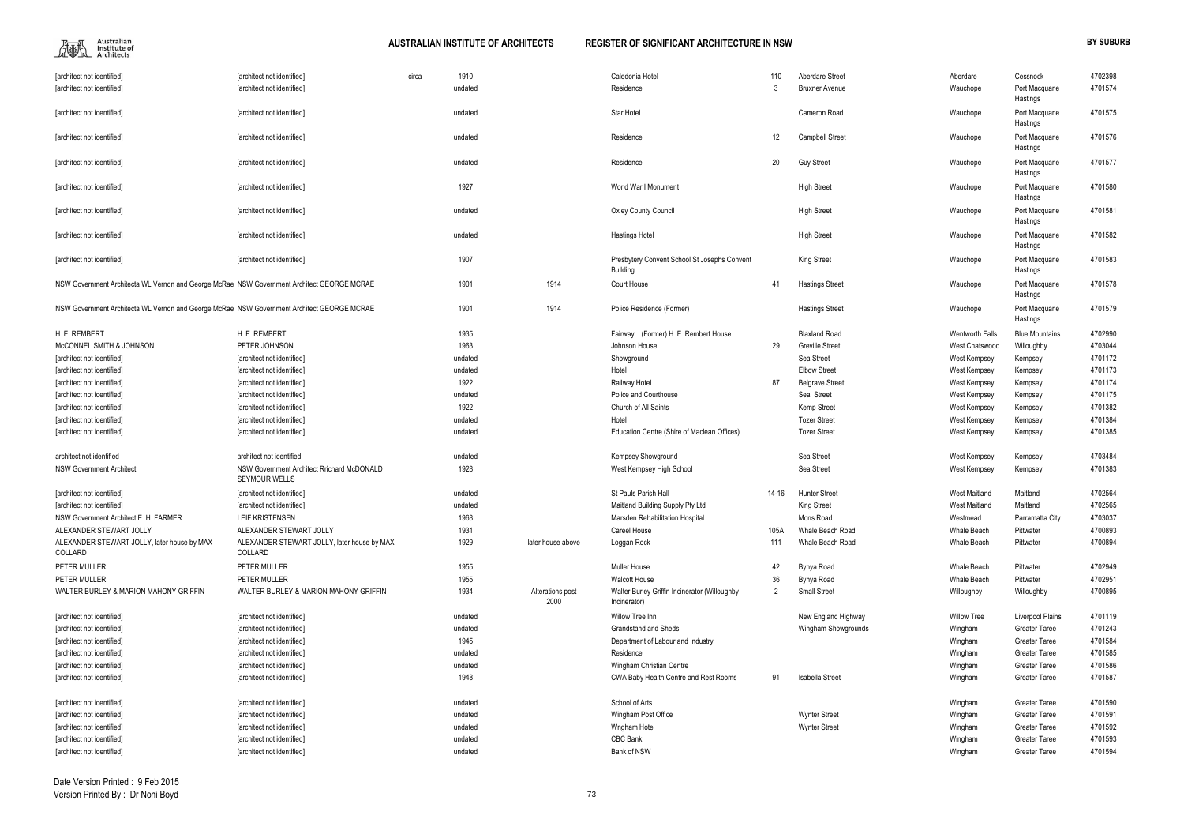| | | | | | | | | | | | |
|---|---|---|---|---|---|---|---|---|---|---|---|
| [architect not identified] | [architect not identified] | circa | 1910 | | Caledonia Hotel | 110 | Aberdare Street | Aberdare | Cessnock | 4702398 |
| [architect not identified] | [architect not identified] | | undated | | Residence | 3 | Bruxner Avenue | Wauchope | Port Macquarie Hastings | 4701574 |
| [architect not identified] | [architect not identified] | | undated | | Star Hotel | | Cameron Road | Wauchope | Port Macquarie Hastings | 4701575 |
| [architect not identified] | [architect not identified] | | undated | | Residence | 12 | Campbell Street | Wauchope | Port Macquarie Hastings | 4701576 |
| [architect not identified] | [architect not identified] | | undated | | Residence | 20 | Guy Street | Wauchope | Port Macquarie Hastings | 4701577 |
| [architect not identified] | [architect not identified] | | 1927 | | World War I Monument | | High Street | Wauchope | Port Macquarie Hastings | 4701580 |
| [architect not identified] | [architect not identified] | | undated | | Oxley County Council | | High Street | Wauchope | Port Macquarie Hastings | 4701581 |
| [architect not identified] | [architect not identified] | | undated | | Hastings Hotel | | High Street | Wauchope | Port Macquarie Hastings | 4701582 |
| [architect not identified] | [architect not identified] | | 1907 | | Presbytery Convent School St Josephs Convent Building | | King Street | Wauchope | Port Macquarie Hastings | 4701583 |
| NSW Government Architecta WL Vernon and George McRae | NSW Government Architect GEORGE MCRAE | | 1901 | 1914 | Court House | 41 | Hastings Street | Wauchope | Port Macquarie Hastings | 4701578 |
| NSW Government Architecta WL Vernon and George McRae | NSW Government Architect GEORGE MCRAE | | 1901 | 1914 | Police Residence (Former) | | Hastings Street | Wauchope | Port Macquarie Hastings | 4701579 |
| H E REMBERT | H E REMBERT | | 1935 | | Fairway (Former) H E Rembert House | | Blaxland Road | Wentworth Falls | Blue Mountains | 4702990 |
| McCONNEL SMITH & JOHNSON | PETER JOHNSON | | 1963 | | Johnson House | 29 | Greville Street | West Chatswood | Willoughby | 4703044 |
| [architect not identified] | [architect not identified] | | undated | | Showground | | Sea Street | West Kempsey | Kempsey | 4701172 |
| [architect not identified] | [architect not identified] | | undated | | Hotel | | Elbow Street | West Kempsey | Kempsey | 4701173 |
| [architect not identified] | [architect not identified] | | 1922 | | Railway Hotel | 87 | Belgrave Street | West Kempsey | Kempsey | 4701174 |
| [architect not identified] | [architect not identified] | | undated | | Police and Courthouse | | Sea Street | West Kempsey | Kempsey | 4701175 |
| [architect not identified] | [architect not identified] | | 1922 | | Church of All Saints | | Kemp Street | West Kempsey | Kempsey | 4701382 |
| [architect not identified] | [architect not identified] | | undated | | Hotel | | Tozer Street | West Kempsey | Kempsey | 4701384 |
| [architect not identified] | [architect not identified] | | undated | | Education Centre (Shire of Maclean Offices) | | Tozer Street | West Kempsey | Kempsey | 4701385 |
| architect not identified | architect not identified | | undated | | Kempsey Showground | | Sea Street | West Kempsey | Kempsey | 4703484 |
| NSW Government Architect | NSW Government Architect Rrichard McDONALD SEYMOUR WELLS | | 1928 | | West Kempsey High School | | Sea Street | West Kempsey | Kempsey | 4701383 |
| [architect not identified] | [architect not identified] | | undated | | St Pauls Parish Hall | 14-16 | Hunter Street | West Maitland | Maitland | 4702564 |
| [architect not identified] | [architect not identified] | | undated | | Maitland Building Supply Pty Ltd | | King Street | West Maitland | Maitland | 4702565 |
| NSW Government Architect E H FARMER | LEIF KRISTENSEN | | 1968 | | Marsden Rehabilitation Hospital | | Mons Road | Westmead | Parramatta City | 4703037 |
| ALEXANDER STEWART JOLLY | ALEXANDER STEWART JOLLY | | 1931 | | Careel House | 105A | Whale Beach Road | Whale Beach | Pittwater | 4700893 |
| ALEXANDER STEWART JOLLY, later house by MAX COLLARD | ALEXANDER STEWART JOLLY, later house by MAX COLLARD | | 1929 | later house above | Loggan Rock | 111 | Whale Beach Road | Whale Beach | Pittwater | 4700894 |
| PETER MULLER | PETER MULLER | | 1955 | | Muller House | 42 | Bynya Road | Whale Beach | Pittwater | 4702949 |
| PETER MULLER | PETER MULLER | | 1955 | | Walcott House | 36 | Bynya Road | Whale Beach | Pittwater | 4702951 |
| WALTER BURLEY & MARION MAHONY GRIFFIN | WALTER BURLEY & MARION MAHONY GRIFFIN | | 1934 | Alterations post 2000 | Walter Burley Griffin Incinerator (Willoughby Incinerator) | 2 | Small Street | Willoughby | Willoughby | 4700895 |
| [architect not identified] | [architect not identified] | | undated | | Willow Tree Inn | | New England Highway | Willow Tree | Liverpool Plains | 4701119 |
| [architect not identified] | [architect not identified] | | undated | | Grandstand and Sheds | | Wingham Showgrounds | Wingham | Greater Taree | 4701243 |
| [architect not identified] | [architect not identified] | | 1945 | | Department of Labour and Industry | | | Wingham | Greater Taree | 4701584 |
| [architect not identified] | [architect not identified] | | undated | | Residence | | | Wingham | Greater Taree | 4701585 |
| [architect not identified] | [architect not identified] | | undated | | Wingham Christian Centre | | | Wingham | Greater Taree | 4701586 |
| [architect not identified] | [architect not identified] | | 1948 | | CWA Baby Health Centre and Rest Rooms | 91 | Isabella Street | Wingham | Greater Taree | 4701587 |
| [architect not identified] | [architect not identified] | | undated | | School of Arts | | | Wingham | Greater Taree | 4701590 |
| [architect not identified] | [architect not identified] | | undated | | Wingham Post Office | | Wynter Street | Wingham | Greater Taree | 4701591 |
| [architect not identified] | [architect not identified] | | undated | | Wngham Hotel | | Wynter Street | Wingham | Greater Taree | 4701592 |
| [architect not identified] | [architect not identified] | | undated | | CBC Bank | | | Wingham | Greater Taree | 4701593 |
| [architect not identified] | [architect not identified] | | undated | | Bank of NSW | | | Wingham | Greater Taree | 4701594 |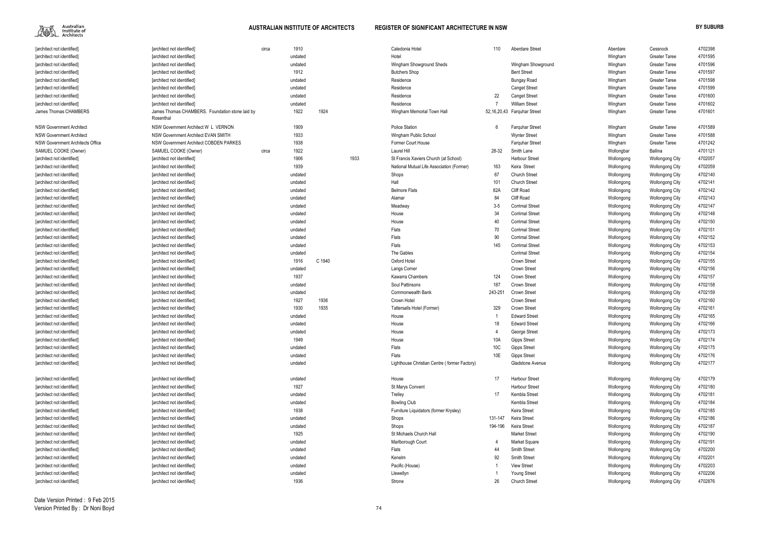| | | | | | | | | | | | | |
|---|---|---|---|---|---|---|---|---|---|---|---|---|
| [architect not identified] | [architect not identified] | circa | 1910 | | | Caledonia Hotel | 110 | Aberdare Street | Aberdare | Cessnock | 4702398 |
| [architect not identified] | [architect not identified] | | undated | | | Hotel | | | Wingham | Greater Taree | 4701595 |
| [architect not identified] | [architect not identified] | | undated | | | Wingham Showground Sheds | | Wingham Showground | Wingham | Greater Taree | 4701596 |
| [architect not identified] | [architect not identified] | | 1912 | | | Butchers Shop | | Bent Street | Wingham | Greater Taree | 4701597 |
| [architect not identified] | [architect not identified] | | undated | | | Residence | | Bungay Road | Wingham | Greater Taree | 4701598 |
| [architect not identified] | [architect not identified] | | undated | | | Residence | | Canget Street | Wingham | Greater Taree | 4701599 |
| [architect not identified] | [architect not identified] | | undated | | | Residence | 22 | Canget Street | Wingham | Greater Taree | 4701600 |
| [architect not identified] | [architect not identified] | | undated | | | Residence | 7 | William Street | Wingham | Greater Taree | 4701602 |
| James Thomas CHAMBERS | James Thomas CHAMBERS. Foundation stone laid by Rosenthal | | 1922 | 1924 | | Wingham Memorial Town Hall | 52,16,20,43 | Farquhar Street | Wingham | Greater Taree | 4701601 |
| NSW Government Architect | NSW Government Architect W L VERNON | | 1909 | | | Police Station | 6 | Farquhar Street | Wingham | Greater Taree | 4701589 |
| NSW Government Architect | NSW Government Architect EVAN SMITH | | 1933 | | | Wingham Public School | | Wynter Street | Wingham | Greater Taree | 4701588 |
| NSW Government Architects Office | NSW Government Architect COBDEN PARKES | | 1938 | | | Former Court House | | Farquhar Street | Wingham | Greater Taree | 4701242 |
| SAMUEL COOKE (Owner) | SAMUEL COOKE (Owner) | circa | 1922 | | | Laurel Hill | 28-32 | Smith Lane | Wollongbar | Ballina | 4701121 |
| [architect not identified] | [architect not identified] | | 1906 | | 1933 | St Francis Xaviers Church (at School) | | Harbour Street | Wollongong | Wollongong City | 4702057 |
| [architect not identified] | [architect not identified] | | 1939 | | | National Mutual Life Association (Former) | 163 | Keira Street | Wollongong | Wollongong City | 4702059 |
| [architect not identified] | [architect not identified] | | undated | | | Shops | 67 | Church Street | Wollongong | Wollongong City | 4702140 |
| [architect not identified] | [architect not identified] | | undated | | | Hall | 101 | Church Street | Wollongong | Wollongong City | 4702141 |
| [architect not identified] | [architect not identified] | | undated | | | Belmore Flats | 82A | Cliff Road | Wollongong | Wollongong City | 4702142 |
| [architect not identified] | [architect not identified] | | undated | | | Alamar | 84 | Cliff Road | Wollongong | Wollongong City | 4702143 |
| [architect not identified] | [architect not identified] | | undated | | | Meadway | 3-5 | Corrimal Street | Wollongong | Wollongong City | 4702147 |
| [architect not identified] | [architect not identified] | | undated | | | House | 34 | Corrimal Street | Wollongong | Wollongong City | 4702148 |
| [architect not identified] | [architect not identified] | | undated | | | House | 40 | Corrimal Street | Wollongong | Wollongong City | 4702150 |
| [architect not identified] | [architect not identified] | | undated | | | Flats | 70 | Corrimal Street | Wollongong | Wollongong City | 4702151 |
| [architect not identified] | [architect not identified] | | undated | | | Flats | 90 | Corrimal Street | Wollongong | Wollongong City | 4702152 |
| [architect not identified] | [architect not identified] | | undated | | | Flats | 145 | Corrimal Street | Wollongong | Wollongong City | 4702153 |
| [architect not identified] | [architect not identified] | | undated | | | The Gables | | Corrimal Street | Wollongong | Wollongong City | 4702154 |
| [architect not identified] | [architect not identified] | | 1916 | C 1940 | | Oxford Hotel | | Crown Street | Wollongong | Wollongong City | 4702155 |
| [architect not identified] | [architect not identified] | | undated | | | Langs Corner | | Crown Street | Wollongong | Wollongong City | 4702156 |
| [architect not identified] | [architect not identified] | | 1937 | | | Kawarra Chambers | 124 | Crown Street | Wollongong | Wollongong City | 4702157 |
| [architect not identified] | [architect not identified] | | undated | | | Soul Pattinsons | 187 | Crown Street | Wollongong | Wollongong City | 4702158 |
| [architect not identified] | [architect not identified] | | undated | | | Commonwealth Bank | 243-251 | Crown Street | Wollongong | Wollongong City | 4702159 |
| [architect not identified] | [architect not identified] | | 1927 | 1936 | | Crown Hotel | | Crown Street | Wollongong | Wollongong City | 4702160 |
| [architect not identified] | [architect not identified] | | 1930 | 1935 | | Tattersalls Hotel (Former) | 329 | Crown Street | Wollongong | Wollongong City | 4702161 |
| [architect not identified] | [architect not identified] | | undated | | | House | 1 | Edward Street | Wollongong | Wollongong City | 4702165 |
| [architect not identified] | [architect not identified] | | undated | | | House | 18 | Edward Street | Wollongong | Wollongong City | 4702166 |
| [architect not identified] | [architect not identified] | | undated | | | House | 4 | George Street | Wollongong | Wollongong City | 4702173 |
| [architect not identified] | [architect not identified] | | 1949 | | | House | 10A | Gipps Street | Wollongong | Wollongong City | 4702174 |
| [architect not identified] | [architect not identified] | | undated | | | Flats | 10C | Gipps Street | Wollongong | Wollongong City | 4702175 |
| [architect not identified] | [architect not identified] | | undated | | | Flats | 10E | Gipps Street | Wollongong | Wollongong City | 4702176 |
| [architect not identified] | [architect not identified] | | undated | | | Lighthouse Christian Centre ( former Factory) | | Gladstone Avenue | Wollongong | Wollongong City | 4702177 |
| [architect not identified] | [architect not identified] | | undated | | | House | 17 | Harbour Street | Wollongong | Wollongong City | 4702179 |
| [architect not identified] | [architect not identified] | | 1927 | | | St Marys Convent | | Harbour Street | Wollongong | Wollongong City | 4702180 |
| [architect not identified] | [architect not identified] | | undated | | | Trelley | 17 | Kembla Street | Wollongong | Wollongong City | 4702181 |
| [architect not identified] | [architect not identified] | | undated | | | Bowling Club | | Kembla Street | Wollongong | Wollongong City | 4702184 |
| [architect not identified] | [architect not identified] | | 1938 | | | Furniture Liquidators (former Krysley) | | Keira Street | Wollongong | Wollongong City | 4702185 |
| [architect not identified] | [architect not identified] | | undated | | | Shops | 131-147 | Keira Street | Wollongong | Wollongong City | 4702186 |
| [architect not identified] | [architect not identified] | | undated | | | Shops | 194-196 | Keira Street | Wollongong | Wollongong City | 4702187 |
| [architect not identified] | [architect not identified] | | 1925 | | | St Michaels Church Hall | | Market Street | Wollongong | Wollongong City | 4702190 |
| [architect not identified] | [architect not identified] | | undated | | | Marlborough Court | 4 | Market Square | Wollongong | Wollongong City | 4702191 |
| [architect not identified] | [architect not identified] | | undated | | | Flats | 44 | Smith Street | Wollongong | Wollongong City | 4702200 |
| [architect not identified] | [architect not identified] | | undated | | | Kenelm | 92 | Smith Street | Wollongong | Wollongong City | 4702201 |
| [architect not identified] | [architect not identified] | | undated | | | Pacific (House) | 1 | View Street | Wollongong | Wollongong City | 4702203 |
| [architect not identified] | [architect not identified] | | undated | | | Llewellyn | 1 | Young Street | Wollongong | Wollongong City | 4702206 |
| [architect not identified] | [architect not identified] | | 1936 | | | Strone | 26 | Church Street | Wollongong | Wollongong City | 4702876 |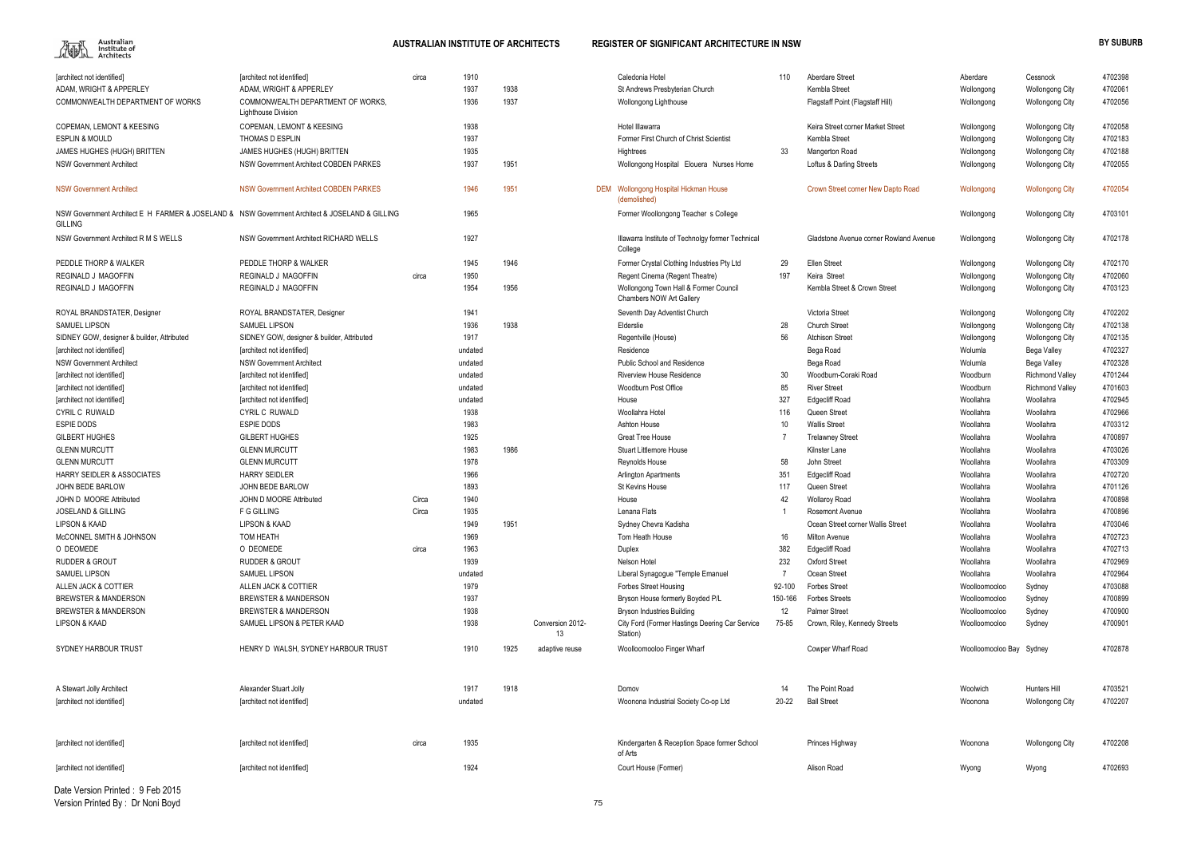| | | | | | | | | | | | | | |
|---|---|---|---|---|---|---|---|---|---|---|---|---|---|
| [architect not identified] | [architect not identified] | circa | 1910 | | | | Caledonia Hotel | 110 | Aberdare Street | Aberdare | Cessnock | 4702398 |
| ADAM, WRIGHT & APPERLEY | ADAM, WRIGHT & APPERLEY | | 1937 | 1938 | | | St Andrews Presbyterian Church | | Kembla Street | Wollongong | Wollongong City | 4702061 |
| COMMONWEALTH DEPARTMENT OF WORKS | COMMONWEALTH DEPARTMENT OF WORKS, Lighthouse Division | | 1936 | 1937 | | | Wollongong Lighthouse | | Flagstaff Point (Flagstaff Hill) | Wollongong | Wollongong City | 4702056 |
| COPEMAN, LEMONT & KEESING | COPEMAN, LEMONT & KEESING | | 1938 | | | | Hotel Illawarra | | Keira Street corner Market Street | Wollongong | Wollongong City | 4702058 |
| ESPLIN & MOULD | THOMAS D ESPLIN | | 1937 | | | | Former First Church of Christ Scientist | | Kembla Street | Wollongong | Wollongong City | 4702183 |
| JAMES HUGHES (HUGH) BRITTEN | JAMES HUGHES (HUGH) BRITTEN | | 1935 | | | | Hightrees | 33 | Mangerton Road | Wollongong | Wollongong City | 4702188 |
| NSW Government Architect | NSW Government Architect COBDEN PARKES | | 1937 | 1951 | | | Wollongong Hospital Elouera Nurses Home | | Loftus & Darling Streets | Wollongong | Wollongong City | 4702055 |
| NSW Government Architect | NSW Government Architect COBDEN PARKES | | 1946 | 1951 | | DEM | Wollongong Hospital Hickman House (demolished) | | Crown Street corner New Dapto Road | Wollongong | Wollongong City | 4702054 |
| NSW Government Architect E H FARMER & JOSELAND & GILLING | NSW Government Architect & JOSELAND & GILLING | | 1965 | | | | Former Woollongong Teacher s College | | | Wollongong | Wollongong City | 4703101 |
| NSW Government Architect R M S WELLS | NSW Government Architect RICHARD WELLS | | 1927 | | | | Illawarra Institute of Technolgy former Technical College | | Gladstone Avenue corner Rowland Avenue | Wollongong | Wollongong City | 4702178 |
| PEDDLE THORP & WALKER | PEDDLE THORP & WALKER | | 1945 | 1946 | | | Former Crystal Clothing Industries Pty Ltd | 29 | Ellen Street | Wollongong | Wollongong City | 4702170 |
| REGINALD J MAGOFFIN | REGINALD J MAGOFFIN | circa | 1950 | | | | Regent Cinema (Regent Theatre) | 197 | Keira Street | Wollongong | Wollongong City | 4702060 |
| REGINALD J MAGOFFIN | REGINALD J MAGOFFIN | | 1954 | 1956 | | | Wollongong Town Hall & Former Council Chambers NOW Art Gallery | | Kembla Street & Crown Street | Wollongong | Wollongong City | 4703123 |
| ROYAL BRANDSTATER, Designer | ROYAL BRANDSTATER, Designer | | 1941 | | | | Seventh Day Adventist Church | | Victoria Street | Wollongong | Wollongong City | 4702202 |
| SAMUEL LIPSON | SAMUEL LIPSON | | 1936 | 1938 | | | Elderslie | 28 | Church Street | Wollongong | Wollongong City | 4702138 |
| SIDNEY GOW, designer & builder, Attributed | SIDNEY GOW, designer & builder, Attributed | | 1917 | | | | Regentville (House) | 56 | Atchison Street | Wollongong | Wollongong City | 4702135 |
| [architect not identified] | [architect not identified] | | undated | | | | Residence | | Bega Road | Wolumla | Bega Valley | 4702327 |
| NSW Government Architect | NSW Government Architect | | undated | | | | Public School and Residence | | Bega Road | Wolumla | Bega Valley | 4702328 |
| [architect not identified] | [architect not identified] | | undated | | | | Riverview House Residence | 30 | Woodburn-Coraki Road | Woodburn | Richmond Valley | 4701244 |
| [architect not identified] | [architect not identified] | | undated | | | | Woodburn Post Office | 85 | River Street | Woodburn | Richmond Valley | 4701603 |
| [architect not identified] | [architect not identified] | | undated | | | | House | 327 | Edgecliff Road | Woollahra | Woollahra | 4702945 |
| CYRIL C RUWALD | CYRIL C RUWALD | | 1938 | | | | Woollahra Hotel | 116 | Queen Street | Woollahra | Woollahra | 4702966 |
| ESPIE DODS | ESPIE DODS | | 1983 | | | | Ashton House | 10 | Wallis Street | Woollahra | Woollahra | 4703312 |
| GILBERT HUGHES | GILBERT HUGHES | | 1925 | | | | Great Tree House | 7 | Trelawney Street | Woollahra | Woollahra | 4700897 |
| GLENN MURCUTT | GLENN MURCUTT | | 1983 | 1986 | | | Stuart Littlemore House | | Kilnster Lane | Woollahra | Woollahra | 4703026 |
| GLENN MURCUTT | GLENN MURCUTT | | 1978 | | | | Reynolds House | 58 | John Street | Woollahra | Woollahra | 4703309 |
| HARRY SEIDLER & ASSOCIATES | HARRY SEIDLER | | 1966 | | | | Arlington Apartments | 351 | Edgecliff Road | Woollahra | Woollahra | 4702720 |
| JOHN BEDE BARLOW | JOHN BEDE BARLOW | | 1893 | | | | St Kevins House | 117 | Queen Street | Woollahra | Woollahra | 4701126 |
| JOHN D MOORE Attributed | JOHN D MOORE Attributed | Circa | 1940 | | | | House | 42 | Wollaroy Road | Woollahra | Woollahra | 4700898 |
| JOSELAND & GILLING | F G GILLING | Circa | 1935 | | | | Lenana Flats | 1 | Rosemont Avenue | Woollahra | Woollahra | 4700896 |
| LIPSON & KAAD | LIPSON & KAAD | | 1949 | 1951 | | | Sydney Chevra Kadisha | | Ocean Street corner Wallis Street | Woollahra | Woollahra | 4703046 |
| McCONNEL SMITH & JOHNSON | TOM HEATH | | 1969 | | | | Tom Heath House | 16 | Milton Avenue | Woollahra | Woollahra | 4702723 |
| O DEOMEDE | O DEOMEDE | circa | 1963 | | | | Duplex | 382 | Edgecliff Road | Woollahra | Woollahra | 4702713 |
| RUDDER & GROUT | RUDDER & GROUT | | 1939 | | | | Nelson Hotel | 232 | Oxford Street | Woollahra | Woollahra | 4702969 |
| SAMUEL LIPSON | SAMUEL LIPSON | | undated | | | | Liberal Synagogue "Temple Emanuel | 7 | Ocean Street | Woollahra | Woollahra | 4702964 |
| ALLEN JACK & COTTIER | ALLEN JACK & COTTIER | | 1979 | | | | Forbes Street Housing | 92-100 | Forbes Street | Woolloomooloo | Sydney | 4703088 |
| BREWSTER & MANDERSON | BREWSTER & MANDERSON | | 1937 | | | | Bryson House formerly Boyded P/L | 150-166 | Forbes Streets | Woolloomooloo | Sydney | 4700899 |
| BREWSTER & MANDERSON | BREWSTER & MANDERSON | | 1938 | | | | Bryson Industries Building | 12 | Palmer Street | Woolloomooloo | Sydney | 4700900 |
| LIPSON & KAAD | SAMUEL LIPSON & PETER KAAD | | 1938 | | Conversion 2012-13 | | City Ford (Former Hastings Deering Car Service Station) | 75-85 | Crown, Riley, Kennedy Streets | Woolloomooloo | Sydney | 4700901 |
| SYDNEY HARBOUR TRUST | HENRY D WALSH, SYDNEY HARBOUR TRUST | | 1910 | 1925 | adaptive reuse | | Woolloomooloo Finger Wharf | | Cowper Wharf Road | Woolloomooloo Bay | Sydney | 4702878 |
| A Stewart Jolly Architect | Alexander Stuart Jolly | | 1917 | 1918 | | | Domov | 14 | The Point Road | Woolwich | Hunters Hill | 4703521 |
| [architect not identified] | [architect not identified] | | undated | | | | Woonona Industrial Society Co-op Ltd | 20-22 | Ball Street | Woonona | Wollongong City | 4702207 |
| [architect not identified] | [architect not identified] | circa | 1935 | | | | Kindergarten & Reception Space former School of Arts | | Princes Highway | Woonona | Wollongong City | 4702208 |
| [architect not identified] | [architect not identified] | | 1924 | | | | Court House (Former) | | Alison Road | Wyong | Wyong | 4702693 |

Date Version Printed : 9 Feb 2015
Version Printed By : Dr Noni Boyd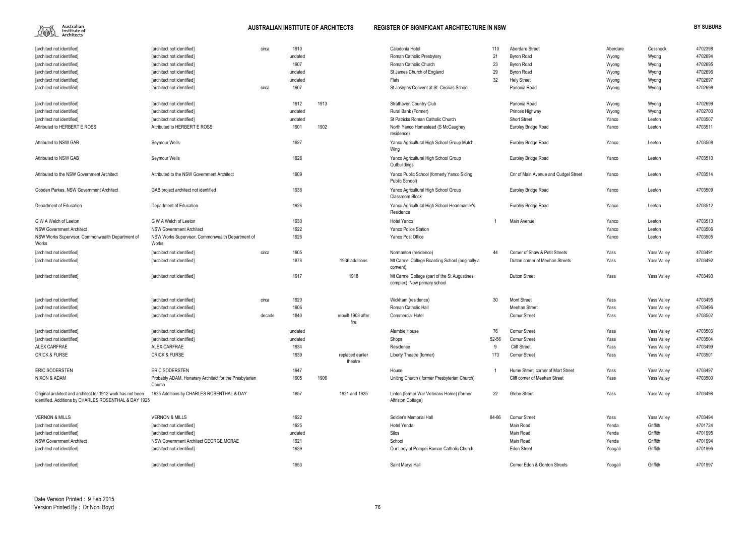| | | | | | | | | | | | | |
|---|---|---|---|---|---|---|---|---|---|---|---|---|
| [architect not identified] | [architect not identified] | circa | 1910 | | | Caledonia Hotel | 110 | Aberdare Street | Aberdare | Cessnock | 4702398 |
| [architect not identified] | [architect not identified] | | undated | | | Roman Catholic Presbytery | 21 | Byron Road | Wyong | Wyong | 4702694 |
| [architect not identified] | [architect not identified] | | 1907 | | | Roman Catholic Church | 23 | Byron Road | Wyong | Wyong | 4702695 |
| [architect not identified] | [architect not identified] | | undated | | | St James Church of England | 29 | Byron Road | Wyong | Wyong | 4702696 |
| [architect not identified] | [architect not identified] | | undated | | | Flats | 32 | Hely Street | Wyong | Wyong | 4702697 |
| [architect not identified] | [architect not identified] | circa | 1907 | | | St Josephs Convent at St Cecilias School | | Panonia Road | Wyong | Wyong | 4702698 |
| [architect not identified] | [architect not identified] | | 1912 | 1913 | | Strathaven Country Club | | Panonia Road | Wyong | Wyong | 4702699 |
| [architect not identified] | [architect not identified] | | undated | | | Rural Bank (Former) | | Princes Highway | Wyong | Wyong | 4702700 |
| [architect not identified] | [architect not identified] | | undated | | | St Patricks Roman Catholic Church | | Short Street | Yanco | Leeton | 4703507 |
| Attributed to HERBERT E ROSS | Attributed to HERBERT E ROSS | | 1901 | 1902 | | North Yanco Homestead (S McCaughey residence) | | Euroley Bridge Road | Yanco | Leeton | 4703511 |
| Attributed to NSW GAB | Seymour Wells | | 1927 | | | Yanco Agricultural High School Group Mutch Wing | | Euroley Bridge Road | Yanco | Leeton | 4703508 |
| Attributed to NSW GAB | Seymour Wells | | 1928 | | | Yanco Agricultural High School Group Outbuildings | | Euroley Bridge Road | Yanco | Leeton | 4703510 |
| Attributed to the NSW Government Architect | Attributed to the NSW Government Architect | | 1909 | | | Yanco Public School (formerly Yanco Siding Public School) | | Cnr of Main Avenue and Cudgel Street | Yanco | Leeton | 4703514 |
| Cobden Parkes, NSW Government Architect | GAB project architect not identified | | 1938 | | | Yanco Agricultural High School Group Classroom Block | | Euroley Bridge Road | Yanco | Leeton | 4703509 |
| Department of Education | Department of Education | | 1928 | | | Yanco Agricultural High School Headmaster's Residence | | Euroley Bridge Road | Yanco | Leeton | 4703512 |
| G W A Welch of Leeton | G W A Welch of Leeton | | 1930 | | | Hotel Yanco | 1 | Main Avenue | Yanco | Leeton | 4703513 |
| NSW Government Architect | NSW Government Architect | | 1922 | | | Yanco Police Station | | | Yanco | Leeton | 4703506 |
| NSW Works Supervisor, Commonwealth Department of Works | NSW Works Supervisor, Commonwealth Department of Works | | 1926 | | | Yanco Post Office | | | Yanco | Leeton | 4703505 |
| [architect not identified] | [architect not identified] | circa | 1905 | | | Normanton (residence) | 44 | Corner of Shaw & Petit Streets | Yass | Yass Valley | 4703491 |
| [architect not identified] | [architect not identified] | | 1878 | | 1936 additions | Mt Carmel College Boarding School (originally a convent) | | Dutton corner of Meehan Streets | Yass | Yass Valley | 4703492 |
| [architect not identified] | [architect not identified] | | 1917 | | 1918 | Mt Carmel College (part of the St Augustines complex) Now primary school | | Dutton Street | Yass | Yass Valley | 4703493 |
| [architect not identified] | [architect not identified] | circa | 1920 | | | Wickham (residence) | 30 | Mont Street | Yass | Yass Valley | 4703495 |
| [architect not identified] | [architect not identified] | | 1906 | | | Roman Catholic Hall | | Meehan Street | Yass | Yass Valley | 4703496 |
| [architect not identified] | [architect not identified] | decade | 1840 | | rebuilt 1903 after fire | Commercial Hotel | | Comur Street | Yass | Yass Valley | 4703502 |
| [architect not identified] | [architect not identified] | | undated | | | Alambie House | 76 | Comur Street | Yass | Yass Valley | 4703503 |
| [architect not identified] | [architect not identified] | | undated | | | Shops | 52-56 | Comur Street | Yass | Yass Valley | 4703504 |
| ALEX CARFRAE | ALEX CARFRAE | | 1934 | | | Residence | 9 | Cliff Street | Yass | Yass Valley | 4703499 |
| CRICK & FURSE | CRICK & FURSE | | 1939 | | replaced earlier theatre | Liberty Theatre (former) | 173 | Comur Street | Yass | Yass Valley | 4703501 |
| ERIC SODERSTEN | ERIC SODERSTEN | | 1947 | | | House | 1 | Hume Street, corner of Mort Street | Yass | Yass Valley | 4703497 |
| NIXON & ADAM | Probably ADAM, Honarary Architect for the Presbyterian Church | | 1905 | 1906 | | Uniting Church ( former Presbyterian Church) | | Cliff corner of Meehan Street | Yass | Yass Valley | 4703500 |
| Original architect and architect for 1912 work has not been identified. Additions by CHARLES ROSENTHAL & DAY 1925 | 1925 Additions by CHARLES ROSENTHAL & DAY | | 1857 | | 1921 and 1925 | Linton (former War Veterans Home) (former Alfriston Cottage) | 22 | Glebe Street | Yass | Yass Valley | 4703498 |
| VERNON & MILLS | VERNON & MILLS | | 1922 | | | Soldier's Memorial Hall | 84-86 | Comur Street | Yass | Yass Valley | 4703494 |
| [architect not identified] | [architect not identified] | | 1925 | | | Hotel Yenda | | Main Road | Yenda | Griffith | 4701724 |
| [architect not identified] | [architect not identified] | | undated | | | Silos | | Main Road | Yenda | Griffith | 4701995 |
| NSW Government Architect | NSW Government Architect GEORGE MCRAE | | 1921 | | | School | | Main Road | Yenda | Griffith | 4701994 |
| [architect not identified] | [architect not identified] | | 1939 | | | Our Lady of Pompei Roman Catholic Church | | Edon Street | Yoogali | Griffith | 4701996 |
| [architect not identified] | [architect not identified] | | 1953 | | | Saint Marys Hall | | Corner Edon & Gordon Streets | Yoogali | Griffith | 4701997 |

Date Version Printed : 9 Feb 2015
Version Printed By : Dr Noni Boyd